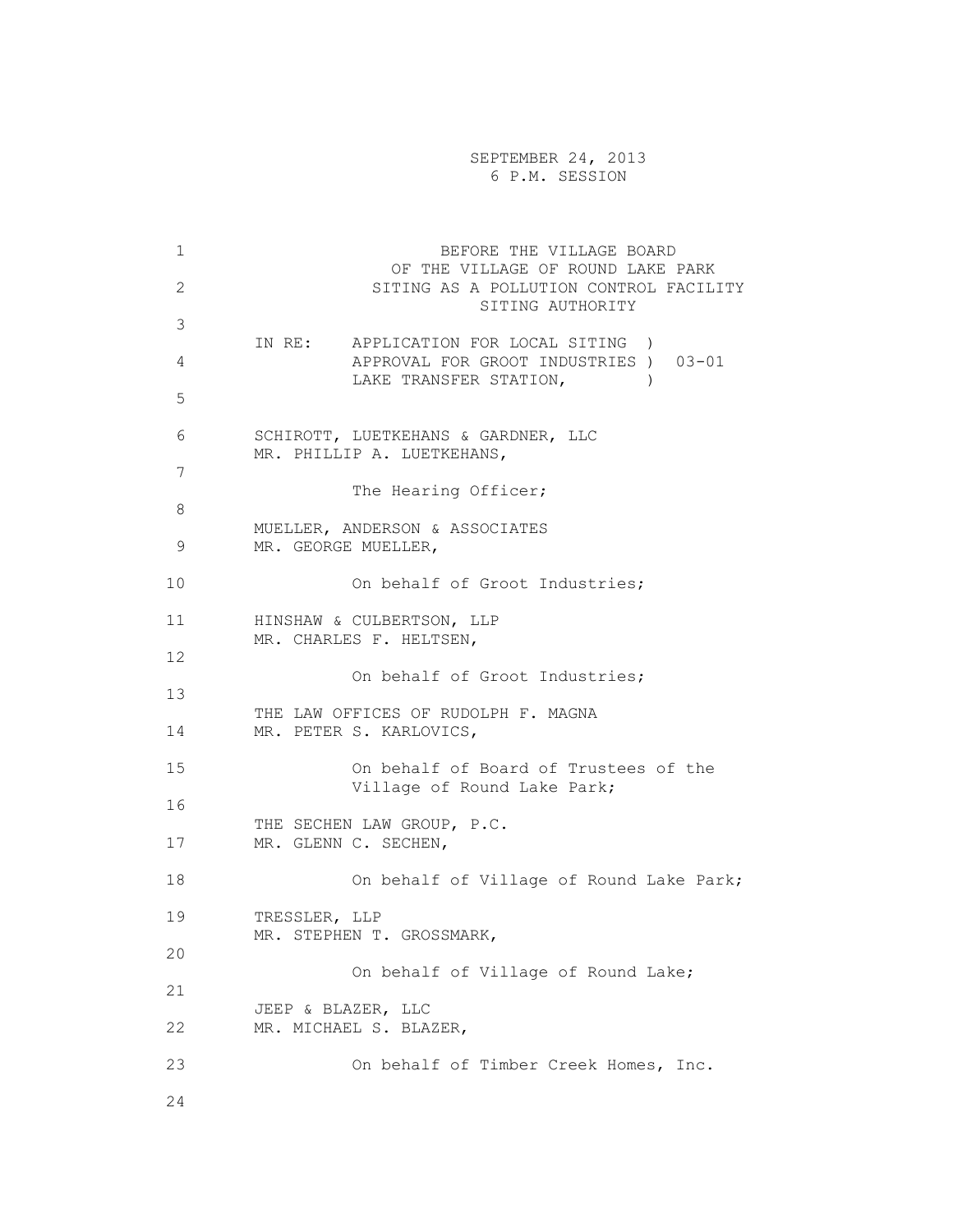SEPTEMBER 24, 2013
6 P.M. SESSION

BEFORE THE VILLAGE BOARD
OF THE VILLAGE OF ROUND LAKE PARK
SITING AS A POLLUTION CONTROL FACILITY
SITING AUTHORITY

IN RE: APPLICATION FOR LOCAL SITING )
APPROVAL FOR GROOT INDUSTRIES ) 03-01
LAKE TRANSFER STATION, )

SCHIROTT, LUETKEHANS & GARDNER, LLC
MR. PHILLIP A. LUETKEHANS,

The Hearing Officer;

MUELLER, ANDERSON & ASSOCIATES
MR. GEORGE MUELLER,

On behalf of Groot Industries;

HINSHAW & CULBERTSON, LLP
MR. CHARLES F. HELTSEN,

On behalf of Groot Industries;

THE LAW OFFICES OF RUDOLPH F. MAGNA
MR. PETER S. KARLOVICS,

On behalf of Board of Trustees of the
Village of Round Lake Park;

THE SECHEN LAW GROUP, P.C.
MR. GLENN C. SECHEN,

On behalf of Village of Round Lake Park;

TRESSLER, LLP
MR. STEPHEN T. GROSSMARK,

On behalf of Village of Round Lake;

JEEP & BLAZER, LLC
MR. MICHAEL S. BLAZER,

On behalf of Timber Creek Homes, Inc.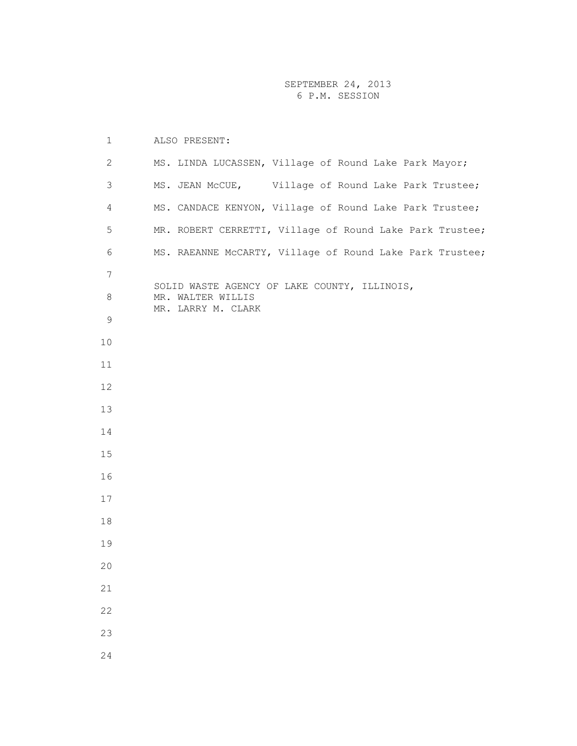SEPTEMBER 24, 2013
6 P.M. SESSION

1 ALSO PRESENT:

2 MS. LINDA LUCASSEN, Village of Round Lake Park Mayor;

3 MS. JEAN McCUE, Village of Round Lake Park Trustee;

4 MS. CANDACE KENYON, Village of Round Lake Park Trustee;

5 MR. ROBERT CERRETTI, Village of Round Lake Park Trustee;

6 MS. RAEANNE McCARTY, Village of Round Lake Park Trustee;

7

8 SOLID WASTE AGENCY OF LAKE COUNTY, ILLINOIS,
MR. WALTER WILLIS
MR. LARRY M. CLARK

9

10

11

12

13

14

15

16

17

18

19

20

21

22

23

24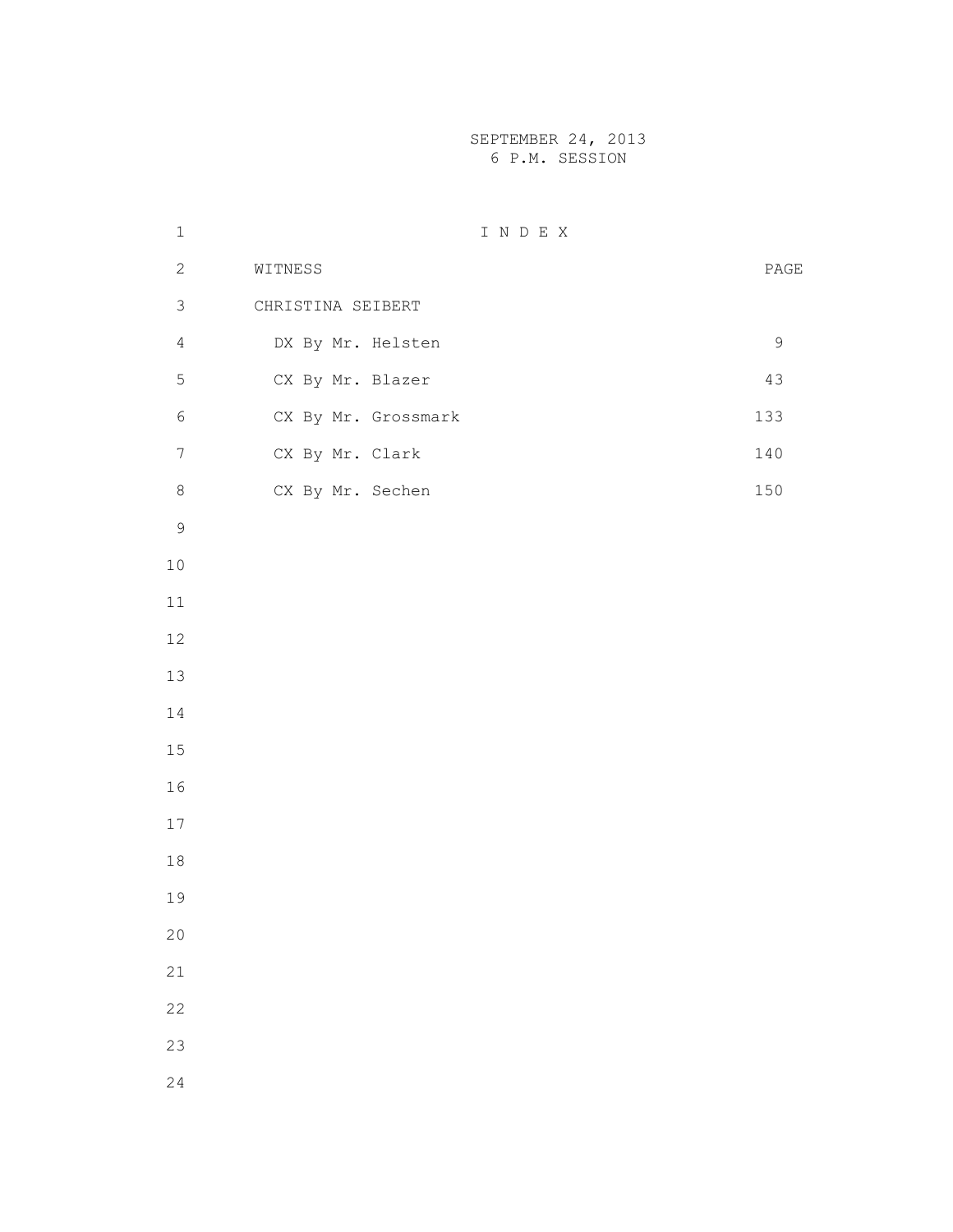SEPTEMBER 24, 2013
6 P.M. SESSION

I N D E X

| WITNESS | PAGE |
| --- | --- |
| CHRISTINA SEIBERT | |
| DX By Mr. Helsten | 9 |
| CX By Mr. Blazer | 43 |
| CX By Mr. Grossmark | 133 |
| CX By Mr. Clark | 140 |
| CX By Mr. Sechen | 150 |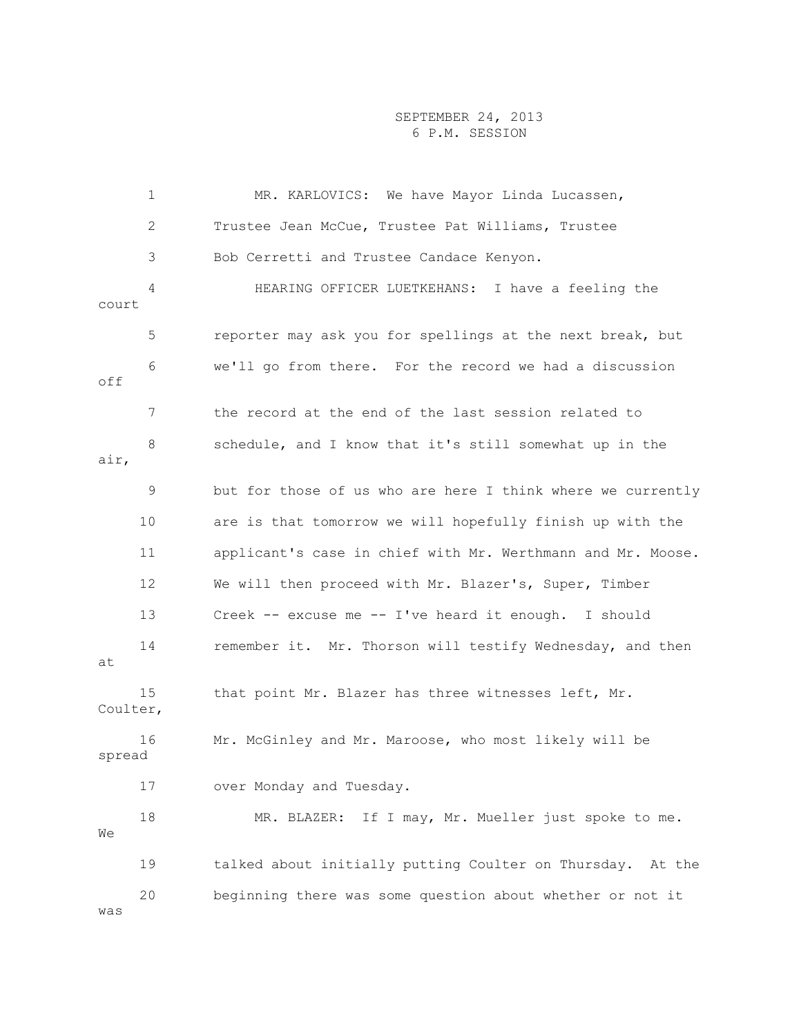SEPTEMBER 24, 2013
6 P.M. SESSION

1 MR. KARLOVICS: We have Mayor Linda Lucassen,
2 Trustee Jean McCue, Trustee Pat Williams, Trustee
3 Bob Cerretti and Trustee Candace Kenyon.
4 HEARING OFFICER LUETKEHANS: I have a feeling the court
5 reporter may ask you for spellings at the next break, but
6 we'll go from there. For the record we had a discussion off
7 the record at the end of the last session related to
8 schedule, and I know that it's still somewhat up in the air,
9 but for those of us who are here I think where we currently
10 are is that tomorrow we will hopefully finish up with the
11 applicant's case in chief with Mr. Werthmann and Mr. Moose.
12 We will then proceed with Mr. Blazer's, Super, Timber
13 Creek -- excuse me -- I've heard it enough. I should
14 remember it. Mr. Thorson will testify Wednesday, and then at
15 that point Mr. Blazer has three witnesses left, Mr. Coulter,
16 Mr. McGinley and Mr. Maroose, who most likely will be spread
17 over Monday and Tuesday.
18 MR. BLAZER: If I may, Mr. Mueller just spoke to me. We
19 talked about initially putting Coulter on Thursday. At the
20 beginning there was some question about whether or not it was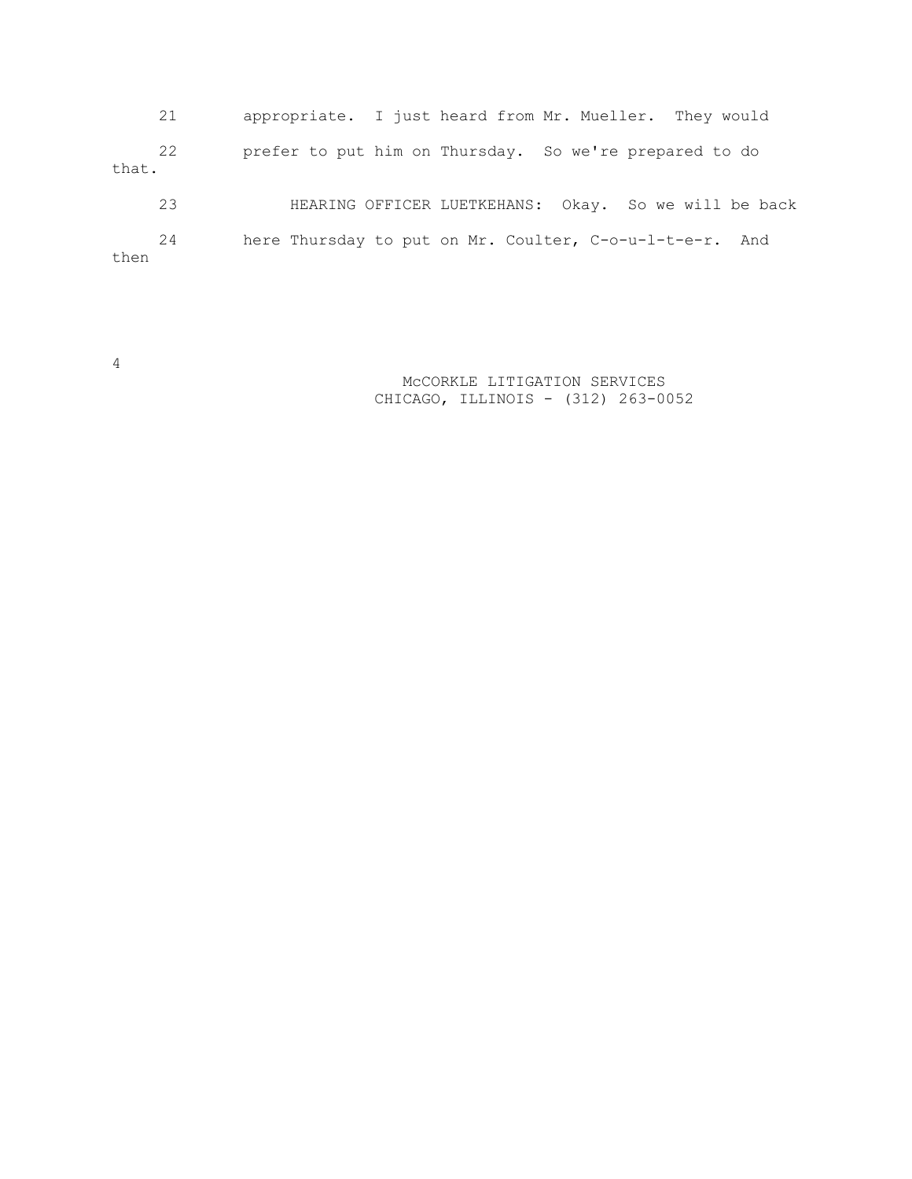21 appropriate. I just heard from Mr. Mueller. They would

22 prefer to put him on Thursday. So we're prepared to do that.

23 HEARING OFFICER LUETKEHANS: Okay. So we will be back

24 here Thursday to put on Mr. Coulter, C-o-u-l-t-e-r. And then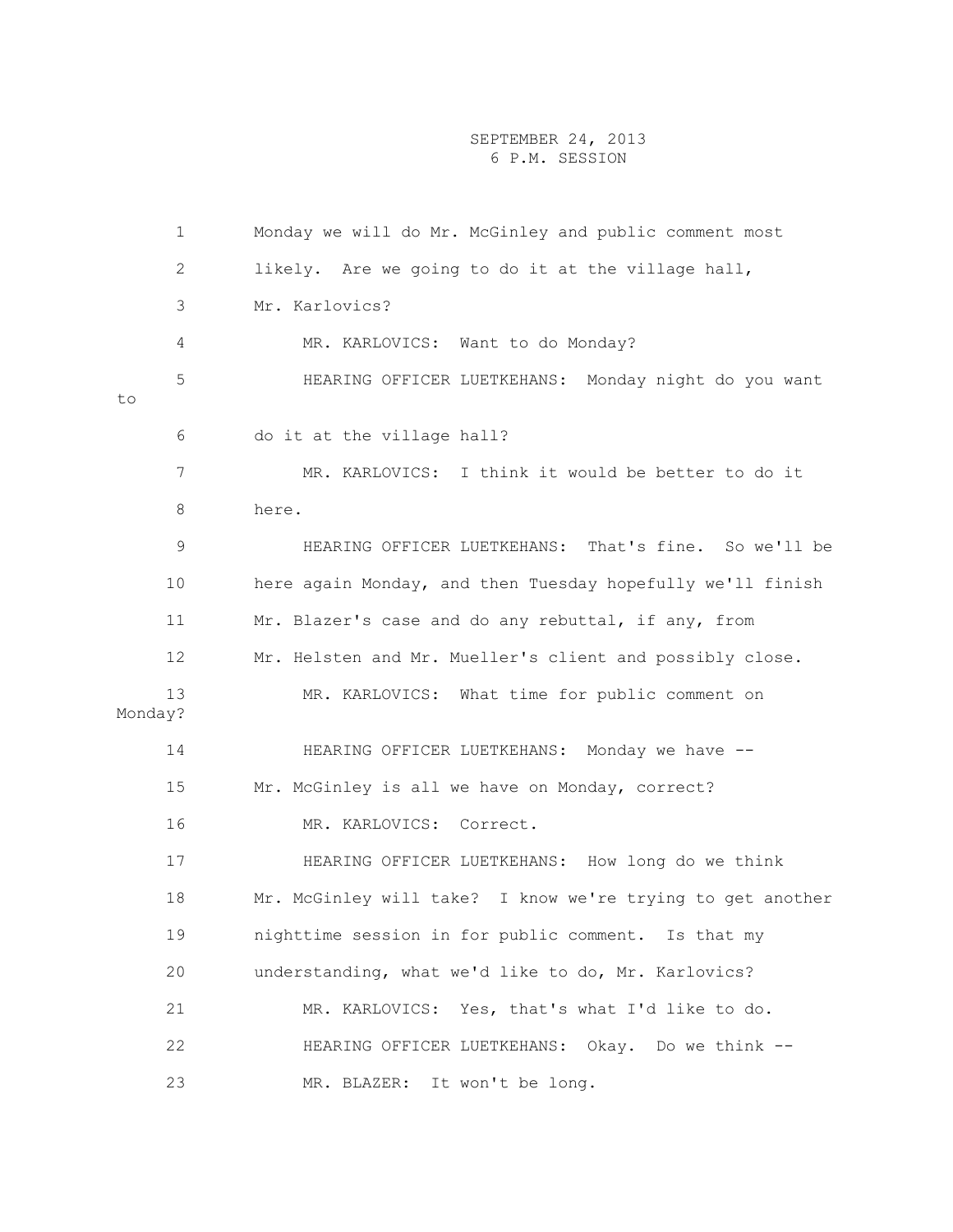SEPTEMBER 24, 2013
6 P.M. SESSION

1 Monday we will do Mr. McGinley and public comment most
2 likely. Are we going to do it at the village hall,
3 Mr. Karlovics?
4 MR. KARLOVICS: Want to do Monday?
5 HEARING OFFICER LUETKEHANS: Monday night do you want to
6 do it at the village hall?
7 MR. KARLOVICS: I think it would be better to do it
8 here.
9 HEARING OFFICER LUETKEHANS: That's fine. So we'll be
10 here again Monday, and then Tuesday hopefully we'll finish
11 Mr. Blazer's case and do any rebuttal, if any, from
12 Mr. Helsten and Mr. Mueller's client and possibly close.
13 MR. KARLOVICS: What time for public comment on Monday?
14 HEARING OFFICER LUETKEHANS: Monday we have --
15 Mr. McGinley is all we have on Monday, correct?
16 MR. KARLOVICS: Correct.
17 HEARING OFFICER LUETKEHANS: How long do we think
18 Mr. McGinley will take? I know we're trying to get another
19 nighttime session in for public comment. Is that my
20 understanding, what we'd like to do, Mr. Karlovics?
21 MR. KARLOVICS: Yes, that's what I'd like to do.
22 HEARING OFFICER LUETKEHANS: Okay. Do we think --
23 MR. BLAZER: It won't be long.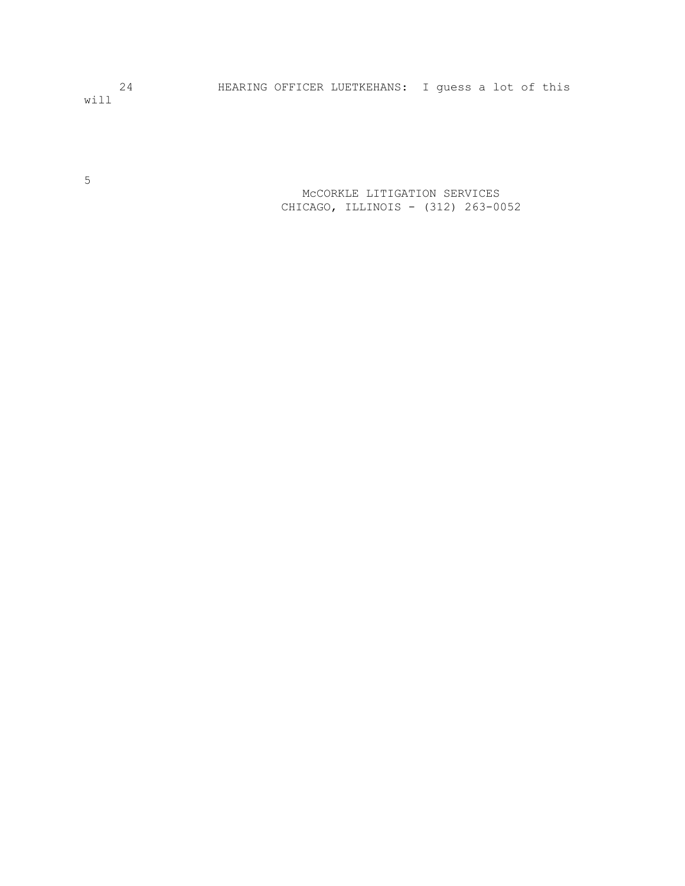24 HEARING OFFICER LUETKEHANS: I guess a lot of this will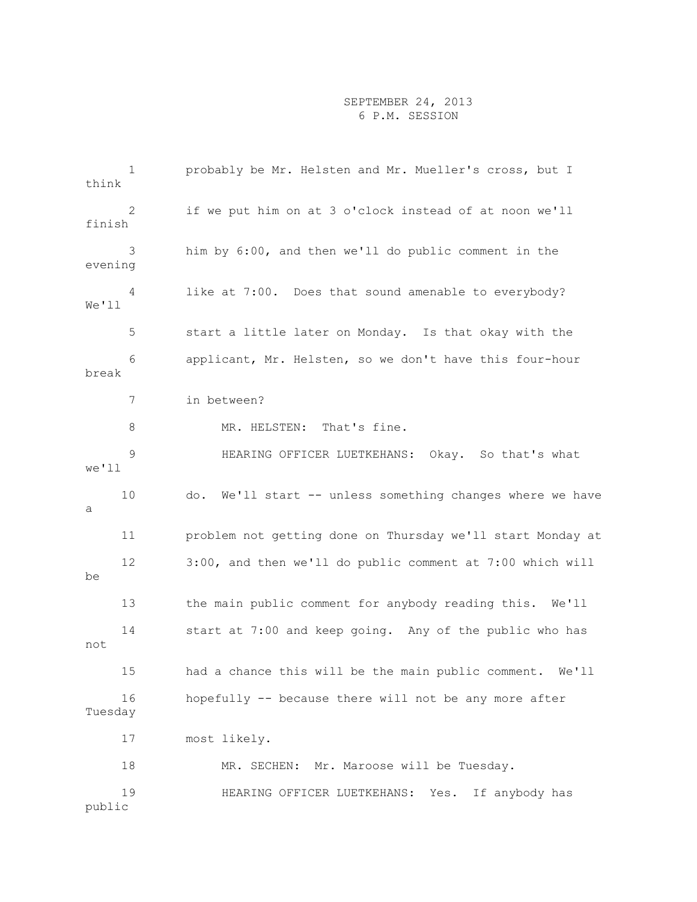SEPTEMBER 24, 2013
6 P.M. SESSION

1 probably be Mr. Helsten and Mr. Mueller's cross, but I think

2 if we put him on at 3 o'clock instead of at noon we'll finish

3 him by 6:00, and then we'll do public comment in the evening

4 like at 7:00. Does that sound amenable to everybody? We'll

5 start a little later on Monday. Is that okay with the

6 applicant, Mr. Helsten, so we don't have this four-hour break

7 in between?

8 MR. HELSTEN: That's fine.

9 HEARING OFFICER LUETKEHANS: Okay. So that's what we'll

10 do. We'll start -- unless something changes where we have a

11 problem not getting done on Thursday we'll start Monday at

12 3:00, and then we'll do public comment at 7:00 which will be

13 the main public comment for anybody reading this. We'll

14 start at 7:00 and keep going. Any of the public who has not

15 had a chance this will be the main public comment. We'll

16 hopefully -- because there will not be any more after Tuesday

17 most likely.

18 MR. SECHEN: Mr. Maroose will be Tuesday.

19 HEARING OFFICER LUETKEHANS: Yes. If anybody has public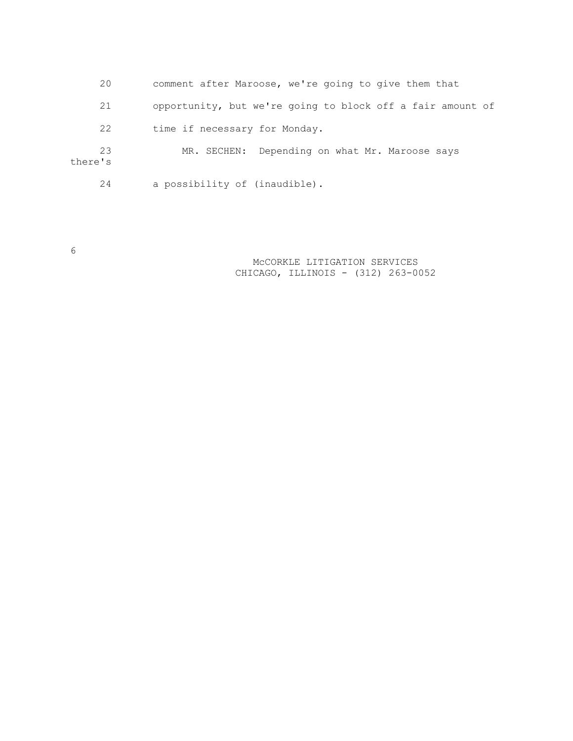20 comment after Maroose, we're going to give them that

21 opportunity, but we're going to block off a fair amount of

22 time if necessary for Monday.

23 MR. SECHEN: Depending on what Mr. Maroose says there's

24 a possibility of (inaudible).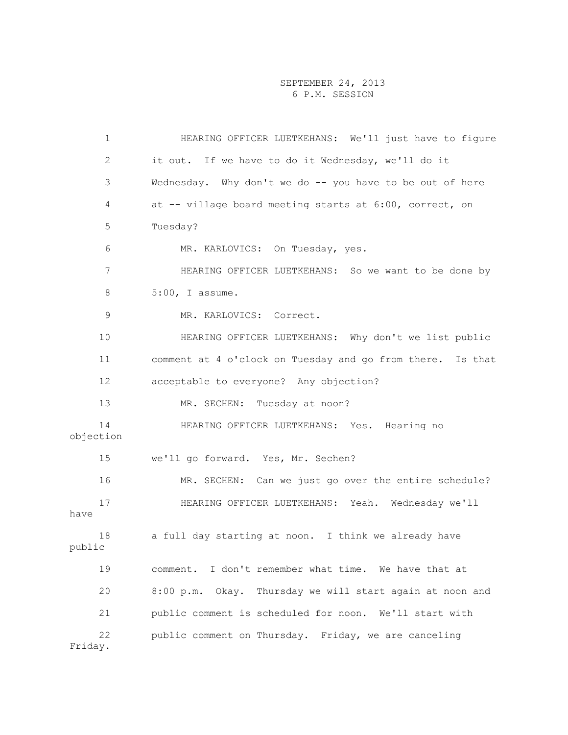SEPTEMBER 24, 2013
6 P.M. SESSION

1 HEARING OFFICER LUETKEHANS: We'll just have to figure
2 it out. If we have to do it Wednesday, we'll do it
3 Wednesday. Why don't we do -- you have to be out of here
4 at -- village board meeting starts at 6:00, correct, on
5 Tuesday?
6 MR. KARLOVICS: On Tuesday, yes.
7 HEARING OFFICER LUETKEHANS: So we want to be done by
8 5:00, I assume.
9 MR. KARLOVICS: Correct.
10 HEARING OFFICER LUETKEHANS: Why don't we list public
11 comment at 4 o'clock on Tuesday and go from there. Is that
12 acceptable to everyone? Any objection?
13 MR. SECHEN: Tuesday at noon?
14 HEARING OFFICER LUETKEHANS: Yes. Hearing no objection
15 we'll go forward. Yes, Mr. Sechen?
16 MR. SECHEN: Can we just go over the entire schedule?
17 HEARING OFFICER LUETKEHANS: Yeah. Wednesday we'll have
18 a full day starting at noon. I think we already have public
19 comment. I don't remember what time. We have that at
20 8:00 p.m. Okay. Thursday we will start again at noon and
21 public comment is scheduled for noon. We'll start with
22 public comment on Thursday. Friday, we are canceling Friday.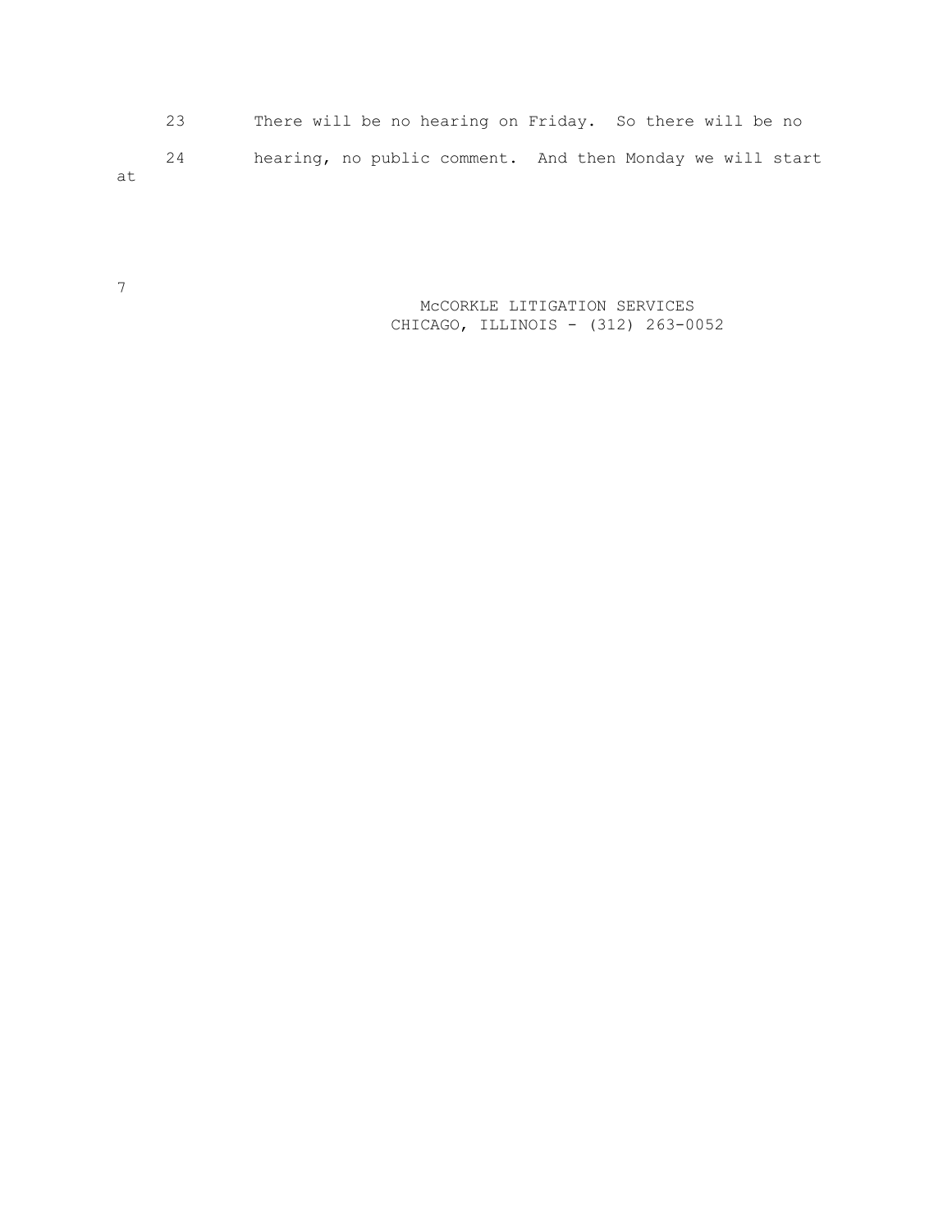23 There will be no hearing on Friday. So there will be no

24 hearing, no public comment. And then Monday we will start at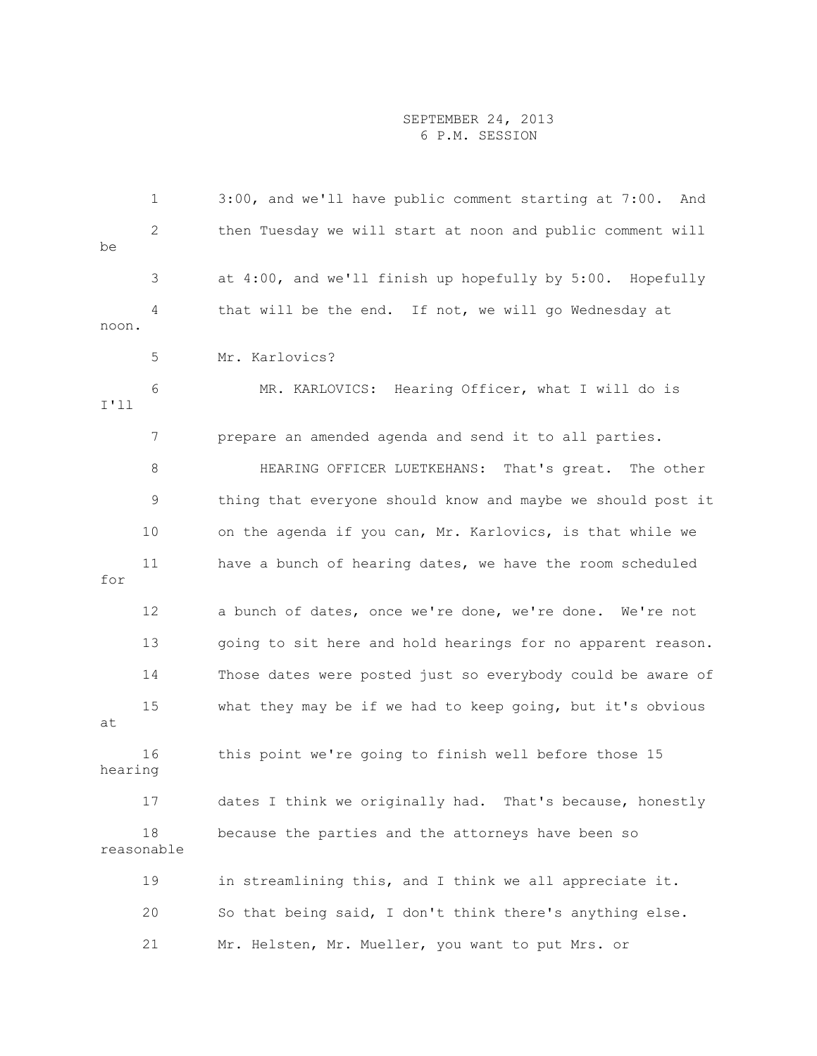SEPTEMBER 24, 2013
6 P.M. SESSION

1 3:00, and we'll have public comment starting at 7:00. And
2 then Tuesday we will start at noon and public comment will be
3 at 4:00, and we'll finish up hopefully by 5:00. Hopefully
4 that will be the end. If not, we will go Wednesday at noon.
5 Mr. Karlovics?
6 MR. KARLOVICS: Hearing Officer, what I will do is I'll
7 prepare an amended agenda and send it to all parties.
8 HEARING OFFICER LUETKEHANS: That's great. The other
9 thing that everyone should know and maybe we should post it
10 on the agenda if you can, Mr. Karlovics, is that while we
11 have a bunch of hearing dates, we have the room scheduled for
12 a bunch of dates, once we're done, we're done. We're not
13 going to sit here and hold hearings for no apparent reason.
14 Those dates were posted just so everybody could be aware of
15 what they may be if we had to keep going, but it's obvious at
16 this point we're going to finish well before those 15 hearing
17 dates I think we originally had. That's because, honestly
18 because the parties and the attorneys have been so reasonable
19 in streamlining this, and I think we all appreciate it.
20 So that being said, I don't think there's anything else.
21 Mr. Helsten, Mr. Mueller, you want to put Mrs. or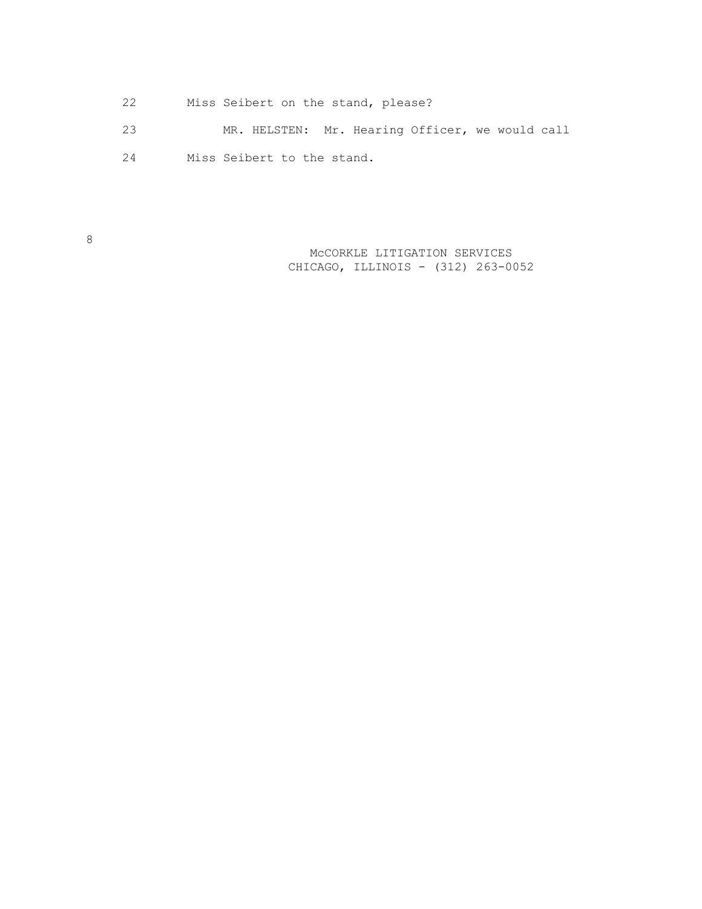22 Miss Seibert on the stand, please?

23 MR. HELSTEN: Mr. Hearing Officer, we would call

24 Miss Seibert to the stand.

McCORKLE LITIGATION SERVICES
CHICAGO, ILLINOIS - (312) 263-0052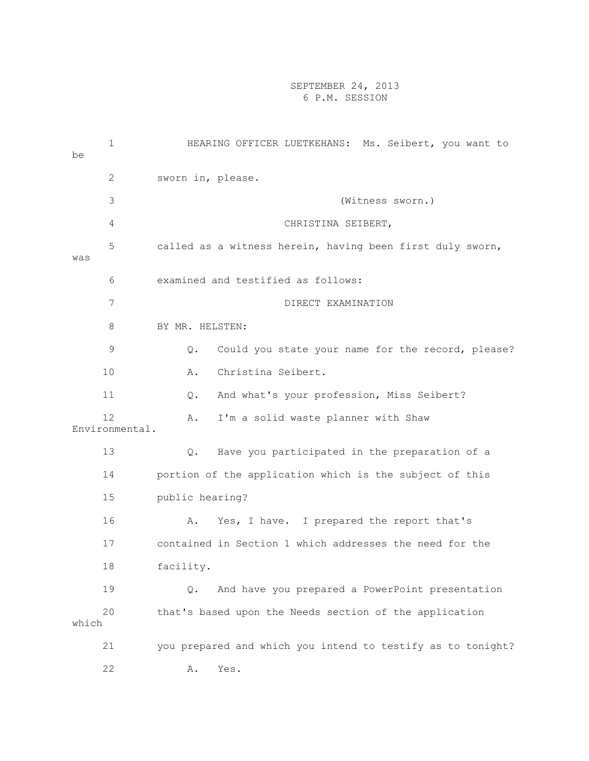SEPTEMBER 24, 2013
6 P.M. SESSION

1 HEARING OFFICER LUETKEHANS: Ms. Seibert, you want to be

2 sworn in, please.

3 (Witness sworn.)

4 CHRISTINA SEIBERT,

5 called as a witness herein, having been first duly sworn, was

6 examined and testified as follows:

7 DIRECT EXAMINATION

8 BY MR. HELSTEN:

9 Q. Could you state your name for the record, please?

10 A. Christina Seibert.

11 Q. And what's your profession, Miss Seibert?

12 A. I'm a solid waste planner with Shaw Environmental.

13 Q. Have you participated in the preparation of a

14 portion of the application which is the subject of this

15 public hearing?

16 A. Yes, I have. I prepared the report that's

17 contained in Section 1 which addresses the need for the

18 facility.

19 Q. And have you prepared a PowerPoint presentation

20 that's based upon the Needs section of the application which

21 you prepared and which you intend to testify as to tonight?

22 A. Yes.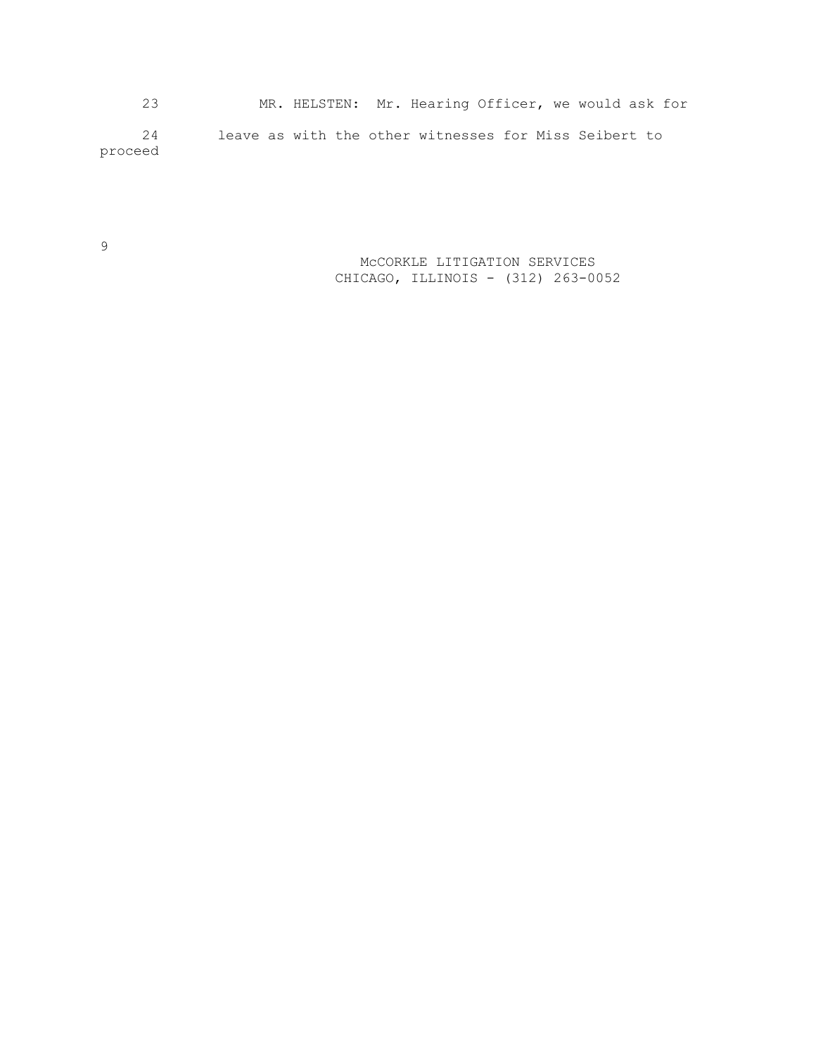23 MR. HELSTEN: Mr. Hearing Officer, we would ask for

24 leave as with the other witnesses for Miss Seibert to proceed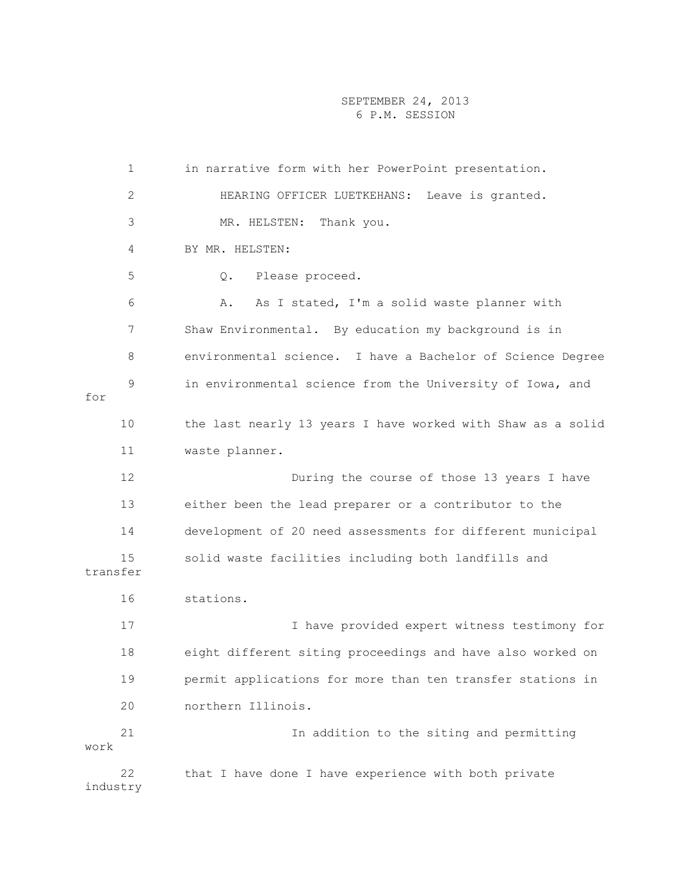SEPTEMBER 24, 2013
6 P.M. SESSION

1 in narrative form with her PowerPoint presentation.

2 HEARING OFFICER LUETKEHANS: Leave is granted.

3 MR. HELSTEN: Thank you.

4 BY MR. HELSTEN:

5 Q. Please proceed.

6 A. As I stated, I'm a solid waste planner with

7 Shaw Environmental. By education my background is in

8 environmental science. I have a Bachelor of Science Degree

9 in environmental science from the University of Iowa, and for

10 the last nearly 13 years I have worked with Shaw as a solid

11 waste planner.

12 During the course of those 13 years I have

13 either been the lead preparer or a contributor to the

14 development of 20 need assessments for different municipal

15 solid waste facilities including both landfills and transfer

16 stations.

17 I have provided expert witness testimony for

18 eight different siting proceedings and have also worked on

19 permit applications for more than ten transfer stations in

20 northern Illinois.

21 In addition to the siting and permitting work

22 that I have done I have experience with both private industry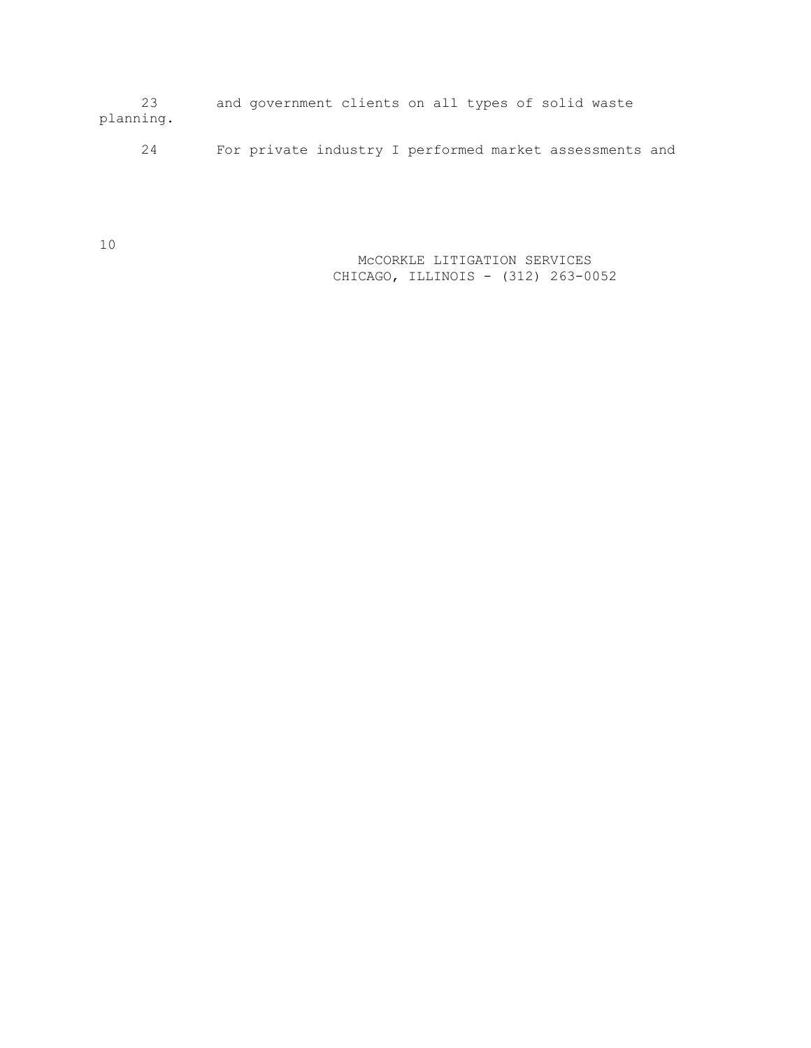23 and government clients on all types of solid waste planning.

24 For private industry I performed market assessments and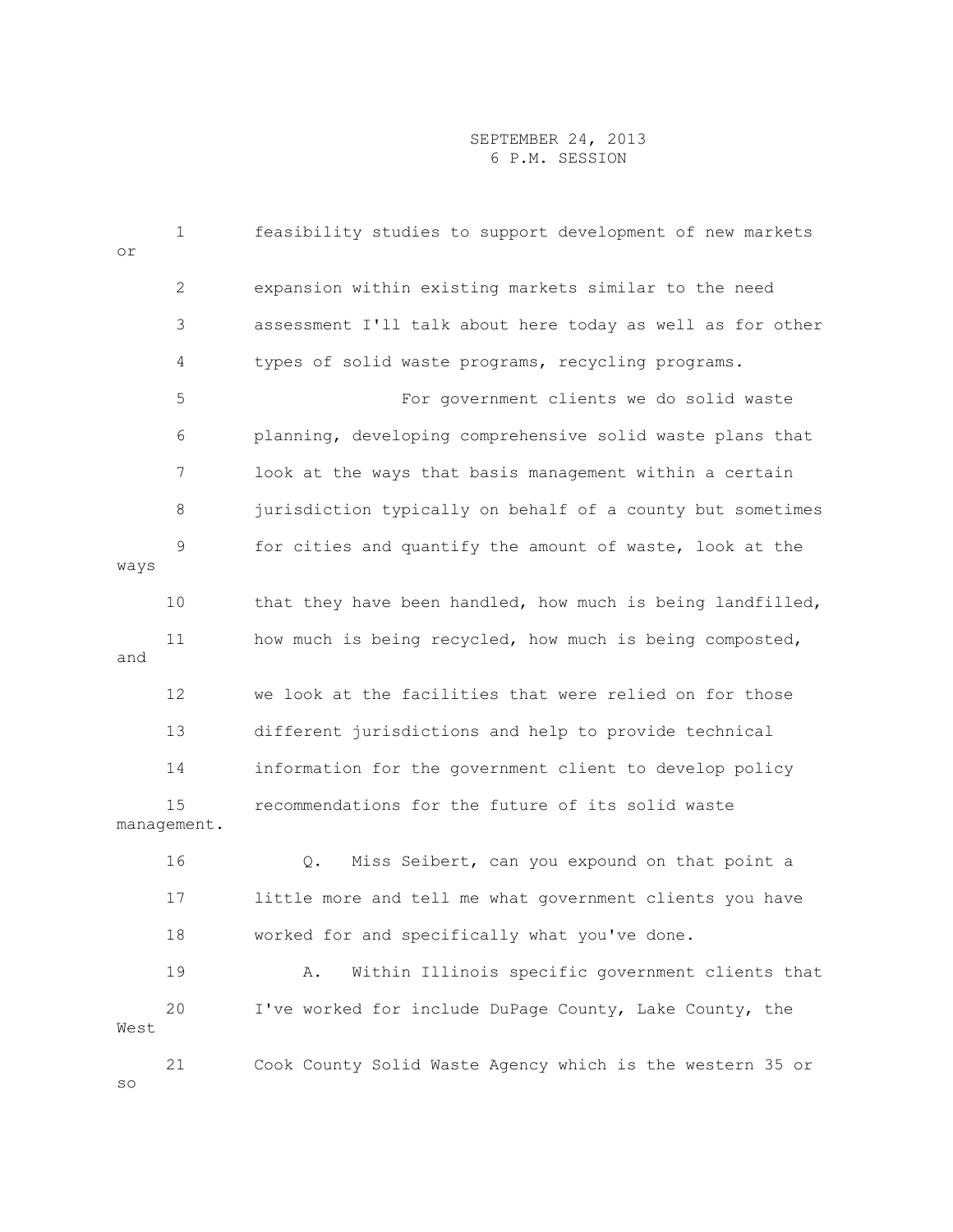SEPTEMBER 24, 2013
6 P.M. SESSION

1 feasibility studies to support development of new markets or
2 expansion within existing markets similar to the need
3 assessment I'll talk about here today as well as for other
4 types of solid waste programs, recycling programs.
5 For government clients we do solid waste
6 planning, developing comprehensive solid waste plans that
7 look at the ways that basis management within a certain
8 jurisdiction typically on behalf of a county but sometimes
9 for cities and quantify the amount of waste, look at the ways
10 that they have been handled, how much is being landfilled,
11 how much is being recycled, how much is being composted, and
12 we look at the facilities that were relied on for those
13 different jurisdictions and help to provide technical
14 information for the government client to develop policy
15 recommendations for the future of its solid waste management.
16 Q. Miss Seibert, can you expound on that point a
17 little more and tell me what government clients you have
18 worked for and specifically what you've done.
19 A. Within Illinois specific government clients that
20 I've worked for include DuPage County, Lake County, the West
21 Cook County Solid Waste Agency which is the western 35 or so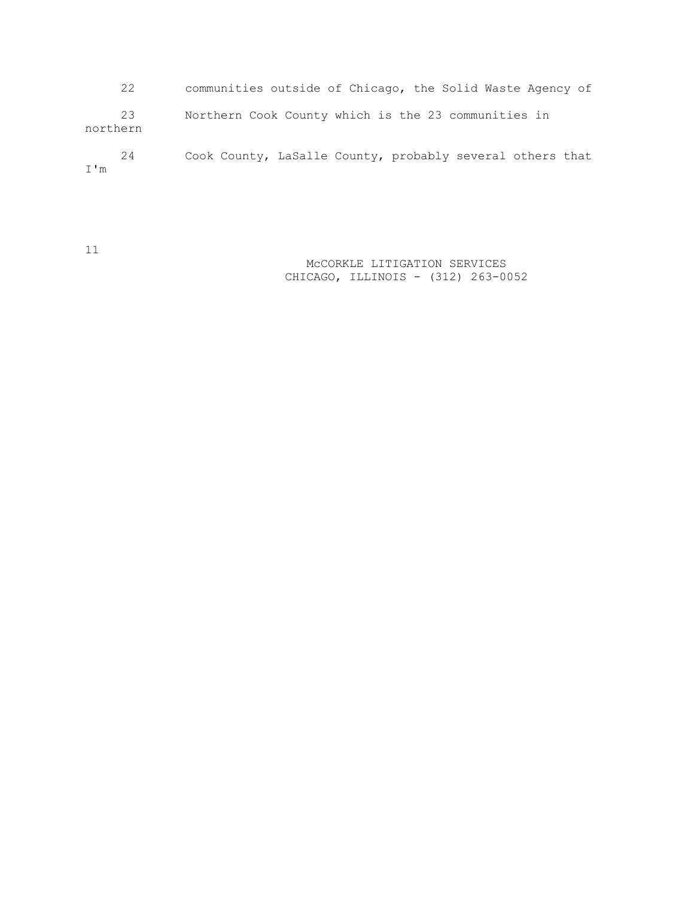22 communities outside of Chicago, the Solid Waste Agency of

23 Northern Cook County which is the 23 communities in northern

24 Cook County, LaSalle County, probably several others that I'm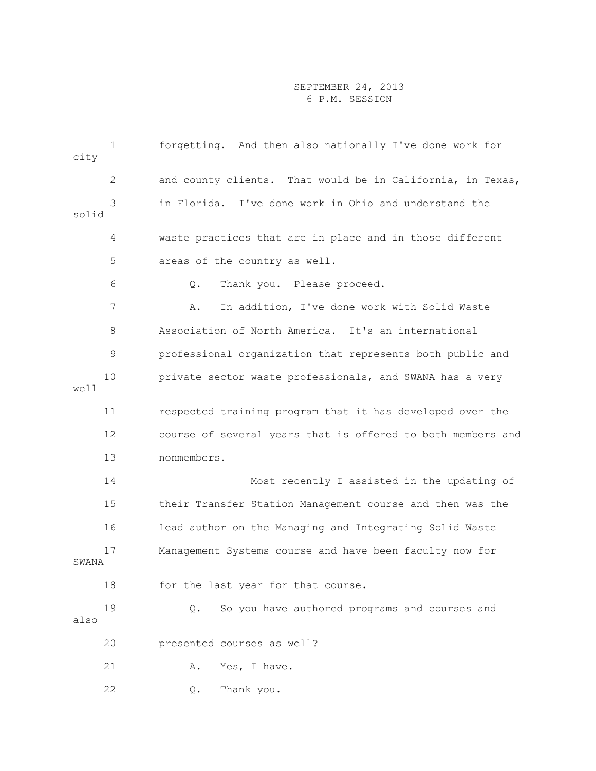SEPTEMBER 24, 2013
6 P.M. SESSION

1 forgetting. And then also nationally I've done work for city
2 and county clients. That would be in California, in Texas,
3 in Florida. I've done work in Ohio and understand the solid
4 waste practices that are in place and in those different
5 areas of the country as well.
6 Q. Thank you. Please proceed.
7 A. In addition, I've done work with Solid Waste
8 Association of North America. It's an international
9 professional organization that represents both public and
10 private sector waste professionals, and SWANA has a very well
11 respected training program that it has developed over the
12 course of several years that is offered to both members and
13 nonmembers.
14 Most recently I assisted in the updating of
15 their Transfer Station Management course and then was the
16 lead author on the Managing and Integrating Solid Waste
17 Management Systems course and have been faculty now for SWANA
18 for the last year for that course.
19 Q. So you have authored programs and courses and also
20 presented courses as well?
21 A. Yes, I have.
22 Q. Thank you.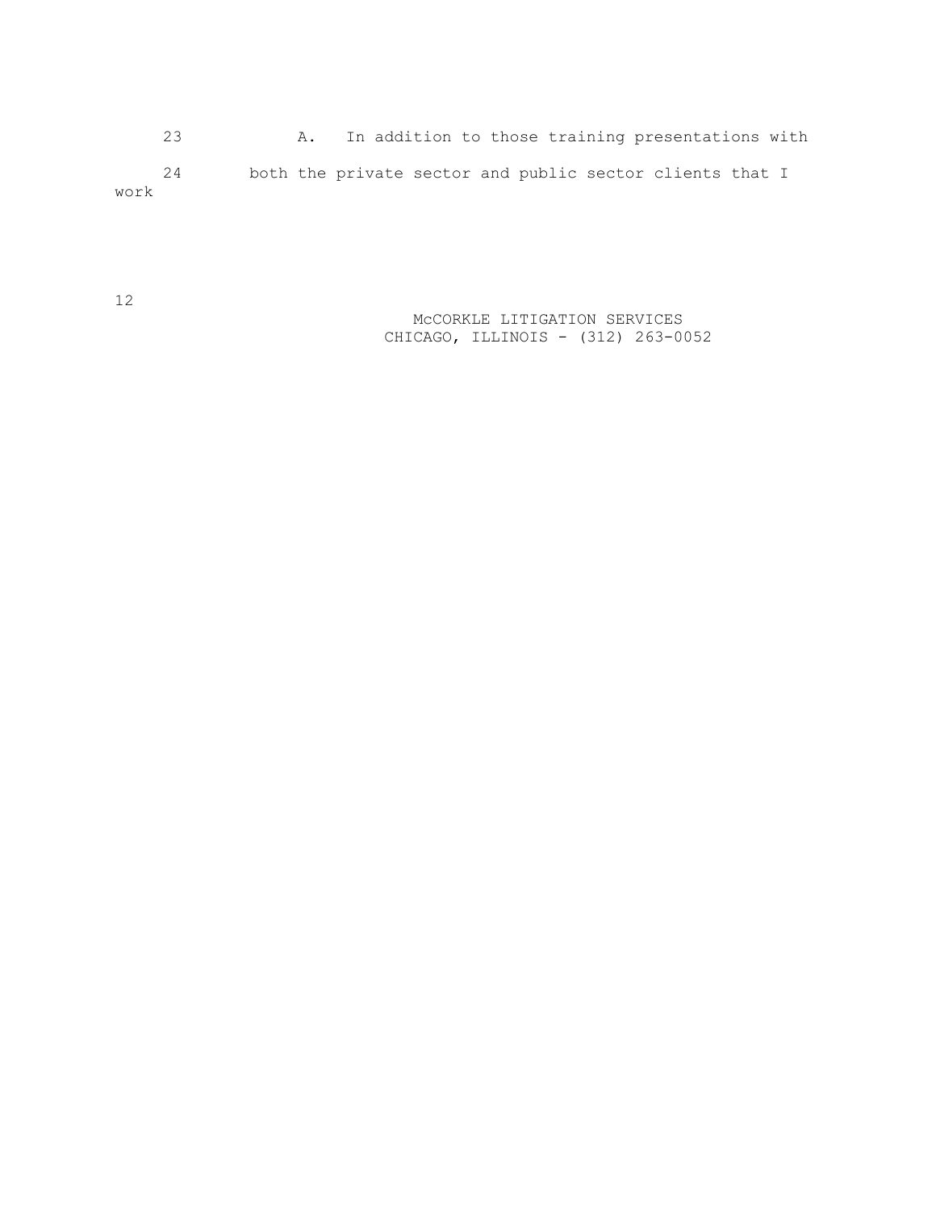23 A. In addition to those training presentations with

24 both the private sector and public sector clients that I work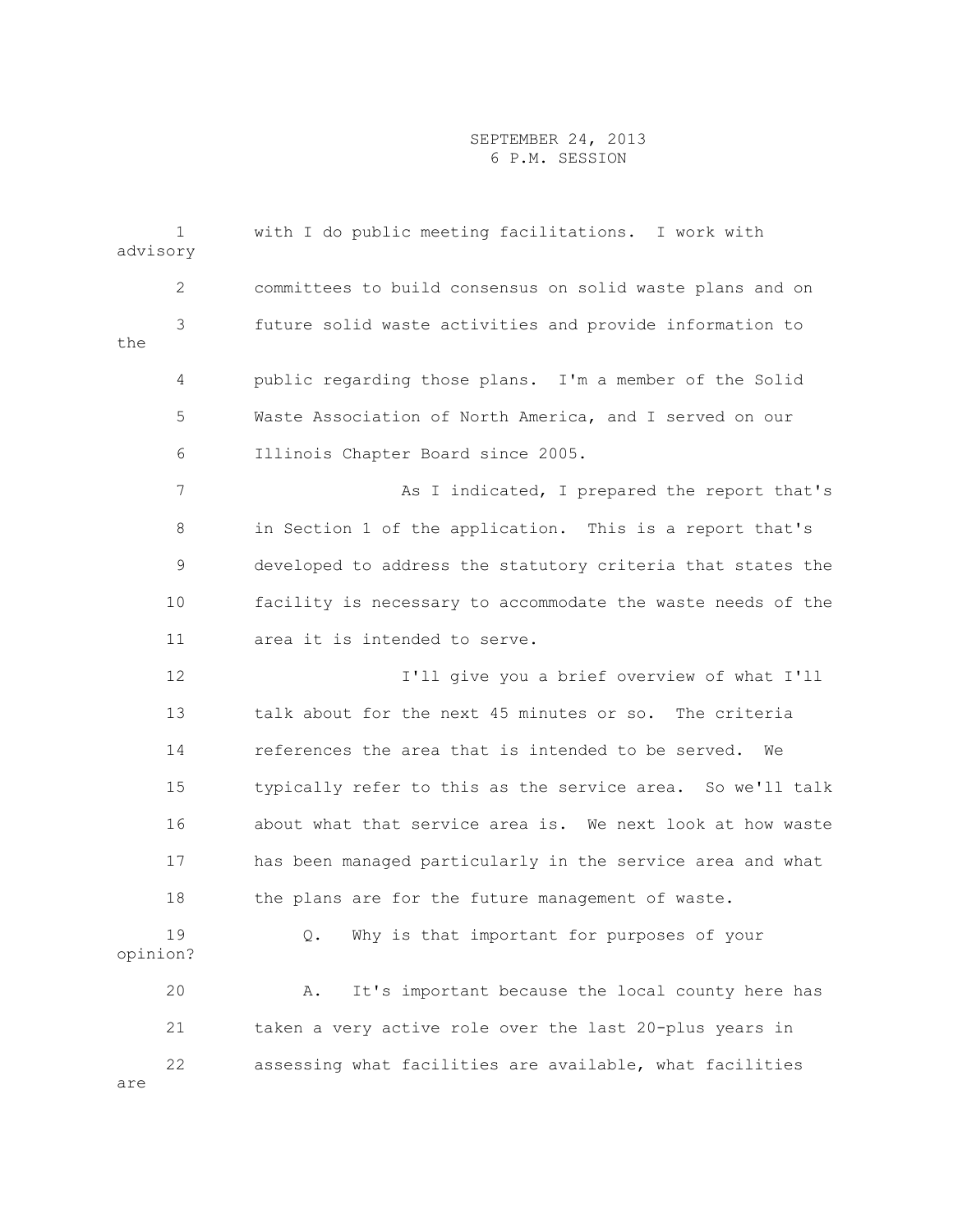1 with I do public meeting facilitations. I work with advisory

2 committees to build consensus on solid waste plans and on

3 future solid waste activities and provide information to the

4 public regarding those plans. I'm a member of the Solid

5 Waste Association of North America, and I served on our

6 Illinois Chapter Board since 2005.

7 As I indicated, I prepared the report that's

8 in Section 1 of the application. This is a report that's

9 developed to address the statutory criteria that states the

10 facility is necessary to accommodate the waste needs of the

11 area it is intended to serve.

12 I'll give you a brief overview of what I'll

13 talk about for the next 45 minutes or so. The criteria

14 references the area that is intended to be served. We

15 typically refer to this as the service area. So we'll talk

16 about what that service area is. We next look at how waste

17 has been managed particularly in the service area and what

18 the plans are for the future management of waste.

19 Q. Why is that important for purposes of your opinion?

20 A. It's important because the local county here has

21 taken a very active role over the last 20-plus years in

22 assessing what facilities are available, what facilities are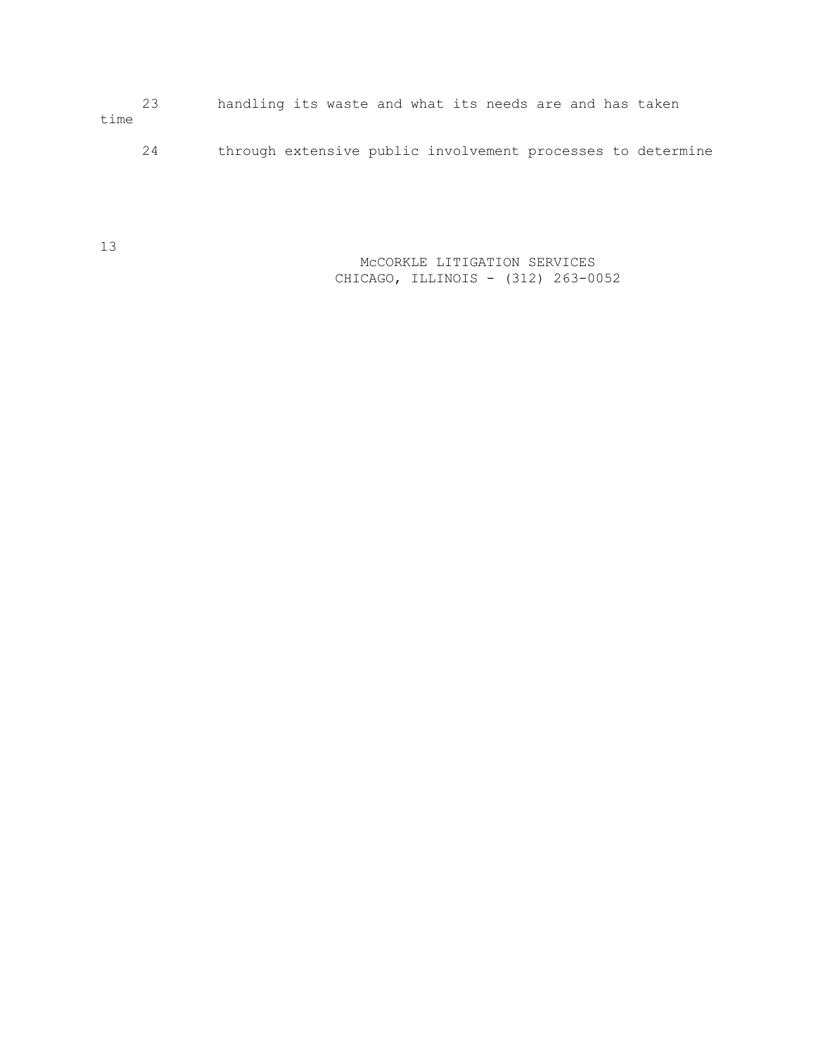23 handling its waste and what its needs are and has taken time

24 through extensive public involvement processes to determine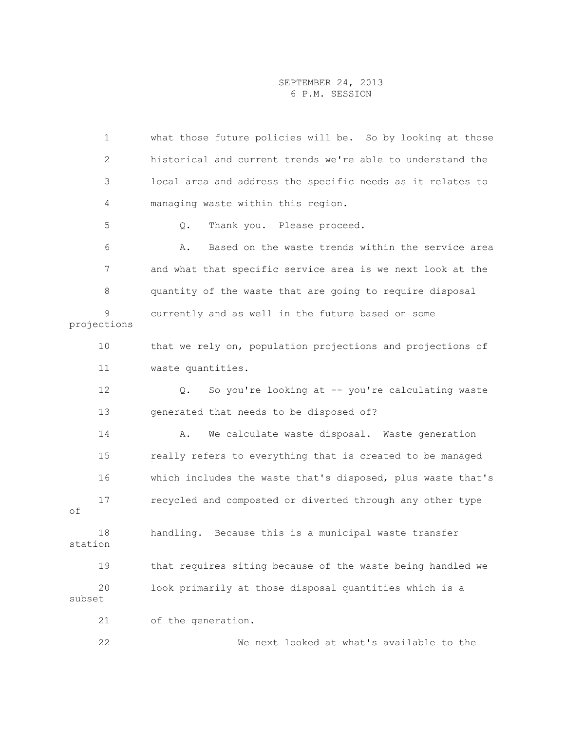SEPTEMBER 24, 2013
6 P.M. SESSION

1 what those future policies will be. So by looking at those
2 historical and current trends we're able to understand the
3 local area and address the specific needs as it relates to
4 managing waste within this region.
5 Q. Thank you. Please proceed.
6 A. Based on the waste trends within the service area
7 and what that specific service area is we next look at the
8 quantity of the waste that are going to require disposal
9 currently and as well in the future based on some projections
10 that we rely on, population projections and projections of
11 waste quantities.
12 Q. So you're looking at -- you're calculating waste
13 generated that needs to be disposed of?
14 A. We calculate waste disposal. Waste generation
15 really refers to everything that is created to be managed
16 which includes the waste that's disposed, plus waste that's
17 recycled and composted or diverted through any other type of
18 handling. Because this is a municipal waste transfer station
19 that requires siting because of the waste being handled we
20 look primarily at those disposal quantities which is a subset
21 of the generation.
22 We next looked at what's available to the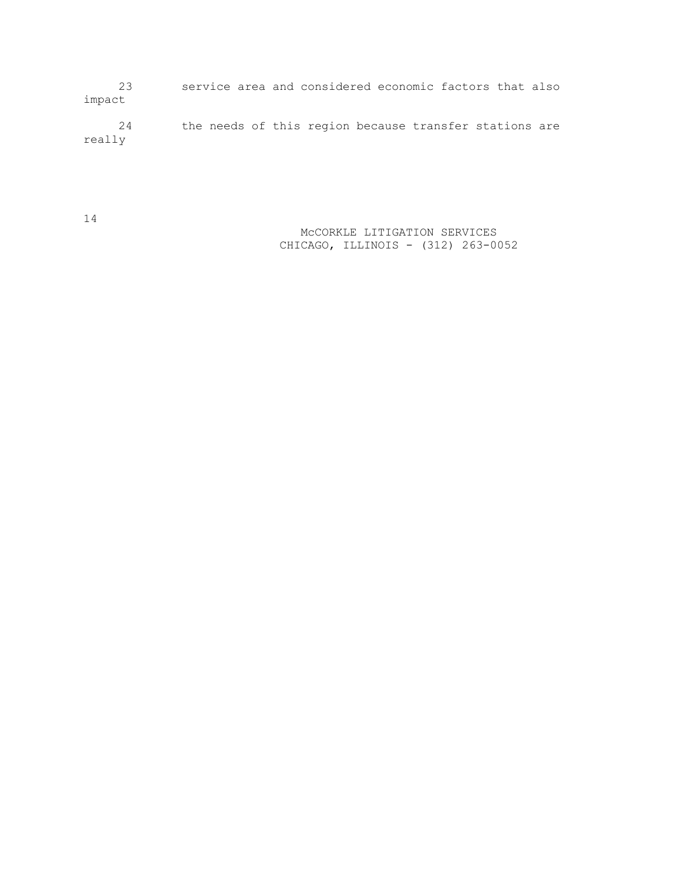23 service area and considered economic factors that also impact

24 the needs of this region because transfer stations are really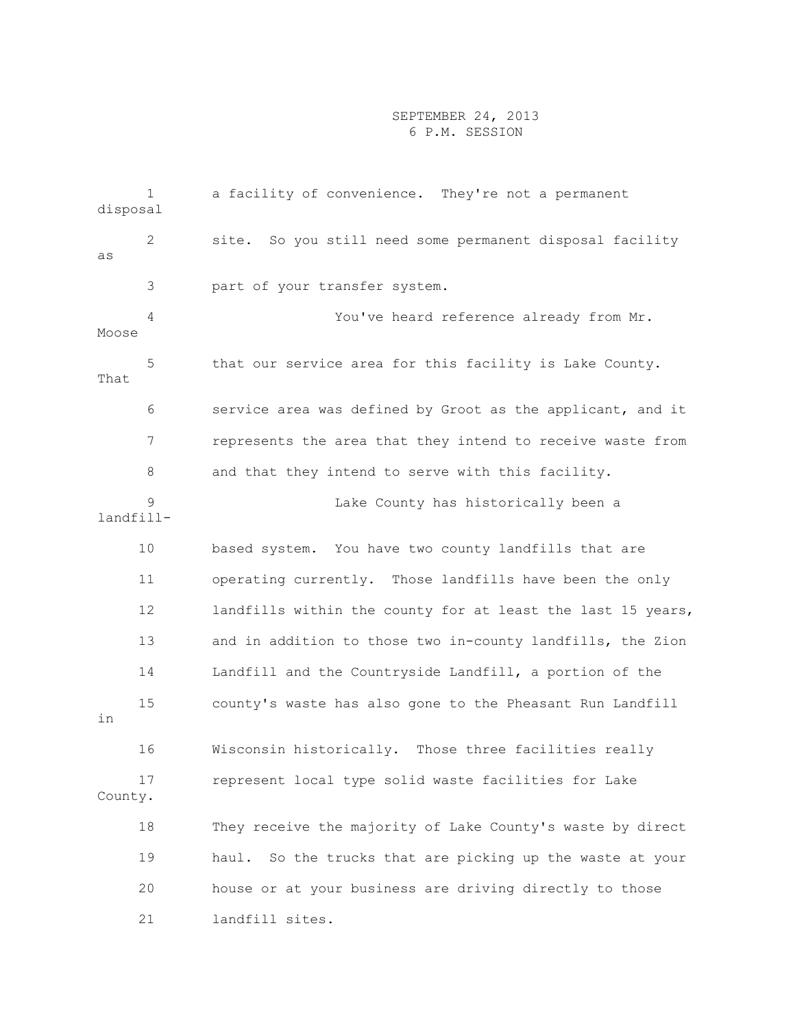SEPTEMBER 24, 2013
6 P.M. SESSION

1 a facility of convenience. They're not a permanent disposal
2 site. So you still need some permanent disposal facility as
3 part of your transfer system.
4 You've heard reference already from Mr. Moose
5 that our service area for this facility is Lake County. That
6 service area was defined by Groot as the applicant, and it
7 represents the area that they intend to receive waste from
8 and that they intend to serve with this facility.
9 Lake County has historically been a landfill-
10 based system. You have two county landfills that are
11 operating currently. Those landfills have been the only
12 landfills within the county for at least the last 15 years,
13 and in addition to those two in-county landfills, the Zion
14 Landfill and the Countryside Landfill, a portion of the
15 county's waste has also gone to the Pheasant Run Landfill in
16 Wisconsin historically. Those three facilities really
17 represent local type solid waste facilities for Lake County.
18 They receive the majority of Lake County's waste by direct
19 haul. So the trucks that are picking up the waste at your
20 house or at your business are driving directly to those
21 landfill sites.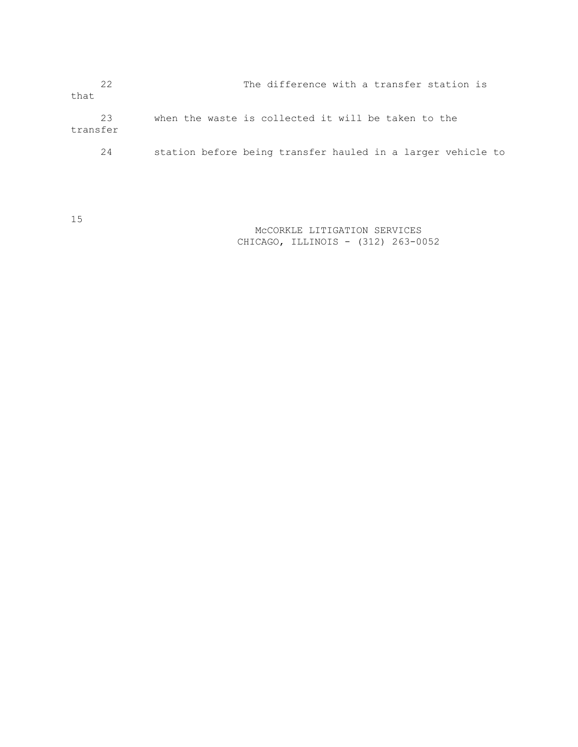22 The difference with a transfer station is that

23 when the waste is collected it will be taken to the transfer

24 station before being transfer hauled in a larger vehicle to

McCORKLE LITIGATION SERVICES
CHICAGO, ILLINOIS - (312) 263-0052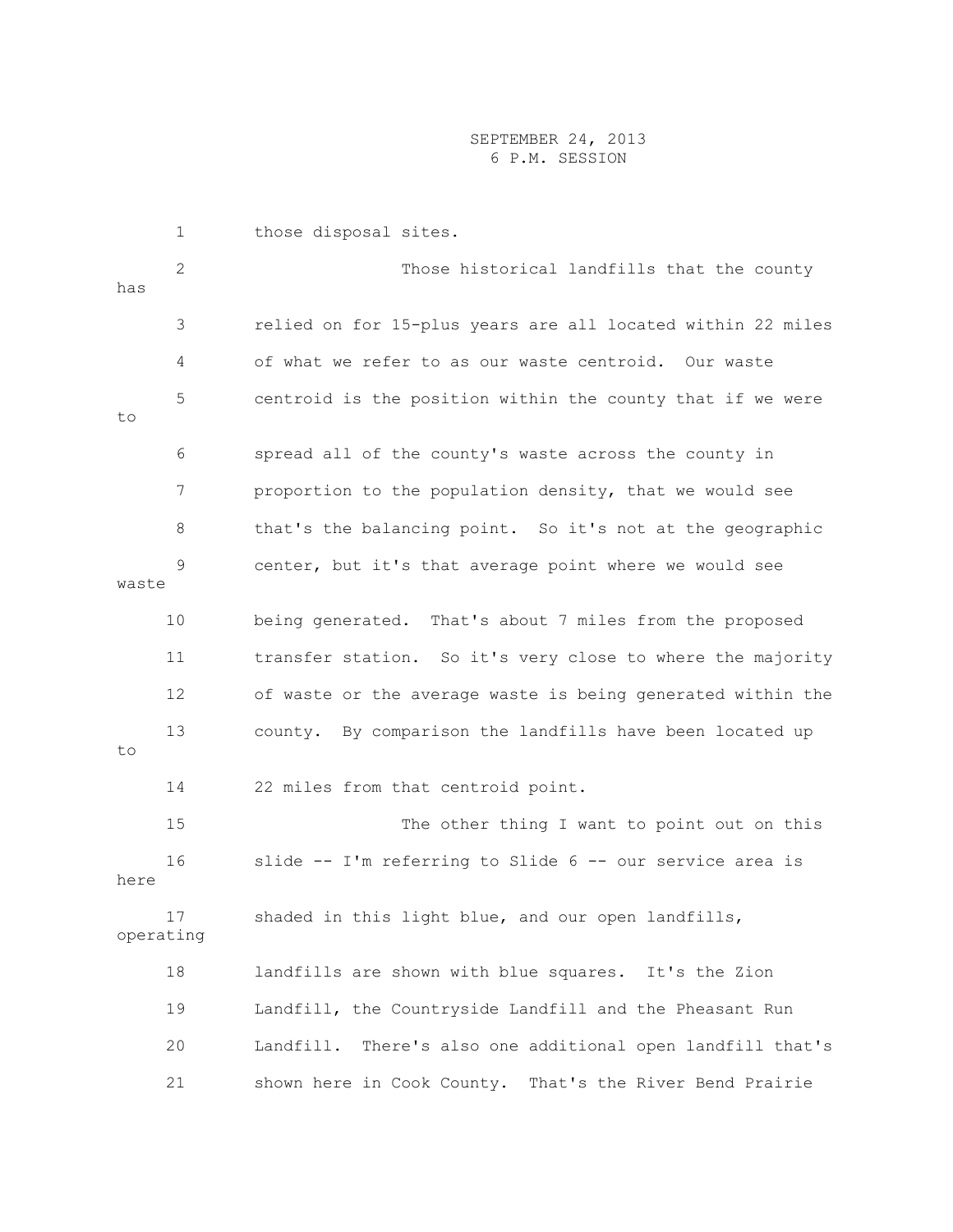SEPTEMBER 24, 2013
6 P.M. SESSION

1 those disposal sites.

2 Those historical landfills that the county has

3 relied on for 15-plus years are all located within 22 miles

4 of what we refer to as our waste centroid. Our waste

5 centroid is the position within the county that if we were to

6 spread all of the county's waste across the county in

7 proportion to the population density, that we would see

8 that's the balancing point. So it's not at the geographic

9 center, but it's that average point where we would see waste

10 being generated. That's about 7 miles from the proposed

11 transfer station. So it's very close to where the majority

12 of waste or the average waste is being generated within the

13 county. By comparison the landfills have been located up to

14 22 miles from that centroid point.

15 The other thing I want to point out on this

16 slide -- I'm referring to Slide 6 -- our service area is here

17 shaded in this light blue, and our open landfills, operating

18 landfills are shown with blue squares. It's the Zion

19 Landfill, the Countryside Landfill and the Pheasant Run

20 Landfill. There's also one additional open landfill that's

21 shown here in Cook County. That's the River Bend Prairie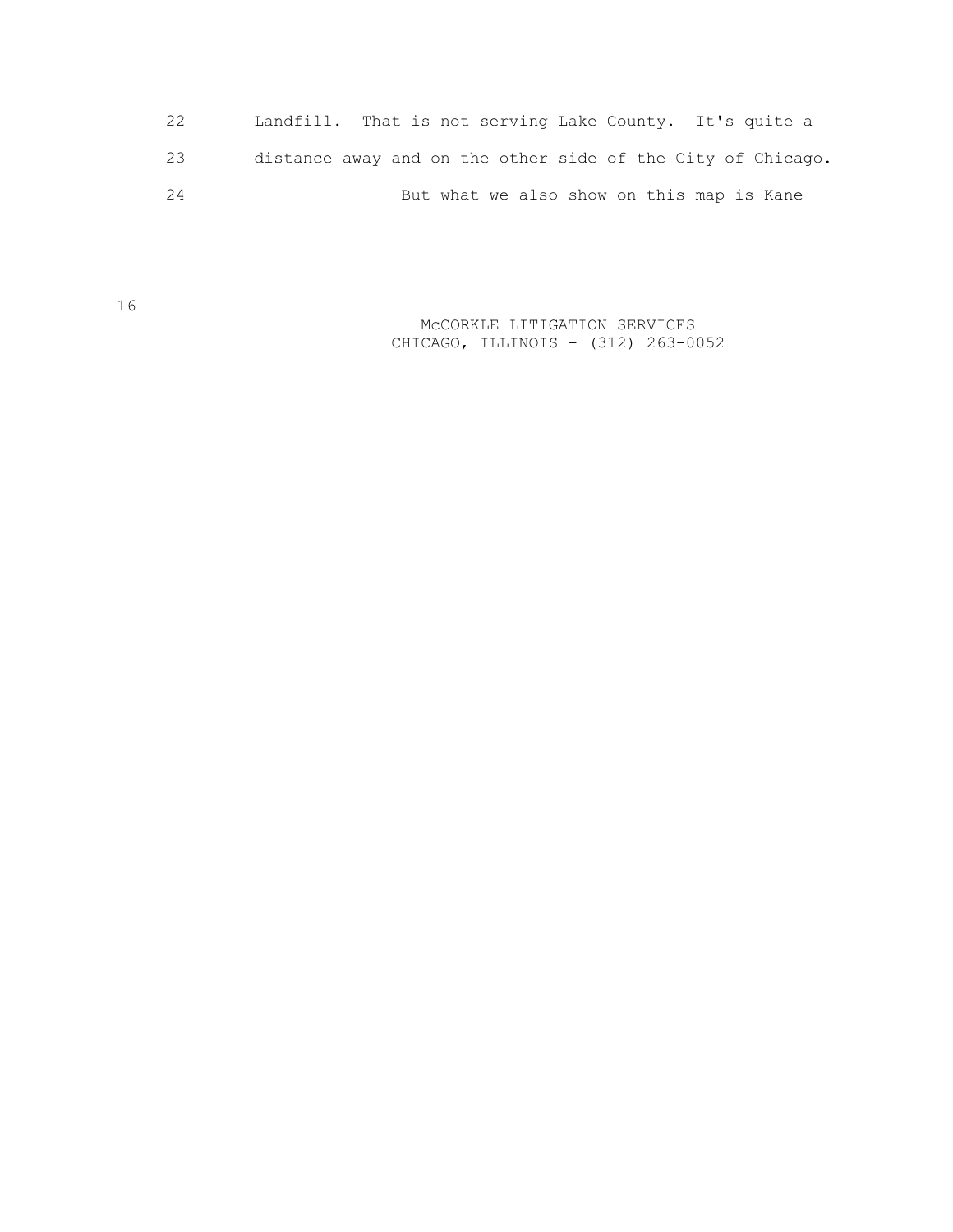22 Landfill. That is not serving Lake County. It's quite a

23 distance away and on the other side of the City of Chicago.

24 But what we also show on this map is Kane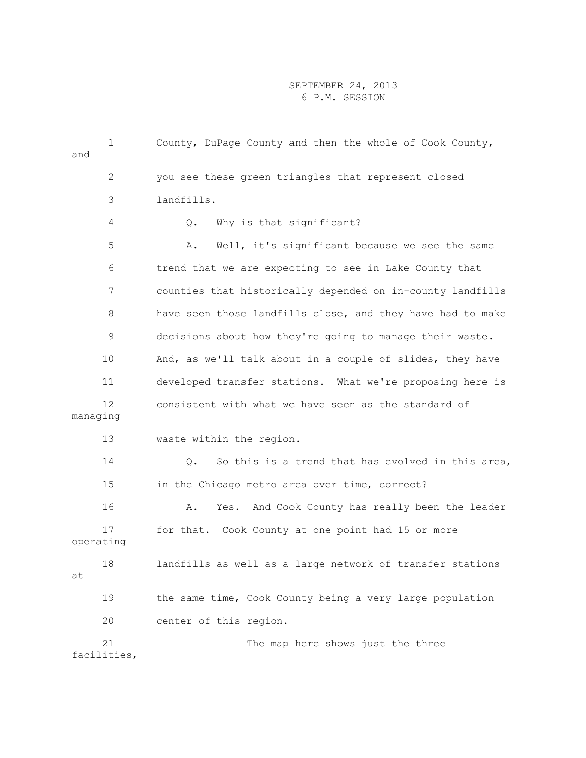SEPTEMBER 24, 2013
6 P.M. SESSION

1 County, DuPage County and then the whole of Cook County, and

2 you see these green triangles that represent closed

3 landfills.

4 Q. Why is that significant?

5 A. Well, it's significant because we see the same

6 trend that we are expecting to see in Lake County that

7 counties that historically depended on in-county landfills

8 have seen those landfills close, and they have had to make

9 decisions about how they're going to manage their waste.

10 And, as we'll talk about in a couple of slides, they have

11 developed transfer stations. What we're proposing here is

12 consistent with what we have seen as the standard of managing

13 waste within the region.

14 Q. So this is a trend that has evolved in this area,

15 in the Chicago metro area over time, correct?

16 A. Yes. And Cook County has really been the leader

17 for that. Cook County at one point had 15 or more operating

18 landfills as well as a large network of transfer stations at

19 the same time, Cook County being a very large population

20 center of this region.

21 The map here shows just the three facilities,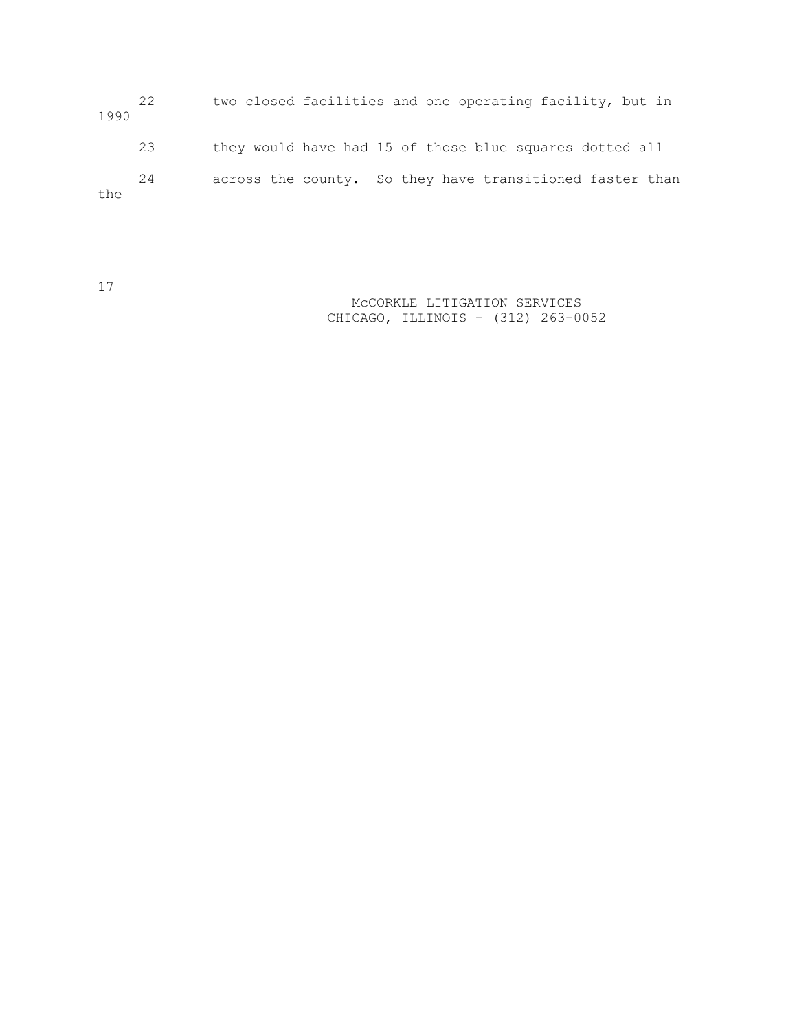22 two closed facilities and one operating facility, but in 1990

23 they would have had 15 of those blue squares dotted all

24 across the county. So they have transitioned faster than the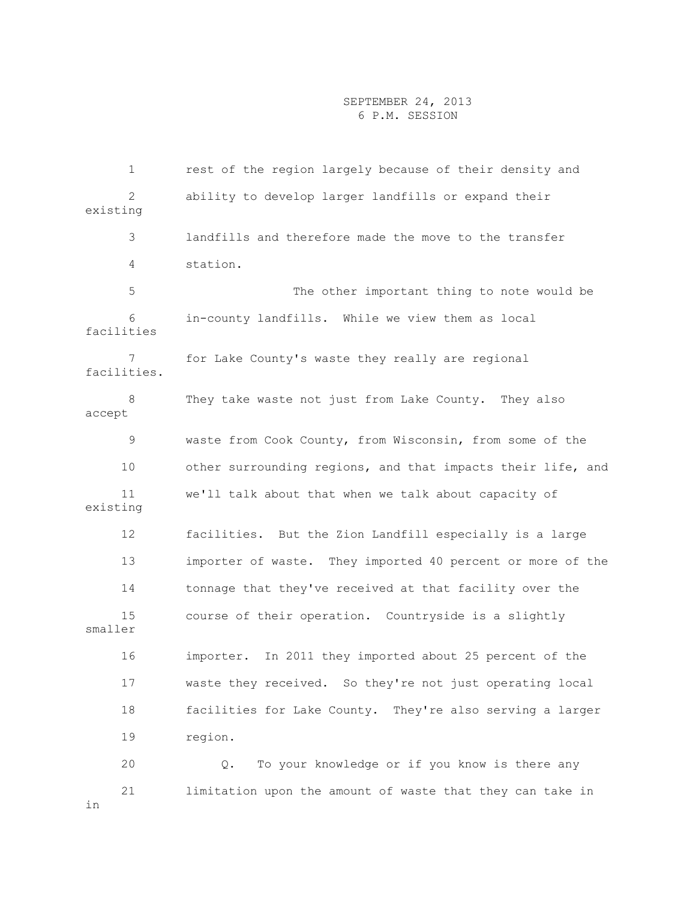SEPTEMBER 24, 2013
6 P.M. SESSION

1 rest of the region largely because of their density and
2 ability to develop larger landfills or expand their existing
3 landfills and therefore made the move to the transfer
4 station.
5 The other important thing to note would be
6 in-county landfills. While we view them as local facilities
7 for Lake County's waste they really are regional facilities.
8 They take waste not just from Lake County. They also accept
9 waste from Cook County, from Wisconsin, from some of the
10 other surrounding regions, and that impacts their life, and
11 we'll talk about that when we talk about capacity of existing
12 facilities. But the Zion Landfill especially is a large
13 importer of waste. They imported 40 percent or more of the
14 tonnage that they've received at that facility over the
15 course of their operation. Countryside is a slightly smaller
16 importer. In 2011 they imported about 25 percent of the
17 waste they received. So they're not just operating local
18 facilities for Lake County. They're also serving a larger
19 region.
20 Q. To your knowledge or if you know is there any
21 limitation upon the amount of waste that they can take in in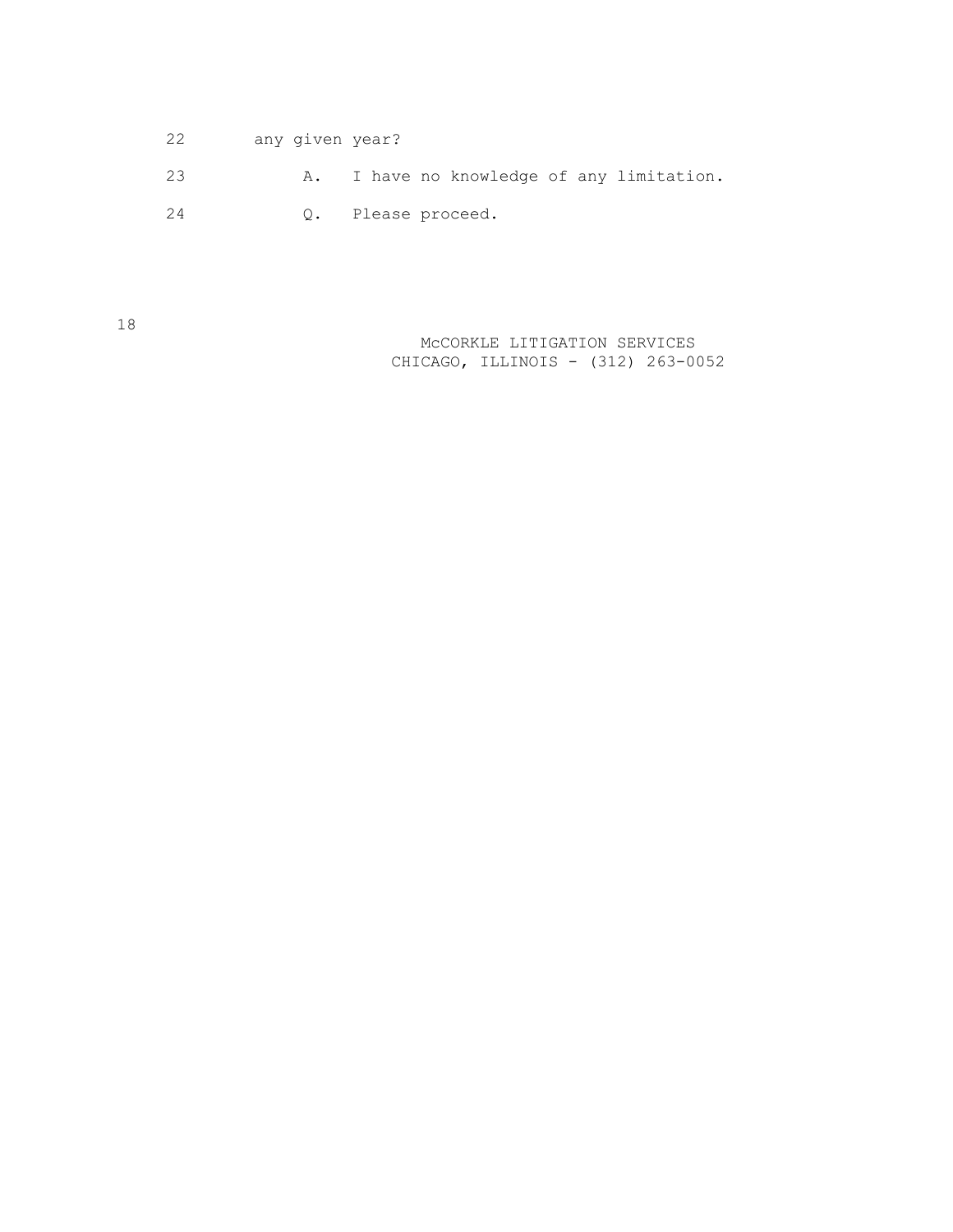22 any given year?

23 A. I have no knowledge of any limitation.

24 Q. Please proceed.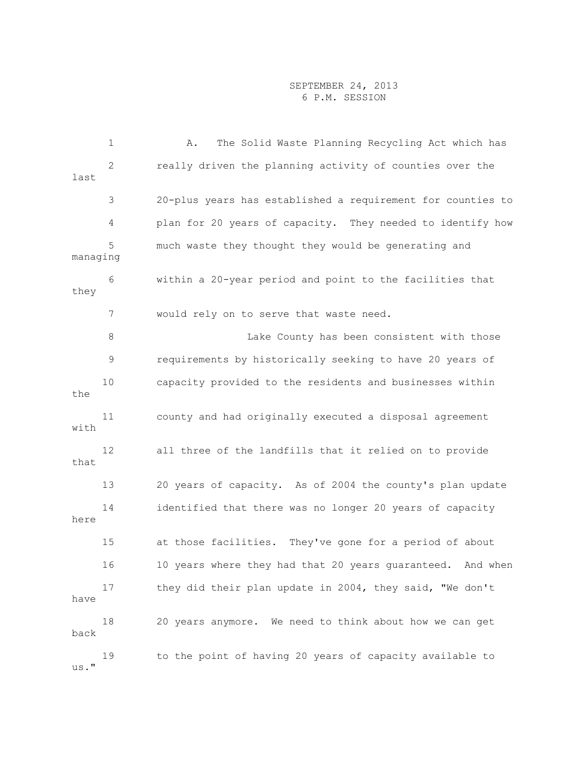SEPTEMBER 24, 2013
6 P.M. SESSION

1 A. The Solid Waste Planning Recycling Act which has
2 really driven the planning activity of counties over the last
3 20-plus years has established a requirement for counties to
4 plan for 20 years of capacity. They needed to identify how
5 much waste they thought they would be generating and managing
6 within a 20-year period and point to the facilities that they
7 would rely on to serve that waste need.
8 Lake County has been consistent with those
9 requirements by historically seeking to have 20 years of
10 capacity provided to the residents and businesses within the
11 county and had originally executed a disposal agreement with
12 all three of the landfills that it relied on to provide that
13 20 years of capacity. As of 2004 the county's plan update
14 identified that there was no longer 20 years of capacity here
15 at those facilities. They've gone for a period of about
16 10 years where they had that 20 years guaranteed. And when
17 they did their plan update in 2004, they said, "We don't have
18 20 years anymore. We need to think about how we can get back
19 to the point of having 20 years of capacity available to us."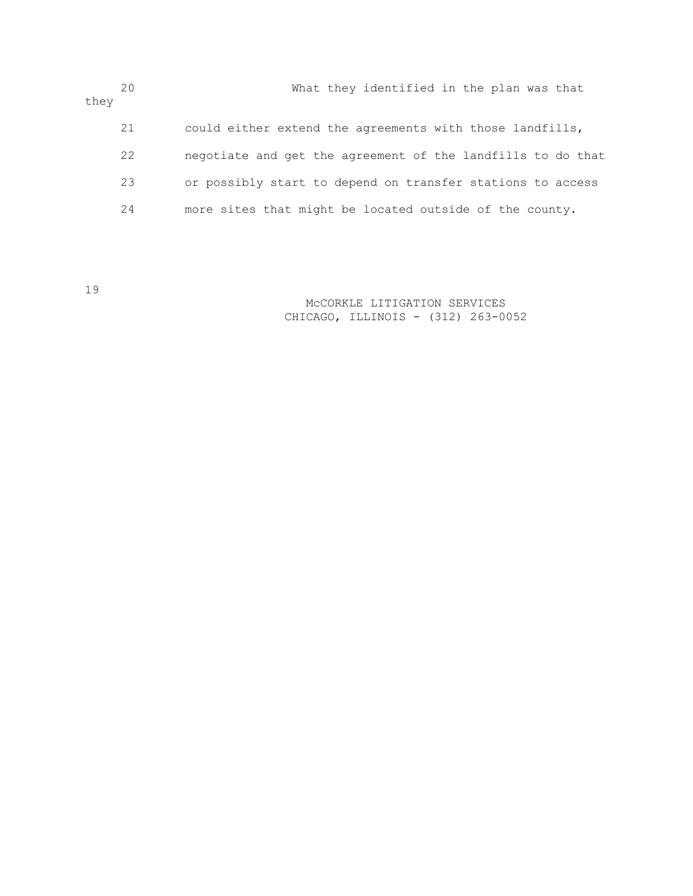20 What they identified in the plan was that they

21 could either extend the agreements with those landfills,

22 negotiate and get the agreement of the landfills to do that

23 or possibly start to depend on transfer stations to access

24 more sites that might be located outside of the county.

McCORKLE LITIGATION SERVICES
CHICAGO, ILLINOIS - (312) 263-0052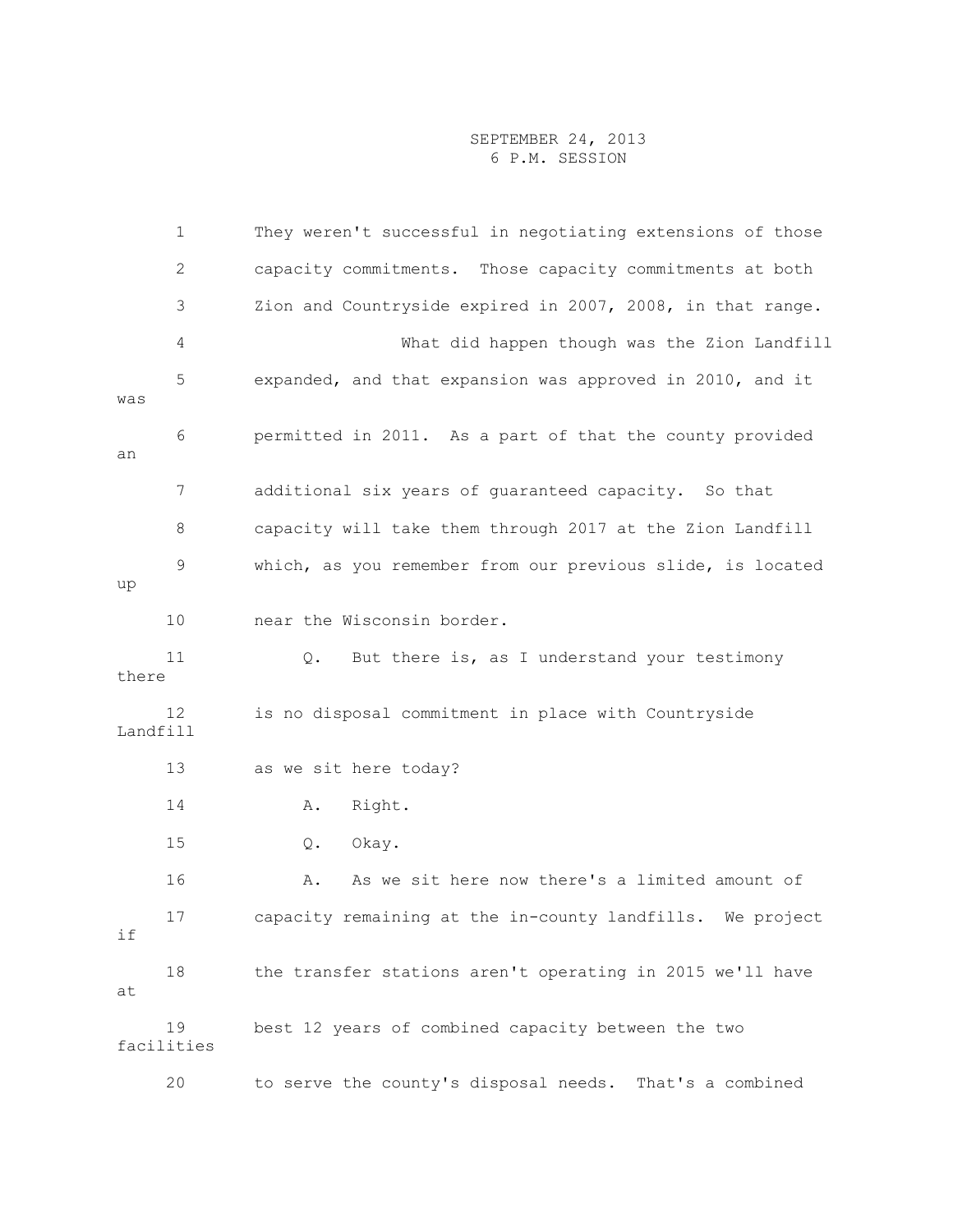SEPTEMBER 24, 2013
6 P.M. SESSION

1 They weren't successful in negotiating extensions of those
2 capacity commitments. Those capacity commitments at both
3 Zion and Countryside expired in 2007, 2008, in that range.
4 What did happen though was the Zion Landfill
5 expanded, and that expansion was approved in 2010, and it was
6 permitted in 2011. As a part of that the county provided an
7 additional six years of guaranteed capacity. So that
8 capacity will take them through 2017 at the Zion Landfill
9 which, as you remember from our previous slide, is located up
10 near the Wisconsin border.
11 Q. But there is, as I understand your testimony there
12 is no disposal commitment in place with Countryside Landfill
13 as we sit here today?
14 A. Right.
15 Q. Okay.
16 A. As we sit here now there's a limited amount of
17 capacity remaining at the in-county landfills. We project if
18 the transfer stations aren't operating in 2015 we'll have at
19 best 12 years of combined capacity between the two facilities
20 to serve the county's disposal needs. That's a combined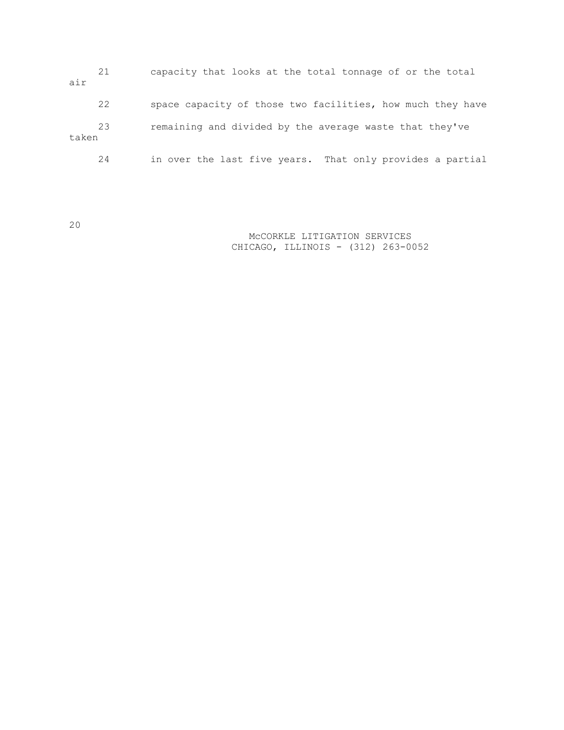21 capacity that looks at the total tonnage of or the total air

22 space capacity of those two facilities, how much they have

23 remaining and divided by the average waste that they've taken

24 in over the last five years. That only provides a partial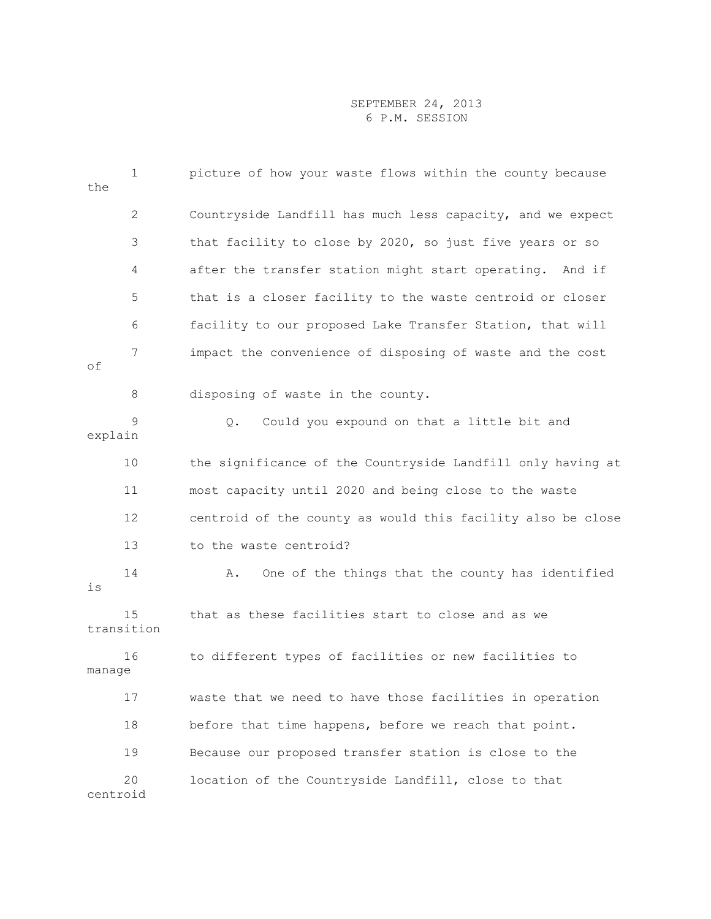SEPTEMBER 24, 2013
6 P.M. SESSION

1 picture of how your waste flows within the county because the

2 Countryside Landfill has much less capacity, and we expect

3 that facility to close by 2020, so just five years or so

4 after the transfer station might start operating. And if

5 that is a closer facility to the waste centroid or closer

6 facility to our proposed Lake Transfer Station, that will

7 impact the convenience of disposing of waste and the cost of

8 disposing of waste in the county.

9 Q. Could you expound on that a little bit and explain

10 the significance of the Countryside Landfill only having at

11 most capacity until 2020 and being close to the waste

12 centroid of the county as would this facility also be close

13 to the waste centroid?

14 A. One of the things that the county has identified is

15 that as these facilities start to close and as we transition

16 to different types of facilities or new facilities to manage

17 waste that we need to have those facilities in operation

18 before that time happens, before we reach that point.

19 Because our proposed transfer station is close to the

20 location of the Countryside Landfill, close to that centroid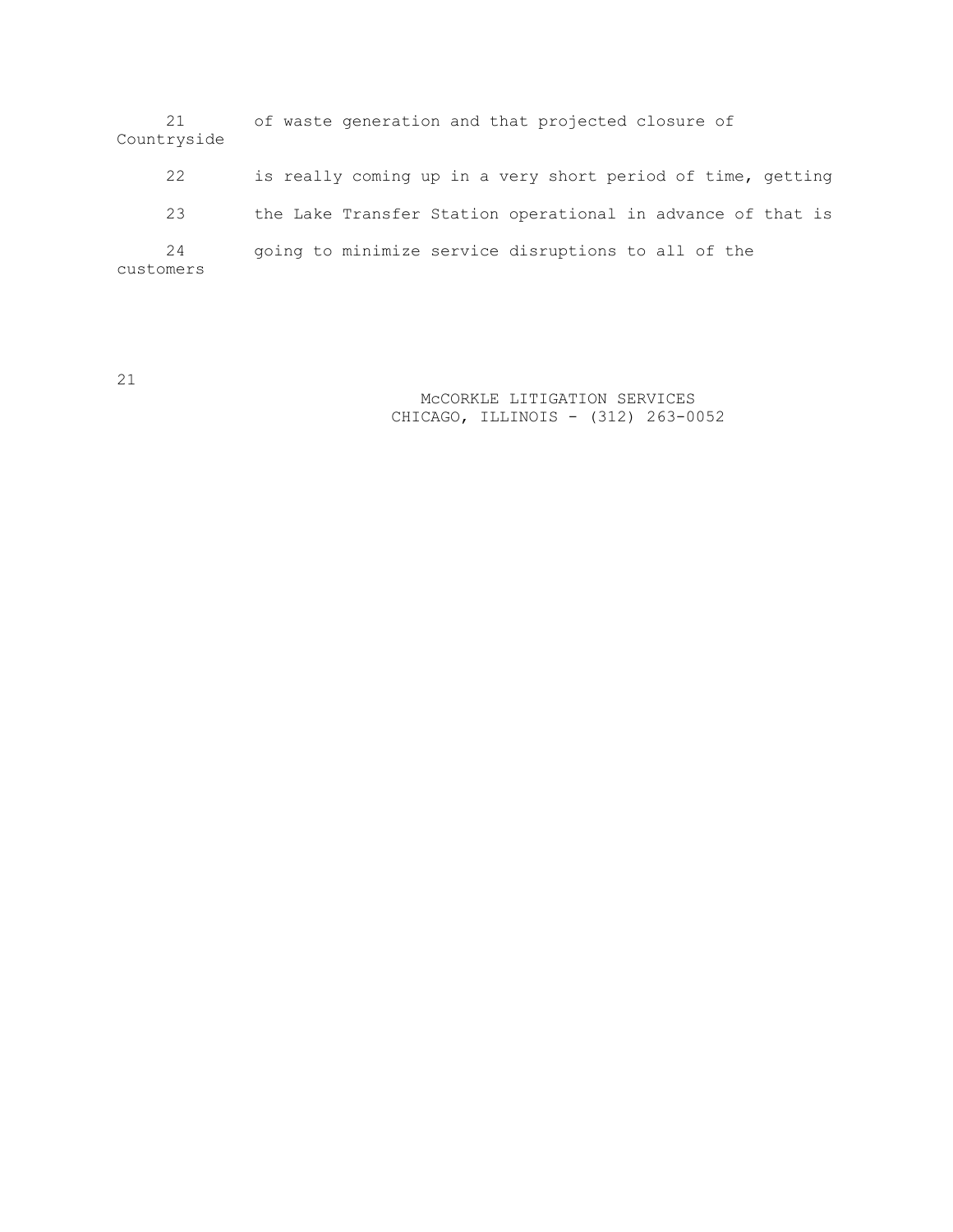21 of waste generation and that projected closure of Countryside

22 is really coming up in a very short period of time, getting

23 the Lake Transfer Station operational in advance of that is

24 going to minimize service disruptions to all of the customers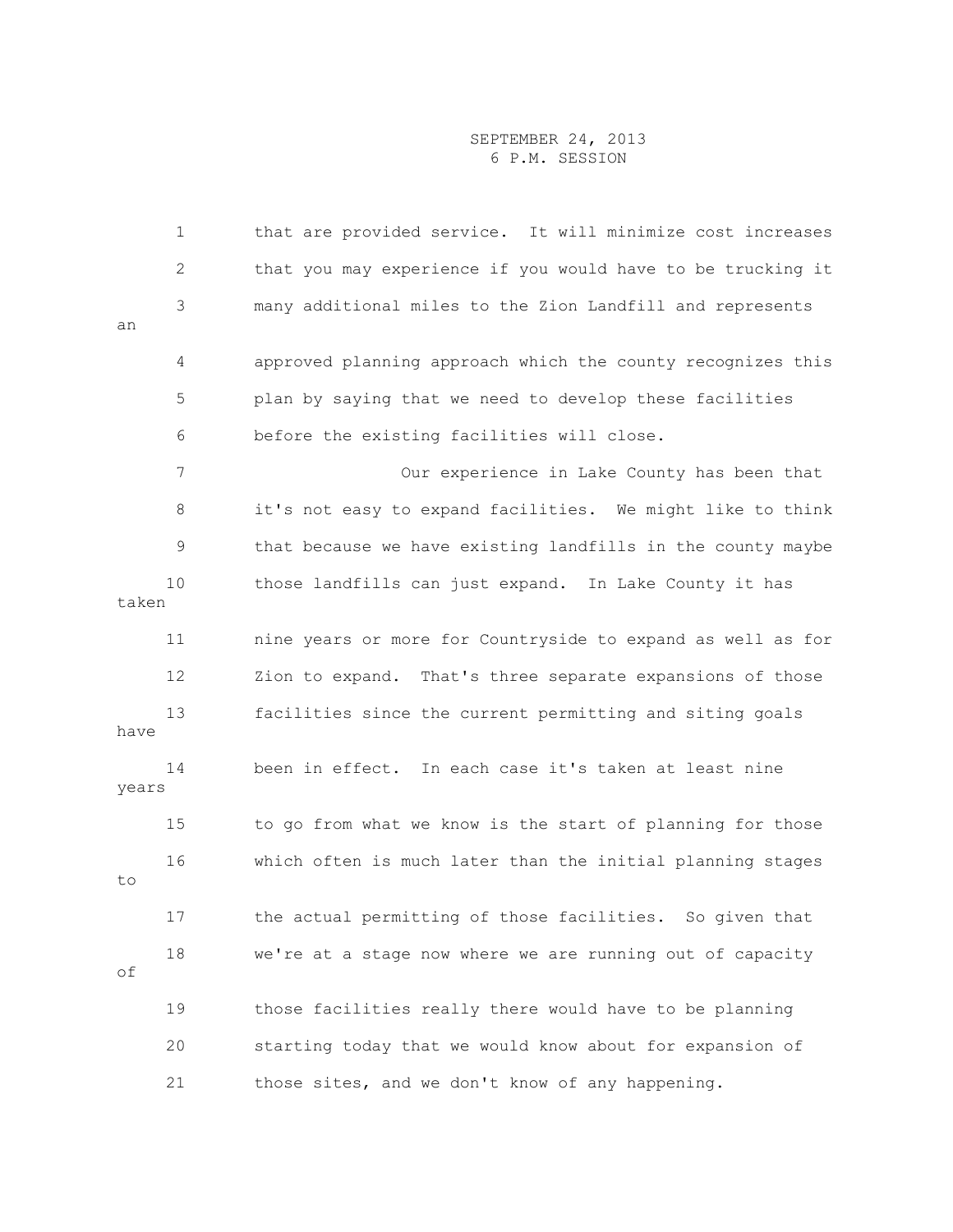SEPTEMBER 24, 2013
6 P.M. SESSION

1 that are provided service. It will minimize cost increases
2 that you may experience if you would have to be trucking it
3 many additional miles to the Zion Landfill and represents an
4 approved planning approach which the county recognizes this
5 plan by saying that we need to develop these facilities
6 before the existing facilities will close.
7 Our experience in Lake County has been that
8 it's not easy to expand facilities. We might like to think
9 that because we have existing landfills in the county maybe
10 those landfills can just expand. In Lake County it has taken
11 nine years or more for Countryside to expand as well as for
12 Zion to expand. That's three separate expansions of those
13 facilities since the current permitting and siting goals have
14 been in effect. In each case it's taken at least nine years
15 to go from what we know is the start of planning for those
16 which often is much later than the initial planning stages to
17 the actual permitting of those facilities. So given that
18 we're at a stage now where we are running out of capacity of
19 those facilities really there would have to be planning
20 starting today that we would know about for expansion of
21 those sites, and we don't know of any happening.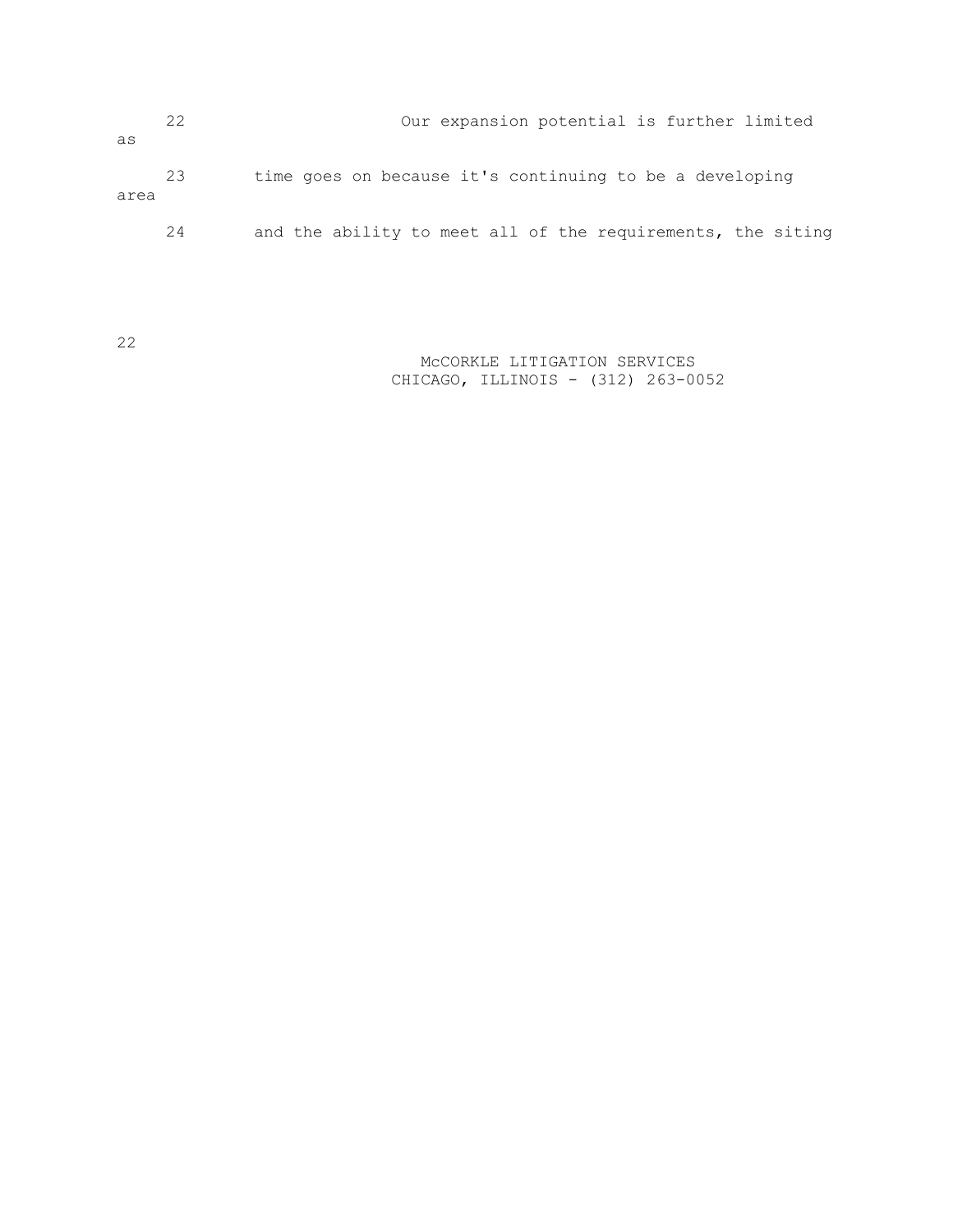22 Our expansion potential is further limited as

23 time goes on because it's continuing to be a developing area

24 and the ability to meet all of the requirements, the siting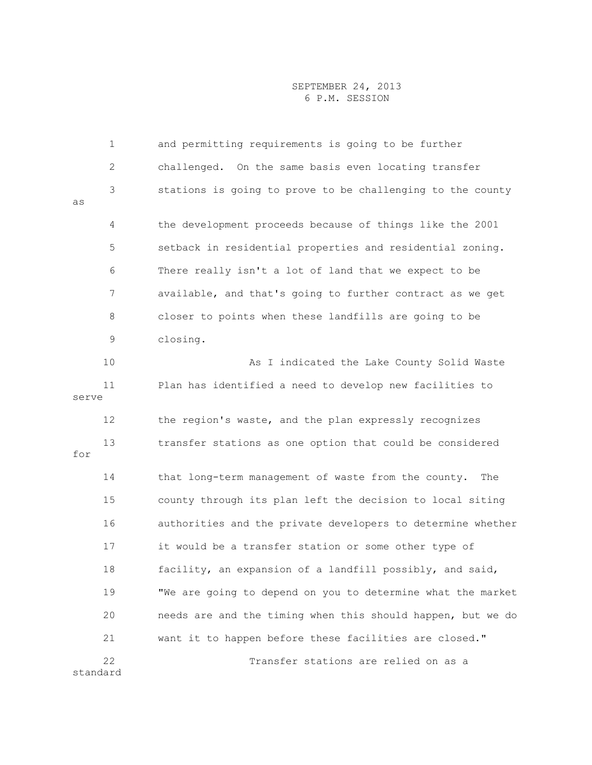SEPTEMBER 24, 2013
6 P.M. SESSION

1 and permitting requirements is going to be further
2 challenged. On the same basis even locating transfer
3 stations is going to prove to be challenging to the county as
4 the development proceeds because of things like the 2001
5 setback in residential properties and residential zoning.
6 There really isn't a lot of land that we expect to be
7 available, and that's going to further contract as we get
8 closer to points when these landfills are going to be
9 closing.
10 As I indicated the Lake County Solid Waste
11 Plan has identified a need to develop new facilities to serve
12 the region's waste, and the plan expressly recognizes
13 transfer stations as one option that could be considered for
14 that long-term management of waste from the county. The
15 county through its plan left the decision to local siting
16 authorities and the private developers to determine whether
17 it would be a transfer station or some other type of
18 facility, an expansion of a landfill possibly, and said,
19 "We are going to depend on you to determine what the market
20 needs are and the timing when this should happen, but we do
21 want it to happen before these facilities are closed."
22 Transfer stations are relied on as a standard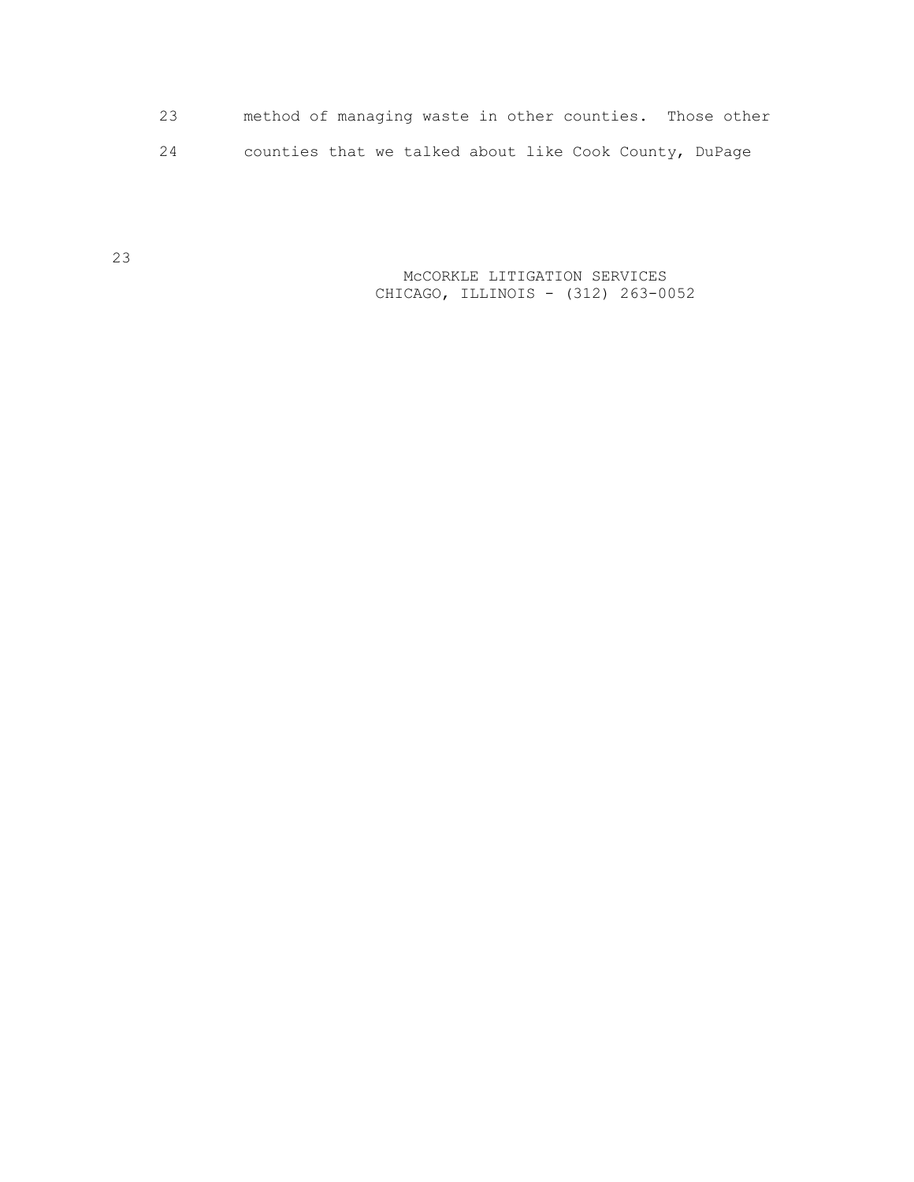23 method of managing waste in other counties. Those other

24 counties that we talked about like Cook County, DuPage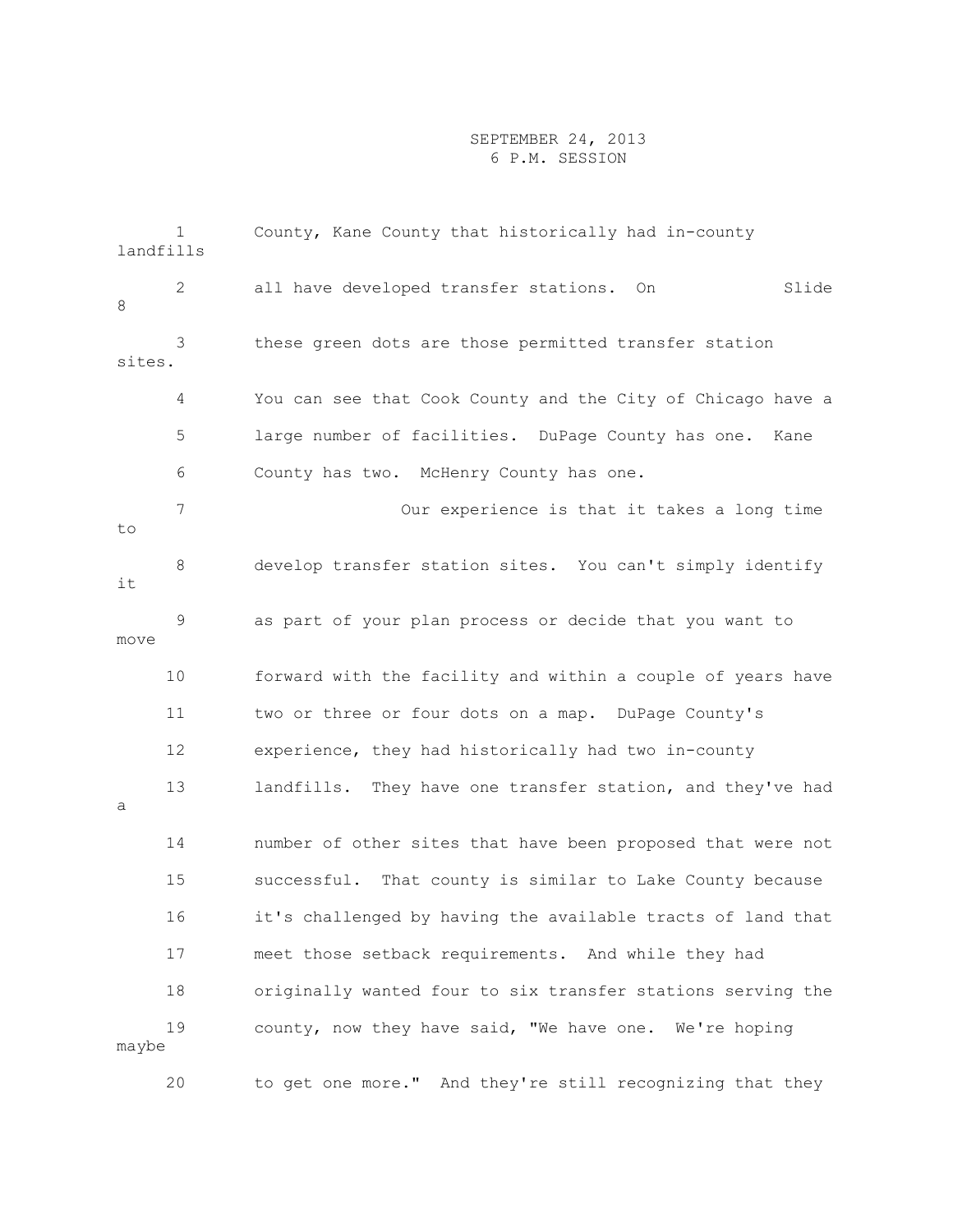SEPTEMBER 24, 2013
6 P.M. SESSION

1 County, Kane County that historically had in-county landfills

2 all have developed transfer stations. On Slide 8

3 these green dots are those permitted transfer station sites.

4 You can see that Cook County and the City of Chicago have a

5 large number of facilities. DuPage County has one. Kane

6 County has two. McHenry County has one.

7 Our experience is that it takes a long time to

8 develop transfer station sites. You can't simply identify it

9 as part of your plan process or decide that you want to move

10 forward with the facility and within a couple of years have

11 two or three or four dots on a map. DuPage County's

12 experience, they had historically had two in-county

13 landfills. They have one transfer station, and they've had a

14 number of other sites that have been proposed that were not

15 successful. That county is similar to Lake County because

16 it's challenged by having the available tracts of land that

17 meet those setback requirements. And while they had

18 originally wanted four to six transfer stations serving the

19 county, now they have said, "We have one. We're hoping maybe

20 to get one more." And they're still recognizing that they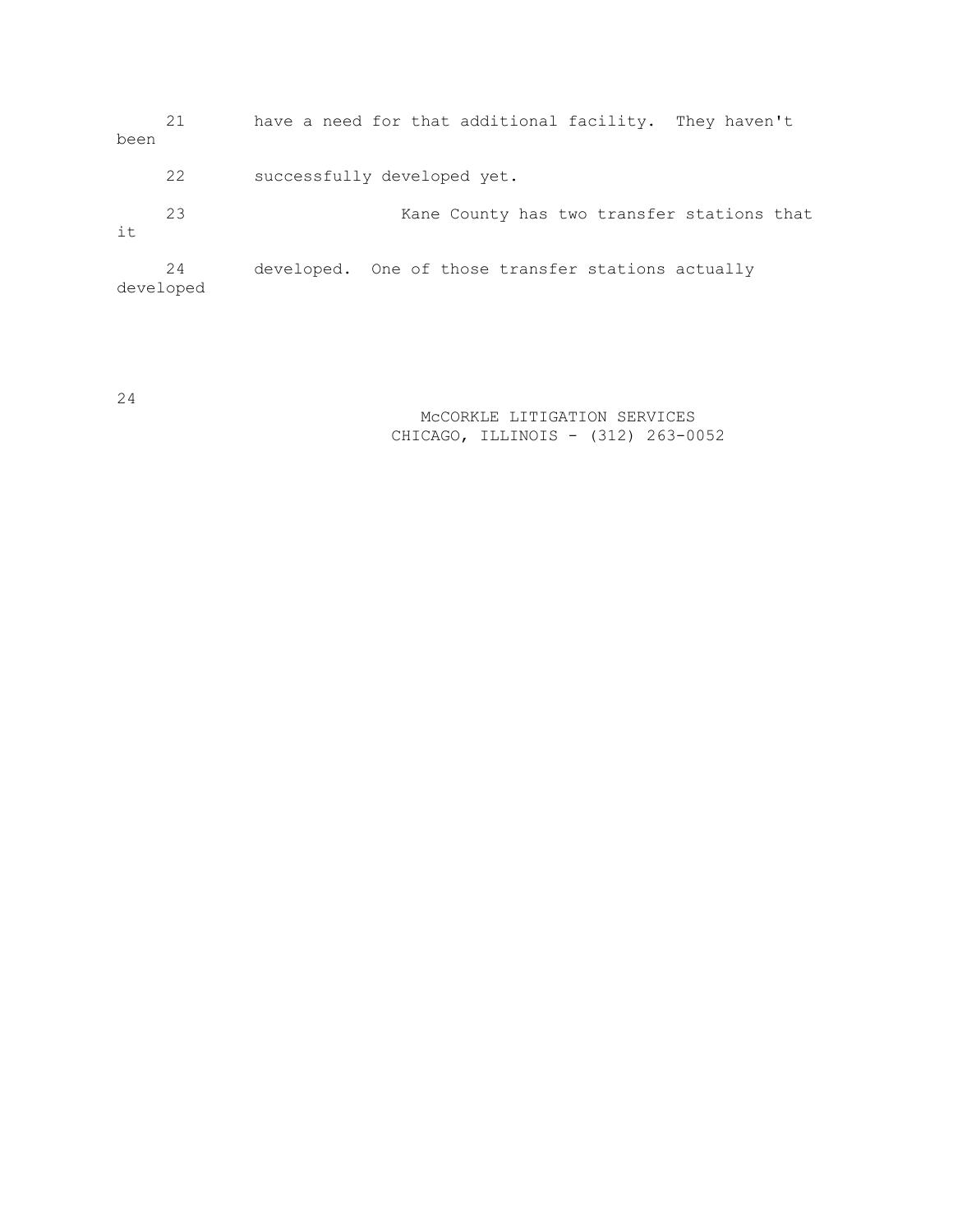21 have a need for that additional facility. They haven't been

22 successfully developed yet.

23 Kane County has two transfer stations that it

24 developed. One of those transfer stations actually developed

McCORKLE LITIGATION SERVICES
CHICAGO, ILLINOIS - (312) 263-0052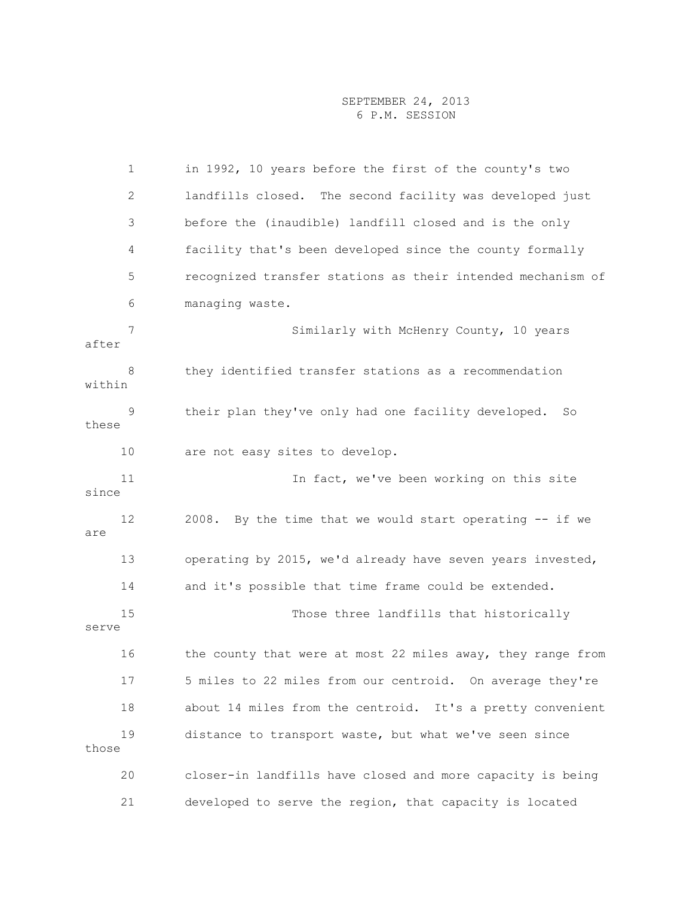SEPTEMBER 24, 2013
6 P.M. SESSION

1 in 1992, 10 years before the first of the county's two
2 landfills closed. The second facility was developed just
3 before the (inaudible) landfill closed and is the only
4 facility that's been developed since the county formally
5 recognized transfer stations as their intended mechanism of
6 managing waste.
7 Similarly with McHenry County, 10 years after
8 they identified transfer stations as a recommendation within
9 their plan they've only had one facility developed. So these
10 are not easy sites to develop.
11 In fact, we've been working on this site since
12 2008. By the time that we would start operating -- if we are
13 operating by 2015, we'd already have seven years invested,
14 and it's possible that time frame could be extended.
15 Those three landfills that historically serve
16 the county that were at most 22 miles away, they range from
17 5 miles to 22 miles from our centroid. On average they're
18 about 14 miles from the centroid. It's a pretty convenient
19 distance to transport waste, but what we've seen since those
20 closer-in landfills have closed and more capacity is being
21 developed to serve the region, that capacity is located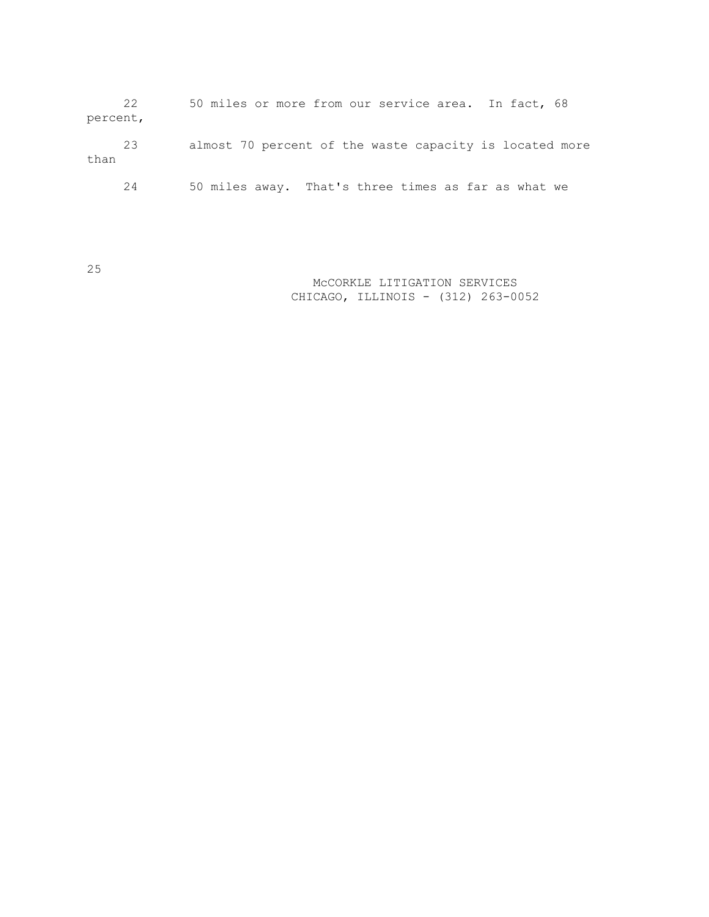22 50 miles or more from our service area. In fact, 68 percent,

23 almost 70 percent of the waste capacity is located more than

24 50 miles away. That's three times as far as what we

25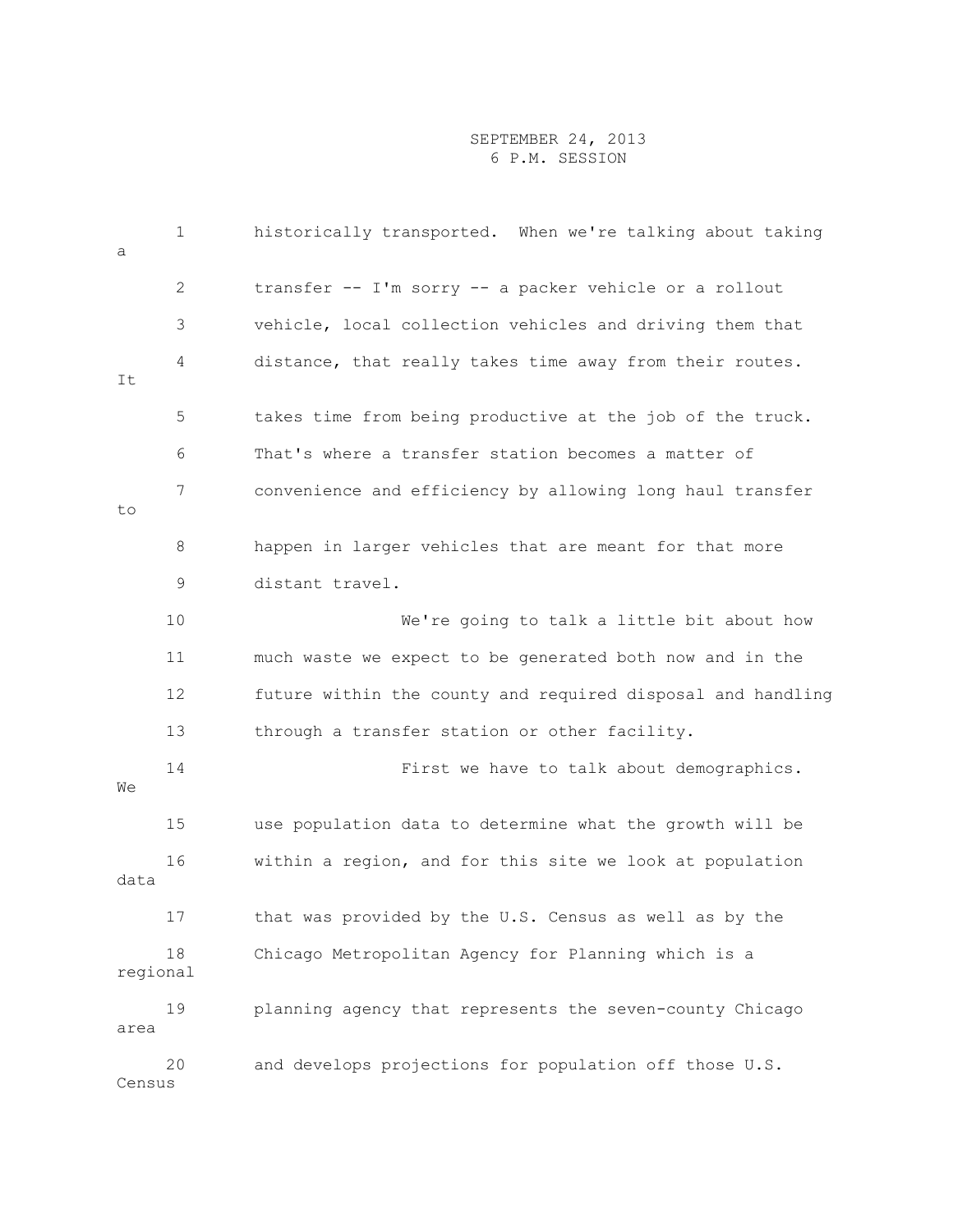SEPTEMBER 24, 2013
6 P.M. SESSION

1 historically transported. When we're talking about taking a
2 transfer -- I'm sorry -- a packer vehicle or a rollout
3 vehicle, local collection vehicles and driving them that
4 distance, that really takes time away from their routes. It
5 takes time from being productive at the job of the truck.
6 That's where a transfer station becomes a matter of
7 convenience and efficiency by allowing long haul transfer to
8 happen in larger vehicles that are meant for that more
9 distant travel.
10 We're going to talk a little bit about how
11 much waste we expect to be generated both now and in the
12 future within the county and required disposal and handling
13 through a transfer station or other facility.
14 First we have to talk about demographics. We
15 use population data to determine what the growth will be
16 within a region, and for this site we look at population data
17 that was provided by the U.S. Census as well as by the
18 Chicago Metropolitan Agency for Planning which is a regional
19 planning agency that represents the seven-county Chicago area
20 and develops projections for population off those U.S. Census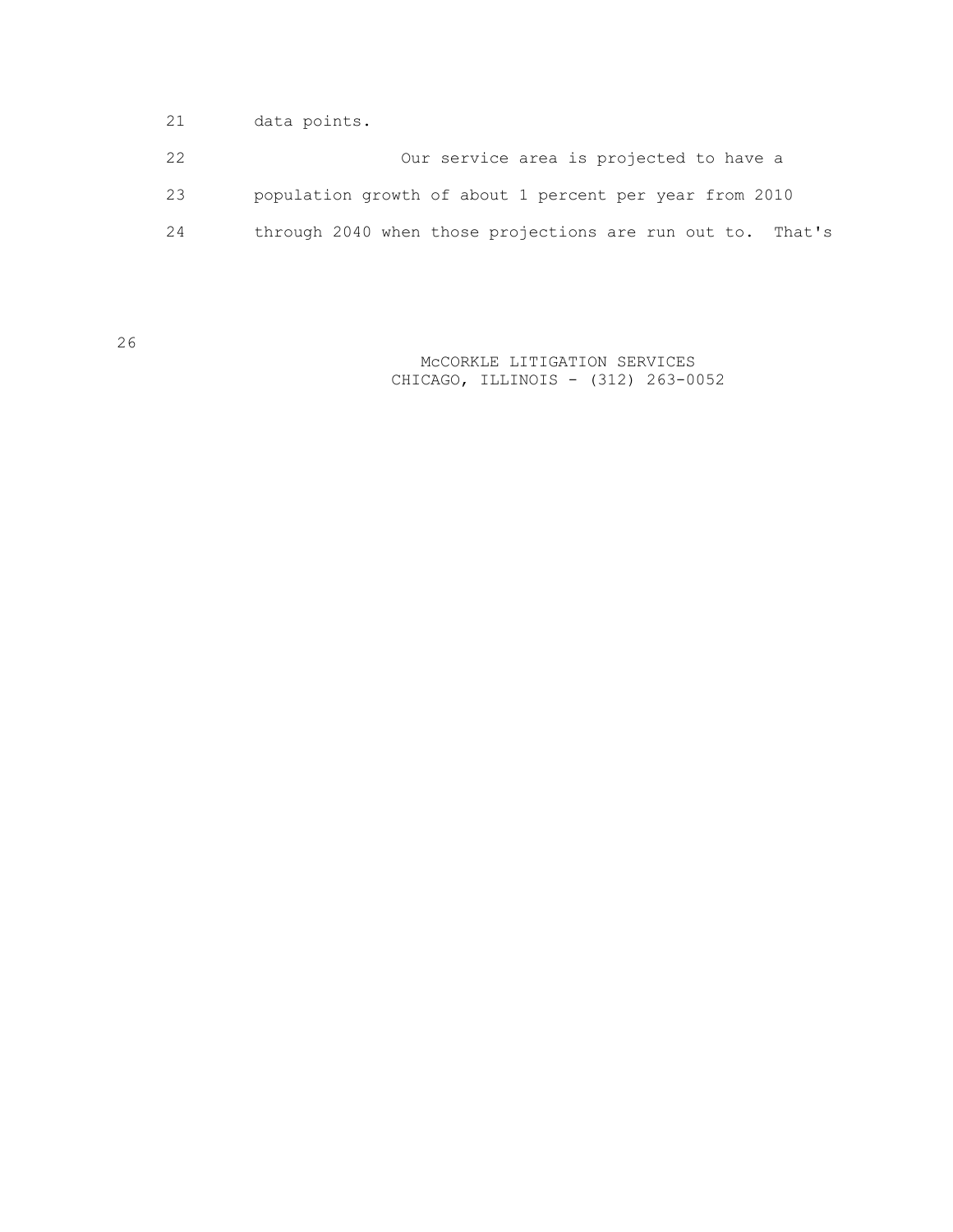21 data points.

22 Our service area is projected to have a

23 population growth of about 1 percent per year from 2010

24 through 2040 when those projections are run out to. That's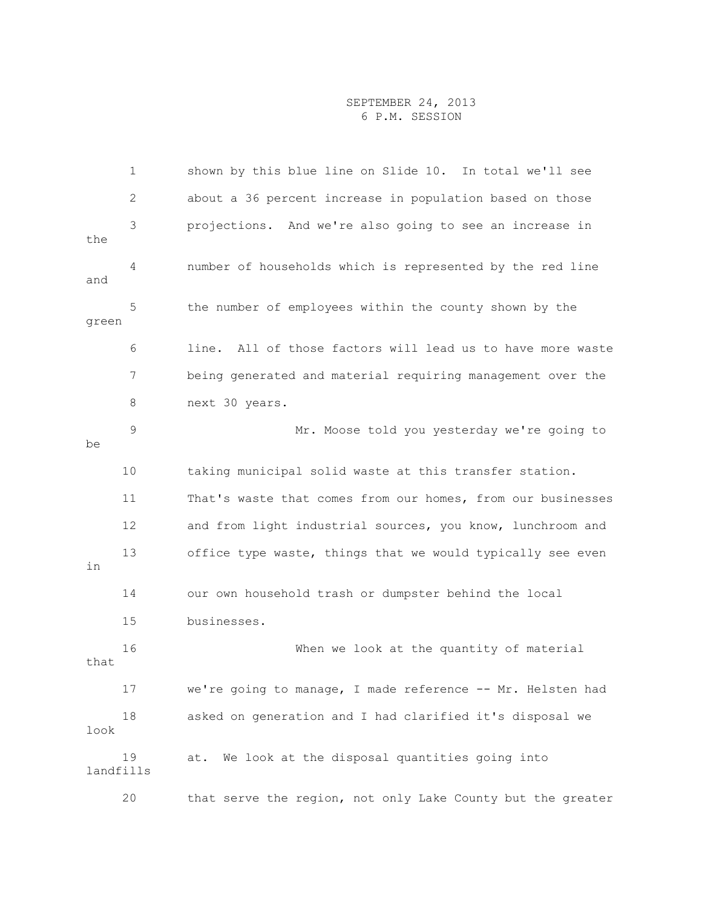SEPTEMBER 24, 2013
6 P.M. SESSION

1 shown by this blue line on Slide 10. In total we'll see
2 about a 36 percent increase in population based on those
3 projections. And we're also going to see an increase in the
4 number of households which is represented by the red line and
5 the number of employees within the county shown by the green
6 line. All of those factors will lead us to have more waste
7 being generated and material requiring management over the
8 next 30 years.
9 Mr. Moose told you yesterday we're going to be
10 taking municipal solid waste at this transfer station.
11 That's waste that comes from our homes, from our businesses
12 and from light industrial sources, you know, lunchroom and
13 office type waste, things that we would typically see even in
14 our own household trash or dumpster behind the local
15 businesses.
16 When we look at the quantity of material that
17 we're going to manage, I made reference -- Mr. Helsten had
18 asked on generation and I had clarified it's disposal we look
19 at. We look at the disposal quantities going into landfills
20 that serve the region, not only Lake County but the greater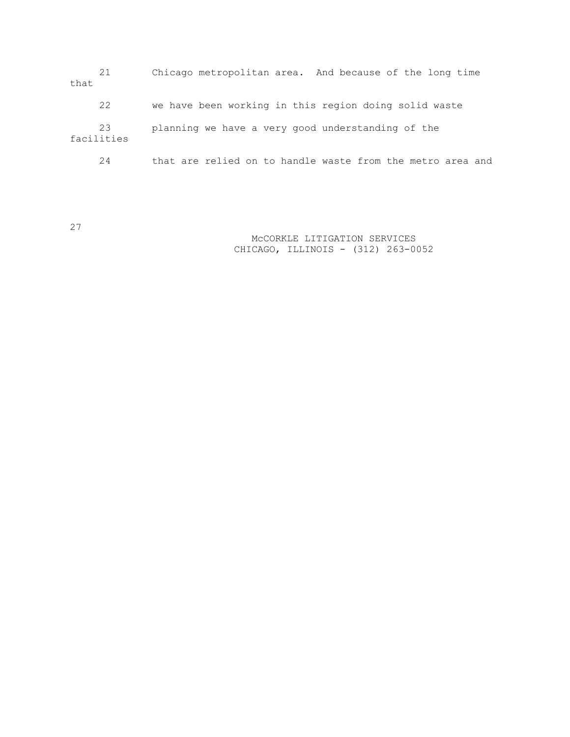21 Chicago metropolitan area. And because of the long time that

22 we have been working in this region doing solid waste

23 planning we have a very good understanding of the facilities

24 that are relied on to handle waste from the metro area and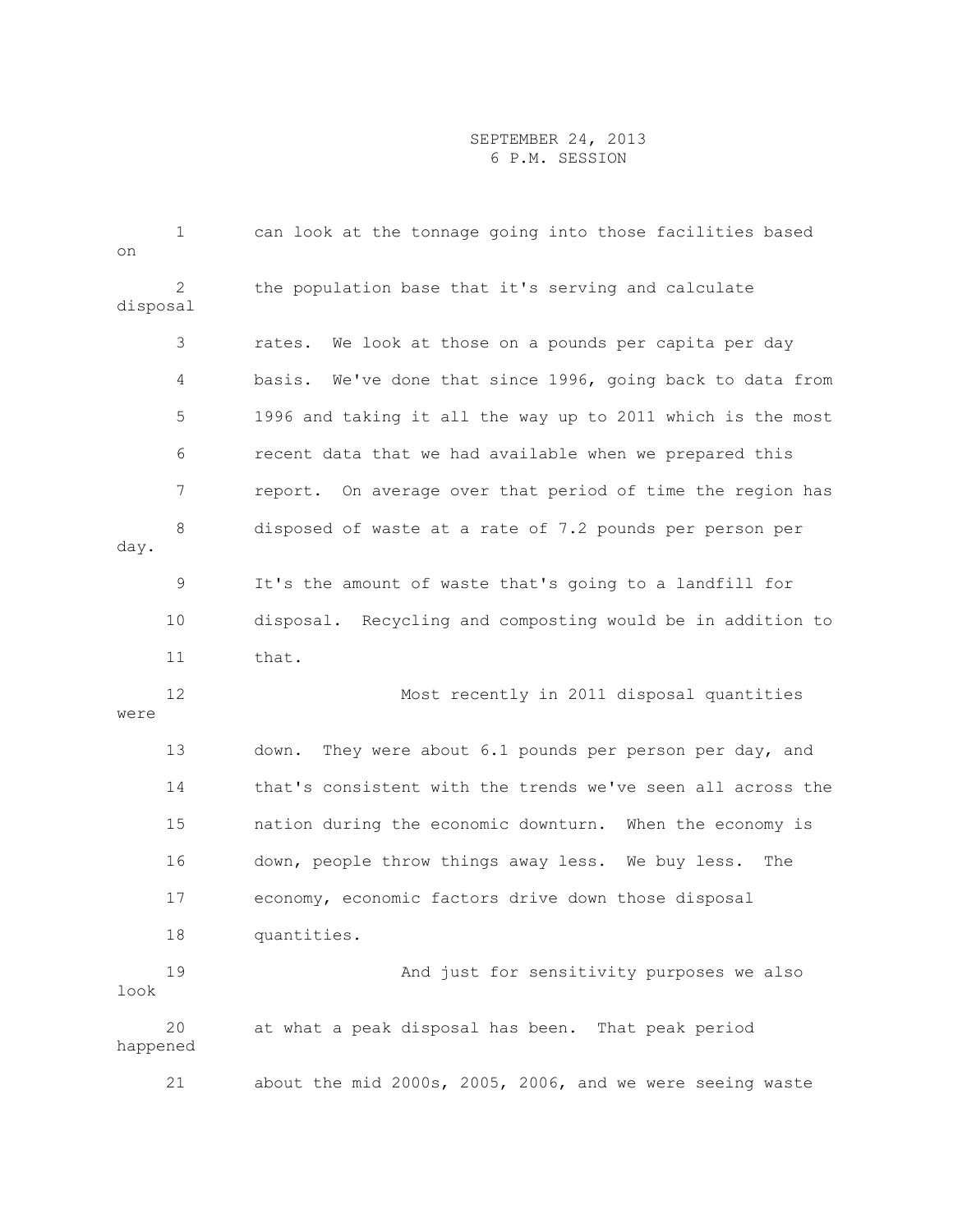SEPTEMBER 24, 2013
6 P.M. SESSION

1 can look at the tonnage going into those facilities based on
2 the population base that it's serving and calculate disposal
3 rates. We look at those on a pounds per capita per day
4 basis. We've done that since 1996, going back to data from
5 1996 and taking it all the way up to 2011 which is the most
6 recent data that we had available when we prepared this
7 report. On average over that period of time the region has
8 disposed of waste at a rate of 7.2 pounds per person per day.
9 It's the amount of waste that's going to a landfill for
10 disposal. Recycling and composting would be in addition to
11 that.
12 Most recently in 2011 disposal quantities were
13 down. They were about 6.1 pounds per person per day, and
14 that's consistent with the trends we've seen all across the
15 nation during the economic downturn. When the economy is
16 down, people throw things away less. We buy less. The
17 economy, economic factors drive down those disposal
18 quantities.
19 And just for sensitivity purposes we also look
20 at what a peak disposal has been. That peak period happened
21 about the mid 2000s, 2005, 2006, and we were seeing waste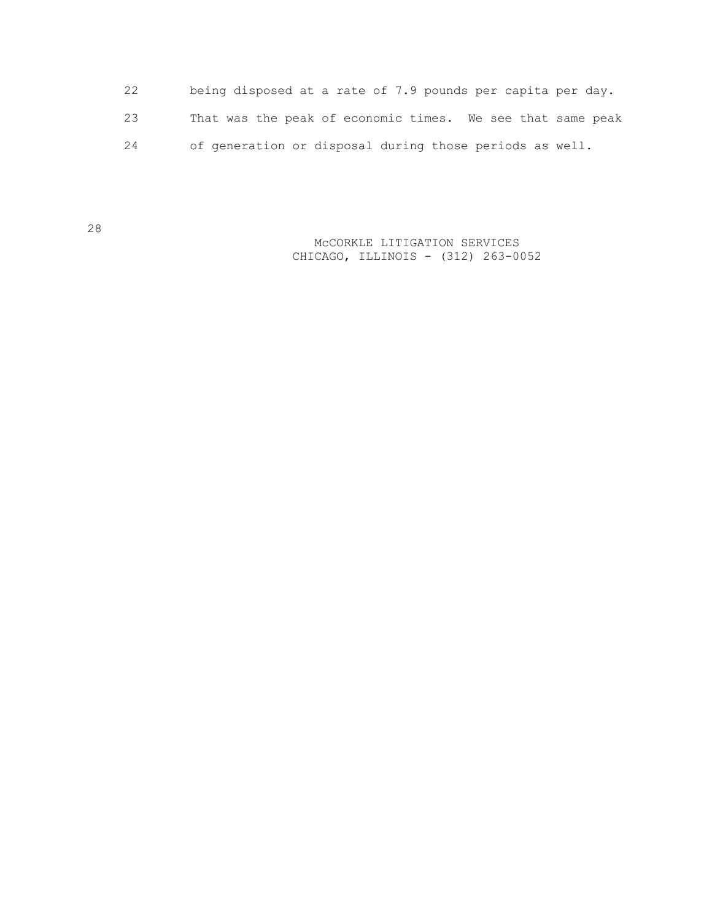22 being disposed at a rate of 7.9 pounds per capita per day.

23 That was the peak of economic times. We see that same peak

24 of generation or disposal during those periods as well.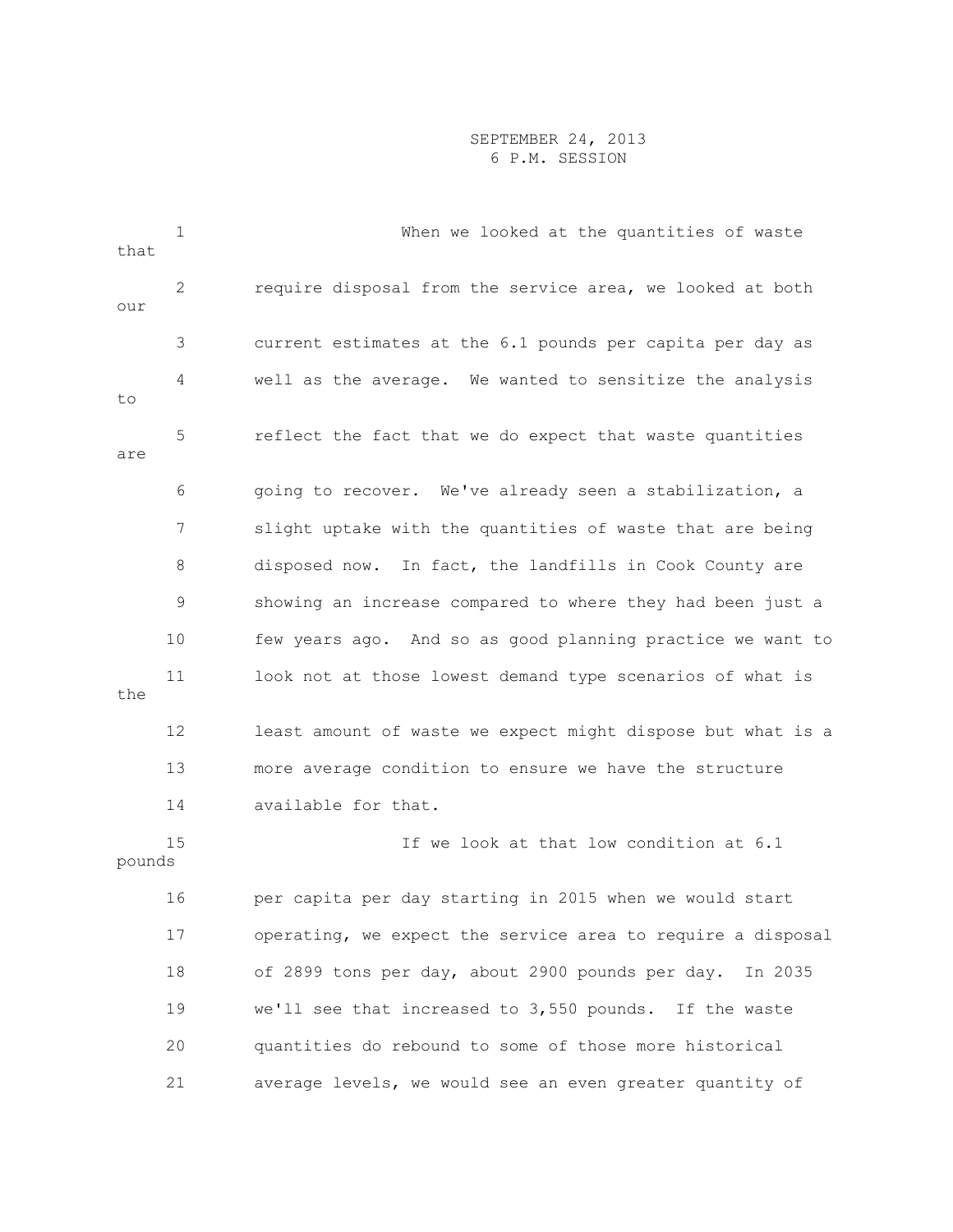SEPTEMBER 24, 2013
6 P.M. SESSION

When we looked at the quantities of waste that require disposal from the service area, we looked at both our current estimates at the 6.1 pounds per capita per day as well as the average. We wanted to sensitize the analysis to reflect the fact that we do expect that waste quantities are going to recover. We've already seen a stabilization, a slight uptake with the quantities of waste that are being disposed now. In fact, the landfills in Cook County are showing an increase compared to where they had been just a few years ago. And so as good planning practice we want to look not at those lowest demand type scenarios of what is the least amount of waste we expect might dispose but what is a more average condition to ensure we have the structure available for that.

If we look at that low condition at 6.1 pounds per capita per day starting in 2015 when we would start operating, we expect the service area to require a disposal of 2899 tons per day, about 2900 pounds per day. In 2035 we'll see that increased to 3,550 pounds. If the waste quantities do rebound to some of those more historical average levels, we would see an even greater quantity of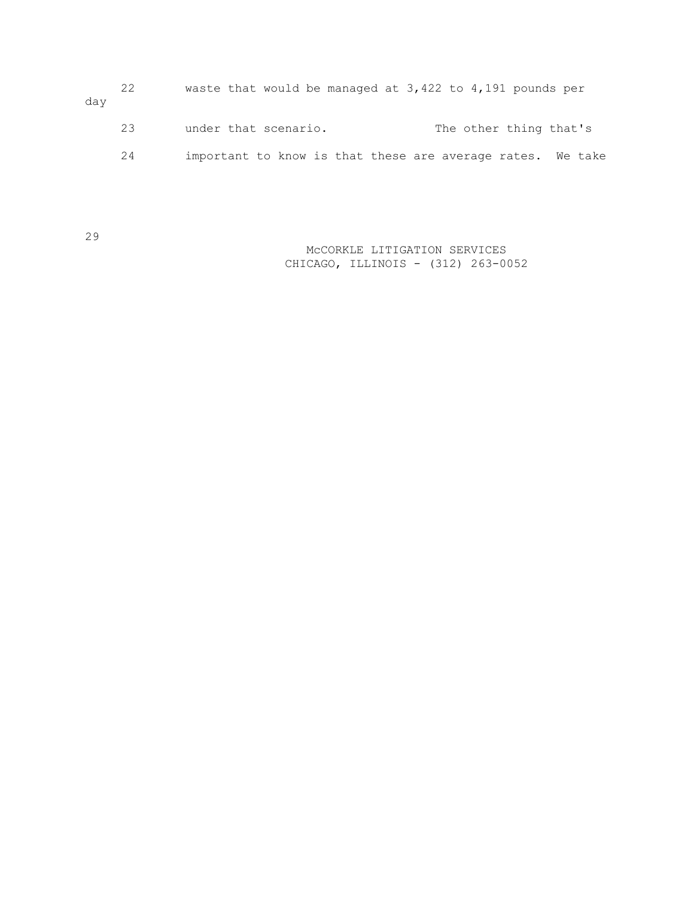22 waste that would be managed at 3,422 to 4,191 pounds per day

23 under that scenario. The other thing that's

24 important to know is that these are average rates. We take

McCORKLE LITIGATION SERVICES
CHICAGO, ILLINOIS - (312) 263-0052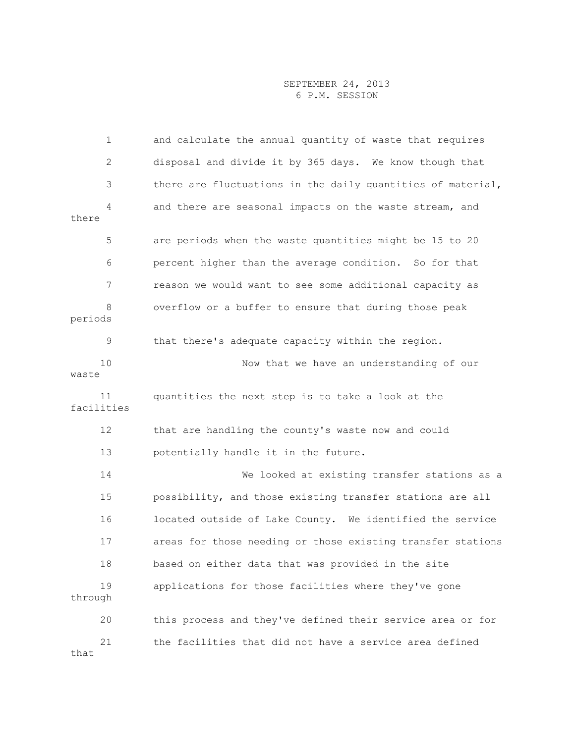SEPTEMBER 24, 2013
6 P.M. SESSION

1 and calculate the annual quantity of waste that requires
2 disposal and divide it by 365 days. We know though that
3 there are fluctuations in the daily quantities of material,
4 and there are seasonal impacts on the waste stream, and there
5 are periods when the waste quantities might be 15 to 20
6 percent higher than the average condition. So for that
7 reason we would want to see some additional capacity as
8 overflow or a buffer to ensure that during those peak periods
9 that there's adequate capacity within the region.
10 Now that we have an understanding of our waste
11 quantities the next step is to take a look at the facilities
12 that are handling the county's waste now and could
13 potentially handle it in the future.
14 We looked at existing transfer stations as a
15 possibility, and those existing transfer stations are all
16 located outside of Lake County. We identified the service
17 areas for those needing or those existing transfer stations
18 based on either data that was provided in the site
19 applications for those facilities where they've gone through
20 this process and they've defined their service area or for
21 the facilities that did not have a service area defined that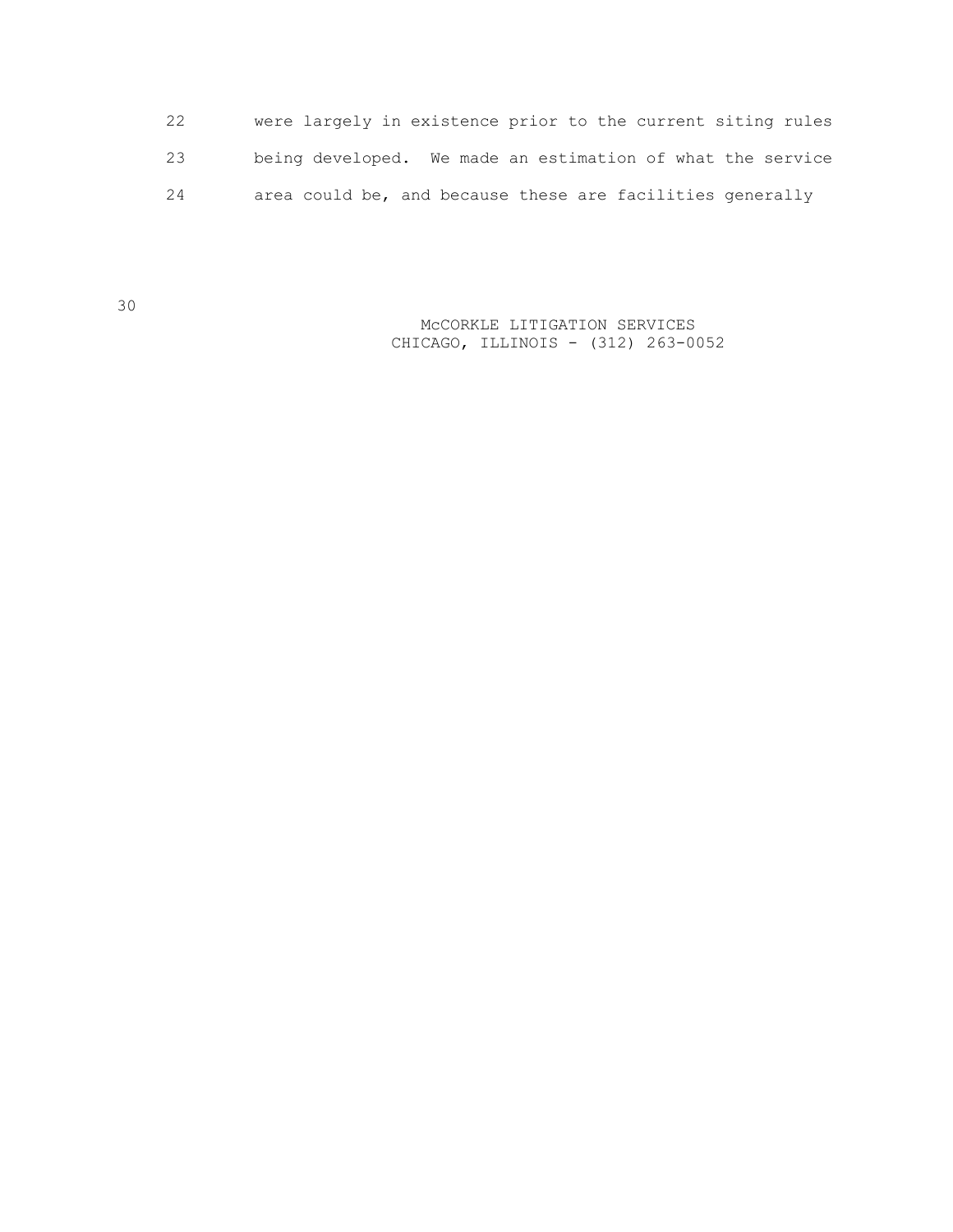22 were largely in existence prior to the current siting rules

23 being developed. We made an estimation of what the service

24 area could be, and because these are facilities generally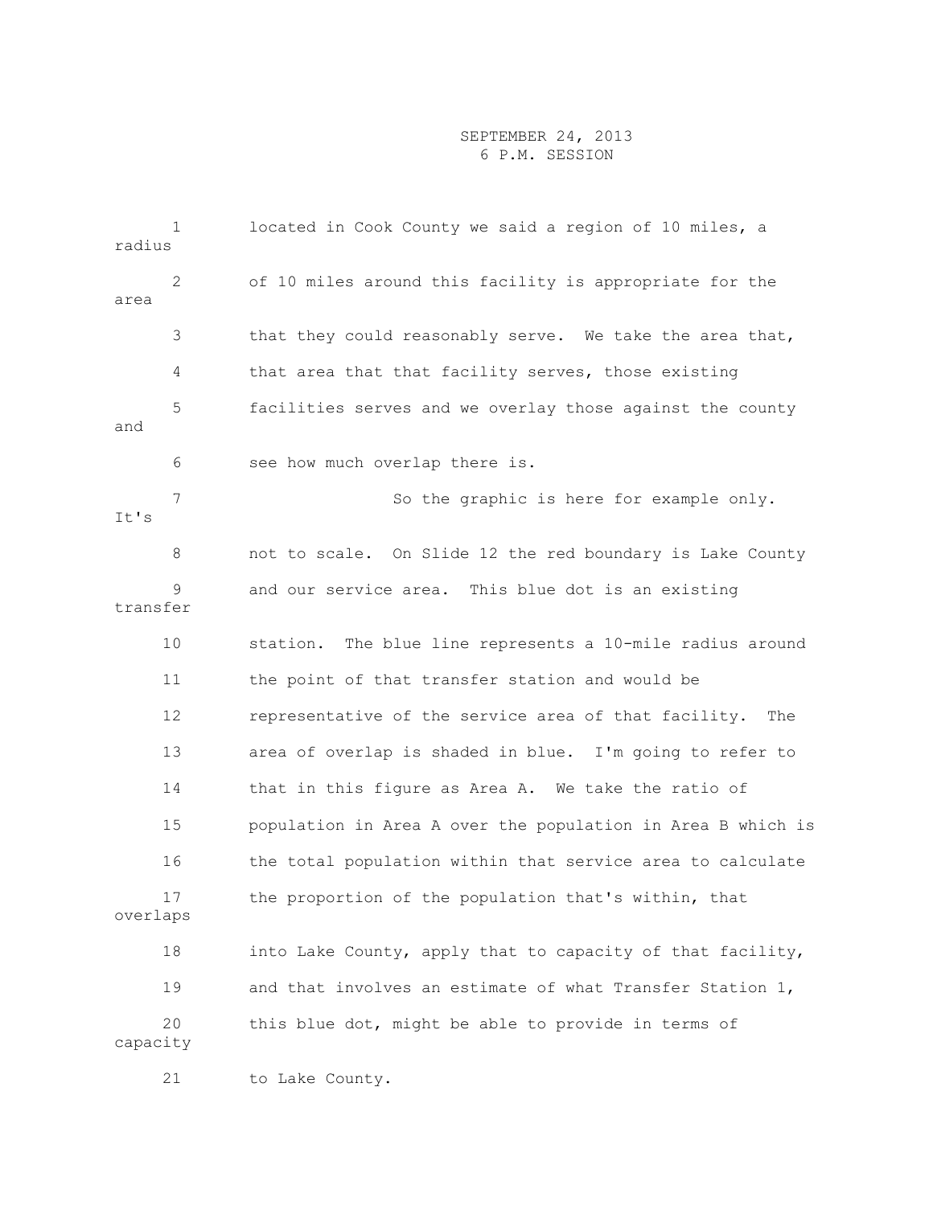SEPTEMBER 24, 2013
6 P.M. SESSION

1 located in Cook County we said a region of 10 miles, a radius

2 of 10 miles around this facility is appropriate for the area

3 that they could reasonably serve. We take the area that,

4 that area that that facility serves, those existing

5 facilities serves and we overlay those against the county and

6 see how much overlap there is.

7 So the graphic is here for example only. It's

8 not to scale. On Slide 12 the red boundary is Lake County

9 and our service area. This blue dot is an existing transfer

10 station. The blue line represents a 10-mile radius around

11 the point of that transfer station and would be

12 representative of the service area of that facility. The

13 area of overlap is shaded in blue. I'm going to refer to

14 that in this figure as Area A. We take the ratio of

15 population in Area A over the population in Area B which is

16 the total population within that service area to calculate

17 the proportion of the population that's within, that overlaps

18 into Lake County, apply that to capacity of that facility,

19 and that involves an estimate of what Transfer Station 1,

20 this blue dot, might be able to provide in terms of capacity

21 to Lake County.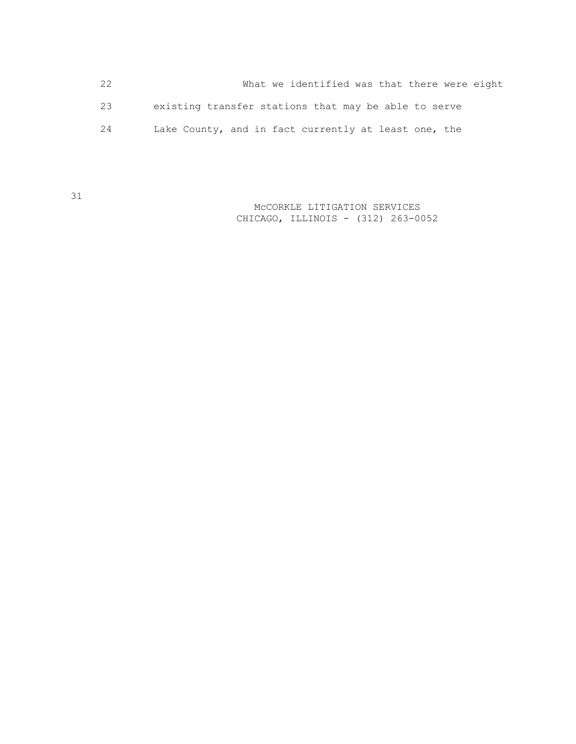22                What we identified was that there were eight

23     existing transfer stations that may be able to serve

24     Lake County, and in fact currently at least one, the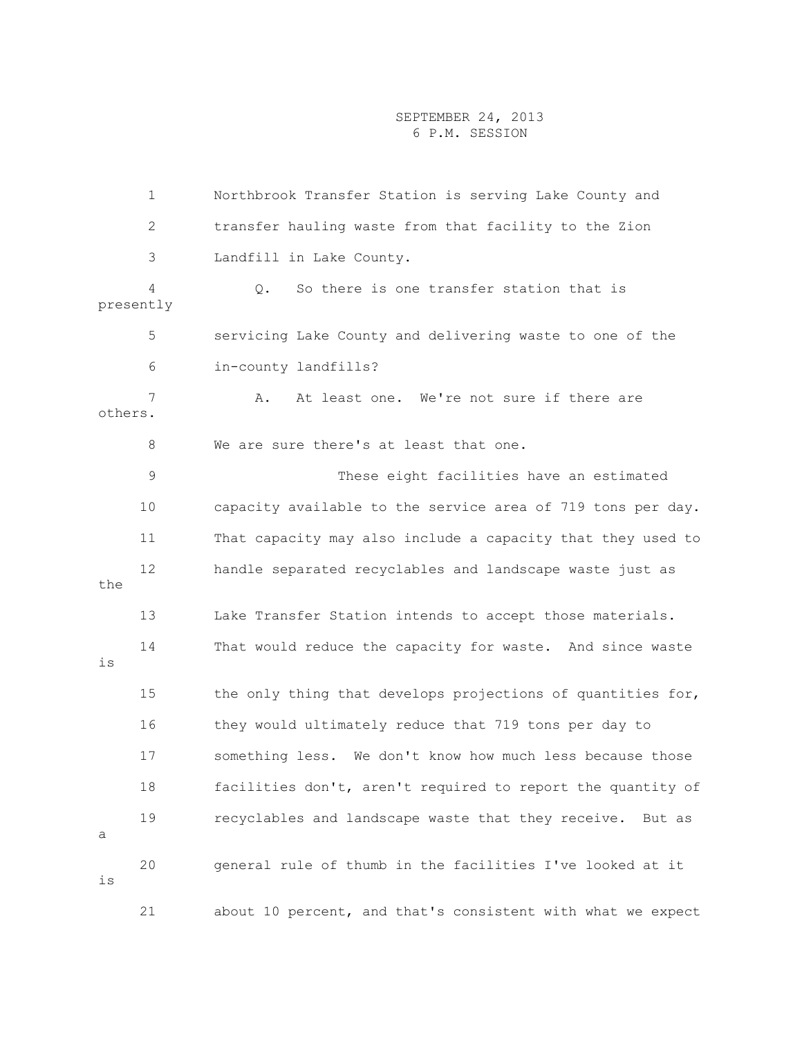SEPTEMBER 24, 2013
6 P.M. SESSION

1 Northbrook Transfer Station is serving Lake County and
2 transfer hauling waste from that facility to the Zion
3 Landfill in Lake County.
4 Q. So there is one transfer station that is presently
5 servicing Lake County and delivering waste to one of the
6 in-county landfills?
7 A. At least one. We're not sure if there are others.
8 We are sure there's at least that one.
9 These eight facilities have an estimated
10 capacity available to the service area of 719 tons per day.
11 That capacity may also include a capacity that they used to
12 handle separated recyclables and landscape waste just as the
13 Lake Transfer Station intends to accept those materials.
14 That would reduce the capacity for waste. And since waste is
15 the only thing that develops projections of quantities for,
16 they would ultimately reduce that 719 tons per day to
17 something less. We don't know how much less because those
18 facilities don't, aren't required to report the quantity of
19 recyclables and landscape waste that they receive. But as a
20 general rule of thumb in the facilities I've looked at it is
21 about 10 percent, and that's consistent with what we expect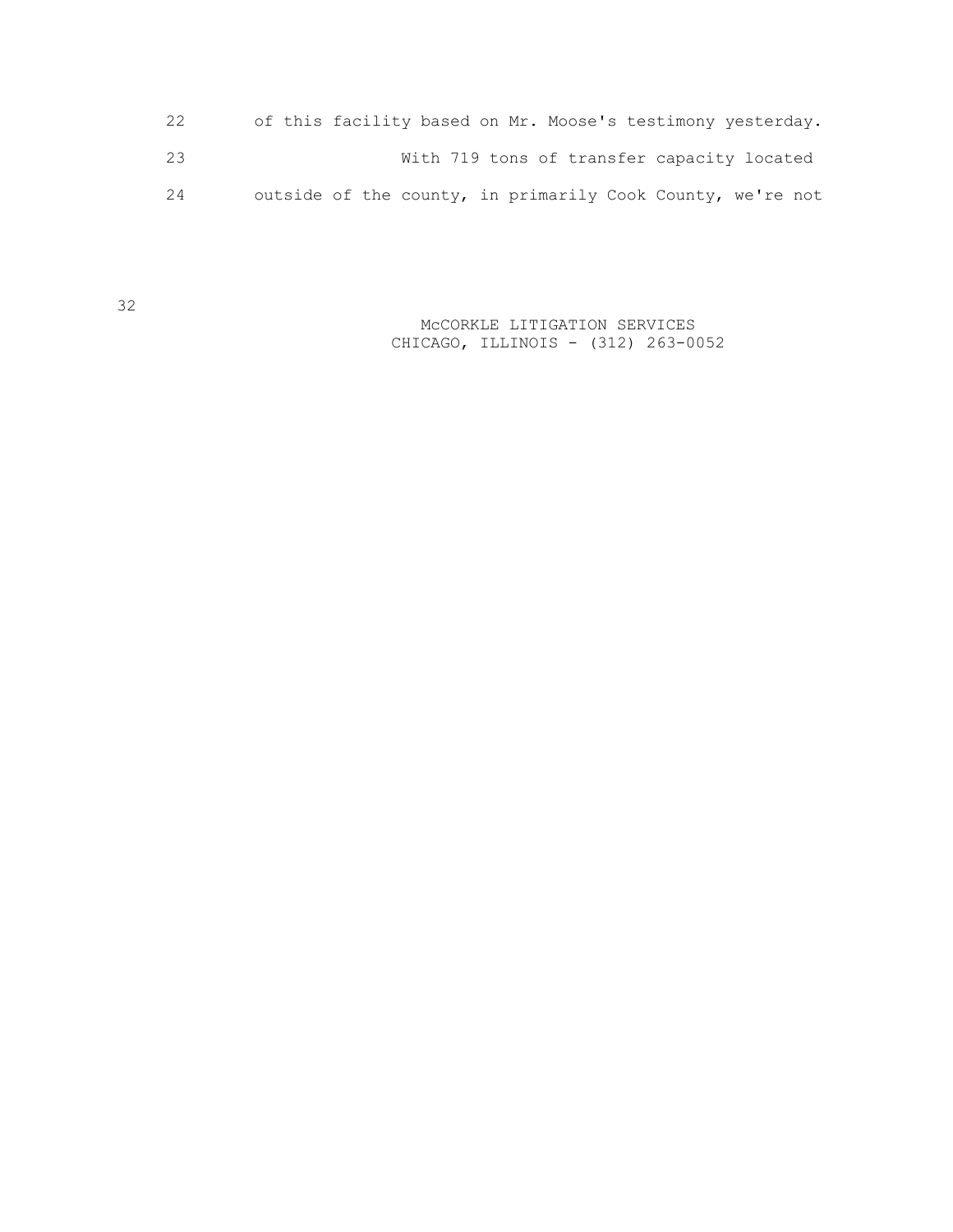22 of this facility based on Mr. Moose's testimony yesterday.

23 With 719 tons of transfer capacity located

24 outside of the county, in primarily Cook County, we're not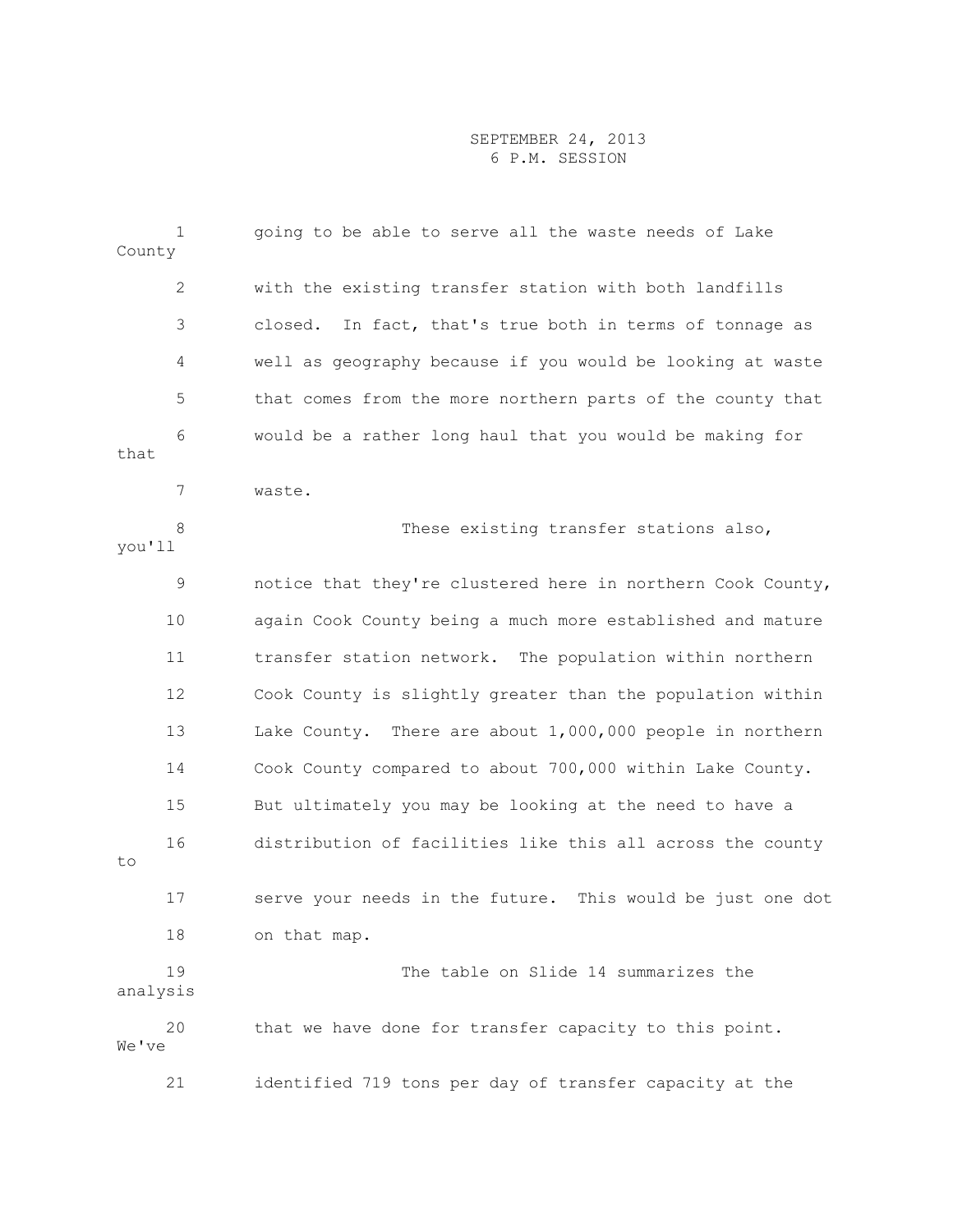SEPTEMBER 24, 2013
6 P.M. SESSION

1 going to be able to serve all the waste needs of Lake County
2 with the existing transfer station with both landfills
3 closed. In fact, that's true both in terms of tonnage as
4 well as geography because if you would be looking at waste
5 that comes from the more northern parts of the county that
6 would be a rather long haul that you would be making for that
7 waste.
8 These existing transfer stations also, you'll
9 notice that they're clustered here in northern Cook County,
10 again Cook County being a much more established and mature
11 transfer station network. The population within northern
12 Cook County is slightly greater than the population within
13 Lake County. There are about 1,000,000 people in northern
14 Cook County compared to about 700,000 within Lake County.
15 But ultimately you may be looking at the need to have a
16 distribution of facilities like this all across the county to
17 serve your needs in the future. This would be just one dot
18 on that map.
19 The table on Slide 14 summarizes the analysis
20 that we have done for transfer capacity to this point. We've
21 identified 719 tons per day of transfer capacity at the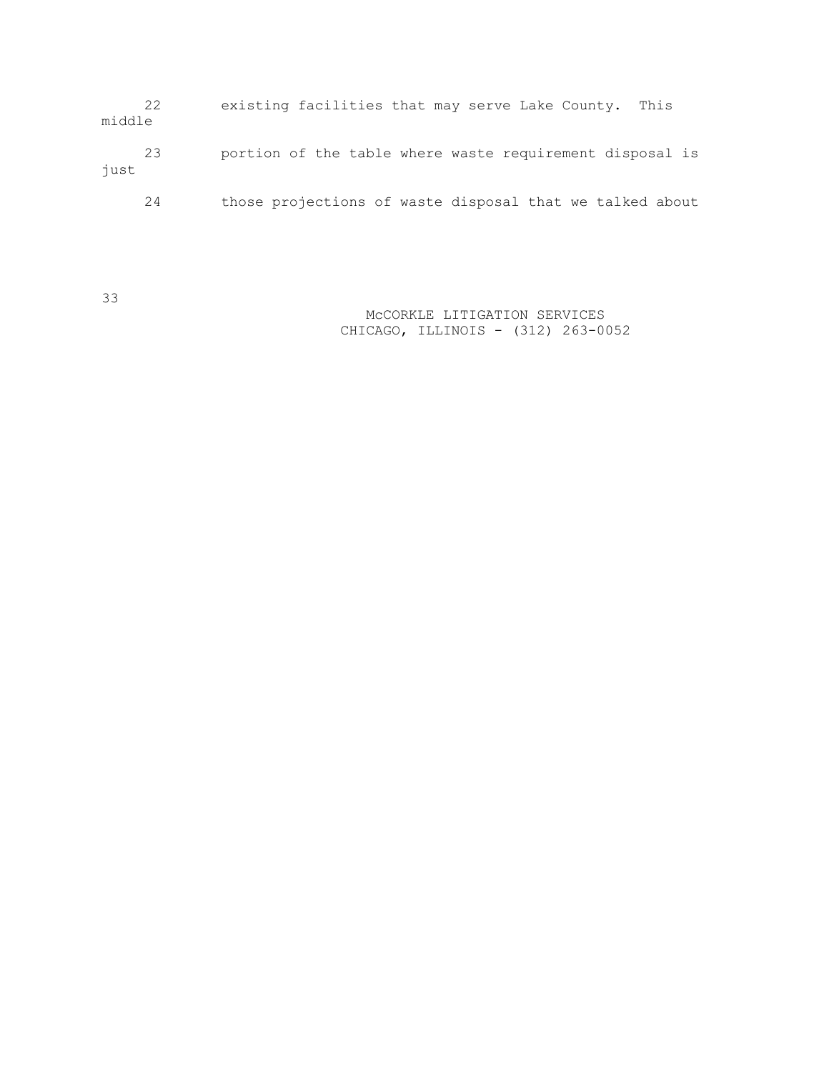22 existing facilities that may serve Lake County. This middle

23 portion of the table where waste requirement disposal is just

24 those projections of waste disposal that we talked about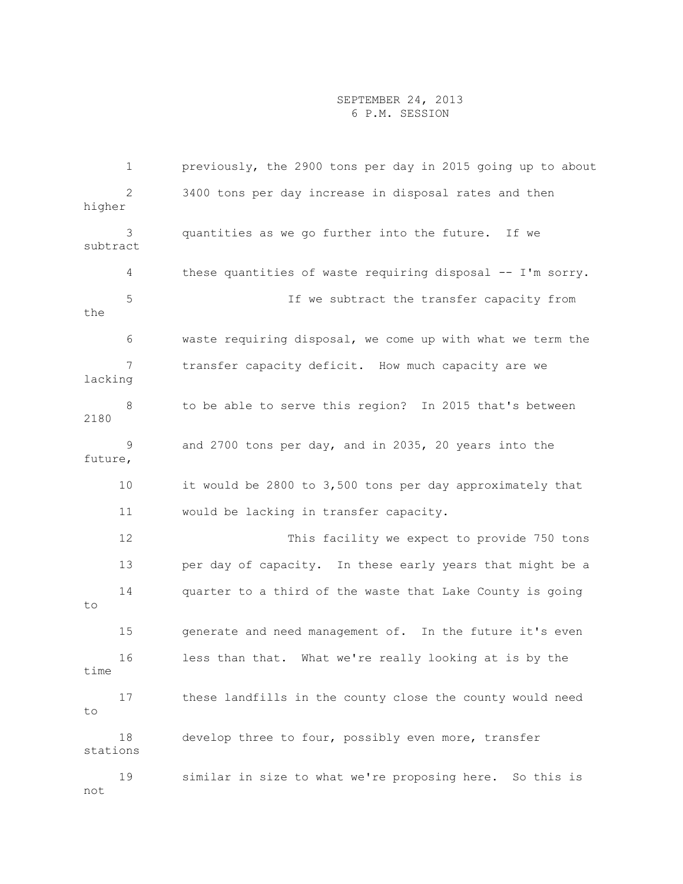SEPTEMBER 24, 2013
6 P.M. SESSION

1 previously, the 2900 tons per day in 2015 going up to about
2 3400 tons per day increase in disposal rates and then higher
3 quantities as we go further into the future. If we subtract
4 these quantities of waste requiring disposal -- I'm sorry.
5 If we subtract the transfer capacity from the
6 waste requiring disposal, we come up with what we term the
7 transfer capacity deficit. How much capacity are we lacking
8 to be able to serve this region? In 2015 that's between 2180
9 and 2700 tons per day, and in 2035, 20 years into the future,
10 it would be 2800 to 3,500 tons per day approximately that
11 would be lacking in transfer capacity.
12 This facility we expect to provide 750 tons
13 per day of capacity. In these early years that might be a
14 quarter to a third of the waste that Lake County is going to
15 generate and need management of. In the future it's even
16 less than that. What we're really looking at is by the time
17 these landfills in the county close the county would need to
18 develop three to four, possibly even more, transfer stations
19 similar in size to what we're proposing here. So this is not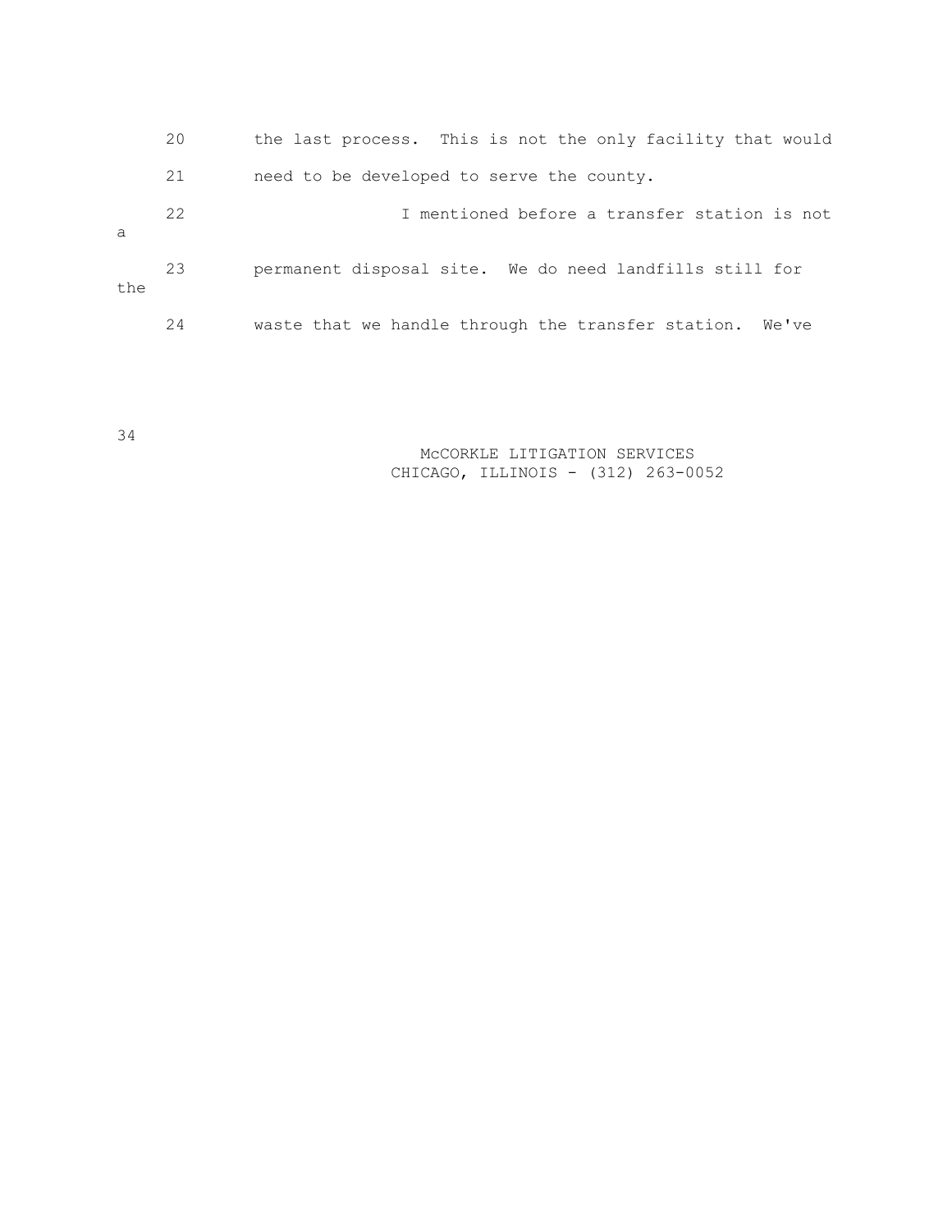20 the last process. This is not the only facility that would

21 need to be developed to serve the county.

22 I mentioned before a transfer station is not a

23 permanent disposal site. We do need landfills still for the

24 waste that we handle through the transfer station. We've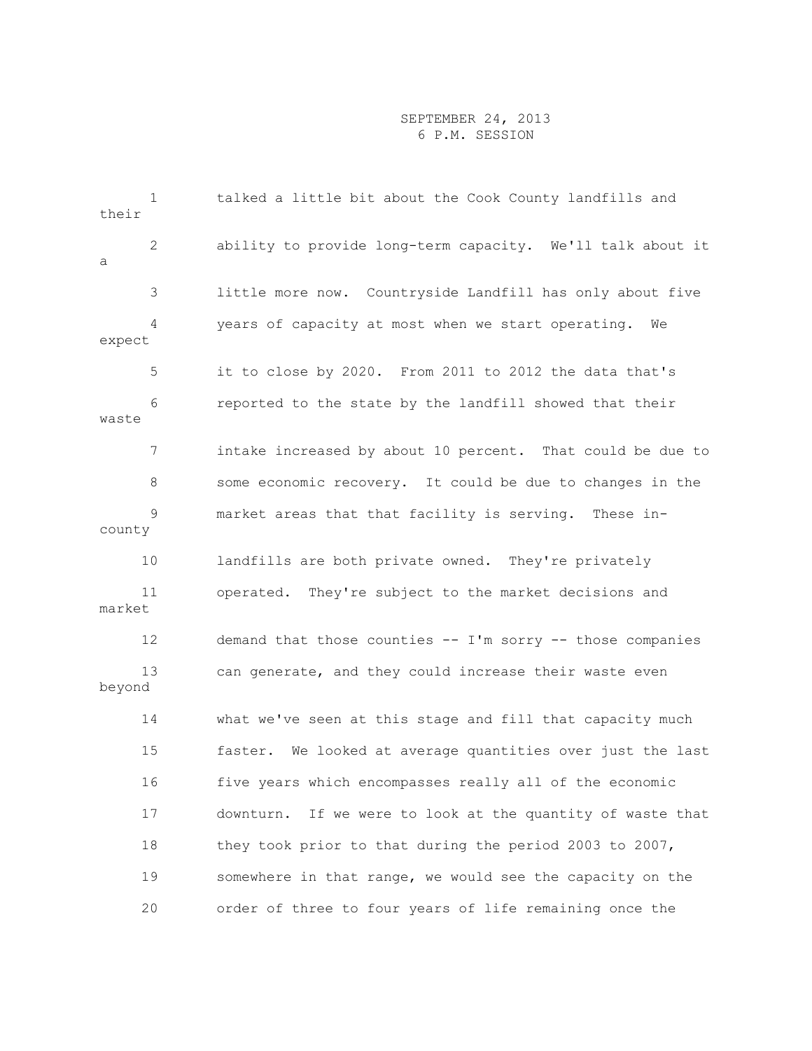talked a little bit about the Cook County landfills and their ability to provide long-term capacity. We'll talk about it a little more now. Countryside Landfill has only about five years of capacity at most when we start operating. We expect it to close by 2020. From 2011 to 2012 the data that's reported to the state by the landfill showed that their waste intake increased by about 10 percent. That could be due to some economic recovery. It could be due to changes in the market areas that that facility is serving. These in-county landfills are both private owned. They're privately operated. They're subject to the market decisions and market demand that those counties -- I'm sorry -- those companies can generate, and they could increase their waste even beyond what we've seen at this stage and fill that capacity much faster. We looked at average quantities over just the last five years which encompasses really all of the economic downturn. If we were to look at the quantity of waste that they took prior to that during the period 2003 to 2007, somewhere in that range, we would see the capacity on the order of three to four years of life remaining once the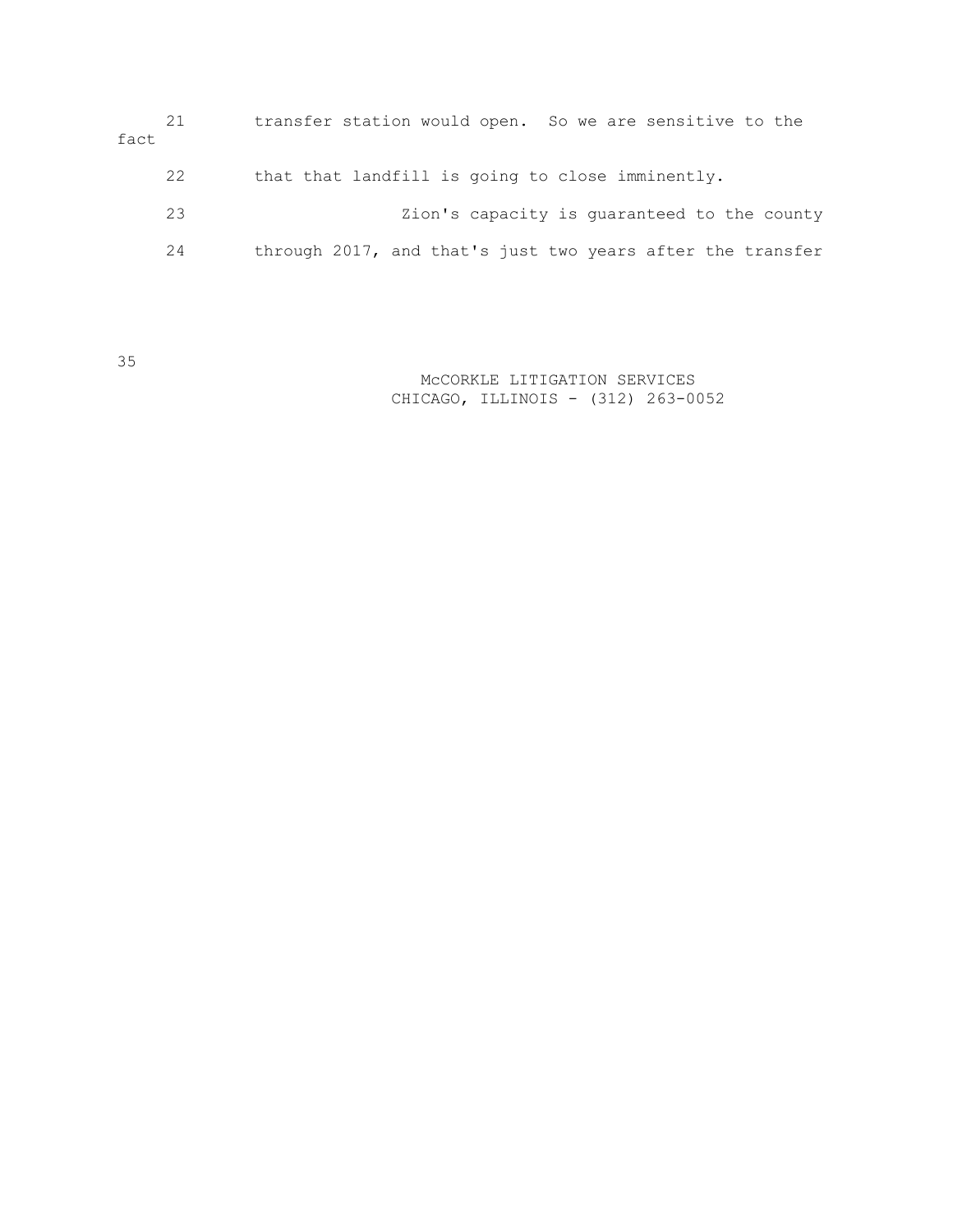21 transfer station would open. So we are sensitive to the fact

22 that that landfill is going to close imminently.

23 Zion's capacity is guaranteed to the county

24 through 2017, and that's just two years after the transfer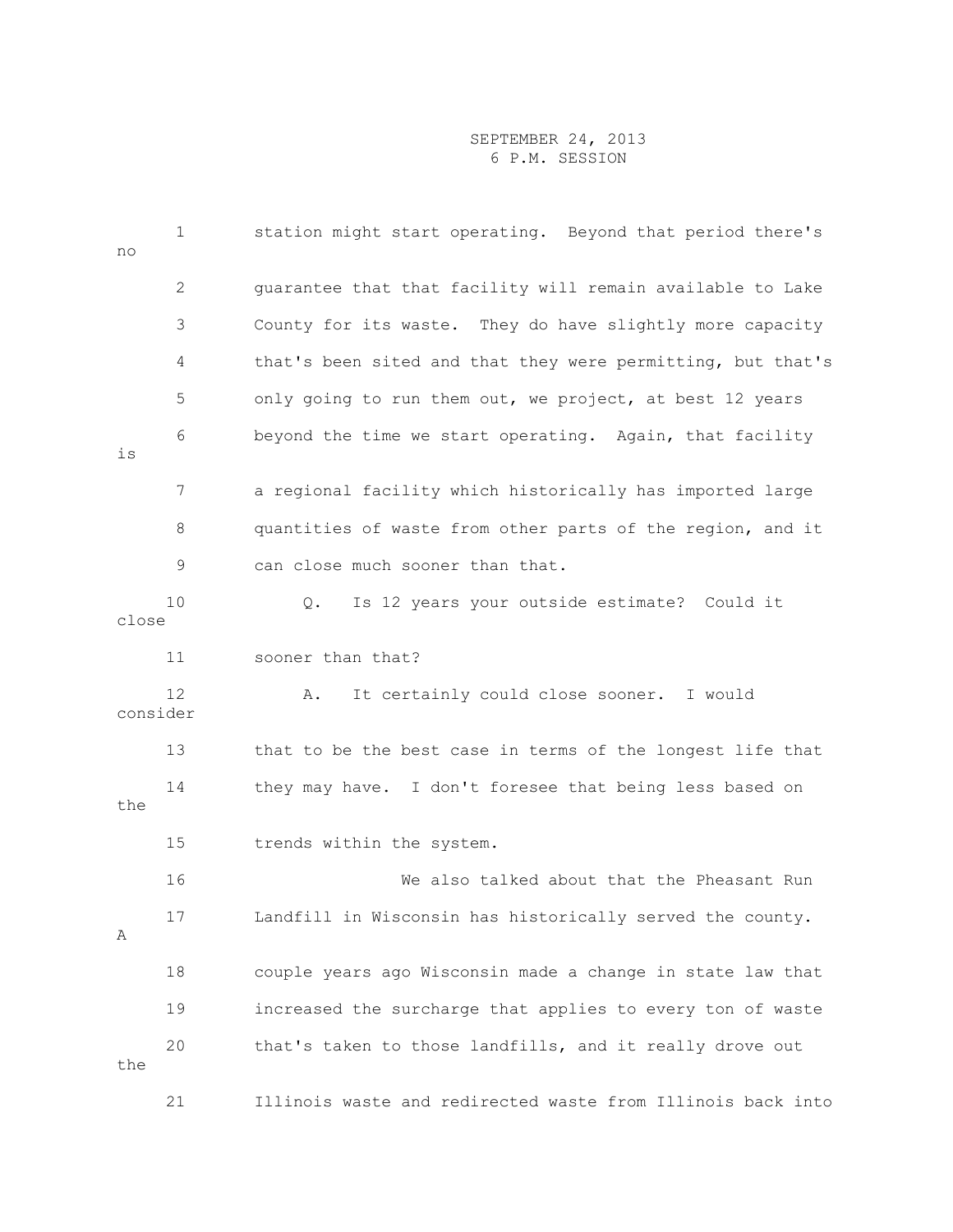SEPTEMBER 24, 2013
6 P.M. SESSION

1 station might start operating. Beyond that period there's no
2 guarantee that that facility will remain available to Lake
3 County for its waste. They do have slightly more capacity
4 that's been sited and that they were permitting, but that's
5 only going to run them out, we project, at best 12 years
6 beyond the time we start operating. Again, that facility is
7 a regional facility which historically has imported large
8 quantities of waste from other parts of the region, and it
9 can close much sooner than that.

10 Q. Is 12 years your outside estimate? Could it close
11 sooner than that?

12 A. It certainly could close sooner. I would consider
13 that to be the best case in terms of the longest life that
14 they may have. I don't foresee that being less based on the
15 trends within the system.

16 We also talked about that the Pheasant Run
17 Landfill in Wisconsin has historically served the county. A
18 couple years ago Wisconsin made a change in state law that
19 increased the surcharge that applies to every ton of waste
20 that's taken to those landfills, and it really drove out the
21 Illinois waste and redirected waste from Illinois back into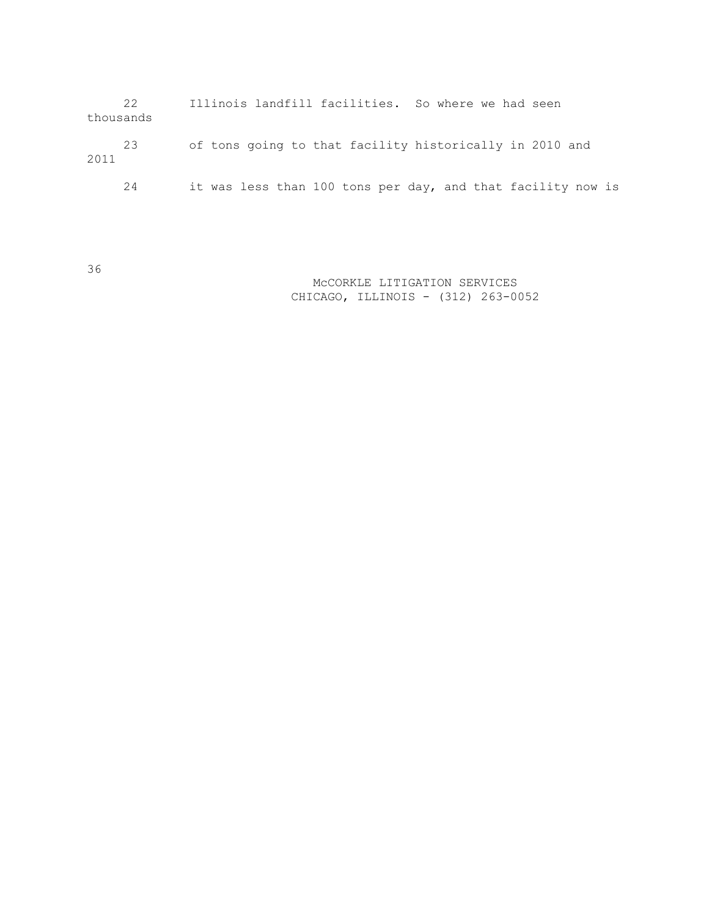22 Illinois landfill facilities. So where we had seen thousands

23 of tons going to that facility historically in 2010 and 2011

24 it was less than 100 tons per day, and that facility now is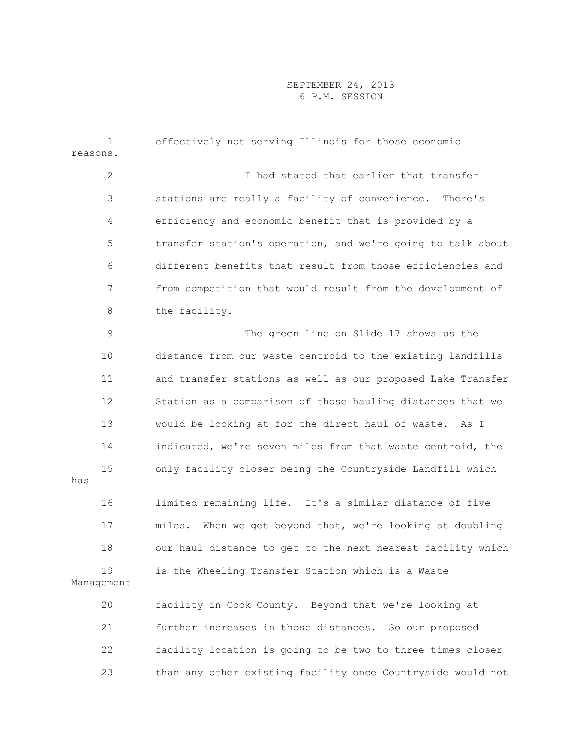SEPTEMBER 24, 2013
6 P.M. SESSION

1 effectively not serving Illinois for those economic reasons.

2 I had stated that earlier that transfer
3 stations are really a facility of convenience. There's
4 efficiency and economic benefit that is provided by a
5 transfer station's operation, and we're going to talk about
6 different benefits that result from those efficiencies and
7 from competition that would result from the development of
8 the facility.

9 The green line on Slide 17 shows us the
10 distance from our waste centroid to the existing landfills
11 and transfer stations as well as our proposed Lake Transfer
12 Station as a comparison of those hauling distances that we
13 would be looking at for the direct haul of waste. As I
14 indicated, we're seven miles from that waste centroid, the
15 only facility closer being the Countryside Landfill which has
16 limited remaining life. It's a similar distance of five
17 miles. When we get beyond that, we're looking at doubling
18 our haul distance to get to the next nearest facility which
19 is the Wheeling Transfer Station which is a Waste Management
20 facility in Cook County. Beyond that we're looking at
21 further increases in those distances. So our proposed
22 facility location is going to be two to three times closer
23 than any other existing facility once Countryside would not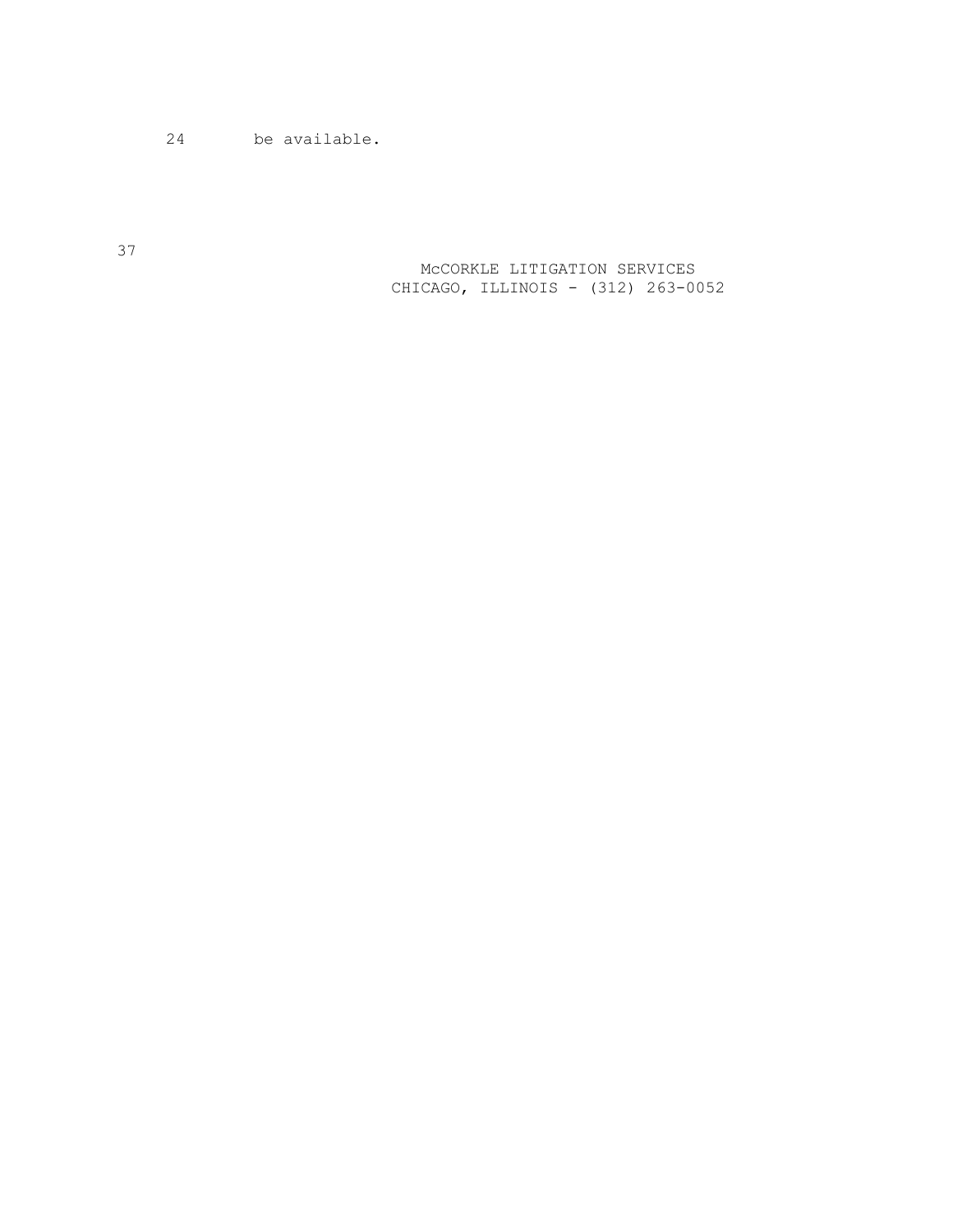24 be available.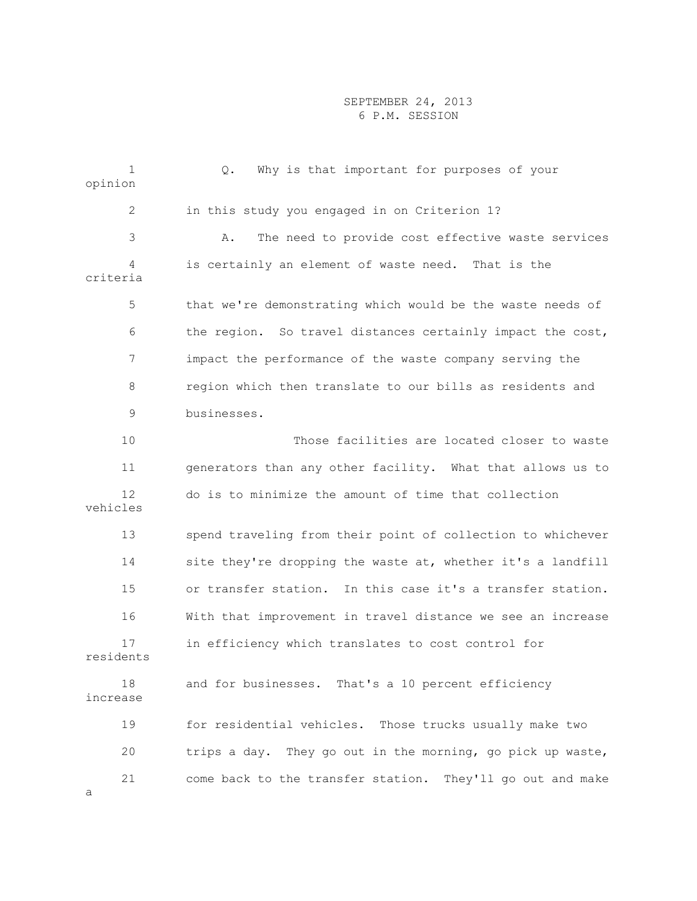SEPTEMBER 24, 2013
6 P.M. SESSION

1 Q. Why is that important for purposes of your opinion

2 in this study you engaged in on Criterion 1?

3 A. The need to provide cost effective waste services

4 is certainly an element of waste need. That is the criteria

5 that we're demonstrating which would be the waste needs of

6 the region. So travel distances certainly impact the cost,

7 impact the performance of the waste company serving the

8 region which then translate to our bills as residents and

9 businesses.

10 Those facilities are located closer to waste

11 generators than any other facility. What that allows us to

12 do is to minimize the amount of time that collection vehicles

13 spend traveling from their point of collection to whichever

14 site they're dropping the waste at, whether it's a landfill

15 or transfer station. In this case it's a transfer station.

16 With that improvement in travel distance we see an increase

17 in efficiency which translates to cost control for residents

18 and for businesses. That's a 10 percent efficiency increase

19 for residential vehicles. Those trucks usually make two

20 trips a day. They go out in the morning, go pick up waste,

21 come back to the transfer station. They'll go out and make a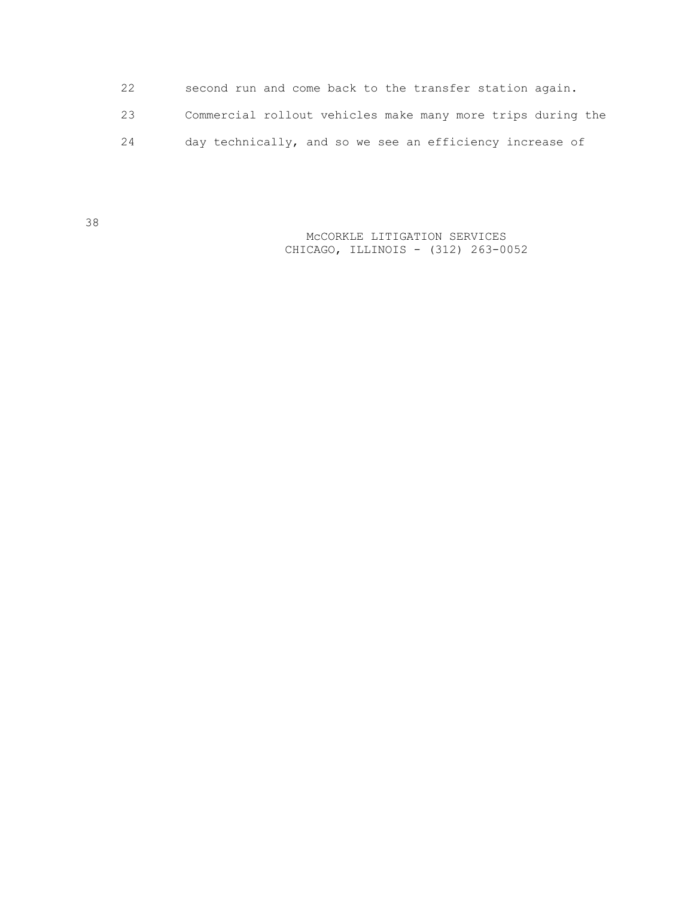22 second run and come back to the transfer station again.

23 Commercial rollout vehicles make many more trips during the

24 day technically, and so we see an efficiency increase of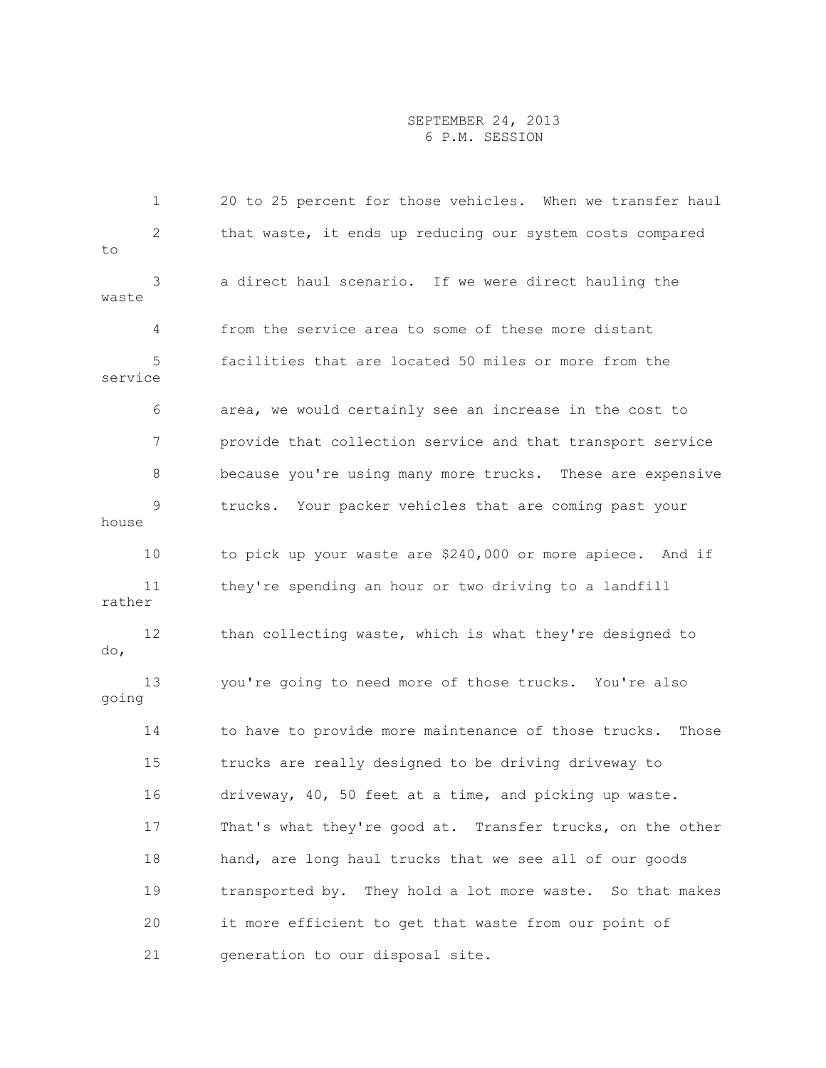SEPTEMBER 24, 2013
6 P.M. SESSION

1 20 to 25 percent for those vehicles. When we transfer haul
2 that waste, it ends up reducing our system costs compared to
3 a direct haul scenario. If we were direct hauling the waste
4 from the service area to some of these more distant
5 facilities that are located 50 miles or more from the service
6 area, we would certainly see an increase in the cost to
7 provide that collection service and that transport service
8 because you're using many more trucks. These are expensive
9 trucks. Your packer vehicles that are coming past your house
10 to pick up your waste are $240,000 or more apiece. And if
11 they're spending an hour or two driving to a landfill rather
12 than collecting waste, which is what they're designed to do,
13 you're going to need more of those trucks. You're also going
14 to have to provide more maintenance of those trucks. Those
15 trucks are really designed to be driving driveway to
16 driveway, 40, 50 feet at a time, and picking up waste.
17 That's what they're good at. Transfer trucks, on the other
18 hand, are long haul trucks that we see all of our goods
19 transported by. They hold a lot more waste. So that makes
20 it more efficient to get that waste from our point of
21 generation to our disposal site.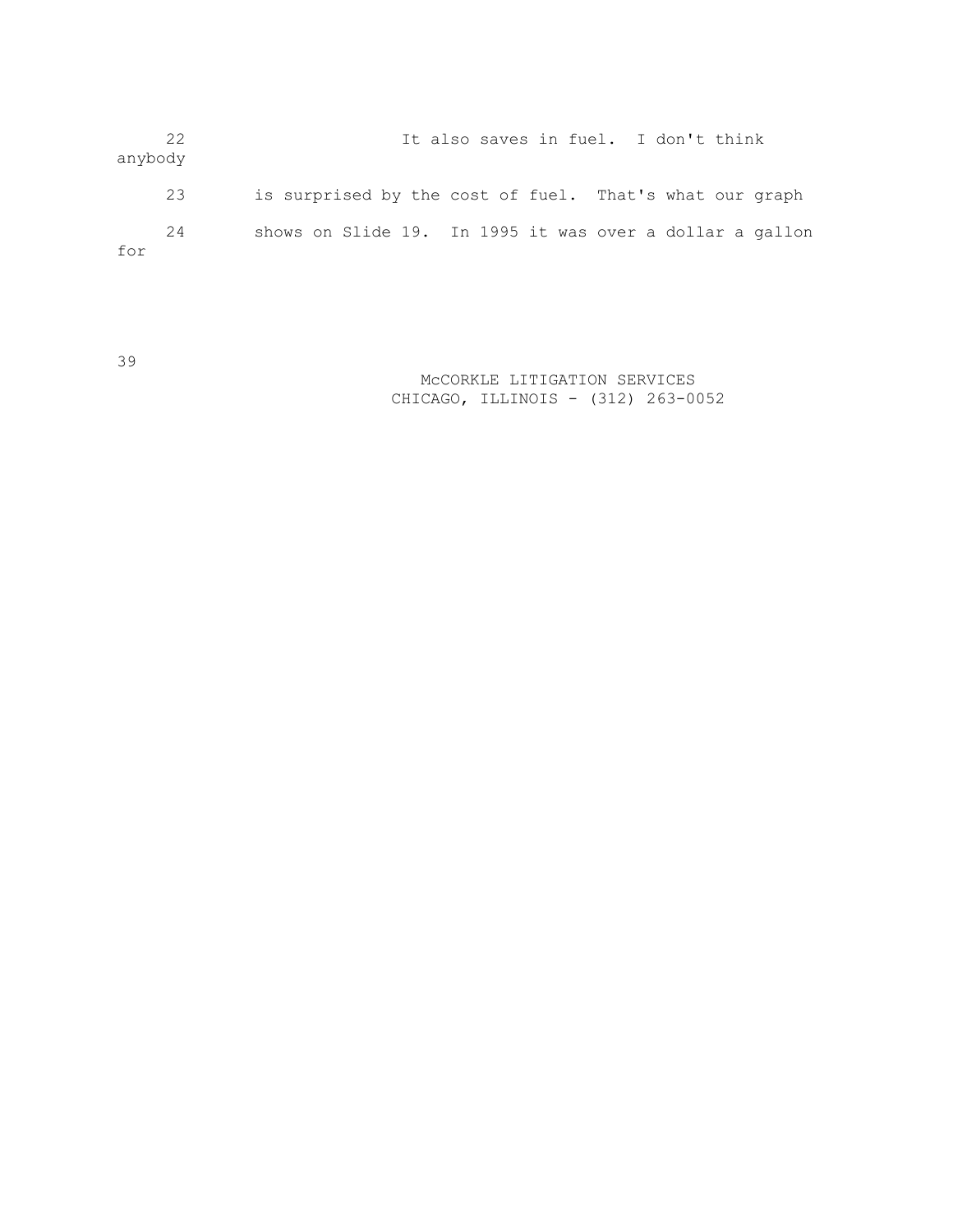22 It also saves in fuel. I don't think anybody

23 is surprised by the cost of fuel. That's what our graph

24 shows on Slide 19. In 1995 it was over a dollar a gallon for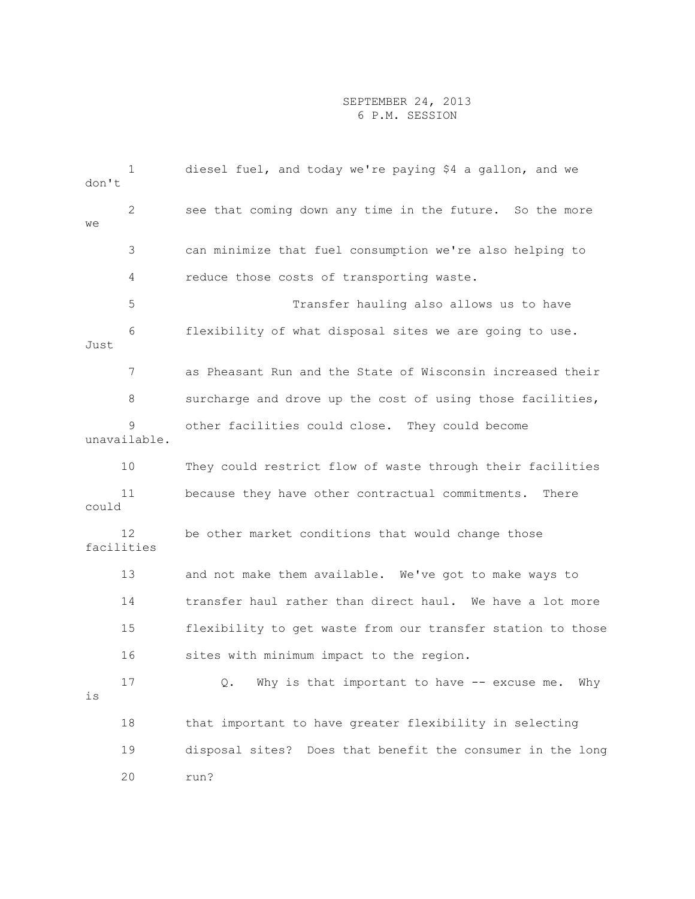SEPTEMBER 24, 2013
6 P.M. SESSION

1 diesel fuel, and today we're paying $4 a gallon, and we don't

2 see that coming down any time in the future. So the more we

3 can minimize that fuel consumption we're also helping to

4 reduce those costs of transporting waste.

5 Transfer hauling also allows us to have

6 flexibility of what disposal sites we are going to use. Just

7 as Pheasant Run and the State of Wisconsin increased their

8 surcharge and drove up the cost of using those facilities,

9 other facilities could close. They could become unavailable.

10 They could restrict flow of waste through their facilities

11 because they have other contractual commitments. There could

12 be other market conditions that would change those facilities

13 and not make them available. We've got to make ways to

14 transfer haul rather than direct haul. We have a lot more

15 flexibility to get waste from our transfer station to those

16 sites with minimum impact to the region.

17 Q. Why is that important to have -- excuse me. Why is

18 that important to have greater flexibility in selecting

19 disposal sites? Does that benefit the consumer in the long

20 run?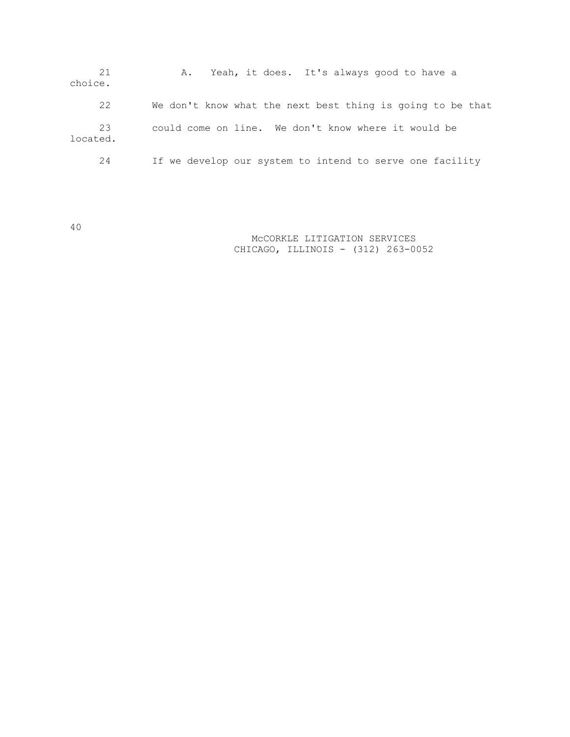21 A. Yeah, it does. It's always good to have a choice.

22 We don't know what the next best thing is going to be that

23 could come on line. We don't know where it would be located.

24 If we develop our system to intend to serve one facility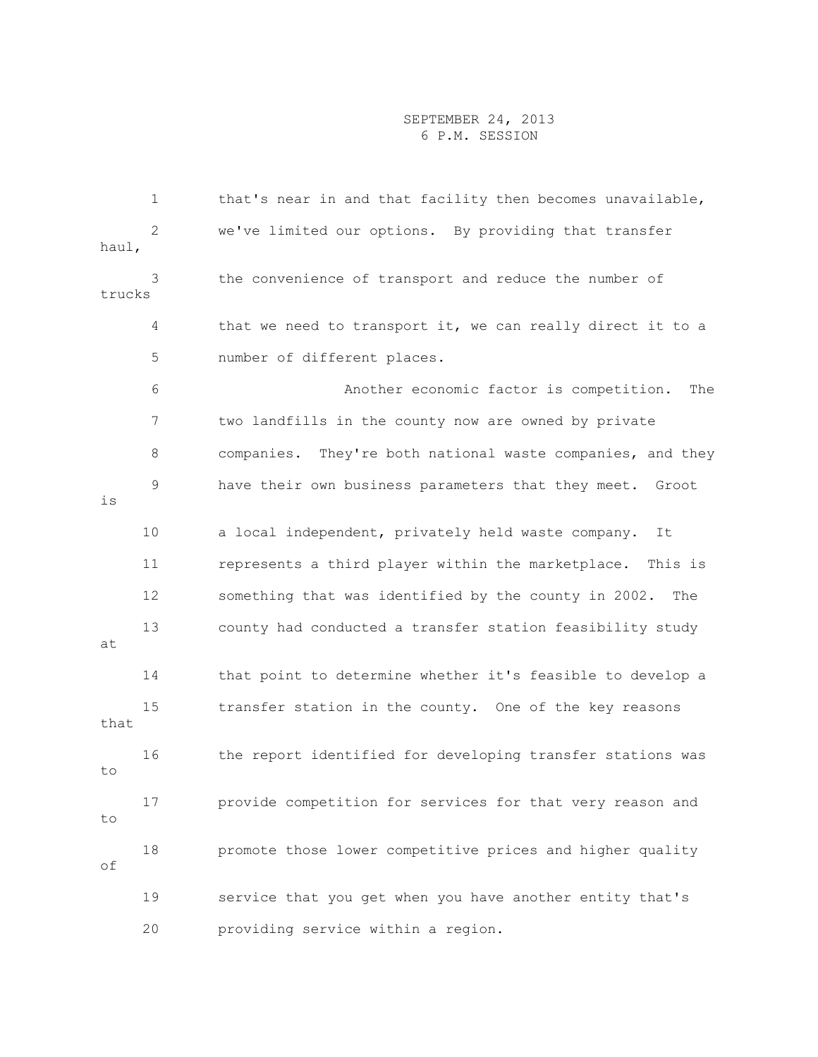SEPTEMBER 24, 2013
6 P.M. SESSION

1 that's near in and that facility then becomes unavailable,
2 we've limited our options. By providing that transfer haul,
3 the convenience of transport and reduce the number of trucks
4 that we need to transport it, we can really direct it to a
5 number of different places.
6 Another economic factor is competition. The
7 two landfills in the county now are owned by private
8 companies. They're both national waste companies, and they
9 have their own business parameters that they meet. Groot is
10 a local independent, privately held waste company. It
11 represents a third player within the marketplace. This is
12 something that was identified by the county in 2002. The
13 county had conducted a transfer station feasibility study at
14 that point to determine whether it's feasible to develop a
15 transfer station in the county. One of the key reasons that
16 the report identified for developing transfer stations was to
17 provide competition for services for that very reason and to
18 promote those lower competitive prices and higher quality of
19 service that you get when you have another entity that's
20 providing service within a region.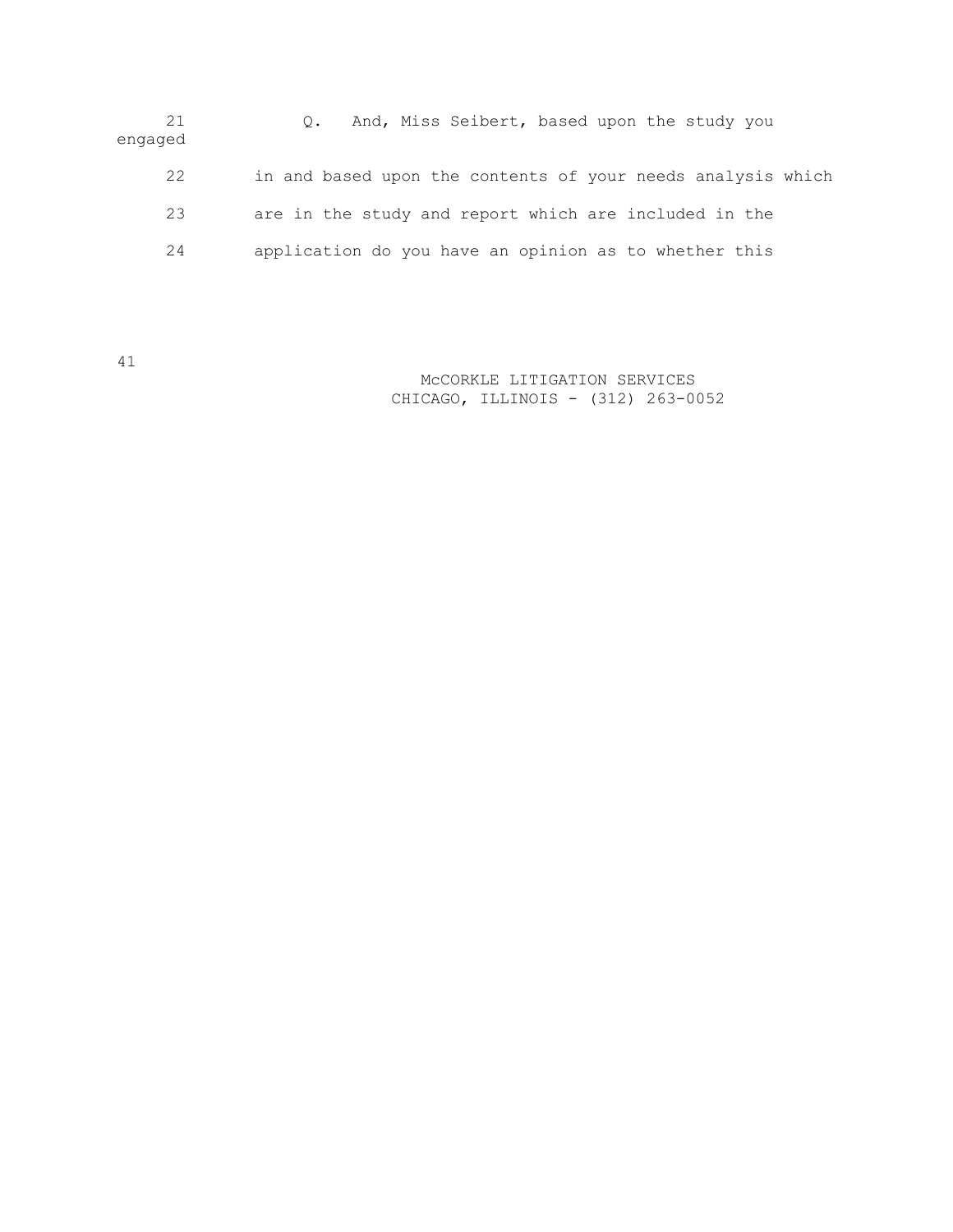21 Q. And, Miss Seibert, based upon the study you engaged

22 in and based upon the contents of your needs analysis which

23 are in the study and report which are included in the

24 application do you have an opinion as to whether this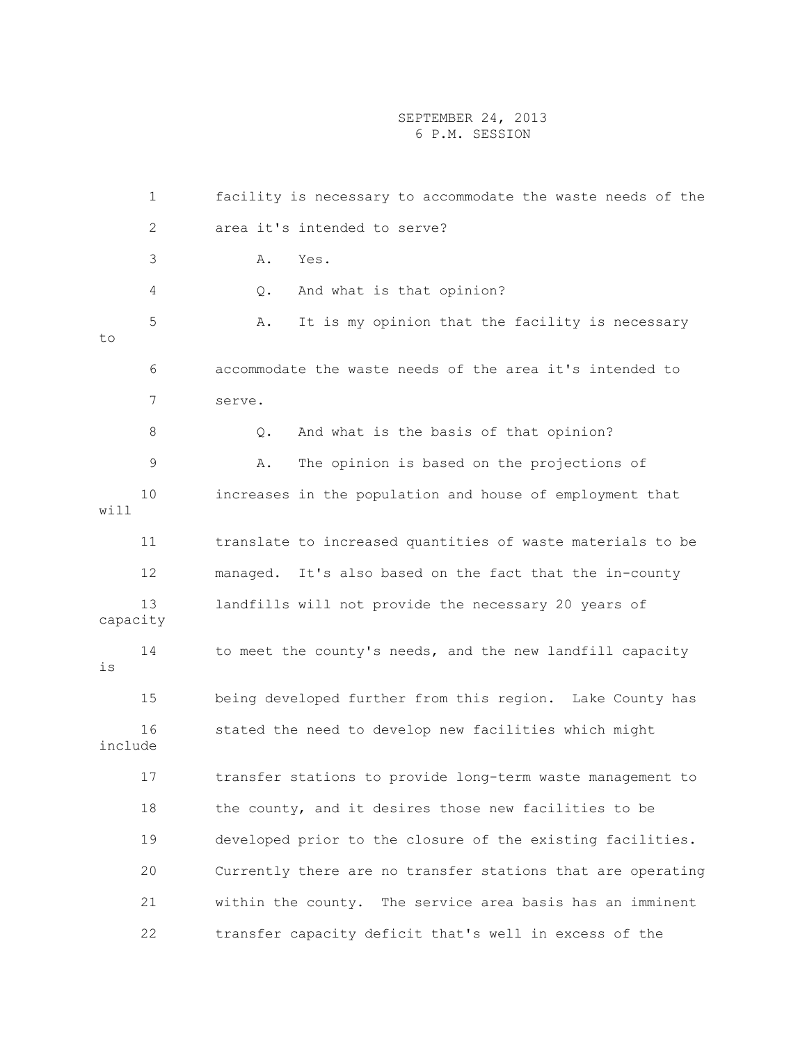SEPTEMBER 24, 2013
6 P.M. SESSION

1 facility is necessary to accommodate the waste needs of the
2 area it's intended to serve?
3 A. Yes.
4 Q. And what is that opinion?
5 A. It is my opinion that the facility is necessary to
6 accommodate the waste needs of the area it's intended to
7 serve.
8 Q. And what is the basis of that opinion?
9 A. The opinion is based on the projections of
10 increases in the population and house of employment that will
11 translate to increased quantities of waste materials to be
12 managed. It's also based on the fact that the in-county
13 landfills will not provide the necessary 20 years of capacity
14 to meet the county's needs, and the new landfill capacity is
15 being developed further from this region. Lake County has
16 stated the need to develop new facilities which might include
17 transfer stations to provide long-term waste management to
18 the county, and it desires those new facilities to be
19 developed prior to the closure of the existing facilities.
20 Currently there are no transfer stations that are operating
21 within the county. The service area basis has an imminent
22 transfer capacity deficit that's well in excess of the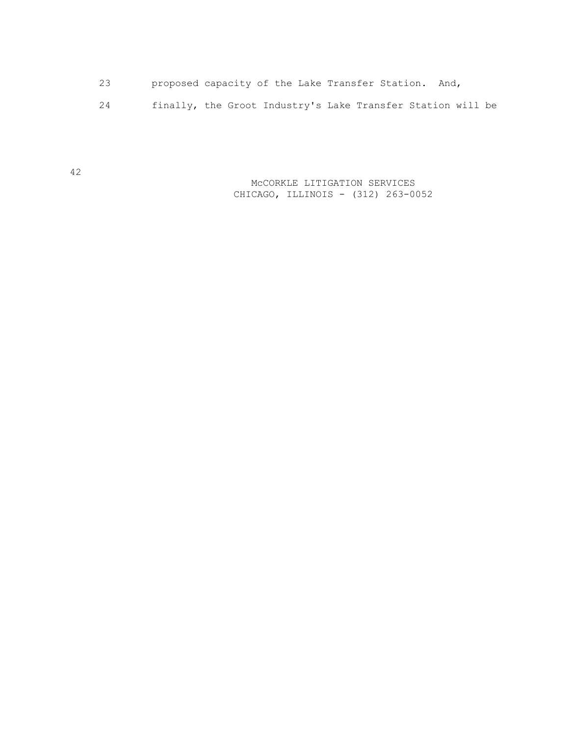23 proposed capacity of the Lake Transfer Station. And,

24 finally, the Groot Industry's Lake Transfer Station will be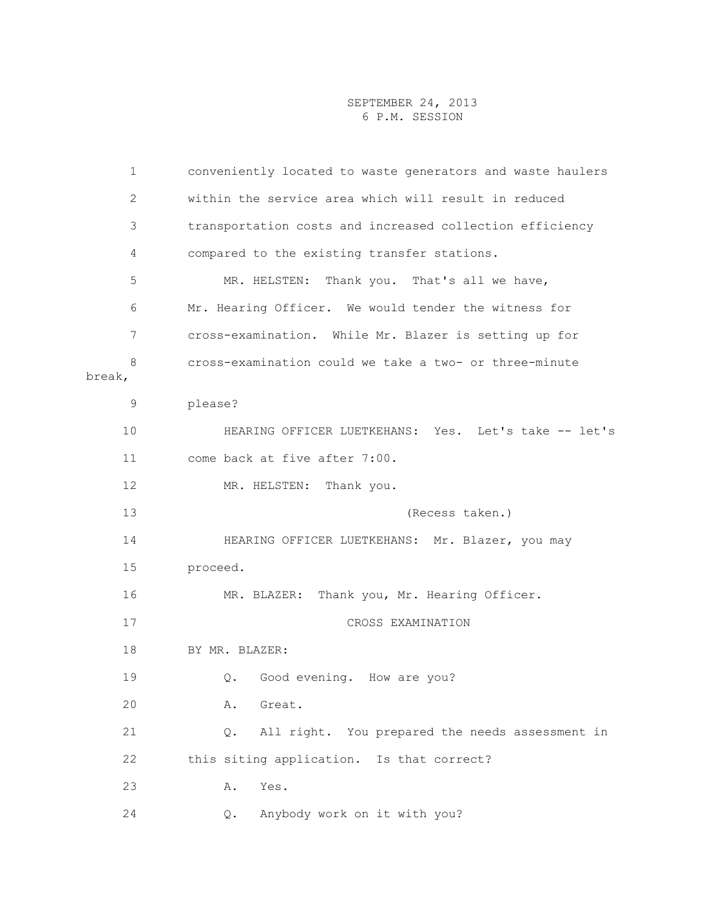SEPTEMBER 24, 2013
6 P.M. SESSION

1 conveniently located to waste generators and waste haulers
2 within the service area which will result in reduced
3 transportation costs and increased collection efficiency
4 compared to the existing transfer stations.
5 MR. HELSTEN: Thank you. That's all we have,
6 Mr. Hearing Officer. We would tender the witness for
7 cross-examination. While Mr. Blazer is setting up for
8 cross-examination could we take a two- or three-minute break,
9 please?
10 HEARING OFFICER LUETKEHANS: Yes. Let's take -- let's
11 come back at five after 7:00.
12 MR. HELSTEN: Thank you.
13 (Recess taken.)
14 HEARING OFFICER LUETKEHANS: Mr. Blazer, you may
15 proceed.
16 MR. BLAZER: Thank you, Mr. Hearing Officer.
17 CROSS EXAMINATION
18 BY MR. BLAZER:
19 Q. Good evening. How are you?
20 A. Great.
21 Q. All right. You prepared the needs assessment in
22 this siting application. Is that correct?
23 A. Yes.
24 Q. Anybody work on it with you?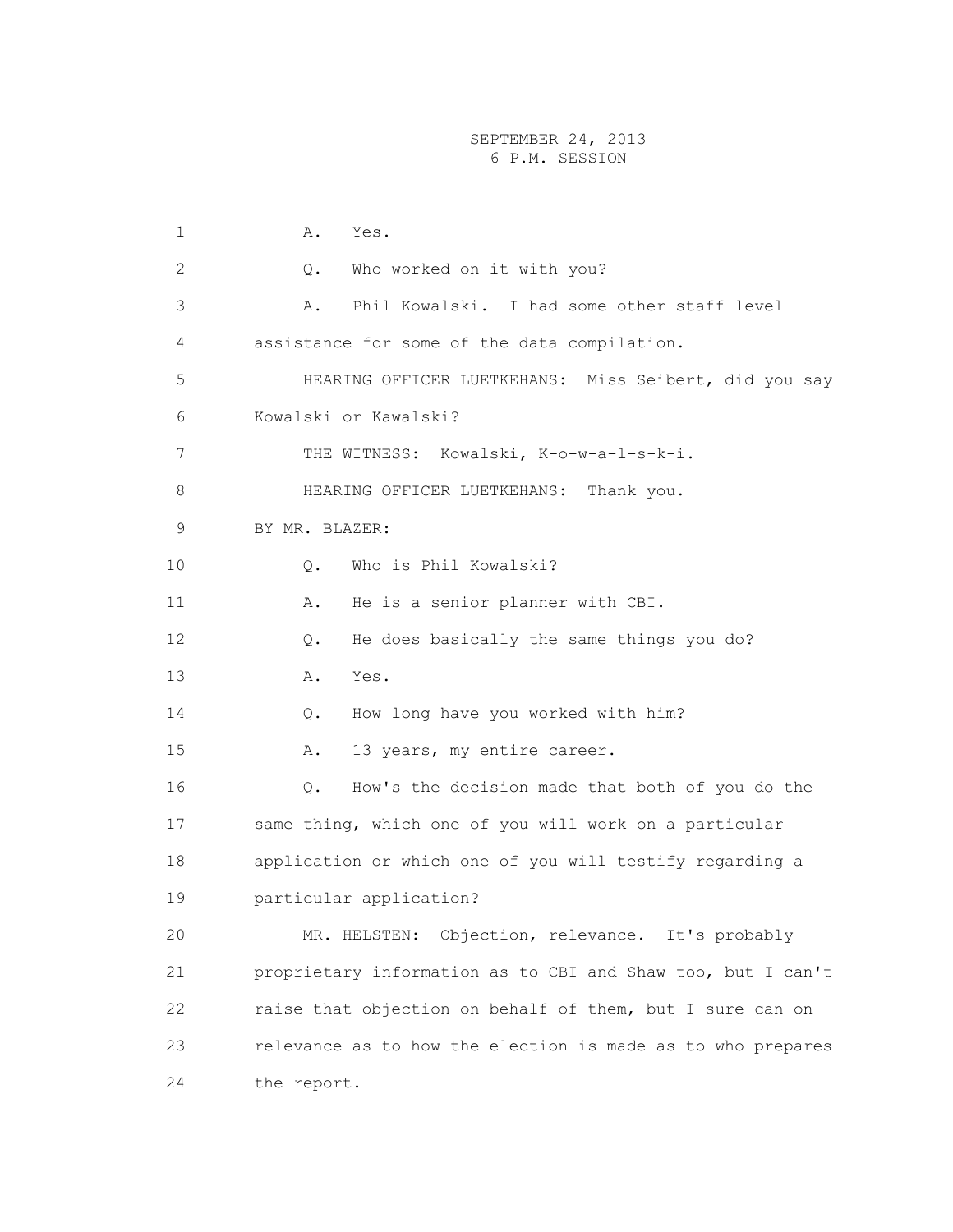SEPTEMBER 24, 2013
6 P.M. SESSION

1 A. Yes.

2 Q. Who worked on it with you?

3 A. Phil Kowalski. I had some other staff level

4 assistance for some of the data compilation.

5 HEARING OFFICER LUETKEHANS: Miss Seibert, did you say

6 Kowalski or Kawalski?

7 THE WITNESS: Kowalski, K-o-w-a-l-s-k-i.

8 HEARING OFFICER LUETKEHANS: Thank you.

9 BY MR. BLAZER:

10 Q. Who is Phil Kowalski?

11 A. He is a senior planner with CBI.

12 Q. He does basically the same things you do?

13 A. Yes.

14 Q. How long have you worked with him?

15 A. 13 years, my entire career.

16 Q. How's the decision made that both of you do the

17 same thing, which one of you will work on a particular

18 application or which one of you will testify regarding a

19 particular application?

20 MR. HELSTEN: Objection, relevance. It's probably

21 proprietary information as to CBI and Shaw too, but I can't

22 raise that objection on behalf of them, but I sure can on

23 relevance as to how the election is made as to who prepares

24 the report.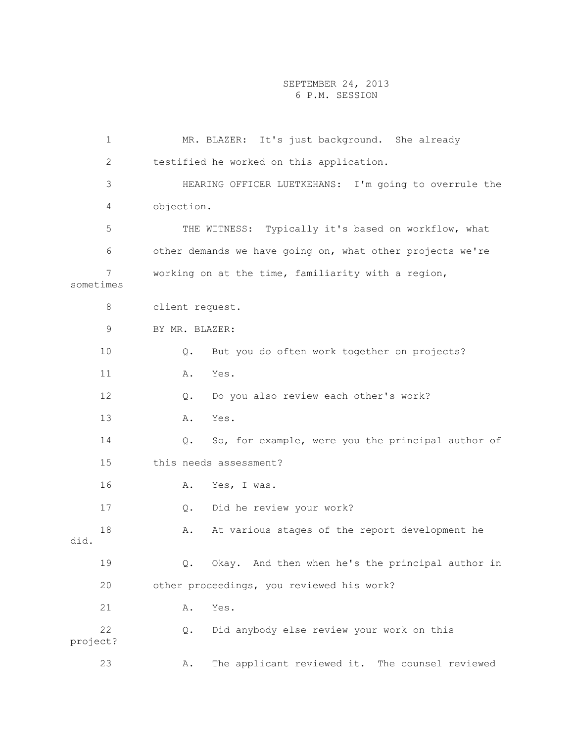SEPTEMBER 24, 2013
6 P.M. SESSION

1 MR. BLAZER: It's just background. She already
2 testified he worked on this application.
3 HEARING OFFICER LUETKEHANS: I'm going to overrule the
4 objection.
5 THE WITNESS: Typically it's based on workflow, what
6 other demands we have going on, what other projects we're
7 working on at the time, familiarity with a region, sometimes
8 client request.
9 BY MR. BLAZER:
10 Q. But you do often work together on projects?
11 A. Yes.
12 Q. Do you also review each other's work?
13 A. Yes.
14 Q. So, for example, were you the principal author of
15 this needs assessment?
16 A. Yes, I was.
17 Q. Did he review your work?
18 A. At various stages of the report development he did.
19 Q. Okay. And then when he's the principal author in
20 other proceedings, you reviewed his work?
21 A. Yes.
22 Q. Did anybody else review your work on this project?
23 A. The applicant reviewed it. The counsel reviewed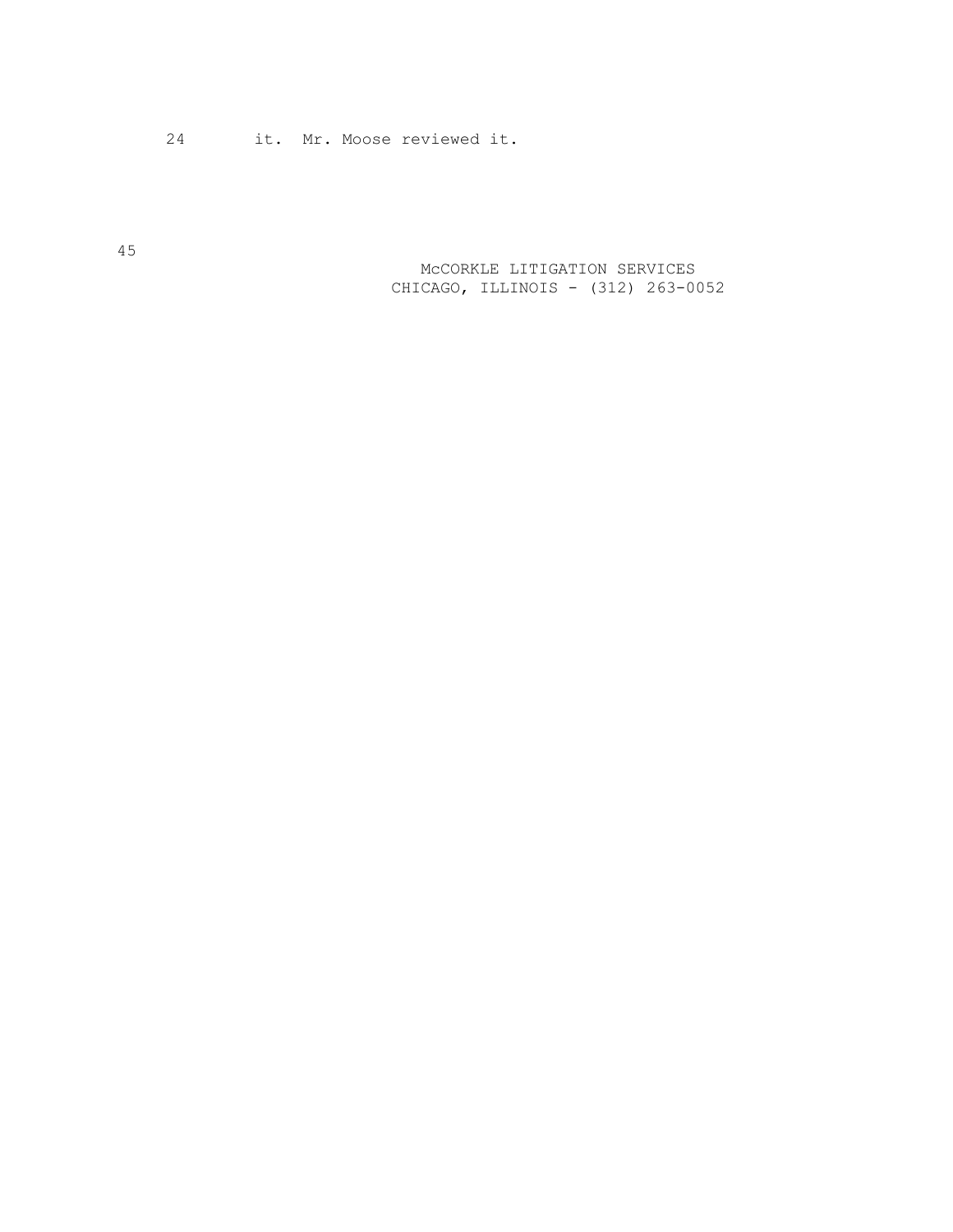24 it. Mr. Moose reviewed it.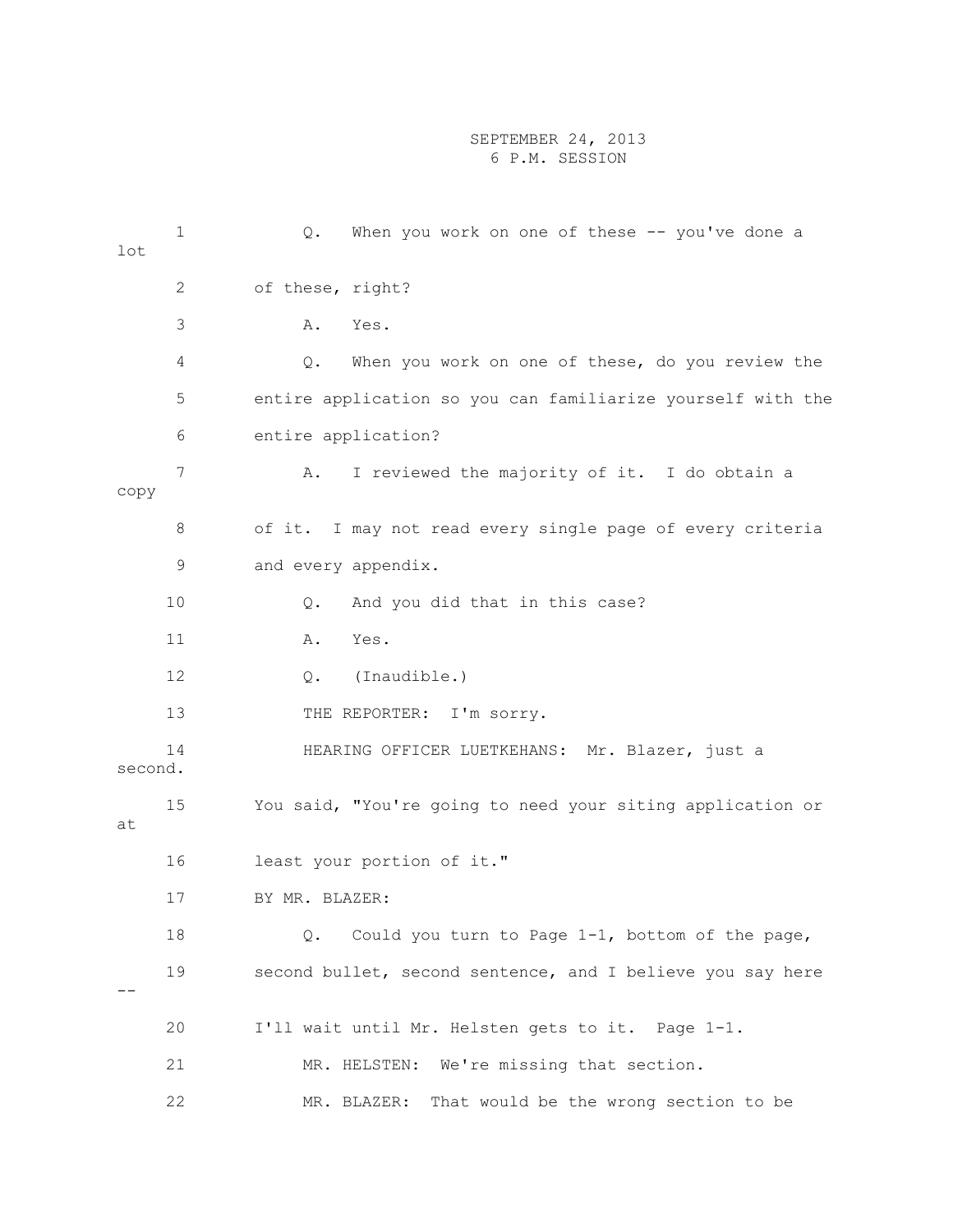SEPTEMBER 24, 2013
6 P.M. SESSION

1 Q. When you work on one of these -- you've done a lot

2 of these, right?

3 A. Yes.

4 Q. When you work on one of these, do you review the

5 entire application so you can familiarize yourself with the

6 entire application?

7 A. I reviewed the majority of it. I do obtain a copy

8 of it. I may not read every single page of every criteria

9 and every appendix.

10 Q. And you did that in this case?

11 A. Yes.

12 Q. (Inaudible.)

13 THE REPORTER: I'm sorry.

14 HEARING OFFICER LUETKEHANS: Mr. Blazer, just a second.

15 You said, "You're going to need your siting application or at

16 least your portion of it."

17 BY MR. BLAZER:

18 Q. Could you turn to Page 1-1, bottom of the page,

19 second bullet, second sentence, and I believe you say here --

20 I'll wait until Mr. Helsten gets to it. Page 1-1.

21 MR. HELSTEN: We're missing that section.

22 MR. BLAZER: That would be the wrong section to be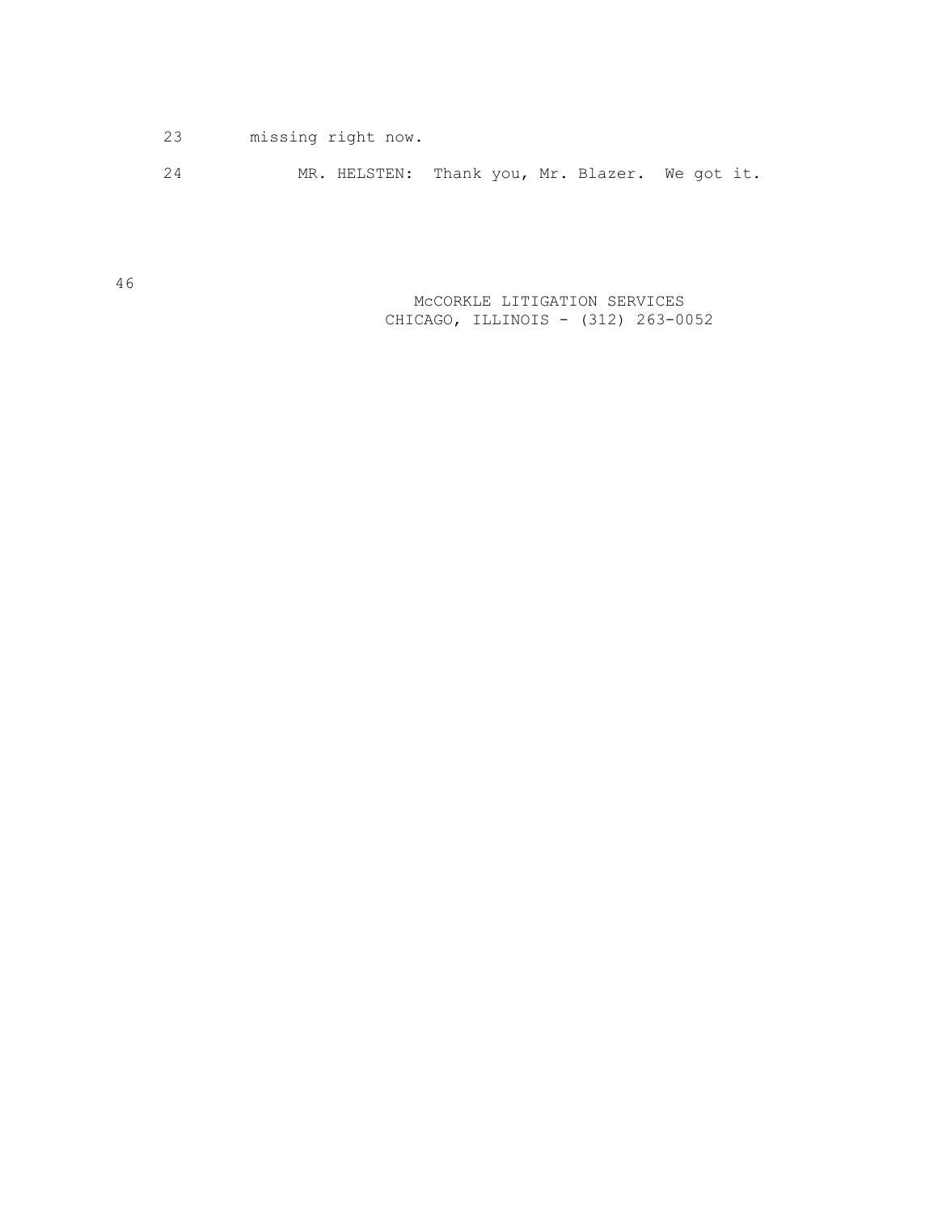23 missing right now.

24 MR. HELSTEN: Thank you, Mr. Blazer. We got it.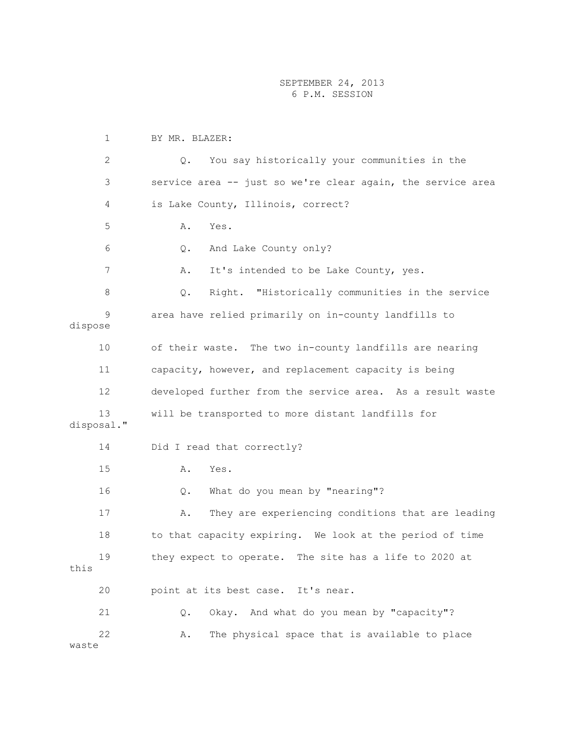SEPTEMBER 24, 2013
6 P.M. SESSION

1 BY MR. BLAZER:

2 Q. You say historically your communities in the

3 service area -- just so we're clear again, the service area

4 is Lake County, Illinois, correct?

5 A. Yes.

6 Q. And Lake County only?

7 A. It's intended to be Lake County, yes.

8 Q. Right. "Historically communities in the service

9 area have relied primarily on in-county landfills to dispose

10 of their waste. The two in-county landfills are nearing

11 capacity, however, and replacement capacity is being

12 developed further from the service area. As a result waste

13 will be transported to more distant landfills for disposal."

14 Did I read that correctly?

15 A. Yes.

16 Q. What do you mean by "nearing"?

17 A. They are experiencing conditions that are leading

18 to that capacity expiring. We look at the period of time

19 they expect to operate. The site has a life to 2020 at this

20 point at its best case. It's near.

21 Q. Okay. And what do you mean by "capacity"?

22 A. The physical space that is available to place waste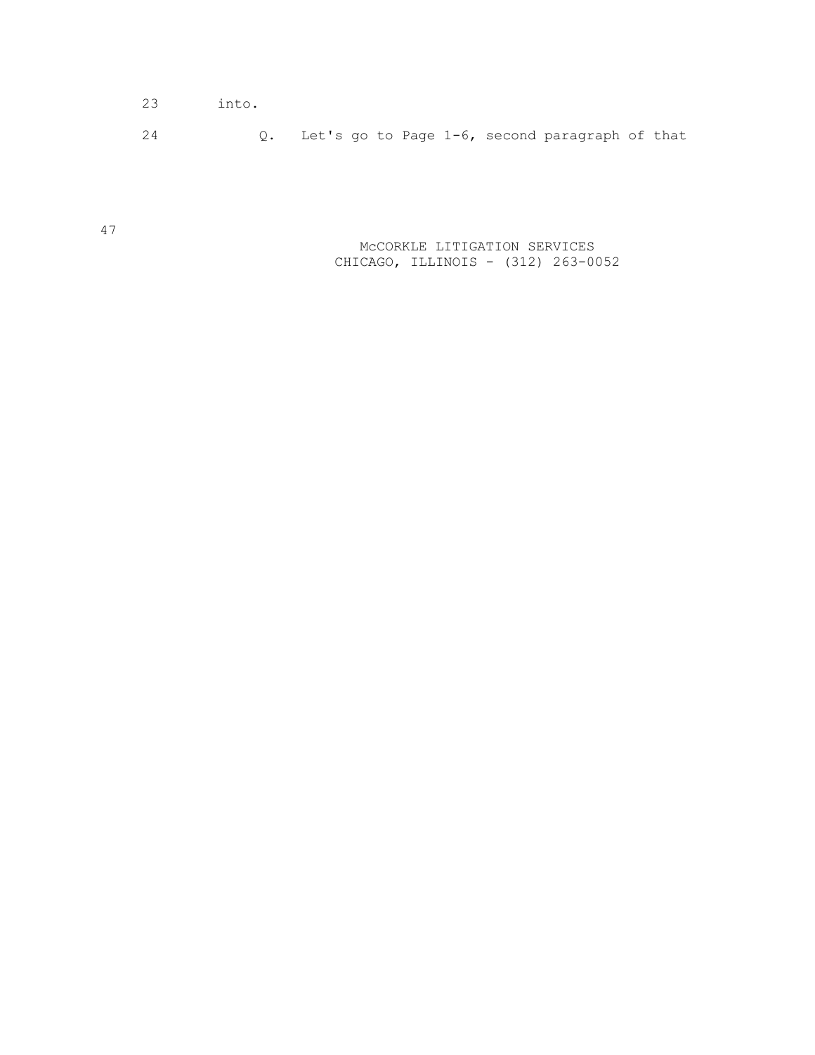23 into.

24 Q. Let's go to Page 1-6, second paragraph of that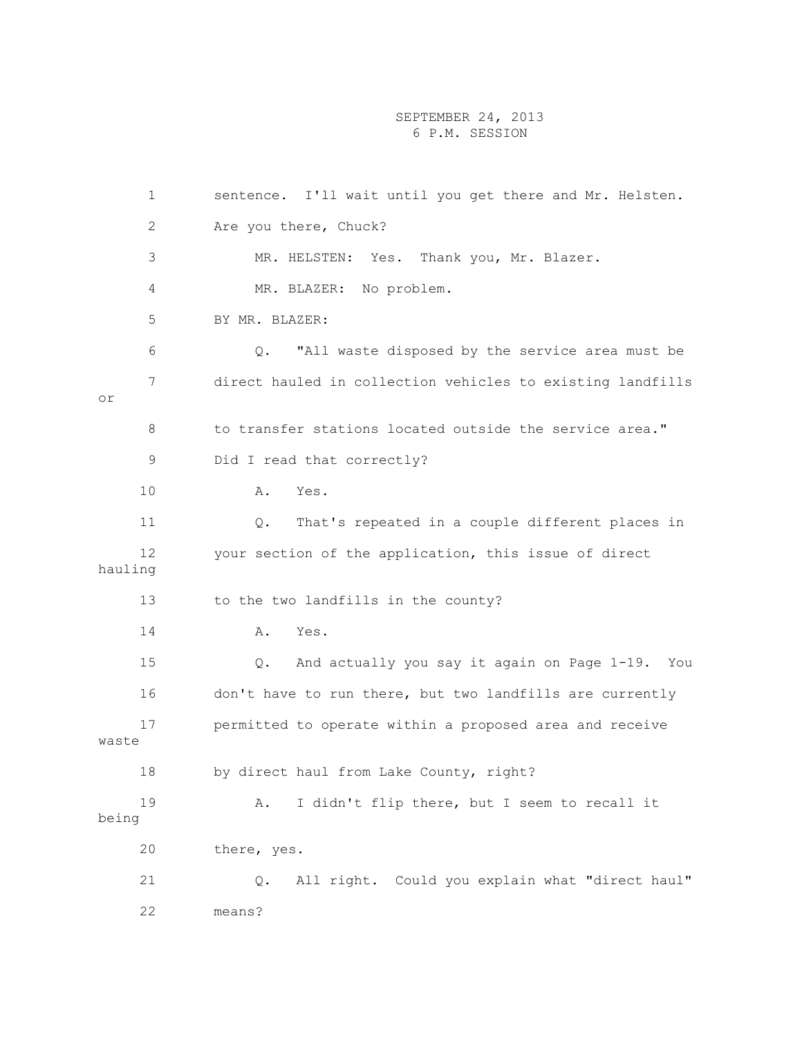SEPTEMBER 24, 2013
6 P.M. SESSION

1 sentence. I'll wait until you get there and Mr. Helsten.

2 Are you there, Chuck?

3 MR. HELSTEN: Yes. Thank you, Mr. Blazer.

4 MR. BLAZER: No problem.

5 BY MR. BLAZER:

6 Q. "All waste disposed by the service area must be

7 direct hauled in collection vehicles to existing landfills or

8 to transfer stations located outside the service area."

9 Did I read that correctly?

10 A. Yes.

11 Q. That's repeated in a couple different places in

12 your section of the application, this issue of direct hauling

13 to the two landfills in the county?

14 A. Yes.

15 Q. And actually you say it again on Page 1-19. You

16 don't have to run there, but two landfills are currently

17 permitted to operate within a proposed area and receive waste

18 by direct haul from Lake County, right?

19 A. I didn't flip there, but I seem to recall it being

20 there, yes.

21 Q. All right. Could you explain what "direct haul"

22 means?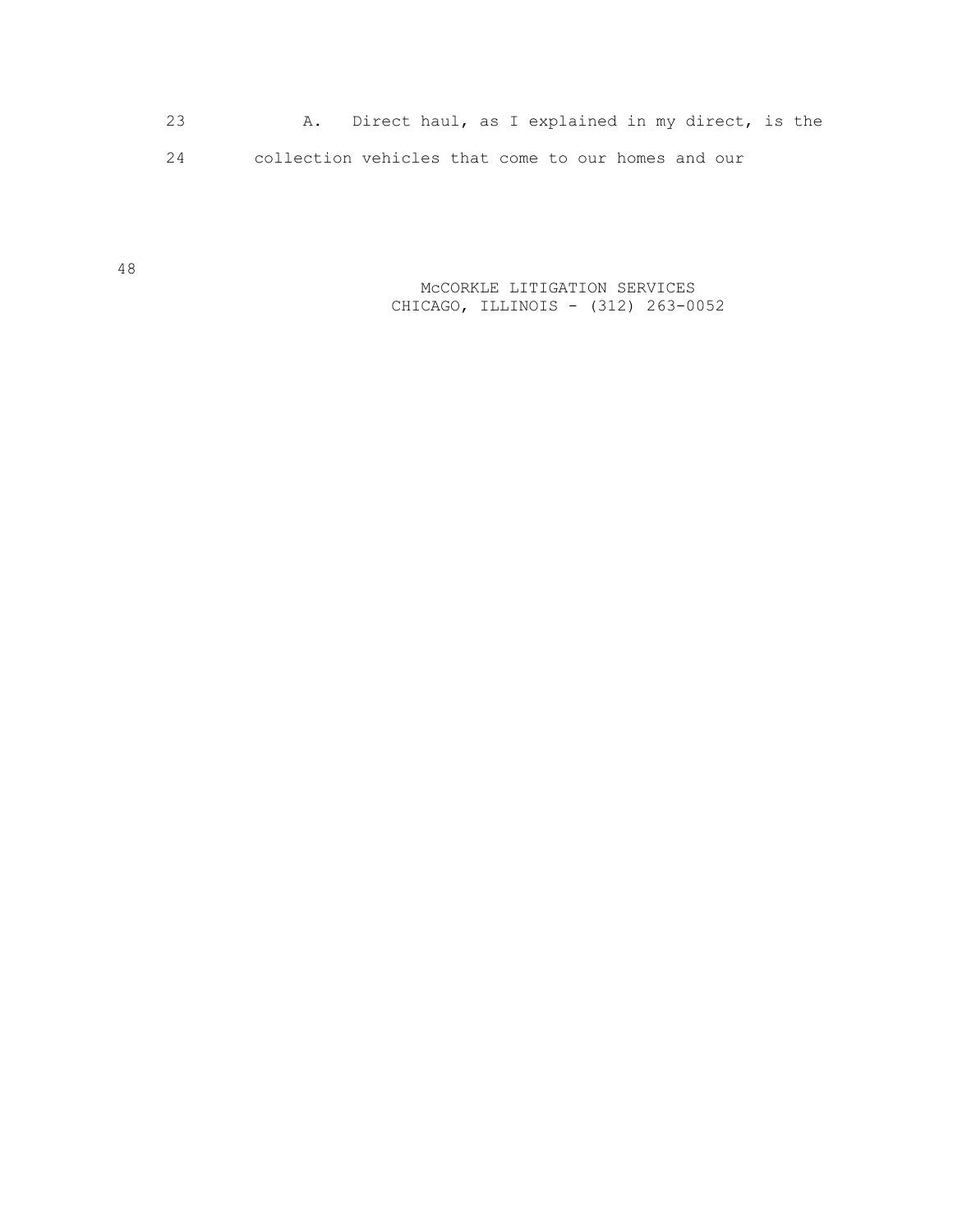23 A. Direct haul, as I explained in my direct, is the

24 collection vehicles that come to our homes and our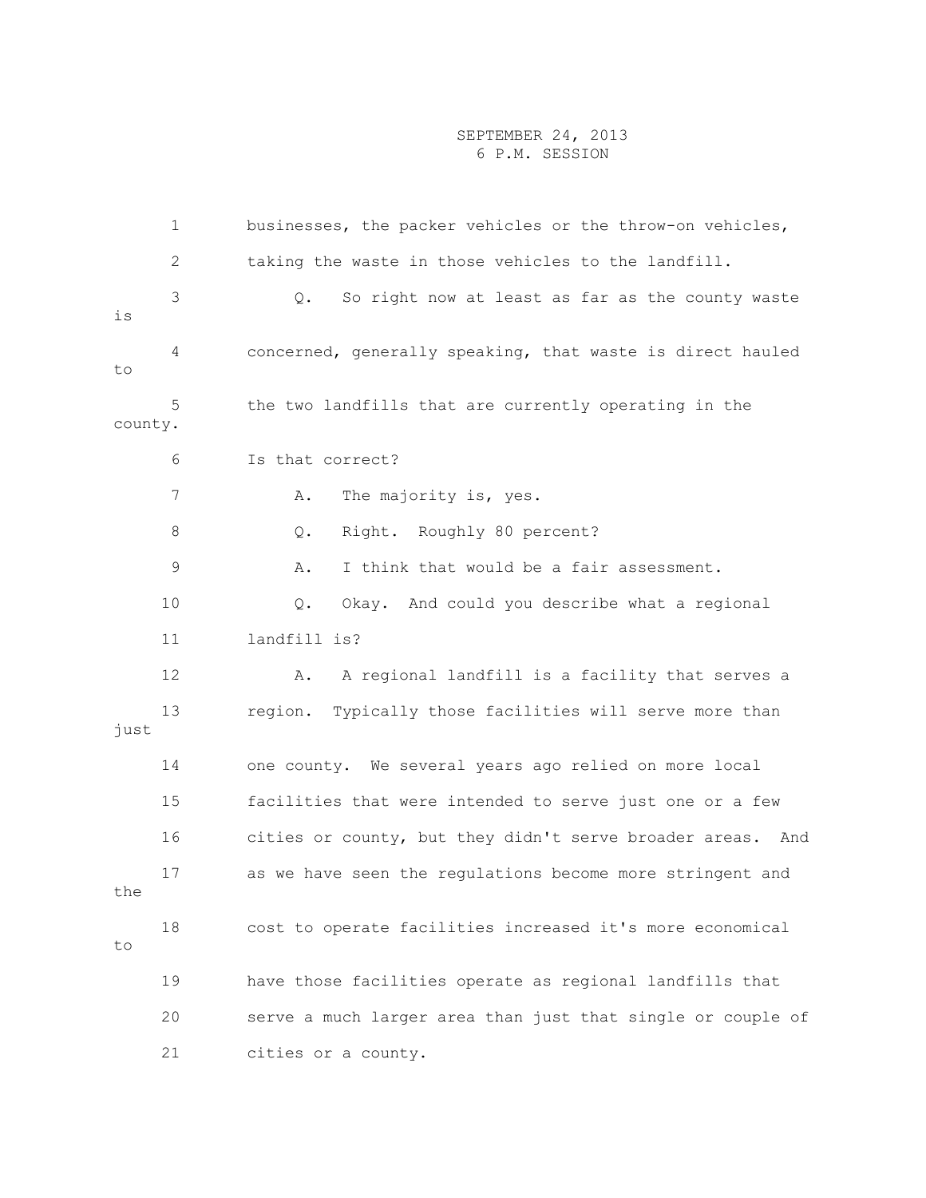SEPTEMBER 24, 2013
6 P.M. SESSION

1 businesses, the packer vehicles or the throw-on vehicles,
2 taking the waste in those vehicles to the landfill.
3 Q. So right now at least as far as the county waste is
4 concerned, generally speaking, that waste is direct hauled to
5 the two landfills that are currently operating in the county.
6 Is that correct?
7 A. The majority is, yes.
8 Q. Right. Roughly 80 percent?
9 A. I think that would be a fair assessment.
10 Q. Okay. And could you describe what a regional
11 landfill is?
12 A. A regional landfill is a facility that serves a
13 region. Typically those facilities will serve more than just
14 one county. We several years ago relied on more local
15 facilities that were intended to serve just one or a few
16 cities or county, but they didn't serve broader areas. And
17 as we have seen the regulations become more stringent and the
18 cost to operate facilities increased it's more economical to
19 have those facilities operate as regional landfills that
20 serve a much larger area than just that single or couple of
21 cities or a county.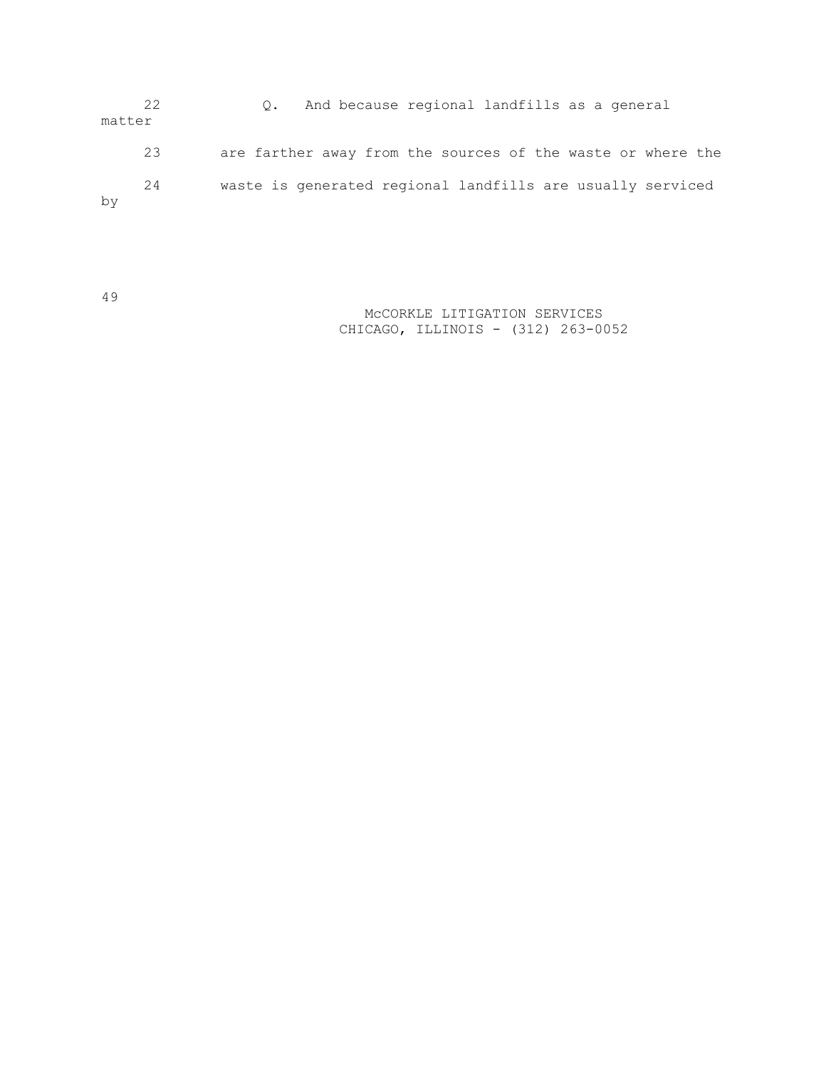22 Q. And because regional landfills as a general matter

23 are farther away from the sources of the waste or where the

24 waste is generated regional landfills are usually serviced by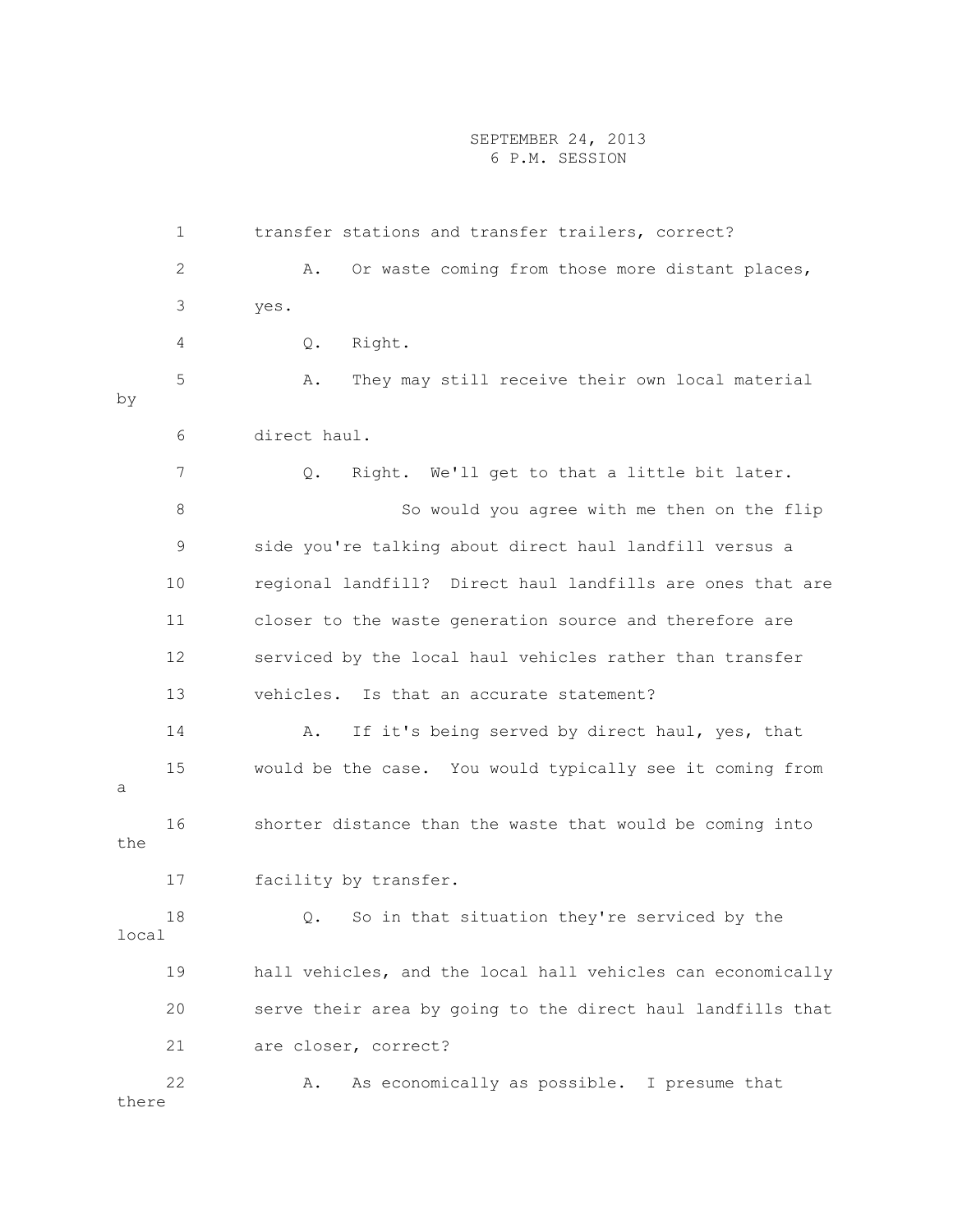1 transfer stations and transfer trailers, correct?

2 A. Or waste coming from those more distant places,

3 yes.

4 Q. Right.

5 A. They may still receive their own local material by

6 direct haul.

7 Q. Right. We'll get to that a little bit later.

8 So would you agree with me then on the flip

9 side you're talking about direct haul landfill versus a

10 regional landfill? Direct haul landfills are ones that are

11 closer to the waste generation source and therefore are

12 serviced by the local haul vehicles rather than transfer

13 vehicles. Is that an accurate statement?

14 A. If it's being served by direct haul, yes, that

15 would be the case. You would typically see it coming from a

16 shorter distance than the waste that would be coming into the

17 facility by transfer.

18 Q. So in that situation they're serviced by the local

19 hall vehicles, and the local hall vehicles can economically

20 serve their area by going to the direct haul landfills that

21 are closer, correct?

22 A. As economically as possible. I presume that there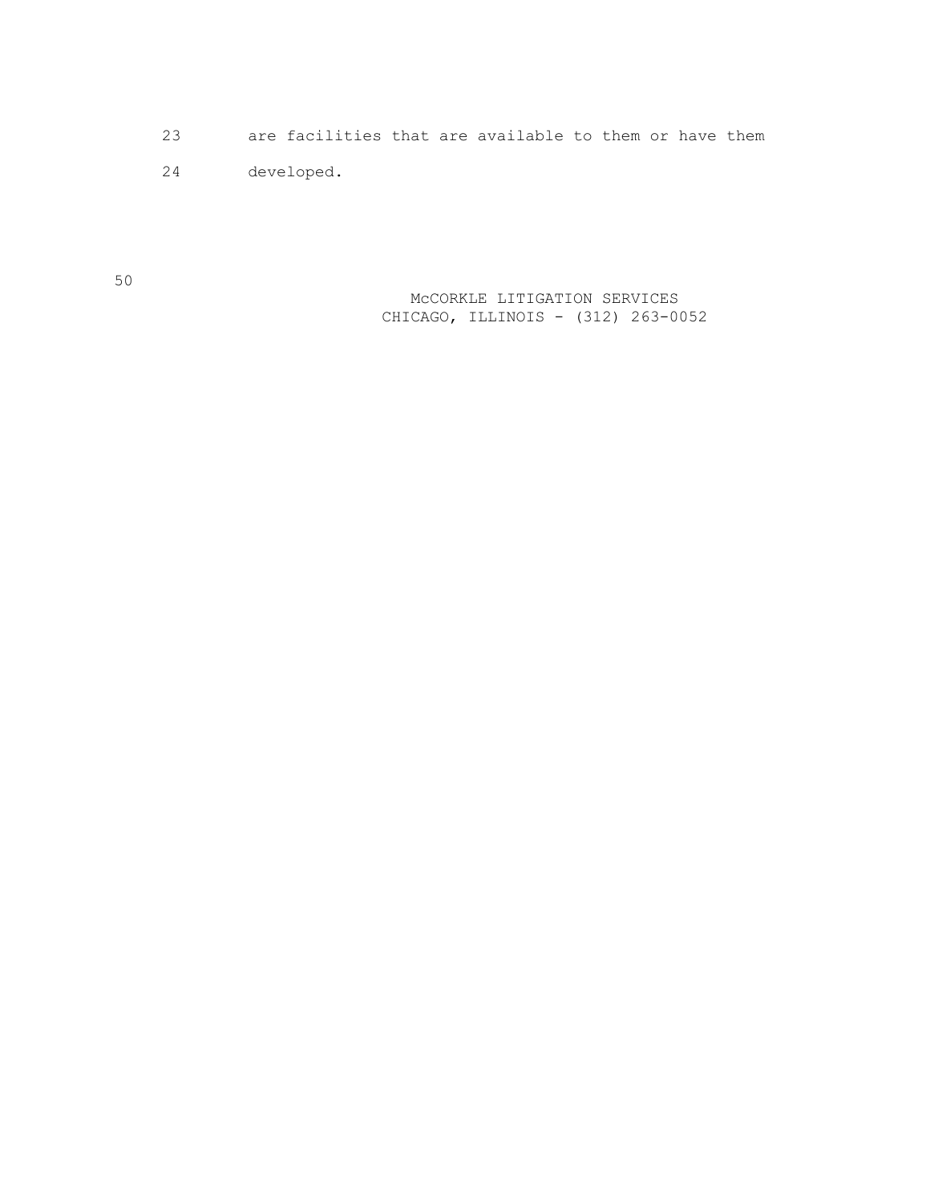23 are facilities that are available to them or have them

24 developed.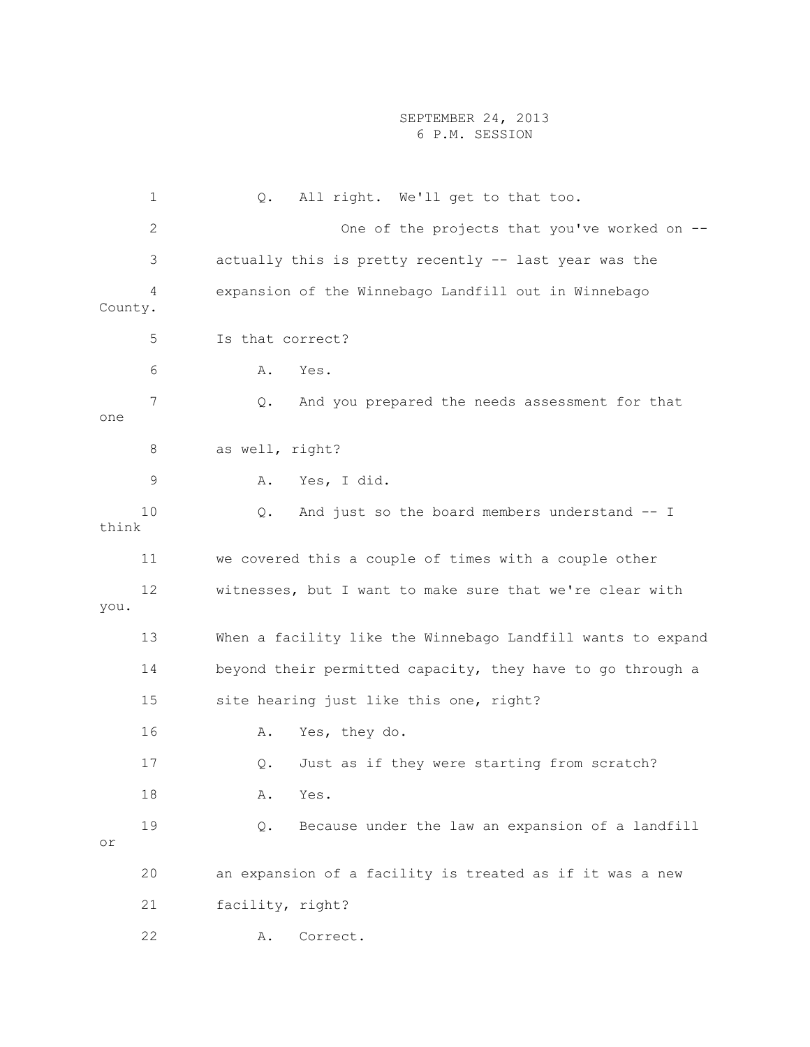SEPTEMBER 24, 2013
6 P.M. SESSION

1 Q. All right. We'll get to that too.

2 One of the projects that you've worked on --

3 actually this is pretty recently -- last year was the

4 expansion of the Winnebago Landfill out in Winnebago County.

5 Is that correct?

6 A. Yes.

7 Q. And you prepared the needs assessment for that one

8 as well, right?

9 A. Yes, I did.

10 Q. And just so the board members understand -- I think

11 we covered this a couple of times with a couple other

12 witnesses, but I want to make sure that we're clear with you.

13 When a facility like the Winnebago Landfill wants to expand

14 beyond their permitted capacity, they have to go through a

15 site hearing just like this one, right?

16 A. Yes, they do.

17 Q. Just as if they were starting from scratch?

18 A. Yes.

19 Q. Because under the law an expansion of a landfill or

20 an expansion of a facility is treated as if it was a new

21 facility, right?

22 A. Correct.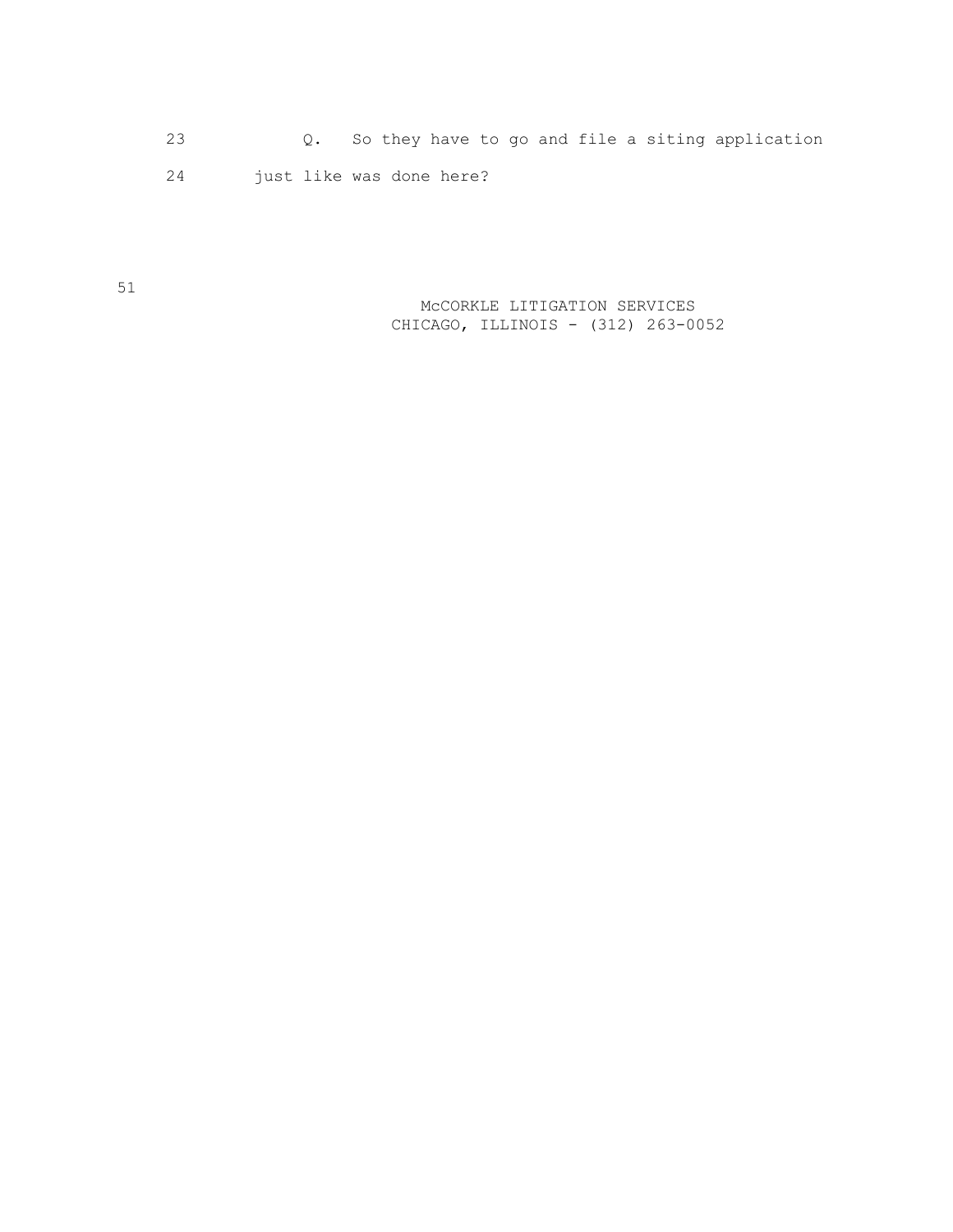23 Q. So they have to go and file a siting application

24 just like was done here?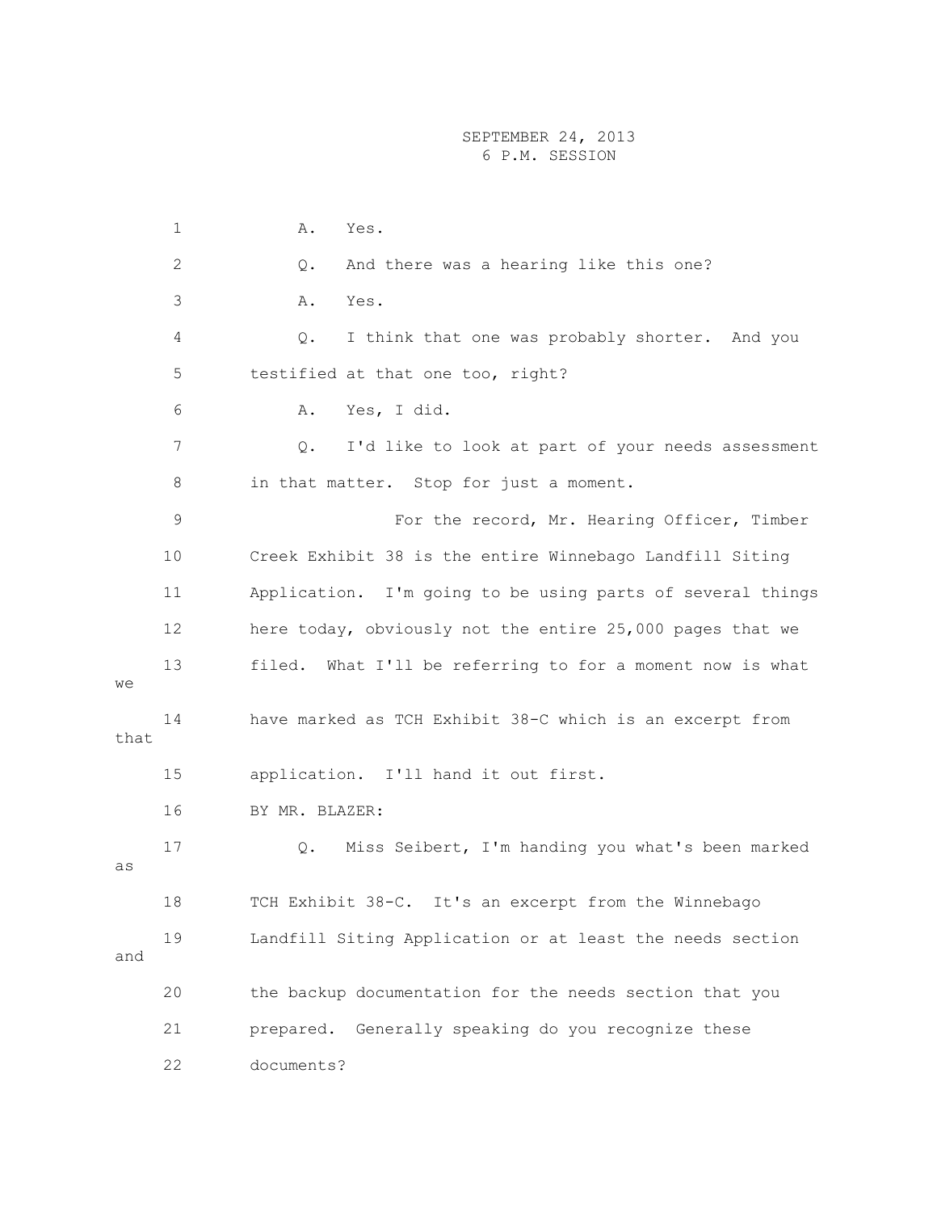SEPTEMBER 24, 2013
6 P.M. SESSION

1 A. Yes.

2 Q. And there was a hearing like this one?

3 A. Yes.

4 Q. I think that one was probably shorter. And you

5 testified at that one too, right?

6 A. Yes, I did.

7 Q. I'd like to look at part of your needs assessment

8 in that matter. Stop for just a moment.

9 For the record, Mr. Hearing Officer, Timber

10 Creek Exhibit 38 is the entire Winnebago Landfill Siting

11 Application. I'm going to be using parts of several things

12 here today, obviously not the entire 25,000 pages that we

13 filed. What I'll be referring to for a moment now is what we

14 have marked as TCH Exhibit 38-C which is an excerpt from that

15 application. I'll hand it out first.

16 BY MR. BLAZER:

17 Q. Miss Seibert, I'm handing you what's been marked as

18 TCH Exhibit 38-C. It's an excerpt from the Winnebago

19 Landfill Siting Application or at least the needs section and

20 the backup documentation for the needs section that you

21 prepared. Generally speaking do you recognize these

22 documents?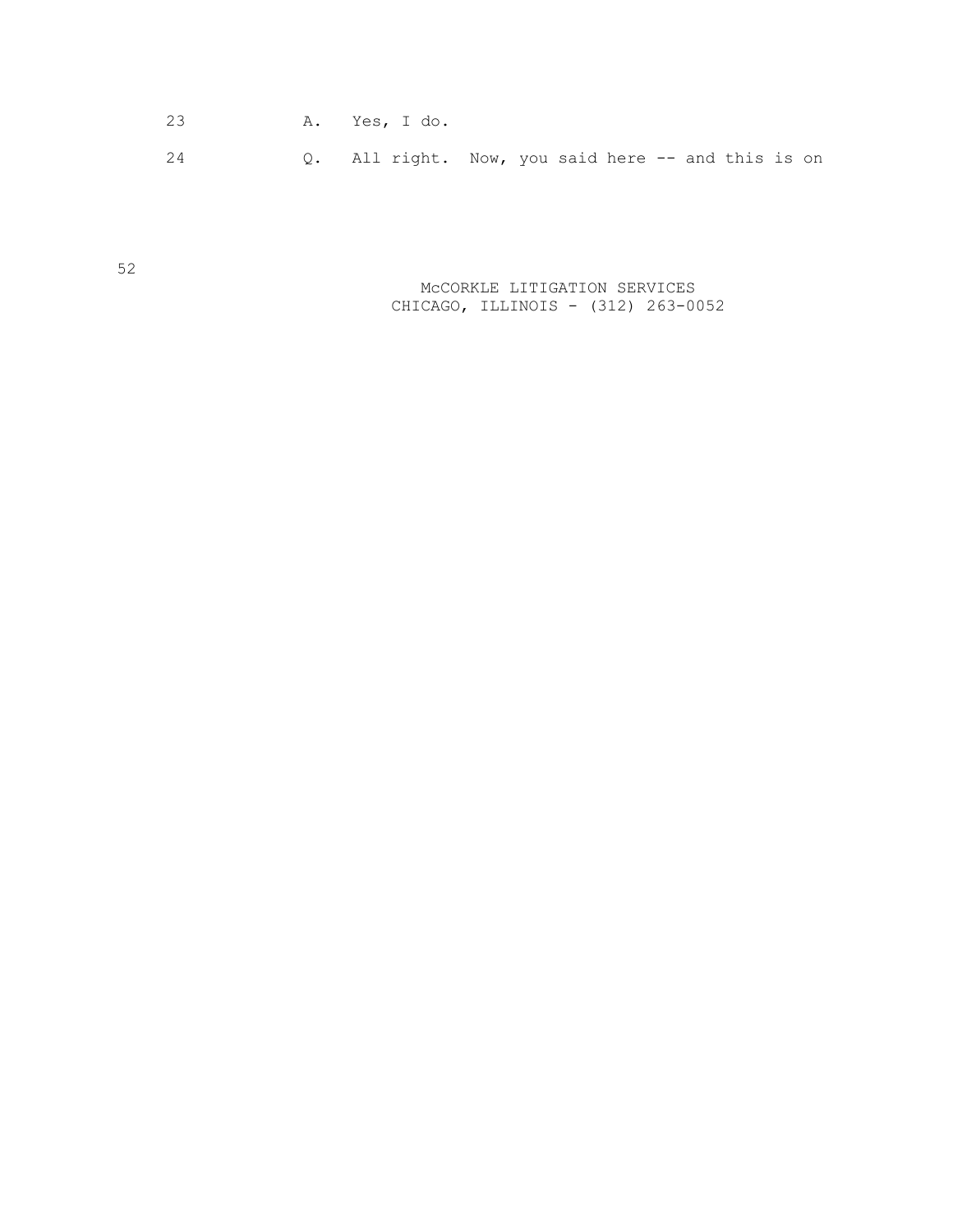23 A. Yes, I do.

24 Q. All right. Now, you said here -- and this is on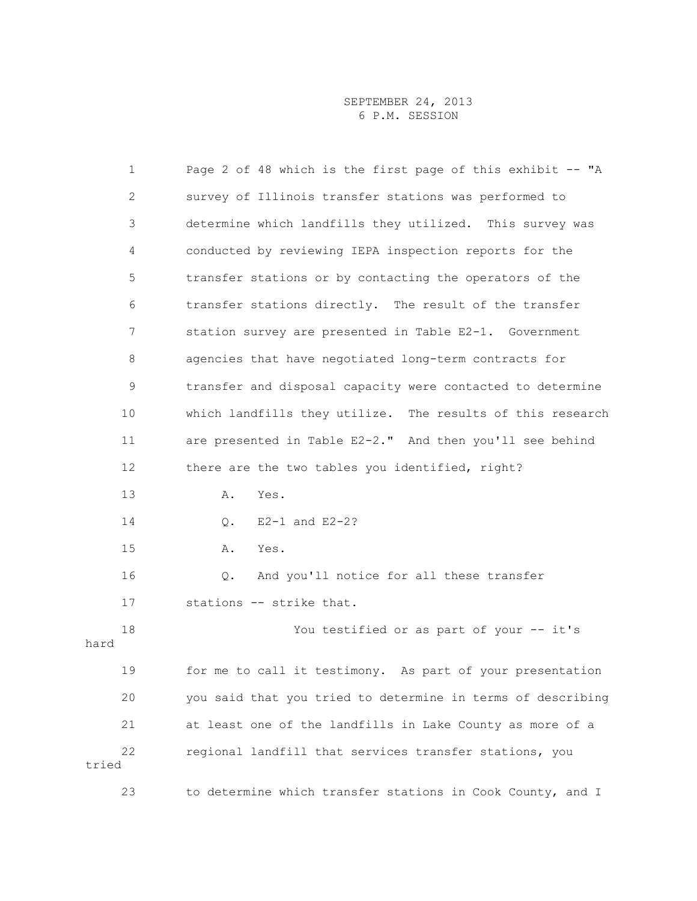SEPTEMBER 24, 2013
6 P.M. SESSION

1 Page 2 of 48 which is the first page of this exhibit -- "A
2 survey of Illinois transfer stations was performed to
3 determine which landfills they utilized. This survey was
4 conducted by reviewing IEPA inspection reports for the
5 transfer stations or by contacting the operators of the
6 transfer stations directly. The result of the transfer
7 station survey are presented in Table E2-1. Government
8 agencies that have negotiated long-term contracts for
9 transfer and disposal capacity were contacted to determine
10 which landfills they utilize. The results of this research
11 are presented in Table E2-2." And then you'll see behind
12 there are the two tables you identified, right?
13 A. Yes.
14 Q. E2-1 and E2-2?
15 A. Yes.
16 Q. And you'll notice for all these transfer
17 stations -- strike that.
18 You testified or as part of your -- it's hard
19 for me to call it testimony. As part of your presentation
20 you said that you tried to determine in terms of describing
21 at least one of the landfills in Lake County as more of a
22 regional landfill that services transfer stations, you tried
23 to determine which transfer stations in Cook County, and I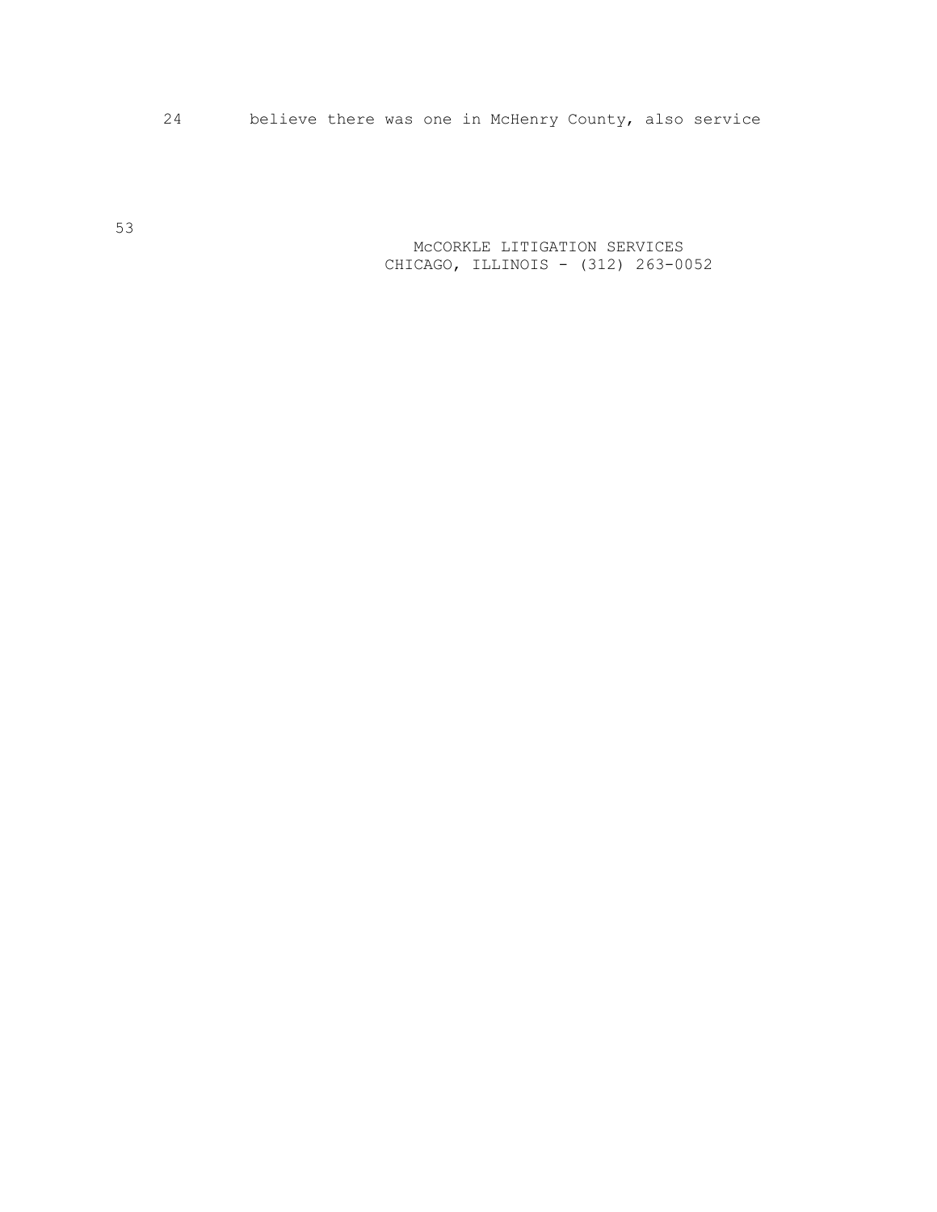24 believe there was one in McHenry County, also service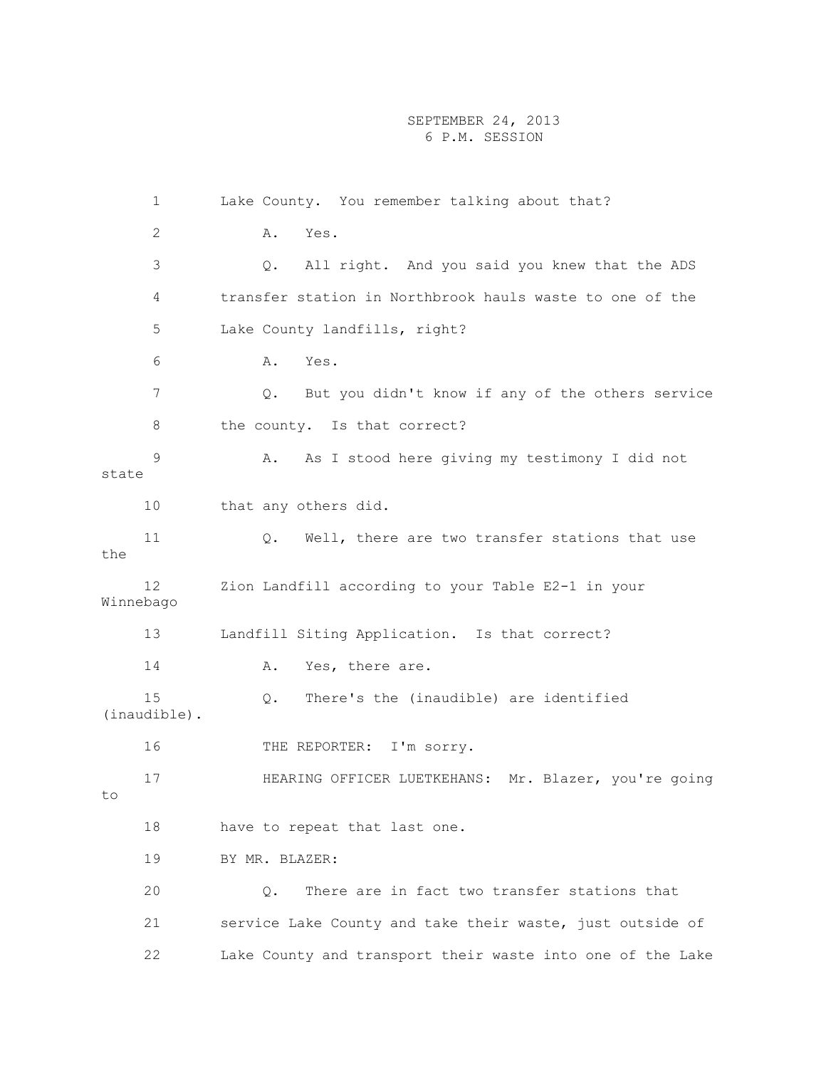SEPTEMBER 24, 2013
6 P.M. SESSION

1 Lake County. You remember talking about that?

2 A. Yes.

3 Q. All right. And you said you knew that the ADS

4 transfer station in Northbrook hauls waste to one of the

5 Lake County landfills, right?

6 A. Yes.

7 Q. But you didn't know if any of the others service

8 the county. Is that correct?

9 A. As I stood here giving my testimony I did not state

10 that any others did.

11 Q. Well, there are two transfer stations that use the

12 Zion Landfill according to your Table E2-1 in your Winnebago

13 Landfill Siting Application. Is that correct?

14 A. Yes, there are.

15 Q. There's the (inaudible) are identified (inaudible).

16 THE REPORTER: I'm sorry.

17 HEARING OFFICER LUETKEHANS: Mr. Blazer, you're going to

18 have to repeat that last one.

19 BY MR. BLAZER:

20 Q. There are in fact two transfer stations that

21 service Lake County and take their waste, just outside of

22 Lake County and transport their waste into one of the Lake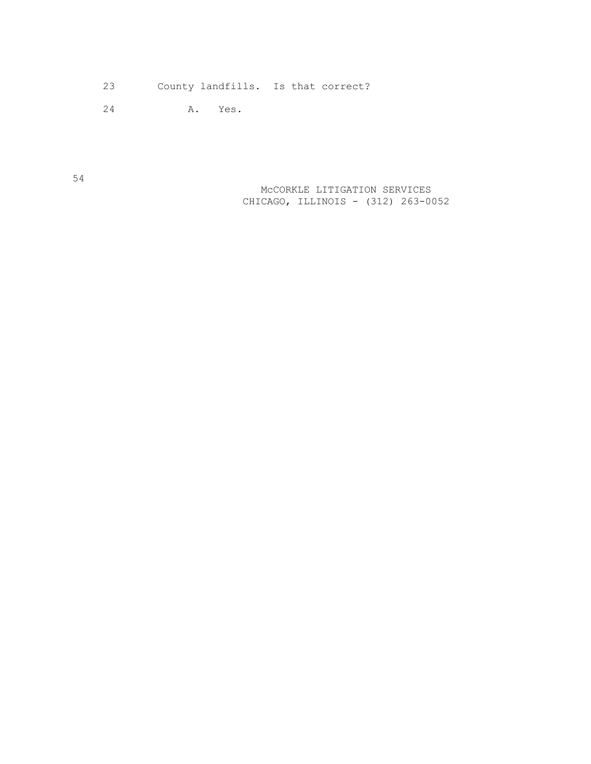23 County landfills. Is that correct?

24 A. Yes.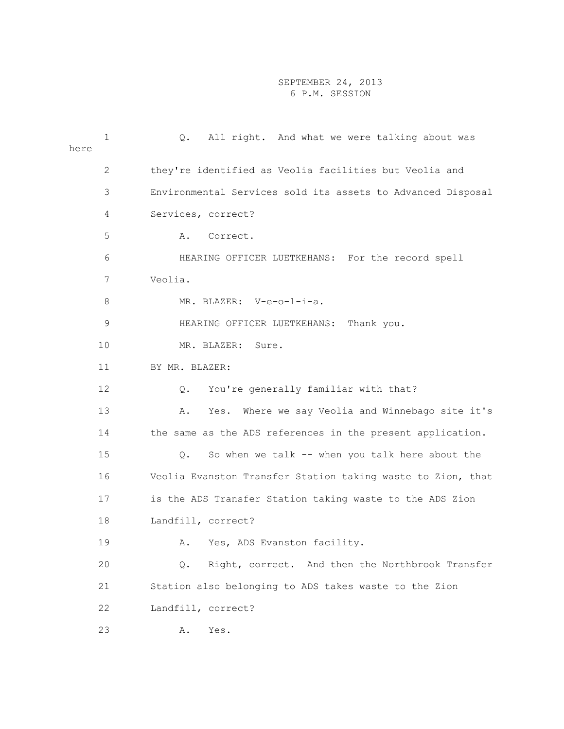SEPTEMBER 24, 2013
6 P.M. SESSION

1 Q. All right. And what we were talking about was here

2 they're identified as Veolia facilities but Veolia and

3 Environmental Services sold its assets to Advanced Disposal

4 Services, correct?

5 A. Correct.

6 HEARING OFFICER LUETKEHANS: For the record spell

7 Veolia.

8 MR. BLAZER: V-e-o-l-i-a.

9 HEARING OFFICER LUETKEHANS: Thank you.

10 MR. BLAZER: Sure.

11 BY MR. BLAZER:

12 Q. You're generally familiar with that?

13 A. Yes. Where we say Veolia and Winnebago site it's

14 the same as the ADS references in the present application.

15 Q. So when we talk -- when you talk here about the

16 Veolia Evanston Transfer Station taking waste to Zion, that

17 is the ADS Transfer Station taking waste to the ADS Zion

18 Landfill, correct?

19 A. Yes, ADS Evanston facility.

20 Q. Right, correct. And then the Northbrook Transfer

21 Station also belonging to ADS takes waste to the Zion

22 Landfill, correct?

23 A. Yes.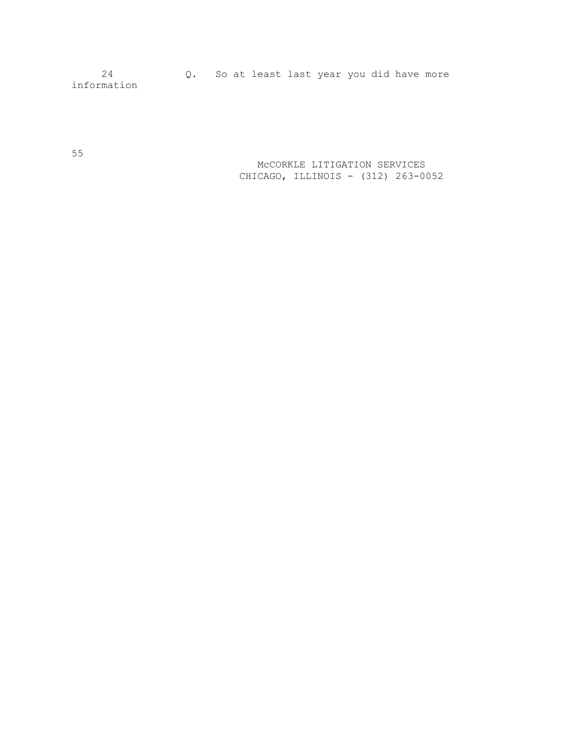24 Q. So at least last year you did have more information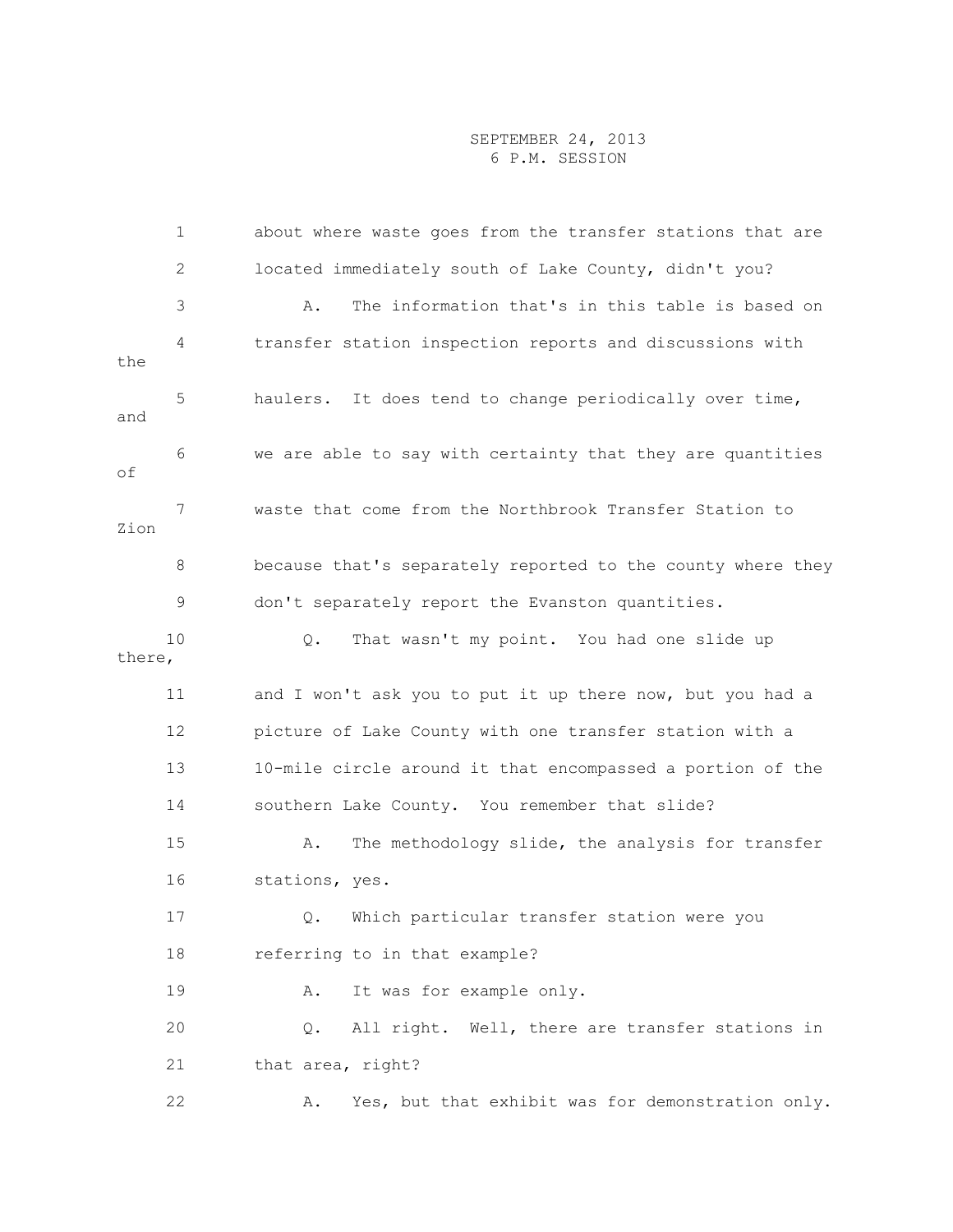SEPTEMBER 24, 2013
6 P.M. SESSION

1 about where waste goes from the transfer stations that are
2 located immediately south of Lake County, didn't you?
3 A. The information that's in this table is based on
4 transfer station inspection reports and discussions with the
5 haulers. It does tend to change periodically over time, and
6 we are able to say with certainty that they are quantities of
7 waste that come from the Northbrook Transfer Station to Zion
8 because that's separately reported to the county where they
9 don't separately report the Evanston quantities.
10 Q. That wasn't my point. You had one slide up there,
11 and I won't ask you to put it up there now, but you had a
12 picture of Lake County with one transfer station with a
13 10-mile circle around it that encompassed a portion of the
14 southern Lake County. You remember that slide?
15 A. The methodology slide, the analysis for transfer
16 stations, yes.
17 Q. Which particular transfer station were you
18 referring to in that example?
19 A. It was for example only.
20 Q. All right. Well, there are transfer stations in
21 that area, right?
22 A. Yes, but that exhibit was for demonstration only.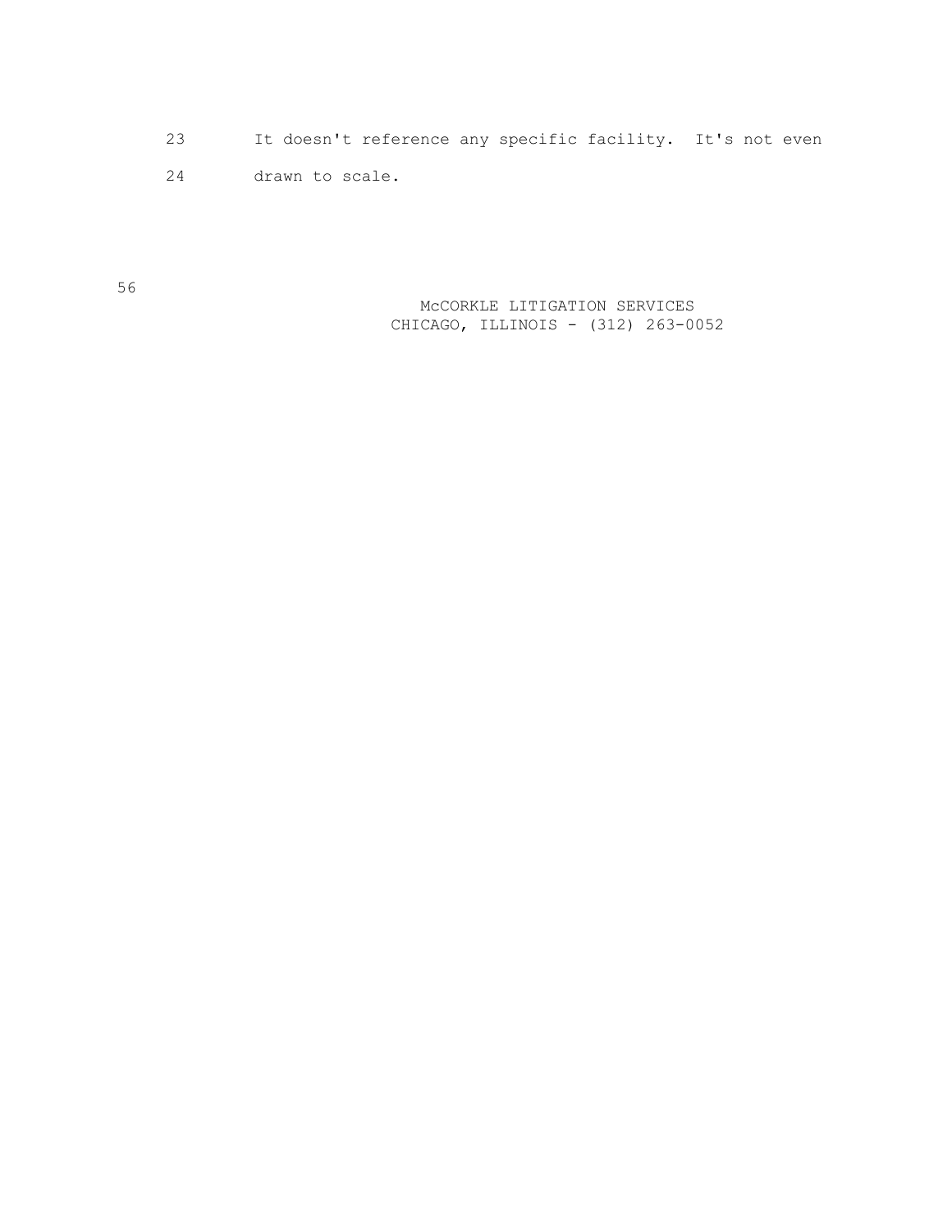23 It doesn't reference any specific facility. It's not even

24 drawn to scale.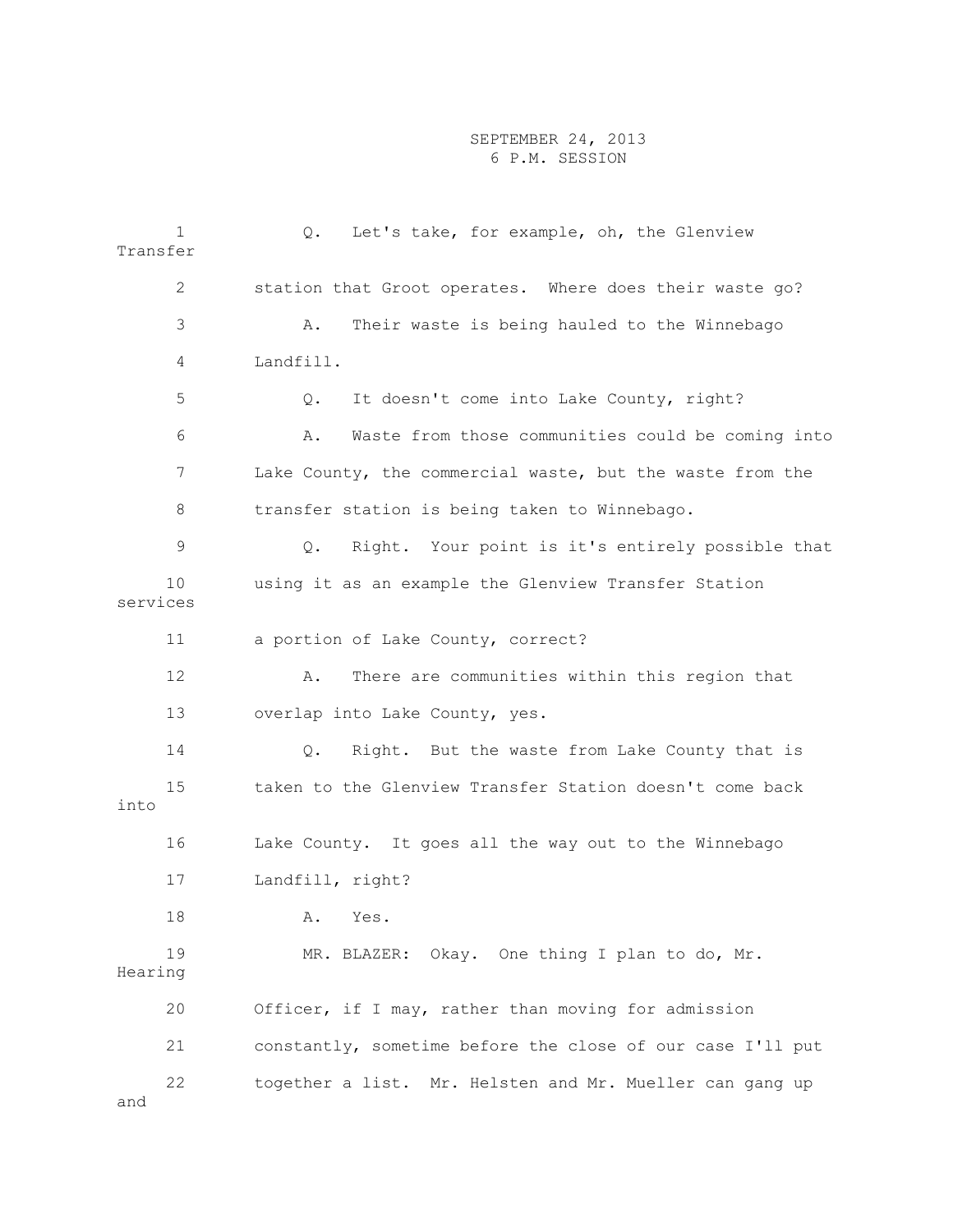SEPTEMBER 24, 2013
6 P.M. SESSION

1 Q. Let's take, for example, oh, the Glenview Transfer

2 station that Groot operates. Where does their waste go?

3 A. Their waste is being hauled to the Winnebago

4 Landfill.

5 Q. It doesn't come into Lake County, right?

6 A. Waste from those communities could be coming into

7 Lake County, the commercial waste, but the waste from the

8 transfer station is being taken to Winnebago.

9 Q. Right. Your point is it's entirely possible that

10 using it as an example the Glenview Transfer Station services

11 a portion of Lake County, correct?

12 A. There are communities within this region that

13 overlap into Lake County, yes.

14 Q. Right. But the waste from Lake County that is

15 taken to the Glenview Transfer Station doesn't come back into

16 Lake County. It goes all the way out to the Winnebago

17 Landfill, right?

18 A. Yes.

19 MR. BLAZER: Okay. One thing I plan to do, Mr. Hearing

20 Officer, if I may, rather than moving for admission

21 constantly, sometime before the close of our case I'll put

22 together a list. Mr. Helsten and Mr. Mueller can gang up and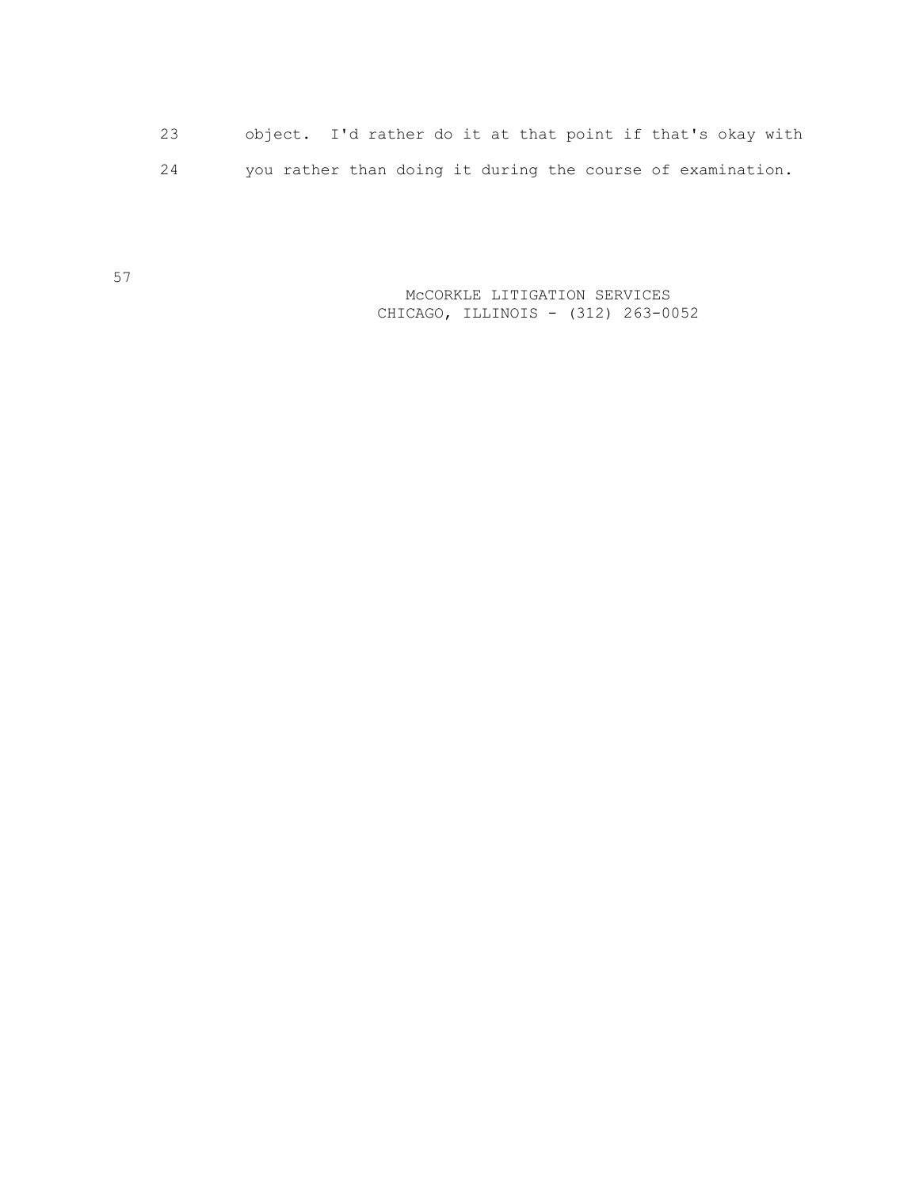23 object. I'd rather do it at that point if that's okay with

24 you rather than doing it during the course of examination.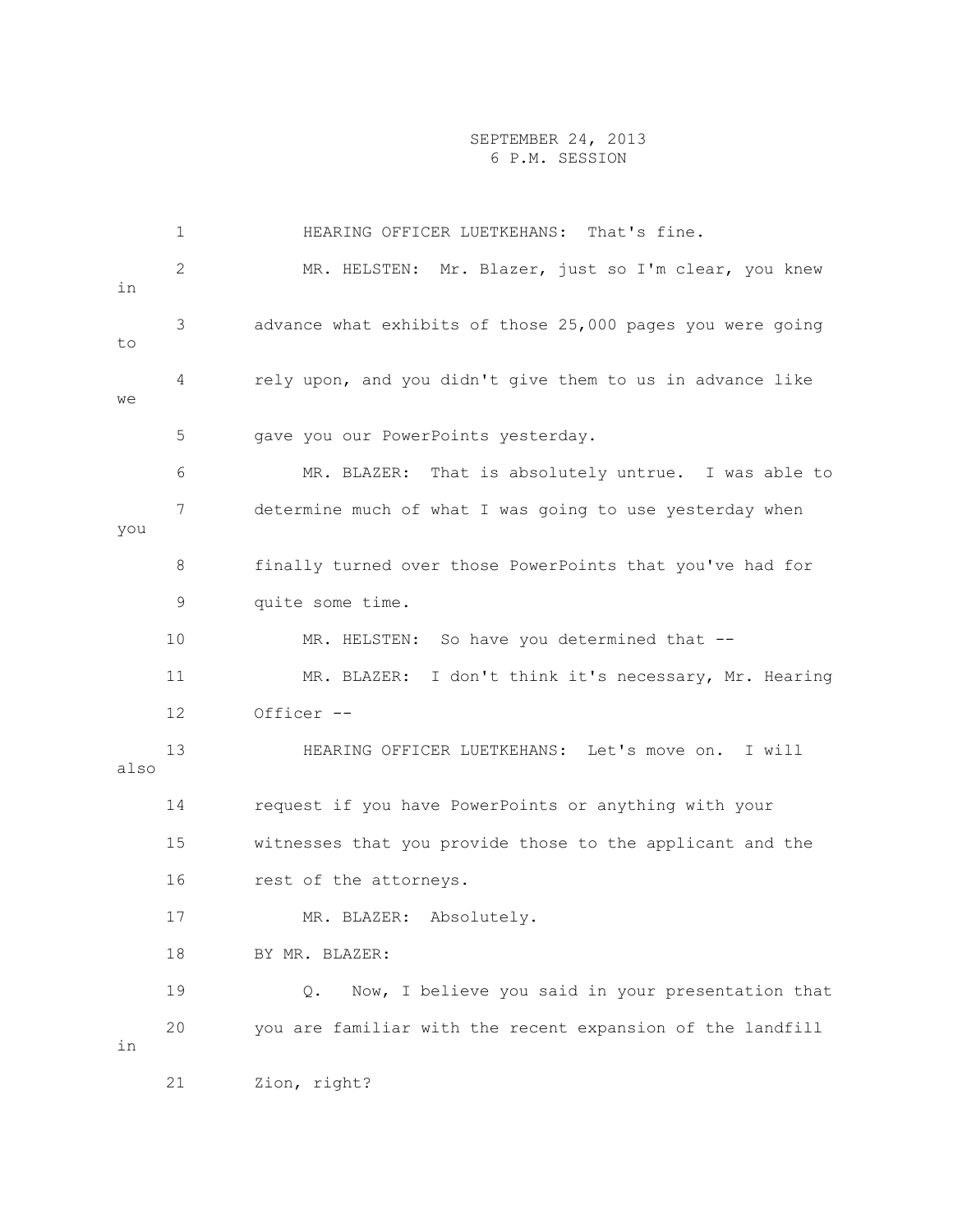SEPTEMBER 24, 2013
6 P.M. SESSION

1 HEARING OFFICER LUETKEHANS: That's fine.

2 MR. HELSTEN: Mr. Blazer, just so I'm clear, you knew in

3 advance what exhibits of those 25,000 pages you were going to

4 rely upon, and you didn't give them to us in advance like we

5 gave you our PowerPoints yesterday.

6 MR. BLAZER: That is absolutely untrue. I was able to

7 determine much of what I was going to use yesterday when you

8 finally turned over those PowerPoints that you've had for

9 quite some time.

10 MR. HELSTEN: So have you determined that --

11 MR. BLAZER: I don't think it's necessary, Mr. Hearing

12 Officer --

13 HEARING OFFICER LUETKEHANS: Let's move on. I will also

14 request if you have PowerPoints or anything with your

15 witnesses that you provide those to the applicant and the

16 rest of the attorneys.

17 MR. BLAZER: Absolutely.

18 BY MR. BLAZER:

19 Q. Now, I believe you said in your presentation that

20 you are familiar with the recent expansion of the landfill in

21 Zion, right?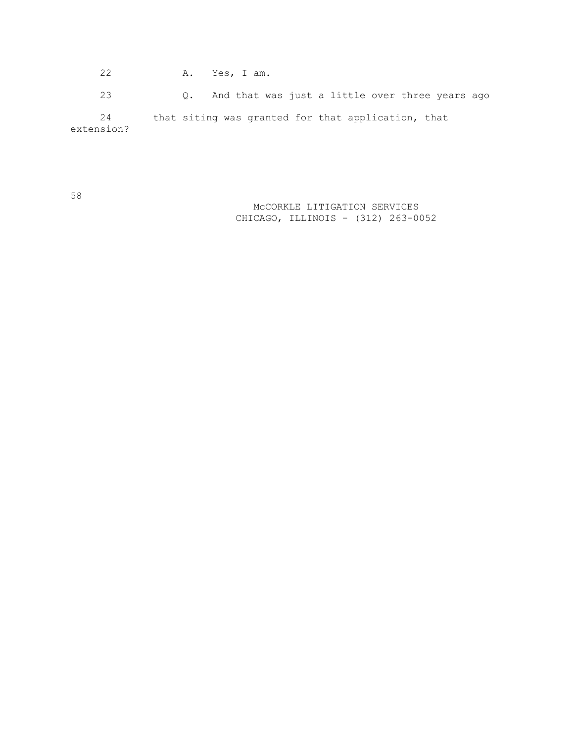22 A. Yes, I am.

23 Q. And that was just a little over three years ago

24 that siting was granted for that application, that extension?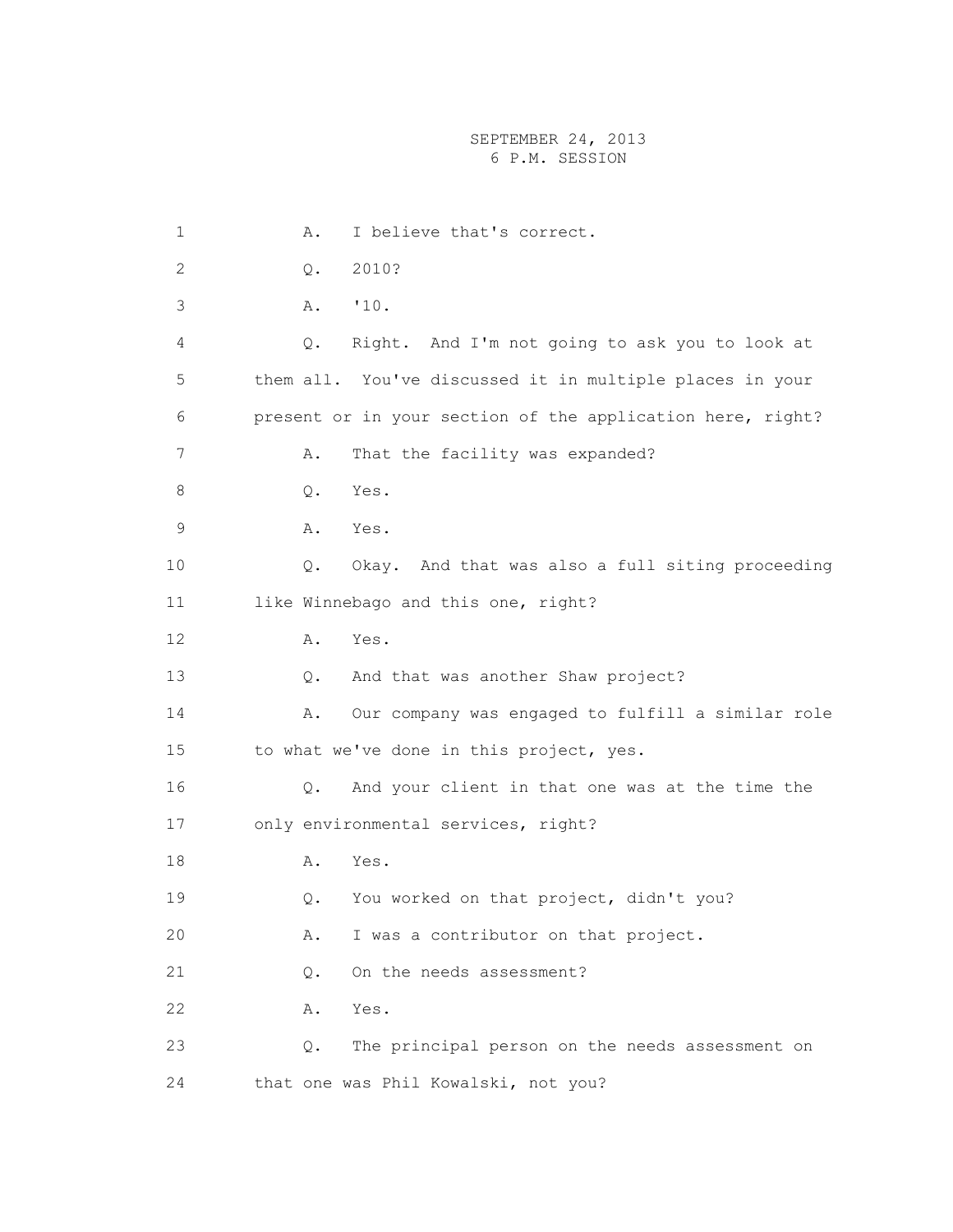SEPTEMBER 24, 2013
6 P.M. SESSION

1 A. I believe that's correct.

2 Q. 2010?

3 A. '10.

4 Q. Right. And I'm not going to ask you to look at

5 them all. You've discussed it in multiple places in your

6 present or in your section of the application here, right?

7 A. That the facility was expanded?

8 Q. Yes.

9 A. Yes.

10 Q. Okay. And that was also a full siting proceeding

11 like Winnebago and this one, right?

12 A. Yes.

13 Q. And that was another Shaw project?

14 A. Our company was engaged to fulfill a similar role

15 to what we've done in this project, yes.

16 Q. And your client in that one was at the time the

17 only environmental services, right?

18 A. Yes.

19 Q. You worked on that project, didn't you?

20 A. I was a contributor on that project.

21 Q. On the needs assessment?

22 A. Yes.

23 Q. The principal person on the needs assessment on

24 that one was Phil Kowalski, not you?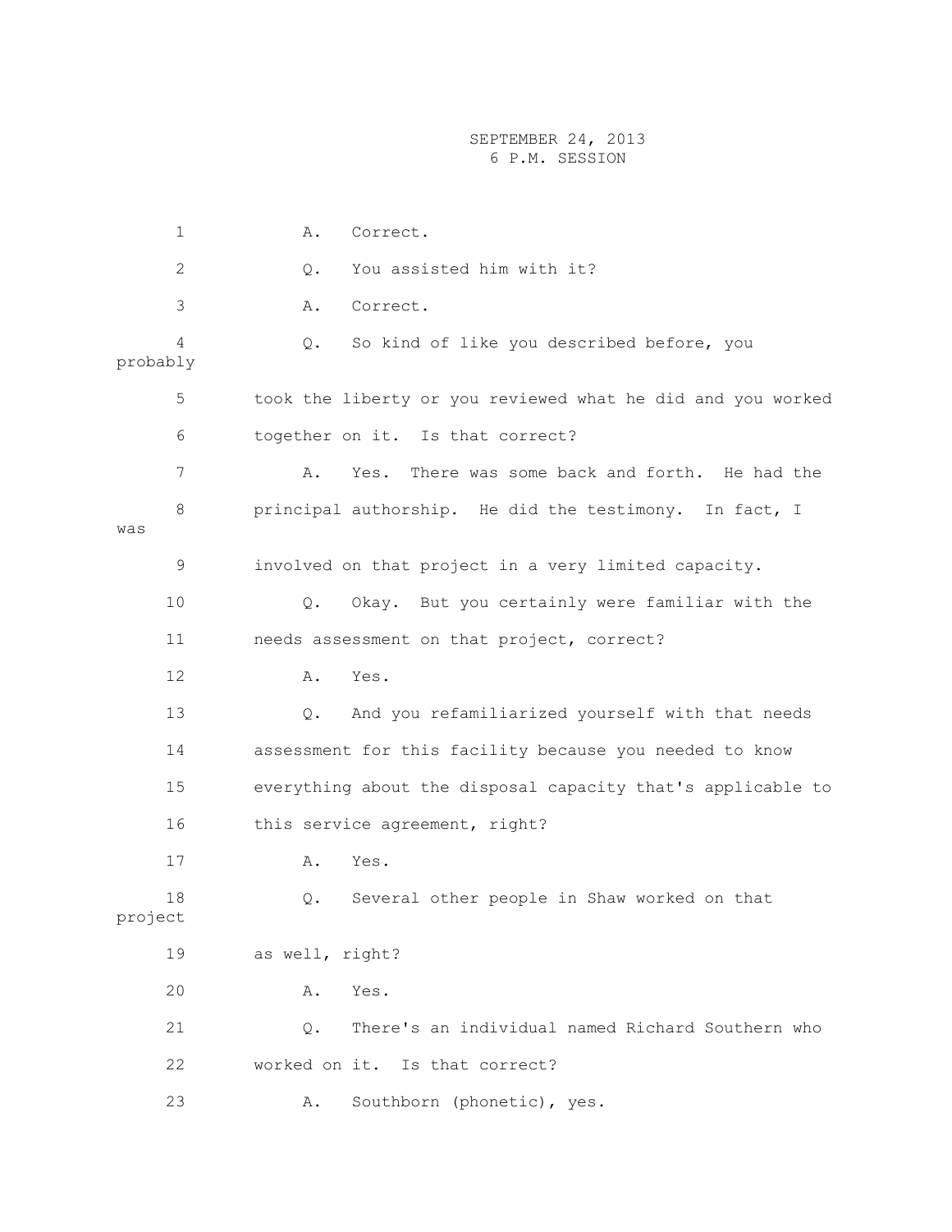SEPTEMBER 24, 2013
6 P.M. SESSION

1 A. Correct.

2 Q. You assisted him with it?

3 A. Correct.

4 Q. So kind of like you described before, you probably

5 took the liberty or you reviewed what he did and you worked

6 together on it. Is that correct?

7 A. Yes. There was some back and forth. He had the

8 principal authorship. He did the testimony. In fact, I was

9 involved on that project in a very limited capacity.

10 Q. Okay. But you certainly were familiar with the

11 needs assessment on that project, correct?

12 A. Yes.

13 Q. And you refamiliarized yourself with that needs

14 assessment for this facility because you needed to know

15 everything about the disposal capacity that's applicable to

16 this service agreement, right?

17 A. Yes.

18 Q. Several other people in Shaw worked on that project

19 as well, right?

20 A. Yes.

21 Q. There's an individual named Richard Southern who

22 worked on it. Is that correct?

23 A. Southborn (phonetic), yes.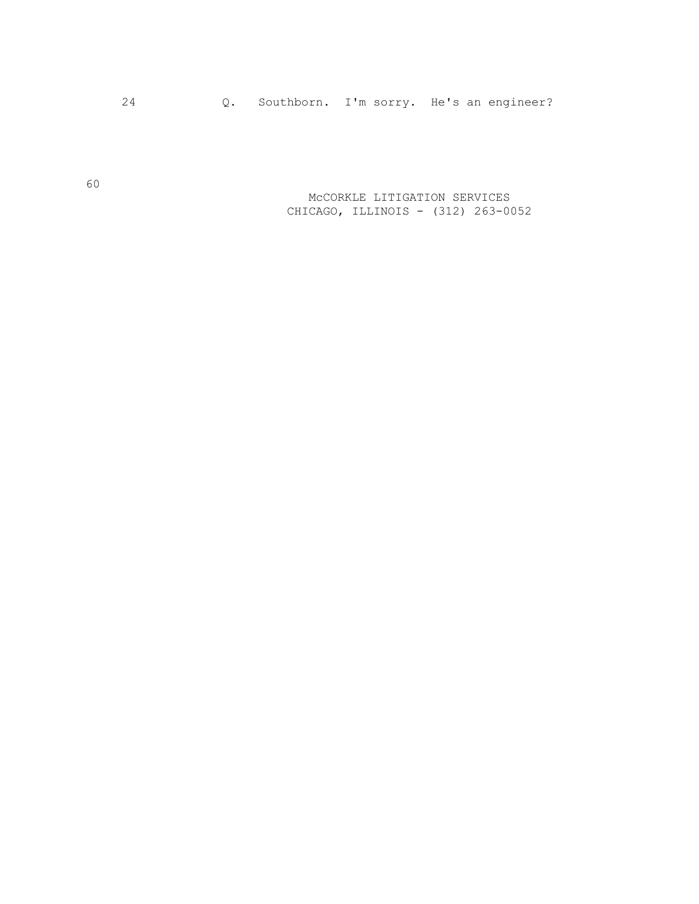24 Q. Southborn. I'm sorry. He's an engineer?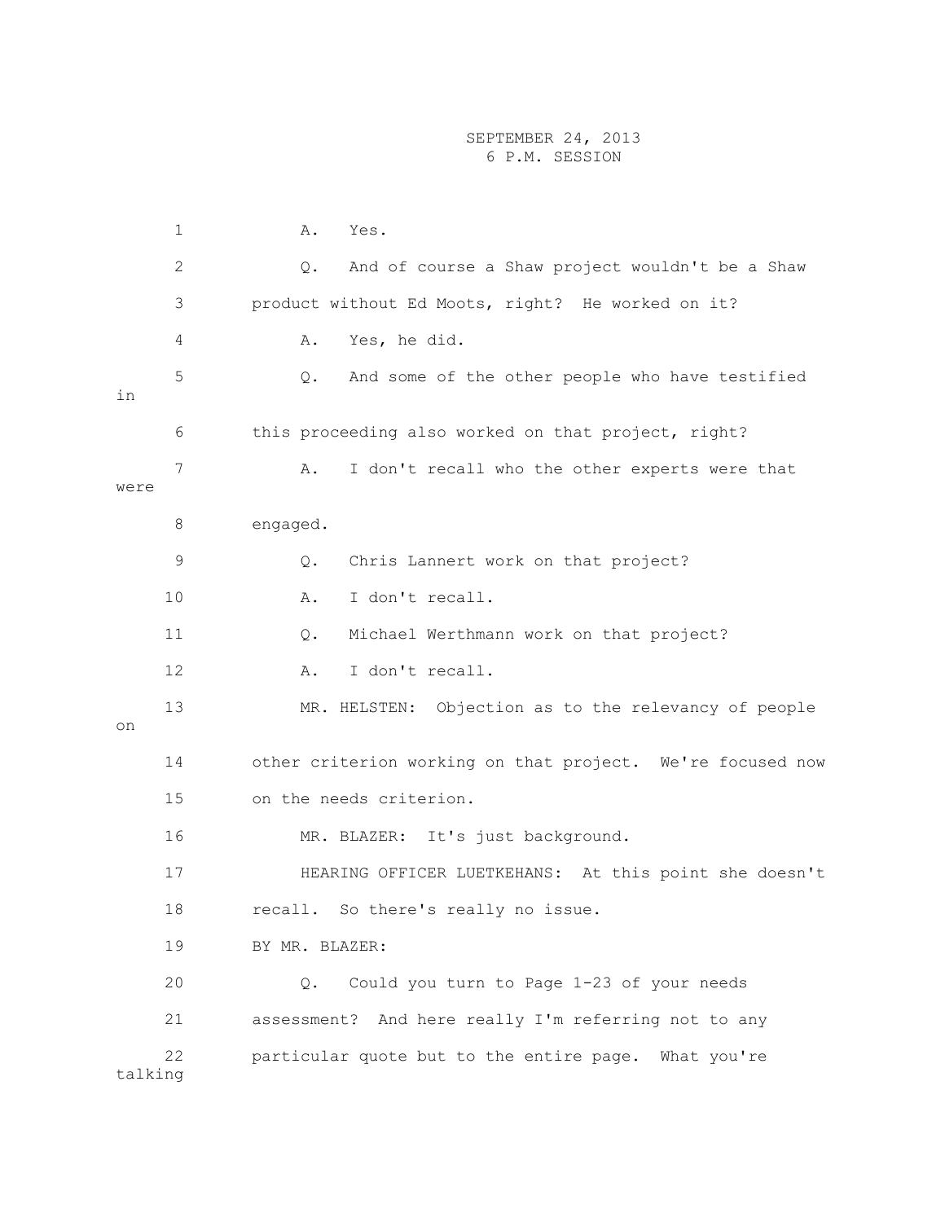SEPTEMBER 24, 2013
6 P.M. SESSION

1 A. Yes.

2 Q. And of course a Shaw project wouldn't be a Shaw

3 product without Ed Moots, right? He worked on it?

4 A. Yes, he did.

5 Q. And some of the other people who have testified in

6 this proceeding also worked on that project, right?

7 A. I don't recall who the other experts were that were

8 engaged.

9 Q. Chris Lannert work on that project?

10 A. I don't recall.

11 Q. Michael Werthmann work on that project?

12 A. I don't recall.

13 MR. HELSTEN: Objection as to the relevancy of people on

14 other criterion working on that project. We're focused now

15 on the needs criterion.

16 MR. BLAZER: It's just background.

17 HEARING OFFICER LUETKEHANS: At this point she doesn't

18 recall. So there's really no issue.

19 BY MR. BLAZER:

20 Q. Could you turn to Page 1-23 of your needs

21 assessment? And here really I'm referring not to any

22 particular quote but to the entire page. What you're talking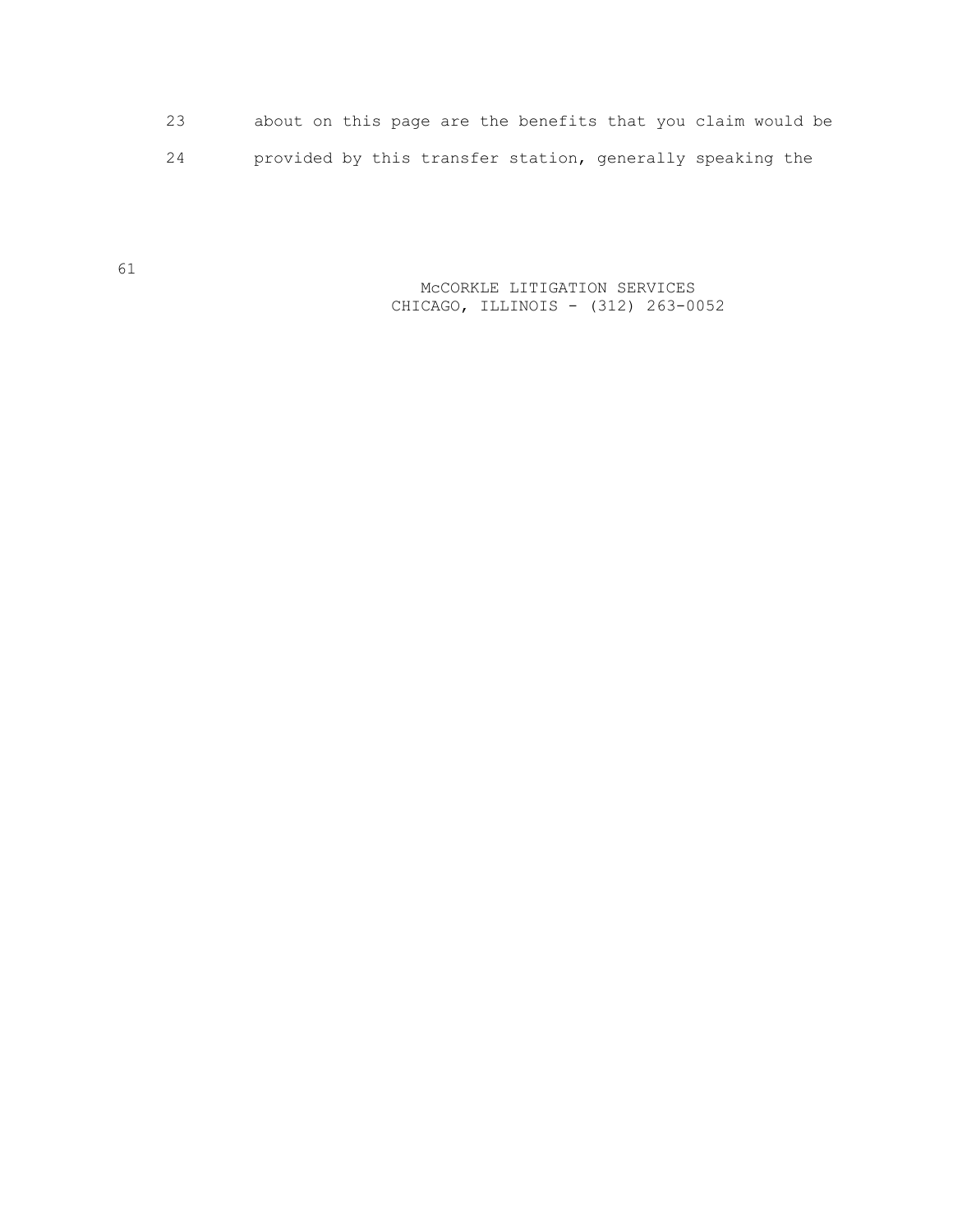23 about on this page are the benefits that you claim would be

24 provided by this transfer station, generally speaking the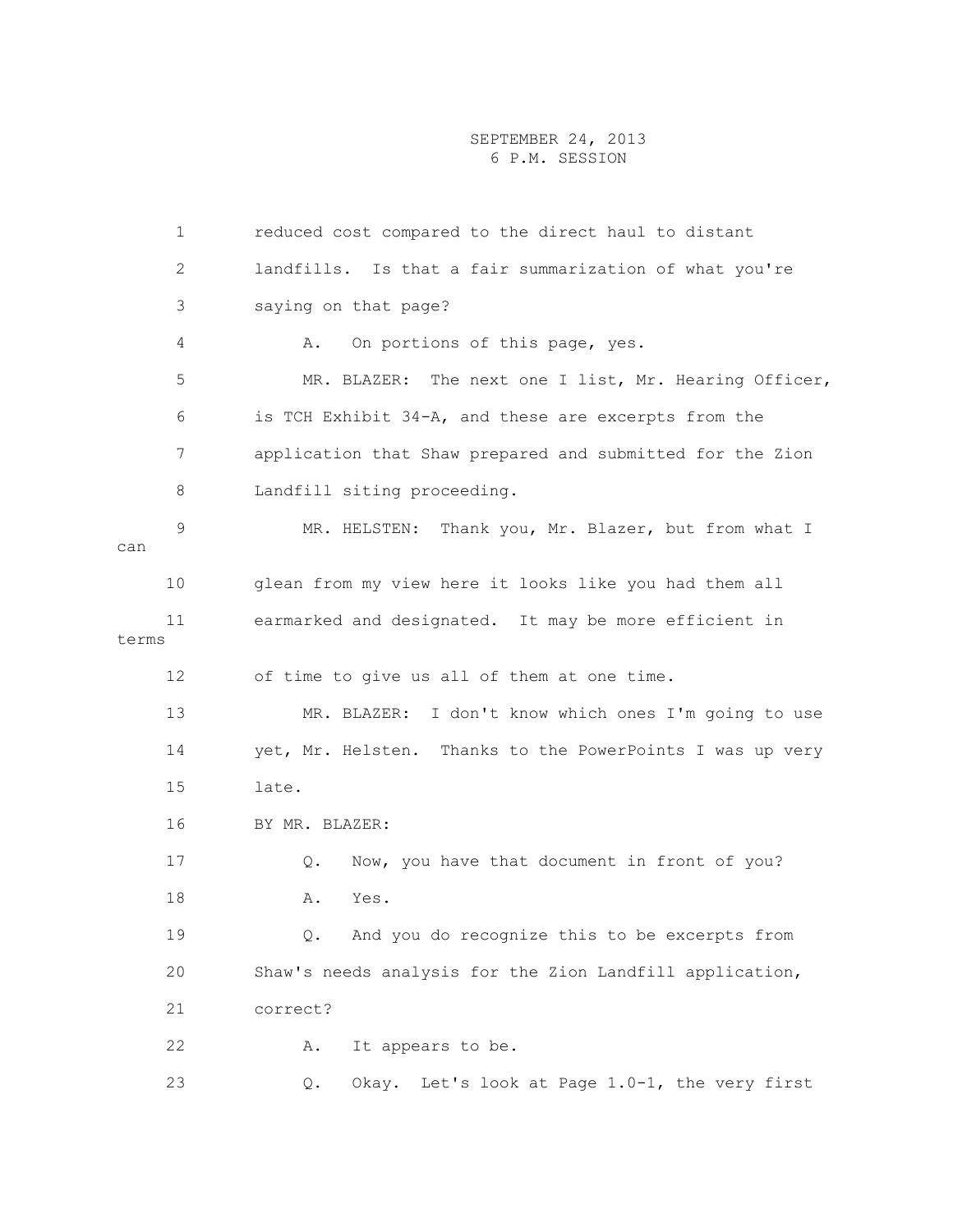SEPTEMBER 24, 2013
6 P.M. SESSION

1 reduced cost compared to the direct haul to distant
2 landfills. Is that a fair summarization of what you're
3 saying on that page?
4 A. On portions of this page, yes.
5 MR. BLAZER: The next one I list, Mr. Hearing Officer,
6 is TCH Exhibit 34-A, and these are excerpts from the
7 application that Shaw prepared and submitted for the Zion
8 Landfill siting proceeding.
9 MR. HELSTEN: Thank you, Mr. Blazer, but from what I can
10 glean from my view here it looks like you had them all
11 earmarked and designated. It may be more efficient in terms
12 of time to give us all of them at one time.
13 MR. BLAZER: I don't know which ones I'm going to use
14 yet, Mr. Helsten. Thanks to the PowerPoints I was up very
15 late.
16 BY MR. BLAZER:
17 Q. Now, you have that document in front of you?
18 A. Yes.
19 Q. And you do recognize this to be excerpts from
20 Shaw's needs analysis for the Zion Landfill application,
21 correct?
22 A. It appears to be.
23 Q. Okay. Let's look at Page 1.0-1, the very first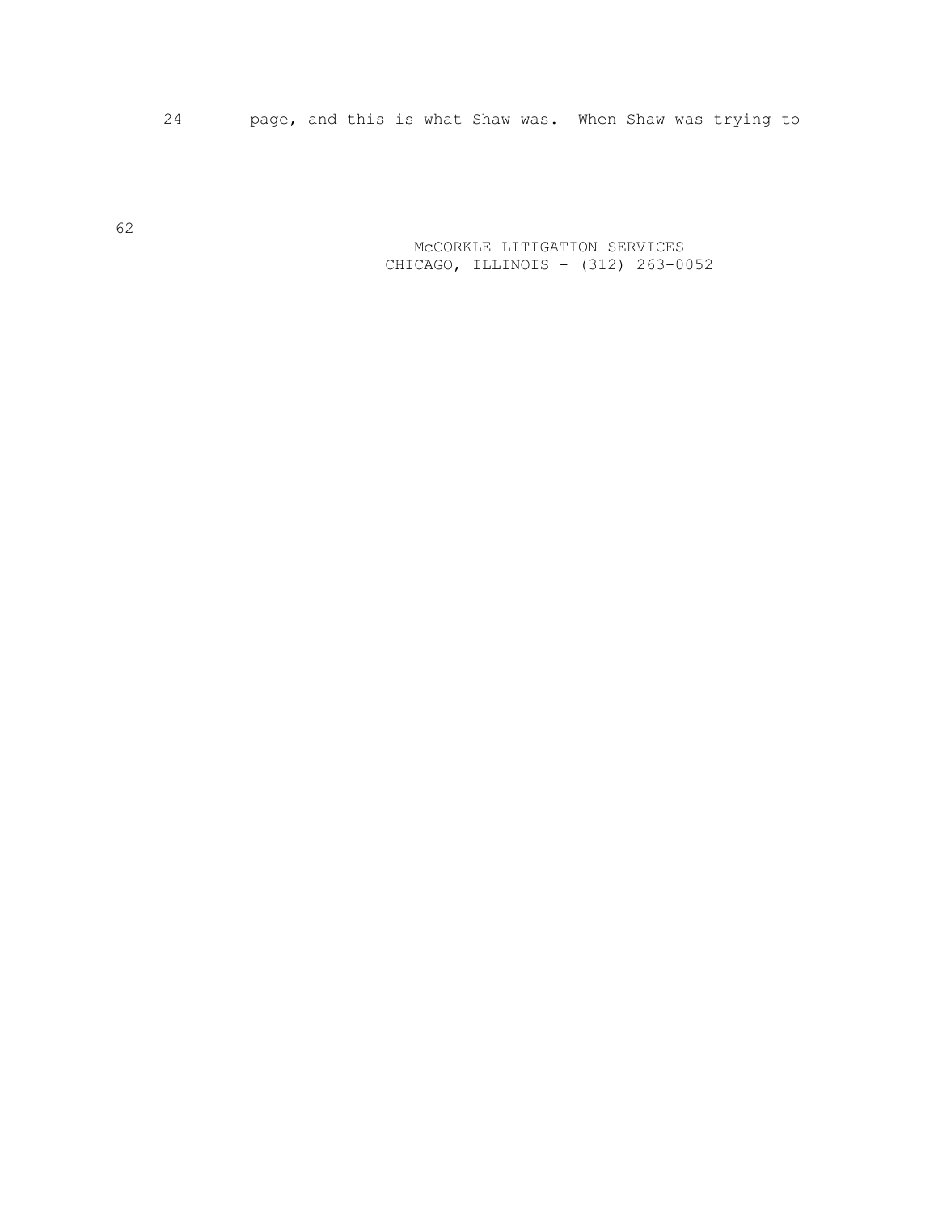24 page, and this is what Shaw was. When Shaw was trying to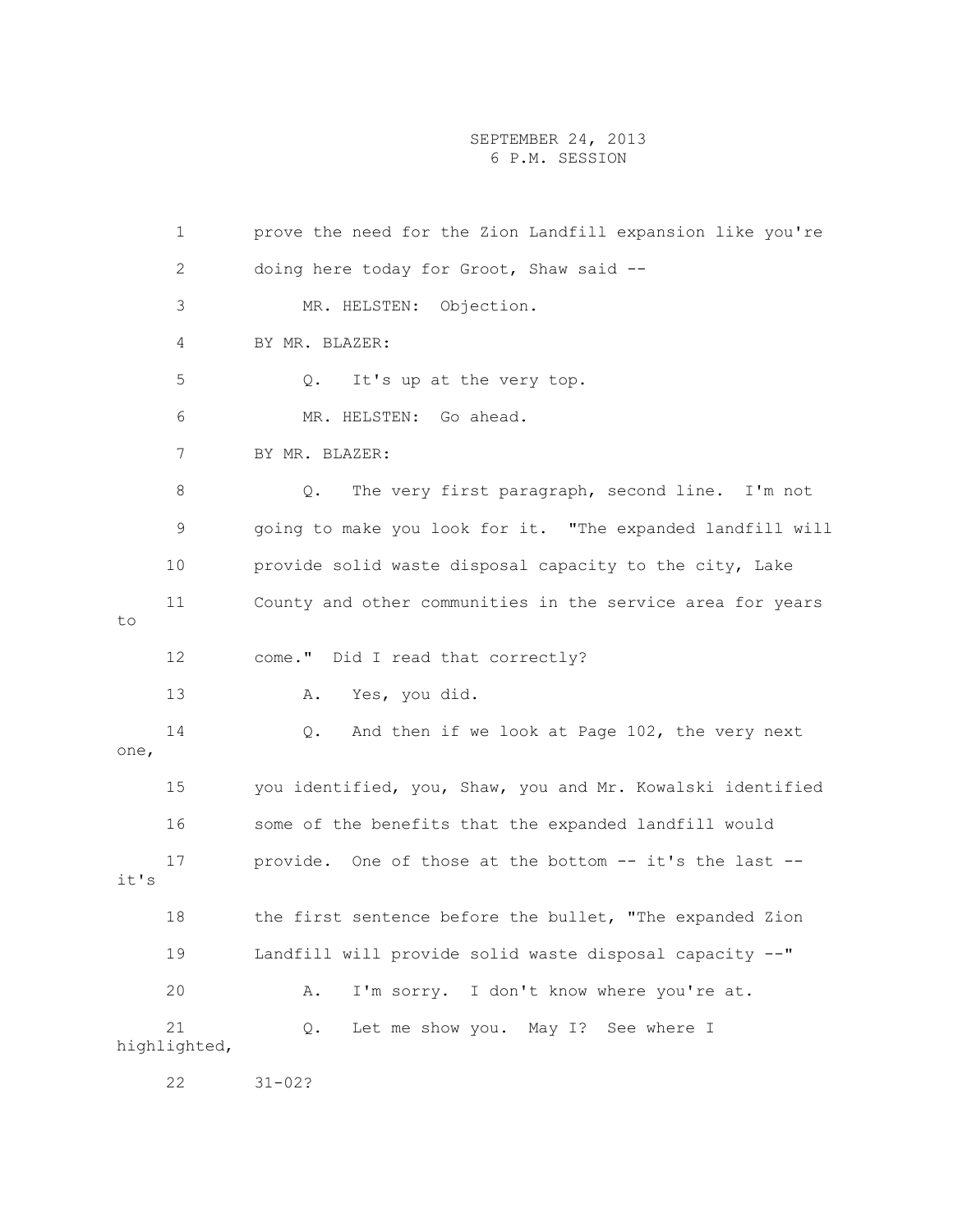SEPTEMBER 24, 2013
6 P.M. SESSION

1 prove the need for the Zion Landfill expansion like you're
2 doing here today for Groot, Shaw said --
3 MR. HELSTEN: Objection.
4 BY MR. BLAZER:
5 Q. It's up at the very top.
6 MR. HELSTEN: Go ahead.
7 BY MR. BLAZER:
8 Q. The very first paragraph, second line. I'm not
9 going to make you look for it. "The expanded landfill will
10 provide solid waste disposal capacity to the city, Lake
11 County and other communities in the service area for years to
12 come." Did I read that correctly?
13 A. Yes, you did.
14 Q. And then if we look at Page 102, the very next one,
15 you identified, you, Shaw, you and Mr. Kowalski identified
16 some of the benefits that the expanded landfill would
17 provide. One of those at the bottom -- it's the last -- it's
18 the first sentence before the bullet, "The expanded Zion
19 Landfill will provide solid waste disposal capacity --"
20 A. I'm sorry. I don't know where you're at.
21 Q. Let me show you. May I? See where I highlighted,
22 31-02?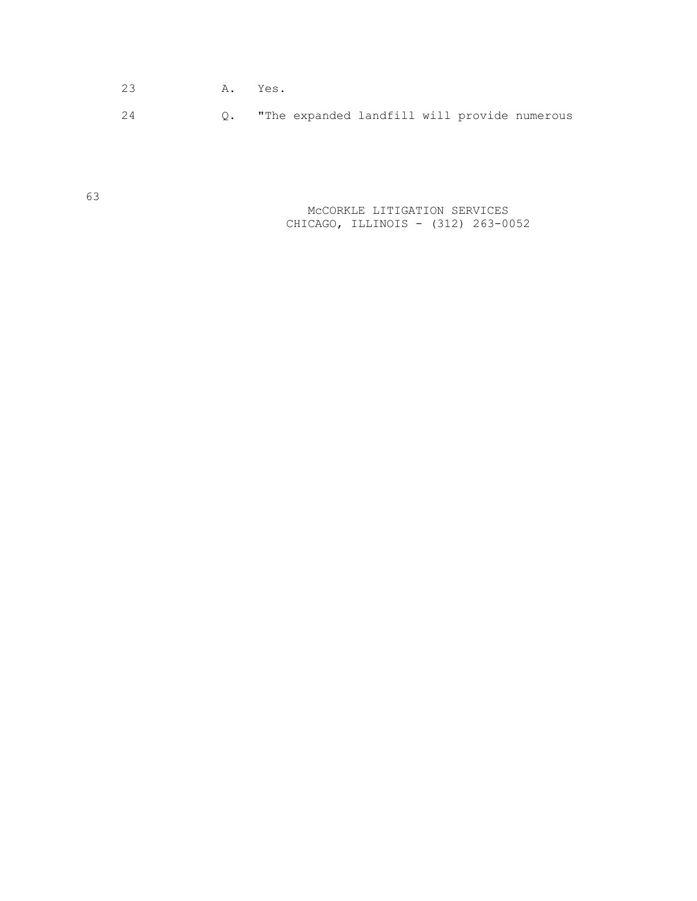23 A. Yes.

24 Q. "The expanded landfill will provide numerous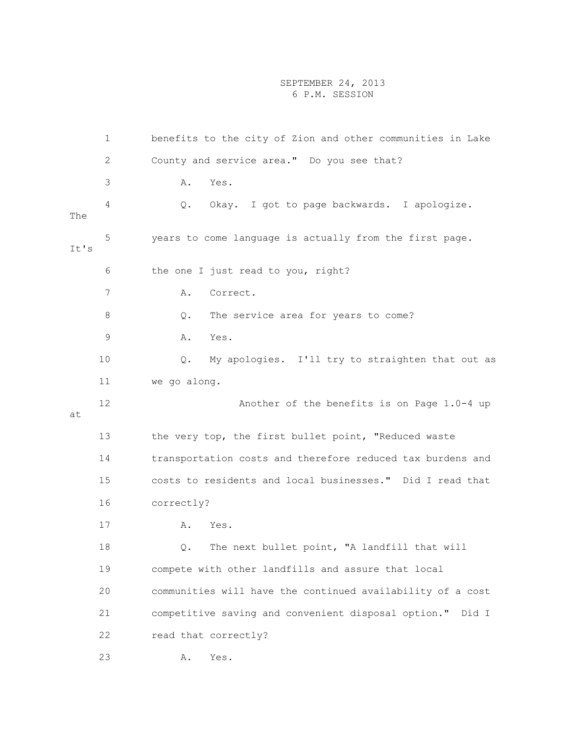SEPTEMBER 24, 2013
6 P.M. SESSION

1 benefits to the city of Zion and other communities in Lake
2 County and service area." Do you see that?
3 A. Yes.
4 Q. Okay. I got to page backwards. I apologize. The
5 years to come language is actually from the first page. It's
6 the one I just read to you, right?
7 A. Correct.
8 Q. The service area for years to come?
9 A. Yes.
10 Q. My apologies. I'll try to straighten that out as
11 we go along.
12 Another of the benefits is on Page 1.0-4 up at
13 the very top, the first bullet point, "Reduced waste
14 transportation costs and therefore reduced tax burdens and
15 costs to residents and local businesses." Did I read that
16 correctly?
17 A. Yes.
18 Q. The next bullet point, "A landfill that will
19 compete with other landfills and assure that local
20 communities will have the continued availability of a cost
21 competitive saving and convenient disposal option." Did I
22 read that correctly?
23 A. Yes.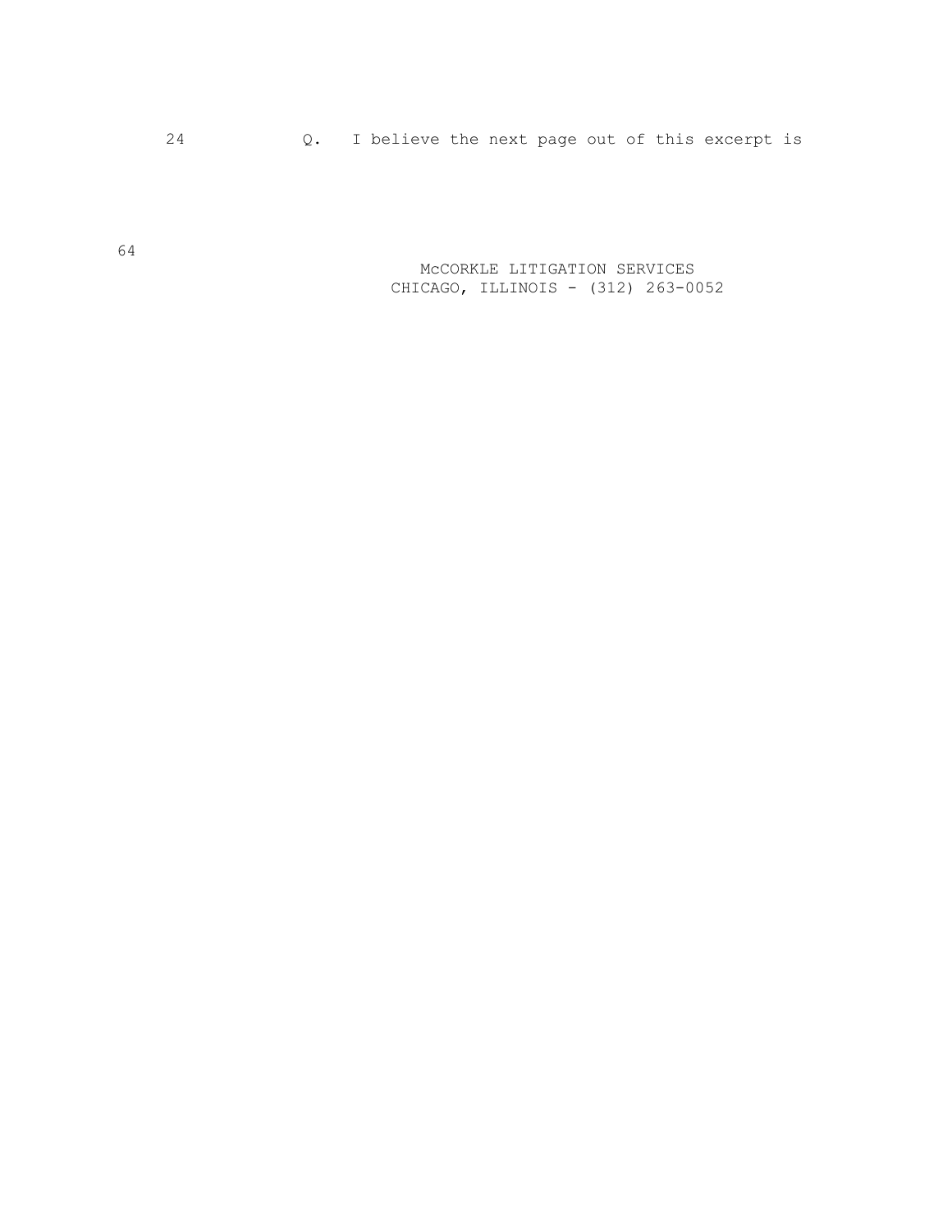24 Q. I believe the next page out of this excerpt is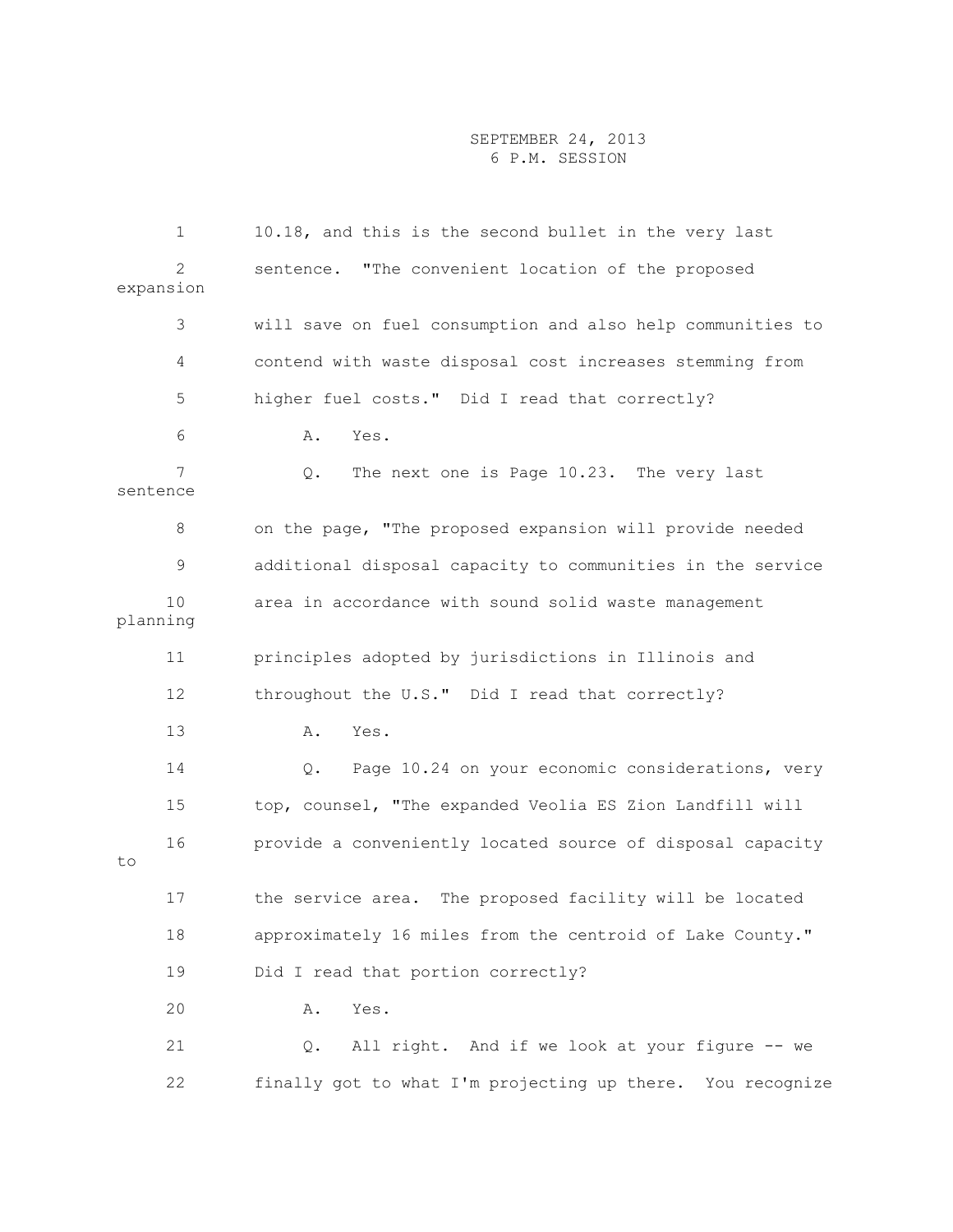SEPTEMBER 24, 2013
6 P.M. SESSION

1 10.18, and this is the second bullet in the very last
2 sentence. "The convenient location of the proposed expansion
3 will save on fuel consumption and also help communities to
4 contend with waste disposal cost increases stemming from
5 higher fuel costs." Did I read that correctly?
6 A. Yes.
7 Q. The next one is Page 10.23. The very last sentence
8 on the page, "The proposed expansion will provide needed
9 additional disposal capacity to communities in the service
10 area in accordance with sound solid waste management planning
11 principles adopted by jurisdictions in Illinois and
12 throughout the U.S." Did I read that correctly?
13 A. Yes.
14 Q. Page 10.24 on your economic considerations, very
15 top, counsel, "The expanded Veolia ES Zion Landfill will
16 provide a conveniently located source of disposal capacity to
17 the service area. The proposed facility will be located
18 approximately 16 miles from the centroid of Lake County."
19 Did I read that portion correctly?
20 A. Yes.
21 Q. All right. And if we look at your figure -- we
22 finally got to what I'm projecting up there. You recognize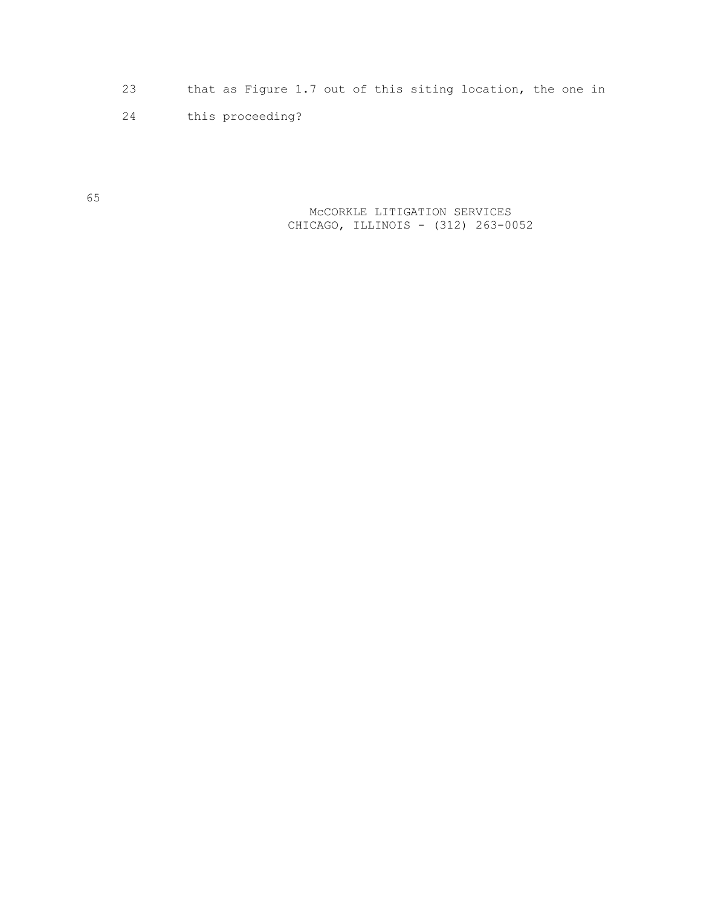23 that as Figure 1.7 out of this siting location, the one in

24 this proceeding?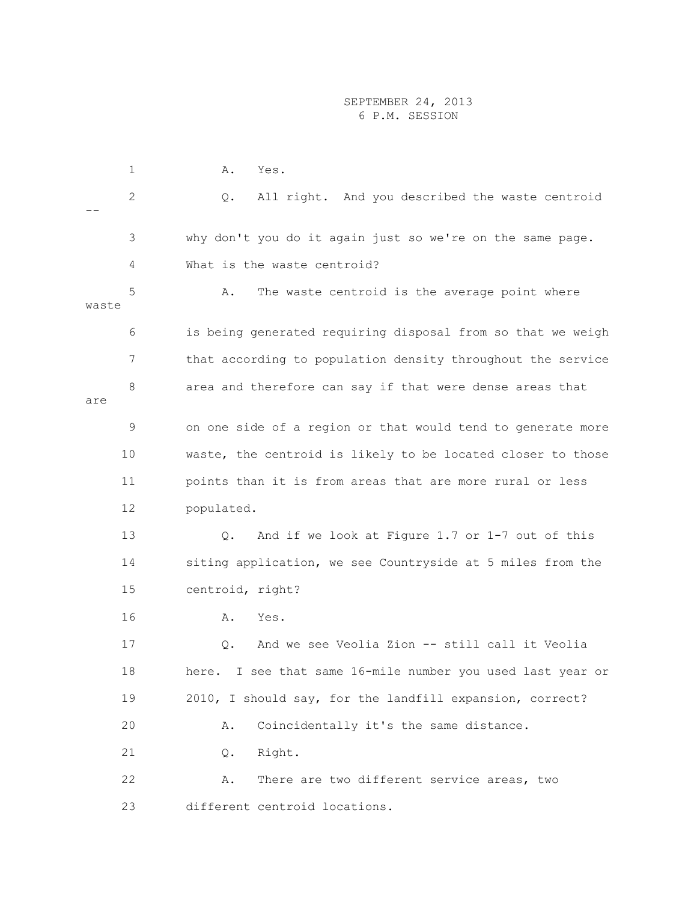SEPTEMBER 24, 2013
6 P.M. SESSION

1 A. Yes.

2 Q. All right. And you described the waste centroid --

3 why don't you do it again just so we're on the same page.

4 What is the waste centroid?

5 A. The waste centroid is the average point where waste

6 is being generated requiring disposal from so that we weigh

7 that according to population density throughout the service

8 area and therefore can say if that were dense areas that are

9 on one side of a region or that would tend to generate more

10 waste, the centroid is likely to be located closer to those

11 points than it is from areas that are more rural or less

12 populated.

13 Q. And if we look at Figure 1.7 or 1-7 out of this

14 siting application, we see Countryside at 5 miles from the

15 centroid, right?

16 A. Yes.

17 Q. And we see Veolia Zion -- still call it Veolia

18 here. I see that same 16-mile number you used last year or

19 2010, I should say, for the landfill expansion, correct?

20 A. Coincidentally it's the same distance.

21 Q. Right.

22 A. There are two different service areas, two

23 different centroid locations.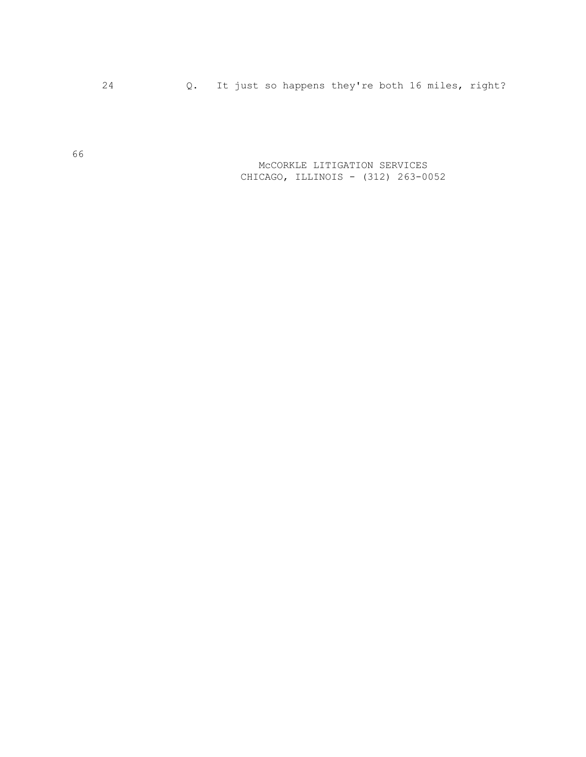24 Q. It just so happens they're both 16 miles, right?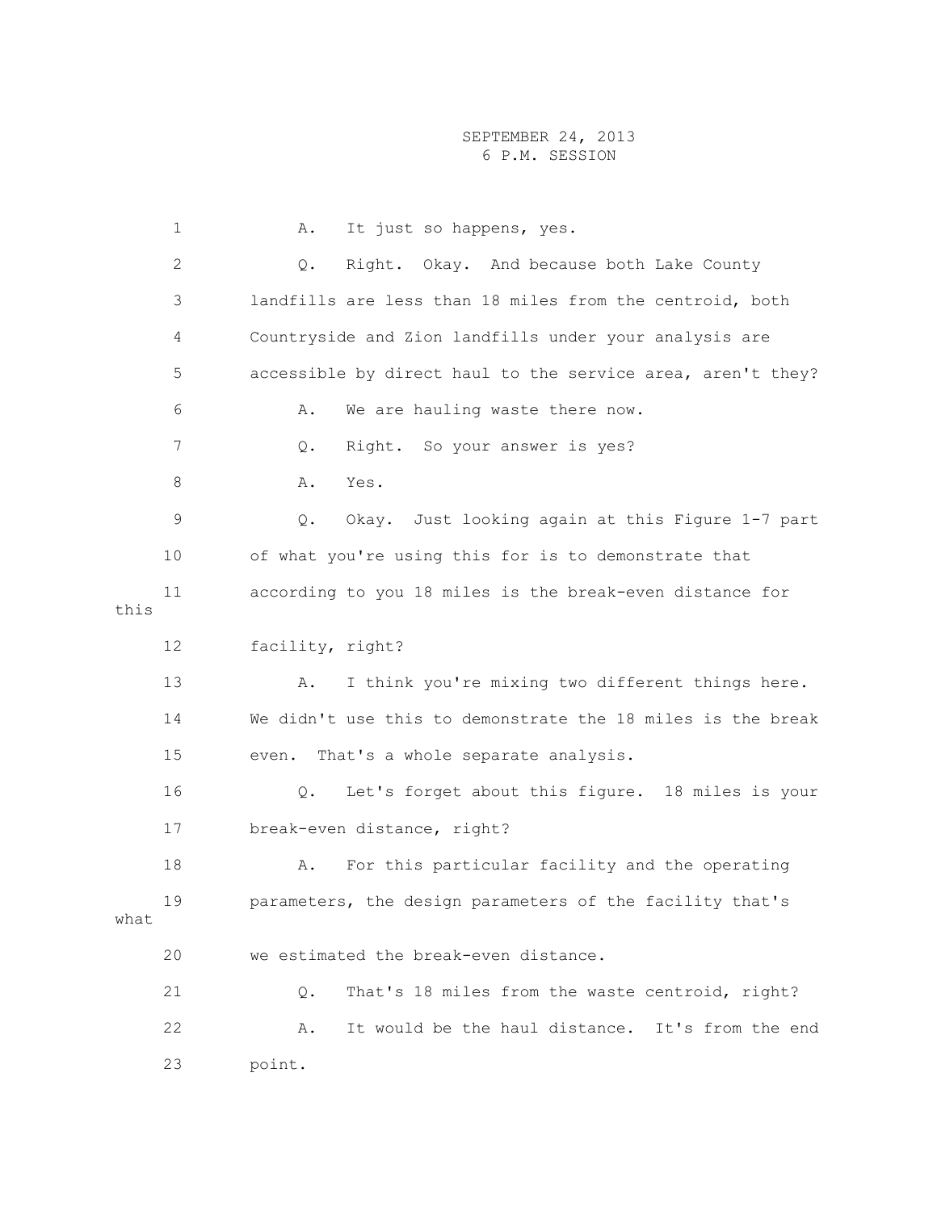SEPTEMBER 24, 2013
6 P.M. SESSION

1 A. It just so happens, yes.

2 Q. Right. Okay. And because both Lake County

3 landfills are less than 18 miles from the centroid, both

4 Countryside and Zion landfills under your analysis are

5 accessible by direct haul to the service area, aren't they?

6 A. We are hauling waste there now.

7 Q. Right. So your answer is yes?

8 A. Yes.

9 Q. Okay. Just looking again at this Figure 1-7 part

10 of what you're using this for is to demonstrate that

11 according to you 18 miles is the break-even distance for this

12 facility, right?

13 A. I think you're mixing two different things here.

14 We didn't use this to demonstrate the 18 miles is the break

15 even. That's a whole separate analysis.

16 Q. Let's forget about this figure. 18 miles is your

17 break-even distance, right?

18 A. For this particular facility and the operating

19 parameters, the design parameters of the facility that's what

20 we estimated the break-even distance.

21 Q. That's 18 miles from the waste centroid, right?

22 A. It would be the haul distance. It's from the end

23 point.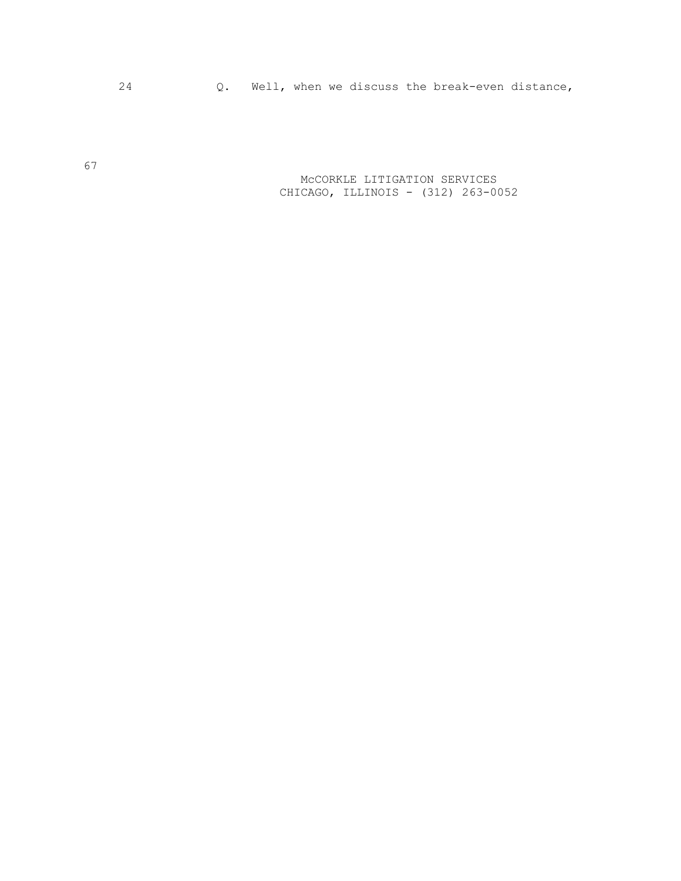24 Q. Well, when we discuss the break-even distance,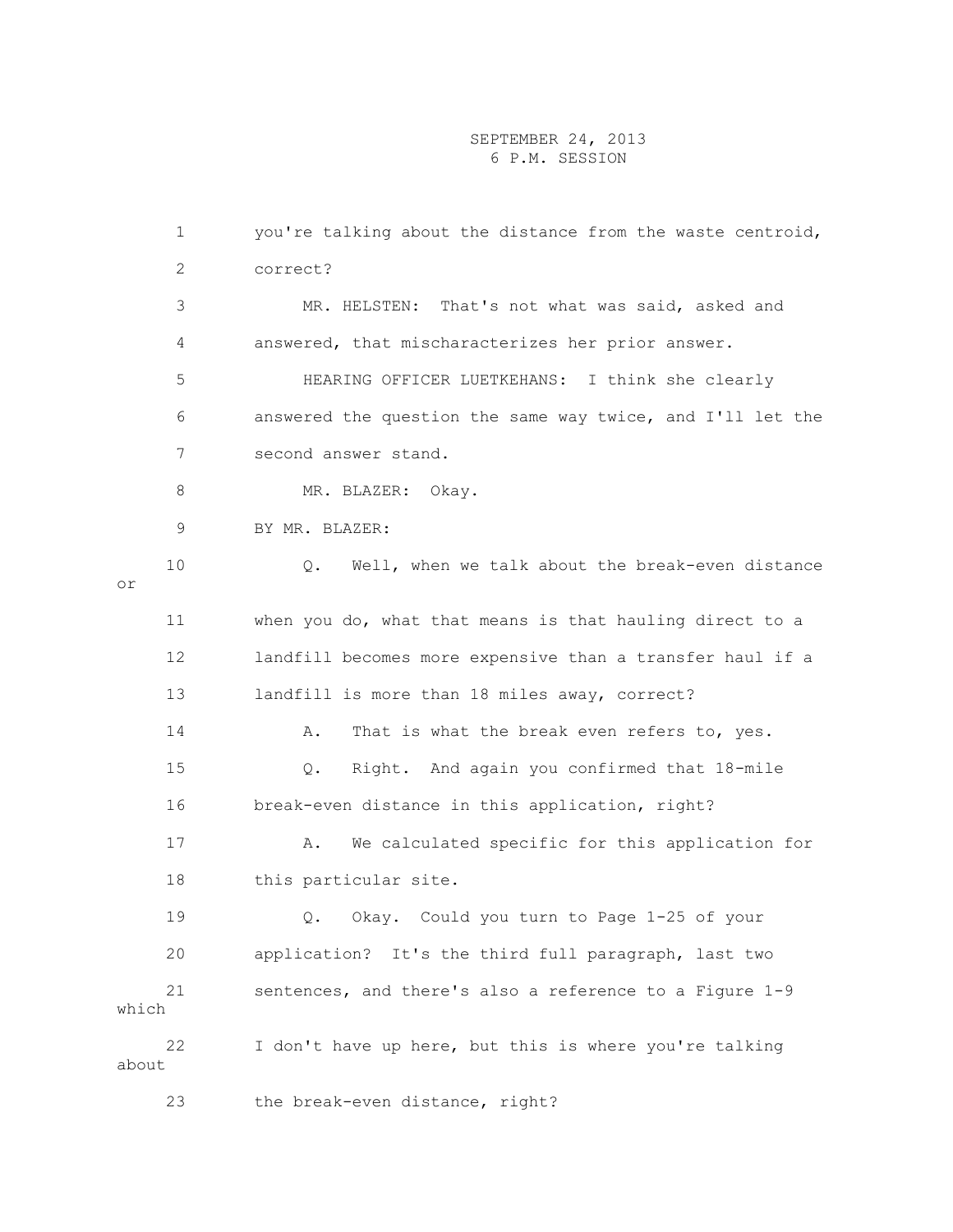SEPTEMBER 24, 2013
6 P.M. SESSION

1 you're talking about the distance from the waste centroid,
2 correct?
3 MR. HELSTEN: That's not what was said, asked and
4 answered, that mischaracterizes her prior answer.
5 HEARING OFFICER LUETKEHANS: I think she clearly
6 answered the question the same way twice, and I'll let the
7 second answer stand.
8 MR. BLAZER: Okay.
9 BY MR. BLAZER:
10 Q. Well, when we talk about the break-even distance or
11 when you do, what that means is that hauling direct to a
12 landfill becomes more expensive than a transfer haul if a
13 landfill is more than 18 miles away, correct?
14 A. That is what the break even refers to, yes.
15 Q. Right. And again you confirmed that 18-mile
16 break-even distance in this application, right?
17 A. We calculated specific for this application for
18 this particular site.
19 Q. Okay. Could you turn to Page 1-25 of your
20 application? It's the third full paragraph, last two
21 sentences, and there's also a reference to a Figure 1-9 which
22 I don't have up here, but this is where you're talking about
23 the break-even distance, right?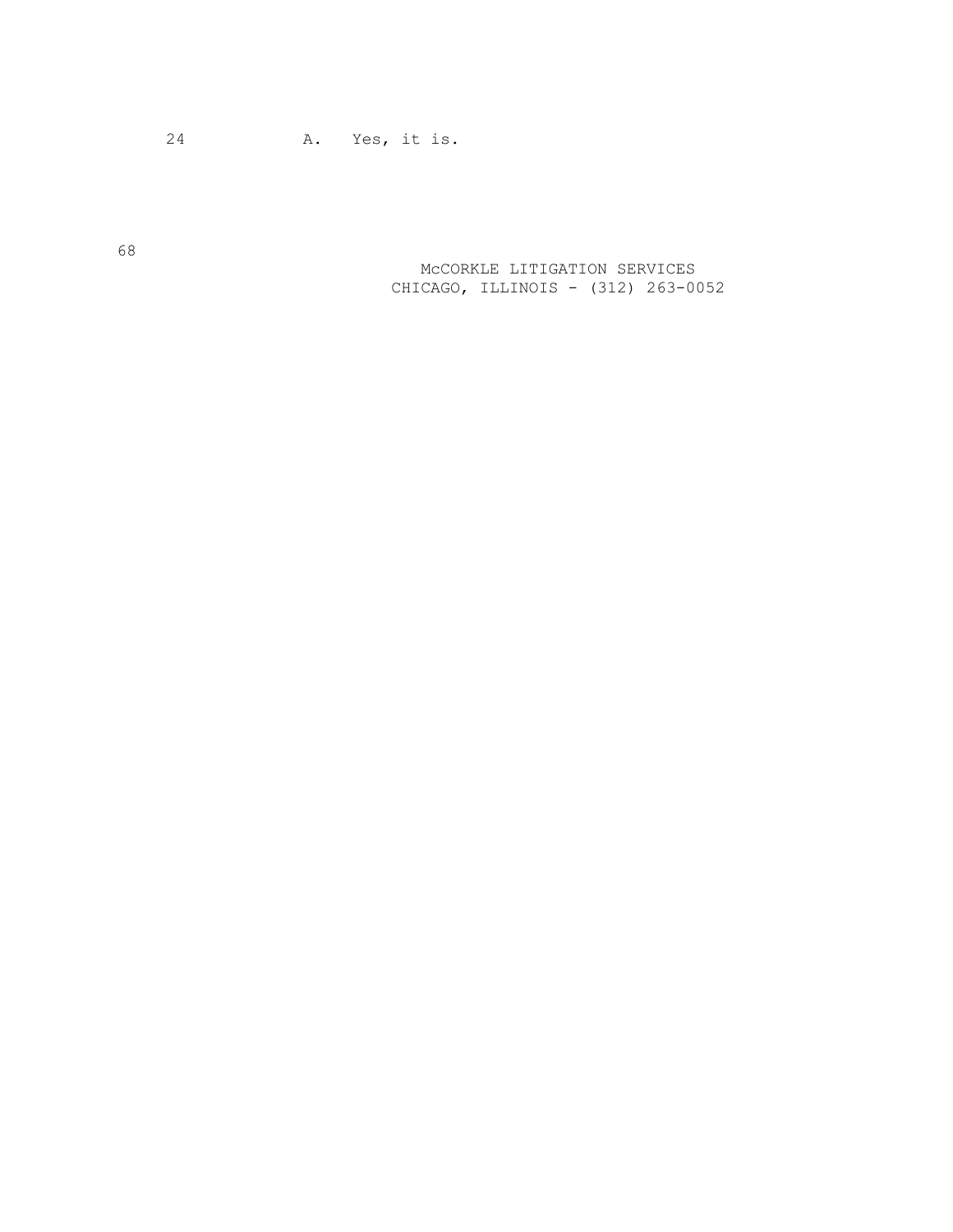24 A. Yes, it is.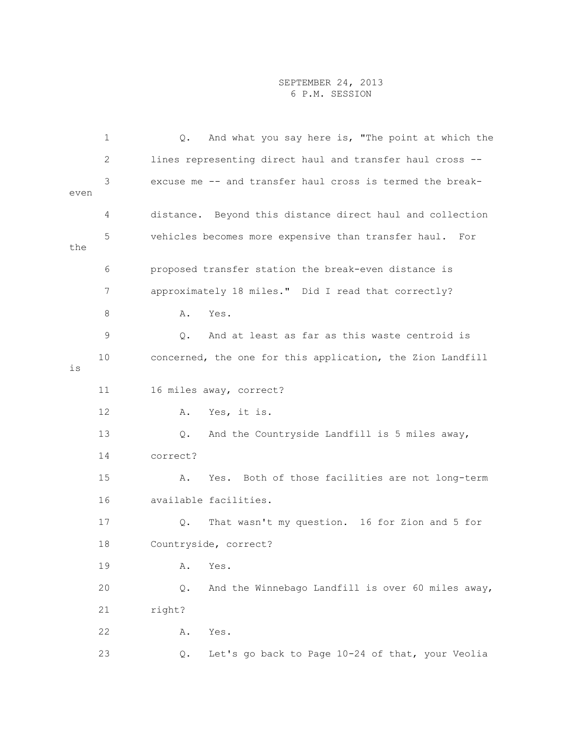SEPTEMBER 24, 2013
6 P.M. SESSION

1 Q. And what you say here is, "The point at which the
2 lines representing direct haul and transfer haul cross --
3 excuse me -- and transfer haul cross is termed the break-even
4 distance. Beyond this distance direct haul and collection
5 vehicles becomes more expensive than transfer haul. For the
6 proposed transfer station the break-even distance is
7 approximately 18 miles." Did I read that correctly?
8 A. Yes.
9 Q. And at least as far as this waste centroid is
10 concerned, the one for this application, the Zion Landfill is
11 16 miles away, correct?
12 A. Yes, it is.
13 Q. And the Countryside Landfill is 5 miles away,
14 correct?
15 A. Yes. Both of those facilities are not long-term
16 available facilities.
17 Q. That wasn't my question. 16 for Zion and 5 for
18 Countryside, correct?
19 A. Yes.
20 Q. And the Winnebago Landfill is over 60 miles away,
21 right?
22 A. Yes.
23 Q. Let's go back to Page 10-24 of that, your Veolia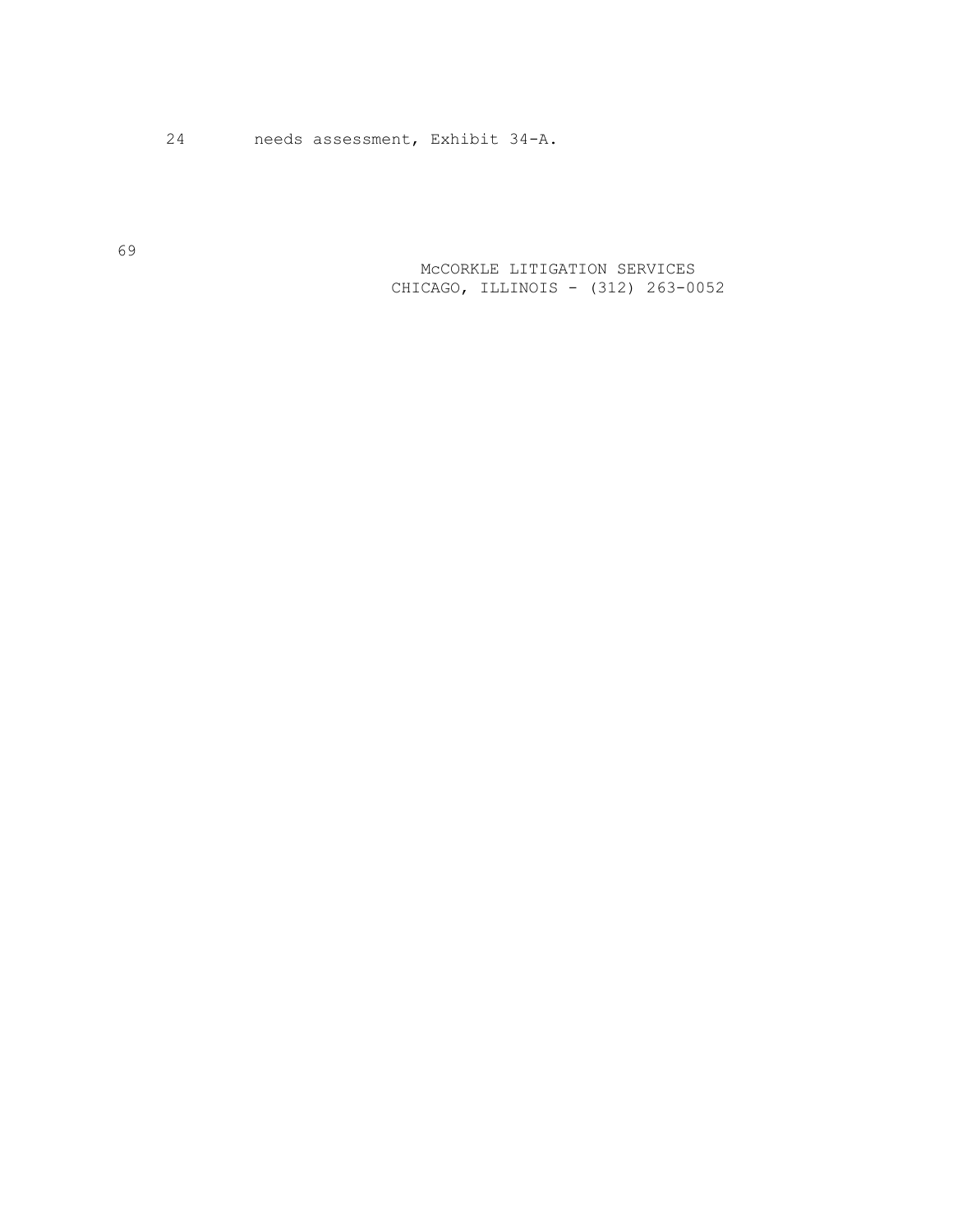24 needs assessment, Exhibit 34-A.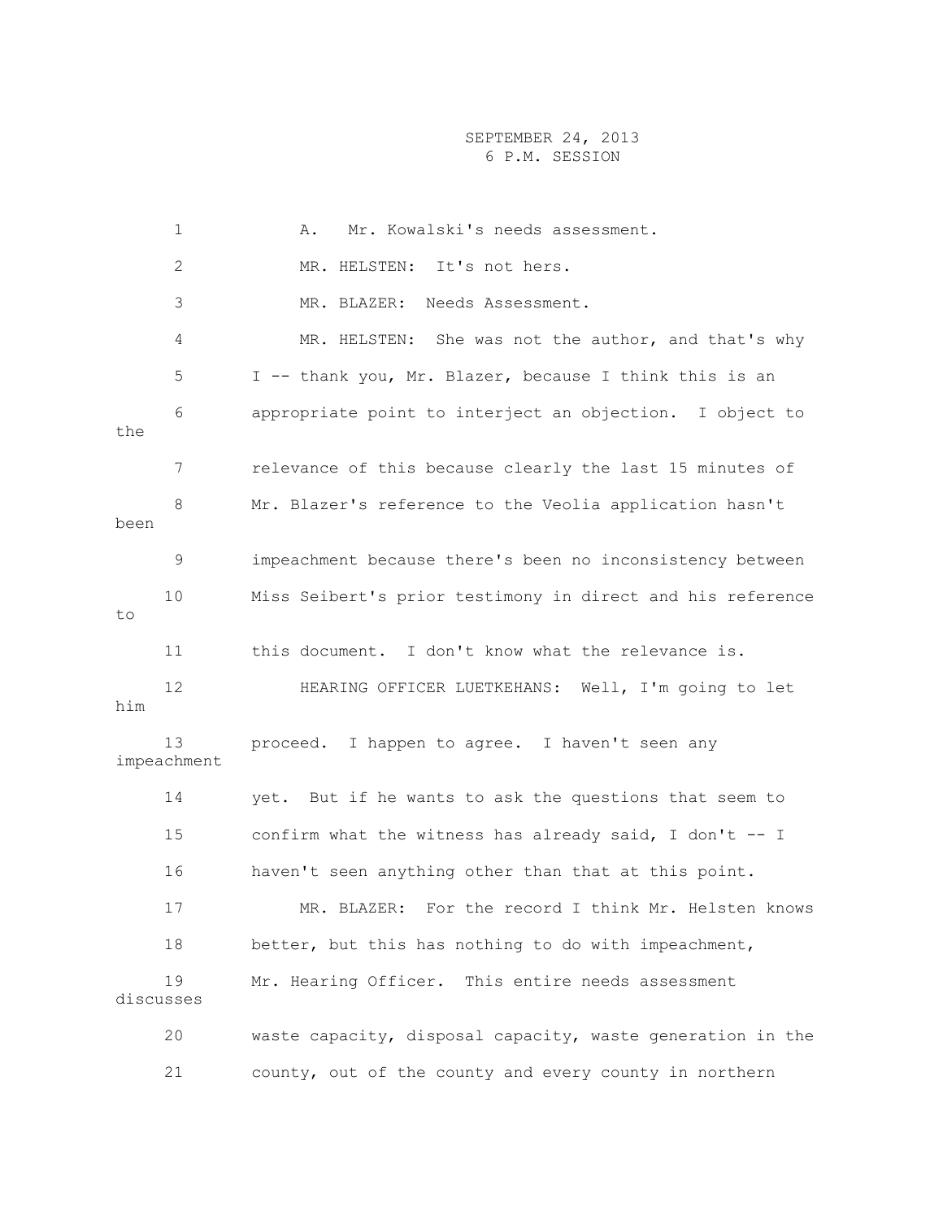SEPTEMBER 24, 2013
6 P.M. SESSION

1 A. Mr. Kowalski's needs assessment.

2 MR. HELSTEN: It's not hers.

3 MR. BLAZER: Needs Assessment.

4 MR. HELSTEN: She was not the author, and that's why

5 I -- thank you, Mr. Blazer, because I think this is an

6 appropriate point to interject an objection. I object to the

7 relevance of this because clearly the last 15 minutes of

8 Mr. Blazer's reference to the Veolia application hasn't been

9 impeachment because there's been no inconsistency between

10 Miss Seibert's prior testimony in direct and his reference to

11 this document. I don't know what the relevance is.

12 HEARING OFFICER LUETKEHANS: Well, I'm going to let him

13 proceed. I happen to agree. I haven't seen any impeachment

14 yet. But if he wants to ask the questions that seem to

15 confirm what the witness has already said, I don't -- I

16 haven't seen anything other than that at this point.

17 MR. BLAZER: For the record I think Mr. Helsten knows

18 better, but this has nothing to do with impeachment,

19 Mr. Hearing Officer. This entire needs assessment discusses

20 waste capacity, disposal capacity, waste generation in the

21 county, out of the county and every county in northern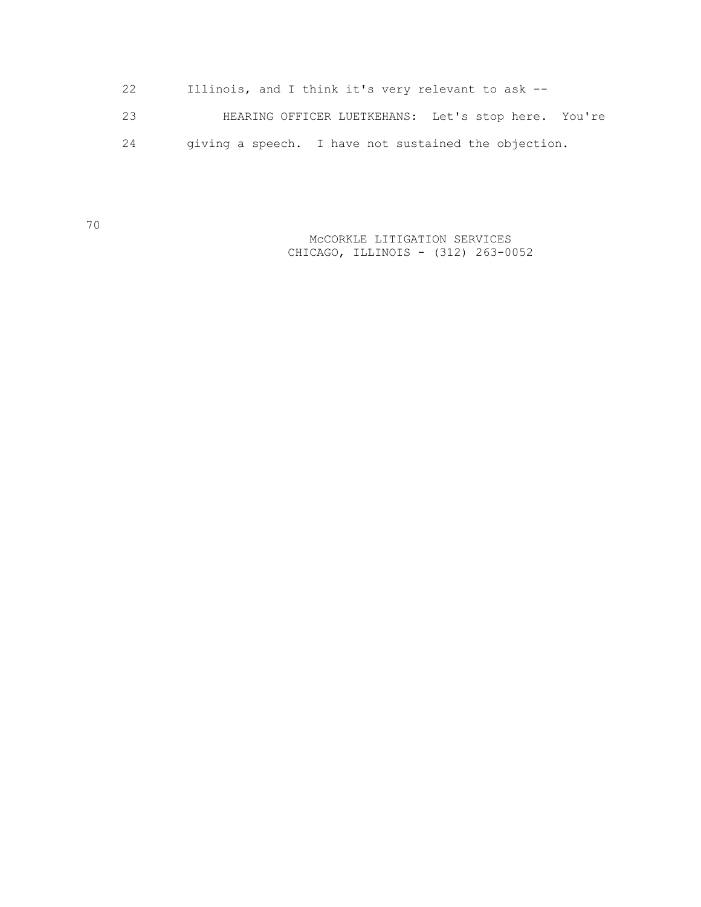22 Illinois, and I think it's very relevant to ask --

23 HEARING OFFICER LUETKEHANS: Let's stop here. You're

24 giving a speech. I have not sustained the objection.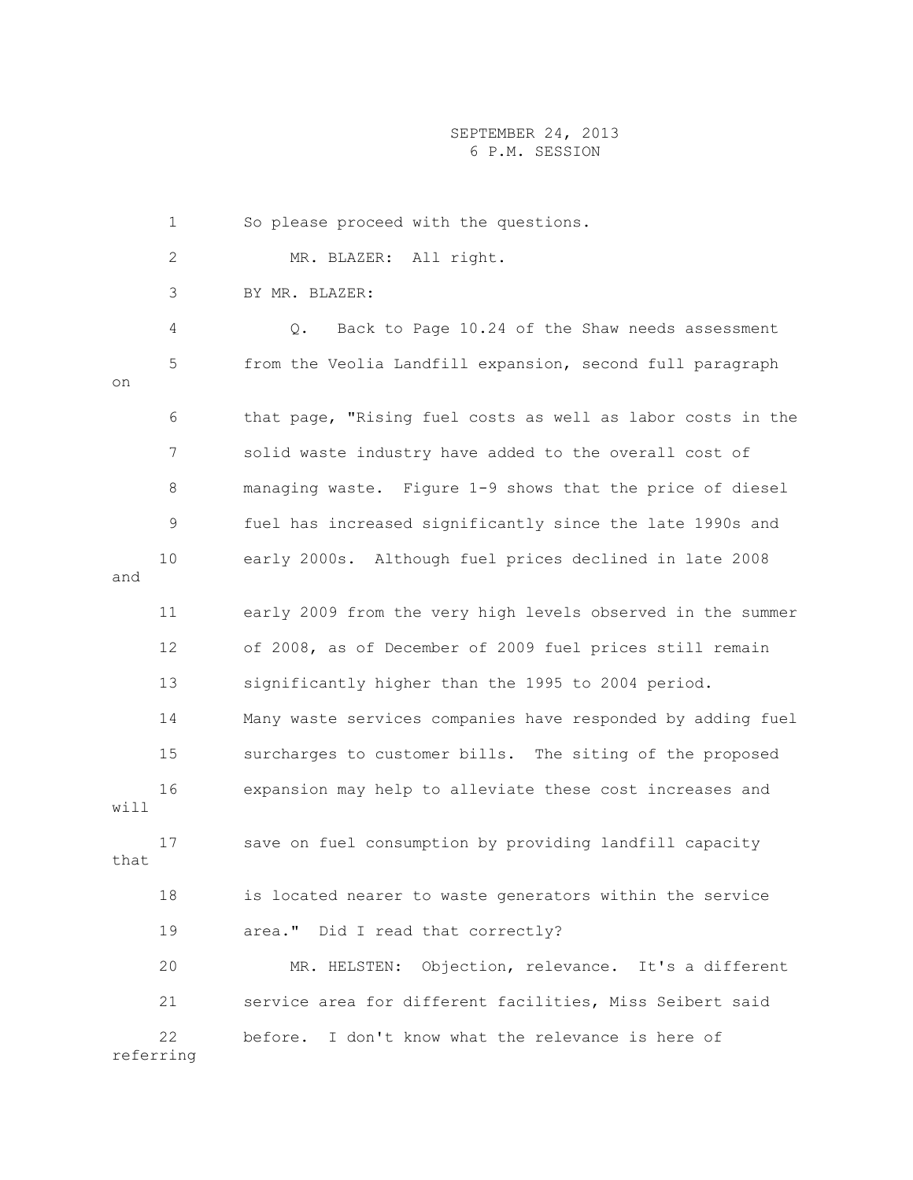SEPTEMBER 24, 2013
6 P.M. SESSION

1 So please proceed with the questions.

2 MR. BLAZER: All right.

3 BY MR. BLAZER:

4 Q. Back to Page 10.24 of the Shaw needs assessment

5 from the Veolia Landfill expansion, second full paragraph on

6 that page, "Rising fuel costs as well as labor costs in the

7 solid waste industry have added to the overall cost of

8 managing waste. Figure 1-9 shows that the price of diesel

9 fuel has increased significantly since the late 1990s and

10 early 2000s. Although fuel prices declined in late 2008 and

11 early 2009 from the very high levels observed in the summer

12 of 2008, as of December of 2009 fuel prices still remain

13 significantly higher than the 1995 to 2004 period.

14 Many waste services companies have responded by adding fuel

15 surcharges to customer bills. The siting of the proposed

16 expansion may help to alleviate these cost increases and will

17 save on fuel consumption by providing landfill capacity that

18 is located nearer to waste generators within the service

19 area." Did I read that correctly?

20 MR. HELSTEN: Objection, relevance. It's a different

21 service area for different facilities, Miss Seibert said

22 before. I don't know what the relevance is here of referring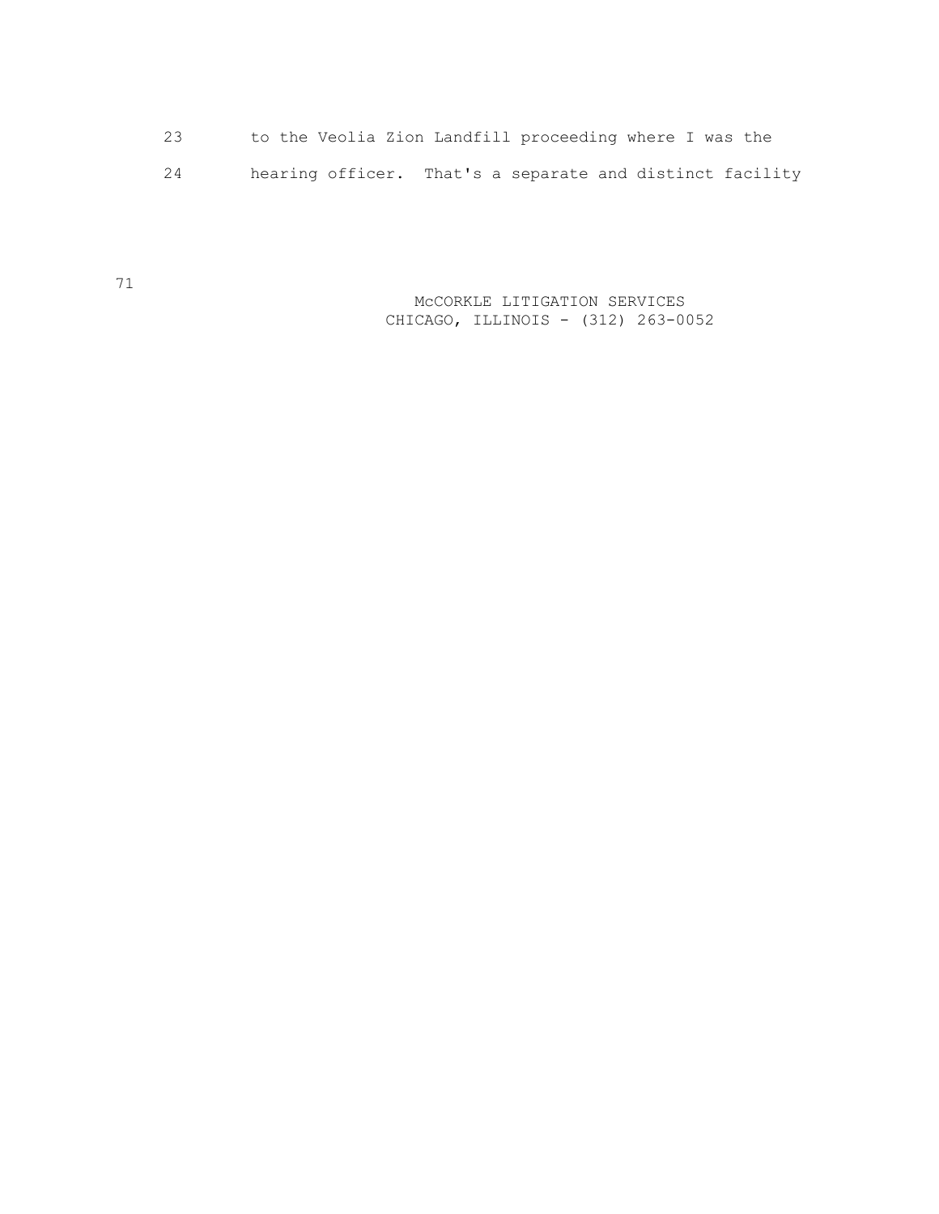23 to the Veolia Zion Landfill proceeding where I was the

24 hearing officer. That's a separate and distinct facility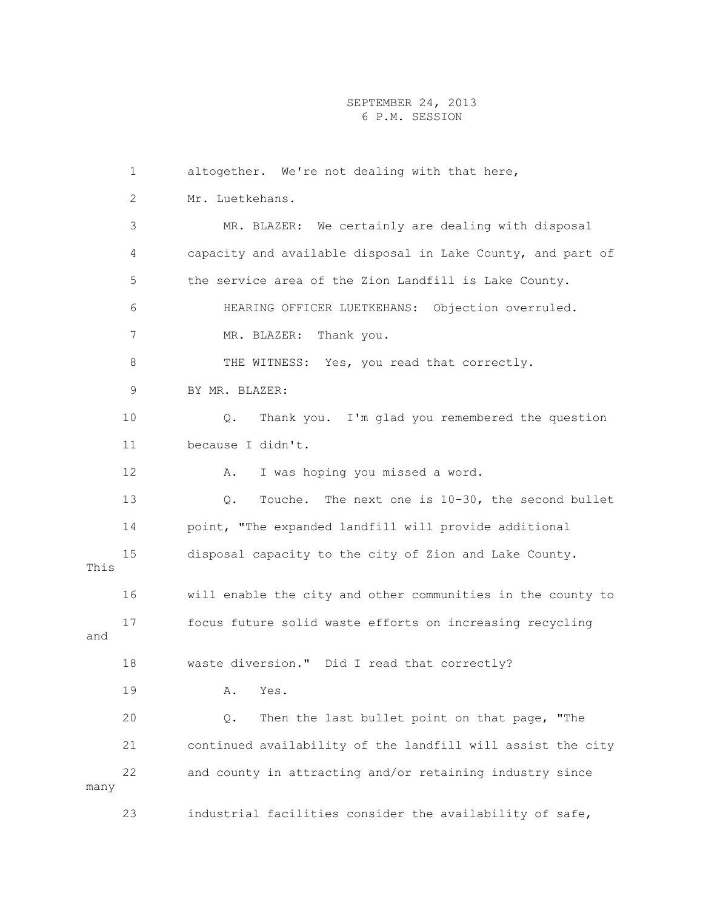SEPTEMBER 24, 2013
6 P.M. SESSION

1 altogether. We're not dealing with that here,
2 Mr. Luetkehans.
3 MR. BLAZER: We certainly are dealing with disposal
4 capacity and available disposal in Lake County, and part of
5 the service area of the Zion Landfill is Lake County.
6 HEARING OFFICER LUETKEHANS: Objection overruled.
7 MR. BLAZER: Thank you.
8 THE WITNESS: Yes, you read that correctly.
9 BY MR. BLAZER:
10 Q. Thank you. I'm glad you remembered the question
11 because I didn't.
12 A. I was hoping you missed a word.
13 Q. Touche. The next one is 10-30, the second bullet
14 point, "The expanded landfill will provide additional
15 disposal capacity to the city of Zion and Lake County. This
16 will enable the city and other communities in the county to
17 focus future solid waste efforts on increasing recycling and
18 waste diversion." Did I read that correctly?
19 A. Yes.
20 Q. Then the last bullet point on that page, "The
21 continued availability of the landfill will assist the city
22 and county in attracting and/or retaining industry since many
23 industrial facilities consider the availability of safe,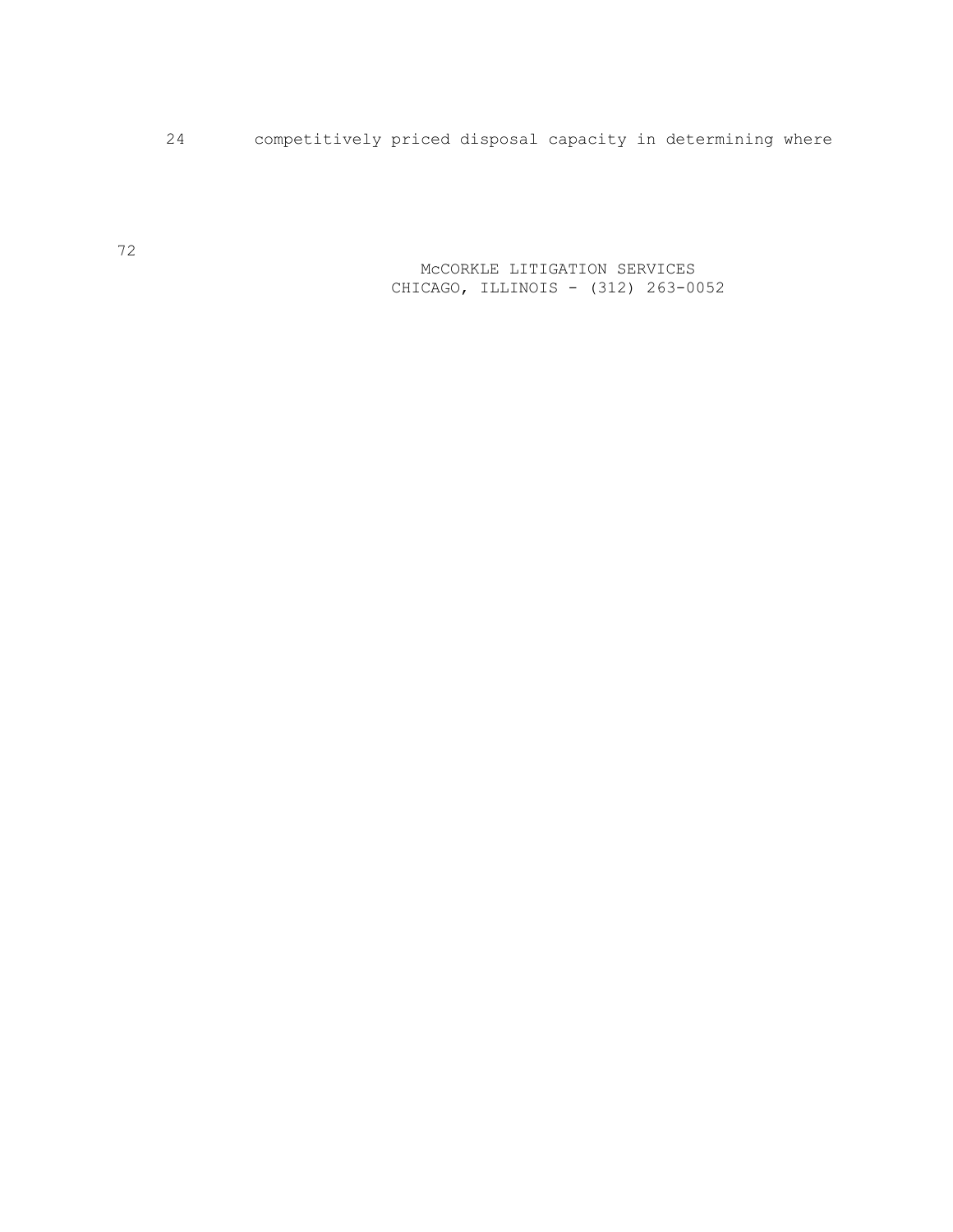24 competitively priced disposal capacity in determining where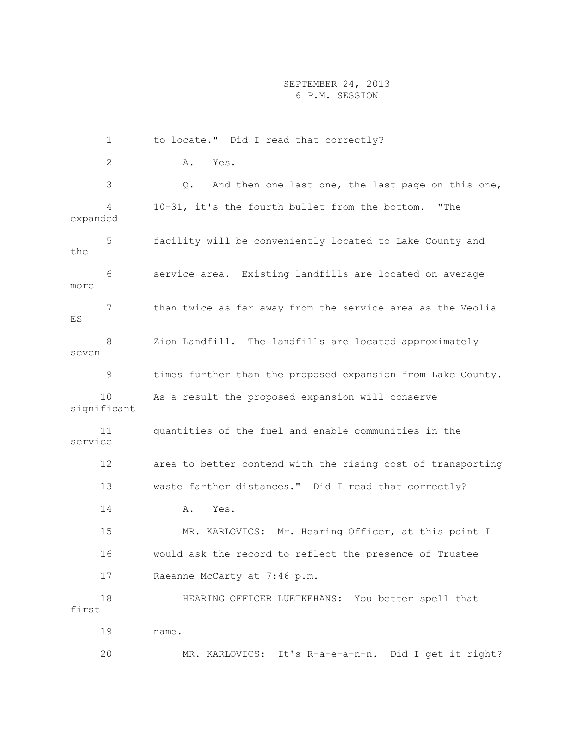SEPTEMBER 24, 2013
6 P.M. SESSION

1 to locate." Did I read that correctly?

2 A. Yes.

3 Q. And then one last one, the last page on this one,

4 10-31, it's the fourth bullet from the bottom. "The expanded

5 facility will be conveniently located to Lake County and the

6 service area. Existing landfills are located on average more

7 than twice as far away from the service area as the Veolia ES

8 Zion Landfill. The landfills are located approximately seven

9 times further than the proposed expansion from Lake County.

10 As a result the proposed expansion will conserve significant

11 quantities of the fuel and enable communities in the service

12 area to better contend with the rising cost of transporting

13 waste farther distances." Did I read that correctly?

14 A. Yes.

15 MR. KARLOVICS: Mr. Hearing Officer, at this point I

16 would ask the record to reflect the presence of Trustee

17 Raeanne McCarty at 7:46 p.m.

18 HEARING OFFICER LUETKEHANS: You better spell that first

19 name.

20 MR. KARLOVICS: It's R-a-e-a-n-n. Did I get it right?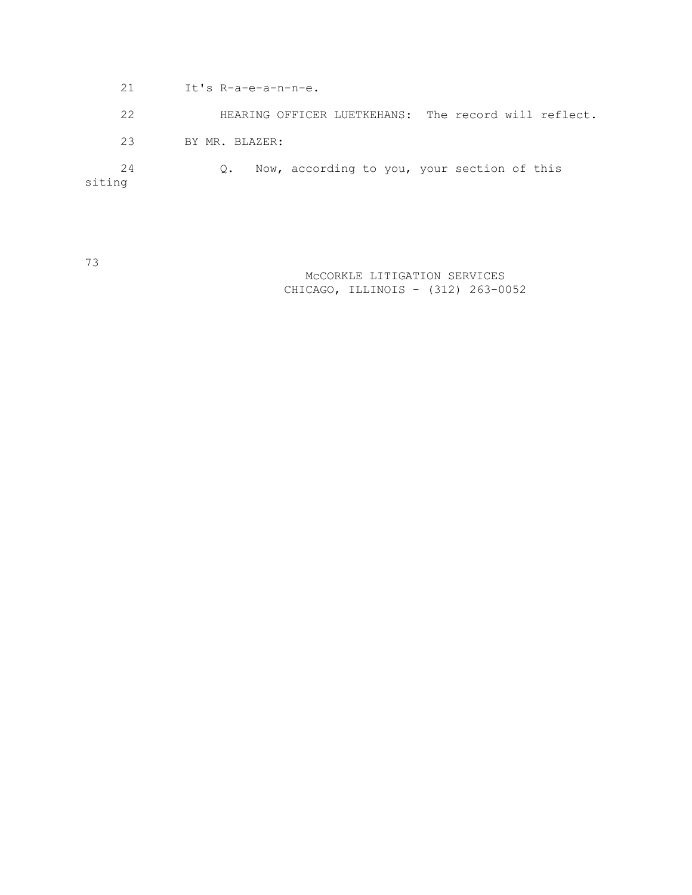21 It's R-a-e-a-n-n-e.

22 HEARING OFFICER LUETKEHANS: The record will reflect.

23 BY MR. BLAZER:

24 Q. Now, according to you, your section of this siting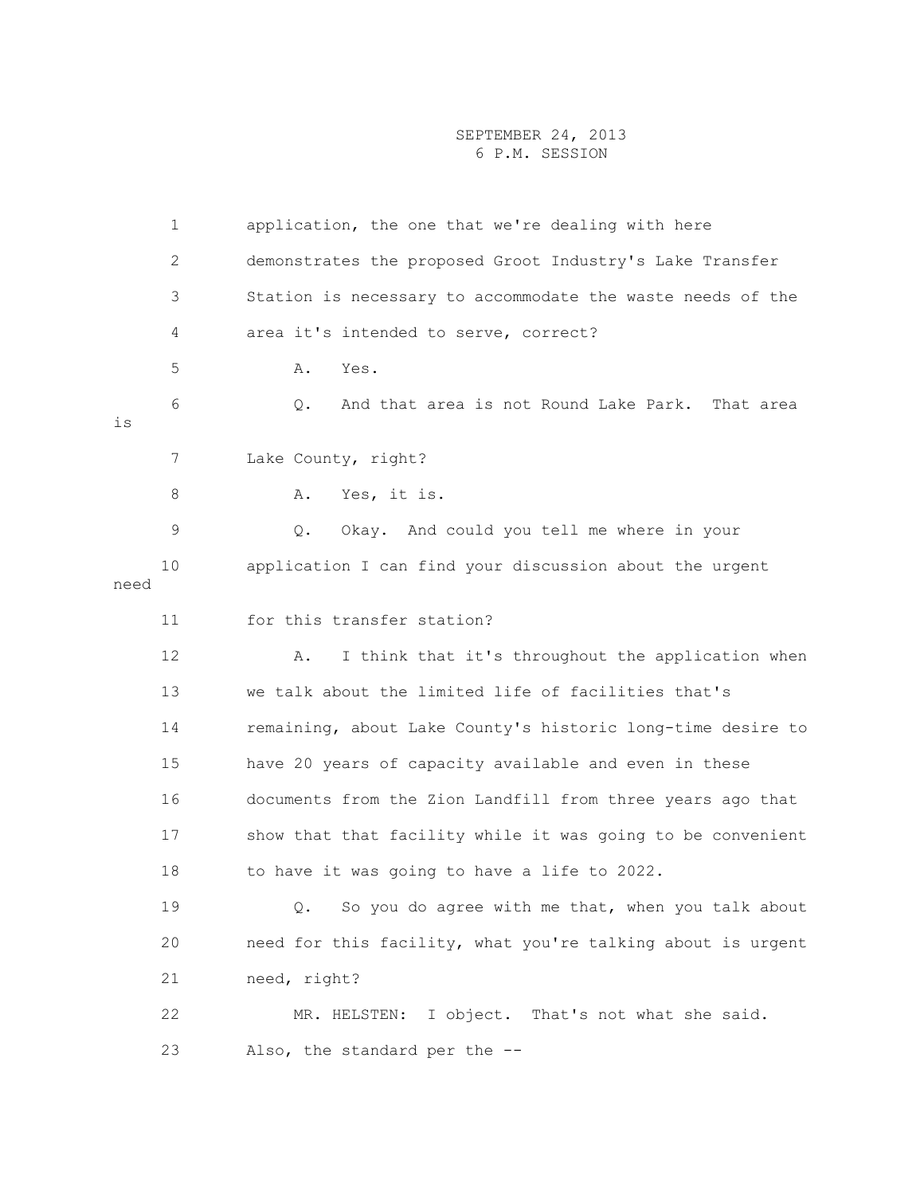SEPTEMBER 24, 2013
6 P.M. SESSION

1 application, the one that we're dealing with here
2 demonstrates the proposed Groot Industry's Lake Transfer
3 Station is necessary to accommodate the waste needs of the
4 area it's intended to serve, correct?
5 A. Yes.
6 Q. And that area is not Round Lake Park. That area is
7 Lake County, right?
8 A. Yes, it is.
9 Q. Okay. And could you tell me where in your
10 application I can find your discussion about the urgent need
11 for this transfer station?
12 A. I think that it's throughout the application when
13 we talk about the limited life of facilities that's
14 remaining, about Lake County's historic long-time desire to
15 have 20 years of capacity available and even in these
16 documents from the Zion Landfill from three years ago that
17 show that that facility while it was going to be convenient
18 to have it was going to have a life to 2022.
19 Q. So you do agree with me that, when you talk about
20 need for this facility, what you're talking about is urgent
21 need, right?
22 MR. HELSTEN: I object. That's not what she said.
23 Also, the standard per the --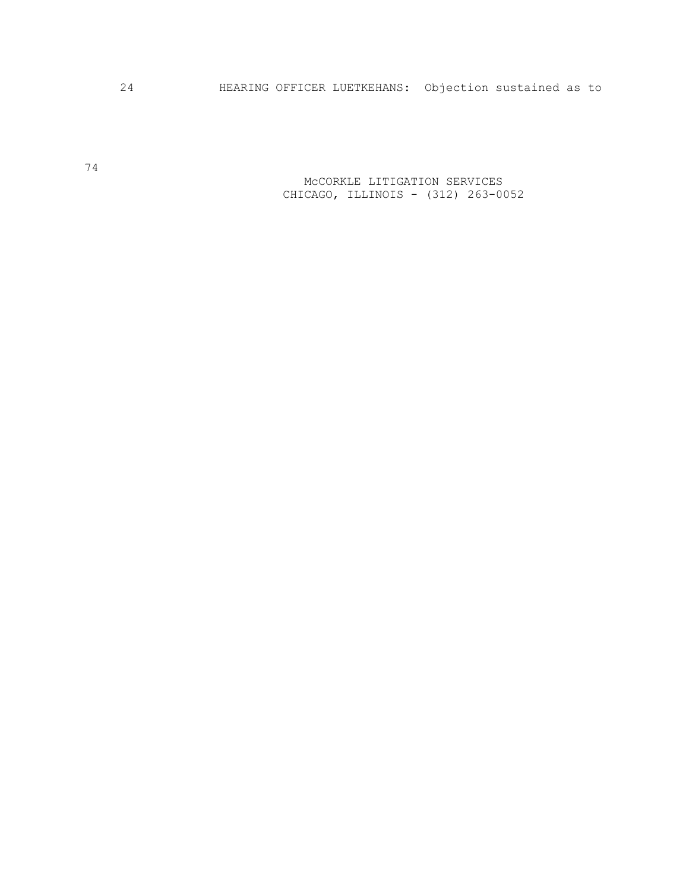24 HEARING OFFICER LUETKEHANS: Objection sustained as to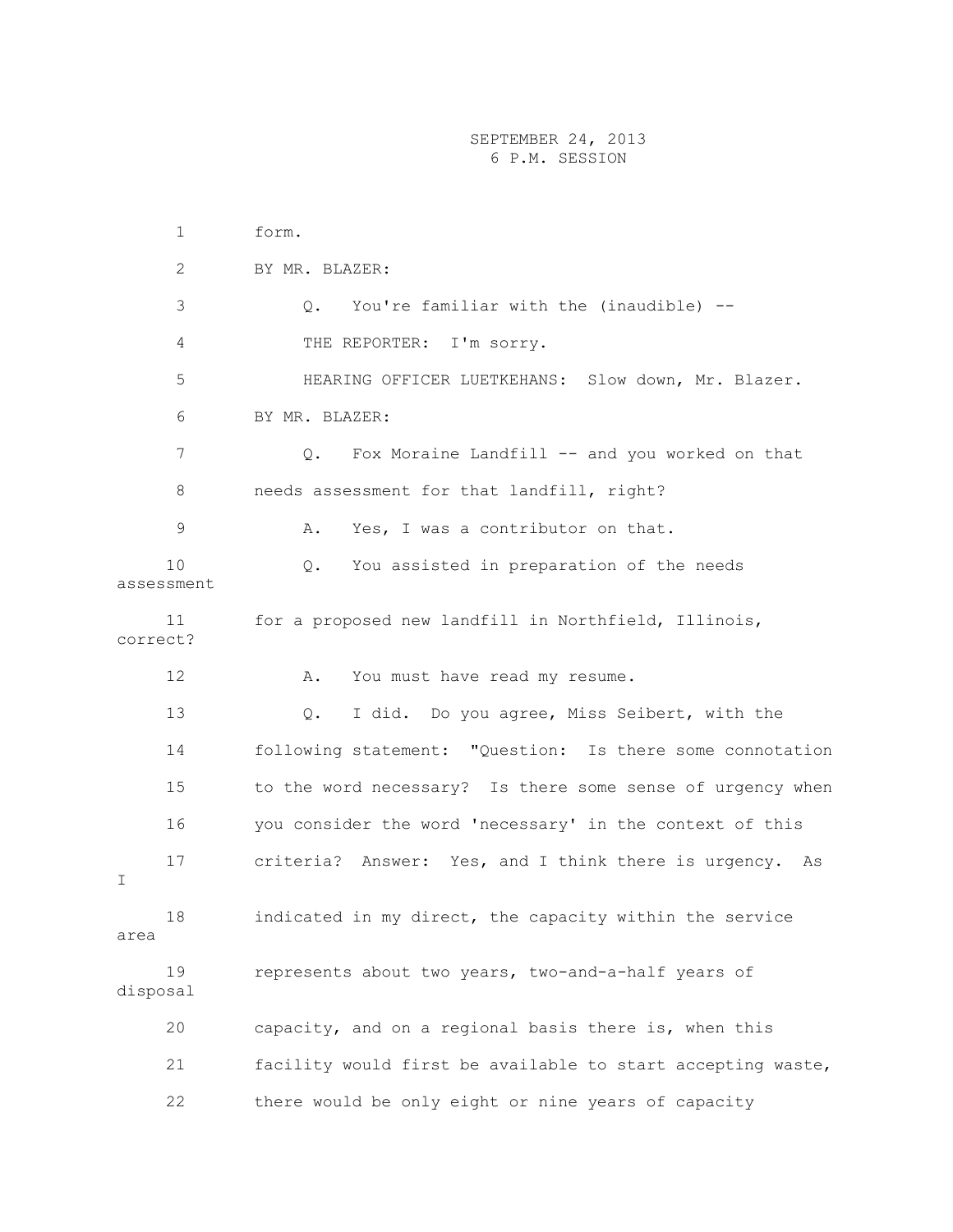SEPTEMBER 24, 2013
6 P.M. SESSION

1 form.

2 BY MR. BLAZER:

3 Q. You're familiar with the (inaudible) --

4 THE REPORTER: I'm sorry.

5 HEARING OFFICER LUETKEHANS: Slow down, Mr. Blazer.

6 BY MR. BLAZER:

7 Q. Fox Moraine Landfill -- and you worked on that

8 needs assessment for that landfill, right?

9 A. Yes, I was a contributor on that.

10 Q. You assisted in preparation of the needs assessment

11 for a proposed new landfill in Northfield, Illinois, correct?

12 A. You must have read my resume.

13 Q. I did. Do you agree, Miss Seibert, with the

14 following statement: "Question: Is there some connotation

15 to the word necessary? Is there some sense of urgency when

16 you consider the word 'necessary' in the context of this

17 criteria? Answer: Yes, and I think there is urgency. As I

18 indicated in my direct, the capacity within the service area

19 represents about two years, two-and-a-half years of disposal

20 capacity, and on a regional basis there is, when this

21 facility would first be available to start accepting waste,

22 there would be only eight or nine years of capacity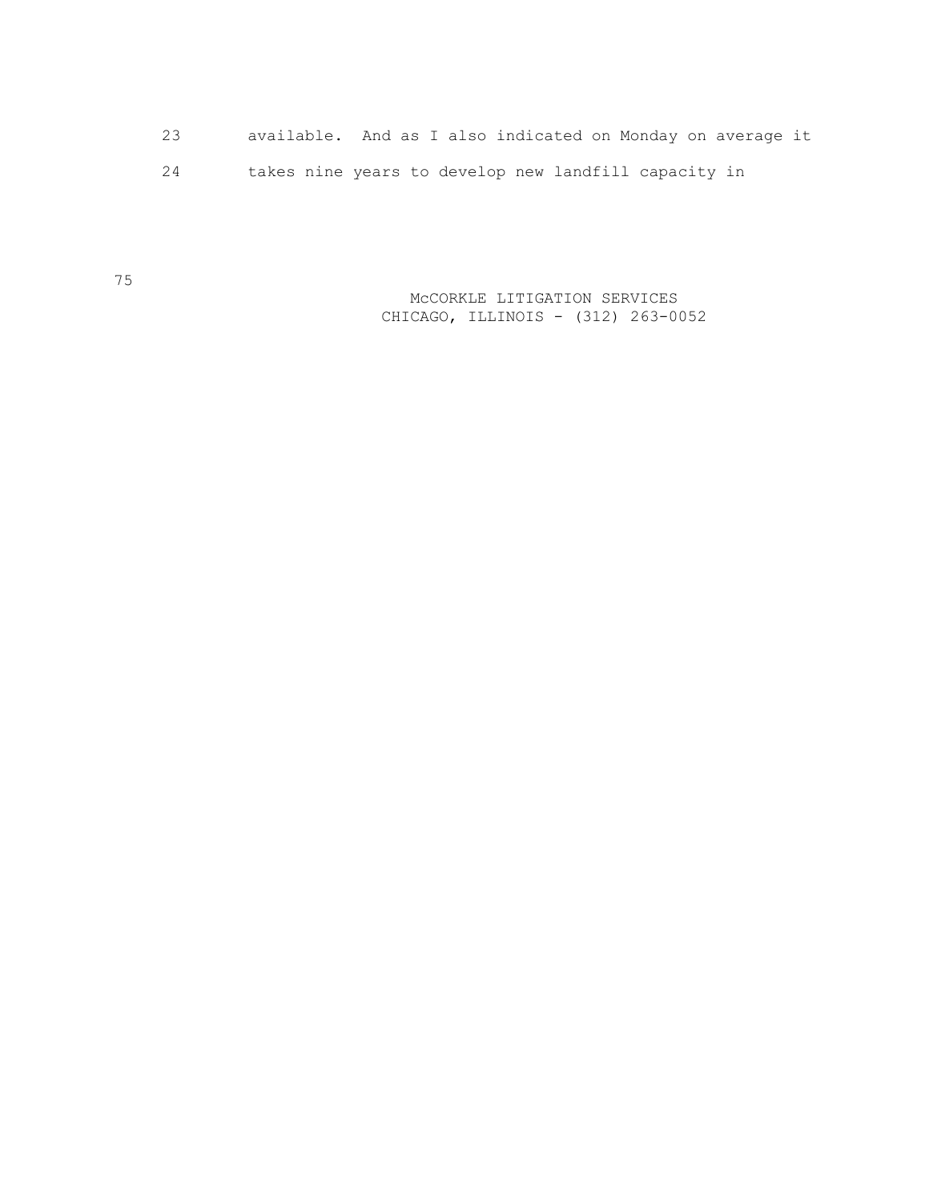23 available. And as I also indicated on Monday on average it

24 takes nine years to develop new landfill capacity in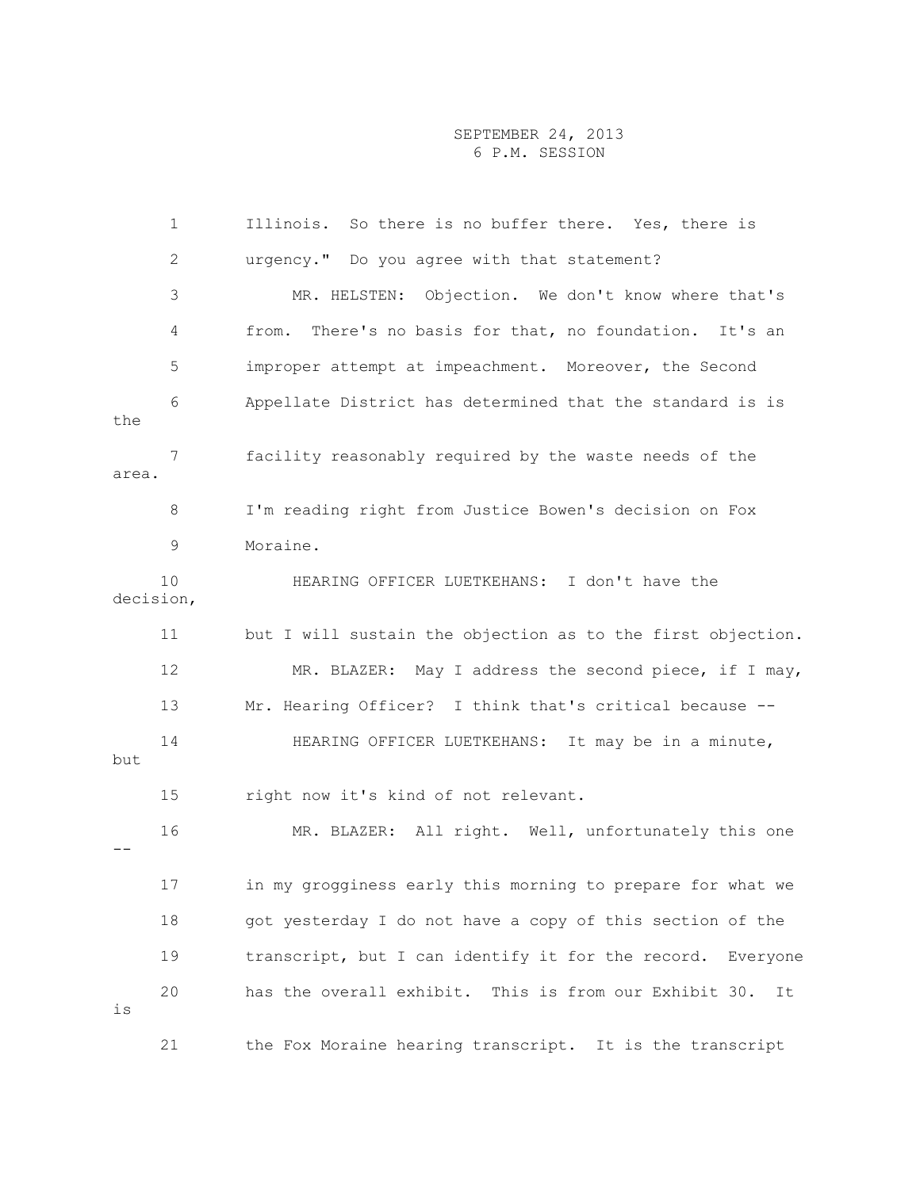SEPTEMBER 24, 2013
6 P.M. SESSION

1 Illinois. So there is no buffer there. Yes, there is
2 urgency." Do you agree with that statement?
3 MR. HELSTEN: Objection. We don't know where that's
4 from. There's no basis for that, no foundation. It's an
5 improper attempt at impeachment. Moreover, the Second
6 Appellate District has determined that the standard is is the
7 facility reasonably required by the waste needs of the area.
8 I'm reading right from Justice Bowen's decision on Fox
9 Moraine.
10 HEARING OFFICER LUETKEHANS: I don't have the decision,
11 but I will sustain the objection as to the first objection.
12 MR. BLAZER: May I address the second piece, if I may,
13 Mr. Hearing Officer? I think that's critical because --
14 HEARING OFFICER LUETKEHANS: It may be in a minute, but
15 right now it's kind of not relevant.
16 MR. BLAZER: All right. Well, unfortunately this one --
17 in my grogginess early this morning to prepare for what we
18 got yesterday I do not have a copy of this section of the
19 transcript, but I can identify it for the record. Everyone
20 has the overall exhibit. This is from our Exhibit 30. It is
21 the Fox Moraine hearing transcript. It is the transcript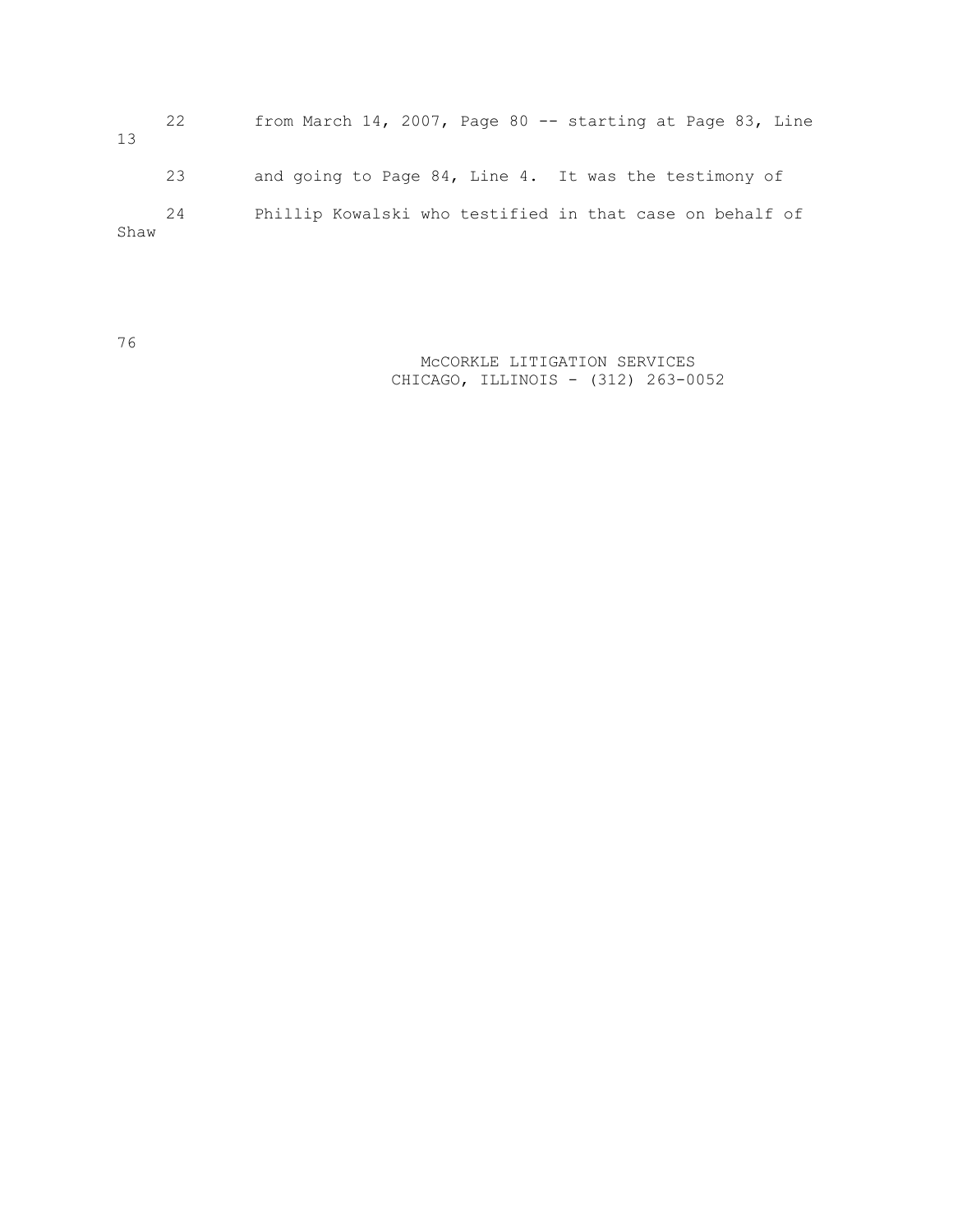22 from March 14, 2007, Page 80 -- starting at Page 83, Line 13

23 and going to Page 84, Line 4. It was the testimony of

24 Phillip Kowalski who testified in that case on behalf of Shaw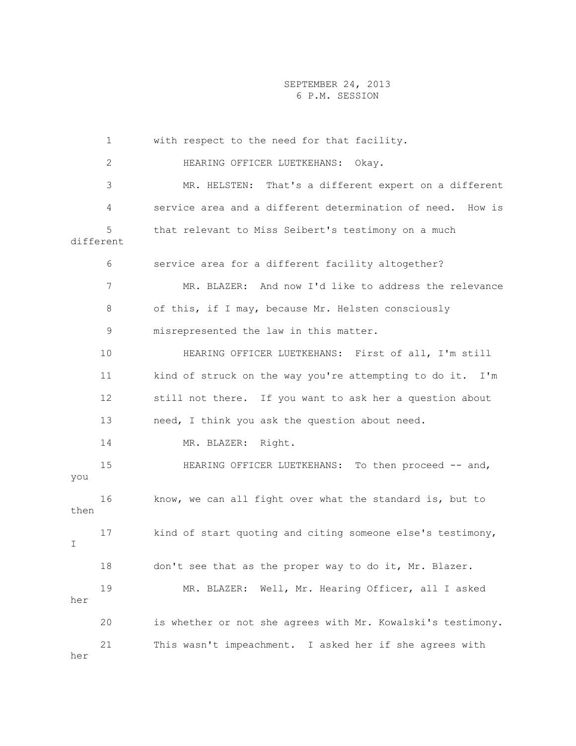SEPTEMBER 24, 2013
6 P.M. SESSION

1 with respect to the need for that facility.

2 HEARING OFFICER LUETKEHANS: Okay.

3 MR. HELSTEN: That's a different expert on a different

4 service area and a different determination of need. How is

5 that relevant to Miss Seibert's testimony on a much different

6 service area for a different facility altogether?

7 MR. BLAZER: And now I'd like to address the relevance

8 of this, if I may, because Mr. Helsten consciously

9 misrepresented the law in this matter.

10 HEARING OFFICER LUETKEHANS: First of all, I'm still

11 kind of struck on the way you're attempting to do it. I'm

12 still not there. If you want to ask her a question about

13 need, I think you ask the question about need.

14 MR. BLAZER: Right.

15 HEARING OFFICER LUETKEHANS: To then proceed -- and, you

16 know, we can all fight over what the standard is, but to then

17 kind of start quoting and citing someone else's testimony, I

18 don't see that as the proper way to do it, Mr. Blazer.

19 MR. BLAZER: Well, Mr. Hearing Officer, all I asked her

20 is whether or not she agrees with Mr. Kowalski's testimony.

21 This wasn't impeachment. I asked her if she agrees with her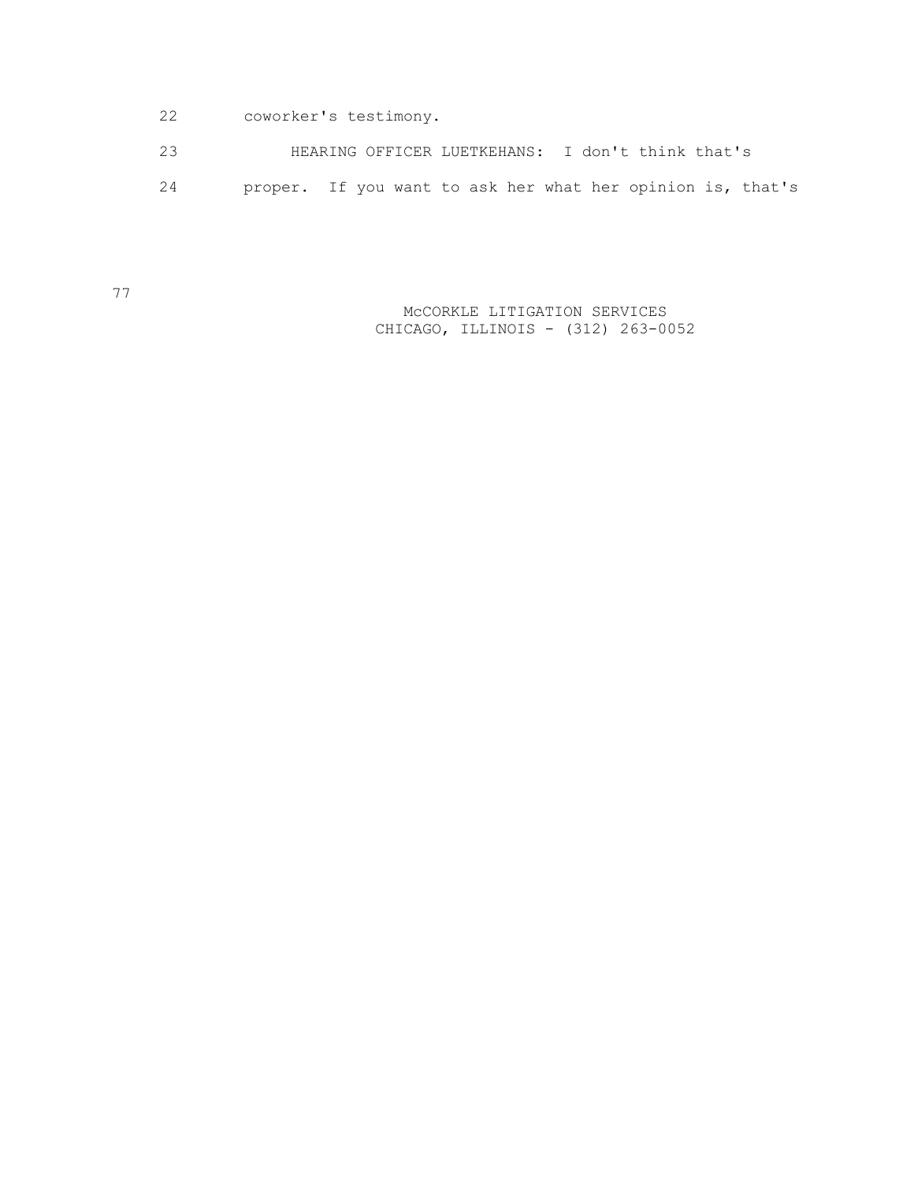22 coworker's testimony.

23 HEARING OFFICER LUETKEHANS: I don't think that's

24 proper. If you want to ask her what her opinion is, that's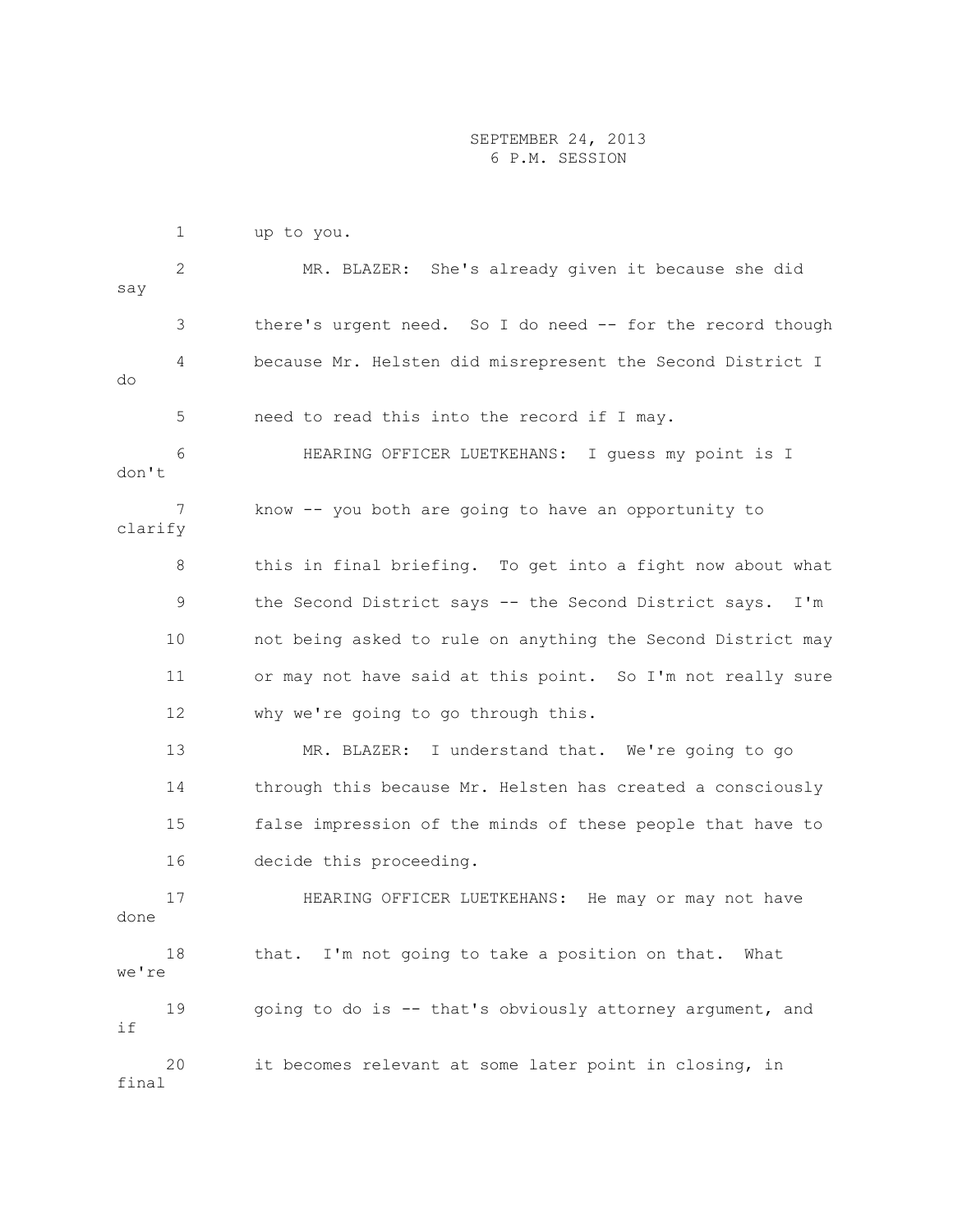SEPTEMBER 24, 2013
6 P.M. SESSION

1 up to you.

2 MR. BLAZER: She's already given it because she did say

3 there's urgent need. So I do need -- for the record though

4 because Mr. Helsten did misrepresent the Second District I do

5 need to read this into the record if I may.

6 HEARING OFFICER LUETKEHANS: I guess my point is I don't

7 know -- you both are going to have an opportunity to clarify

8 this in final briefing. To get into a fight now about what

9 the Second District says -- the Second District says. I'm

10 not being asked to rule on anything the Second District may

11 or may not have said at this point. So I'm not really sure

12 why we're going to go through this.

13 MR. BLAZER: I understand that. We're going to go

14 through this because Mr. Helsten has created a consciously

15 false impression of the minds of these people that have to

16 decide this proceeding.

17 HEARING OFFICER LUETKEHANS: He may or may not have done

18 that. I'm not going to take a position on that. What we're

19 going to do is -- that's obviously attorney argument, and if

20 it becomes relevant at some later point in closing, in final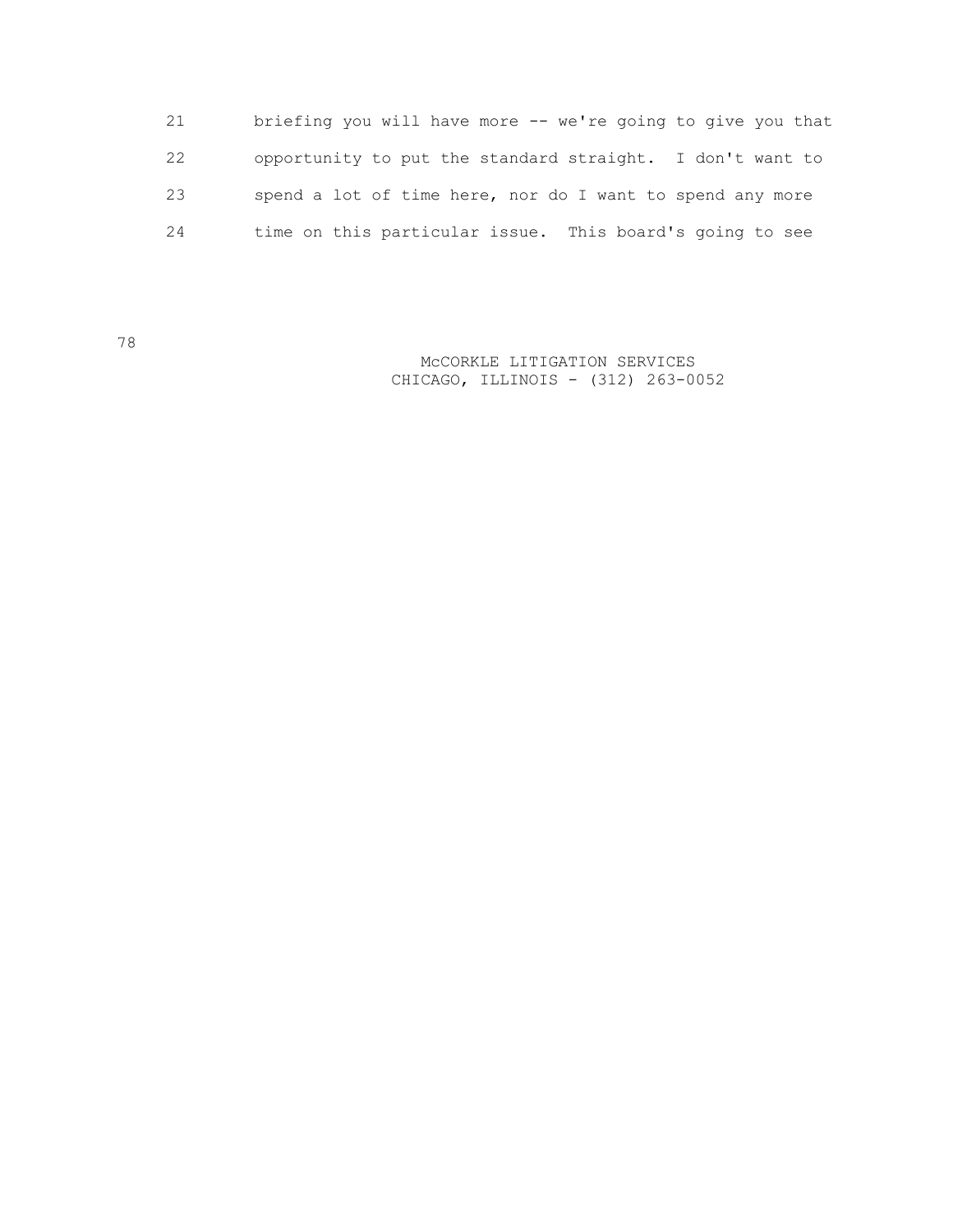21 briefing you will have more -- we're going to give you that

22 opportunity to put the standard straight. I don't want to

23 spend a lot of time here, nor do I want to spend any more

24 time on this particular issue. This board's going to see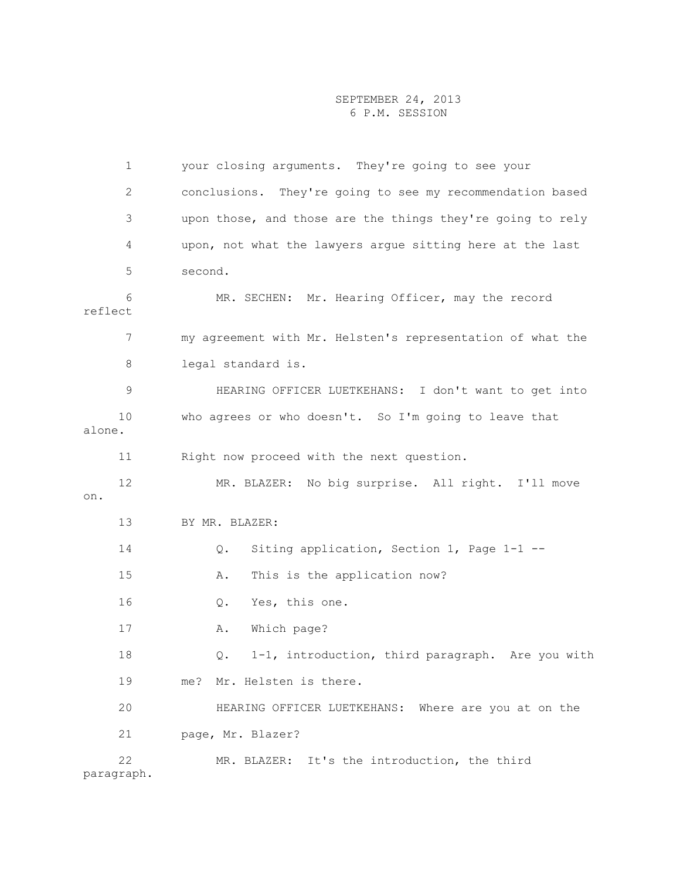SEPTEMBER 24, 2013
6 P.M. SESSION

1 your closing arguments. They're going to see your
2 conclusions. They're going to see my recommendation based
3 upon those, and those are the things they're going to rely
4 upon, not what the lawyers argue sitting here at the last
5 second.

6 MR. SECHEN: Mr. Hearing Officer, may the record reflect
7 my agreement with Mr. Helsten's representation of what the
8 legal standard is.

9 HEARING OFFICER LUETKEHANS: I don't want to get into
10 who agrees or who doesn't. So I'm going to leave that alone.
11 Right now proceed with the next question.

12 MR. BLAZER: No big surprise. All right. I'll move on.

13 BY MR. BLAZER:

14 Q. Siting application, Section 1, Page 1-1 --

15 A. This is the application now?

16 Q. Yes, this one.

17 A. Which page?

18 Q. 1-1, introduction, third paragraph. Are you with
19 me? Mr. Helsten is there.

20 HEARING OFFICER LUETKEHANS: Where are you at on the
21 page, Mr. Blazer?

22 MR. BLAZER: It's the introduction, the third paragraph.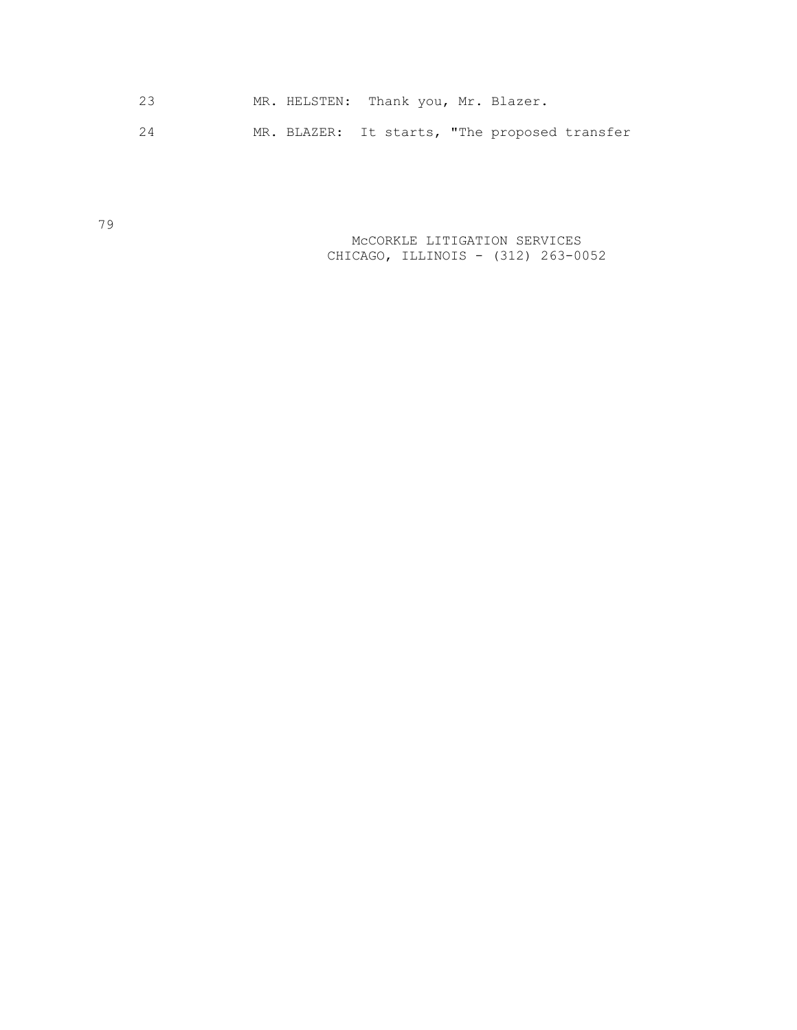23 MR. HELSTEN: Thank you, Mr. Blazer.

24 MR. BLAZER: It starts, "The proposed transfer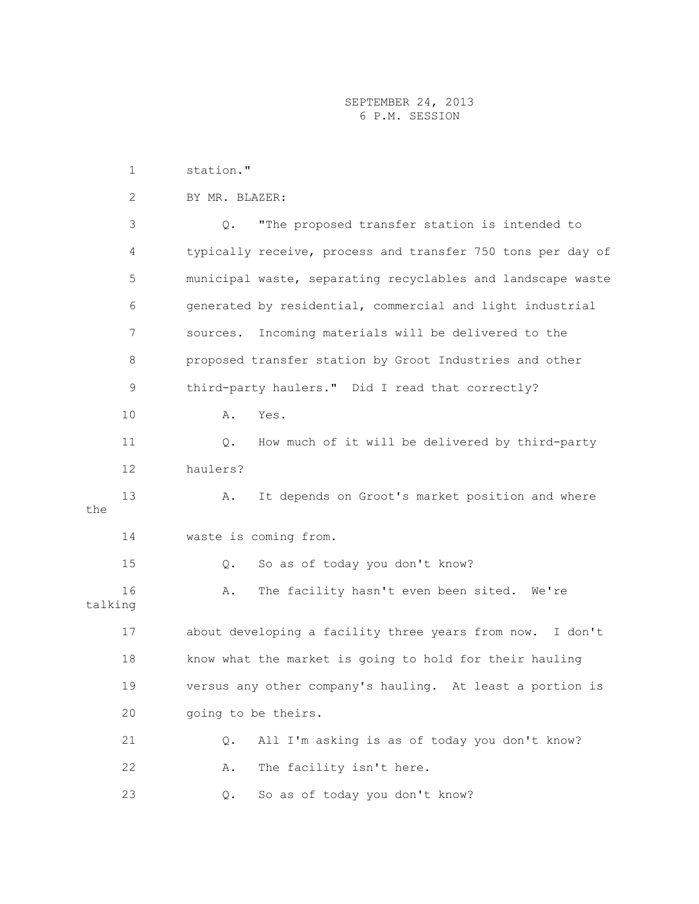1 station."

2 BY MR. BLAZER:

3 Q. "The proposed transfer station is intended to

4 typically receive, process and transfer 750 tons per day of

5 municipal waste, separating recyclables and landscape waste

6 generated by residential, commercial and light industrial

7 sources. Incoming materials will be delivered to the

8 proposed transfer station by Groot Industries and other

9 third-party haulers." Did I read that correctly?

10 A. Yes.

11 Q. How much of it will be delivered by third-party

12 haulers?

13 A. It depends on Groot's market position and where the

14 waste is coming from.

15 Q. So as of today you don't know?

16 A. The facility hasn't even been sited. We're talking

17 about developing a facility three years from now. I don't

18 know what the market is going to hold for their hauling

19 versus any other company's hauling. At least a portion is

20 going to be theirs.

21 Q. All I'm asking is as of today you don't know?

22 A. The facility isn't here.

23 Q. So as of today you don't know?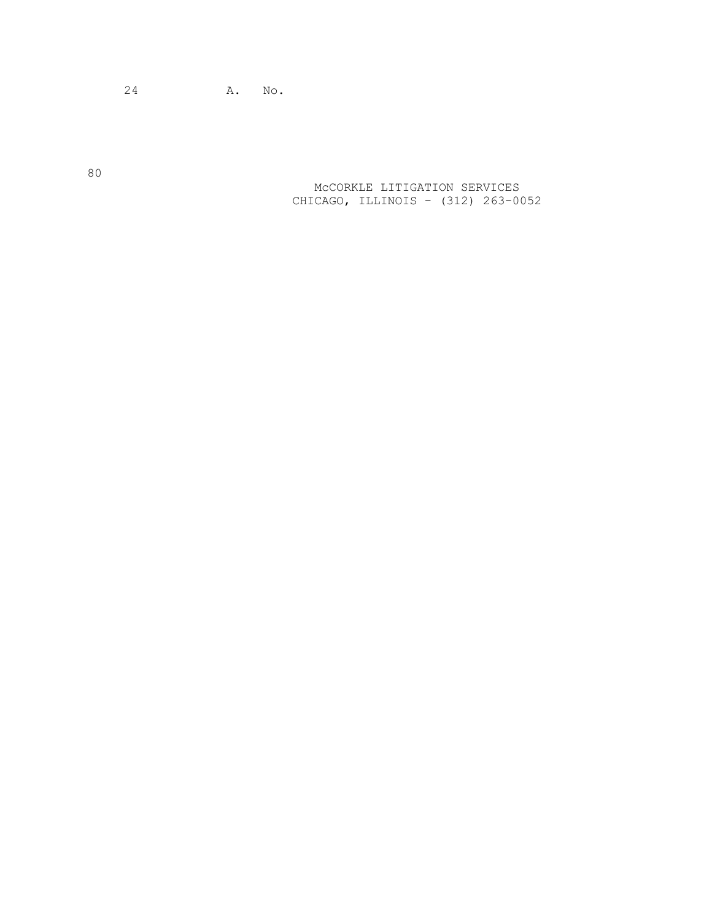24 A. No.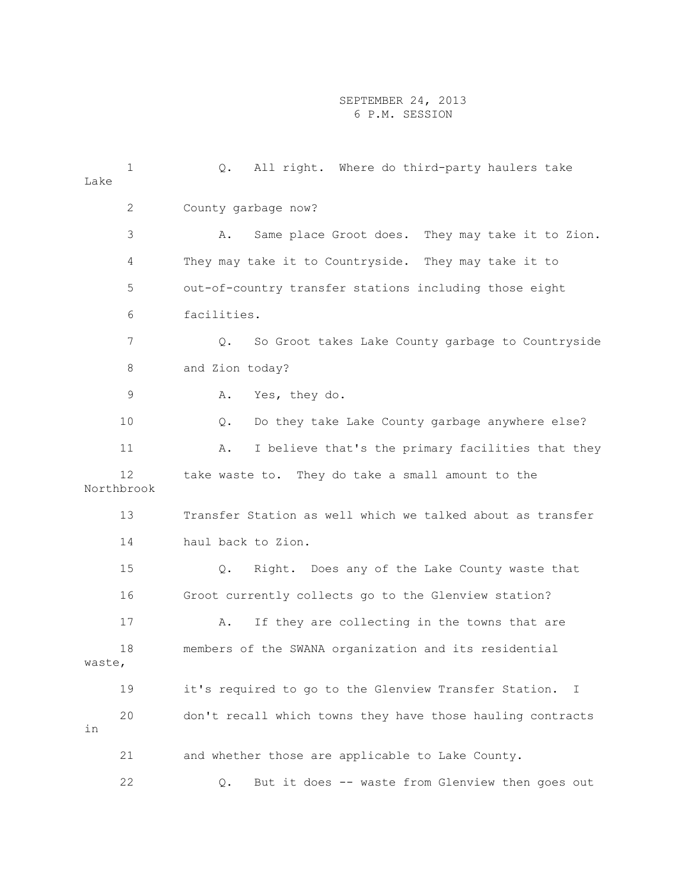SEPTEMBER 24, 2013
6 P.M. SESSION

1 Q. All right. Where do third-party haulers take Lake

2 County garbage now?

3 A. Same place Groot does. They may take it to Zion.

4 They may take it to Countryside. They may take it to

5 out-of-country transfer stations including those eight

6 facilities.

7 Q. So Groot takes Lake County garbage to Countryside

8 and Zion today?

9 A. Yes, they do.

10 Q. Do they take Lake County garbage anywhere else?

11 A. I believe that's the primary facilities that they

12 take waste to. They do take a small amount to the Northbrook

13 Transfer Station as well which we talked about as transfer

14 haul back to Zion.

15 Q. Right. Does any of the Lake County waste that

16 Groot currently collects go to the Glenview station?

17 A. If they are collecting in the towns that are

18 members of the SWANA organization and its residential waste,

19 it's required to go to the Glenview Transfer Station. I

20 don't recall which towns they have those hauling contracts in

21 and whether those are applicable to Lake County.

22 Q. But it does -- waste from Glenview then goes out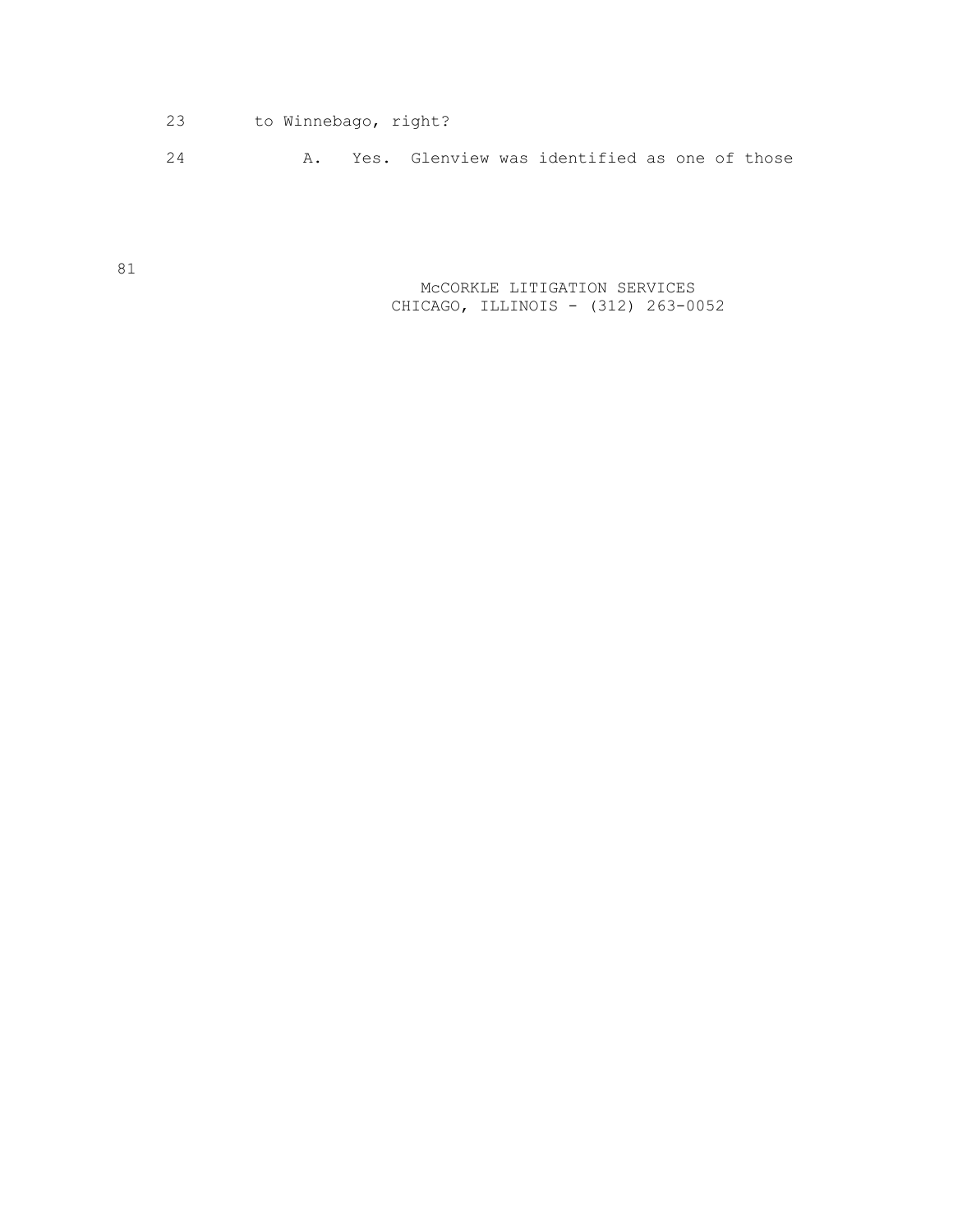23 to Winnebago, right?

24 A. Yes. Glenview was identified as one of those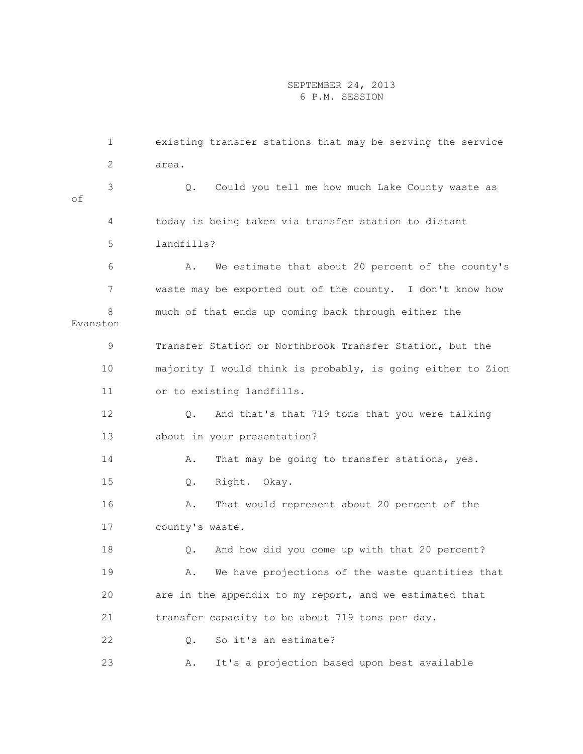SEPTEMBER 24, 2013
6 P.M. SESSION

1 existing transfer stations that may be serving the service
2 area.
3 Q. Could you tell me how much Lake County waste as of
4 today is being taken via transfer station to distant
5 landfills?
6 A. We estimate that about 20 percent of the county's
7 waste may be exported out of the county. I don't know how
8 much of that ends up coming back through either the Evanston
9 Transfer Station or Northbrook Transfer Station, but the
10 majority I would think is probably, is going either to Zion
11 or to existing landfills.
12 Q. And that's that 719 tons that you were talking
13 about in your presentation?
14 A. That may be going to transfer stations, yes.
15 Q. Right. Okay.
16 A. That would represent about 20 percent of the
17 county's waste.
18 Q. And how did you come up with that 20 percent?
19 A. We have projections of the waste quantities that
20 are in the appendix to my report, and we estimated that
21 transfer capacity to be about 719 tons per day.
22 Q. So it's an estimate?
23 A. It's a projection based upon best available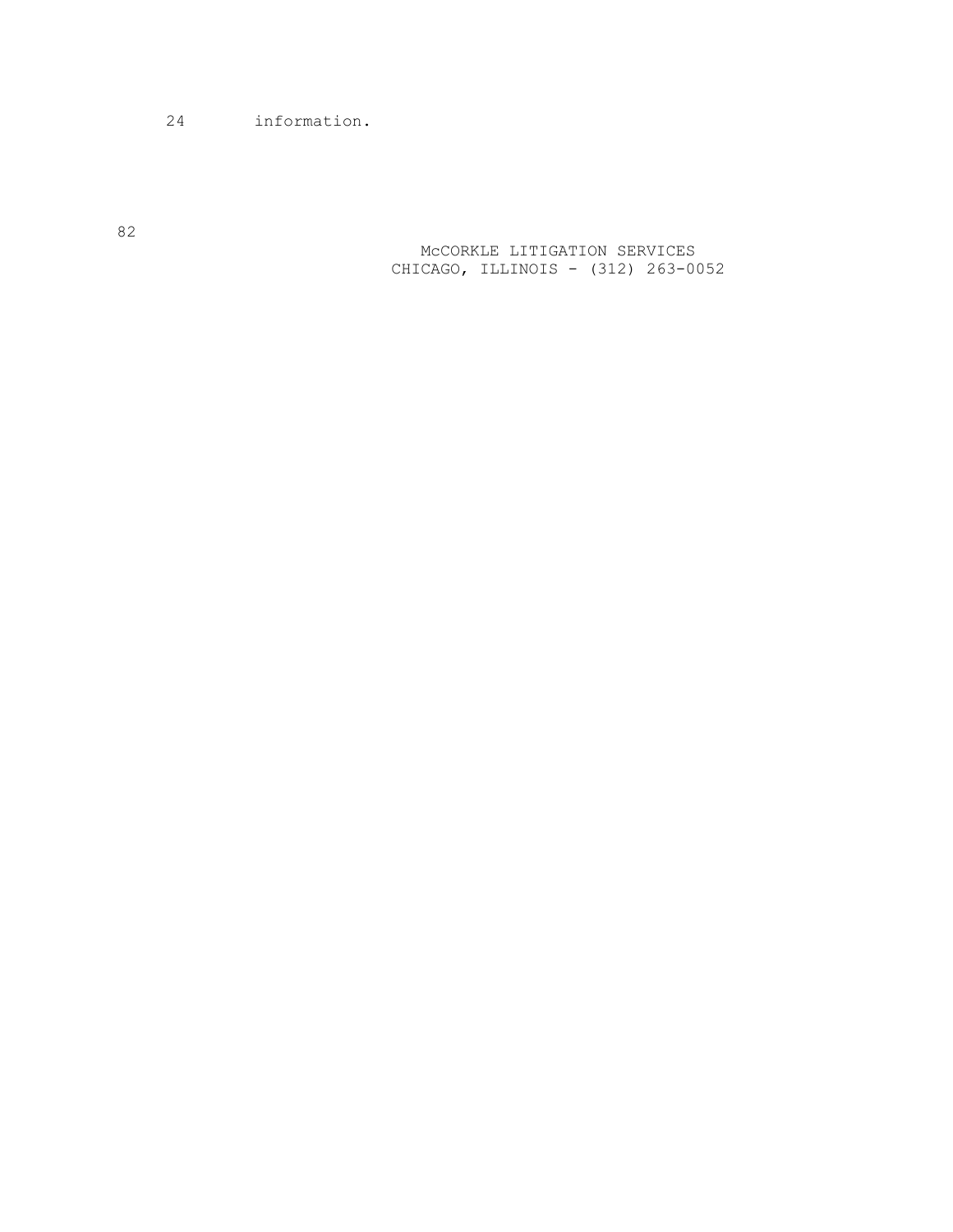24 information.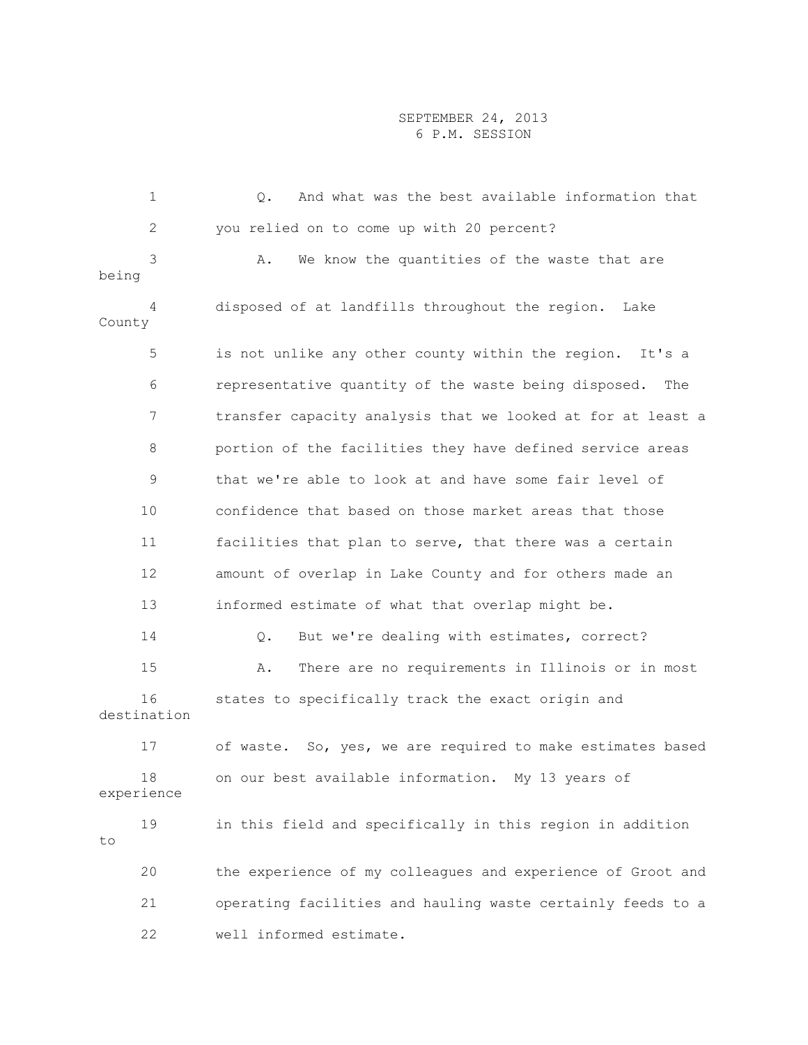SEPTEMBER 24, 2013
6 P.M. SESSION

1 Q. And what was the best available information that
2 you relied on to come up with 20 percent?
3 A. We know the quantities of the waste that are being
4 disposed of at landfills throughout the region. Lake County
5 is not unlike any other county within the region. It's a
6 representative quantity of the waste being disposed. The
7 transfer capacity analysis that we looked at for at least a
8 portion of the facilities they have defined service areas
9 that we're able to look at and have some fair level of
10 confidence that based on those market areas that those
11 facilities that plan to serve, that there was a certain
12 amount of overlap in Lake County and for others made an
13 informed estimate of what that overlap might be.
14 Q. But we're dealing with estimates, correct?
15 A. There are no requirements in Illinois or in most
16 states to specifically track the exact origin and destination
17 of waste. So, yes, we are required to make estimates based
18 on our best available information. My 13 years of experience
19 in this field and specifically in this region in addition to
20 the experience of my colleagues and experience of Groot and
21 operating facilities and hauling waste certainly feeds to a
22 well informed estimate.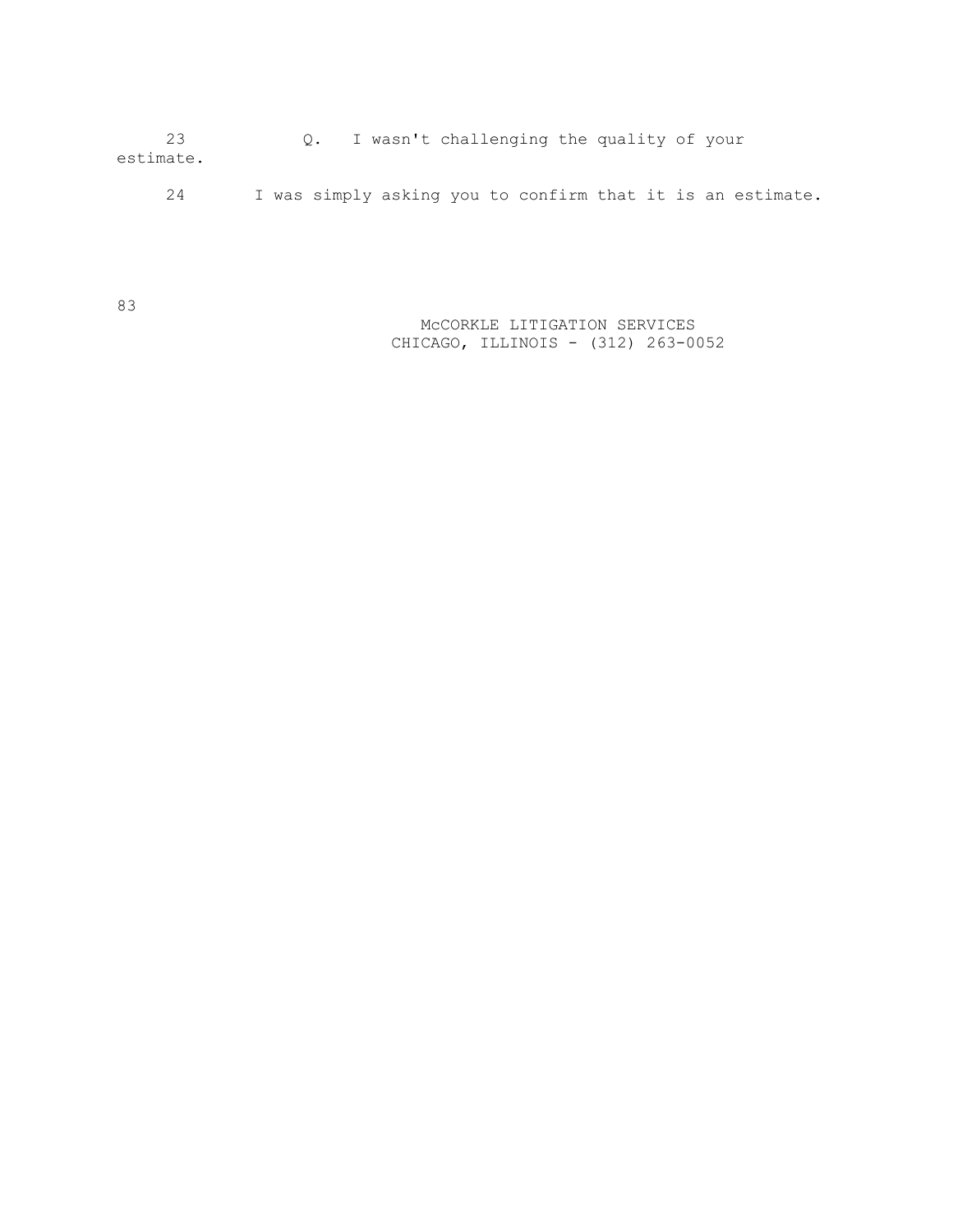23 Q. I wasn't challenging the quality of your estimate.

24 I was simply asking you to confirm that it is an estimate.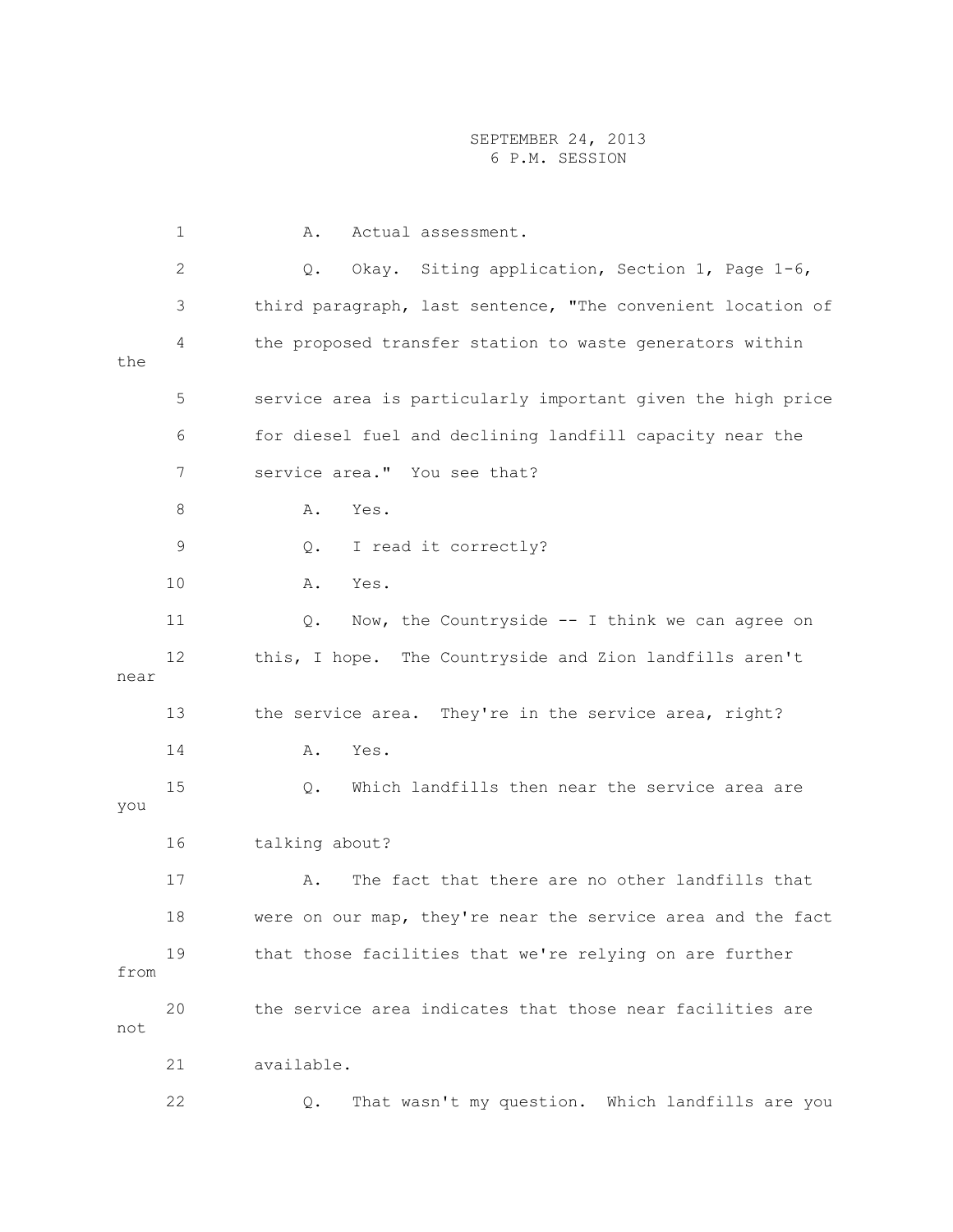SEPTEMBER 24, 2013
6 P.M. SESSION

1 A. Actual assessment.

2 Q. Okay. Siting application, Section 1, Page 1-6,

3 third paragraph, last sentence, "The convenient location of

4 the proposed transfer station to waste generators within the

5 service area is particularly important given the high price

6 for diesel fuel and declining landfill capacity near the

7 service area." You see that?

8 A. Yes.

9 Q. I read it correctly?

10 A. Yes.

11 Q. Now, the Countryside -- I think we can agree on

12 this, I hope. The Countryside and Zion landfills aren't near

13 the service area. They're in the service area, right?

14 A. Yes.

15 Q. Which landfills then near the service area are you

16 talking about?

17 A. The fact that there are no other landfills that

18 were on our map, they're near the service area and the fact

19 that those facilities that we're relying on are further from

20 the service area indicates that those near facilities are not

21 available.

22 Q. That wasn't my question. Which landfills are you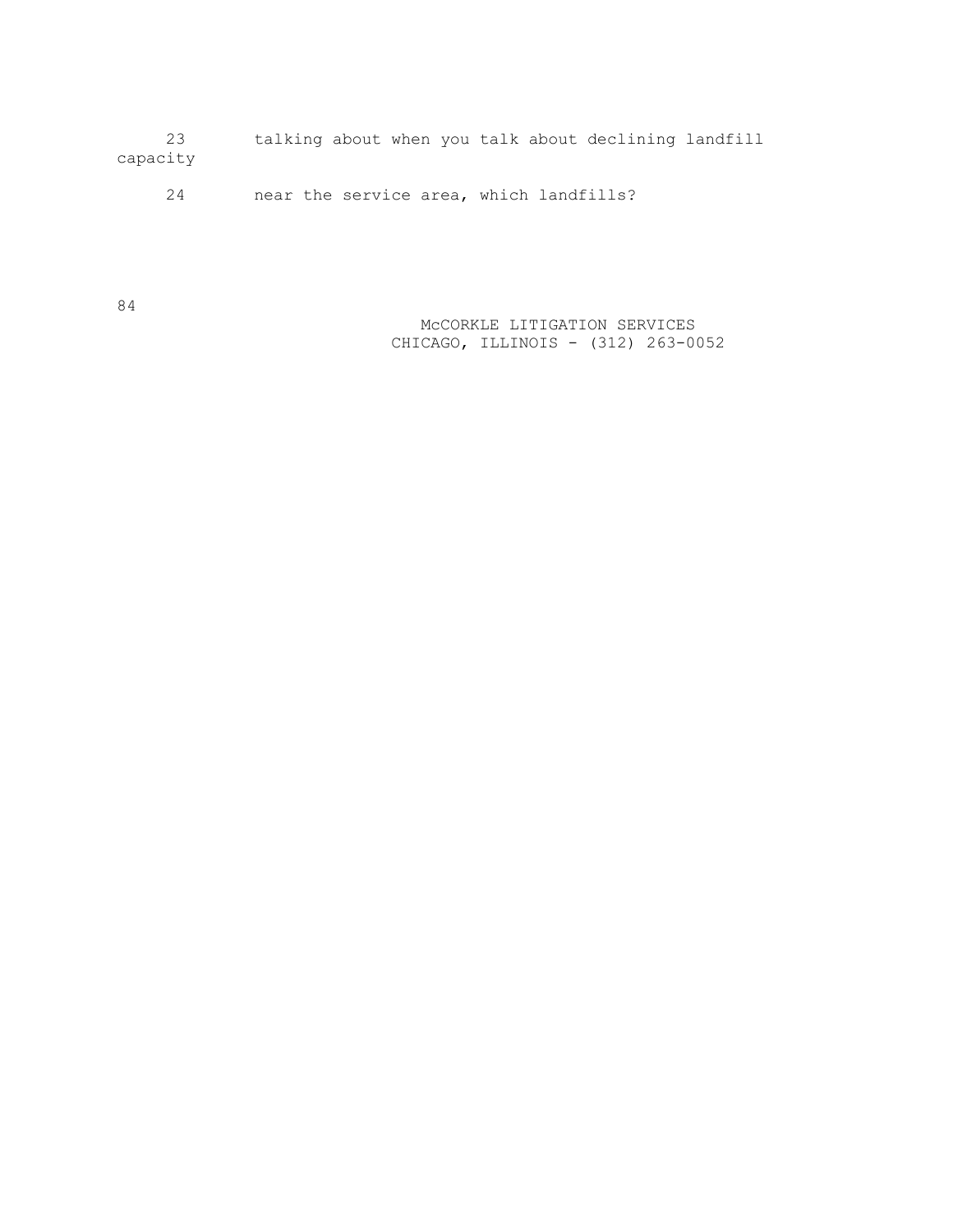23 talking about when you talk about declining landfill capacity

24 near the service area, which landfills?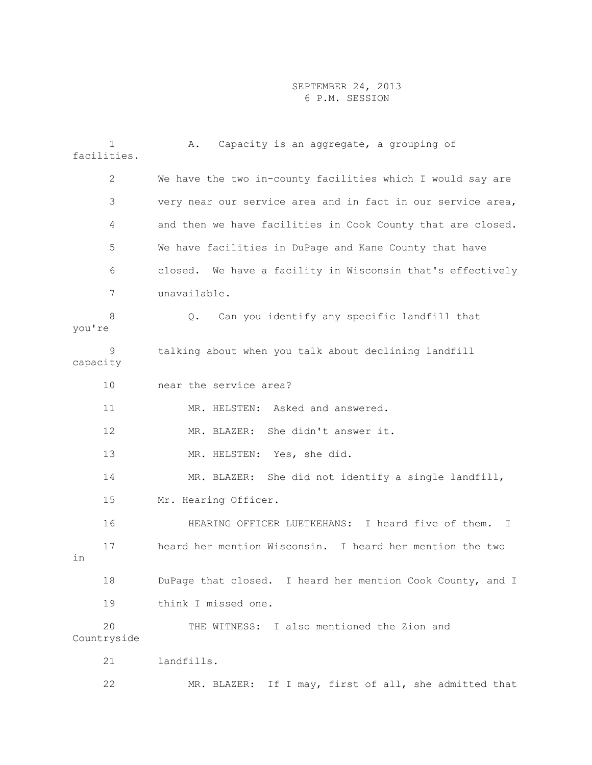SEPTEMBER 24, 2013
6 P.M. SESSION

1 A. Capacity is an aggregate, a grouping of facilities.

2 We have the two in-county facilities which I would say are

3 very near our service area and in fact in our service area,

4 and then we have facilities in Cook County that are closed.

5 We have facilities in DuPage and Kane County that have

6 closed. We have a facility in Wisconsin that's effectively

7 unavailable.

8 Q. Can you identify any specific landfill that you're

9 talking about when you talk about declining landfill capacity

10 near the service area?

11 MR. HELSTEN: Asked and answered.

12 MR. BLAZER: She didn't answer it.

13 MR. HELSTEN: Yes, she did.

14 MR. BLAZER: She did not identify a single landfill,

15 Mr. Hearing Officer.

16 HEARING OFFICER LUETKEHANS: I heard five of them. I

17 heard her mention Wisconsin. I heard her mention the two in

18 DuPage that closed. I heard her mention Cook County, and I

19 think I missed one.

20 THE WITNESS: I also mentioned the Zion and Countryside

21 landfills.

22 MR. BLAZER: If I may, first of all, she admitted that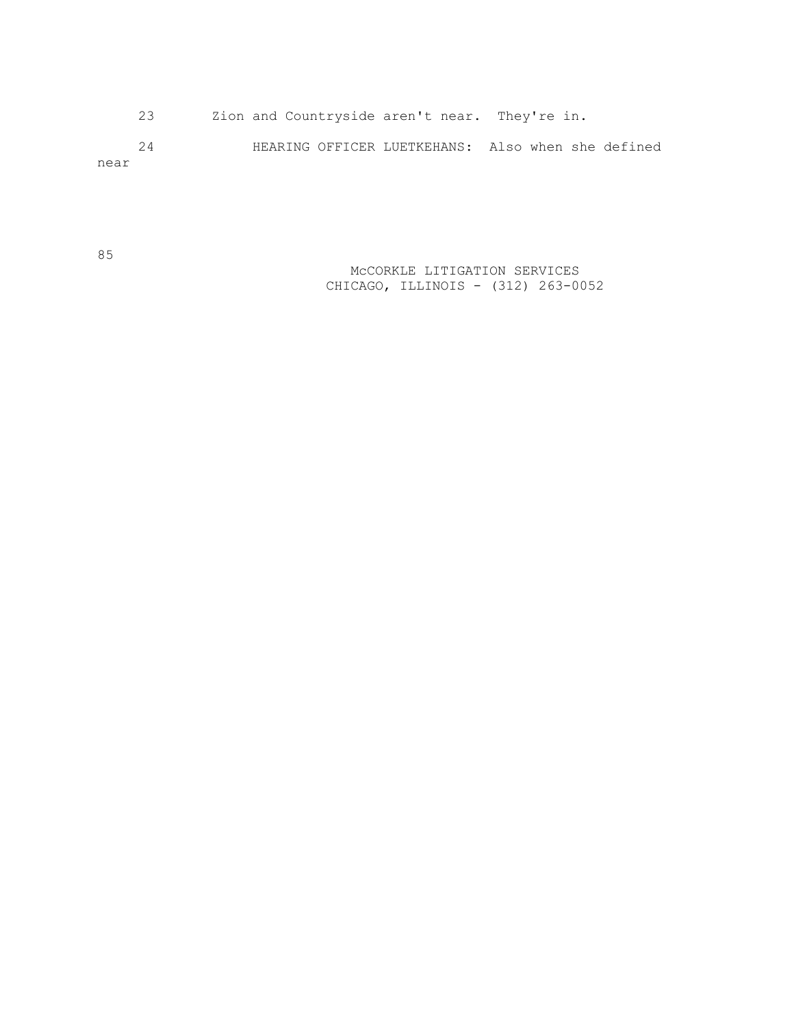23 Zion and Countryside aren't near. They're in.

24 HEARING OFFICER LUETKEHANS: Also when she defined near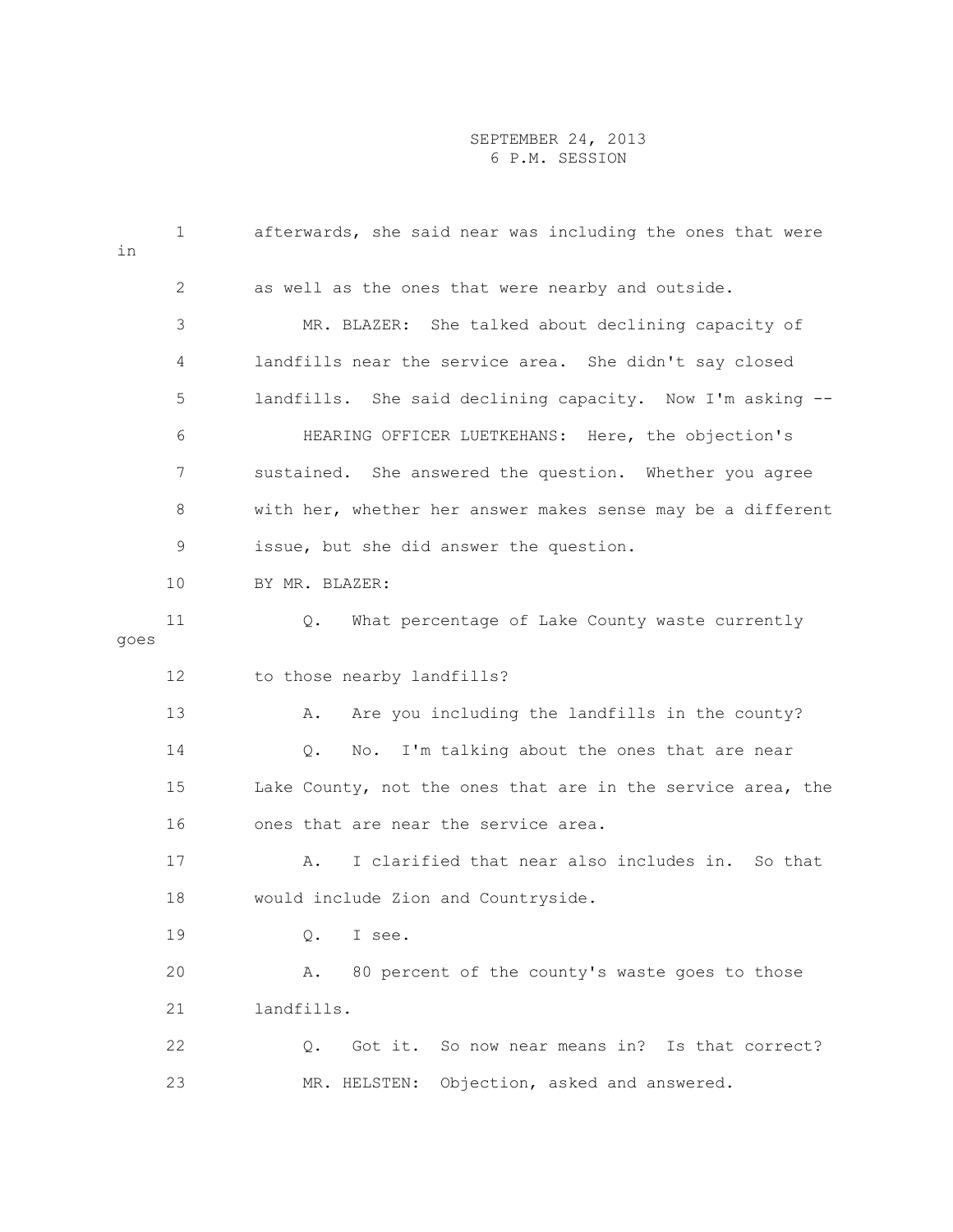SEPTEMBER 24, 2013
6 P.M. SESSION

1 afterwards, she said near was including the ones that were in

2 as well as the ones that were nearby and outside.

3 MR. BLAZER: She talked about declining capacity of

4 landfills near the service area. She didn't say closed

5 landfills. She said declining capacity. Now I'm asking --

6 HEARING OFFICER LUETKEHANS: Here, the objection's

7 sustained. She answered the question. Whether you agree

8 with her, whether her answer makes sense may be a different

9 issue, but she did answer the question.

10 BY MR. BLAZER:

11 Q. What percentage of Lake County waste currently goes

12 to those nearby landfills?

13 A. Are you including the landfills in the county?

14 Q. No. I'm talking about the ones that are near

15 Lake County, not the ones that are in the service area, the

16 ones that are near the service area.

17 A. I clarified that near also includes in. So that

18 would include Zion and Countryside.

19 Q. I see.

20 A. 80 percent of the county's waste goes to those

21 landfills.

22 Q. Got it. So now near means in? Is that correct?

23 MR. HELSTEN: Objection, asked and answered.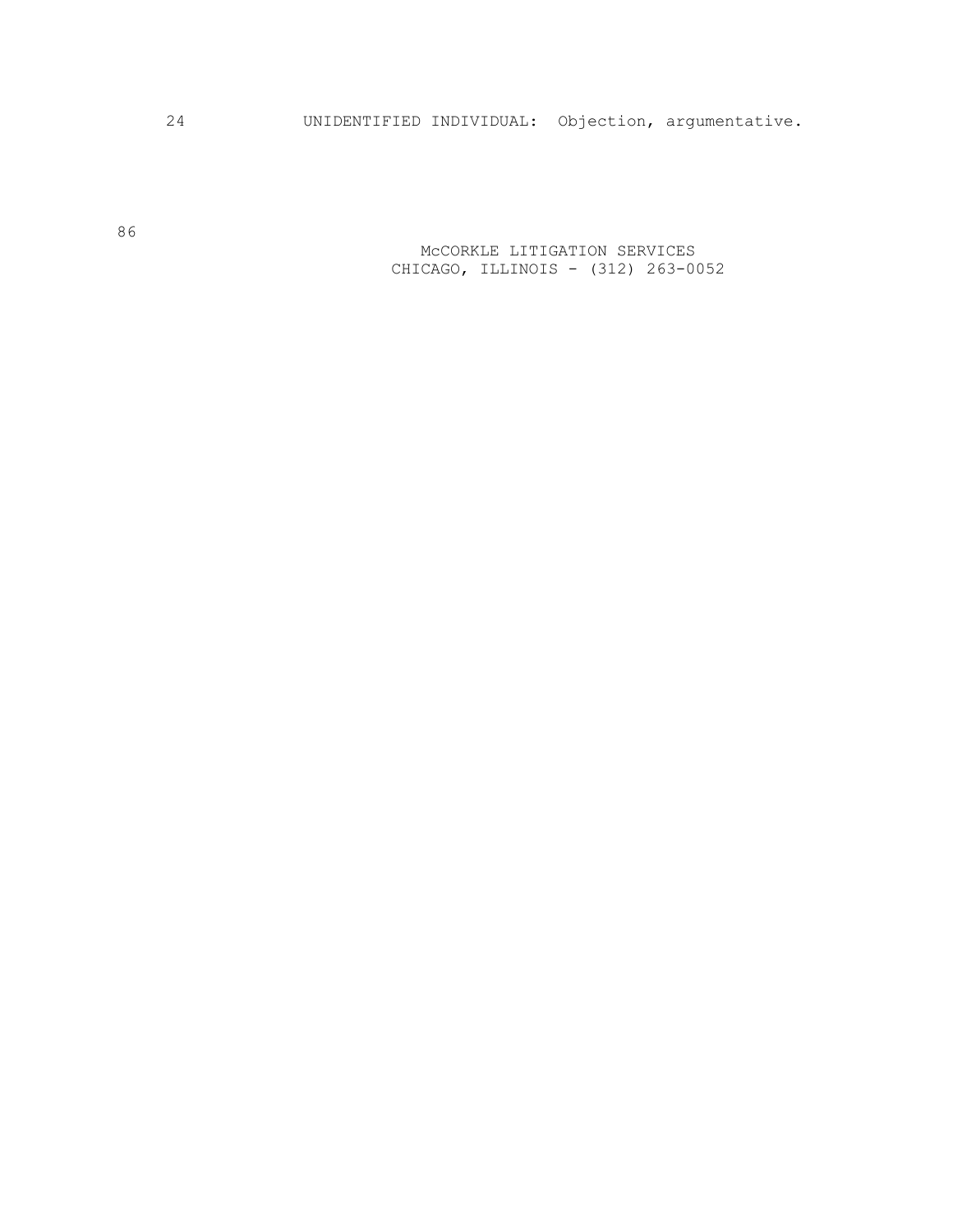24 UNIDENTIFIED INDIVIDUAL: Objection, argumentative.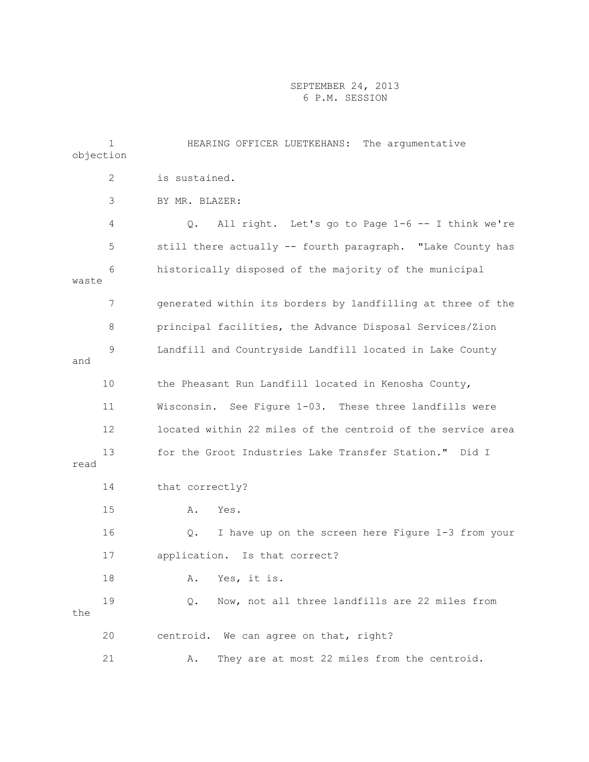SEPTEMBER 24, 2013
6 P.M. SESSION

1 HEARING OFFICER LUETKEHANS: The argumentative objection

2 is sustained.

3 BY MR. BLAZER:

4 Q. All right. Let's go to Page 1-6 -- I think we're

5 still there actually -- fourth paragraph. "Lake County has

6 historically disposed of the majority of the municipal waste

7 generated within its borders by landfilling at three of the

8 principal facilities, the Advance Disposal Services/Zion

9 Landfill and Countryside Landfill located in Lake County and

10 the Pheasant Run Landfill located in Kenosha County,

11 Wisconsin. See Figure 1-03. These three landfills were

12 located within 22 miles of the centroid of the service area

13 for the Groot Industries Lake Transfer Station." Did I read

14 that correctly?

15 A. Yes.

16 Q. I have up on the screen here Figure 1-3 from your

17 application. Is that correct?

18 A. Yes, it is.

19 Q. Now, not all three landfills are 22 miles from the

20 centroid. We can agree on that, right?

21 A. They are at most 22 miles from the centroid.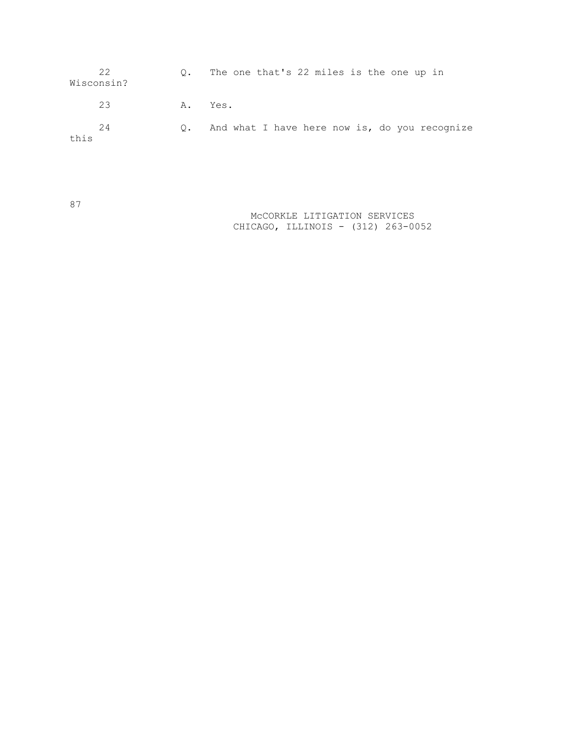22 Q. The one that's 22 miles is the one up in Wisconsin?

23 A. Yes.

24 Q. And what I have here now is, do you recognize this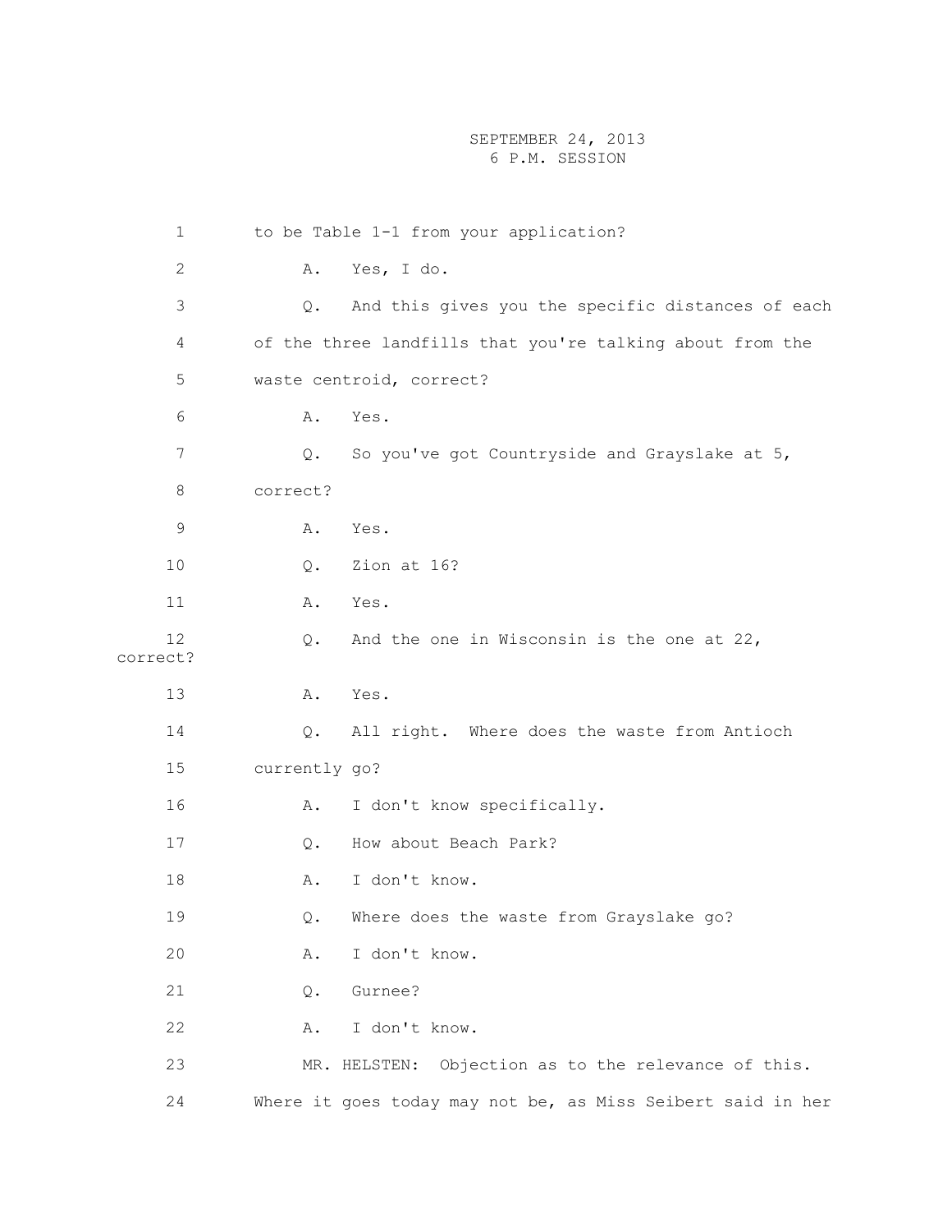SEPTEMBER 24, 2013
6 P.M. SESSION

1 to be Table 1-1 from your application?

2 A. Yes, I do.

3 Q. And this gives you the specific distances of each

4 of the three landfills that you're talking about from the

5 waste centroid, correct?

6 A. Yes.

7 Q. So you've got Countryside and Grayslake at 5,

8 correct?

9 A. Yes.

10 Q. Zion at 16?

11 A. Yes.

12 Q. And the one in Wisconsin is the one at 22, correct?

13 A. Yes.

14 Q. All right. Where does the waste from Antioch

15 currently go?

16 A. I don't know specifically.

17 Q. How about Beach Park?

18 A. I don't know.

19 Q. Where does the waste from Grayslake go?

20 A. I don't know.

21 Q. Gurnee?

22 A. I don't know.

23 MR. HELSTEN: Objection as to the relevance of this.

24 Where it goes today may not be, as Miss Seibert said in her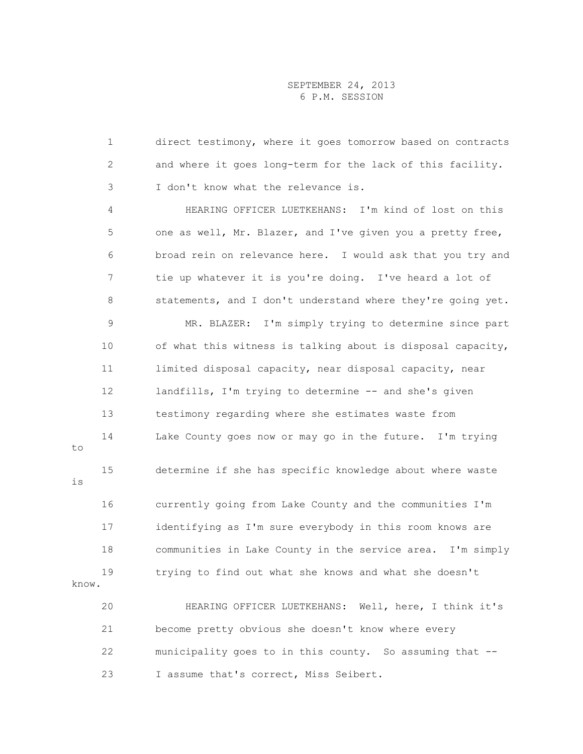SEPTEMBER 24, 2013
6 P.M. SESSION

1 direct testimony, where it goes tomorrow based on contracts
2 and where it goes long-term for the lack of this facility.
3 I don't know what the relevance is.
4 HEARING OFFICER LUETKEHANS: I'm kind of lost on this
5 one as well, Mr. Blazer, and I've given you a pretty free,
6 broad rein on relevance here. I would ask that you try and
7 tie up whatever it is you're doing. I've heard a lot of
8 statements, and I don't understand where they're going yet.
9 MR. BLAZER: I'm simply trying to determine since part
10 of what this witness is talking about is disposal capacity,
11 limited disposal capacity, near disposal capacity, near
12 landfills, I'm trying to determine -- and she's given
13 testimony regarding where she estimates waste from
14 Lake County goes now or may go in the future. I'm trying to
15 determine if she has specific knowledge about where waste is
16 currently going from Lake County and the communities I'm
17 identifying as I'm sure everybody in this room knows are
18 communities in Lake County in the service area. I'm simply
19 trying to find out what she knows and what she doesn't know.
20 HEARING OFFICER LUETKEHANS: Well, here, I think it's
21 become pretty obvious she doesn't know where every
22 municipality goes to in this county. So assuming that --
23 I assume that's correct, Miss Seibert.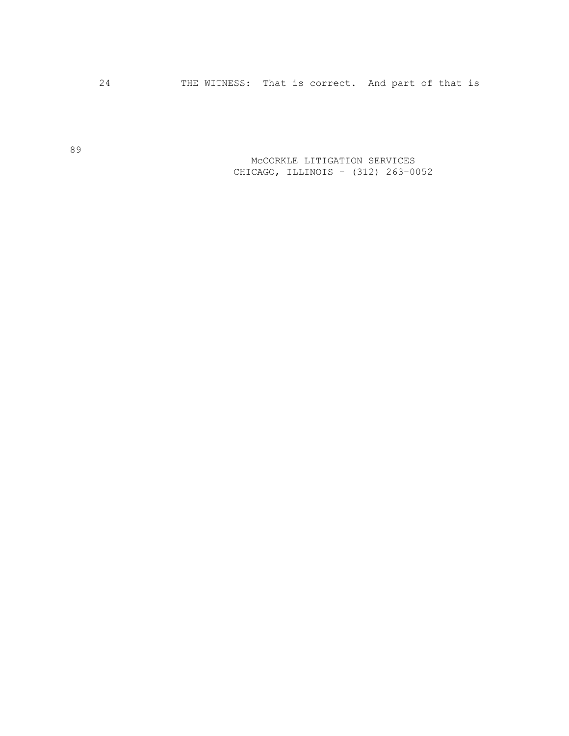24 THE WITNESS: That is correct. And part of that is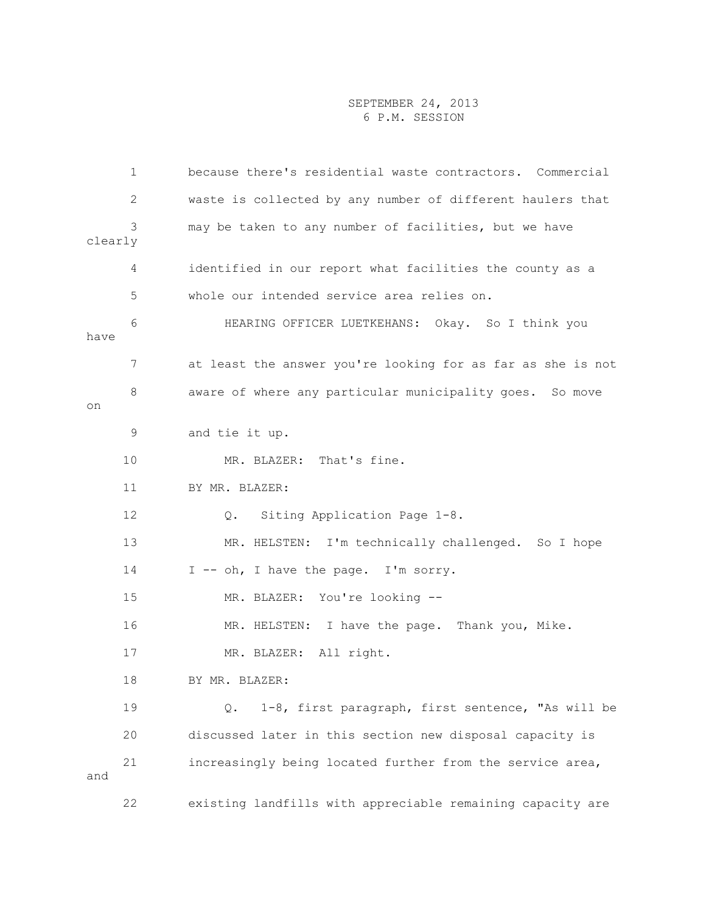SEPTEMBER 24, 2013
6 P.M. SESSION

1 because there's residential waste contractors. Commercial
2 waste is collected by any number of different haulers that
3 may be taken to any number of facilities, but we have clearly
4 identified in our report what facilities the county as a
5 whole our intended service area relies on.
6 HEARING OFFICER LUETKEHANS: Okay. So I think you have
7 at least the answer you're looking for as far as she is not
8 aware of where any particular municipality goes. So move on
9 and tie it up.
10 MR. BLAZER: That's fine.
11 BY MR. BLAZER:
12 Q. Siting Application Page 1-8.
13 MR. HELSTEN: I'm technically challenged. So I hope
14 I -- oh, I have the page. I'm sorry.
15 MR. BLAZER: You're looking --
16 MR. HELSTEN: I have the page. Thank you, Mike.
17 MR. BLAZER: All right.
18 BY MR. BLAZER:
19 Q. 1-8, first paragraph, first sentence, "As will be
20 discussed later in this section new disposal capacity is
21 increasingly being located further from the service area, and
22 existing landfills with appreciable remaining capacity are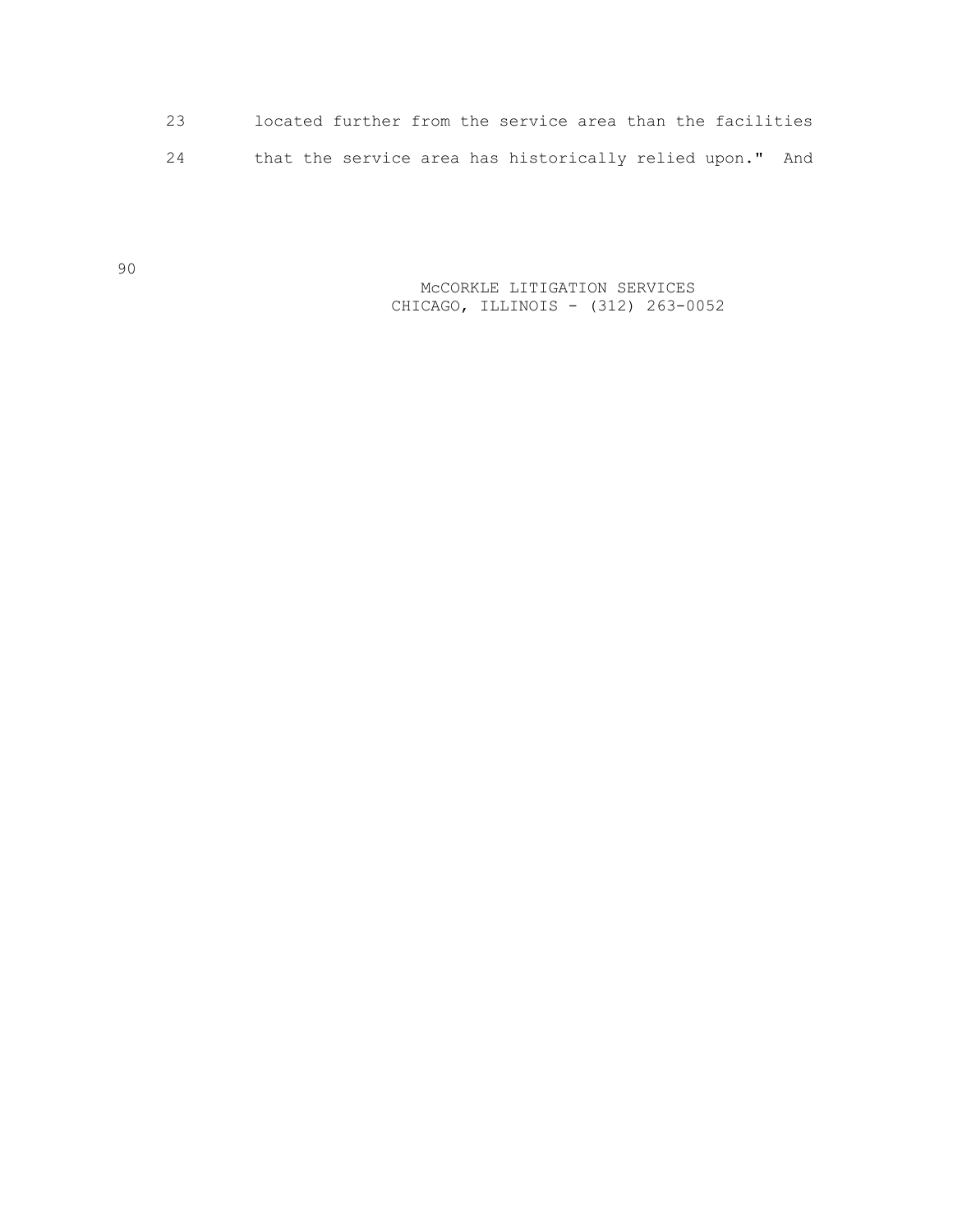23 located further from the service area than the facilities

24 that the service area has historically relied upon." And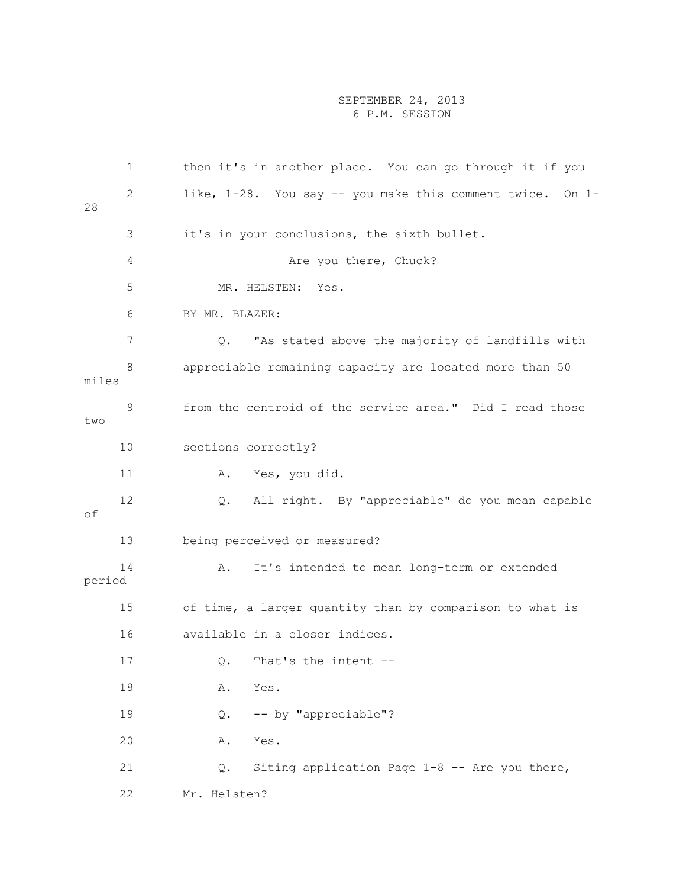SEPTEMBER 24, 2013
6 P.M. SESSION

1 then it's in another place. You can go through it if you
2 like, 1-28. You say -- you make this comment twice. On 1-28
3 it's in your conclusions, the sixth bullet.
4 Are you there, Chuck?
5 MR. HELSTEN: Yes.
6 BY MR. BLAZER:
7 Q. "As stated above the majority of landfills with
8 appreciable remaining capacity are located more than 50 miles
9 from the centroid of the service area." Did I read those two
10 sections correctly?
11 A. Yes, you did.
12 Q. All right. By "appreciable" do you mean capable of
13 being perceived or measured?
14 A. It's intended to mean long-term or extended period
15 of time, a larger quantity than by comparison to what is
16 available in a closer indices.
17 Q. That's the intent --
18 A. Yes.
19 Q. -- by "appreciable"?
20 A. Yes.
21 Q. Siting application Page 1-8 -- Are you there,
22 Mr. Helsten?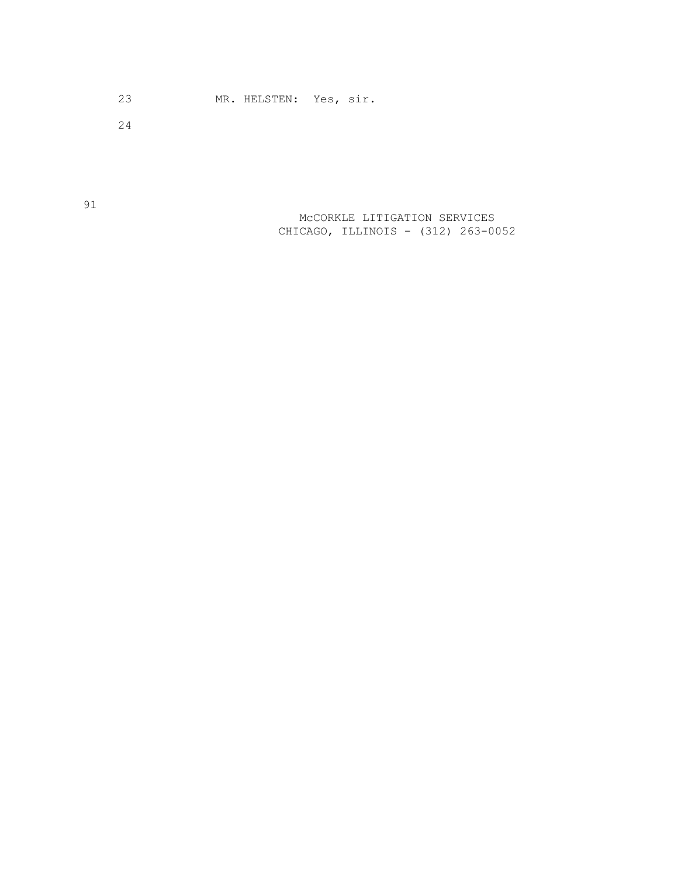23 MR. HELSTEN: Yes, sir.

24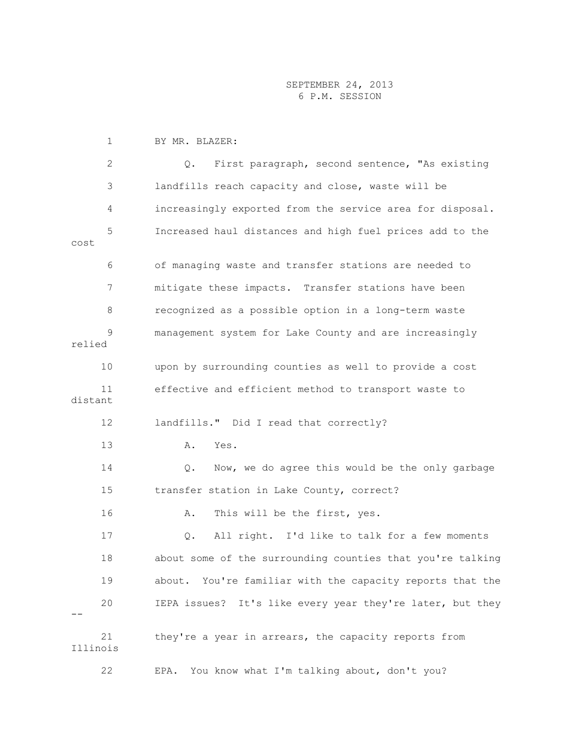SEPTEMBER 24, 2013
6 P.M. SESSION

1 BY MR. BLAZER:

2 Q. First paragraph, second sentence, "As existing

3 landfills reach capacity and close, waste will be

4 increasingly exported from the service area for disposal.

5 Increased haul distances and high fuel prices add to the cost

6 of managing waste and transfer stations are needed to

7 mitigate these impacts. Transfer stations have been

8 recognized as a possible option in a long-term waste

9 management system for Lake County and are increasingly relied

10 upon by surrounding counties as well to provide a cost

11 effective and efficient method to transport waste to distant

12 landfills." Did I read that correctly?

13 A. Yes.

14 Q. Now, we do agree this would be the only garbage

15 transfer station in Lake County, correct?

16 A. This will be the first, yes.

17 Q. All right. I'd like to talk for a few moments

18 about some of the surrounding counties that you're talking

19 about. You're familiar with the capacity reports that the

20 IEPA issues? It's like every year they're later, but they --

21 they're a year in arrears, the capacity reports from Illinois

22 EPA. You know what I'm talking about, don't you?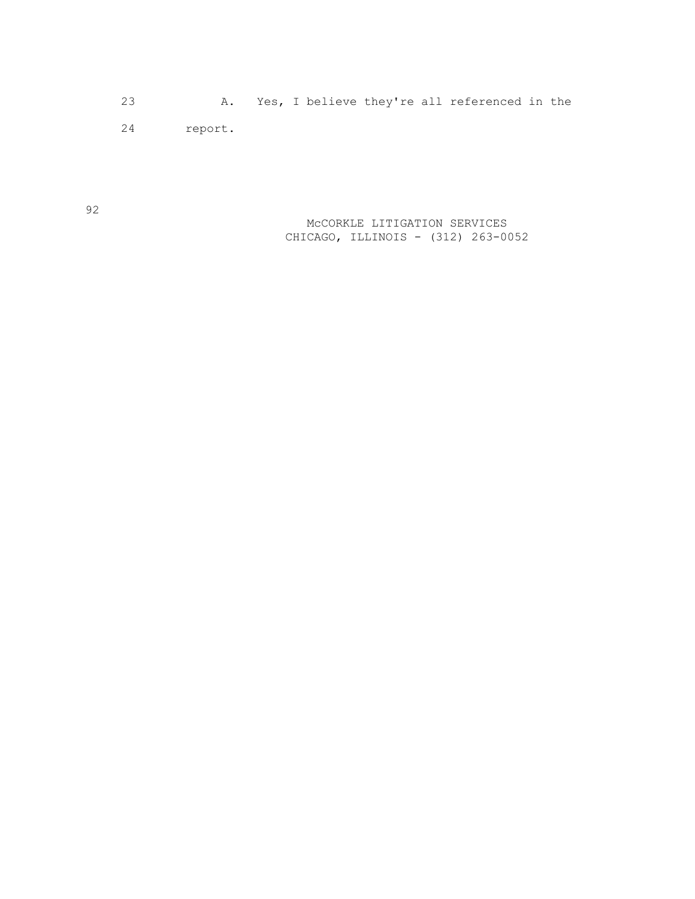23 A. Yes, I believe they're all referenced in the

24 report.

McCORKLE LITIGATION SERVICES
CHICAGO, ILLINOIS - (312) 263-0052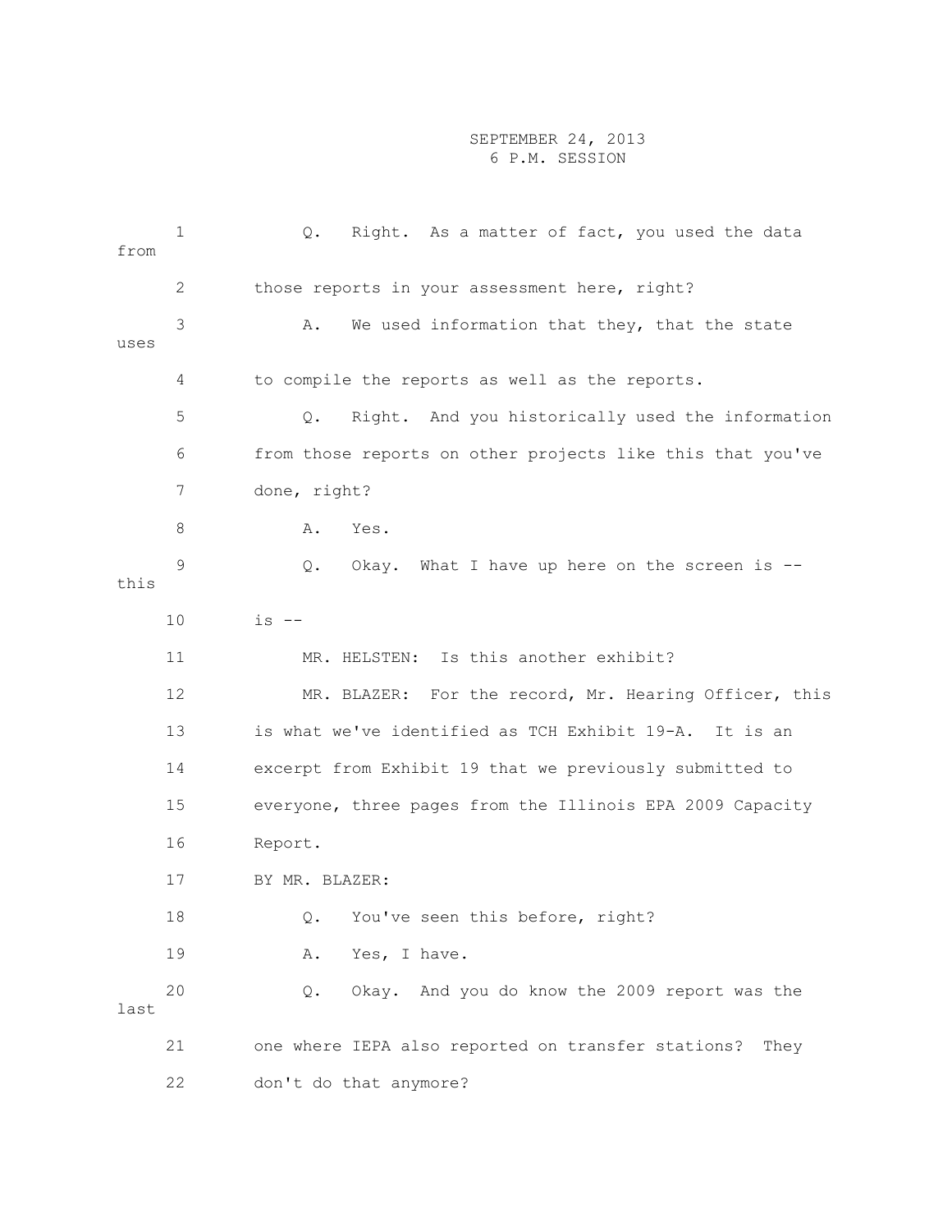SEPTEMBER 24, 2013
6 P.M. SESSION

1 Q. Right. As a matter of fact, you used the data from

2 those reports in your assessment here, right?

3 A. We used information that they, that the state uses

4 to compile the reports as well as the reports.

5 Q. Right. And you historically used the information

6 from those reports on other projects like this that you've

7 done, right?

8 A. Yes.

9 Q. Okay. What I have up here on the screen is -- this

10 is --

11 MR. HELSTEN: Is this another exhibit?

12 MR. BLAZER: For the record, Mr. Hearing Officer, this

13 is what we've identified as TCH Exhibit 19-A. It is an

14 excerpt from Exhibit 19 that we previously submitted to

15 everyone, three pages from the Illinois EPA 2009 Capacity

16 Report.

17 BY MR. BLAZER:

18 Q. You've seen this before, right?

19 A. Yes, I have.

20 Q. Okay. And you do know the 2009 report was the last

21 one where IEPA also reported on transfer stations? They

22 don't do that anymore?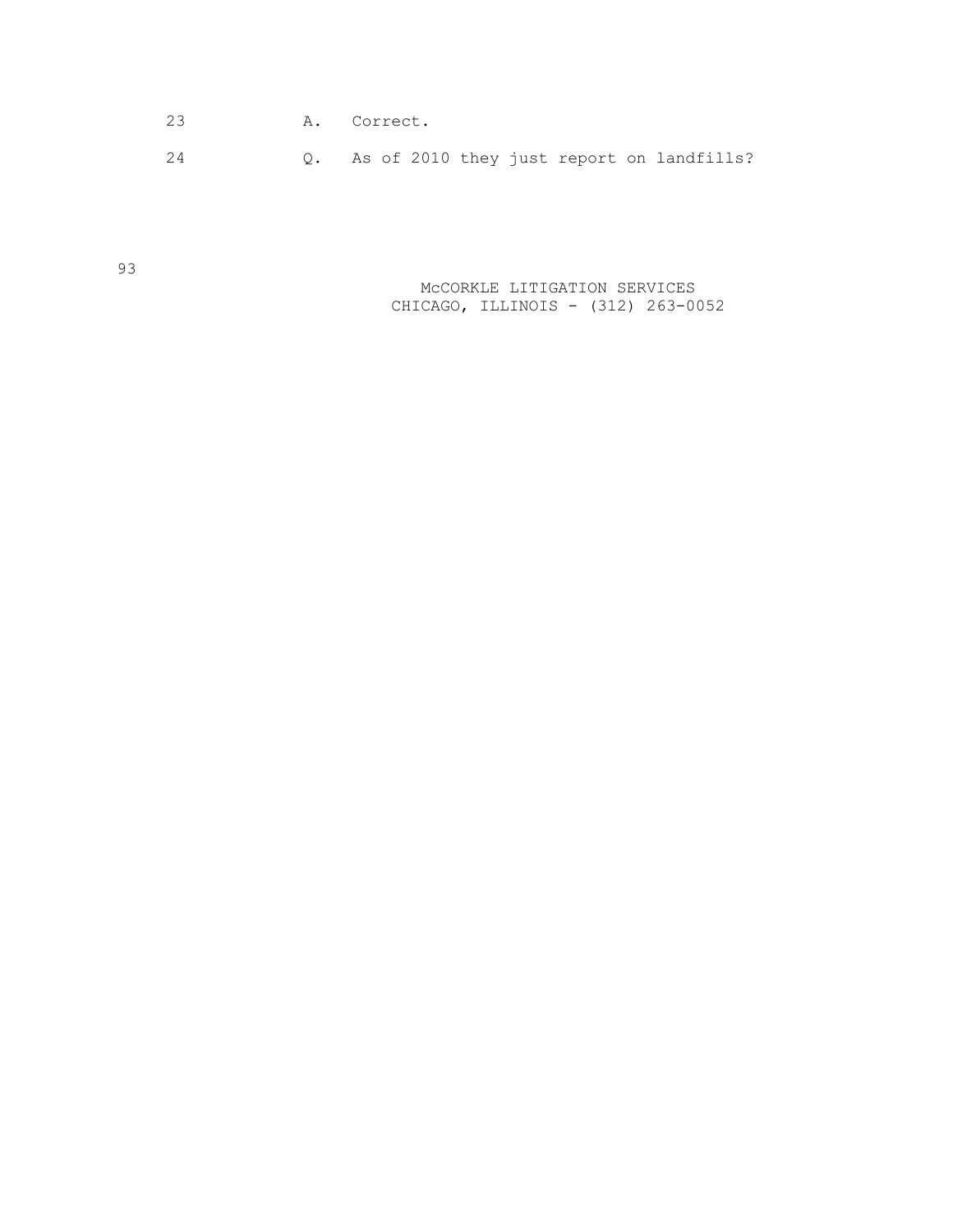23 A. Correct.

24 Q. As of 2010 they just report on landfills?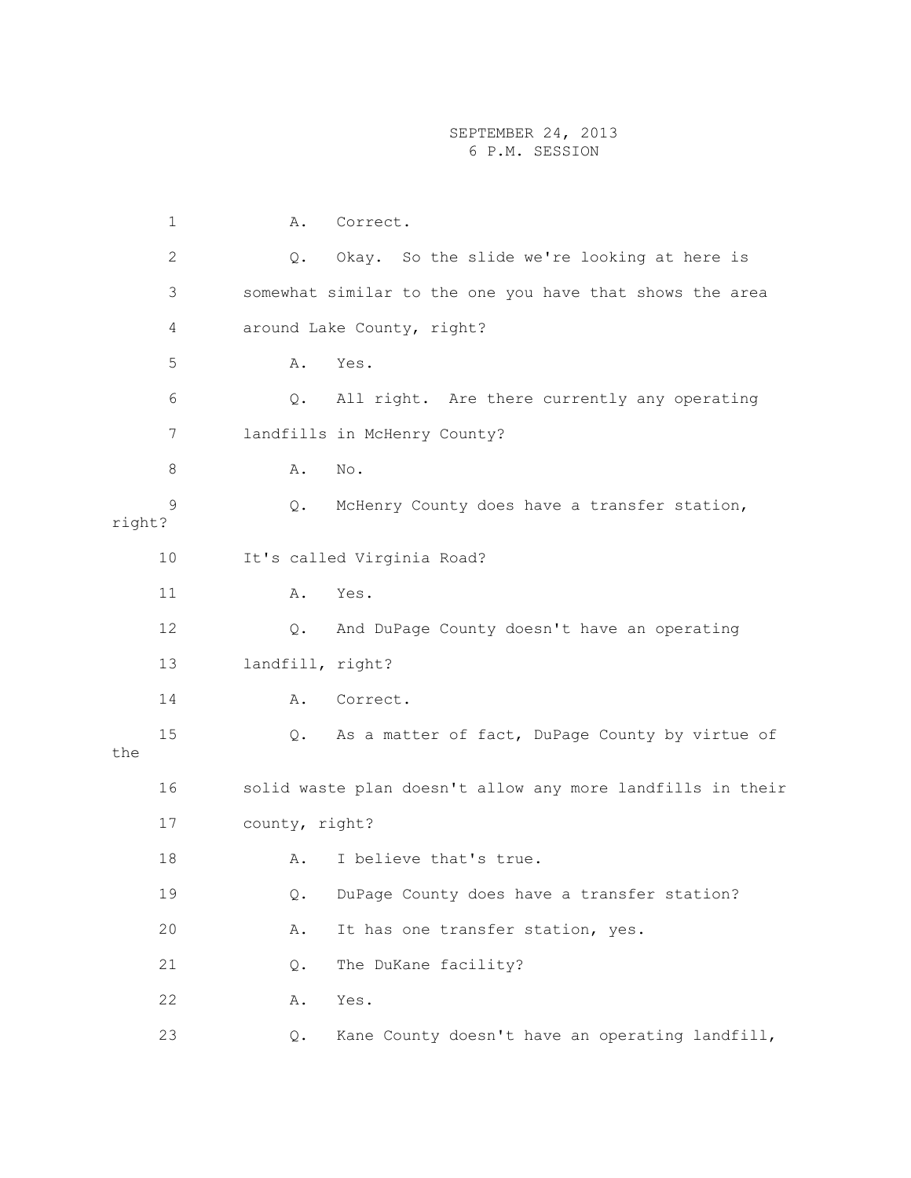SEPTEMBER 24, 2013
6 P.M. SESSION

1 A. Correct.

2 Q. Okay. So the slide we're looking at here is

3 somewhat similar to the one you have that shows the area

4 around Lake County, right?

5 A. Yes.

6 Q. All right. Are there currently any operating

7 landfills in McHenry County?

8 A. No.

9 Q. McHenry County does have a transfer station, right?

10 It's called Virginia Road?

11 A. Yes.

12 Q. And DuPage County doesn't have an operating

13 landfill, right?

14 A. Correct.

15 Q. As a matter of fact, DuPage County by virtue of the

16 solid waste plan doesn't allow any more landfills in their

17 county, right?

18 A. I believe that's true.

19 Q. DuPage County does have a transfer station?

20 A. It has one transfer station, yes.

21 Q. The DuKane facility?

22 A. Yes.

23 Q. Kane County doesn't have an operating landfill,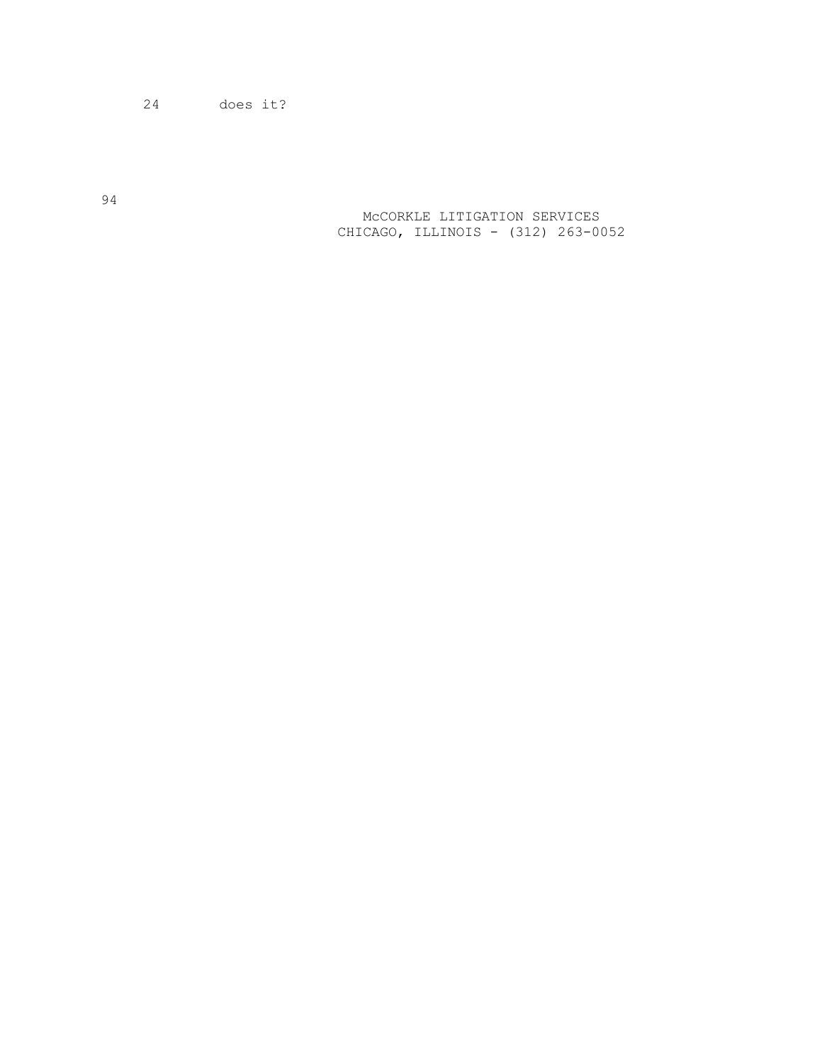24        does it?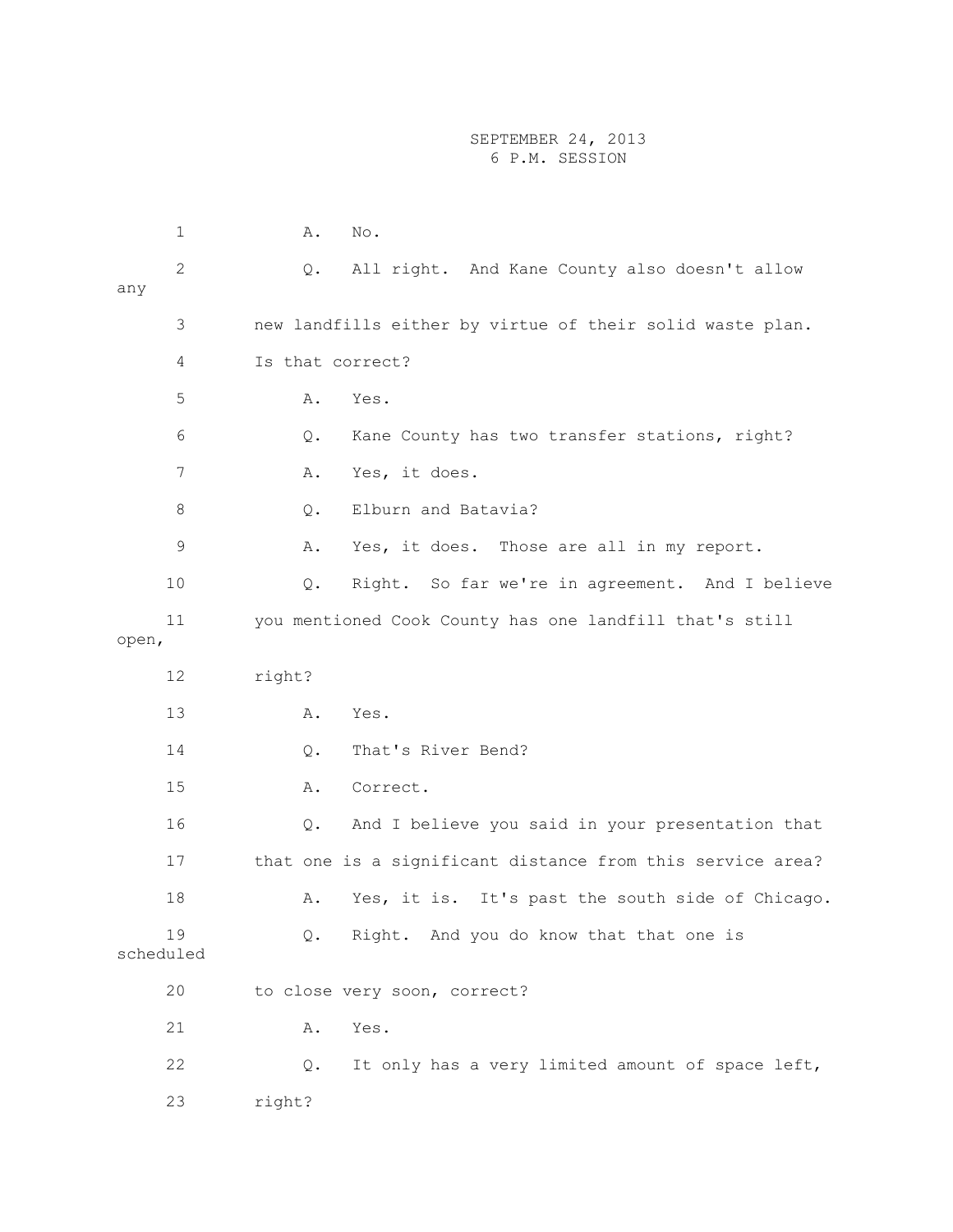SEPTEMBER 24, 2013
6 P.M. SESSION

1 A. No.

2 Q. All right. And Kane County also doesn't allow any

3 new landfills either by virtue of their solid waste plan.

4 Is that correct?

5 A. Yes.

6 Q. Kane County has two transfer stations, right?

7 A. Yes, it does.

8 Q. Elburn and Batavia?

9 A. Yes, it does. Those are all in my report.

10 Q. Right. So far we're in agreement. And I believe

11 you mentioned Cook County has one landfill that's still open,

12 right?

13 A. Yes.

14 Q. That's River Bend?

15 A. Correct.

16 Q. And I believe you said in your presentation that

17 that one is a significant distance from this service area?

18 A. Yes, it is. It's past the south side of Chicago.

19 Q. Right. And you do know that that one is scheduled

20 to close very soon, correct?

21 A. Yes.

22 Q. It only has a very limited amount of space left,

23 right?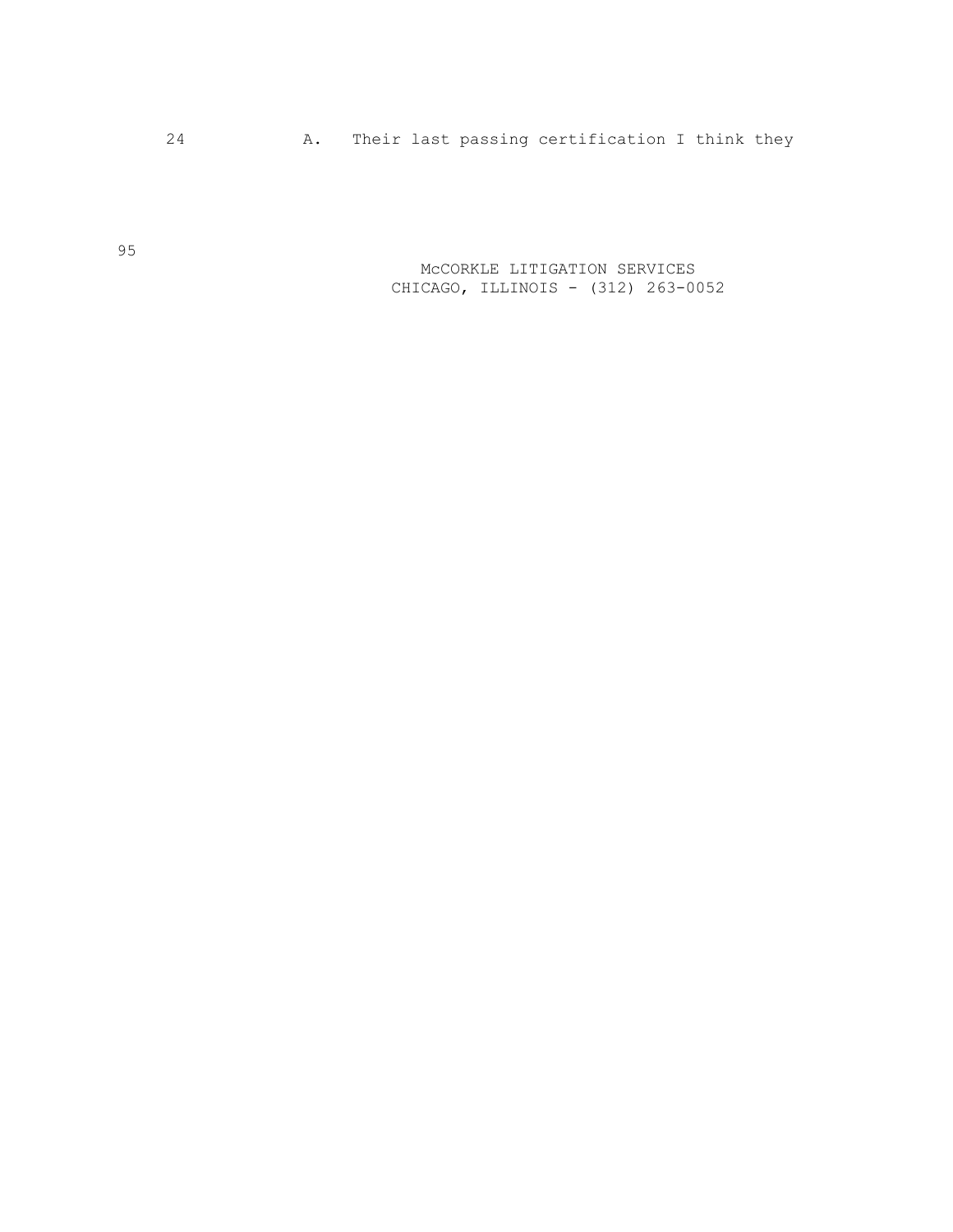24 A. Their last passing certification I think they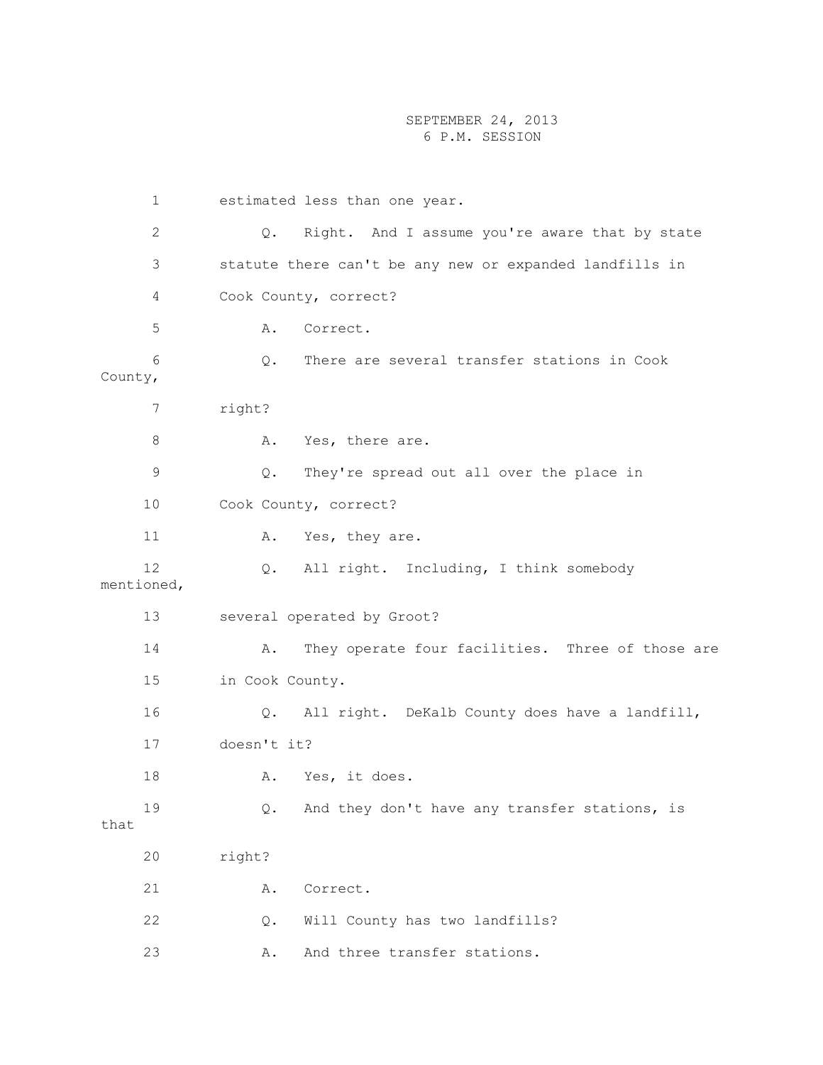SEPTEMBER 24, 2013
6 P.M. SESSION

1 estimated less than one year.

2 Q. Right. And I assume you're aware that by state

3 statute there can't be any new or expanded landfills in

4 Cook County, correct?

5 A. Correct.

6 Q. There are several transfer stations in Cook County,

7 right?

8 A. Yes, there are.

9 Q. They're spread out all over the place in

10 Cook County, correct?

11 A. Yes, they are.

12 Q. All right. Including, I think somebody mentioned,

13 several operated by Groot?

14 A. They operate four facilities. Three of those are

15 in Cook County.

16 Q. All right. DeKalb County does have a landfill,

17 doesn't it?

18 A. Yes, it does.

19 Q. And they don't have any transfer stations, is that

20 right?

21 A. Correct.

22 Q. Will County has two landfills?

23 A. And three transfer stations.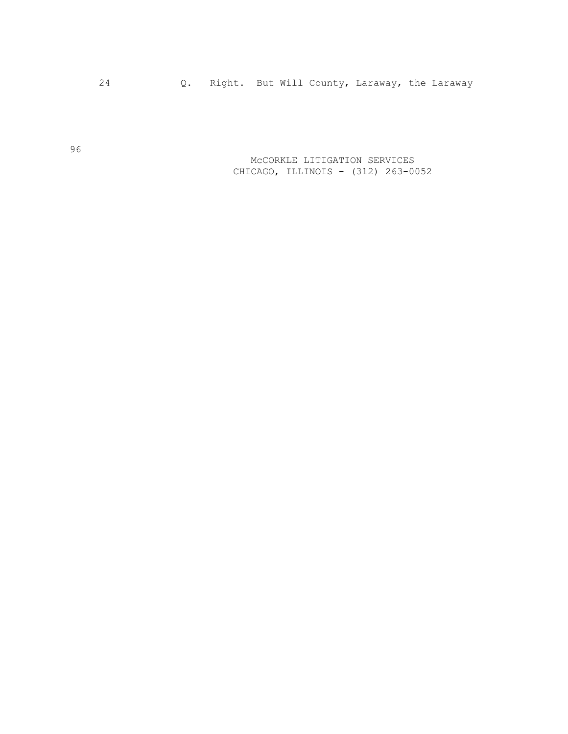24 Q. Right. But Will County, Laraway, the Laraway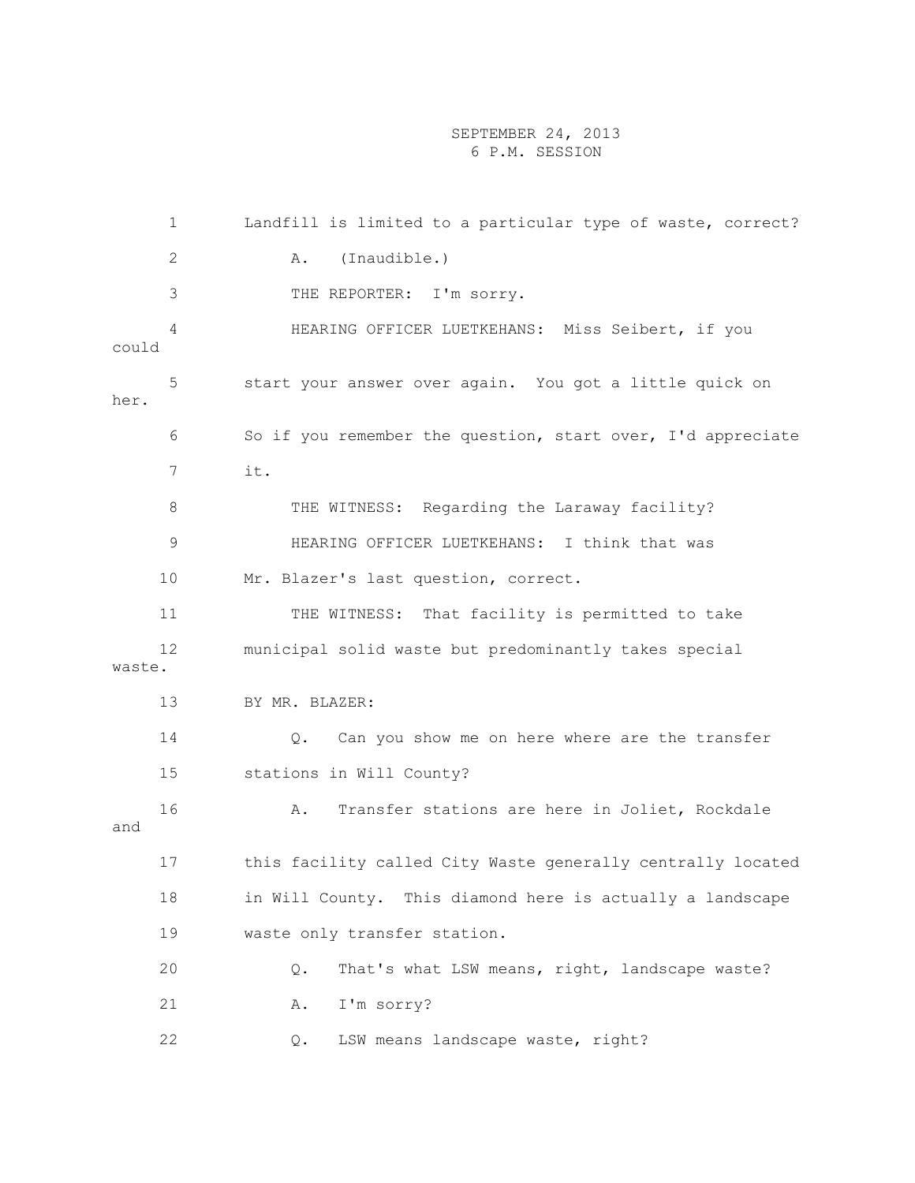SEPTEMBER 24, 2013
6 P.M. SESSION

1 Landfill is limited to a particular type of waste, correct?

2 A. (Inaudible.)

3 THE REPORTER: I'm sorry.

4 HEARING OFFICER LUETKEHANS: Miss Seibert, if you could

5 start your answer over again. You got a little quick on her.

6 So if you remember the question, start over, I'd appreciate

7 it.

8 THE WITNESS: Regarding the Laraway facility?

9 HEARING OFFICER LUETKEHANS: I think that was

10 Mr. Blazer's last question, correct.

11 THE WITNESS: That facility is permitted to take

12 municipal solid waste but predominantly takes special waste.

13 BY MR. BLAZER:

14 Q. Can you show me on here where are the transfer

15 stations in Will County?

16 A. Transfer stations are here in Joliet, Rockdale and

17 this facility called City Waste generally centrally located

18 in Will County. This diamond here is actually a landscape

19 waste only transfer station.

20 Q. That's what LSW means, right, landscape waste?

21 A. I'm sorry?

22 Q. LSW means landscape waste, right?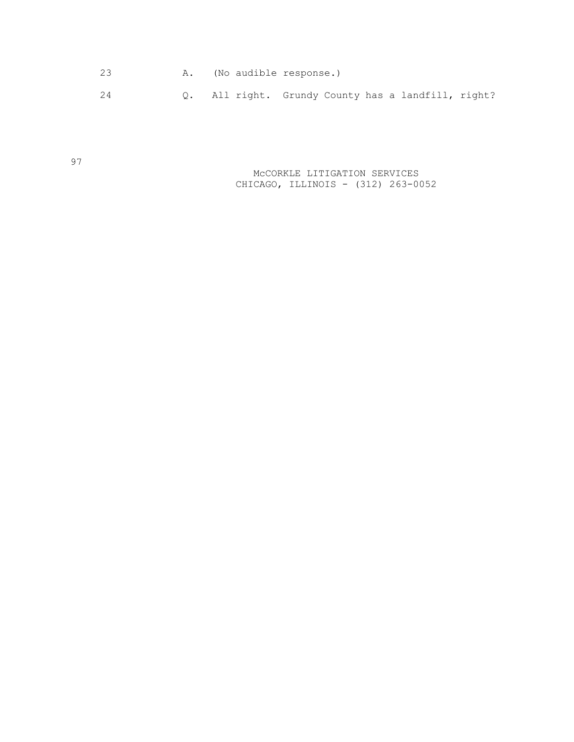23 A. (No audible response.)

24 Q. All right. Grundy County has a landfill, right?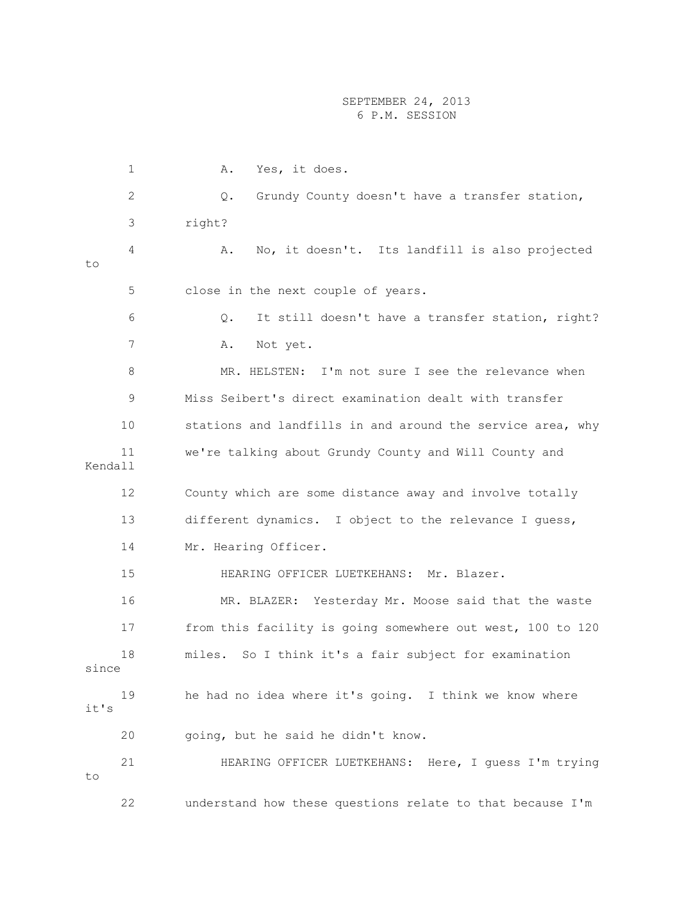SEPTEMBER 24, 2013
6 P.M. SESSION

1 A. Yes, it does.

2 Q. Grundy County doesn't have a transfer station,

3 right?

4 A. No, it doesn't. Its landfill is also projected to

5 close in the next couple of years.

6 Q. It still doesn't have a transfer station, right?

7 A. Not yet.

8 MR. HELSTEN: I'm not sure I see the relevance when

9 Miss Seibert's direct examination dealt with transfer

10 stations and landfills in and around the service area, why

11 we're talking about Grundy County and Will County and Kendall

12 County which are some distance away and involve totally

13 different dynamics. I object to the relevance I guess,

14 Mr. Hearing Officer.

15 HEARING OFFICER LUETKEHANS: Mr. Blazer.

16 MR. BLAZER: Yesterday Mr. Moose said that the waste

17 from this facility is going somewhere out west, 100 to 120

18 miles. So I think it's a fair subject for examination since

19 he had no idea where it's going. I think we know where it's

20 going, but he said he didn't know.

21 HEARING OFFICER LUETKEHANS: Here, I guess I'm trying to

22 understand how these questions relate to that because I'm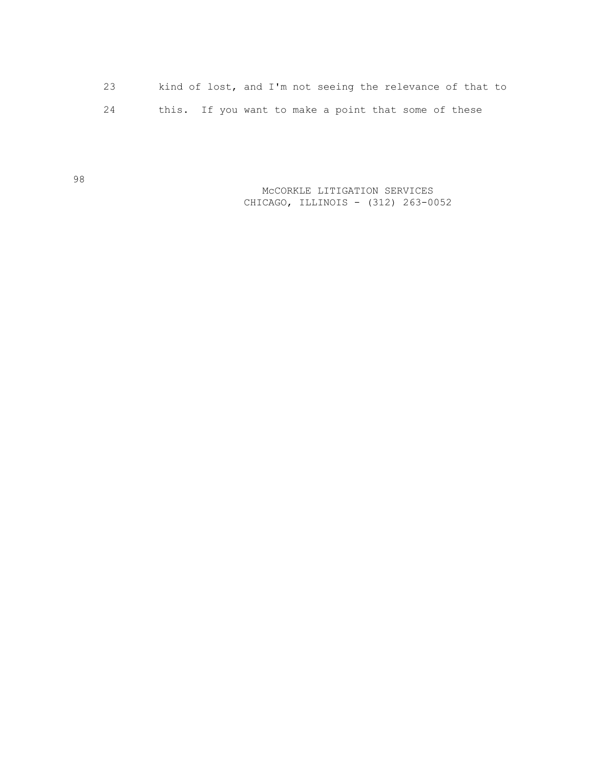23 kind of lost, and I'm not seeing the relevance of that to

24 this. If you want to make a point that some of these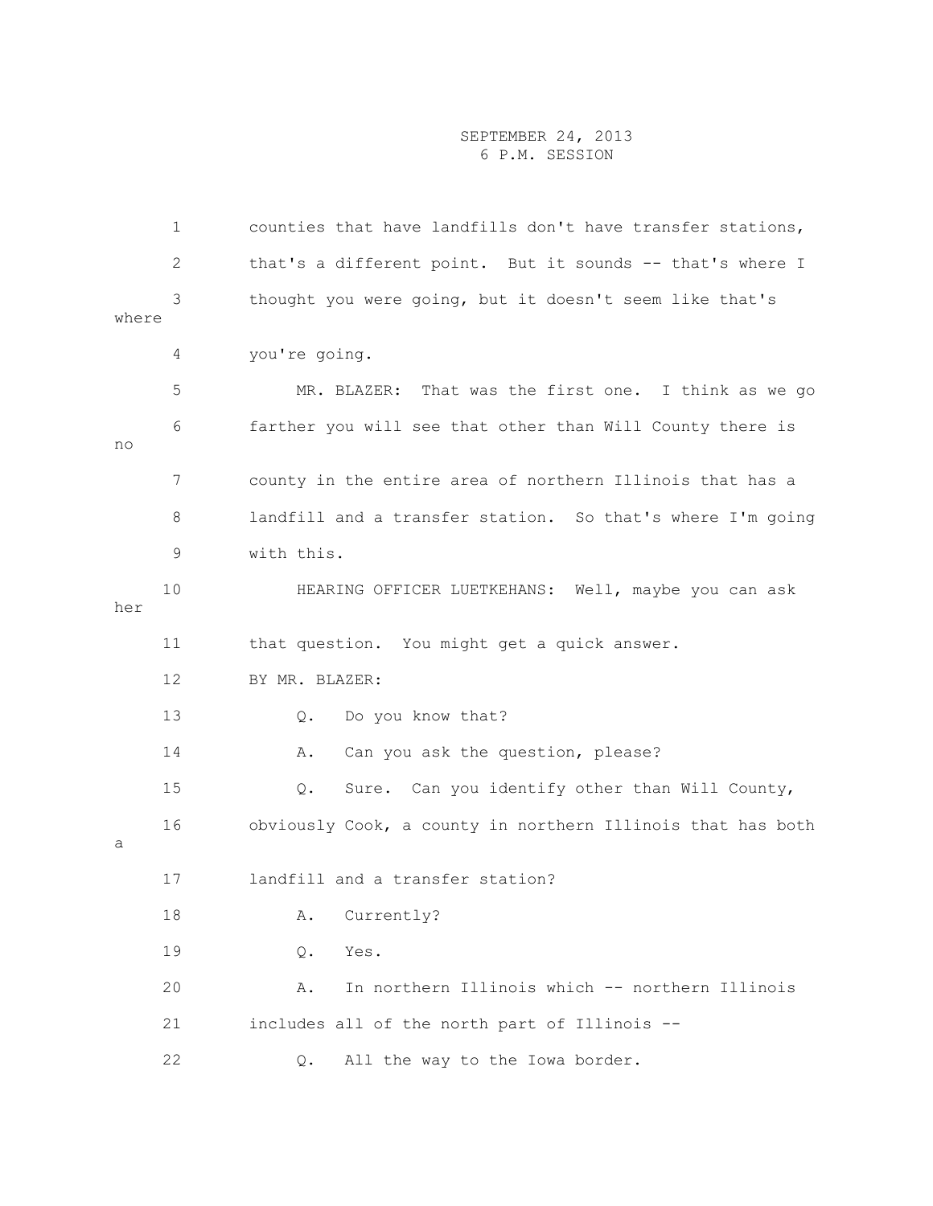SEPTEMBER 24, 2013
6 P.M. SESSION

1 counties that have landfills don't have transfer stations,
2 that's a different point. But it sounds -- that's where I
3 thought you were going, but it doesn't seem like that's where
4 you're going.
5 MR. BLAZER: That was the first one. I think as we go
6 farther you will see that other than Will County there is no
7 county in the entire area of northern Illinois that has a
8 landfill and a transfer station. So that's where I'm going
9 with this.
10 HEARING OFFICER LUETKEHANS: Well, maybe you can ask her
11 that question. You might get a quick answer.
12 BY MR. BLAZER:
13 Q. Do you know that?
14 A. Can you ask the question, please?
15 Q. Sure. Can you identify other than Will County,
16 obviously Cook, a county in northern Illinois that has both a
17 landfill and a transfer station?
18 A. Currently?
19 Q. Yes.
20 A. In northern Illinois which -- northern Illinois
21 includes all of the north part of Illinois --
22 Q. All the way to the Iowa border.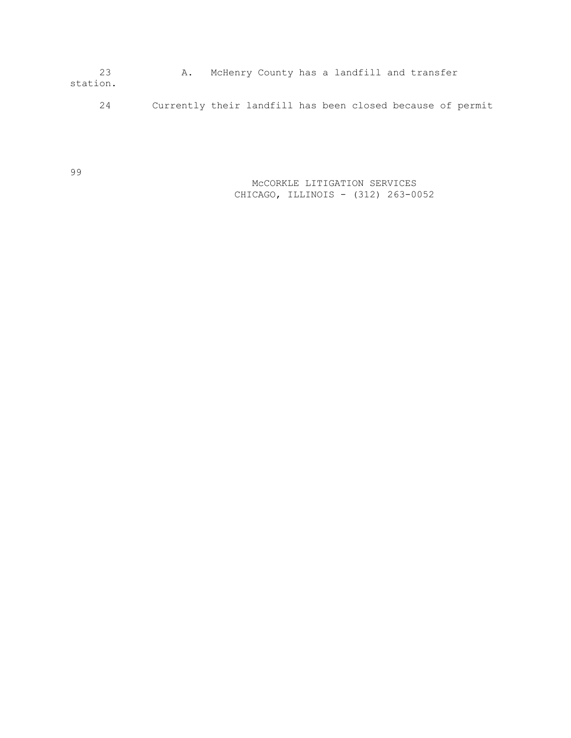23 A. McHenry County has a landfill and transfer station.

24 Currently their landfill has been closed because of permit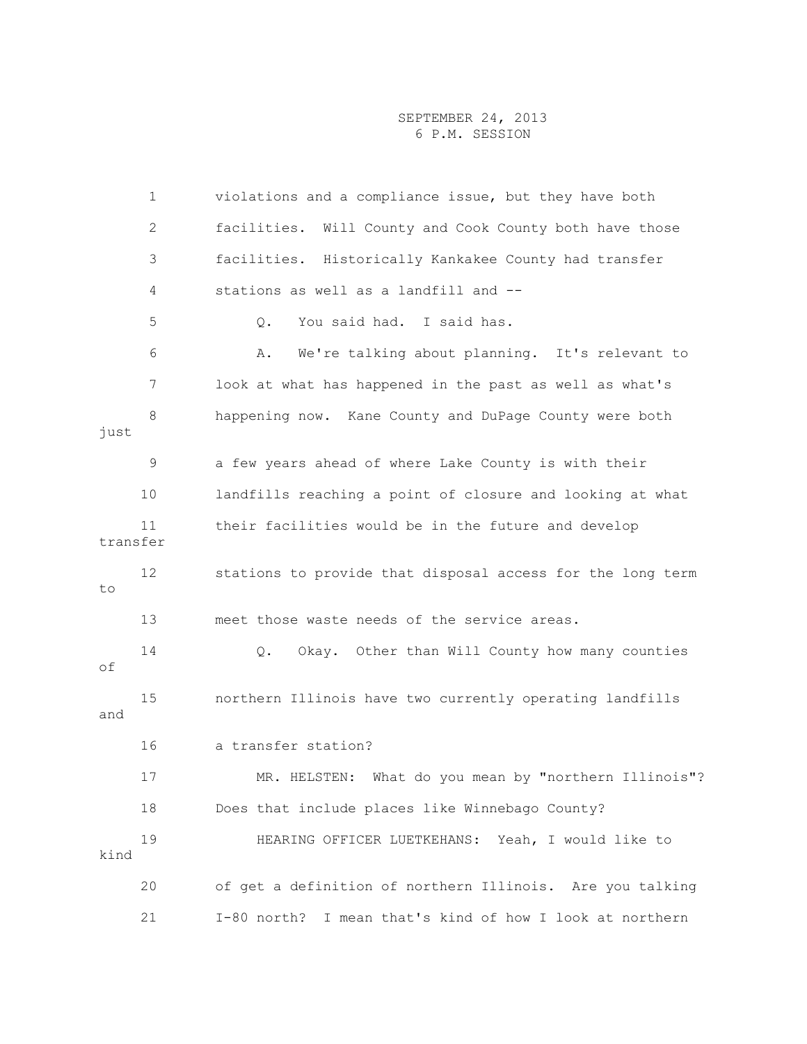SEPTEMBER 24, 2013
6 P.M. SESSION

1 violations and a compliance issue, but they have both
2 facilities. Will County and Cook County both have those
3 facilities. Historically Kankakee County had transfer
4 stations as well as a landfill and --
5 Q. You said had. I said has.
6 A. We're talking about planning. It's relevant to
7 look at what has happened in the past as well as what's
8 happening now. Kane County and DuPage County were both just
9 a few years ahead of where Lake County is with their
10 landfills reaching a point of closure and looking at what
11 their facilities would be in the future and develop transfer
12 stations to provide that disposal access for the long term to
13 meet those waste needs of the service areas.
14 Q. Okay. Other than Will County how many counties of
15 northern Illinois have two currently operating landfills and
16 a transfer station?
17 MR. HELSTEN: What do you mean by "northern Illinois"?
18 Does that include places like Winnebago County?
19 HEARING OFFICER LUETKEHANS: Yeah, I would like to kind
20 of get a definition of northern Illinois. Are you talking
21 I-80 north? I mean that's kind of how I look at northern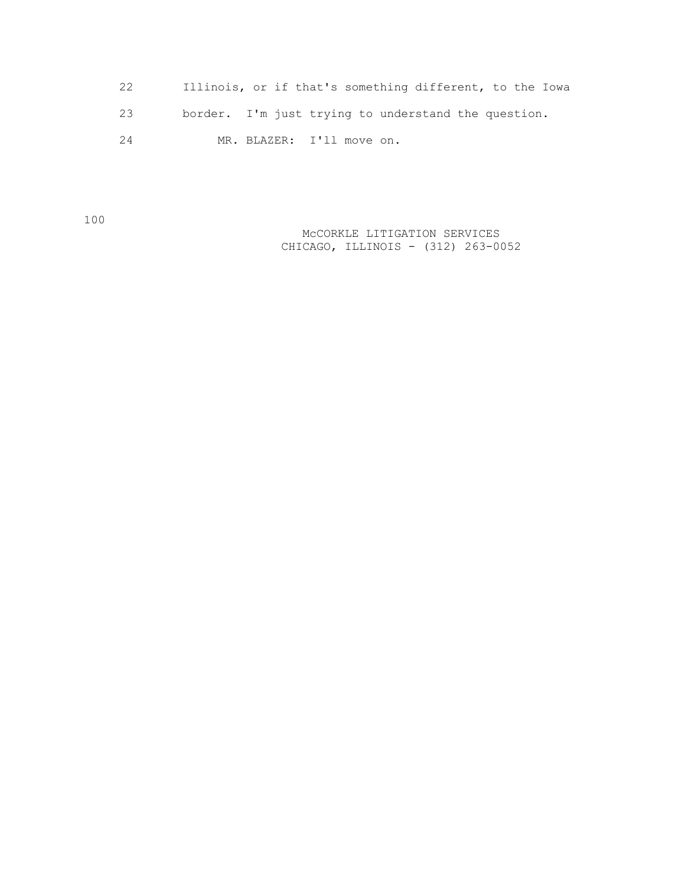22 Illinois, or if that's something different, to the Iowa

23 border. I'm just trying to understand the question.

24 MR. BLAZER: I'll move on.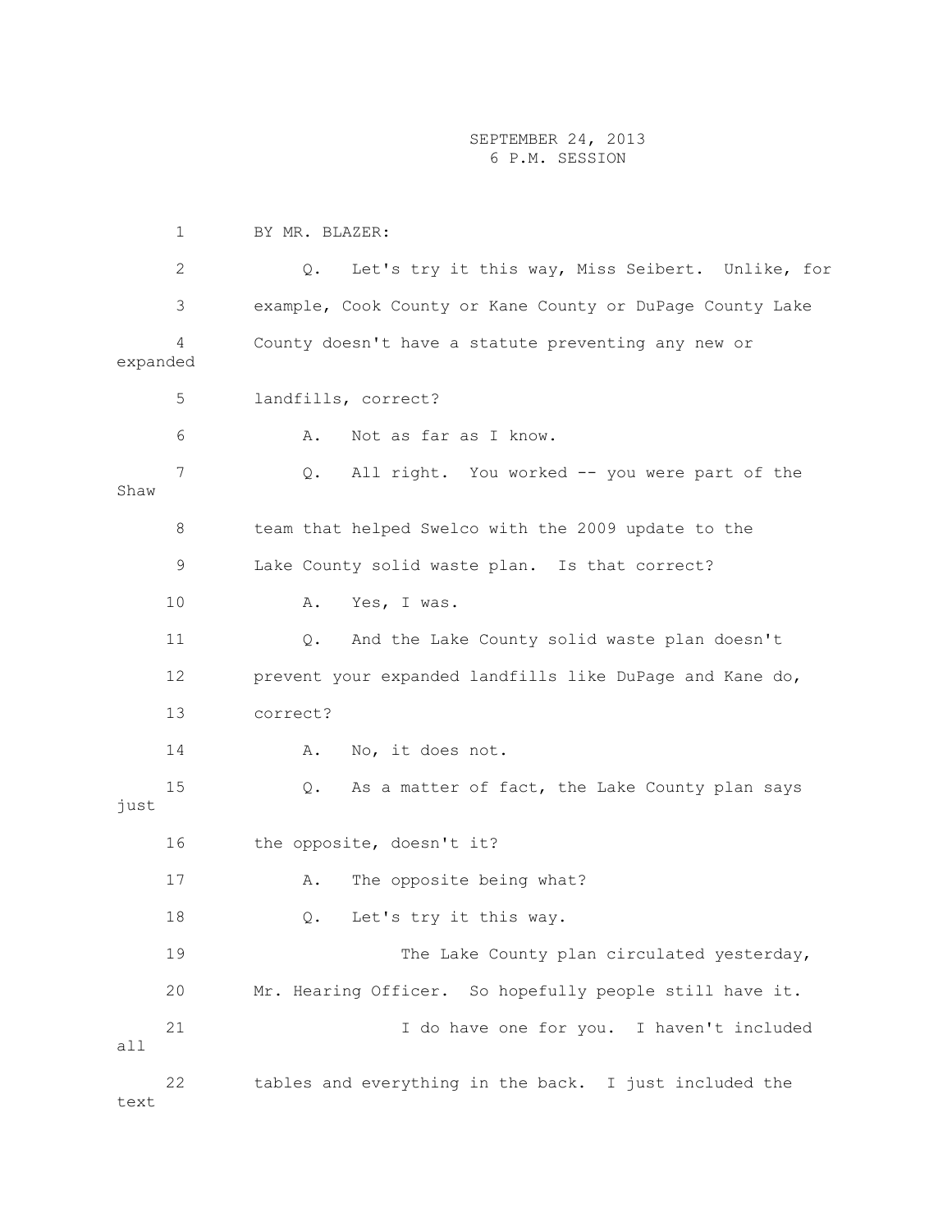SEPTEMBER 24, 2013
6 P.M. SESSION

1 BY MR. BLAZER:

2 Q. Let's try it this way, Miss Seibert. Unlike, for

3 example, Cook County or Kane County or DuPage County Lake

4 County doesn't have a statute preventing any new or expanded

5 landfills, correct?

6 A. Not as far as I know.

7 Q. All right. You worked -- you were part of the Shaw

8 team that helped Swelco with the 2009 update to the

9 Lake County solid waste plan. Is that correct?

10 A. Yes, I was.

11 Q. And the Lake County solid waste plan doesn't

12 prevent your expanded landfills like DuPage and Kane do,

13 correct?

14 A. No, it does not.

15 Q. As a matter of fact, the Lake County plan says just

16 the opposite, doesn't it?

17 A. The opposite being what?

18 Q. Let's try it this way.

19 The Lake County plan circulated yesterday,

20 Mr. Hearing Officer. So hopefully people still have it.

21 I do have one for you. I haven't included all

22 tables and everything in the back. I just included the text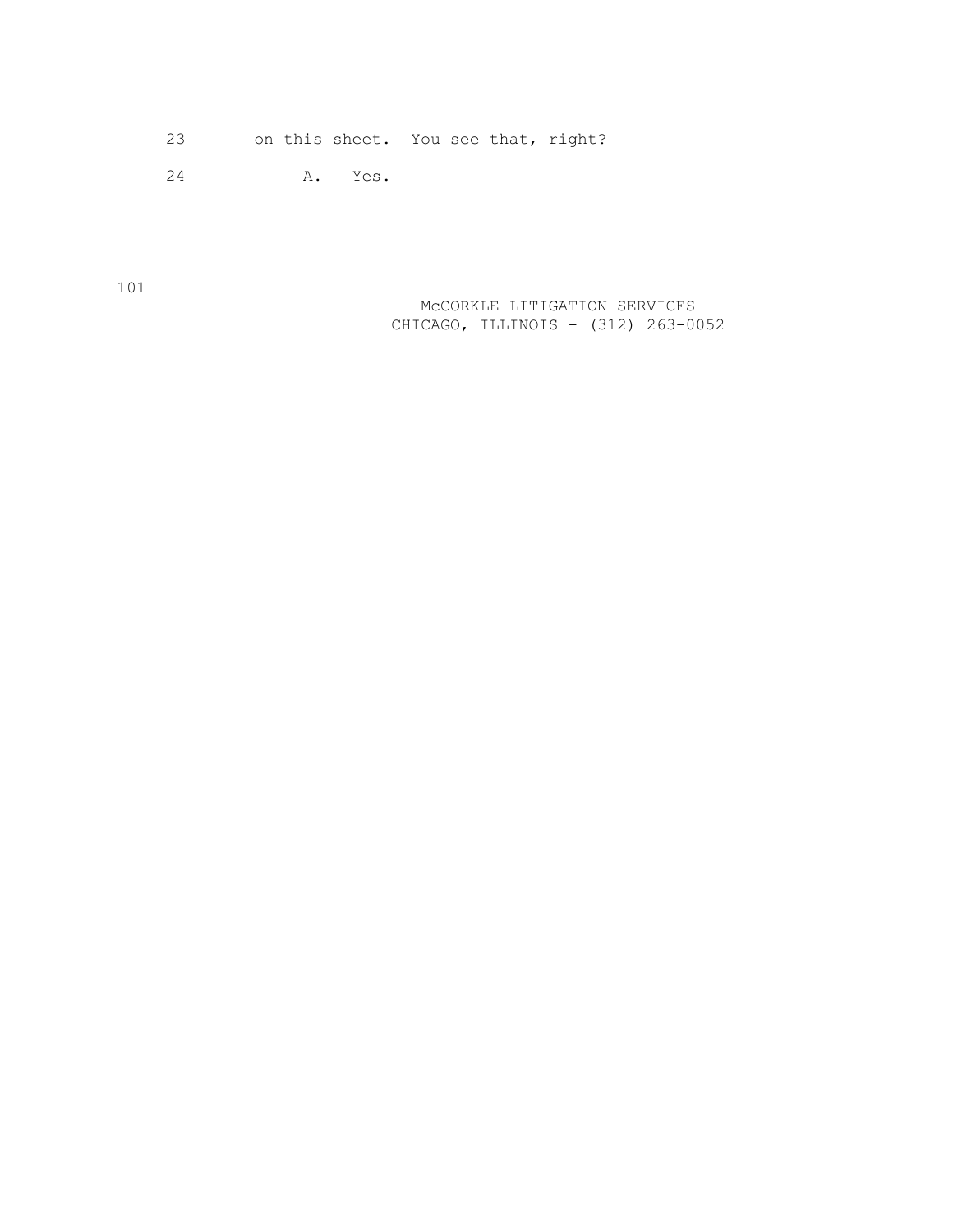23 on this sheet. You see that, right?

24 A. Yes.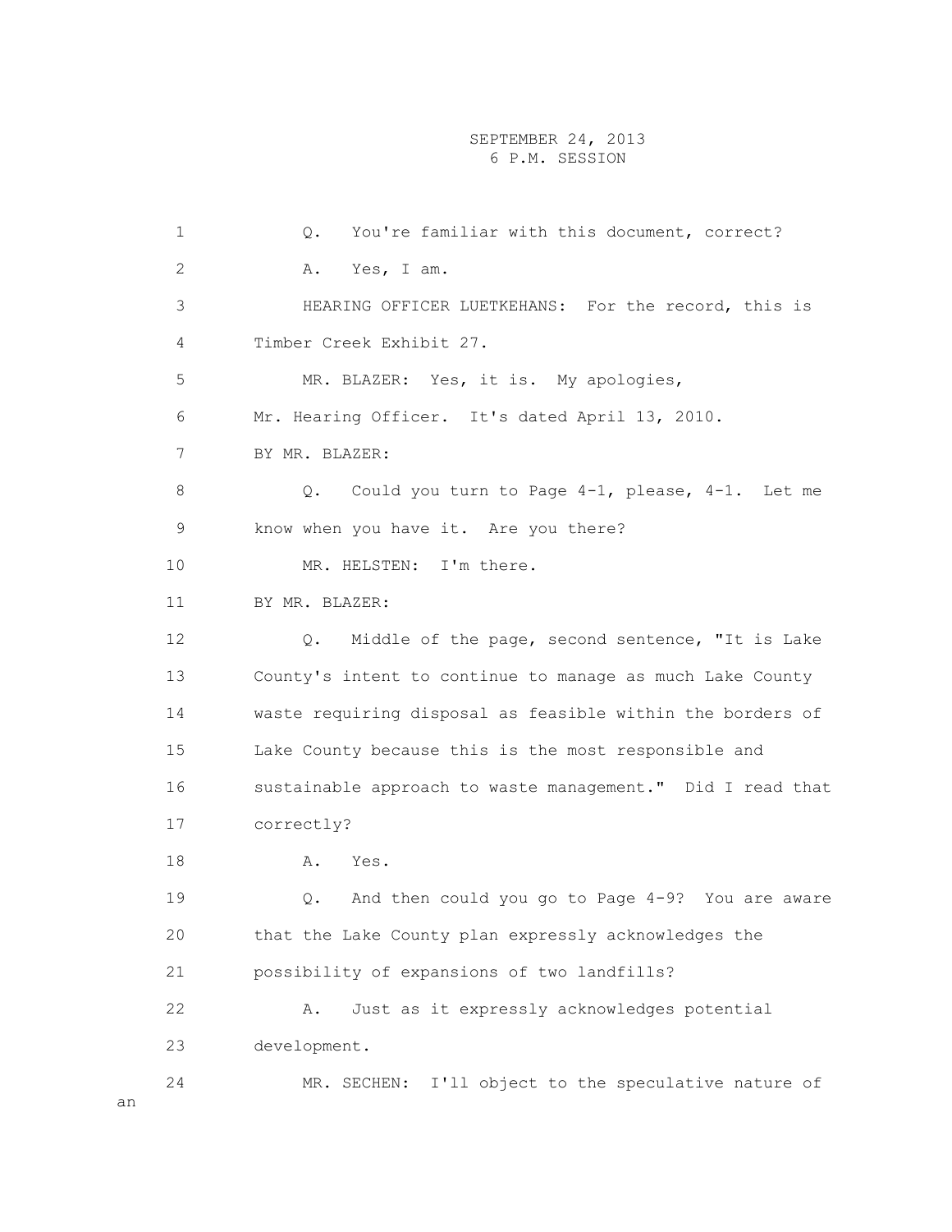SEPTEMBER 24, 2013
6 P.M. SESSION

1 Q. You're familiar with this document, correct?

2 A. Yes, I am.

3 HEARING OFFICER LUETKEHANS: For the record, this is

4 Timber Creek Exhibit 27.

5 MR. BLAZER: Yes, it is. My apologies,

6 Mr. Hearing Officer. It's dated April 13, 2010.

7 BY MR. BLAZER:

8 Q. Could you turn to Page 4-1, please, 4-1. Let me

9 know when you have it. Are you there?

10 MR. HELSTEN: I'm there.

11 BY MR. BLAZER:

12 Q. Middle of the page, second sentence, "It is Lake

13 County's intent to continue to manage as much Lake County

14 waste requiring disposal as feasible within the borders of

15 Lake County because this is the most responsible and

16 sustainable approach to waste management." Did I read that

17 correctly?

18 A. Yes.

19 Q. And then could you go to Page 4-9? You are aware

20 that the Lake County plan expressly acknowledges the

21 possibility of expansions of two landfills?

22 A. Just as it expressly acknowledges potential

23 development.

24 MR. SECHEN: I'll object to the speculative nature of

an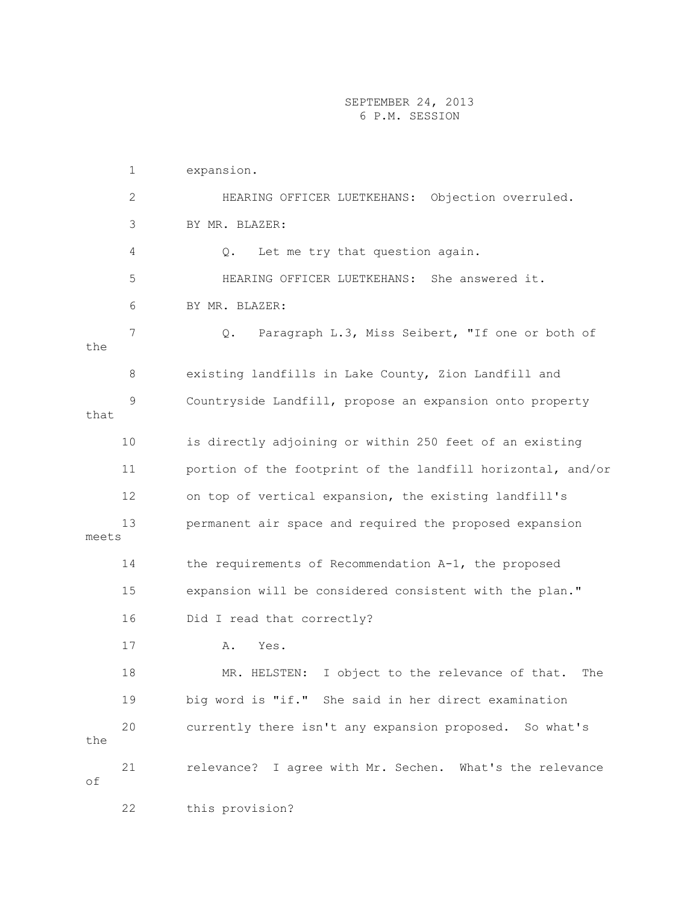SEPTEMBER 24, 2013
6 P.M. SESSION

1 expansion.

2 HEARING OFFICER LUETKEHANS: Objection overruled.

3 BY MR. BLAZER:

4 Q. Let me try that question again.

5 HEARING OFFICER LUETKEHANS: She answered it.

6 BY MR. BLAZER:

7 Q. Paragraph L.3, Miss Seibert, "If one or both of the

8 existing landfills in Lake County, Zion Landfill and

9 Countryside Landfill, propose an expansion onto property that

10 is directly adjoining or within 250 feet of an existing

11 portion of the footprint of the landfill horizontal, and/or

12 on top of vertical expansion, the existing landfill's

13 permanent air space and required the proposed expansion meets

14 the requirements of Recommendation A-1, the proposed

15 expansion will be considered consistent with the plan."

16 Did I read that correctly?

17 A. Yes.

18 MR. HELSTEN: I object to the relevance of that. The

19 big word is "if." She said in her direct examination

20 currently there isn't any expansion proposed. So what's the

21 relevance? I agree with Mr. Sechen. What's the relevance of

22 this provision?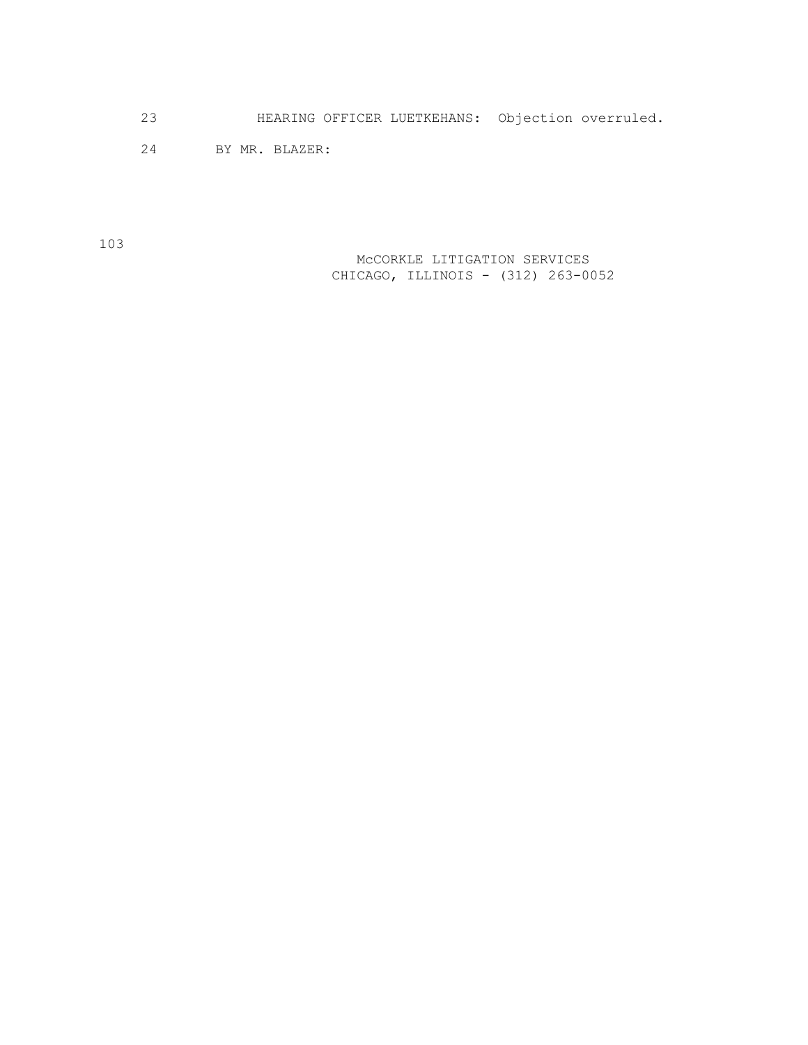23 HEARING OFFICER LUETKEHANS: Objection overruled.

24 BY MR. BLAZER: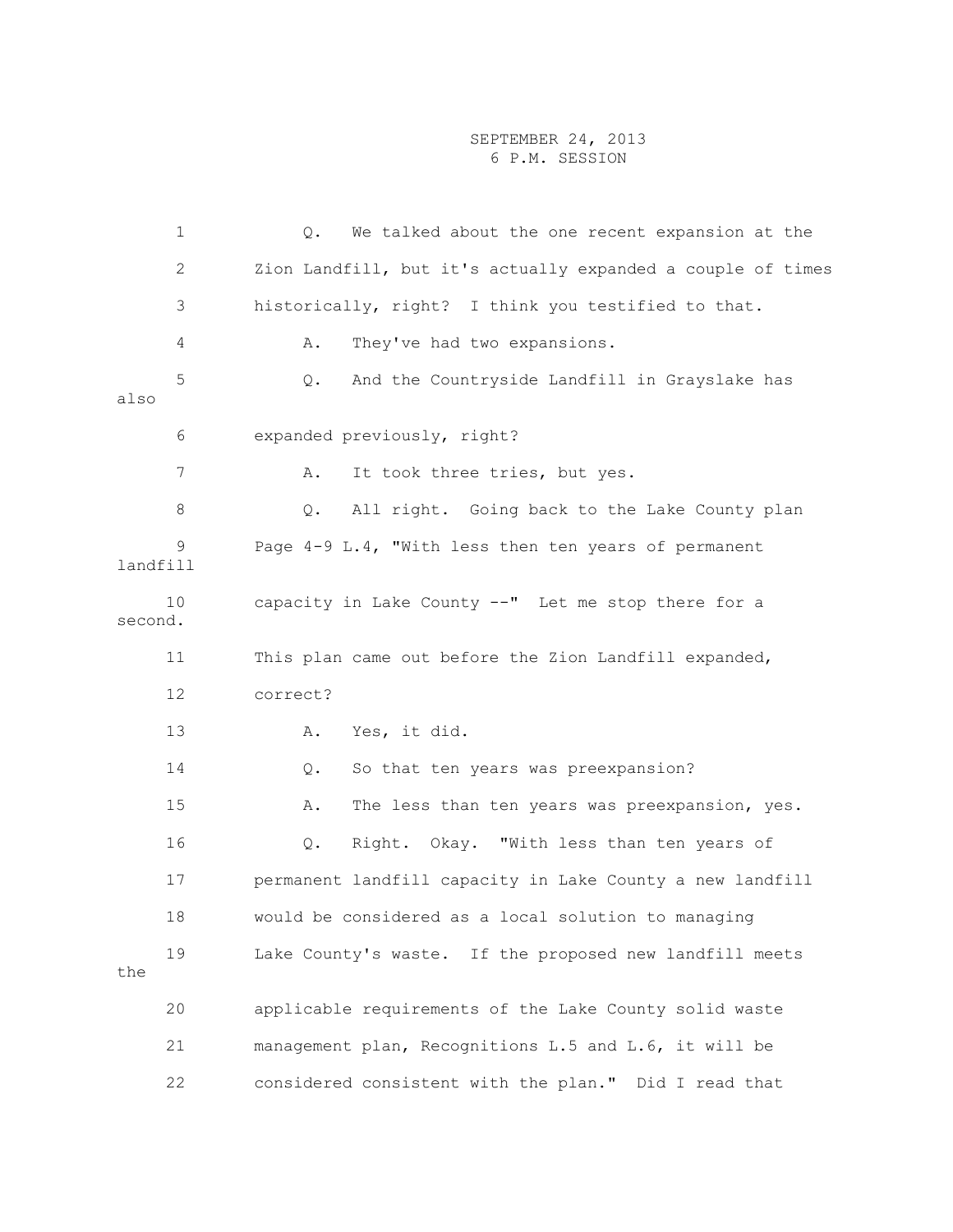SEPTEMBER 24, 2013
6 P.M. SESSION

1 Q. We talked about the one recent expansion at the
2 Zion Landfill, but it's actually expanded a couple of times
3 historically, right? I think you testified to that.
4 A. They've had two expansions.
5 Q. And the Countryside Landfill in Grayslake has also
6 expanded previously, right?
7 A. It took three tries, but yes.
8 Q. All right. Going back to the Lake County plan
9 Page 4-9 L.4, "With less then ten years of permanent landfill
10 capacity in Lake County --" Let me stop there for a second.
11 This plan came out before the Zion Landfill expanded,
12 correct?
13 A. Yes, it did.
14 Q. So that ten years was preexpansion?
15 A. The less than ten years was preexpansion, yes.
16 Q. Right. Okay. "With less than ten years of
17 permanent landfill capacity in Lake County a new landfill
18 would be considered as a local solution to managing
19 Lake County's waste. If the proposed new landfill meets the
20 applicable requirements of the Lake County solid waste
21 management plan, Recognitions L.5 and L.6, it will be
22 considered consistent with the plan." Did I read that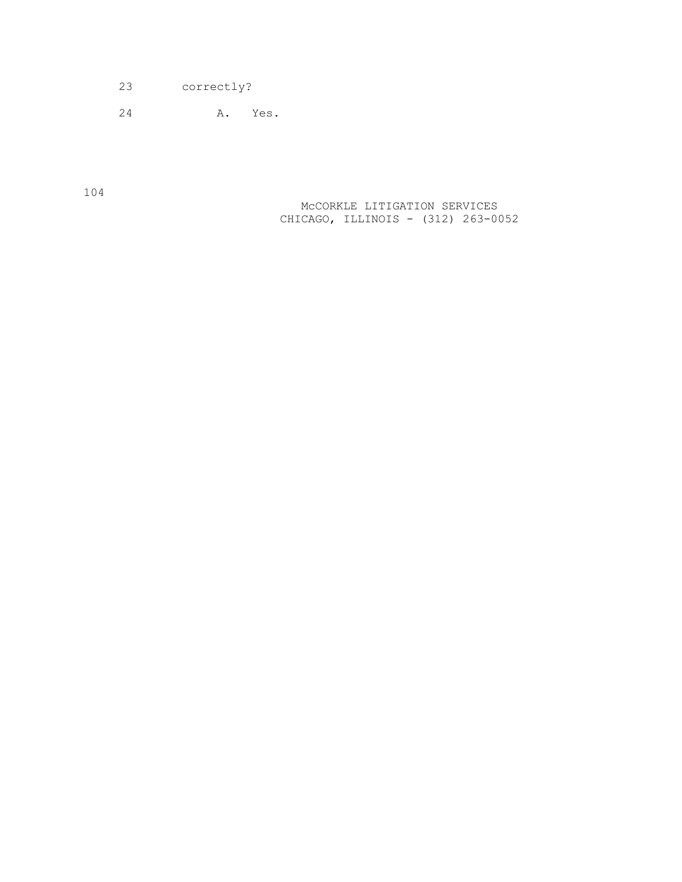23 correctly?

24 A. Yes.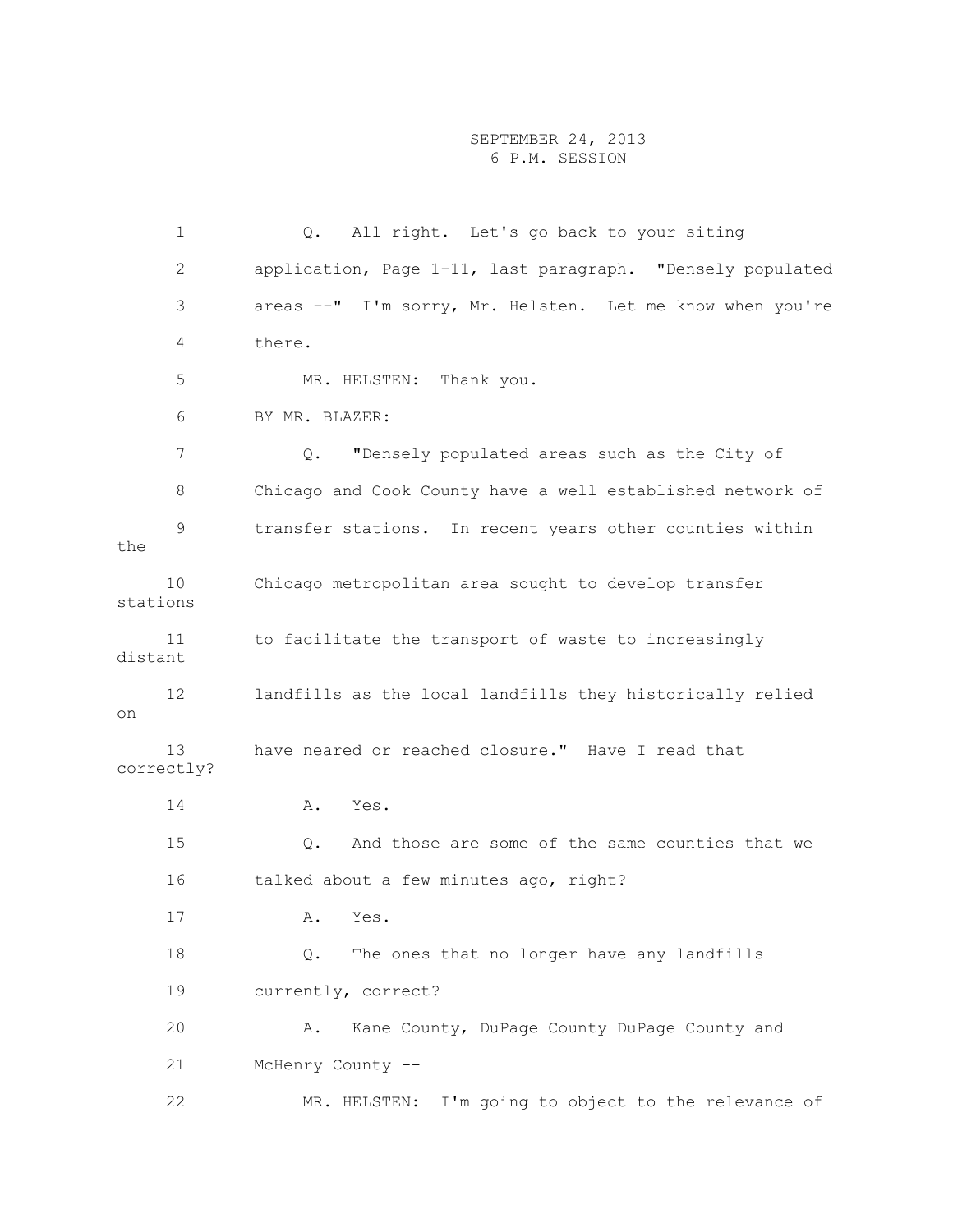SEPTEMBER 24, 2013
6 P.M. SESSION

1 Q. All right. Let's go back to your siting

2 application, Page 1-11, last paragraph. "Densely populated

3 areas --" I'm sorry, Mr. Helsten. Let me know when you're

4 there.

5 MR. HELSTEN: Thank you.

6 BY MR. BLAZER:

7 Q. "Densely populated areas such as the City of

8 Chicago and Cook County have a well established network of

9 transfer stations. In recent years other counties within the

10 Chicago metropolitan area sought to develop transfer stations

11 to facilitate the transport of waste to increasingly distant

12 landfills as the local landfills they historically relied on

13 have neared or reached closure." Have I read that correctly?

14 A. Yes.

15 Q. And those are some of the same counties that we

16 talked about a few minutes ago, right?

17 A. Yes.

18 Q. The ones that no longer have any landfills

19 currently, correct?

20 A. Kane County, DuPage County DuPage County and

21 McHenry County --

22 MR. HELSTEN: I'm going to object to the relevance of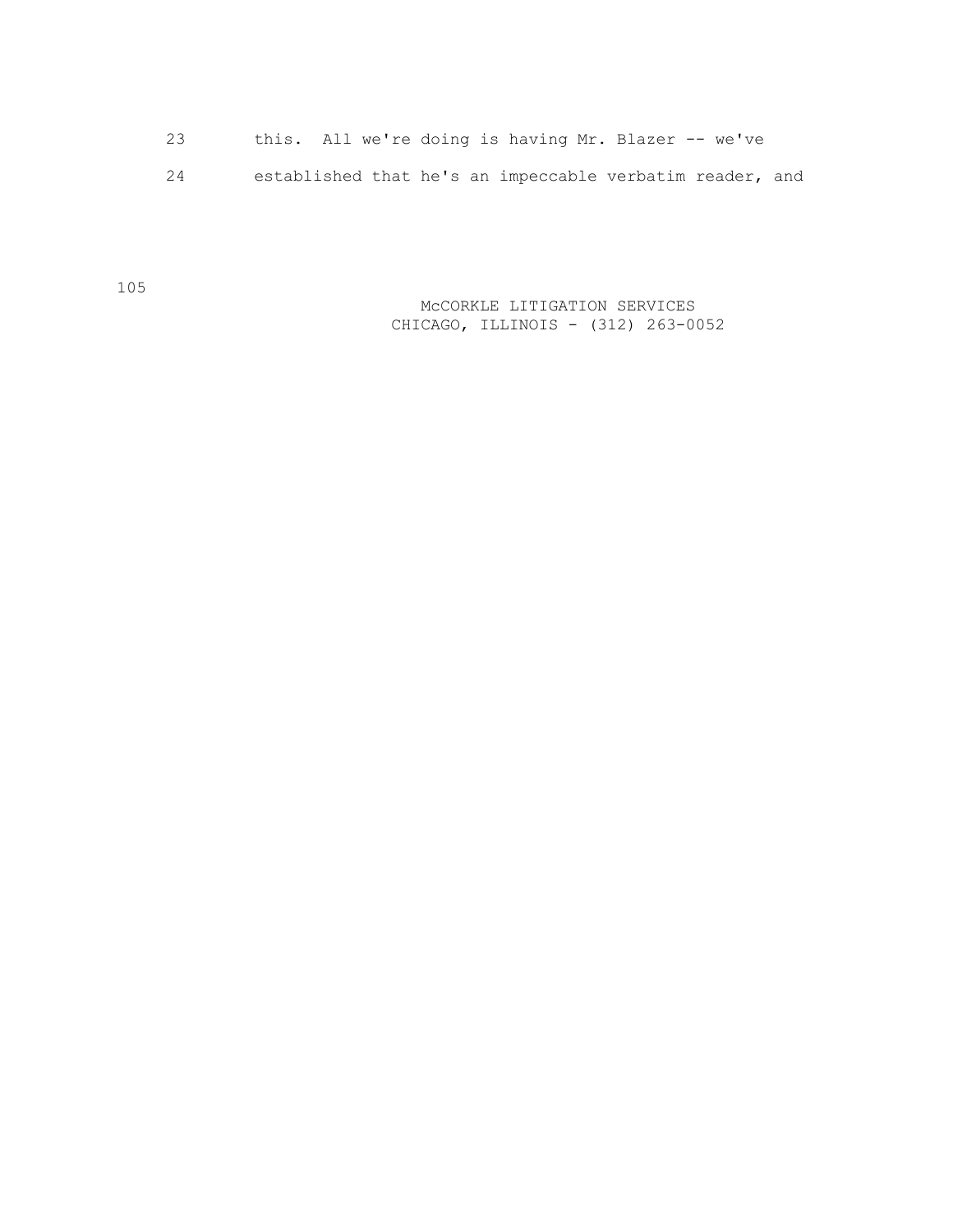23 this. All we're doing is having Mr. Blazer -- we've

24 established that he's an impeccable verbatim reader, and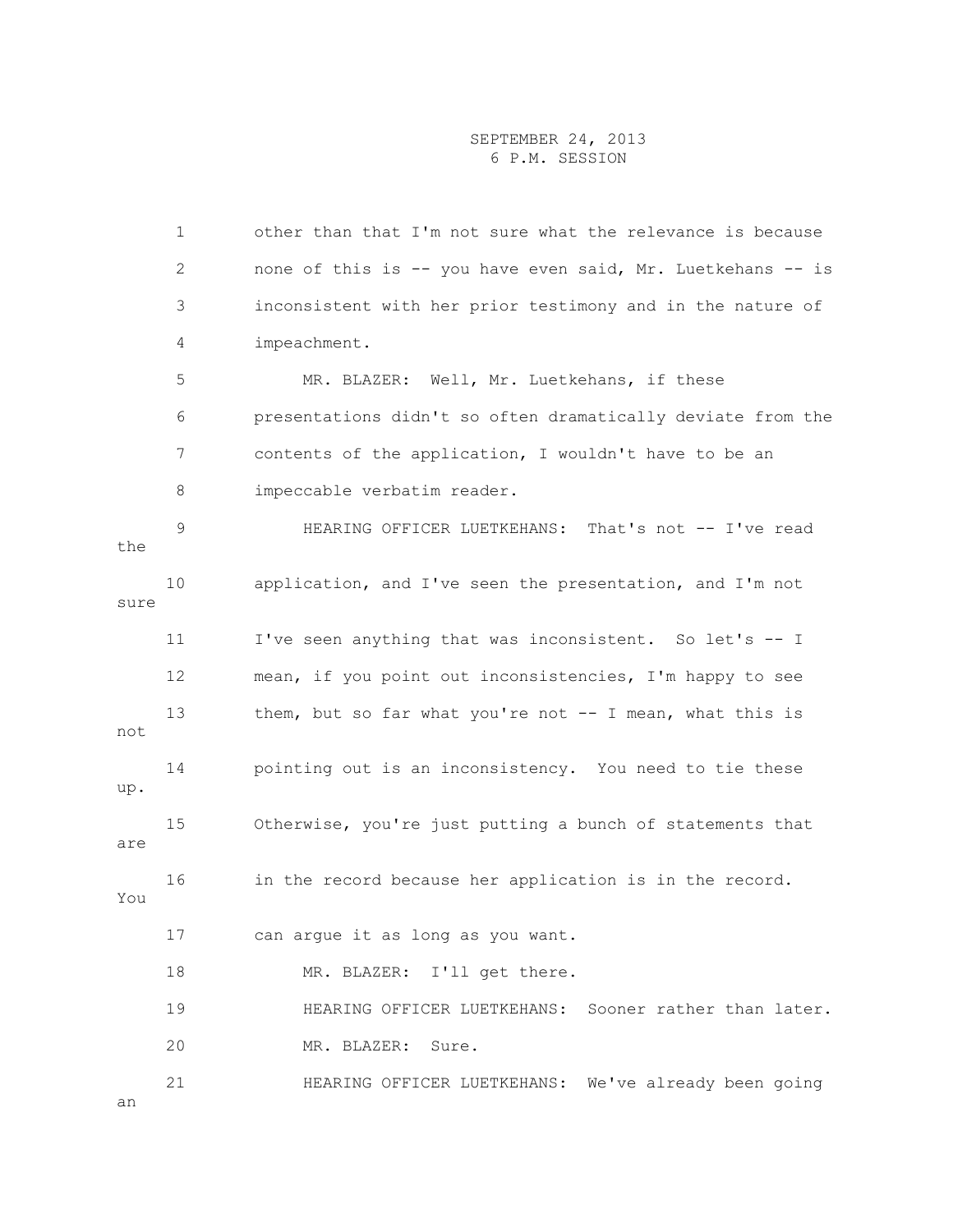SEPTEMBER 24, 2013
6 P.M. SESSION

1 other than that I'm not sure what the relevance is because
2 none of this is -- you have even said, Mr. Luetkehans -- is
3 inconsistent with her prior testimony and in the nature of
4 impeachment.

5 MR. BLAZER: Well, Mr. Luetkehans, if these
6 presentations didn't so often dramatically deviate from the
7 contents of the application, I wouldn't have to be an
8 impeccable verbatim reader.

9 HEARING OFFICER LUETKEHANS: That's not -- I've read the
10 application, and I've seen the presentation, and I'm not sure
11 I've seen anything that was inconsistent. So let's -- I
12 mean, if you point out inconsistencies, I'm happy to see
13 them, but so far what you're not -- I mean, what this is not
14 pointing out is an inconsistency. You need to tie these up.
15 Otherwise, you're just putting a bunch of statements that are
16 in the record because her application is in the record. You
17 can argue it as long as you want.

18 MR. BLAZER: I'll get there.

19 HEARING OFFICER LUETKEHANS: Sooner rather than later.

20 MR. BLAZER: Sure.

21 HEARING OFFICER LUETKEHANS: We've already been going an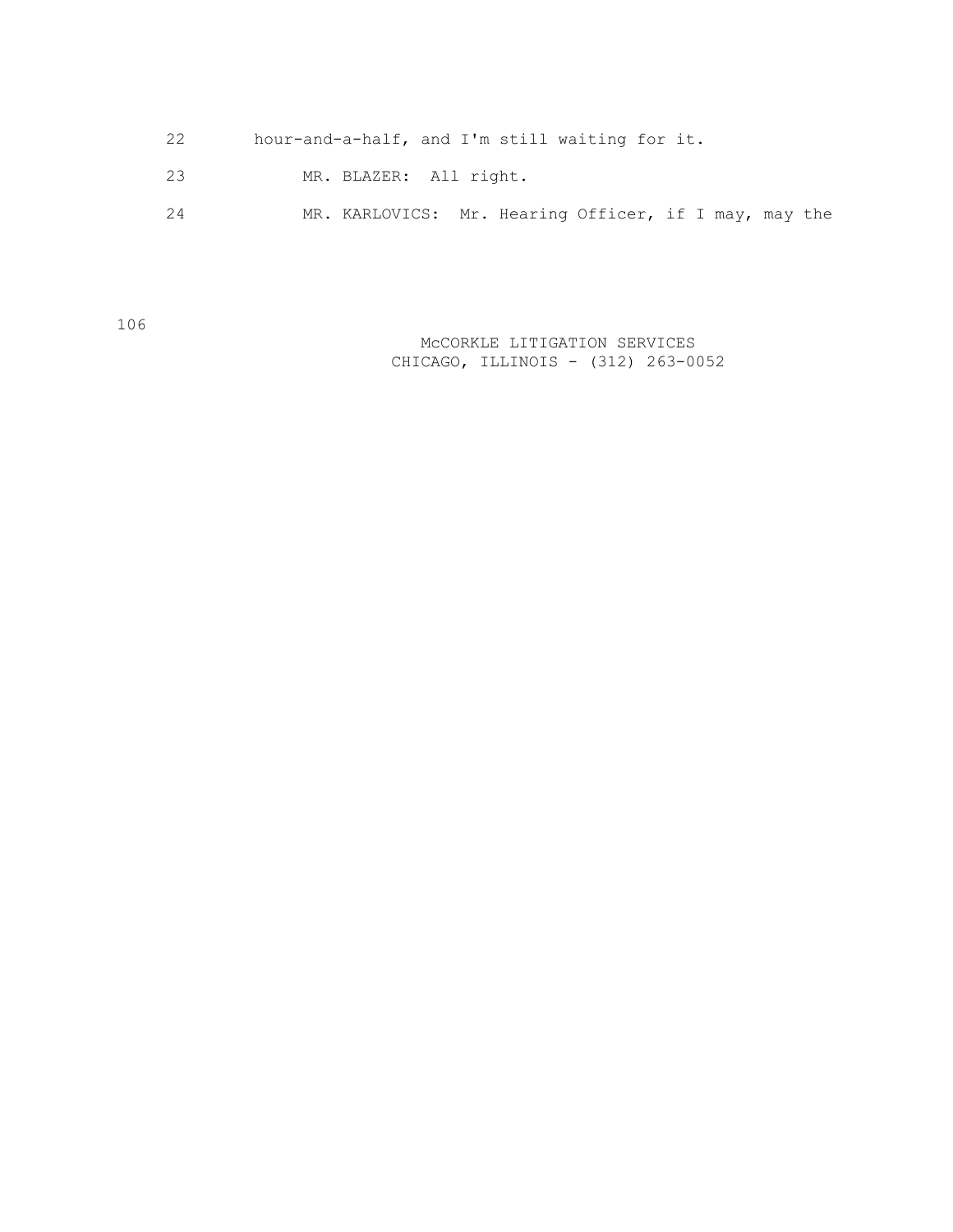22 hour-and-a-half, and I'm still waiting for it.

23 MR. BLAZER: All right.

24 MR. KARLOVICS: Mr. Hearing Officer, if I may, may the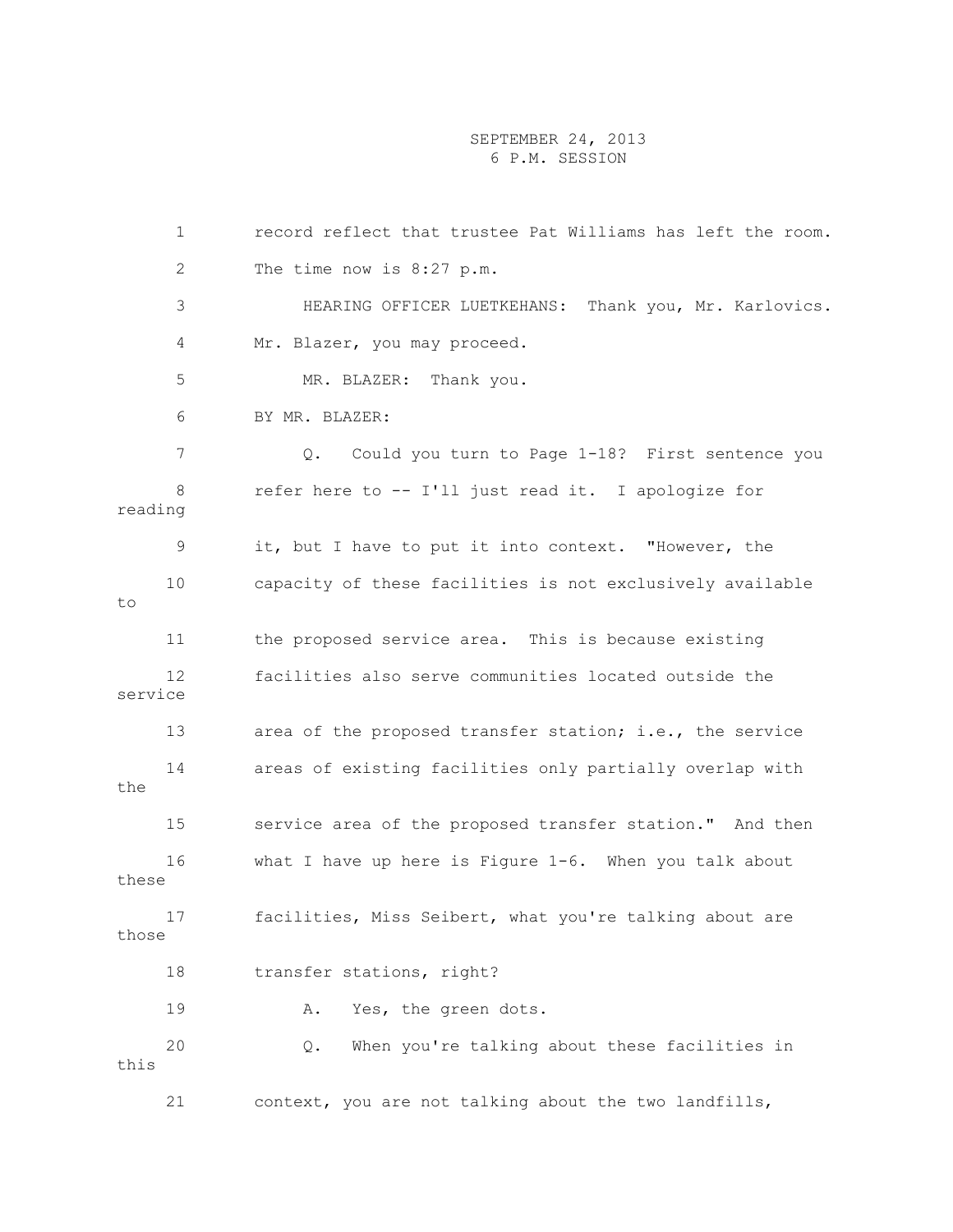SEPTEMBER 24, 2013
6 P.M. SESSION

1 record reflect that trustee Pat Williams has left the room.

2 The time now is 8:27 p.m.

3 HEARING OFFICER LUETKEHANS: Thank you, Mr. Karlovics.

4 Mr. Blazer, you may proceed.

5 MR. BLAZER: Thank you.

6 BY MR. BLAZER:

7 Q. Could you turn to Page 1-18? First sentence you

8 refer here to -- I'll just read it. I apologize for reading

9 it, but I have to put it into context. "However, the

10 capacity of these facilities is not exclusively available to

11 the proposed service area. This is because existing

12 facilities also serve communities located outside the service

13 area of the proposed transfer station; i.e., the service

14 areas of existing facilities only partially overlap with the

15 service area of the proposed transfer station." And then

16 what I have up here is Figure 1-6. When you talk about these

17 facilities, Miss Seibert, what you're talking about are those

18 transfer stations, right?

19 A. Yes, the green dots.

20 Q. When you're talking about these facilities in this

21 context, you are not talking about the two landfills,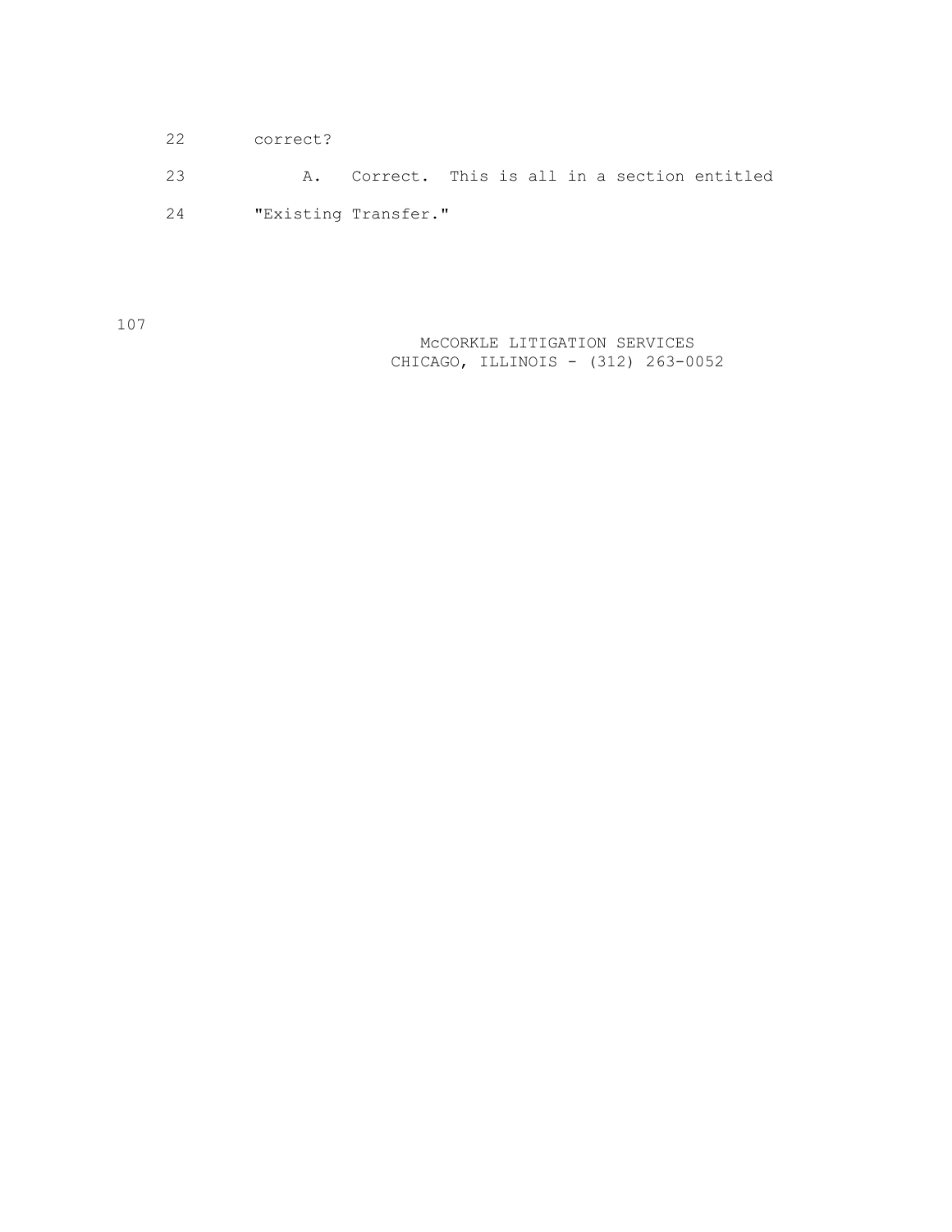22 correct?

23 A. Correct. This is all in a section entitled

24 "Existing Transfer."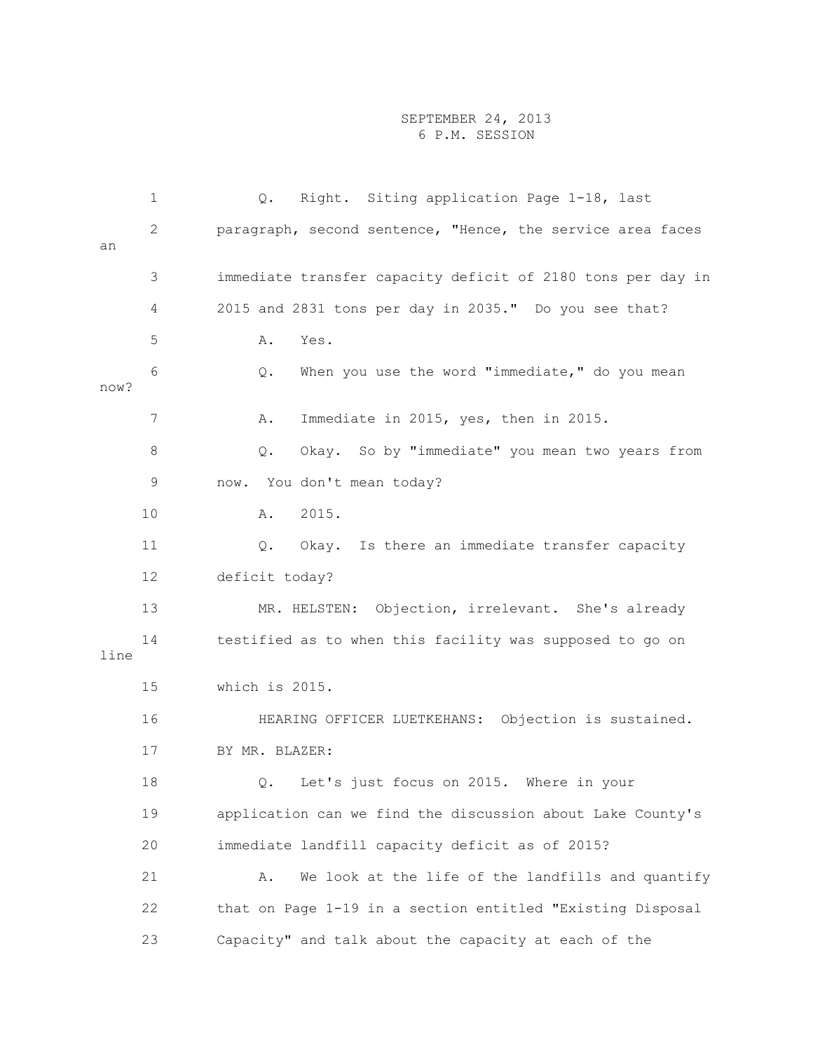SEPTEMBER 24, 2013
6 P.M. SESSION

1 Q. Right. Siting application Page 1-18, last
2 paragraph, second sentence, "Hence, the service area faces an
3 immediate transfer capacity deficit of 2180 tons per day in
4 2015 and 2831 tons per day in 2035." Do you see that?
5 A. Yes.
6 Q. When you use the word "immediate," do you mean now?
7 A. Immediate in 2015, yes, then in 2015.
8 Q. Okay. So by "immediate" you mean two years from
9 now. You don't mean today?
10 A. 2015.
11 Q. Okay. Is there an immediate transfer capacity
12 deficit today?
13 MR. HELSTEN: Objection, irrelevant. She's already
14 testified as to when this facility was supposed to go on line
15 which is 2015.
16 HEARING OFFICER LUETKEHANS: Objection is sustained.
17 BY MR. BLAZER:
18 Q. Let's just focus on 2015. Where in your
19 application can we find the discussion about Lake County's
20 immediate landfill capacity deficit as of 2015?
21 A. We look at the life of the landfills and quantify
22 that on Page 1-19 in a section entitled "Existing Disposal
23 Capacity" and talk about the capacity at each of the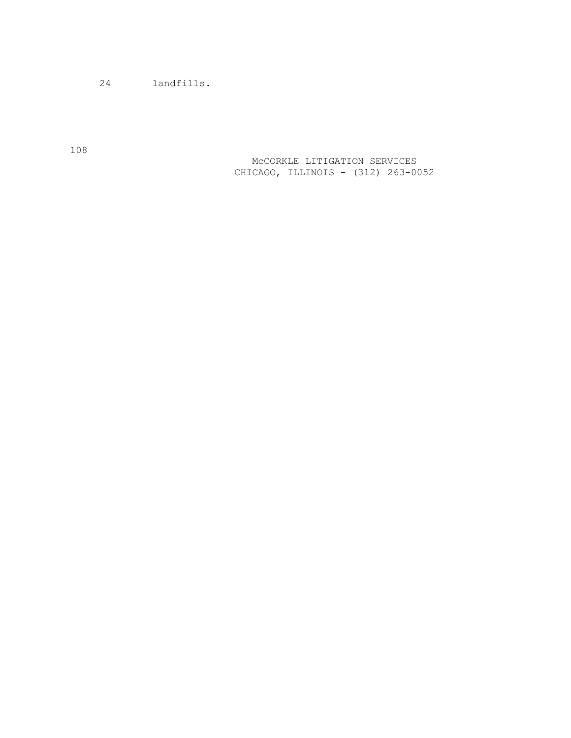24 landfills.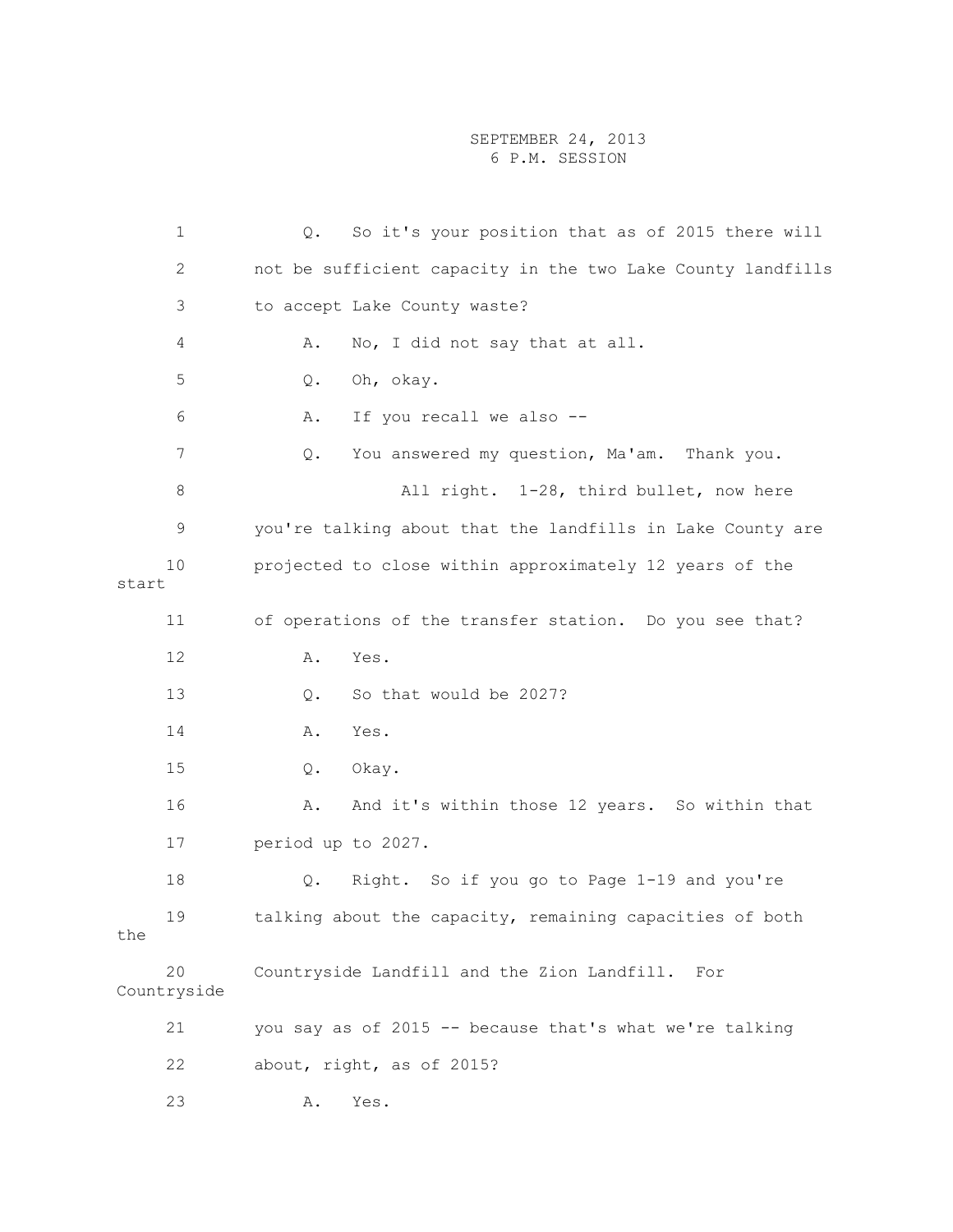SEPTEMBER 24, 2013
6 P.M. SESSION

1 Q. So it's your position that as of 2015 there will
2 not be sufficient capacity in the two Lake County landfills
3 to accept Lake County waste?
4 A. No, I did not say that at all.
5 Q. Oh, okay.
6 A. If you recall we also --
7 Q. You answered my question, Ma'am. Thank you.
8 All right. 1-28, third bullet, now here
9 you're talking about that the landfills in Lake County are
10 projected to close within approximately 12 years of the start
11 of operations of the transfer station. Do you see that?
12 A. Yes.
13 Q. So that would be 2027?
14 A. Yes.
15 Q. Okay.
16 A. And it's within those 12 years. So within that
17 period up to 2027.
18 Q. Right. So if you go to Page 1-19 and you're
19 talking about the capacity, remaining capacities of both the
20 Countryside Landfill and the Zion Landfill. For Countryside
21 you say as of 2015 -- because that's what we're talking
22 about, right, as of 2015?
23 A. Yes.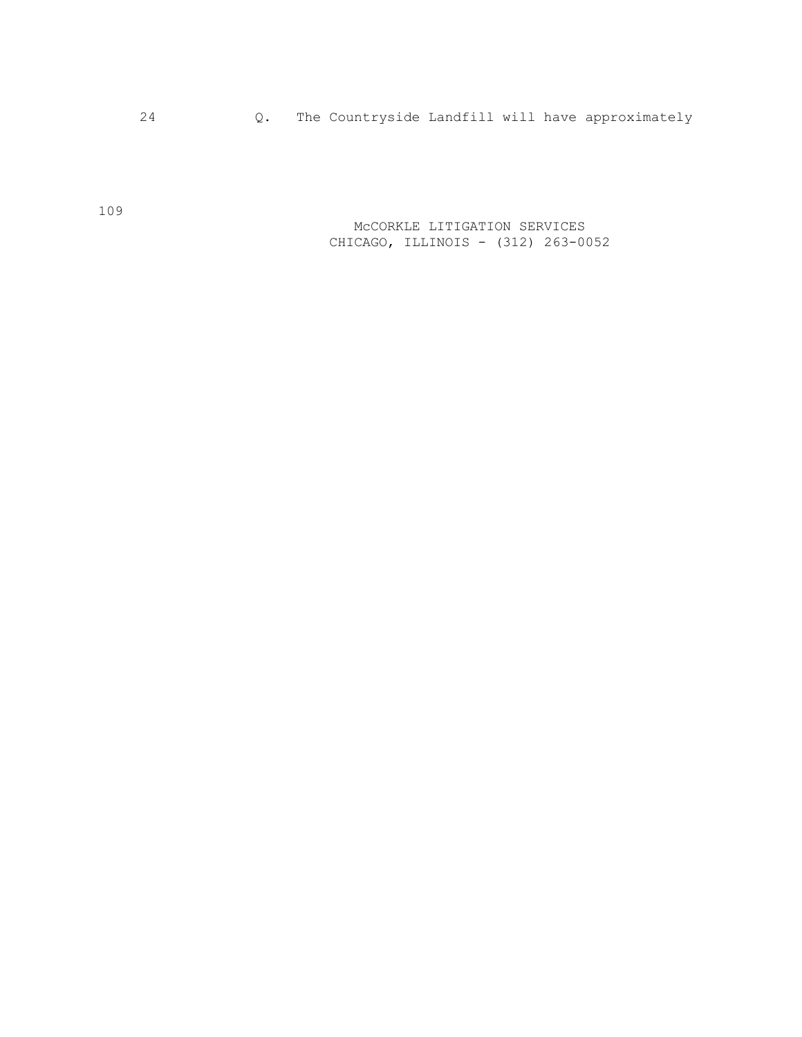24 Q. The Countryside Landfill will have approximately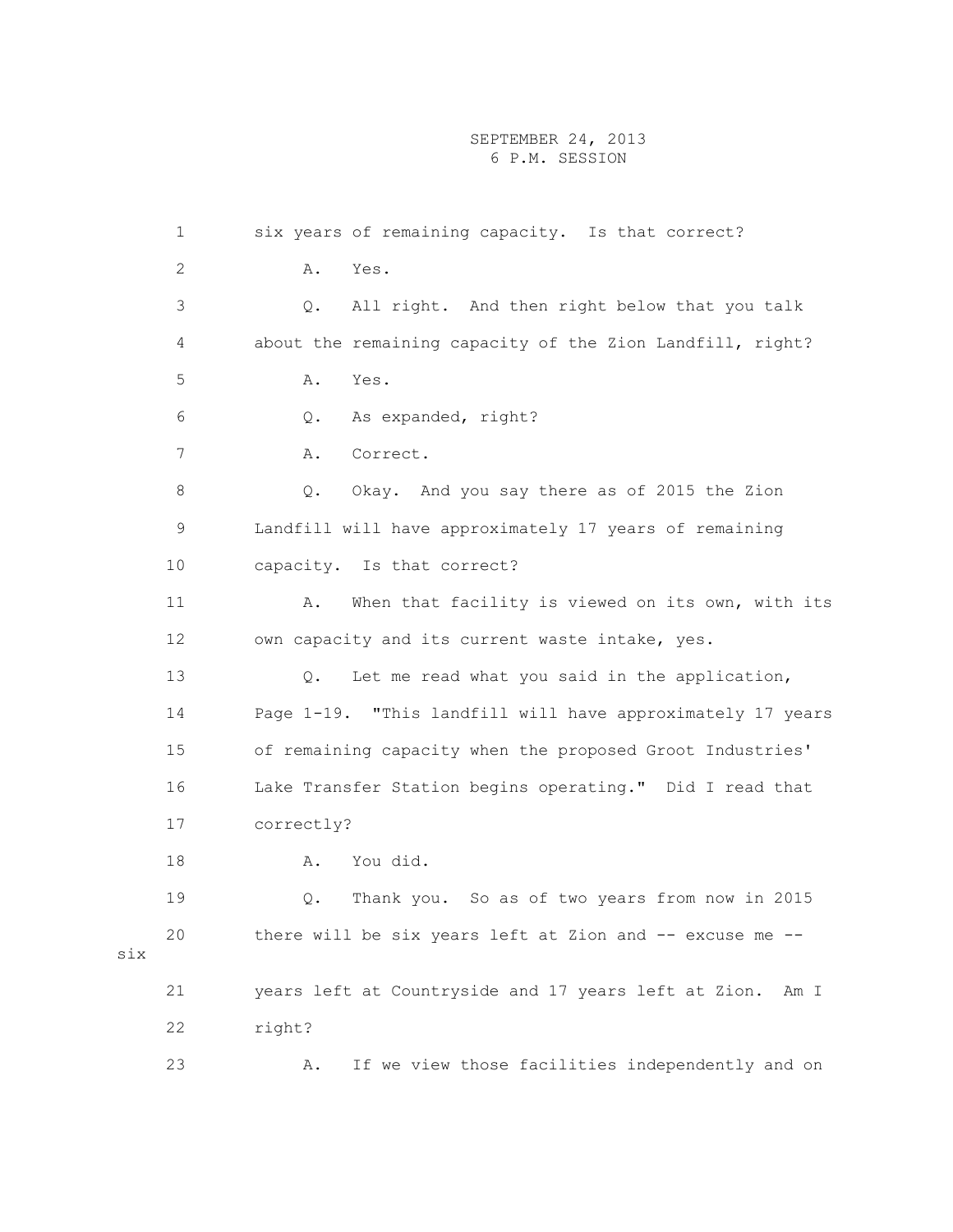SEPTEMBER 24, 2013
6 P.M. SESSION

1 six years of remaining capacity. Is that correct?

2 A. Yes.

3 Q. All right. And then right below that you talk

4 about the remaining capacity of the Zion Landfill, right?

5 A. Yes.

6 Q. As expanded, right?

7 A. Correct.

8 Q. Okay. And you say there as of 2015 the Zion

9 Landfill will have approximately 17 years of remaining

10 capacity. Is that correct?

11 A. When that facility is viewed on its own, with its

12 own capacity and its current waste intake, yes.

13 Q. Let me read what you said in the application,

14 Page 1-19. "This landfill will have approximately 17 years

15 of remaining capacity when the proposed Groot Industries'

16 Lake Transfer Station begins operating." Did I read that

17 correctly?

18 A. You did.

19 Q. Thank you. So as of two years from now in 2015

20 there will be six years left at Zion and -- excuse me -- six

21 years left at Countryside and 17 years left at Zion. Am I

22 right?

23 A. If we view those facilities independently and on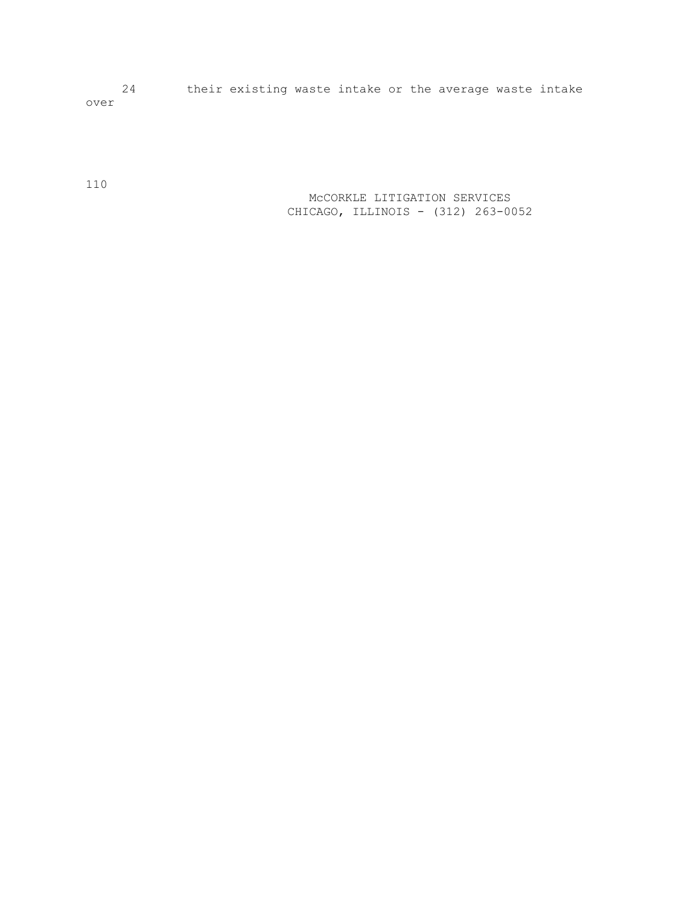24 their existing waste intake or the average waste intake over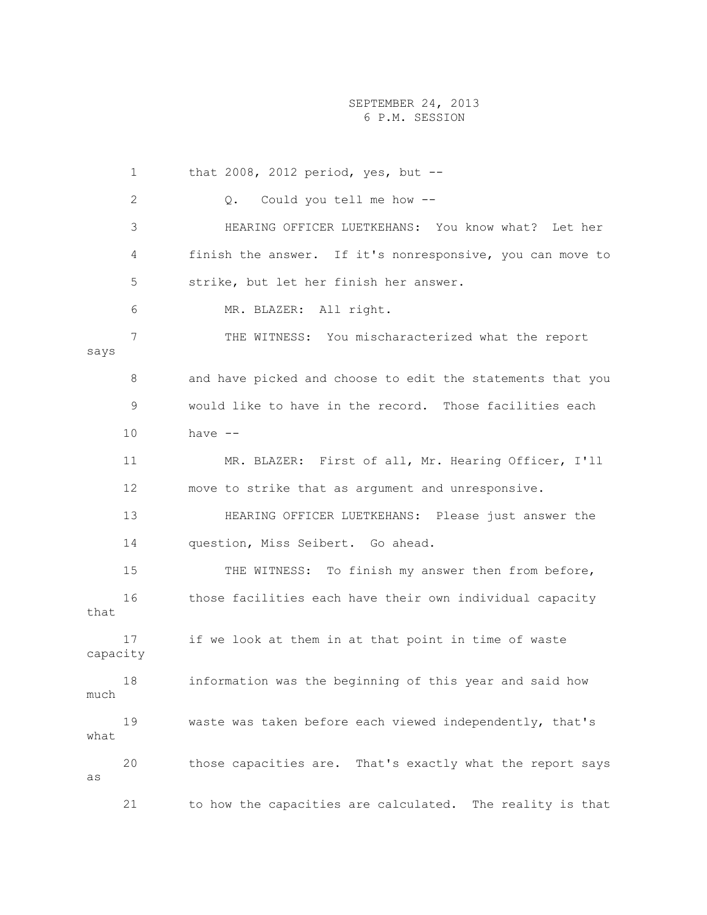SEPTEMBER 24, 2013
6 P.M. SESSION

1 that 2008, 2012 period, yes, but --

2 Q. Could you tell me how --

3 HEARING OFFICER LUETKEHANS: You know what? Let her

4 finish the answer. If it's nonresponsive, you can move to

5 strike, but let her finish her answer.

6 MR. BLAZER: All right.

7 THE WITNESS: You mischaracterized what the report says

8 and have picked and choose to edit the statements that you

9 would like to have in the record. Those facilities each

10 have --

11 MR. BLAZER: First of all, Mr. Hearing Officer, I'll

12 move to strike that as argument and unresponsive.

13 HEARING OFFICER LUETKEHANS: Please just answer the

14 question, Miss Seibert. Go ahead.

15 THE WITNESS: To finish my answer then from before,

16 those facilities each have their own individual capacity that

17 if we look at them in at that point in time of waste capacity

18 information was the beginning of this year and said how much

19 waste was taken before each viewed independently, that's what

20 those capacities are. That's exactly what the report says as

21 to how the capacities are calculated. The reality is that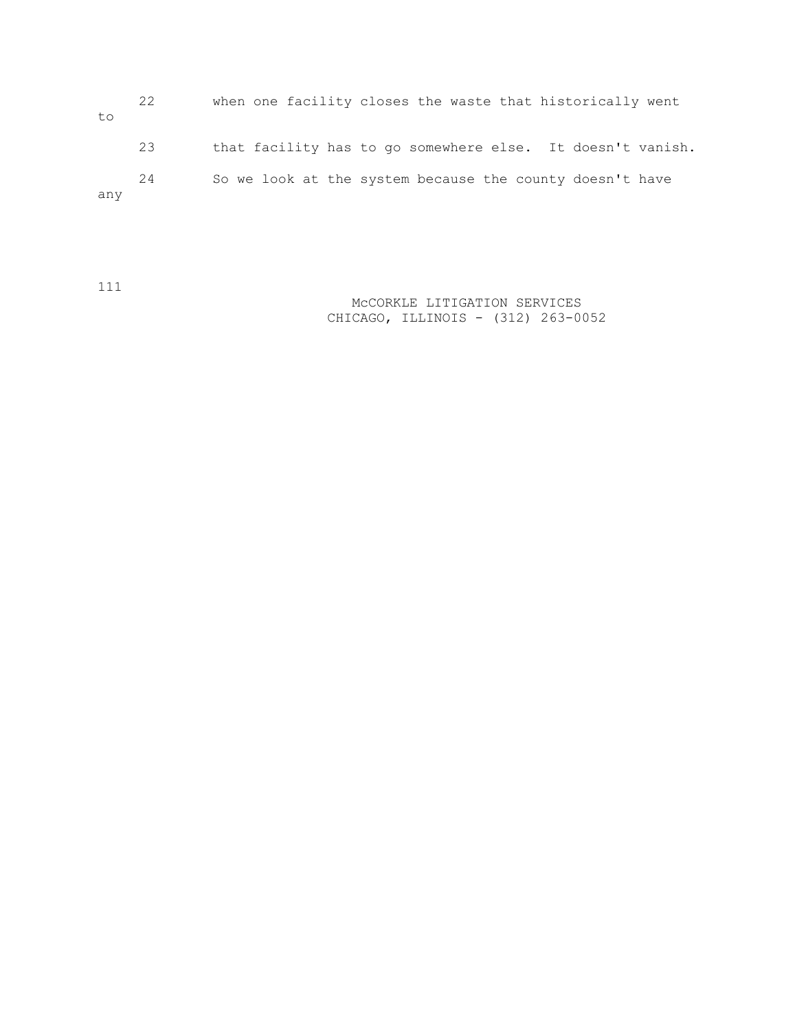22 when one facility closes the waste that historically went to

23 that facility has to go somewhere else. It doesn't vanish.

24 So we look at the system because the county doesn't have any

McCORKLE LITIGATION SERVICES
CHICAGO, ILLINOIS - (312) 263-0052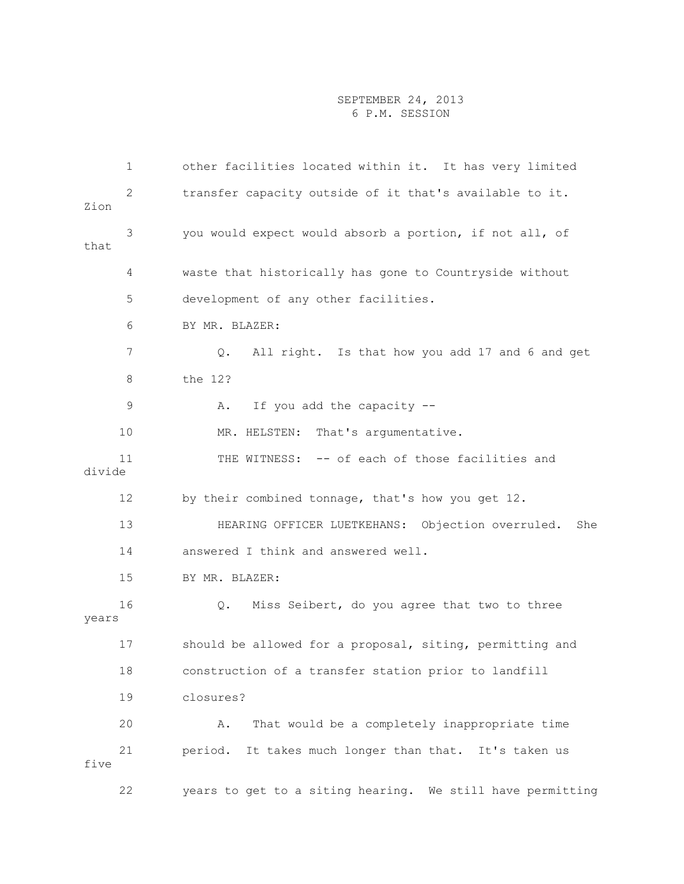SEPTEMBER 24, 2013
6 P.M. SESSION

1 other facilities located within it. It has very limited
2 transfer capacity outside of it that's available to it. Zion
3 you would expect would absorb a portion, if not all, of that
4 waste that historically has gone to Countryside without
5 development of any other facilities.
6 BY MR. BLAZER:
7 Q. All right. Is that how you add 17 and 6 and get
8 the 12?
9 A. If you add the capacity --
10 MR. HELSTEN: That's argumentative.
11 THE WITNESS: -- of each of those facilities and divide
12 by their combined tonnage, that's how you get 12.
13 HEARING OFFICER LUETKEHANS: Objection overruled. She
14 answered I think and answered well.
15 BY MR. BLAZER:
16 Q. Miss Seibert, do you agree that two to three years
17 should be allowed for a proposal, siting, permitting and
18 construction of a transfer station prior to landfill
19 closures?
20 A. That would be a completely inappropriate time
21 period. It takes much longer than that. It's taken us five
22 years to get to a siting hearing. We still have permitting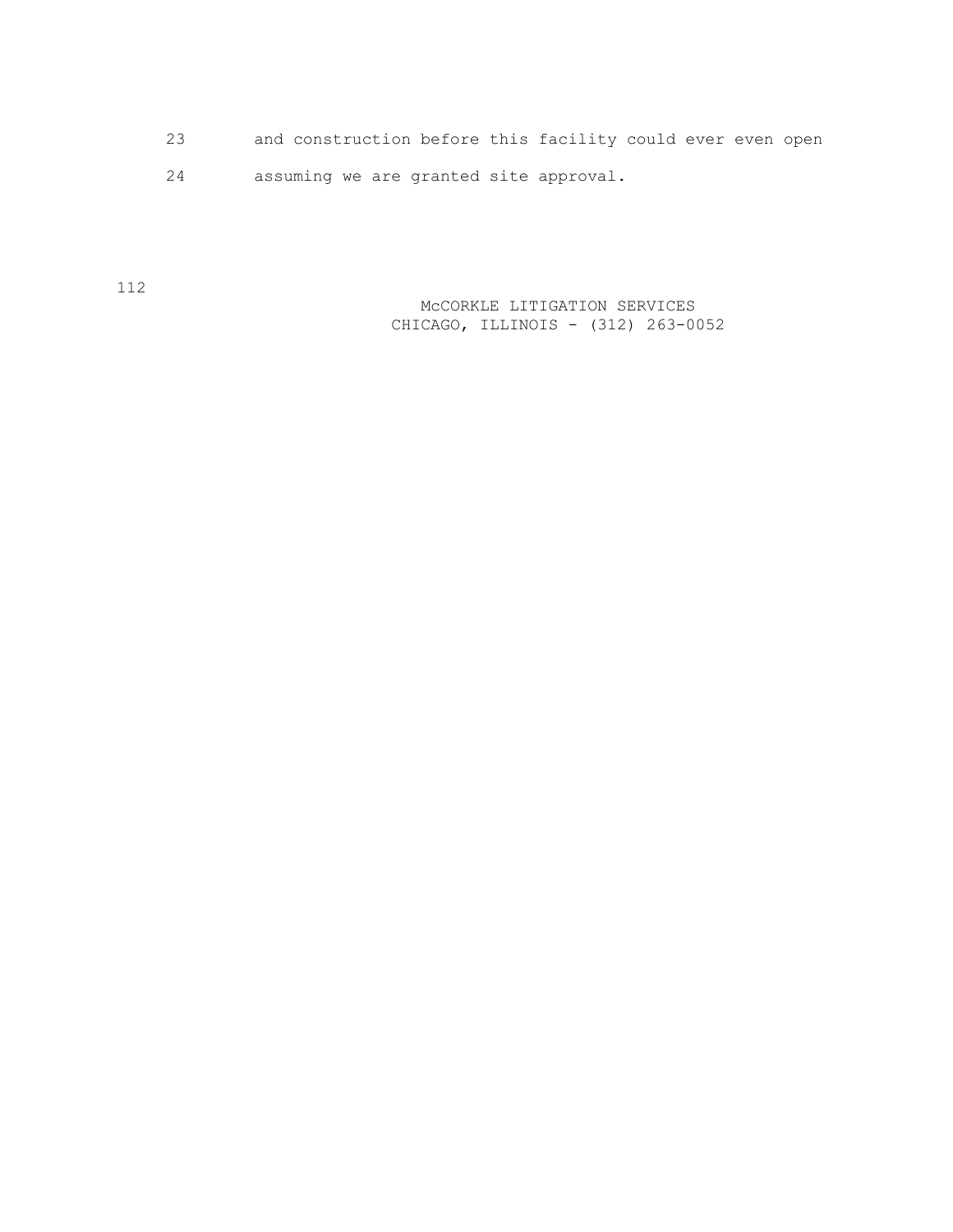23 and construction before this facility could ever even open

24 assuming we are granted site approval.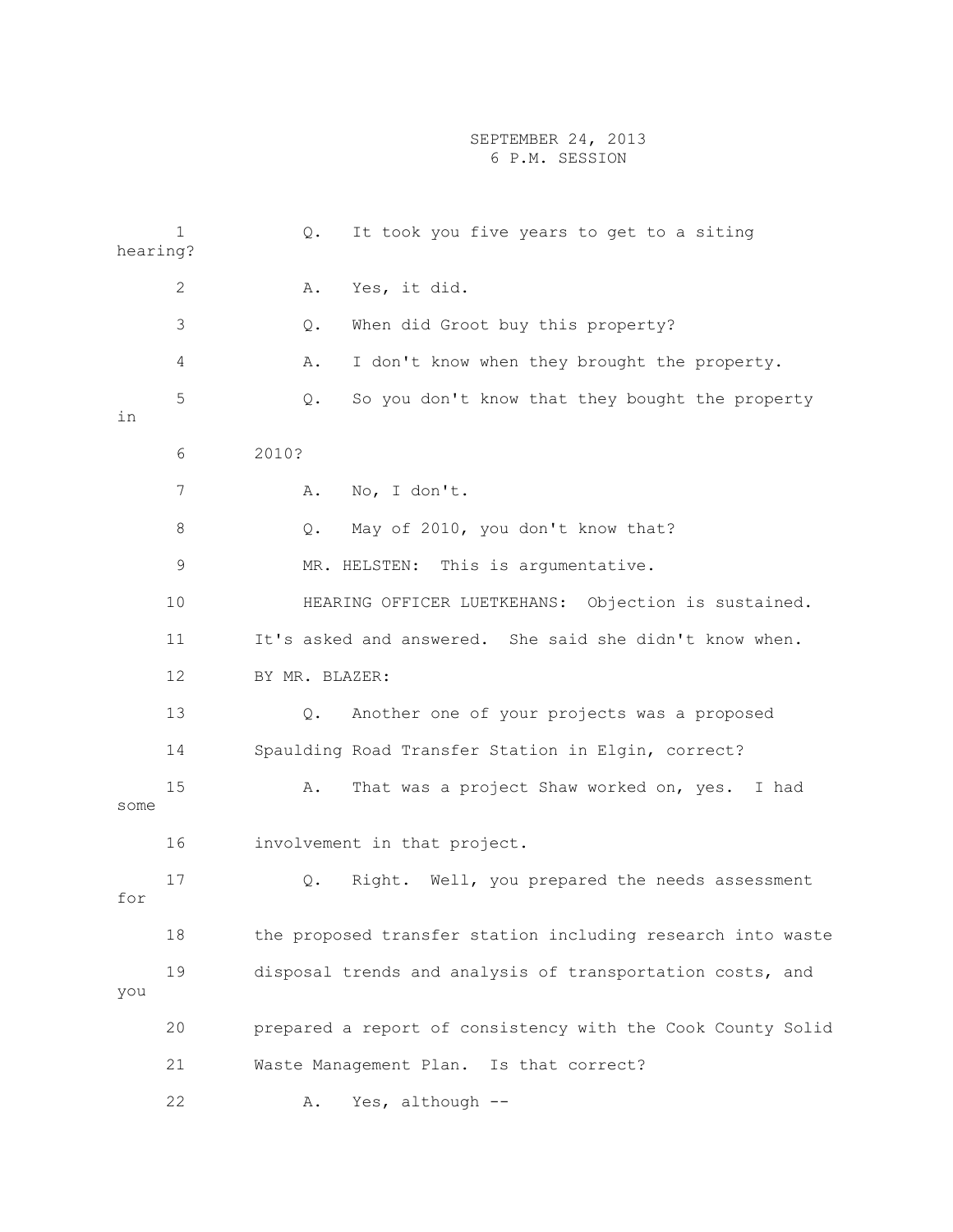SEPTEMBER 24, 2013
6 P.M. SESSION

1 Q. It took you five years to get to a siting hearing?

2 A. Yes, it did.

3 Q. When did Groot buy this property?

4 A. I don't know when they brought the property.

5 Q. So you don't know that they bought the property in

6 2010?

7 A. No, I don't.

8 Q. May of 2010, you don't know that?

9 MR. HELSTEN: This is argumentative.

10 HEARING OFFICER LUETKEHANS: Objection is sustained.

11 It's asked and answered. She said she didn't know when.

12 BY MR. BLAZER:

13 Q. Another one of your projects was a proposed

14 Spaulding Road Transfer Station in Elgin, correct?

15 A. That was a project Shaw worked on, yes. I had some

16 involvement in that project.

17 Q. Right. Well, you prepared the needs assessment for

18 the proposed transfer station including research into waste

19 disposal trends and analysis of transportation costs, and you

20 prepared a report of consistency with the Cook County Solid

21 Waste Management Plan. Is that correct?

22 A. Yes, although --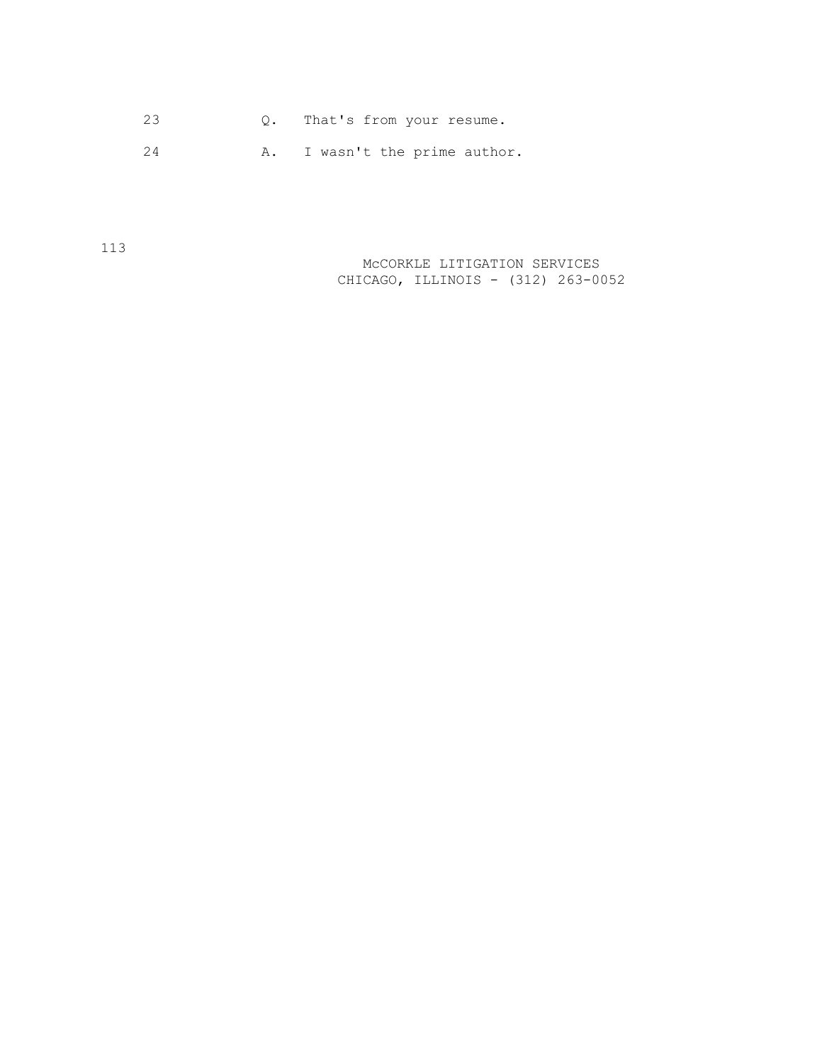23 Q. That's from your resume.

24 A. I wasn't the prime author.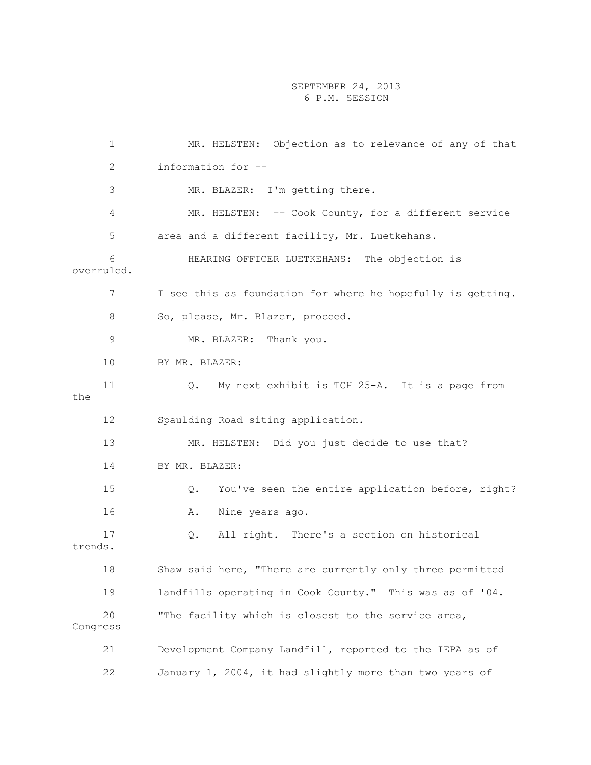SEPTEMBER 24, 2013
6 P.M. SESSION

1 MR. HELSTEN: Objection as to relevance of any of that

2 information for --

3 MR. BLAZER: I'm getting there.

4 MR. HELSTEN: -- Cook County, for a different service

5 area and a different facility, Mr. Luetkehans.

6 HEARING OFFICER LUETKEHANS: The objection is overruled.

7 I see this as foundation for where he hopefully is getting.

8 So, please, Mr. Blazer, proceed.

9 MR. BLAZER: Thank you.

10 BY MR. BLAZER:

11 Q. My next exhibit is TCH 25-A. It is a page from the

12 Spaulding Road siting application.

13 MR. HELSTEN: Did you just decide to use that?

14 BY MR. BLAZER:

15 Q. You've seen the entire application before, right?

16 A. Nine years ago.

17 Q. All right. There's a section on historical trends.

18 Shaw said here, "There are currently only three permitted

19 landfills operating in Cook County." This was as of '04.

20 "The facility which is closest to the service area, Congress

21 Development Company Landfill, reported to the IEPA as of

22 January 1, 2004, it had slightly more than two years of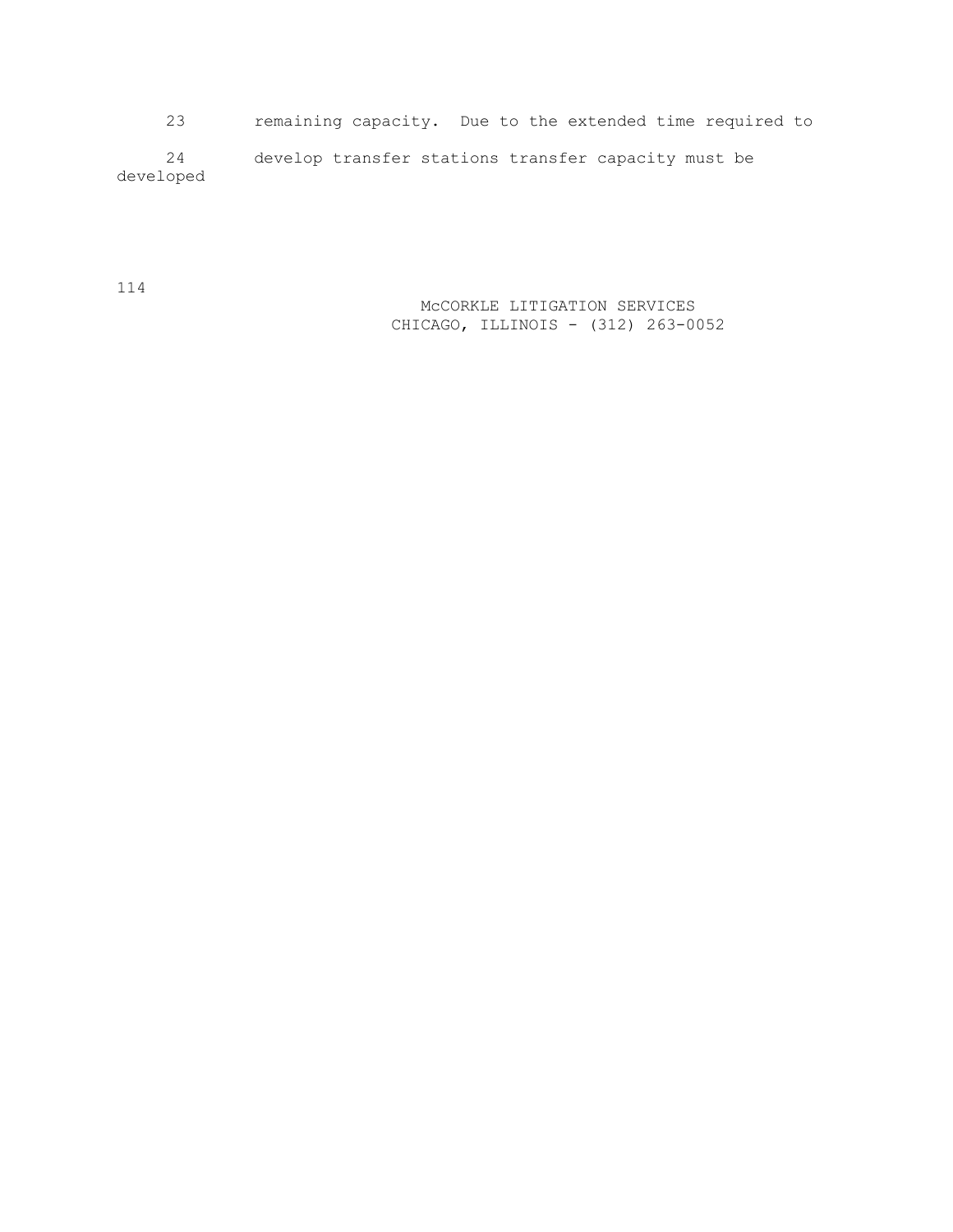23 remaining capacity. Due to the extended time required to

24 develop transfer stations transfer capacity must be developed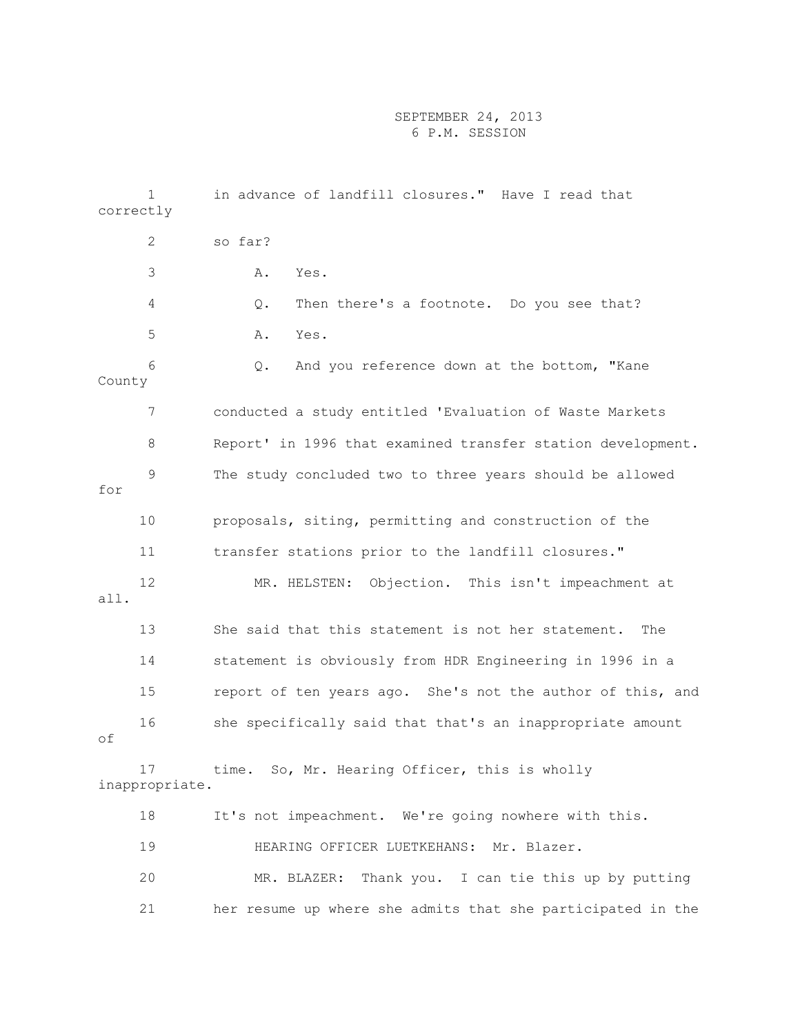SEPTEMBER 24, 2013
6 P.M. SESSION

1 in advance of landfill closures." Have I read that correctly

2 so far?

3 A. Yes.

4 Q. Then there's a footnote. Do you see that?

5 A. Yes.

6 Q. And you reference down at the bottom, "Kane County

7 conducted a study entitled 'Evaluation of Waste Markets

8 Report' in 1996 that examined transfer station development.

9 The study concluded two to three years should be allowed for

10 proposals, siting, permitting and construction of the

11 transfer stations prior to the landfill closures."

12 MR. HELSTEN: Objection. This isn't impeachment at all.

13 She said that this statement is not her statement. The

14 statement is obviously from HDR Engineering in 1996 in a

15 report of ten years ago. She's not the author of this, and

16 she specifically said that that's an inappropriate amount of

17 time. So, Mr. Hearing Officer, this is wholly inappropriate.

18 It's not impeachment. We're going nowhere with this.

19 HEARING OFFICER LUETKEHANS: Mr. Blazer.

20 MR. BLAZER: Thank you. I can tie this up by putting

21 her resume up where she admits that she participated in the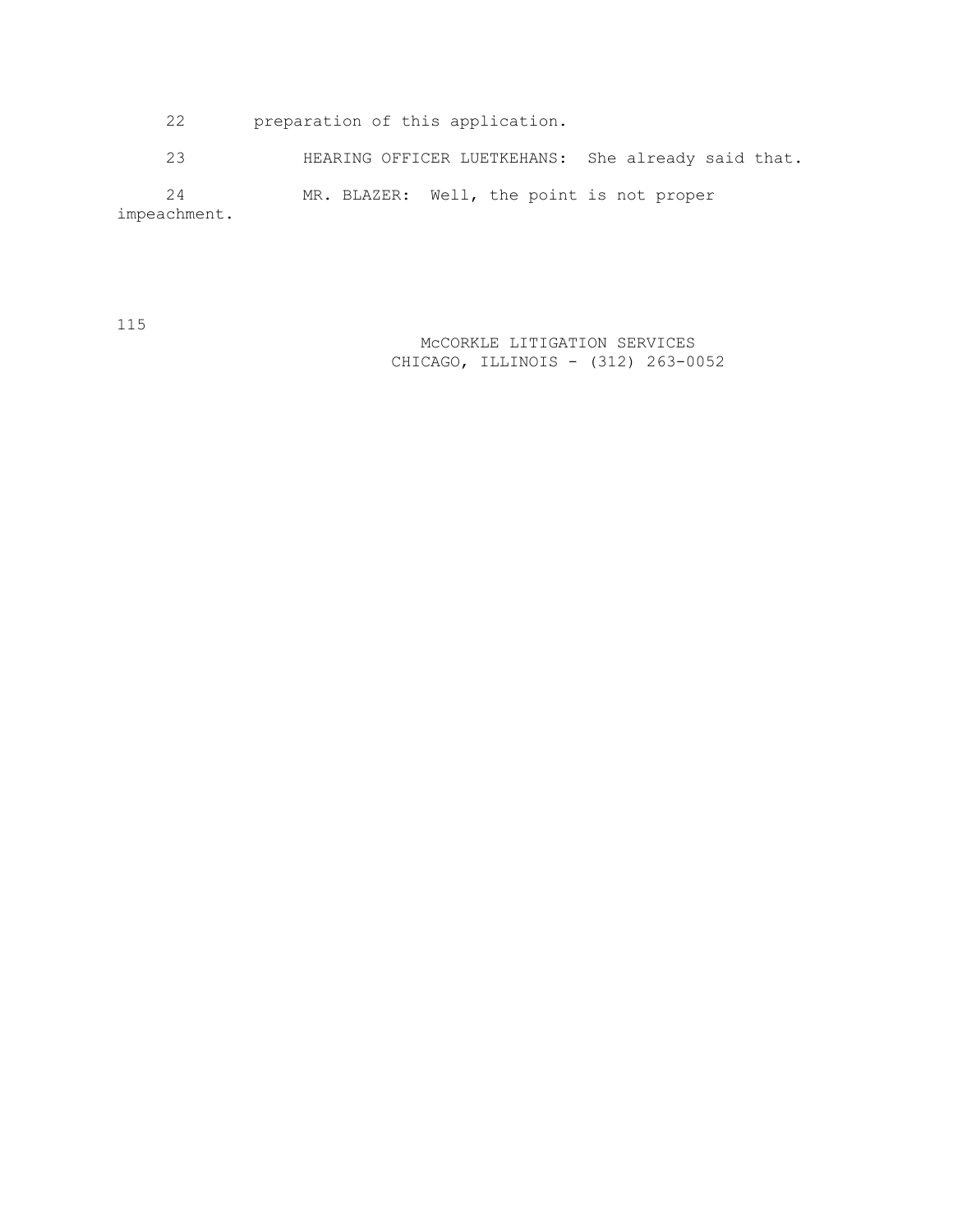22 preparation of this application.

23 HEARING OFFICER LUETKEHANS: She already said that.

24 MR. BLAZER: Well, the point is not proper impeachment.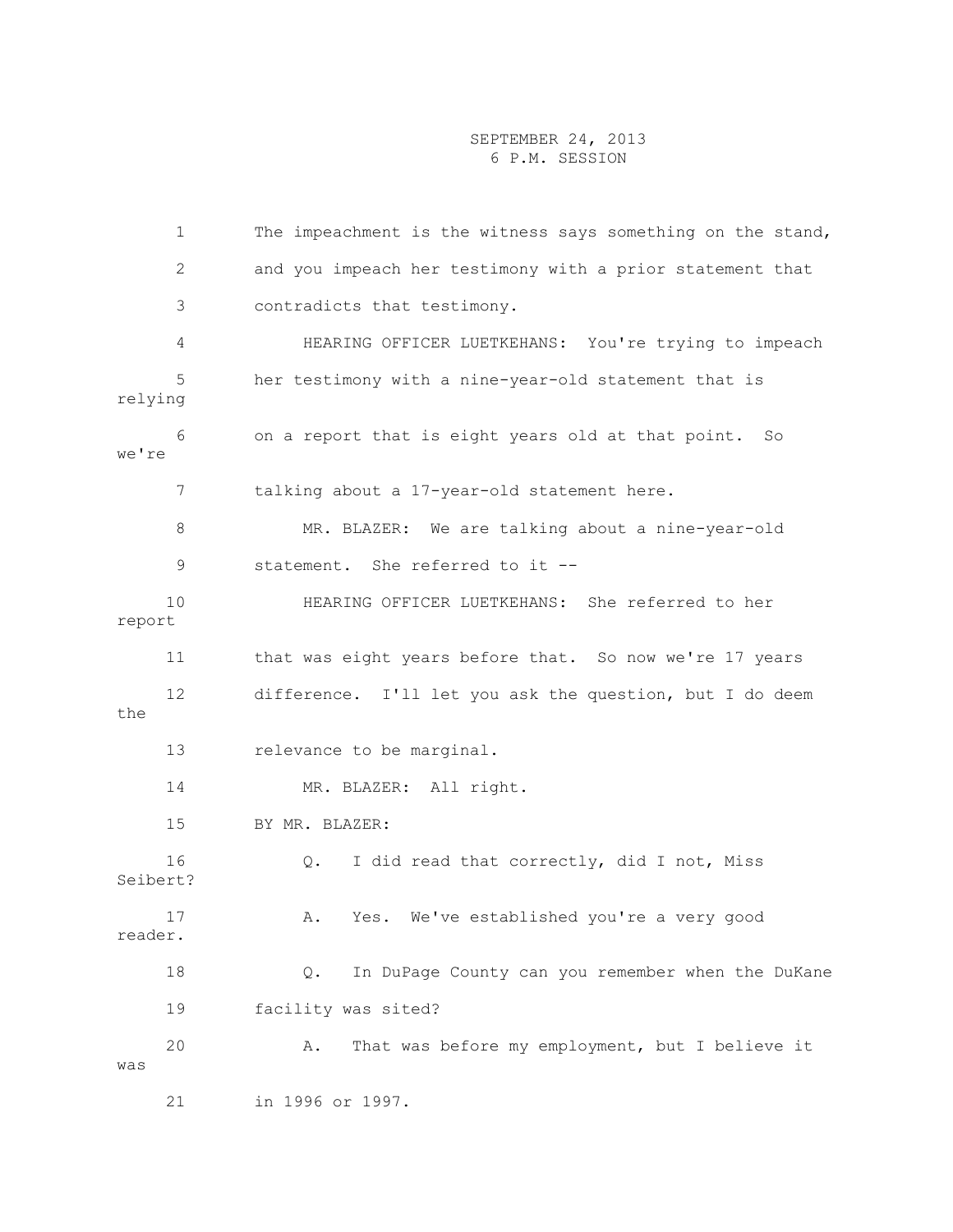SEPTEMBER 24, 2013
6 P.M. SESSION

1 The impeachment is the witness says something on the stand,
2 and you impeach her testimony with a prior statement that
3 contradicts that testimony.
4 HEARING OFFICER LUETKEHANS: You're trying to impeach
5 her testimony with a nine-year-old statement that is relying
6 on a report that is eight years old at that point. So we're
7 talking about a 17-year-old statement here.
8 MR. BLAZER: We are talking about a nine-year-old
9 statement. She referred to it --
10 HEARING OFFICER LUETKEHANS: She referred to her report
11 that was eight years before that. So now we're 17 years
12 difference. I'll let you ask the question, but I do deem the
13 relevance to be marginal.
14 MR. BLAZER: All right.
15 BY MR. BLAZER:
16 Q. I did read that correctly, did I not, Miss Seibert?
17 A. Yes. We've established you're a very good reader.
18 Q. In DuPage County can you remember when the DuKane
19 facility was sited?
20 A. That was before my employment, but I believe it was
21 in 1996 or 1997.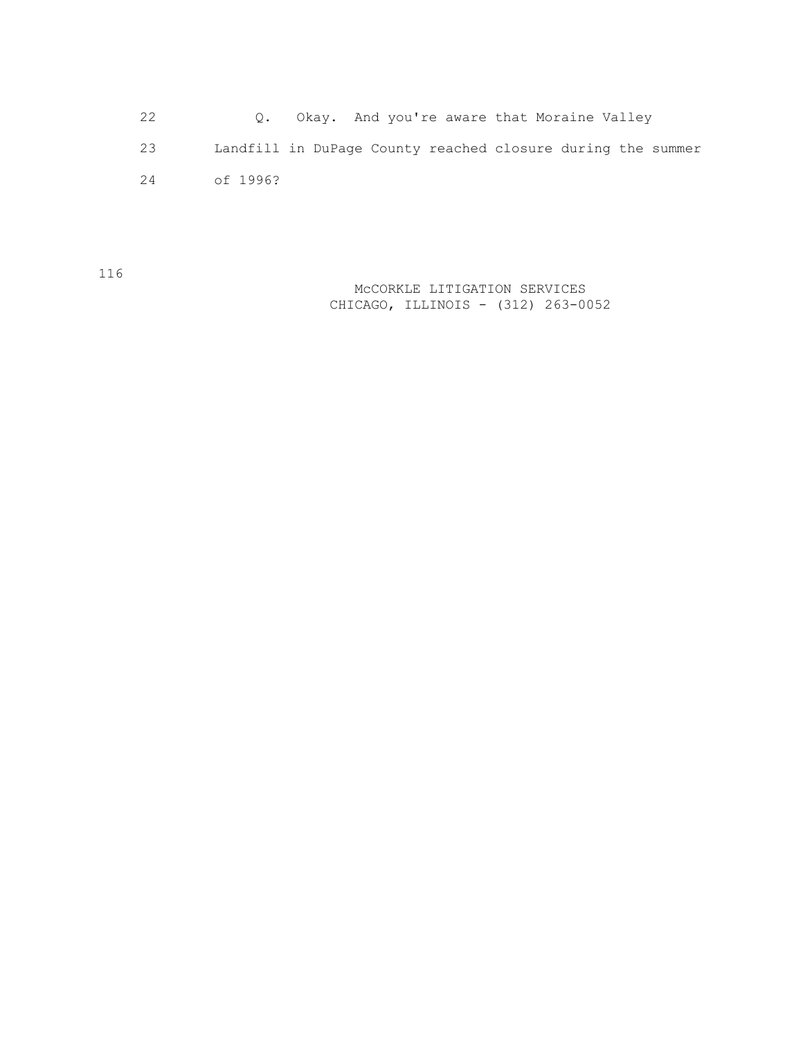22 Q. Okay. And you're aware that Moraine Valley

23 Landfill in DuPage County reached closure during the summer

24 of 1996?

McCORKLE LITIGATION SERVICES
CHICAGO, ILLINOIS - (312) 263-0052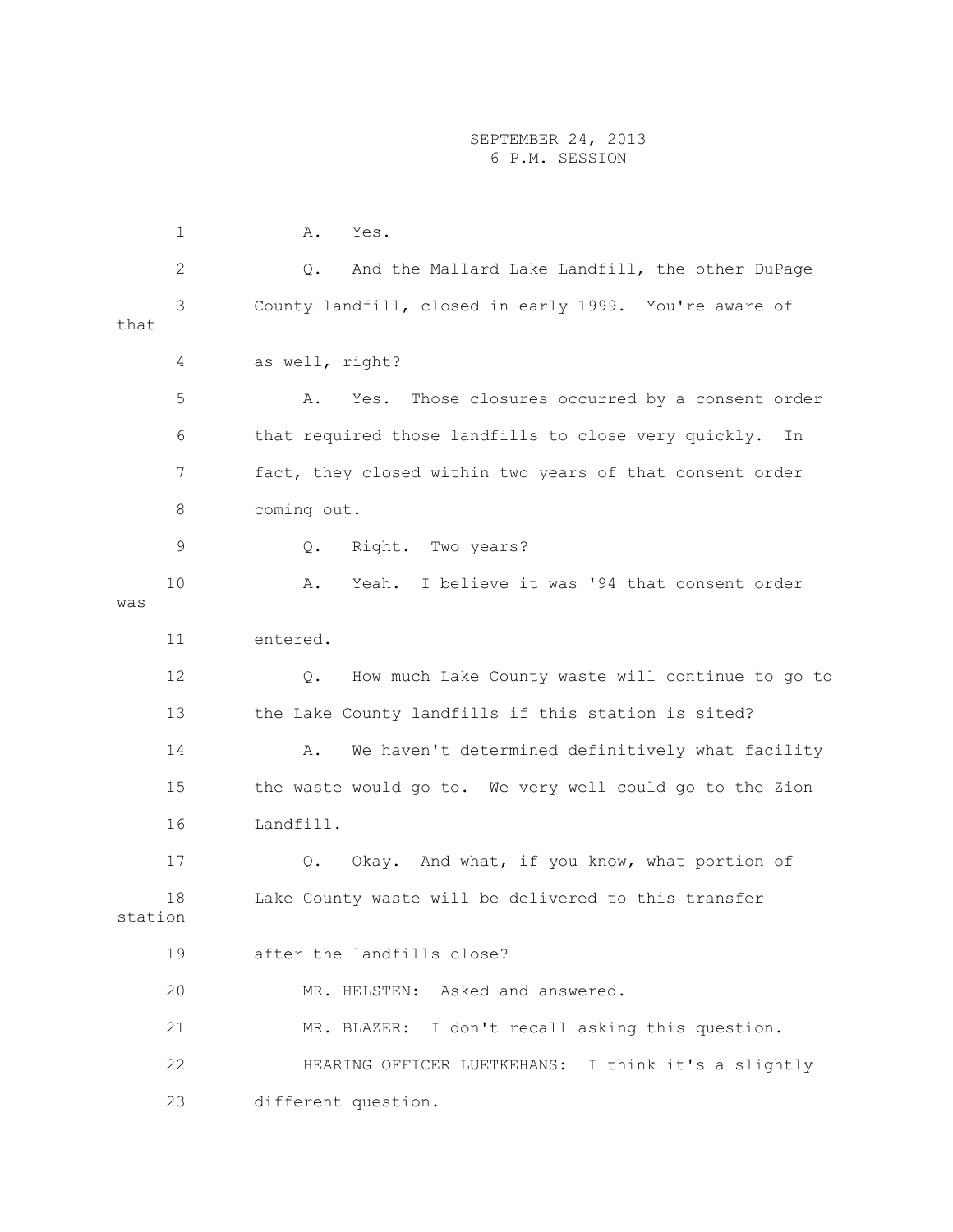SEPTEMBER 24, 2013
6 P.M. SESSION

1 A. Yes.

2 Q. And the Mallard Lake Landfill, the other DuPage

3 County landfill, closed in early 1999. You're aware of that

4 as well, right?

5 A. Yes. Those closures occurred by a consent order

6 that required those landfills to close very quickly. In

7 fact, they closed within two years of that consent order

8 coming out.

9 Q. Right. Two years?

10 A. Yeah. I believe it was '94 that consent order was

11 entered.

12 Q. How much Lake County waste will continue to go to

13 the Lake County landfills if this station is sited?

14 A. We haven't determined definitively what facility

15 the waste would go to. We very well could go to the Zion

16 Landfill.

17 Q. Okay. And what, if you know, what portion of

18 Lake County waste will be delivered to this transfer station

19 after the landfills close?

20 MR. HELSTEN: Asked and answered.

21 MR. BLAZER: I don't recall asking this question.

22 HEARING OFFICER LUETKEHANS: I think it's a slightly

23 different question.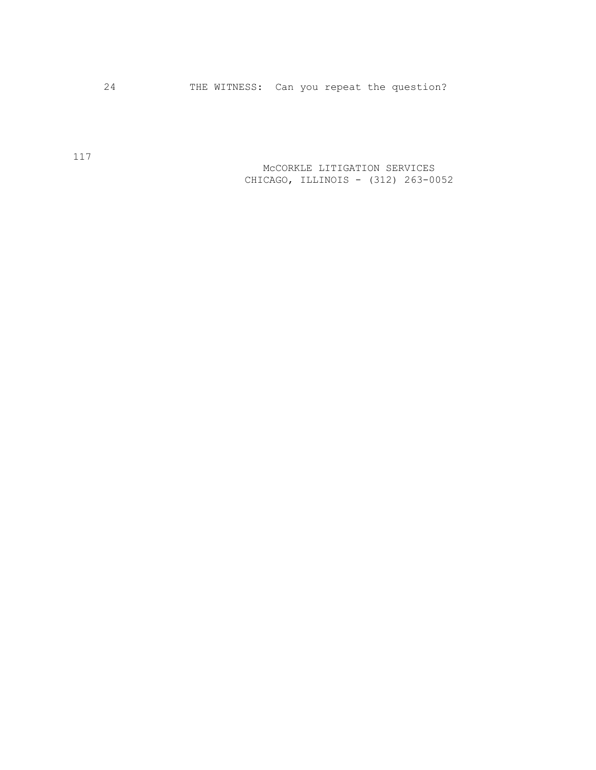24 THE WITNESS: Can you repeat the question?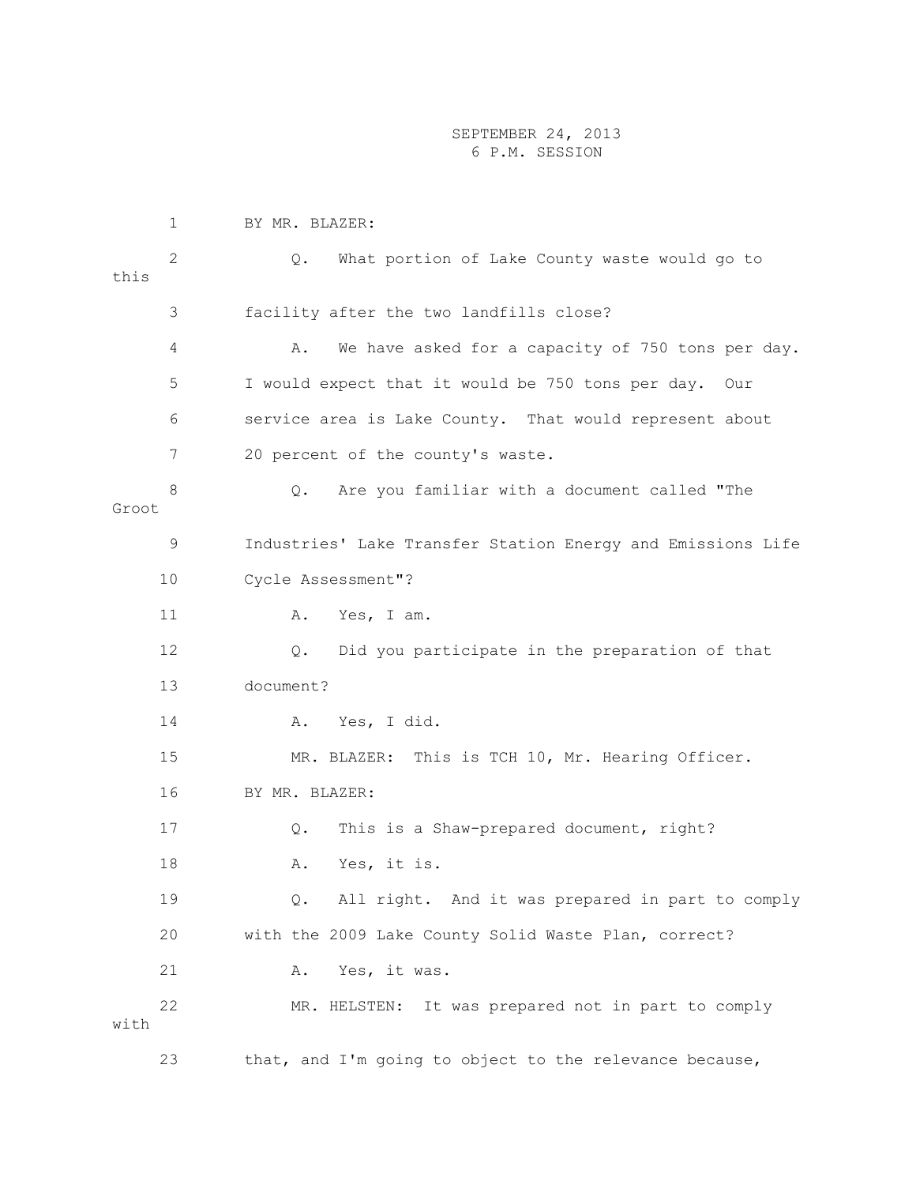SEPTEMBER 24, 2013
6 P.M. SESSION

1 BY MR. BLAZER:

2 Q. What portion of Lake County waste would go to this

3 facility after the two landfills close?

4 A. We have asked for a capacity of 750 tons per day.

5 I would expect that it would be 750 tons per day. Our

6 service area is Lake County. That would represent about

7 20 percent of the county's waste.

8 Q. Are you familiar with a document called "The Groot

9 Industries' Lake Transfer Station Energy and Emissions Life

10 Cycle Assessment"?

11 A. Yes, I am.

12 Q. Did you participate in the preparation of that

13 document?

14 A. Yes, I did.

15 MR. BLAZER: This is TCH 10, Mr. Hearing Officer.

16 BY MR. BLAZER:

17 Q. This is a Shaw-prepared document, right?

18 A. Yes, it is.

19 Q. All right. And it was prepared in part to comply

20 with the 2009 Lake County Solid Waste Plan, correct?

21 A. Yes, it was.

22 MR. HELSTEN: It was prepared not in part to comply with

23 that, and I'm going to object to the relevance because,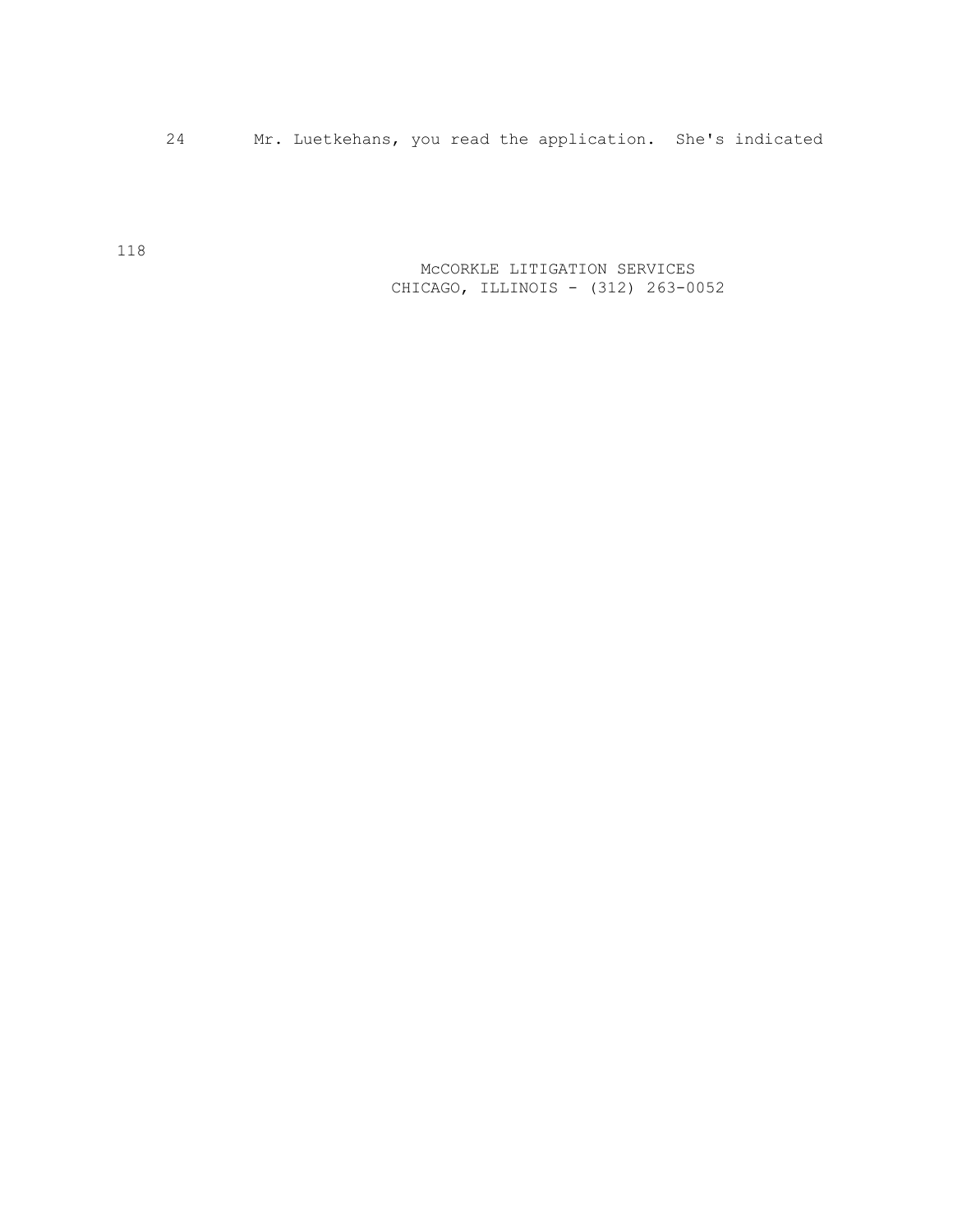24 Mr. Luetkehans, you read the application. She's indicated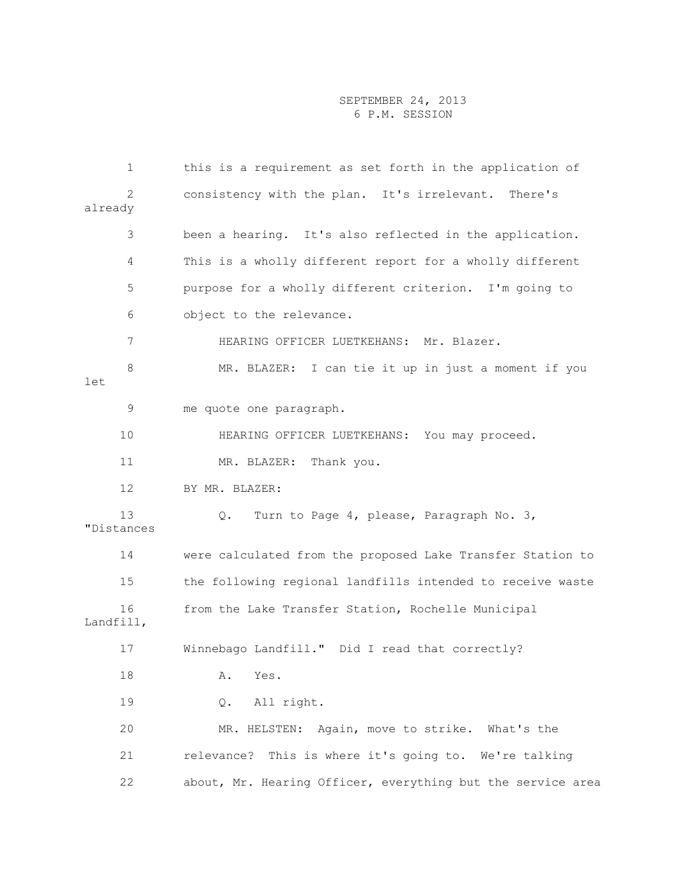SEPTEMBER 24, 2013
6 P.M. SESSION

1 this is a requirement as set forth in the application of

2 consistency with the plan. It's irrelevant. There's already

3 been a hearing. It's also reflected in the application.

4 This is a wholly different report for a wholly different

5 purpose for a wholly different criterion. I'm going to

6 object to the relevance.

7 HEARING OFFICER LUETKEHANS: Mr. Blazer.

8 MR. BLAZER: I can tie it up in just a moment if you let

9 me quote one paragraph.

10 HEARING OFFICER LUETKEHANS: You may proceed.

11 MR. BLAZER: Thank you.

12 BY MR. BLAZER:

13 Q. Turn to Page 4, please, Paragraph No. 3, "Distances

14 were calculated from the proposed Lake Transfer Station to

15 the following regional landfills intended to receive waste

16 from the Lake Transfer Station, Rochelle Municipal Landfill,

17 Winnebago Landfill." Did I read that correctly?

18 A. Yes.

19 Q. All right.

20 MR. HELSTEN: Again, move to strike. What's the

21 relevance? This is where it's going to. We're talking

22 about, Mr. Hearing Officer, everything but the service area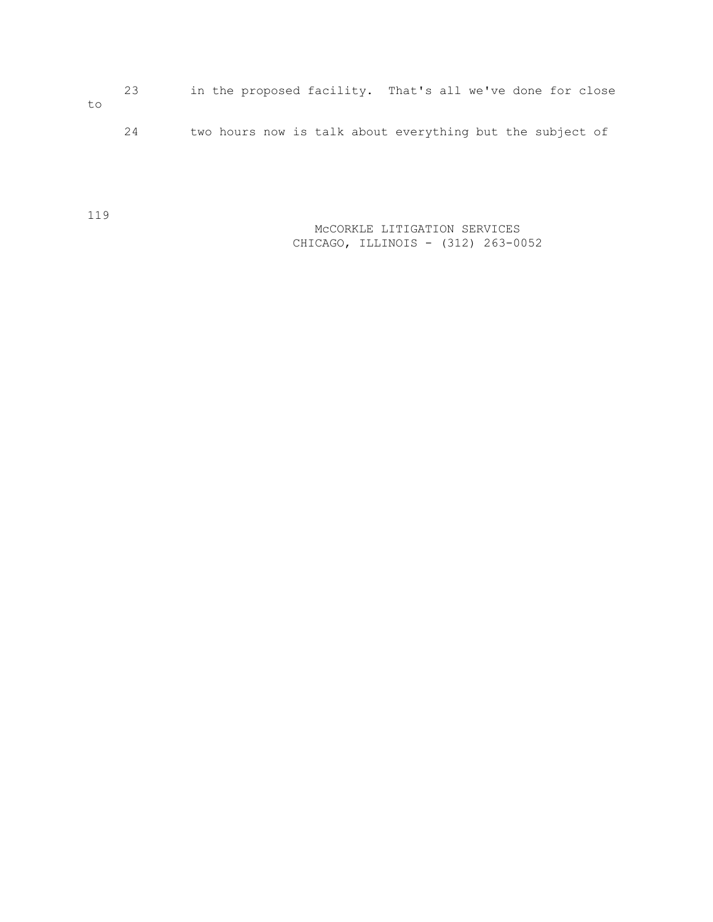23 in the proposed facility. That's all we've done for close to

24 two hours now is talk about everything but the subject of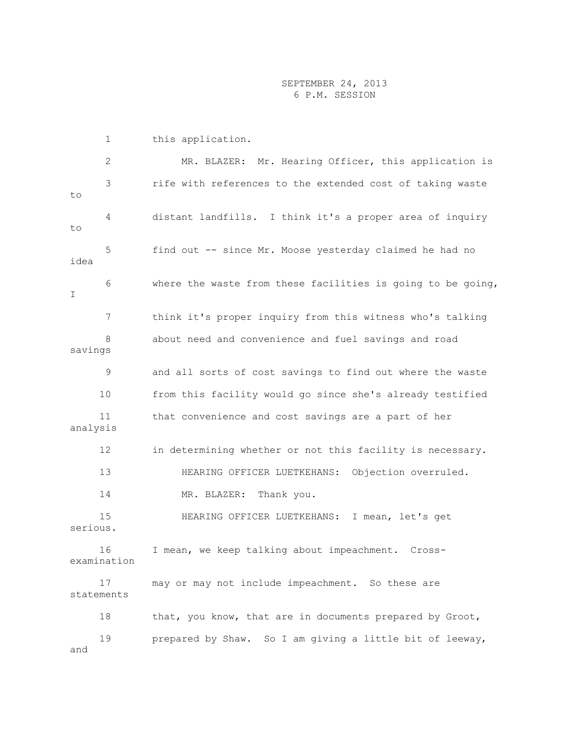SEPTEMBER 24, 2013
6 P.M. SESSION

1 this application.

2 MR. BLAZER: Mr. Hearing Officer, this application is

3 rife with references to the extended cost of taking waste to

4 distant landfills. I think it's a proper area of inquiry to

5 find out -- since Mr. Moose yesterday claimed he had no idea

6 where the waste from these facilities is going to be going, I

7 think it's proper inquiry from this witness who's talking

8 about need and convenience and fuel savings and road savings

9 and all sorts of cost savings to find out where the waste

10 from this facility would go since she's already testified

11 that convenience and cost savings are a part of her analysis

12 in determining whether or not this facility is necessary.

13 HEARING OFFICER LUETKEHANS: Objection overruled.

14 MR. BLAZER: Thank you.

15 HEARING OFFICER LUETKEHANS: I mean, let's get serious.

16 I mean, we keep talking about impeachment. Cross-examination

17 may or may not include impeachment. So these are statements

18 that, you know, that are in documents prepared by Groot,

19 prepared by Shaw. So I am giving a little bit of leeway, and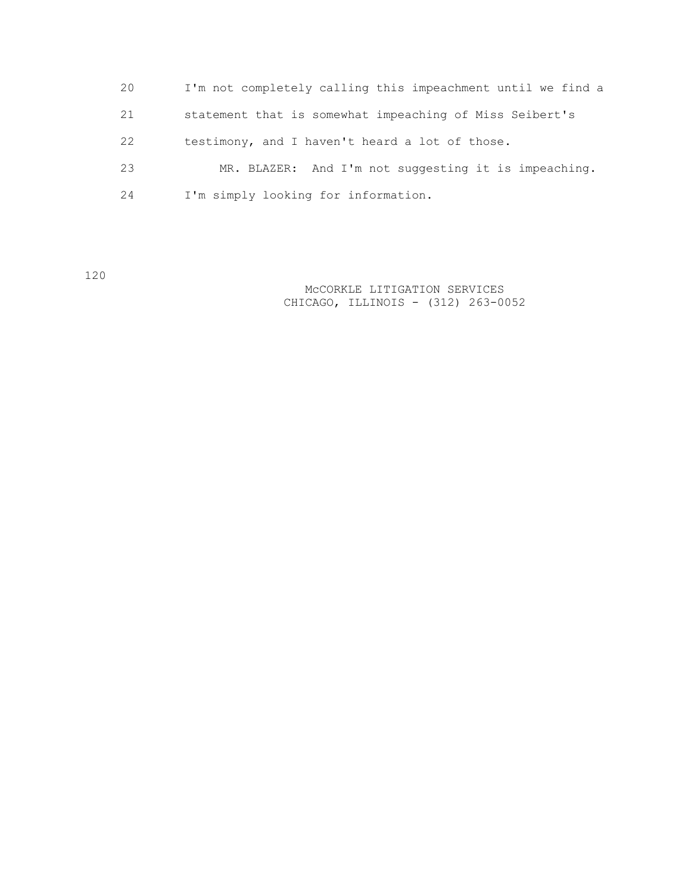20 I'm not completely calling this impeachment until we find a

21 statement that is somewhat impeaching of Miss Seibert's

22 testimony, and I haven't heard a lot of those.

23 MR. BLAZER: And I'm not suggesting it is impeaching.

24 I'm simply looking for information.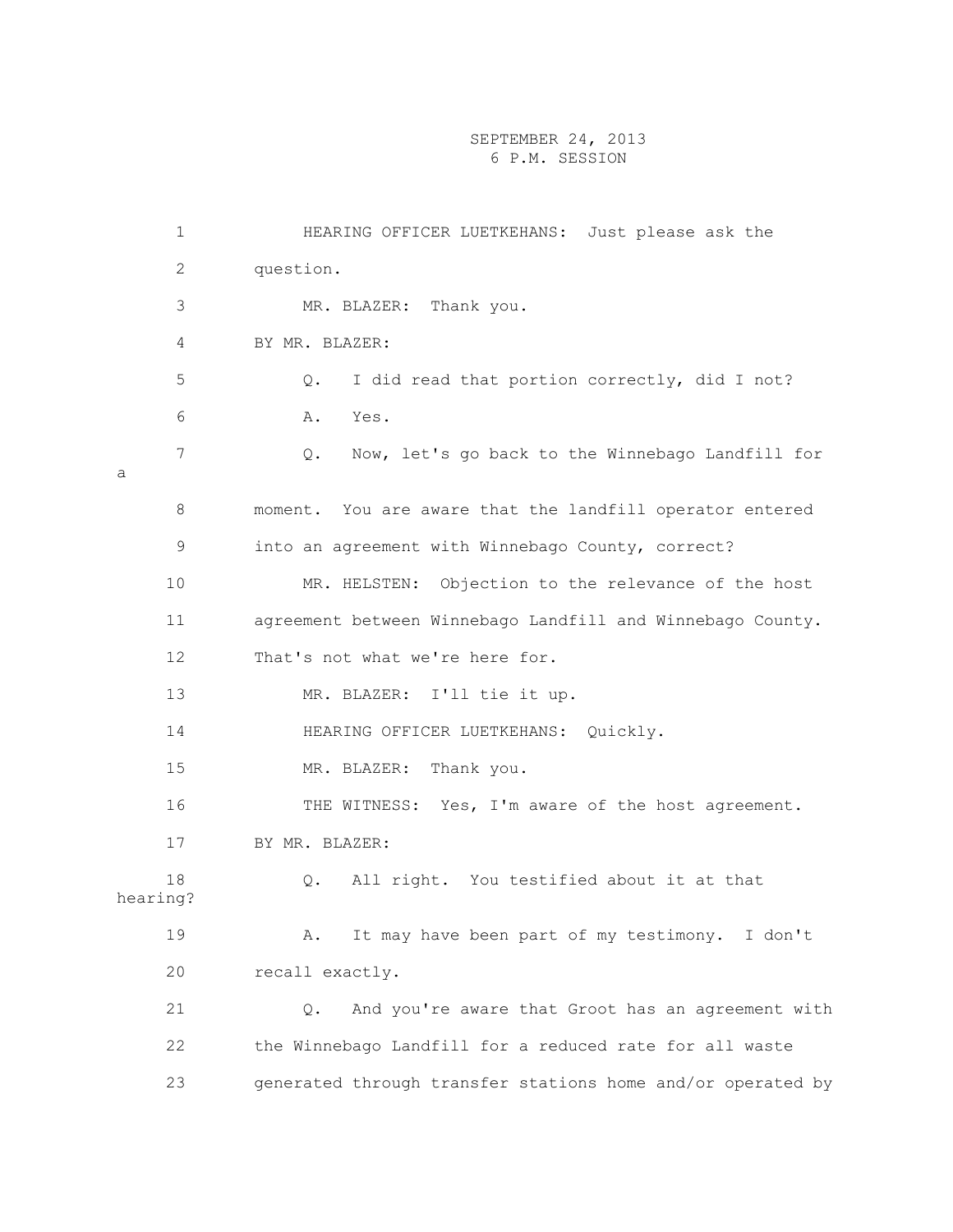SEPTEMBER 24, 2013
6 P.M. SESSION

1 HEARING OFFICER LUETKEHANS: Just please ask the
2 question.
3 MR. BLAZER: Thank you.
4 BY MR. BLAZER:
5 Q. I did read that portion correctly, did I not?
6 A. Yes.
7 Q. Now, let's go back to the Winnebago Landfill for a
8 moment. You are aware that the landfill operator entered
9 into an agreement with Winnebago County, correct?
10 MR. HELSTEN: Objection to the relevance of the host
11 agreement between Winnebago Landfill and Winnebago County.
12 That's not what we're here for.
13 MR. BLAZER: I'll tie it up.
14 HEARING OFFICER LUETKEHANS: Quickly.
15 MR. BLAZER: Thank you.
16 THE WITNESS: Yes, I'm aware of the host agreement.
17 BY MR. BLAZER:
18 Q. All right. You testified about it at that hearing?
19 A. It may have been part of my testimony. I don't
20 recall exactly.
21 Q. And you're aware that Groot has an agreement with
22 the Winnebago Landfill for a reduced rate for all waste
23 generated through transfer stations home and/or operated by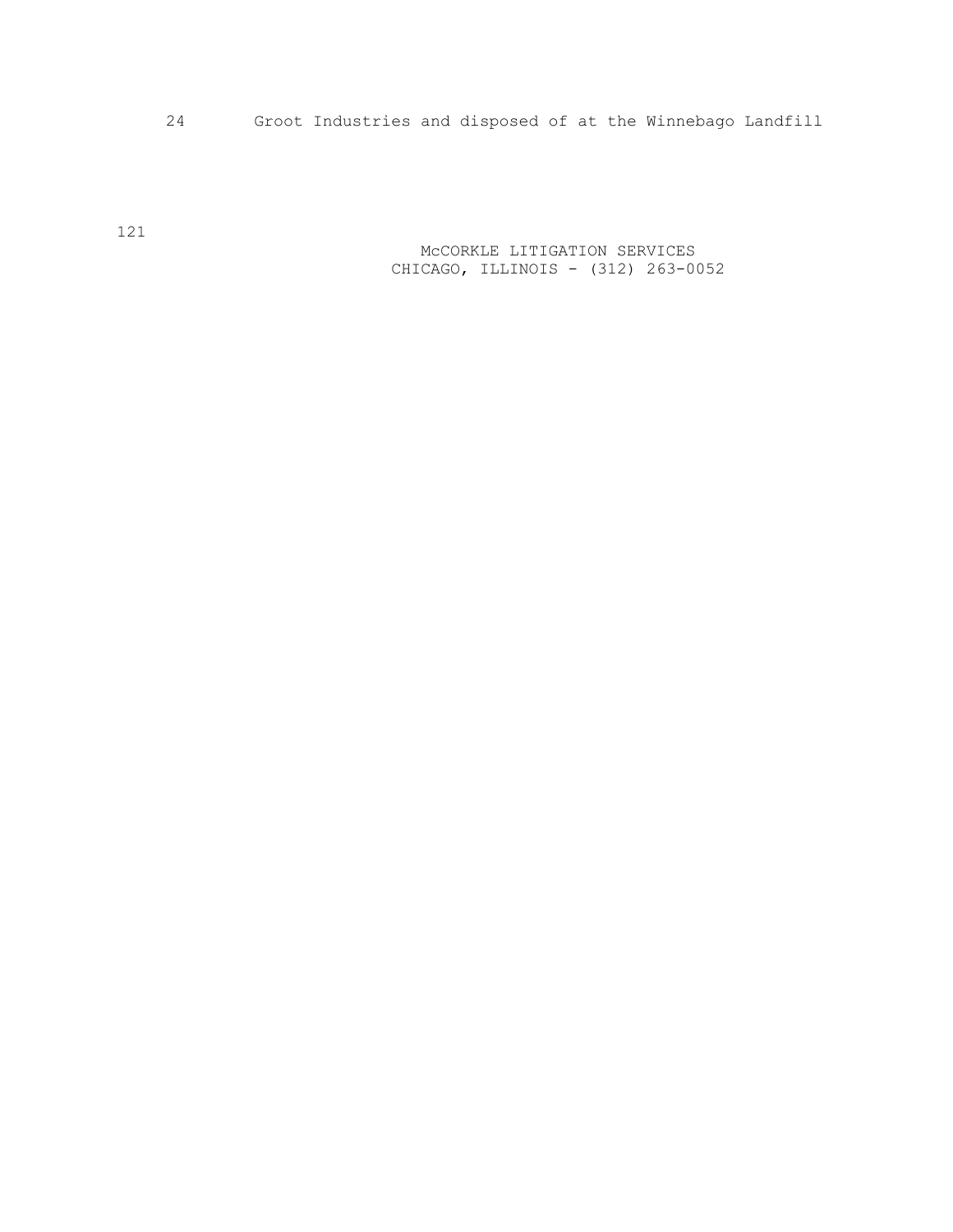24 Groot Industries and disposed of at the Winnebago Landfill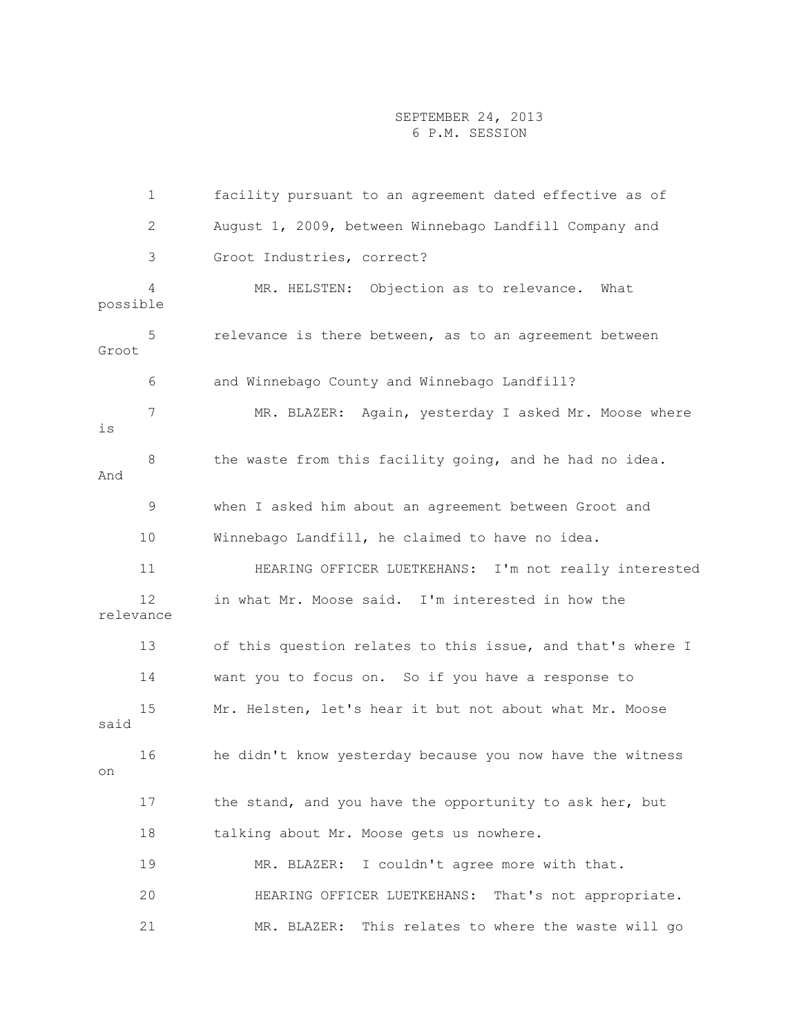SEPTEMBER 24, 2013
6 P.M. SESSION

1 facility pursuant to an agreement dated effective as of
2 August 1, 2009, between Winnebago Landfill Company and
3 Groot Industries, correct?
4 MR. HELSTEN: Objection as to relevance. What possible
5 relevance is there between, as to an agreement between Groot
6 and Winnebago County and Winnebago Landfill?
7 MR. BLAZER: Again, yesterday I asked Mr. Moose where is
8 the waste from this facility going, and he had no idea. And
9 when I asked him about an agreement between Groot and
10 Winnebago Landfill, he claimed to have no idea.
11 HEARING OFFICER LUETKEHANS: I'm not really interested
12 in what Mr. Moose said. I'm interested in how the relevance
13 of this question relates to this issue, and that's where I
14 want you to focus on. So if you have a response to
15 Mr. Helsten, let's hear it but not about what Mr. Moose said
16 he didn't know yesterday because you now have the witness on
17 the stand, and you have the opportunity to ask her, but
18 talking about Mr. Moose gets us nowhere.
19 MR. BLAZER: I couldn't agree more with that.
20 HEARING OFFICER LUETKEHANS: That's not appropriate.
21 MR. BLAZER: This relates to where the waste will go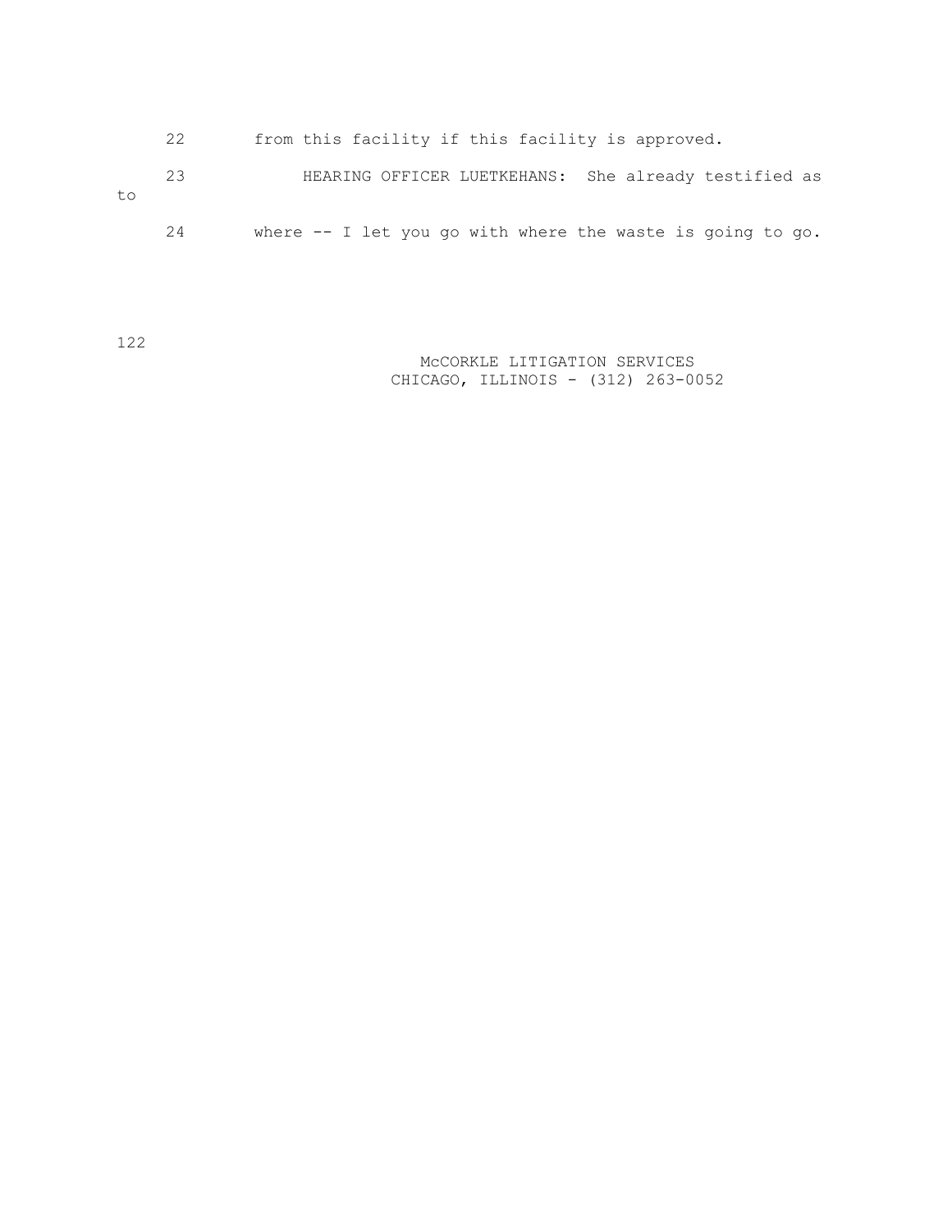22 from this facility if this facility is approved.

23 HEARING OFFICER LUETKEHANS: She already testified as to

24 where -- I let you go with where the waste is going to go.

McCORKLE LITIGATION SERVICES
CHICAGO, ILLINOIS - (312) 263-0052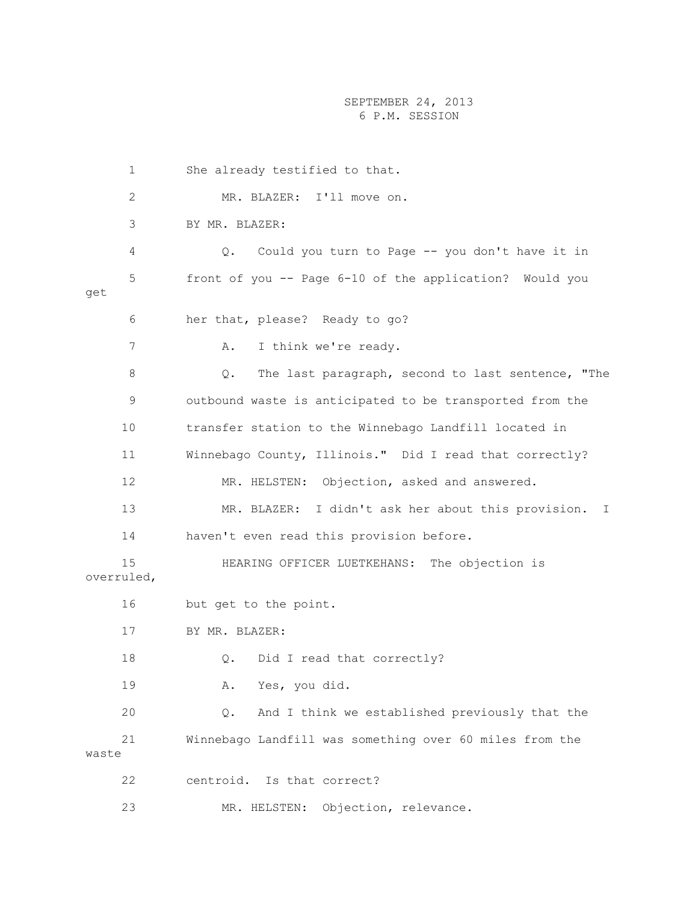SEPTEMBER 24, 2013
6 P.M. SESSION

1 She already testified to that.

2 MR. BLAZER: I'll move on.

3 BY MR. BLAZER:

4 Q. Could you turn to Page -- you don't have it in

5 front of you -- Page 6-10 of the application? Would you get

6 her that, please? Ready to go?

7 A. I think we're ready.

8 Q. The last paragraph, second to last sentence, "The

9 outbound waste is anticipated to be transported from the

10 transfer station to the Winnebago Landfill located in

11 Winnebago County, Illinois." Did I read that correctly?

12 MR. HELSTEN: Objection, asked and answered.

13 MR. BLAZER: I didn't ask her about this provision. I

14 haven't even read this provision before.

15 HEARING OFFICER LUETKEHANS: The objection is overruled,

16 but get to the point.

17 BY MR. BLAZER:

18 Q. Did I read that correctly?

19 A. Yes, you did.

20 Q. And I think we established previously that the

21 Winnebago Landfill was something over 60 miles from the waste

22 centroid. Is that correct?

23 MR. HELSTEN: Objection, relevance.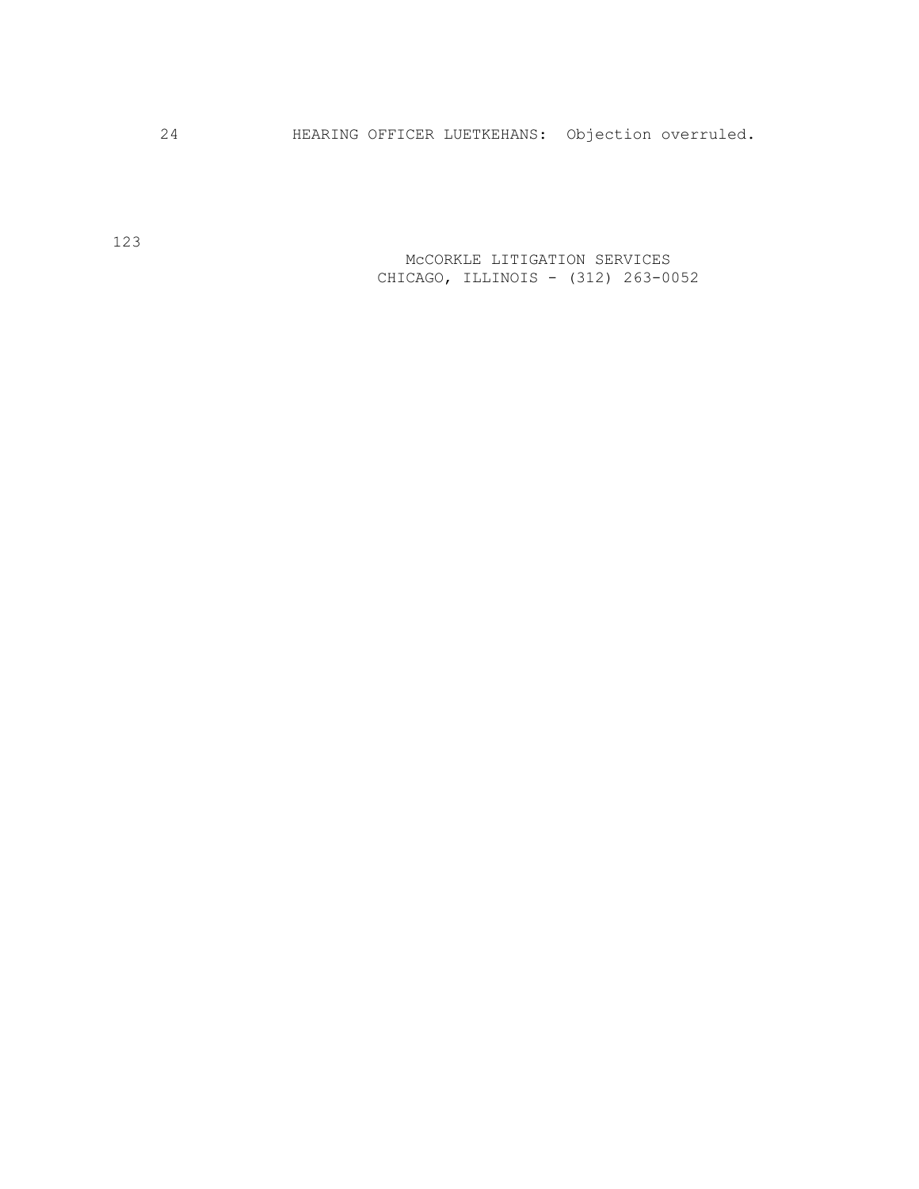24 HEARING OFFICER LUETKEHANS: Objection overruled.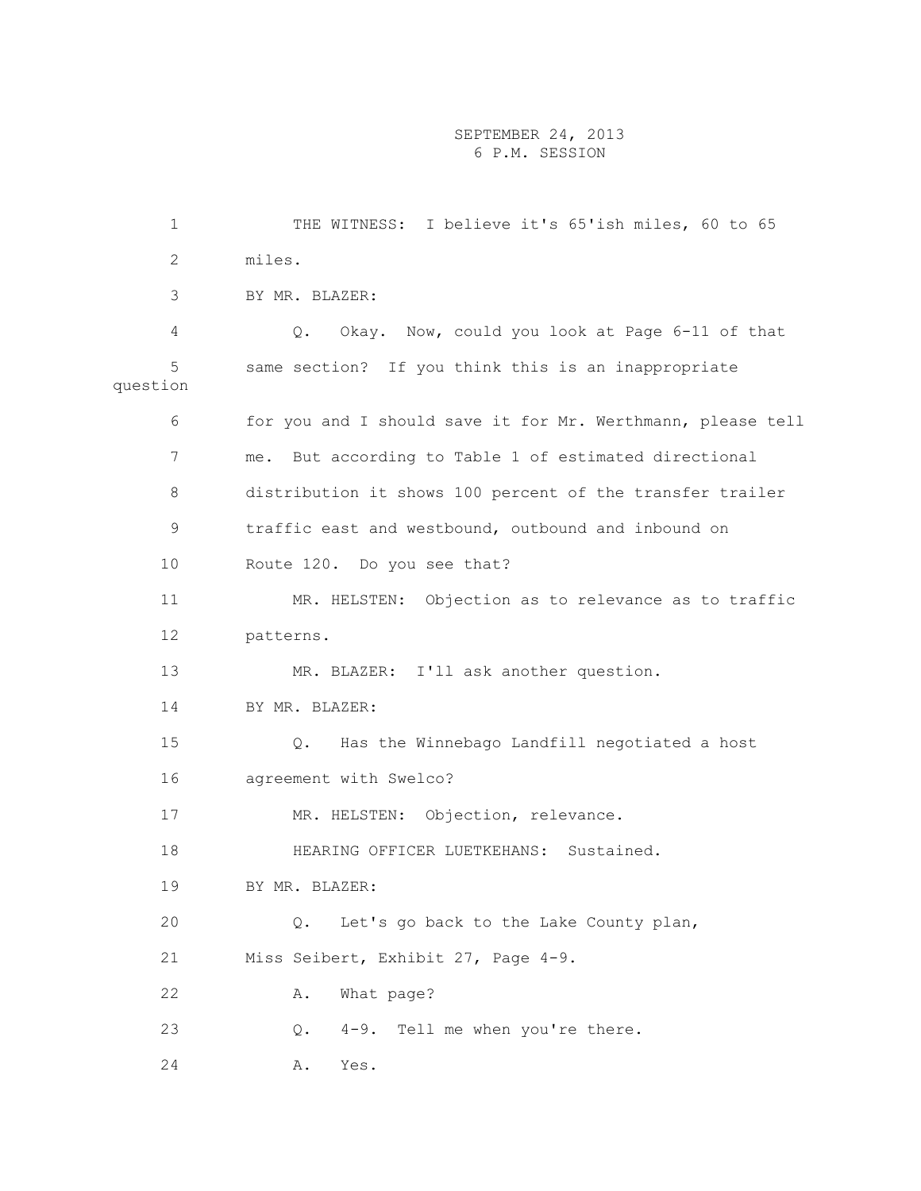SEPTEMBER 24, 2013
6 P.M. SESSION

1 THE WITNESS: I believe it's 65'ish miles, 60 to 65
2 miles.
3 BY MR. BLAZER:
4 Q. Okay. Now, could you look at Page 6-11 of that
5 same section? If you think this is an inappropriate question
6 for you and I should save it for Mr. Werthmann, please tell
7 me. But according to Table 1 of estimated directional
8 distribution it shows 100 percent of the transfer trailer
9 traffic east and westbound, outbound and inbound on
10 Route 120. Do you see that?
11 MR. HELSTEN: Objection as to relevance as to traffic
12 patterns.
13 MR. BLAZER: I'll ask another question.
14 BY MR. BLAZER:
15 Q. Has the Winnebago Landfill negotiated a host
16 agreement with Swelco?
17 MR. HELSTEN: Objection, relevance.
18 HEARING OFFICER LUETKEHANS: Sustained.
19 BY MR. BLAZER:
20 Q. Let's go back to the Lake County plan,
21 Miss Seibert, Exhibit 27, Page 4-9.
22 A. What page?
23 Q. 4-9. Tell me when you're there.
24 A. Yes.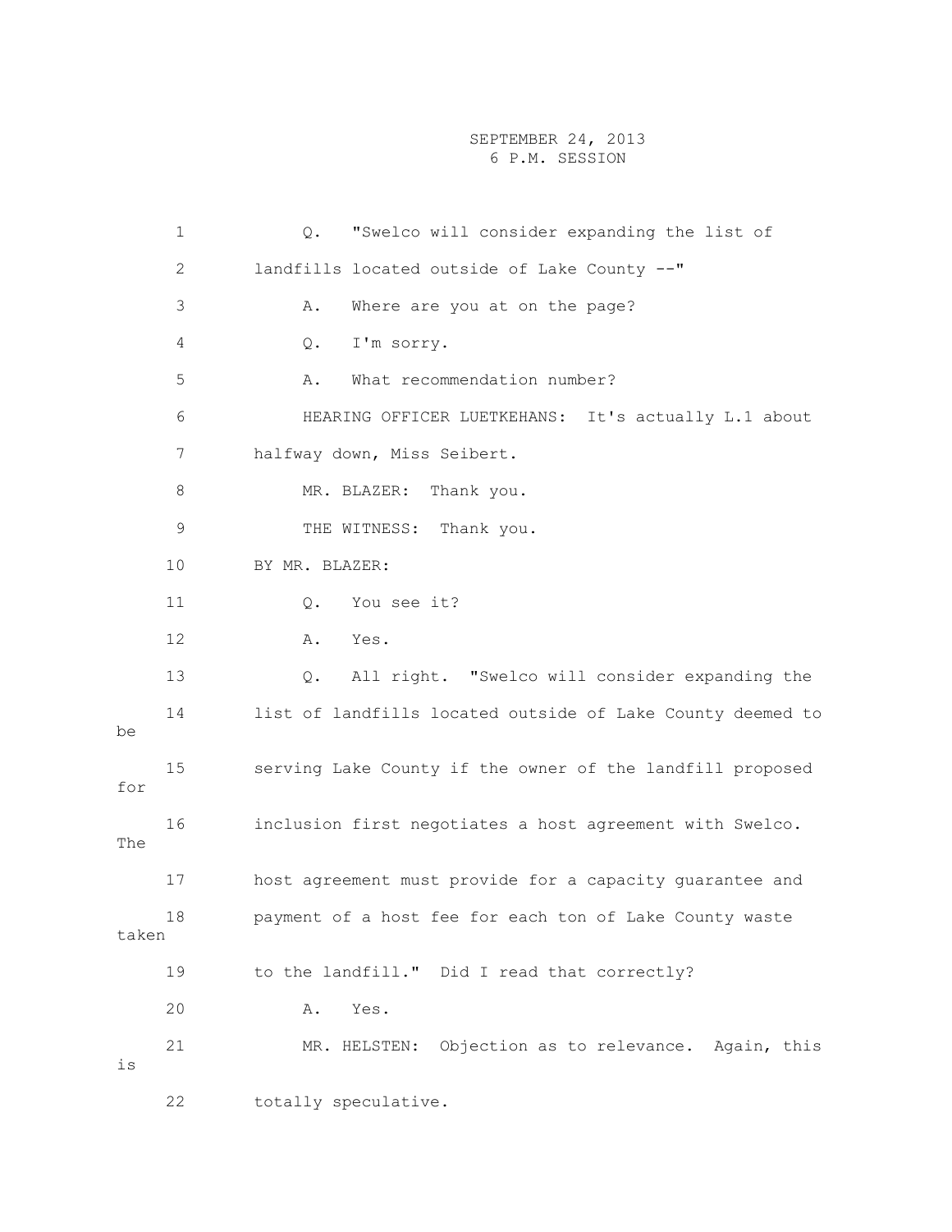SEPTEMBER 24, 2013
6 P.M. SESSION

1 Q. "Swelco will consider expanding the list of

2 landfills located outside of Lake County --"

3 A. Where are you at on the page?

4 Q. I'm sorry.

5 A. What recommendation number?

6 HEARING OFFICER LUETKEHANS: It's actually L.1 about

7 halfway down, Miss Seibert.

8 MR. BLAZER: Thank you.

9 THE WITNESS: Thank you.

10 BY MR. BLAZER:

11 Q. You see it?

12 A. Yes.

13 Q. All right. "Swelco will consider expanding the

14 list of landfills located outside of Lake County deemed to be

15 serving Lake County if the owner of the landfill proposed for

16 inclusion first negotiates a host agreement with Swelco. The

17 host agreement must provide for a capacity guarantee and

18 payment of a host fee for each ton of Lake County waste taken

19 to the landfill." Did I read that correctly?

20 A. Yes.

21 MR. HELSTEN: Objection as to relevance. Again, this is

22 totally speculative.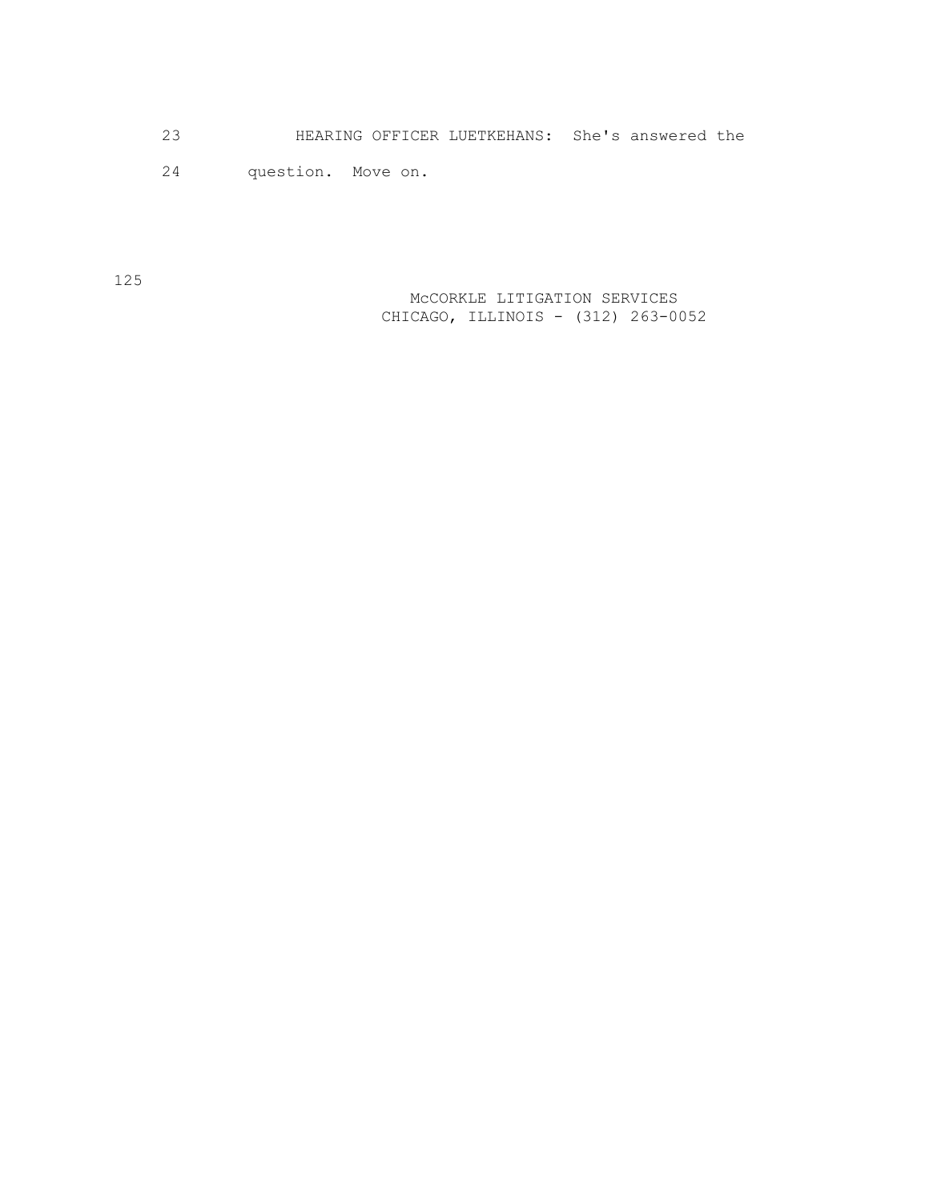23 HEARING OFFICER LUETKEHANS: She's answered the

24 question. Move on.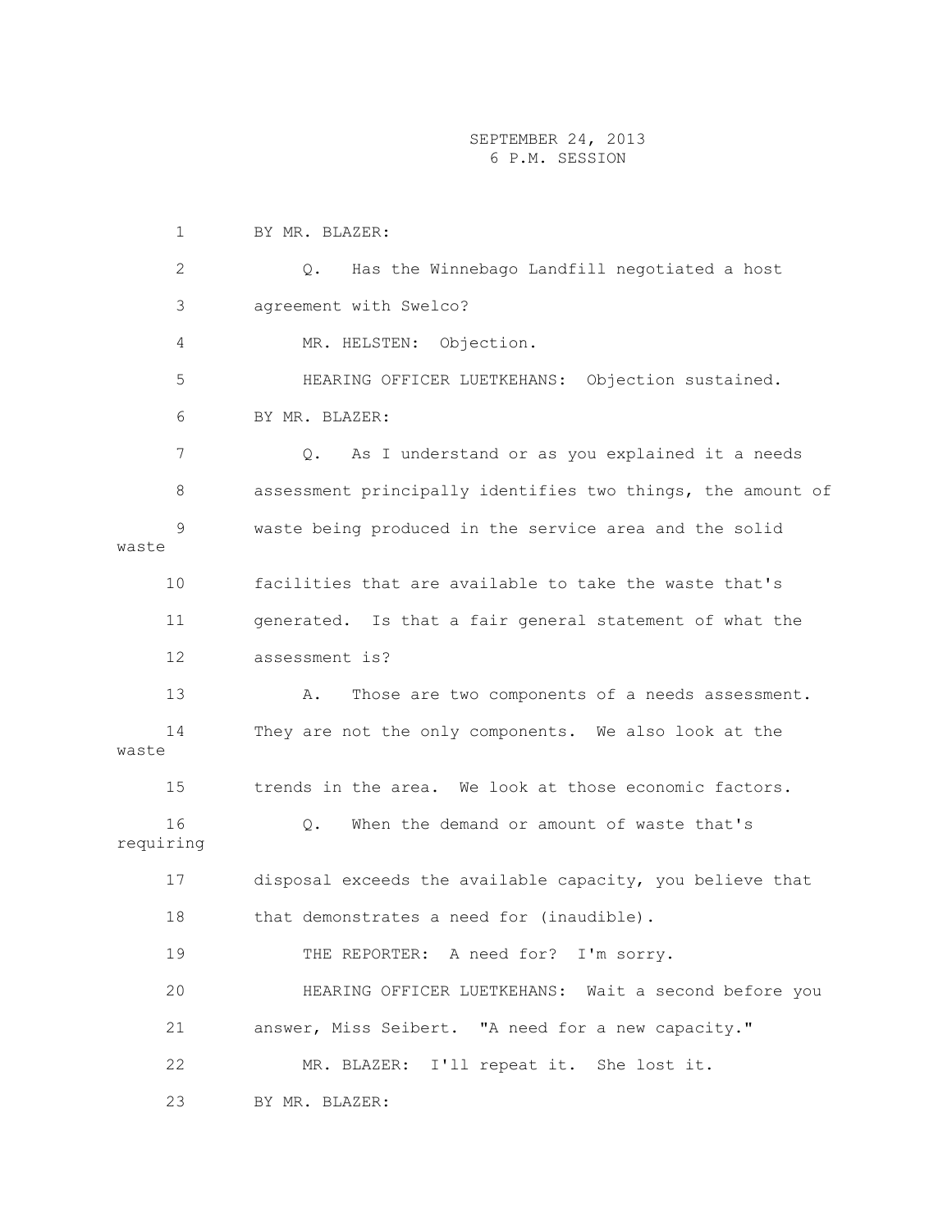SEPTEMBER 24, 2013
6 P.M. SESSION

1 BY MR. BLAZER:

2 Q. Has the Winnebago Landfill negotiated a host

3 agreement with Swelco?

4 MR. HELSTEN: Objection.

5 HEARING OFFICER LUETKEHANS: Objection sustained.

6 BY MR. BLAZER:

7 Q. As I understand or as you explained it a needs

8 assessment principally identifies two things, the amount of

9 waste being produced in the service area and the solid waste

10 facilities that are available to take the waste that's

11 generated. Is that a fair general statement of what the

12 assessment is?

13 A. Those are two components of a needs assessment.

14 They are not the only components. We also look at the waste

15 trends in the area. We look at those economic factors.

16 Q. When the demand or amount of waste that's requiring

17 disposal exceeds the available capacity, you believe that

18 that demonstrates a need for (inaudible).

19 THE REPORTER: A need for? I'm sorry.

20 HEARING OFFICER LUETKEHANS: Wait a second before you

21 answer, Miss Seibert. "A need for a new capacity."

22 MR. BLAZER: I'll repeat it. She lost it.

23 BY MR. BLAZER: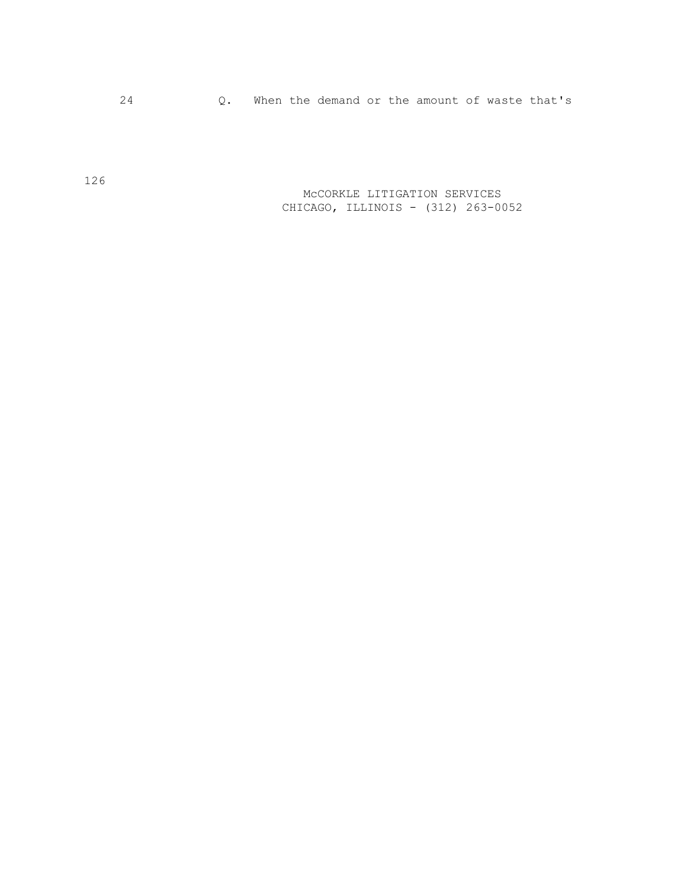24 Q. When the demand or the amount of waste that's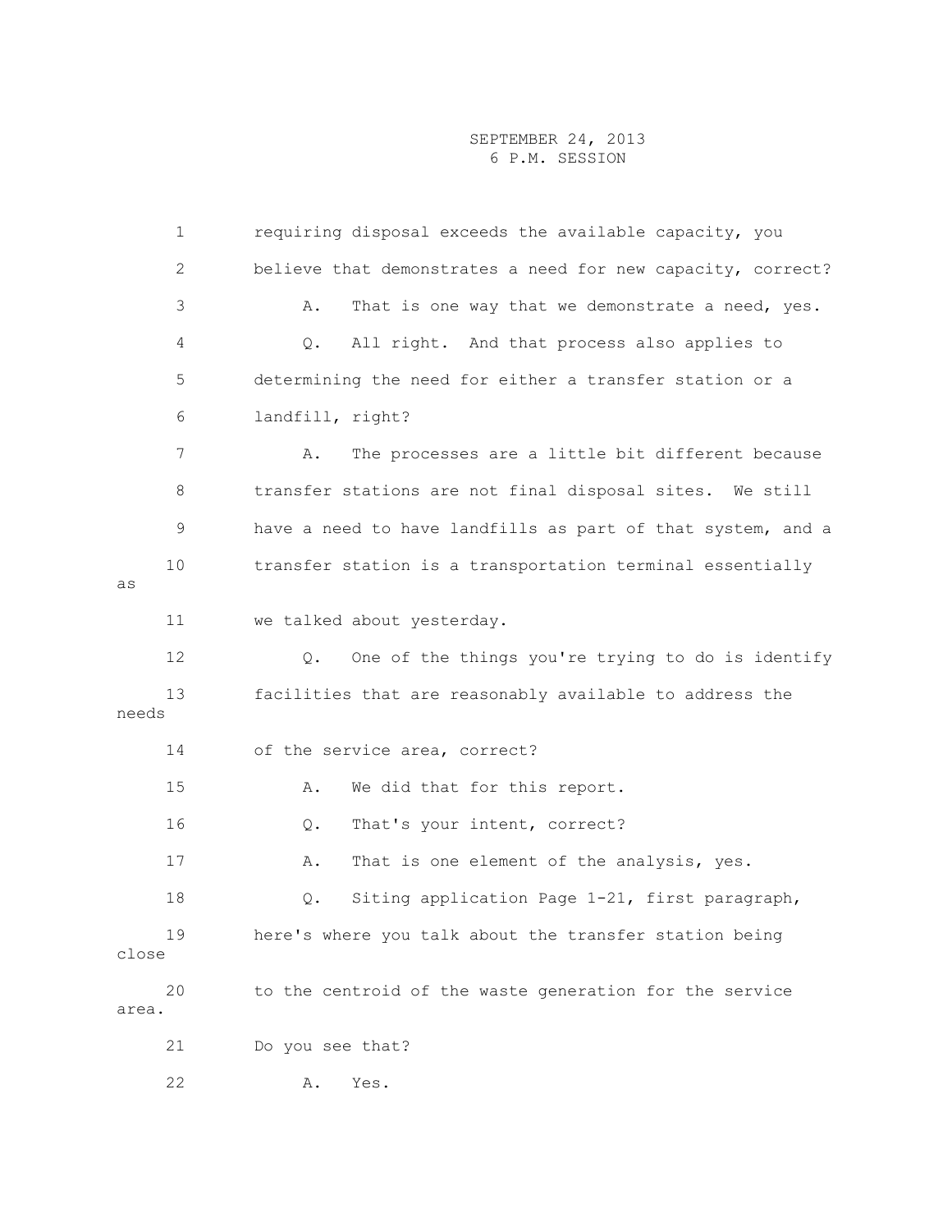SEPTEMBER 24, 2013
6 P.M. SESSION

1 requiring disposal exceeds the available capacity, you
2 believe that demonstrates a need for new capacity, correct?
3 A. That is one way that we demonstrate a need, yes.
4 Q. All right. And that process also applies to
5 determining the need for either a transfer station or a
6 landfill, right?
7 A. The processes are a little bit different because
8 transfer stations are not final disposal sites. We still
9 have a need to have landfills as part of that system, and a
10 transfer station is a transportation terminal essentially
as
11 we talked about yesterday.
12 Q. One of the things you're trying to do is identify
13 facilities that are reasonably available to address the
needs
14 of the service area, correct?
15 A. We did that for this report.
16 Q. That's your intent, correct?
17 A. That is one element of the analysis, yes.
18 Q. Siting application Page 1-21, first paragraph,
19 here's where you talk about the transfer station being
close
20 to the centroid of the waste generation for the service
area.
21 Do you see that?
22 A. Yes.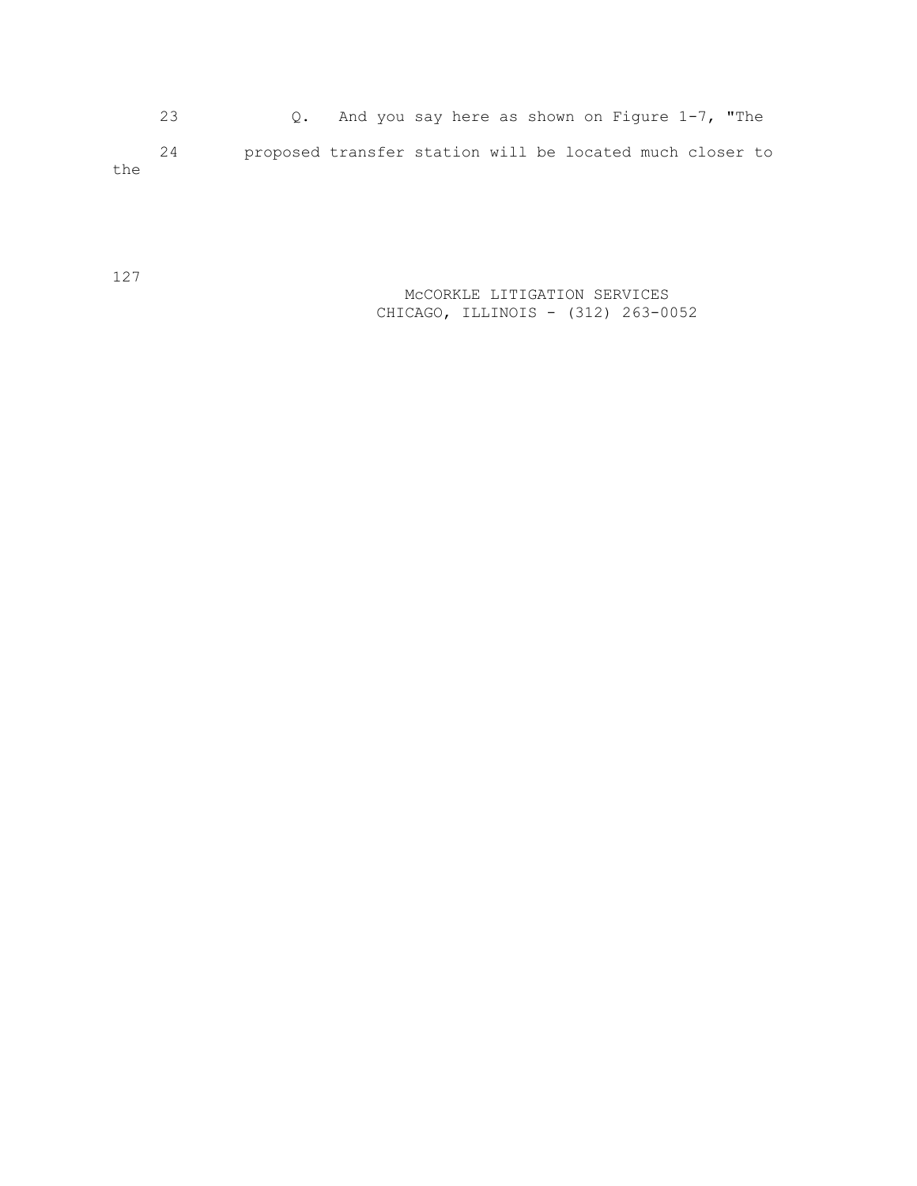23 Q. And you say here as shown on Figure 1-7, "The

24 proposed transfer station will be located much closer to the

McCORKLE LITIGATION SERVICES
CHICAGO, ILLINOIS - (312) 263-0052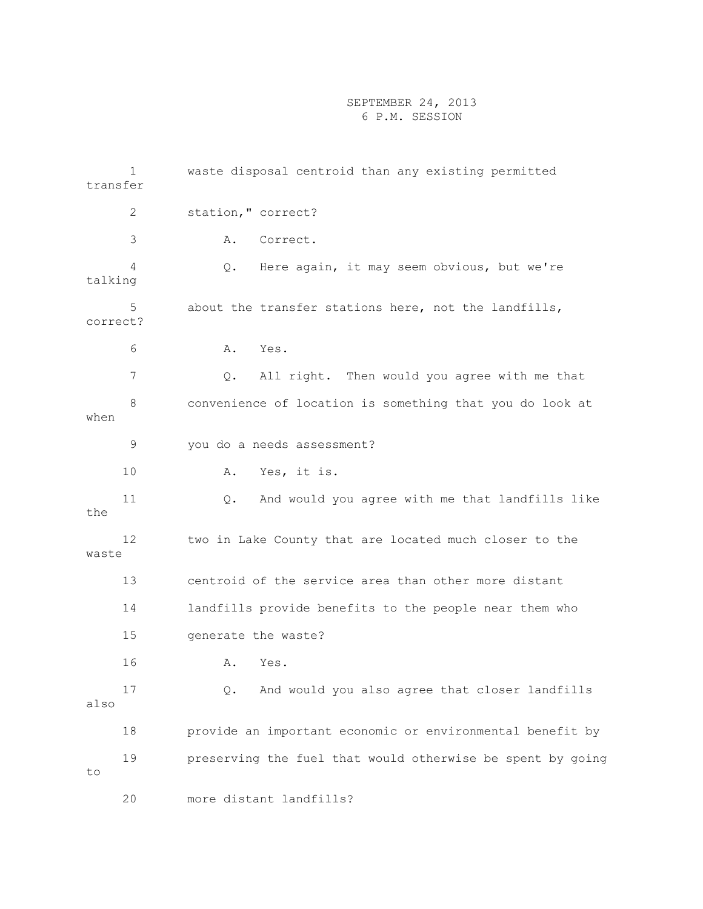SEPTEMBER 24, 2013
6 P.M. SESSION

1 waste disposal centroid than any existing permitted transfer

2 station," correct?

3 A. Correct.

4 Q. Here again, it may seem obvious, but we're talking

5 about the transfer stations here, not the landfills, correct?

6 A. Yes.

7 Q. All right. Then would you agree with me that

8 convenience of location is something that you do look at when

9 you do a needs assessment?

10 A. Yes, it is.

11 Q. And would you agree with me that landfills like the

12 two in Lake County that are located much closer to the waste

13 centroid of the service area than other more distant

14 landfills provide benefits to the people near them who

15 generate the waste?

16 A. Yes.

17 Q. And would you also agree that closer landfills also

18 provide an important economic or environmental benefit by

19 preserving the fuel that would otherwise be spent by going to

20 more distant landfills?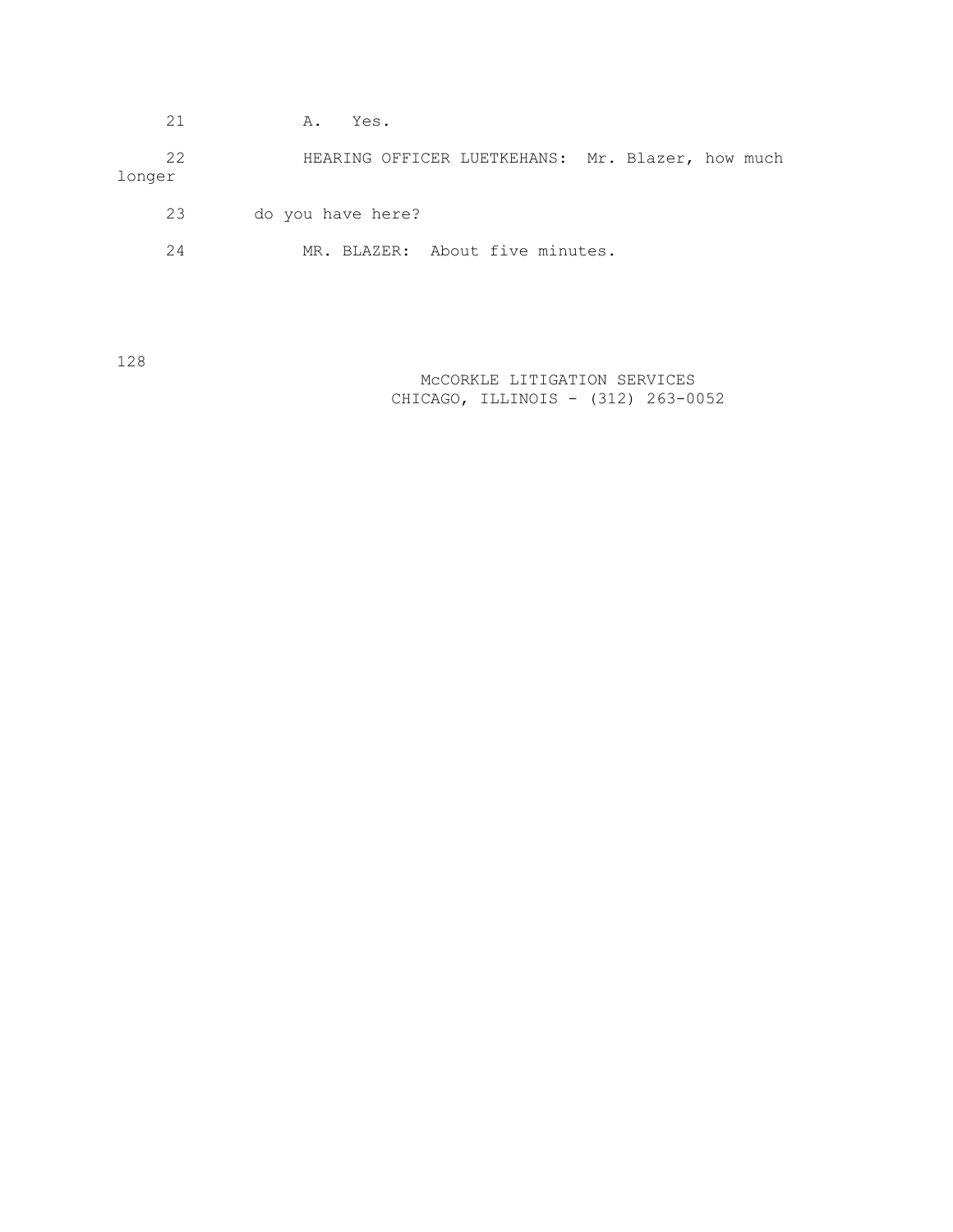21            A.   Yes.

22            HEARING OFFICER LUETKEHANS:  Mr. Blazer, how much longer

23        do you have here?

24            MR. BLAZER:  About five minutes.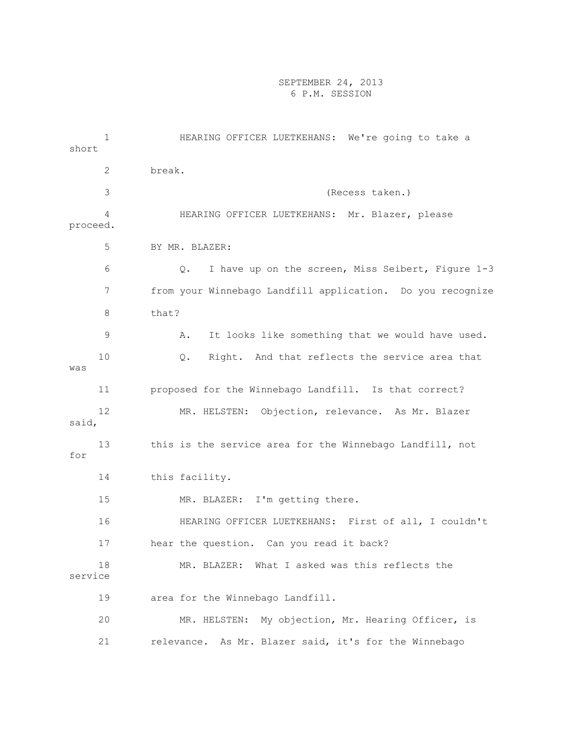SEPTEMBER 24, 2013
6 P.M. SESSION

1 HEARING OFFICER LUETKEHANS: We're going to take a short

2 break.

3 (Recess taken.)

4 HEARING OFFICER LUETKEHANS: Mr. Blazer, please proceed.

5 BY MR. BLAZER:

6 Q. I have up on the screen, Miss Seibert, Figure 1-3

7 from your Winnebago Landfill application. Do you recognize

8 that?

9 A. It looks like something that we would have used.

10 Q. Right. And that reflects the service area that was

11 proposed for the Winnebago Landfill. Is that correct?

12 MR. HELSTEN: Objection, relevance. As Mr. Blazer said,

13 this is the service area for the Winnebago Landfill, not for

14 this facility.

15 MR. BLAZER: I'm getting there.

16 HEARING OFFICER LUETKEHANS: First of all, I couldn't

17 hear the question. Can you read it back?

18 MR. BLAZER: What I asked was this reflects the service

19 area for the Winnebago Landfill.

20 MR. HELSTEN: My objection, Mr. Hearing Officer, is

21 relevance. As Mr. Blazer said, it's for the Winnebago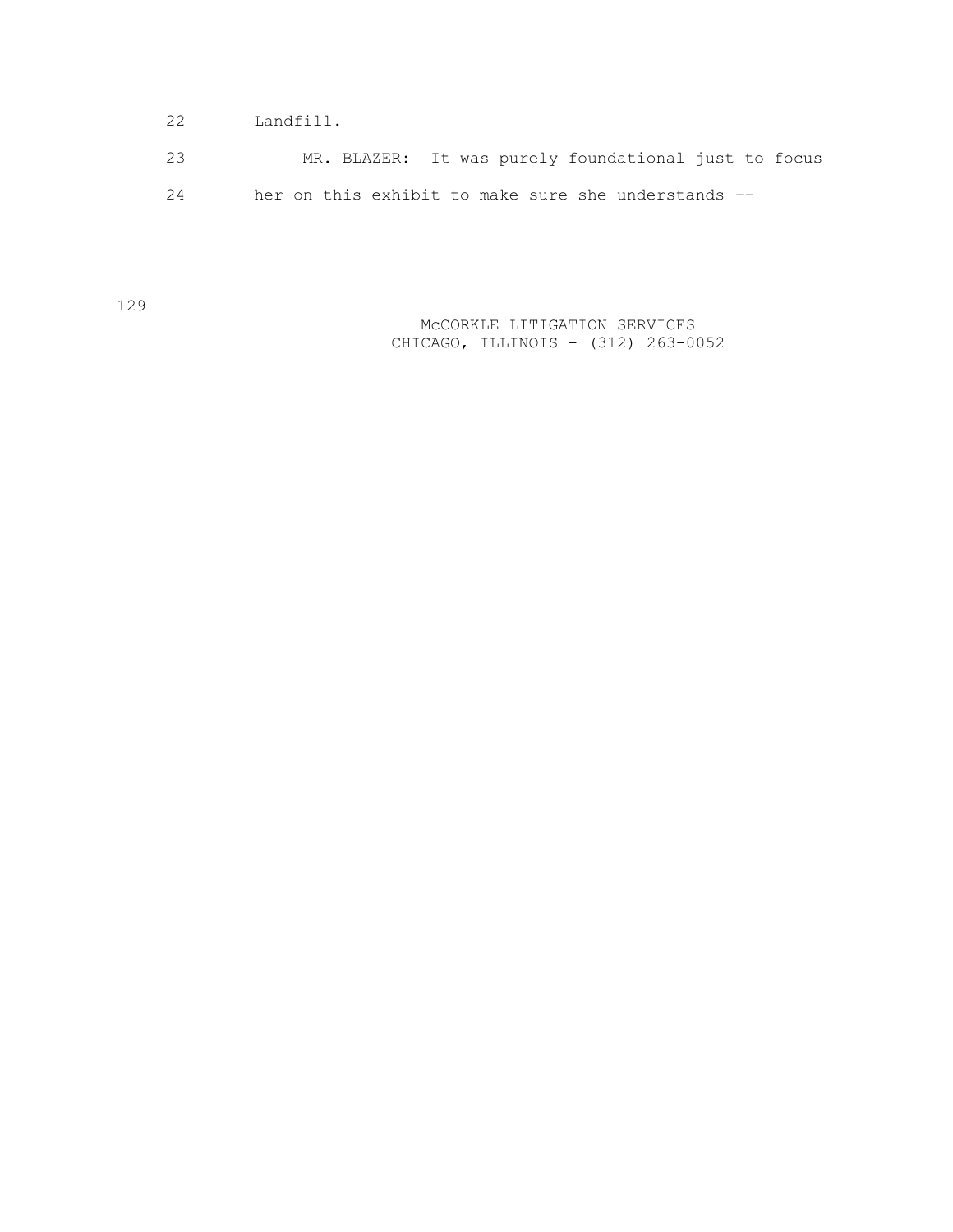22 Landfill.

23 MR. BLAZER: It was purely foundational just to focus

24 her on this exhibit to make sure she understands --

McCORKLE LITIGATION SERVICES
CHICAGO, ILLINOIS - (312) 263-0052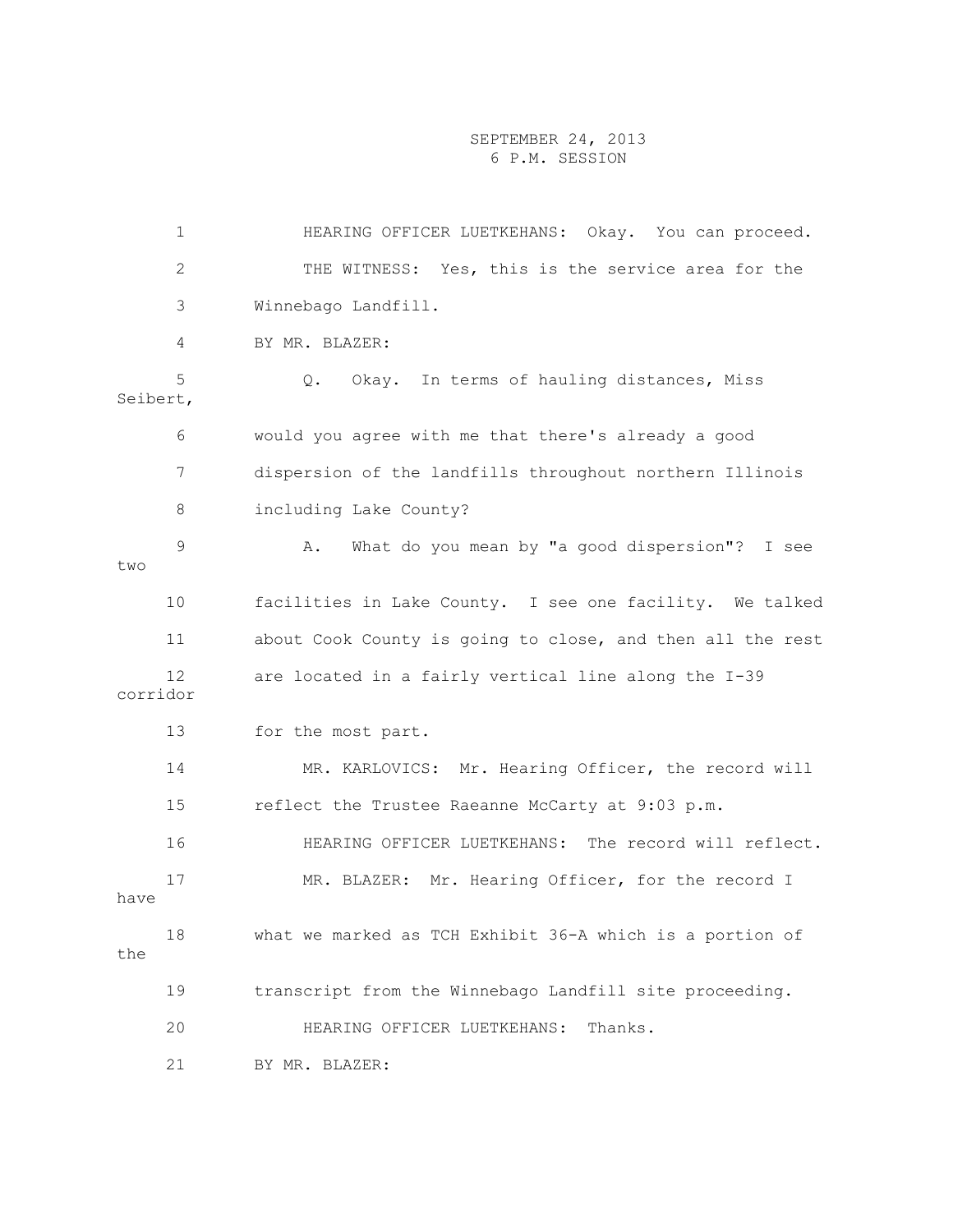SEPTEMBER 24, 2013
6 P.M. SESSION

1 HEARING OFFICER LUETKEHANS: Okay. You can proceed.

2 THE WITNESS: Yes, this is the service area for the

3 Winnebago Landfill.

4 BY MR. BLAZER:

5 Q. Okay. In terms of hauling distances, Miss Seibert,

6 would you agree with me that there's already a good

7 dispersion of the landfills throughout northern Illinois

8 including Lake County?

9 A. What do you mean by "a good dispersion"? I see two

10 facilities in Lake County. I see one facility. We talked

11 about Cook County is going to close, and then all the rest

12 are located in a fairly vertical line along the I-39 corridor

13 for the most part.

14 MR. KARLOVICS: Mr. Hearing Officer, the record will

15 reflect the Trustee Raeanne McCarty at 9:03 p.m.

16 HEARING OFFICER LUETKEHANS: The record will reflect.

17 MR. BLAZER: Mr. Hearing Officer, for the record I have

18 what we marked as TCH Exhibit 36-A which is a portion of the

19 transcript from the Winnebago Landfill site proceeding.

20 HEARING OFFICER LUETKEHANS: Thanks.

21 BY MR. BLAZER: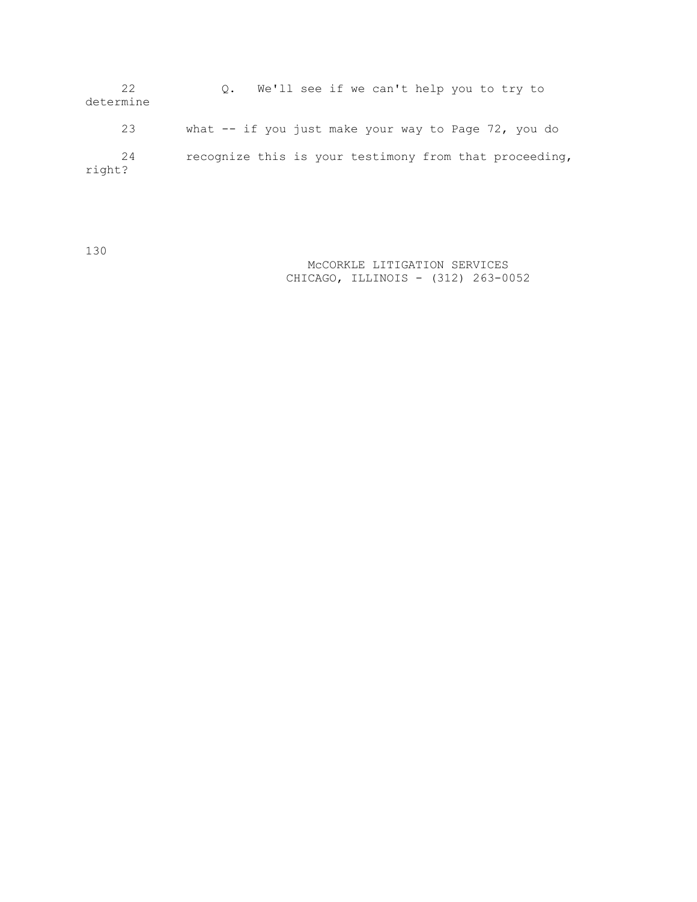22 Q. We'll see if we can't help you to try to determine

23 what -- if you just make your way to Page 72, you do

24 recognize this is your testimony from that proceeding, right?

McCORKLE LITIGATION SERVICES
CHICAGO, ILLINOIS - (312) 263-0052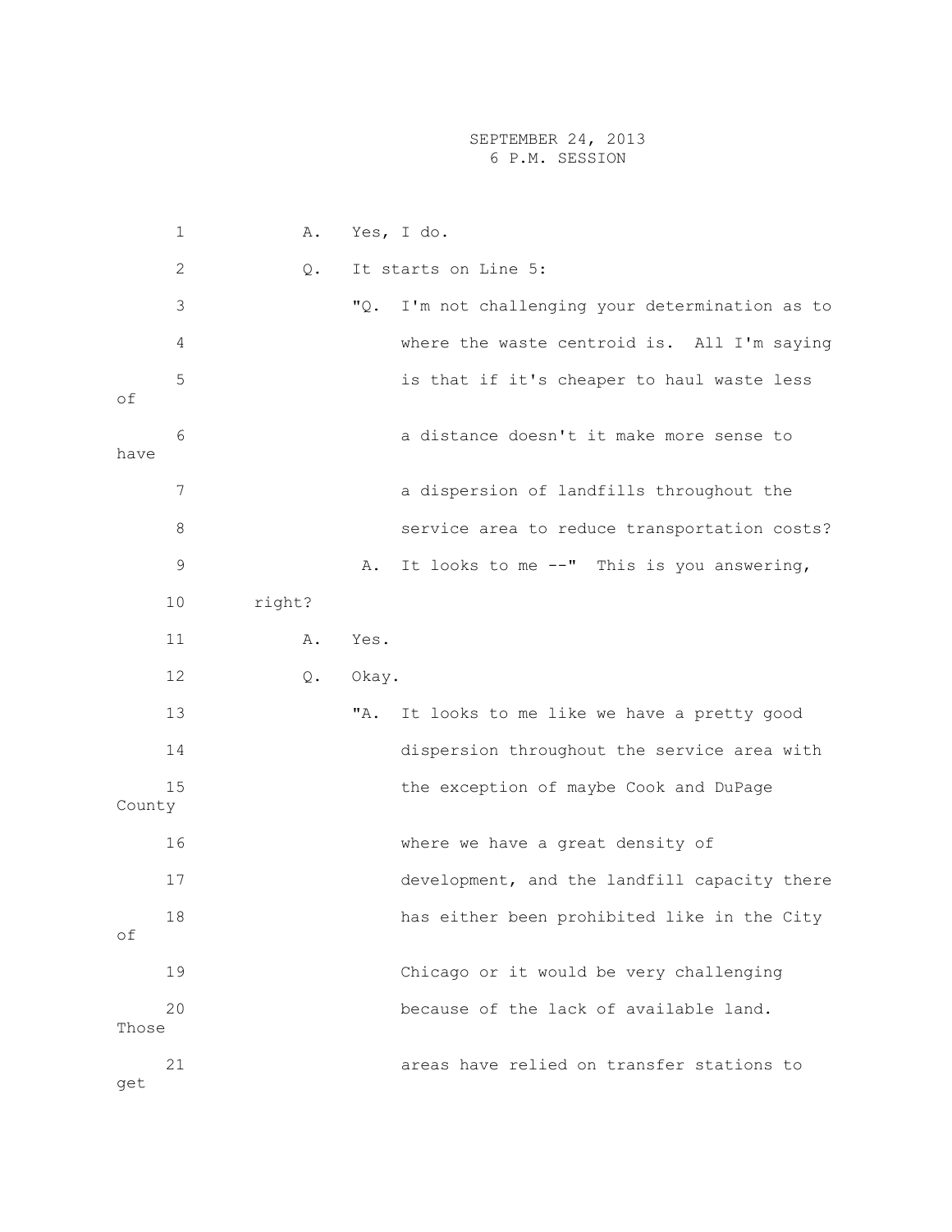SEPTEMBER 24, 2013
6 P.M. SESSION

1 A. Yes, I do.

2 Q. It starts on Line 5:

3 "Q. I'm not challenging your determination as to

4 where the waste centroid is. All I'm saying

5 is that if it's cheaper to haul waste less of

6 a distance doesn't it make more sense to have

7 a dispersion of landfills throughout the

8 service area to reduce transportation costs?

9 A. It looks to me --" This is you answering,

10 right?

11 A. Yes.

12 Q. Okay.

13 "A. It looks to me like we have a pretty good

14 dispersion throughout the service area with

15 the exception of maybe Cook and DuPage County

16 where we have a great density of

17 development, and the landfill capacity there

18 has either been prohibited like in the City of

19 Chicago or it would be very challenging

20 because of the lack of available land. Those

21 areas have relied on transfer stations to get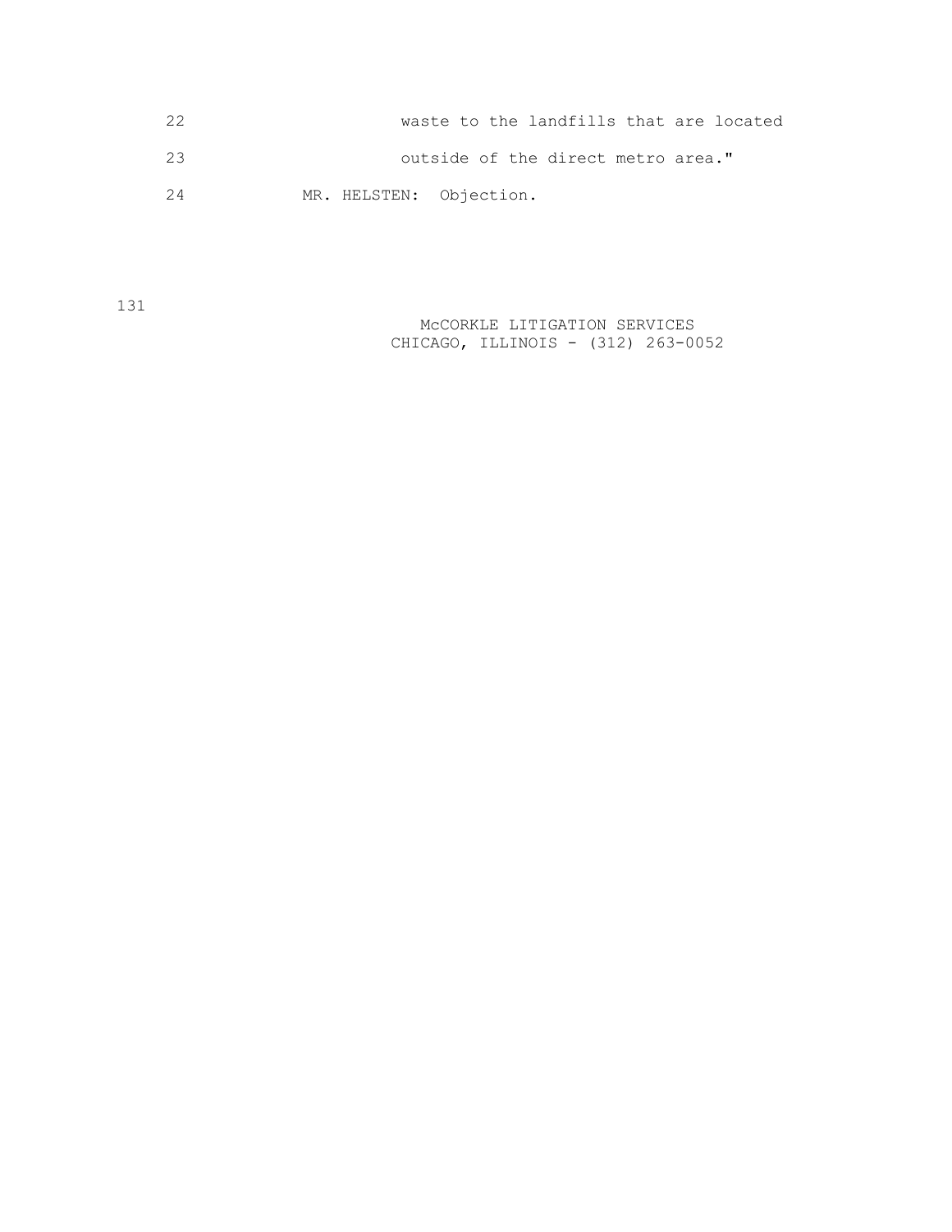22 waste to the landfills that are located

23 outside of the direct metro area."

24 MR. HELSTEN: Objection.

McCORKLE LITIGATION SERVICES
CHICAGO, ILLINOIS - (312) 263-0052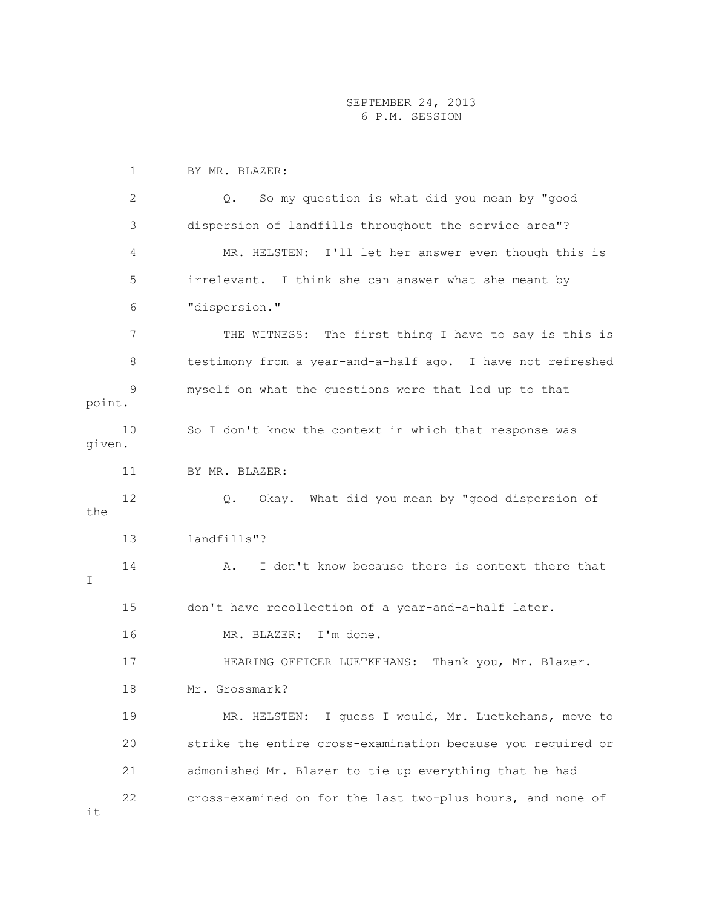SEPTEMBER 24, 2013
6 P.M. SESSION

1 BY MR. BLAZER:

2 Q. So my question is what did you mean by "good

3 dispersion of landfills throughout the service area"?

4 MR. HELSTEN: I'll let her answer even though this is

5 irrelevant. I think she can answer what she meant by

6 "dispersion."

7 THE WITNESS: The first thing I have to say is this is

8 testimony from a year-and-a-half ago. I have not refreshed

9 myself on what the questions were that led up to that point.

10 So I don't know the context in which that response was given.

11 BY MR. BLAZER:

12 Q. Okay. What did you mean by "good dispersion of the

13 landfills"?

14 A. I don't know because there is context there that I

15 don't have recollection of a year-and-a-half later.

16 MR. BLAZER: I'm done.

17 HEARING OFFICER LUETKEHANS: Thank you, Mr. Blazer.

18 Mr. Grossmark?

19 MR. HELSTEN: I guess I would, Mr. Luetkehans, move to

20 strike the entire cross-examination because you required or

21 admonished Mr. Blazer to tie up everything that he had

22 cross-examined on for the last two-plus hours, and none of it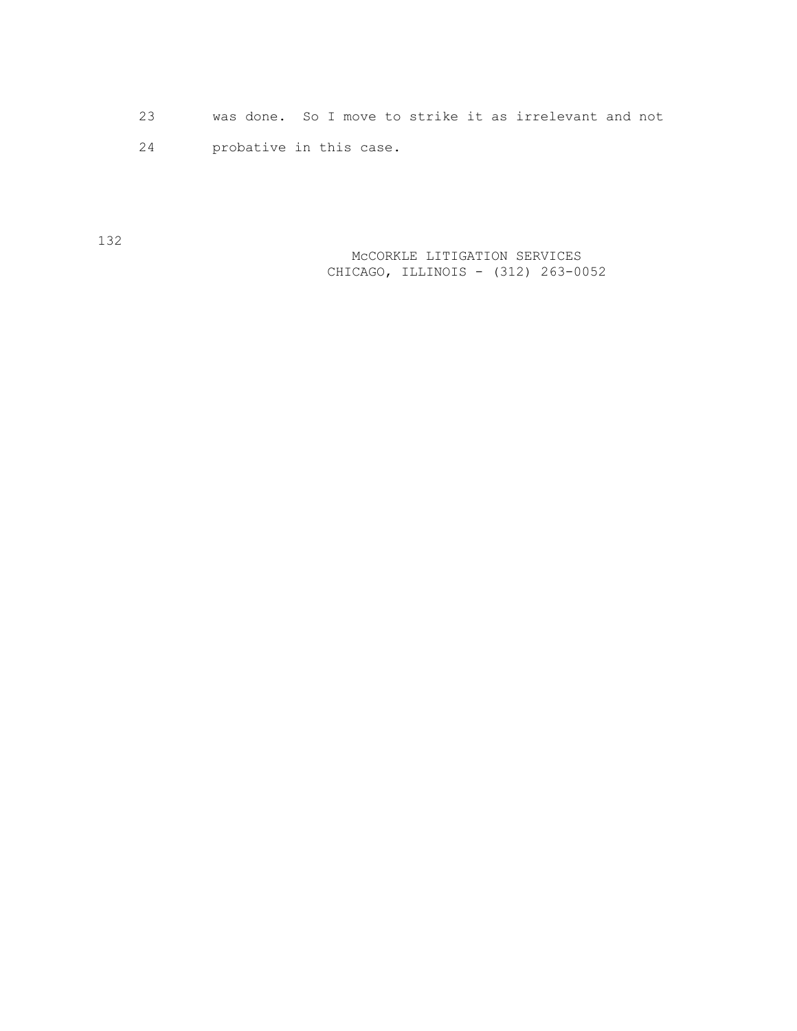23 was done. So I move to strike it as irrelevant and not

24 probative in this case.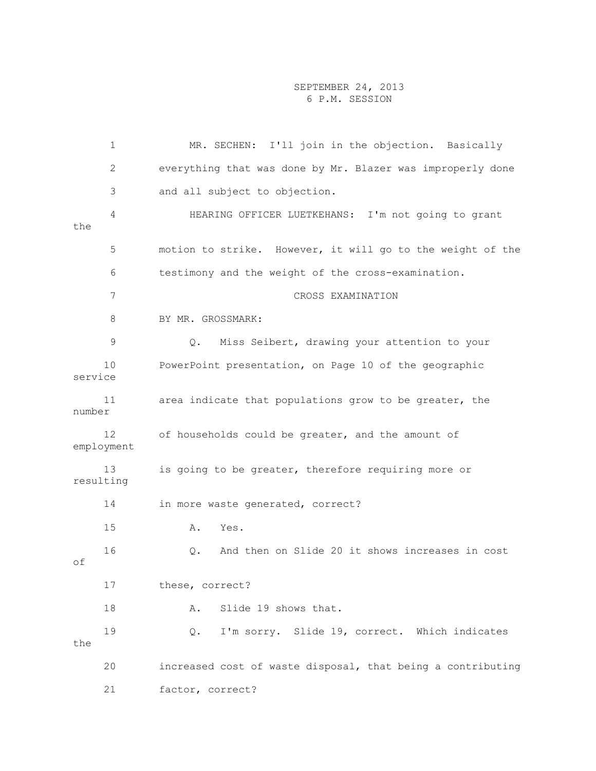SEPTEMBER 24, 2013
6 P.M. SESSION

1 MR. SECHEN: I'll join in the objection. Basically
2 everything that was done by Mr. Blazer was improperly done
3 and all subject to objection.
4 HEARING OFFICER LUETKEHANS: I'm not going to grant the
5 motion to strike. However, it will go to the weight of the
6 testimony and the weight of the cross-examination.
7 CROSS EXAMINATION
8 BY MR. GROSSMARK:
9 Q. Miss Seibert, drawing your attention to your
10 PowerPoint presentation, on Page 10 of the geographic service
11 area indicate that populations grow to be greater, the number
12 of households could be greater, and the amount of employment
13 is going to be greater, therefore requiring more or resulting
14 in more waste generated, correct?
15 A. Yes.
16 Q. And then on Slide 20 it shows increases in cost of
17 these, correct?
18 A. Slide 19 shows that.
19 Q. I'm sorry. Slide 19, correct. Which indicates the
20 increased cost of waste disposal, that being a contributing
21 factor, correct?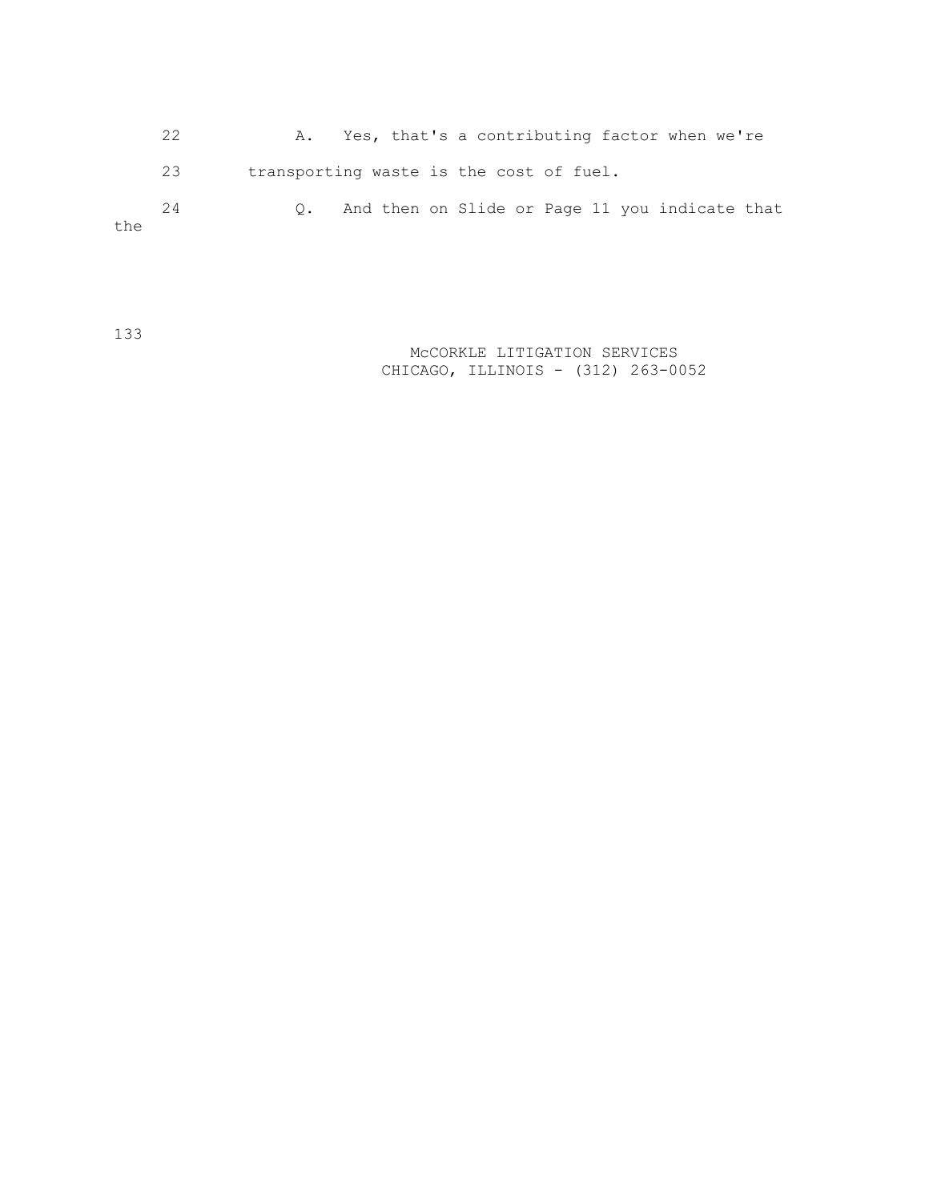22 A. Yes, that's a contributing factor when we're

23 transporting waste is the cost of fuel.

24 Q. And then on Slide or Page 11 you indicate that the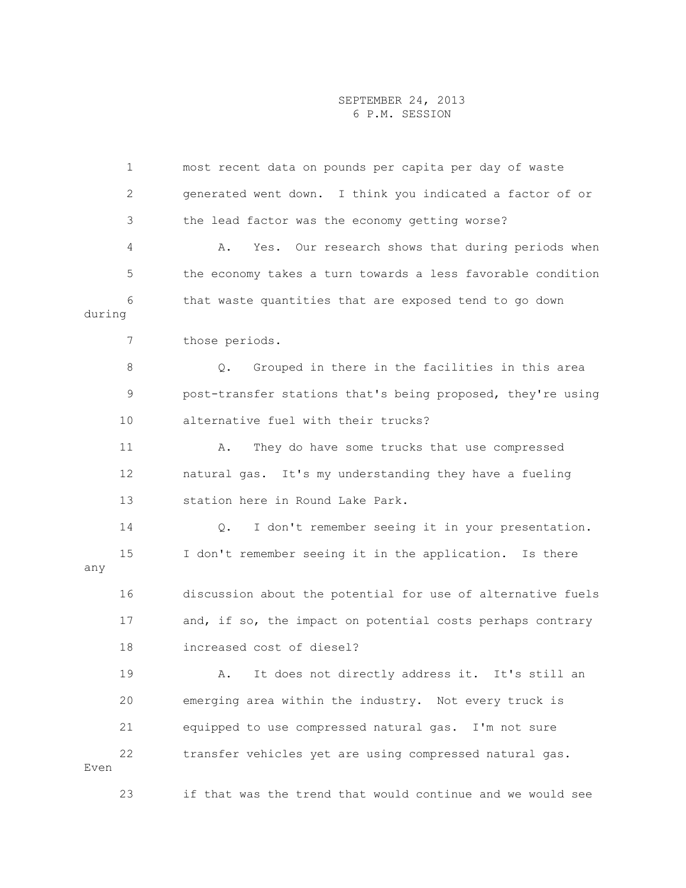SEPTEMBER 24, 2013
6 P.M. SESSION

1 most recent data on pounds per capita per day of waste
2 generated went down. I think you indicated a factor of or
3 the lead factor was the economy getting worse?
4 A. Yes. Our research shows that during periods when
5 the economy takes a turn towards a less favorable condition
6 that waste quantities that are exposed tend to go down during
7 those periods.
8 Q. Grouped in there in the facilities in this area
9 post-transfer stations that's being proposed, they're using
10 alternative fuel with their trucks?
11 A. They do have some trucks that use compressed
12 natural gas. It's my understanding they have a fueling
13 station here in Round Lake Park.
14 Q. I don't remember seeing it in your presentation.
15 I don't remember seeing it in the application. Is there any
16 discussion about the potential for use of alternative fuels
17 and, if so, the impact on potential costs perhaps contrary
18 increased cost of diesel?
19 A. It does not directly address it. It's still an
20 emerging area within the industry. Not every truck is
21 equipped to use compressed natural gas. I'm not sure
22 transfer vehicles yet are using compressed natural gas. Even
23 if that was the trend that would continue and we would see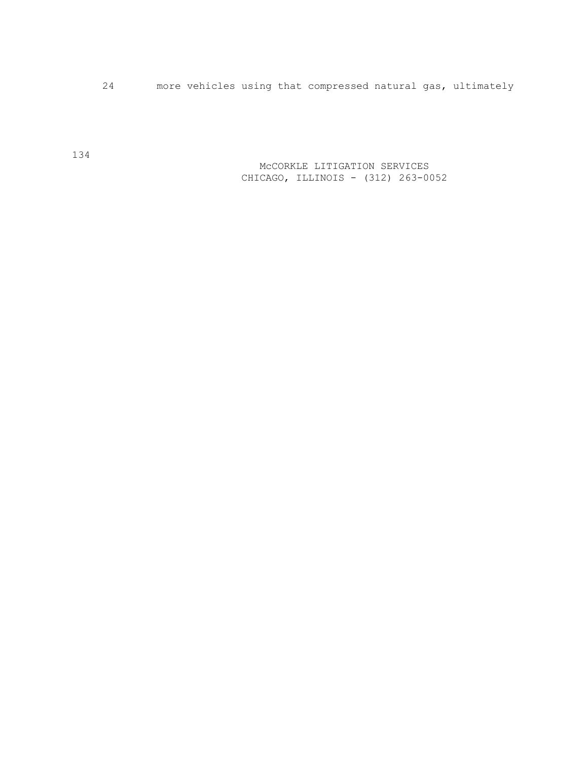24 more vehicles using that compressed natural gas, ultimately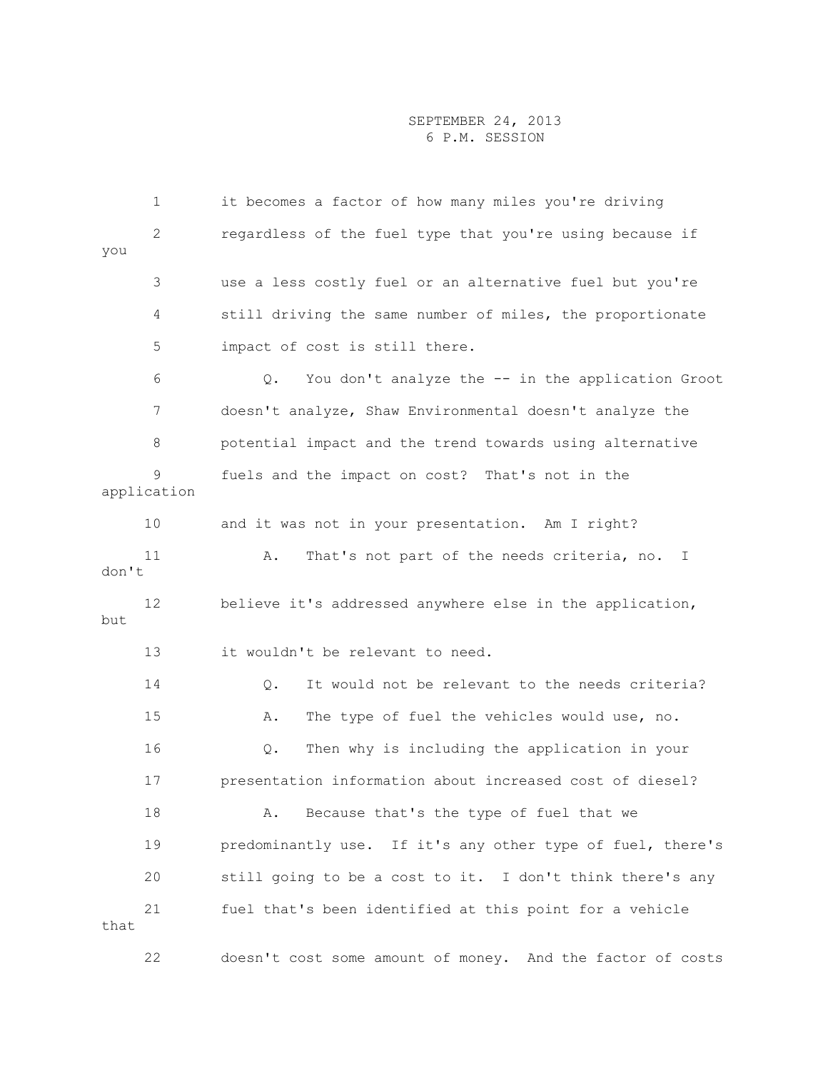SEPTEMBER 24, 2013
6 P.M. SESSION

1 it becomes a factor of how many miles you're driving
2 regardless of the fuel type that you're using because if you
3 use a less costly fuel or an alternative fuel but you're
4 still driving the same number of miles, the proportionate
5 impact of cost is still there.
6 Q. You don't analyze the -- in the application Groot
7 doesn't analyze, Shaw Environmental doesn't analyze the
8 potential impact and the trend towards using alternative
9 fuels and the impact on cost? That's not in the application
10 and it was not in your presentation. Am I right?
11 A. That's not part of the needs criteria, no. I don't
12 believe it's addressed anywhere else in the application, but
13 it wouldn't be relevant to need.
14 Q. It would not be relevant to the needs criteria?
15 A. The type of fuel the vehicles would use, no.
16 Q. Then why is including the application in your
17 presentation information about increased cost of diesel?
18 A. Because that's the type of fuel that we
19 predominantly use. If it's any other type of fuel, there's
20 still going to be a cost to it. I don't think there's any
21 fuel that's been identified at this point for a vehicle that
22 doesn't cost some amount of money. And the factor of costs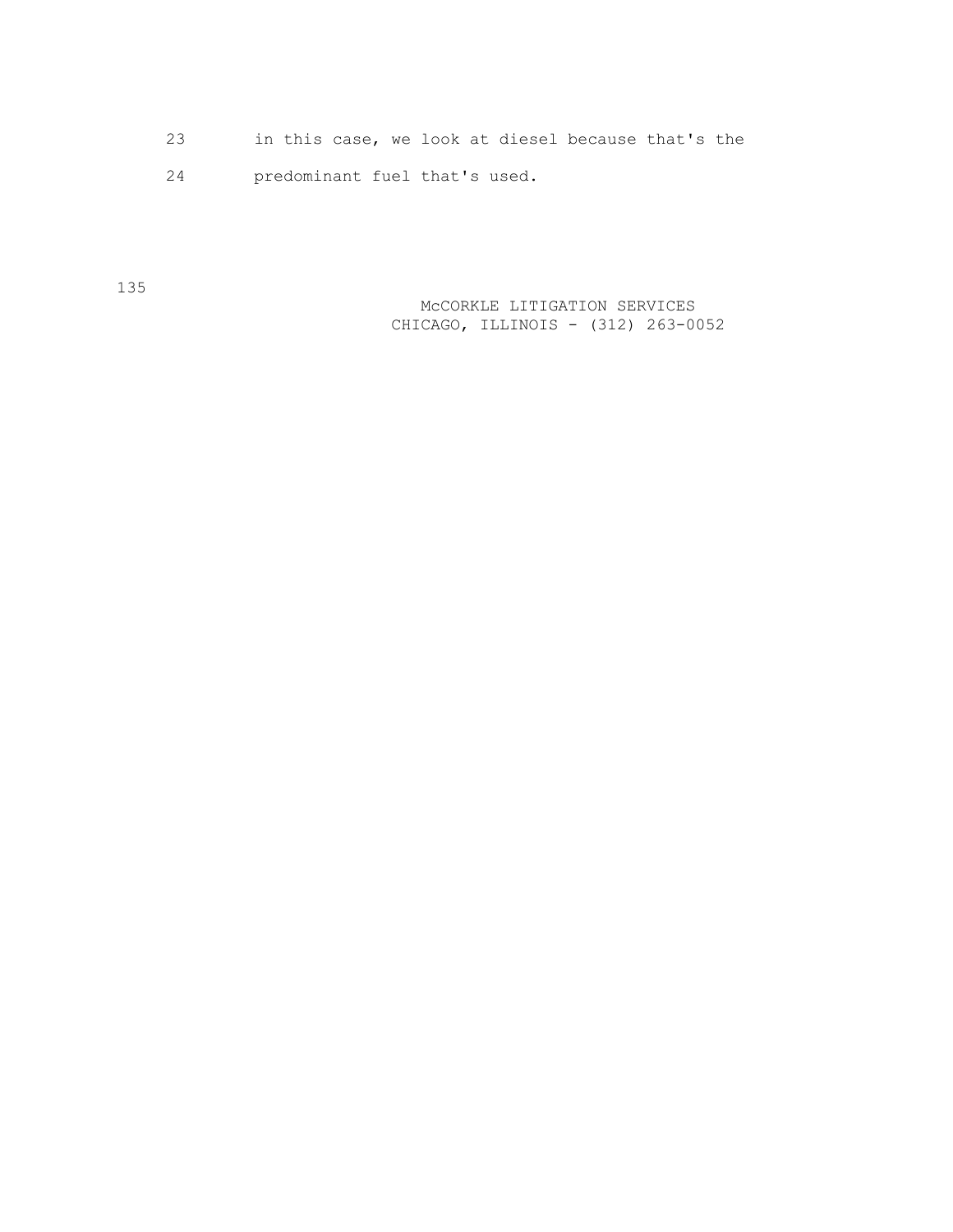23 in this case, we look at diesel because that's the

24 predominant fuel that's used.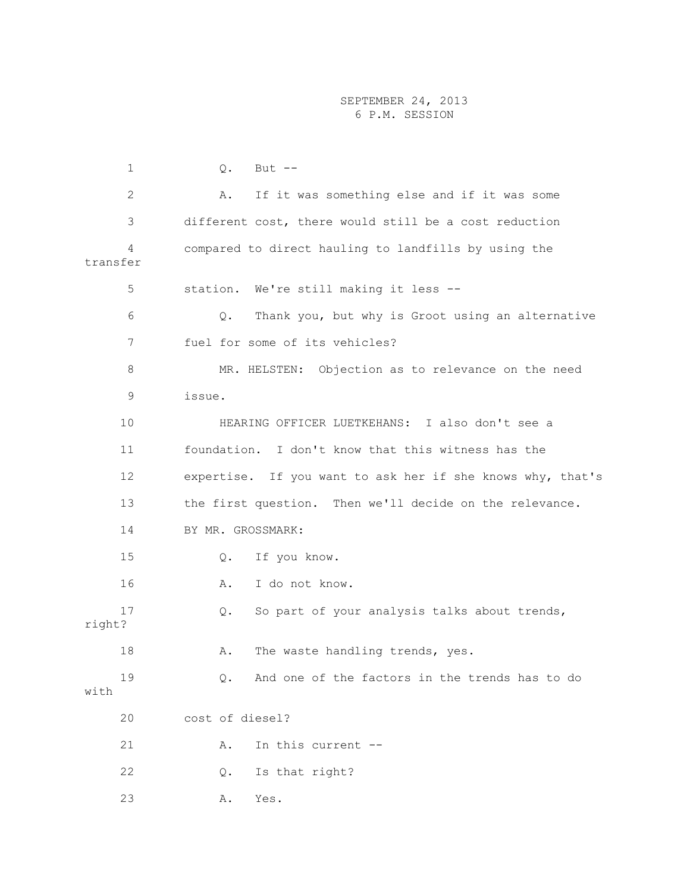SEPTEMBER 24, 2013
6 P.M. SESSION

1 Q. But --

2 A. If it was something else and if it was some

3 different cost, there would still be a cost reduction

4 compared to direct hauling to landfills by using the transfer

5 station. We're still making it less --

6 Q. Thank you, but why is Groot using an alternative

7 fuel for some of its vehicles?

8 MR. HELSTEN: Objection as to relevance on the need

9 issue.

10 HEARING OFFICER LUETKEHANS: I also don't see a

11 foundation. I don't know that this witness has the

12 expertise. If you want to ask her if she knows why, that's

13 the first question. Then we'll decide on the relevance.

14 BY MR. GROSSMARK:

15 Q. If you know.

16 A. I do not know.

17 Q. So part of your analysis talks about trends, right?

18 A. The waste handling trends, yes.

19 Q. And one of the factors in the trends has to do with

20 cost of diesel?

21 A. In this current --

22 Q. Is that right?

23 A. Yes.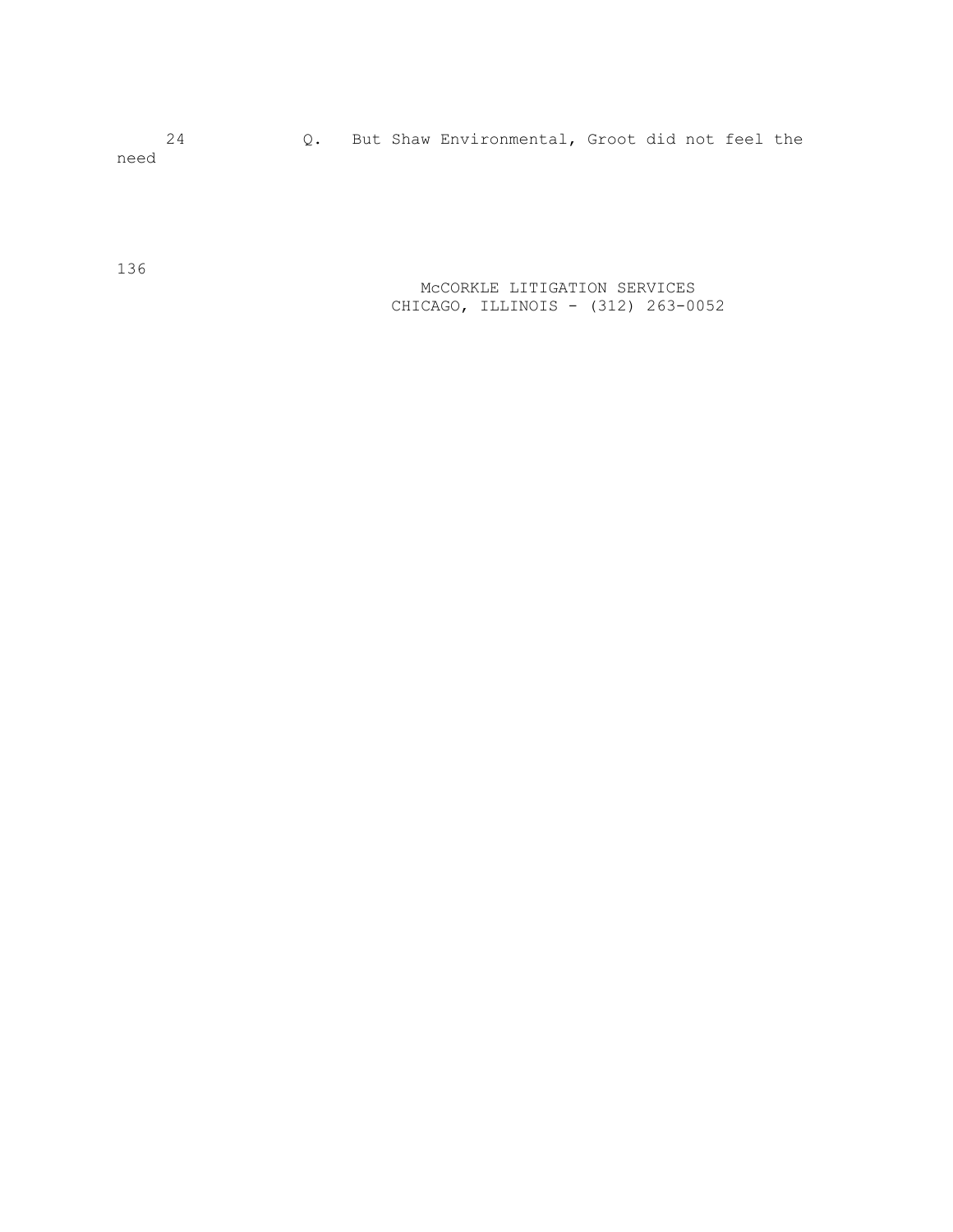24 Q. But Shaw Environmental, Groot did not feel the need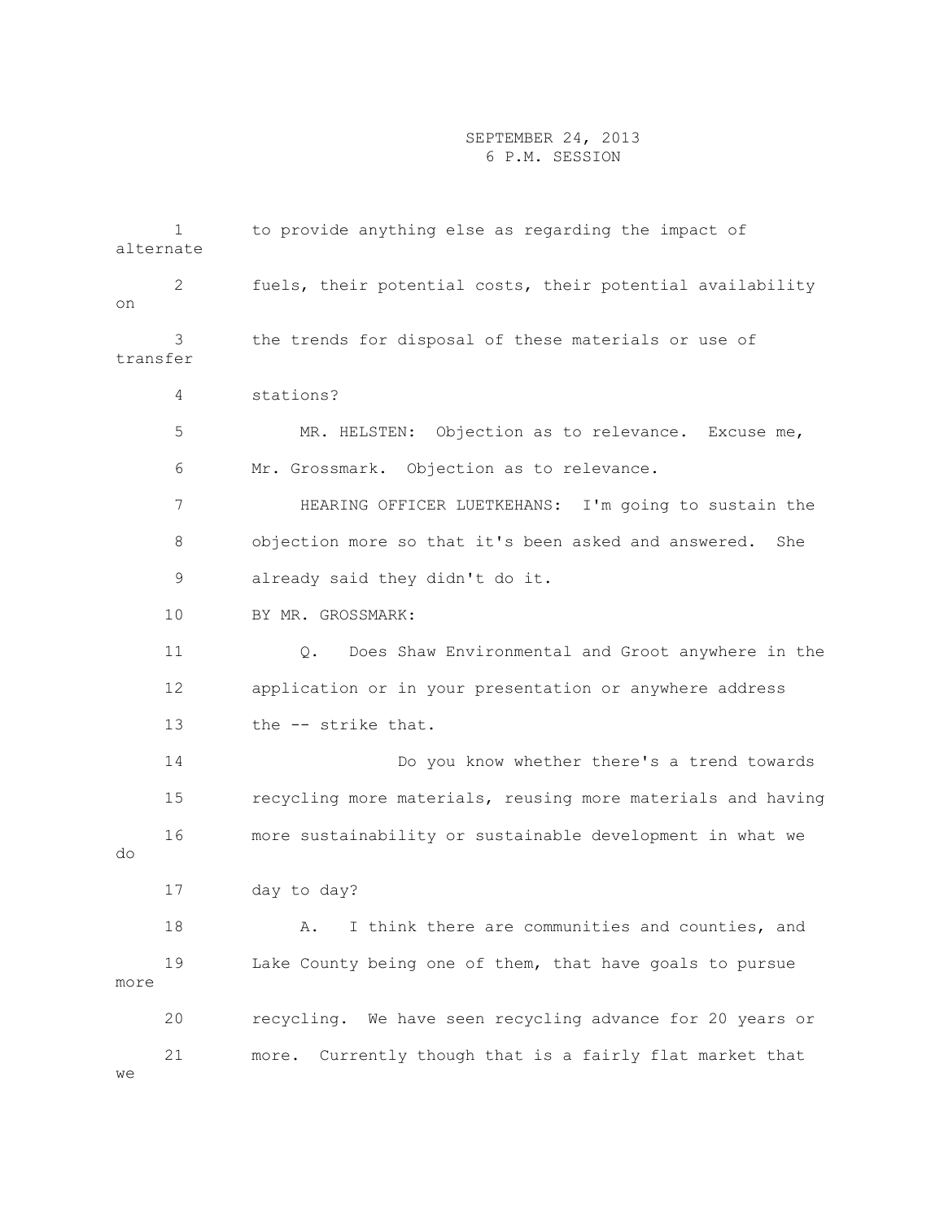SEPTEMBER 24, 2013
6 P.M. SESSION

1 to provide anything else as regarding the impact of alternate
2 fuels, their potential costs, their potential availability on
3 the trends for disposal of these materials or use of transfer
4 stations?
5 MR. HELSTEN: Objection as to relevance. Excuse me,
6 Mr. Grossmark. Objection as to relevance.
7 HEARING OFFICER LUETKEHANS: I'm going to sustain the
8 objection more so that it's been asked and answered. She
9 already said they didn't do it.
10 BY MR. GROSSMARK:
11 Q. Does Shaw Environmental and Groot anywhere in the
12 application or in your presentation or anywhere address
13 the -- strike that.
14 Do you know whether there's a trend towards
15 recycling more materials, reusing more materials and having
16 more sustainability or sustainable development in what we do
17 day to day?
18 A. I think there are communities and counties, and
19 Lake County being one of them, that have goals to pursue more
20 recycling. We have seen recycling advance for 20 years or
21 more. Currently though that is a fairly flat market that we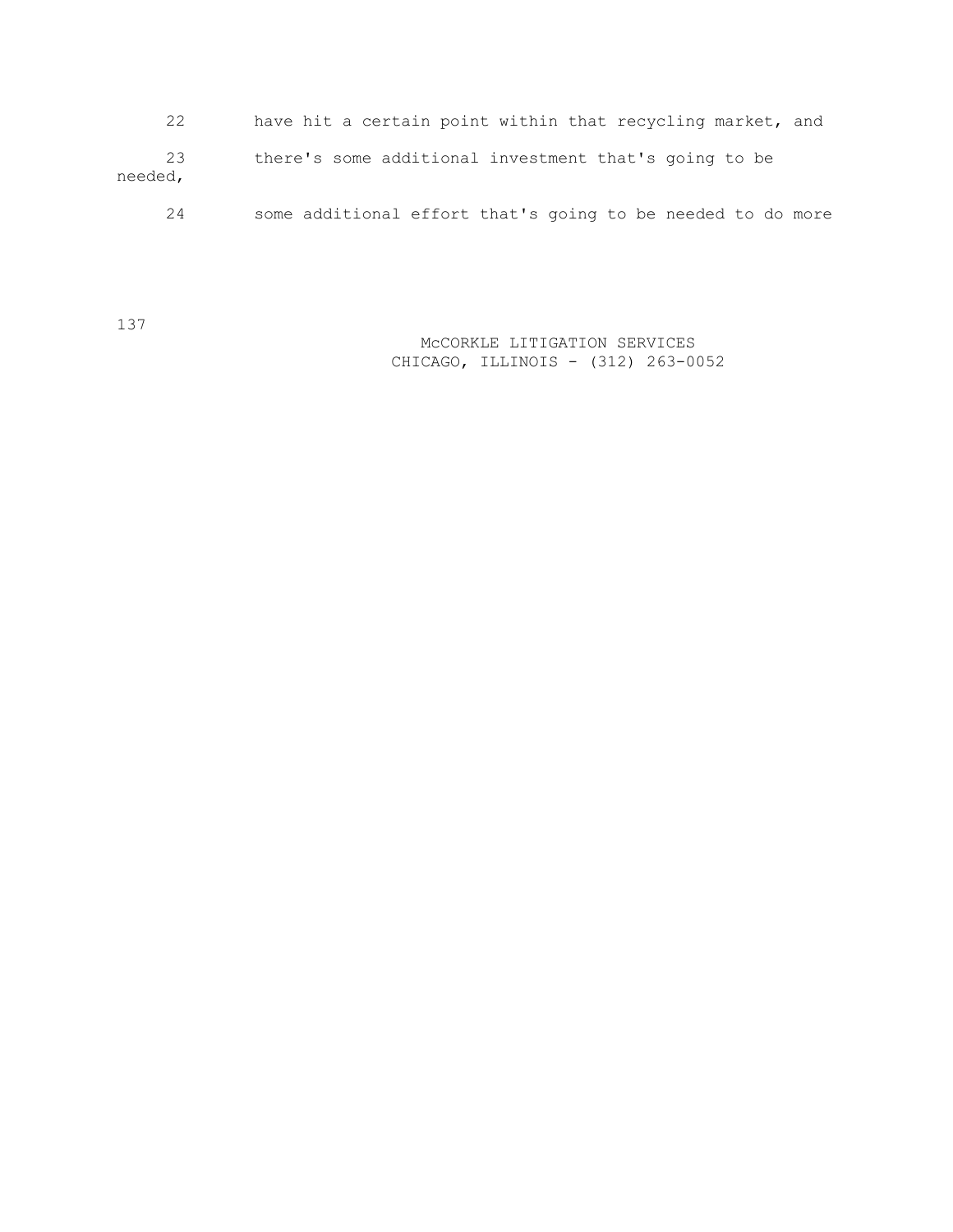22 have hit a certain point within that recycling market, and

23 there's some additional investment that's going to be needed,

24 some additional effort that's going to be needed to do more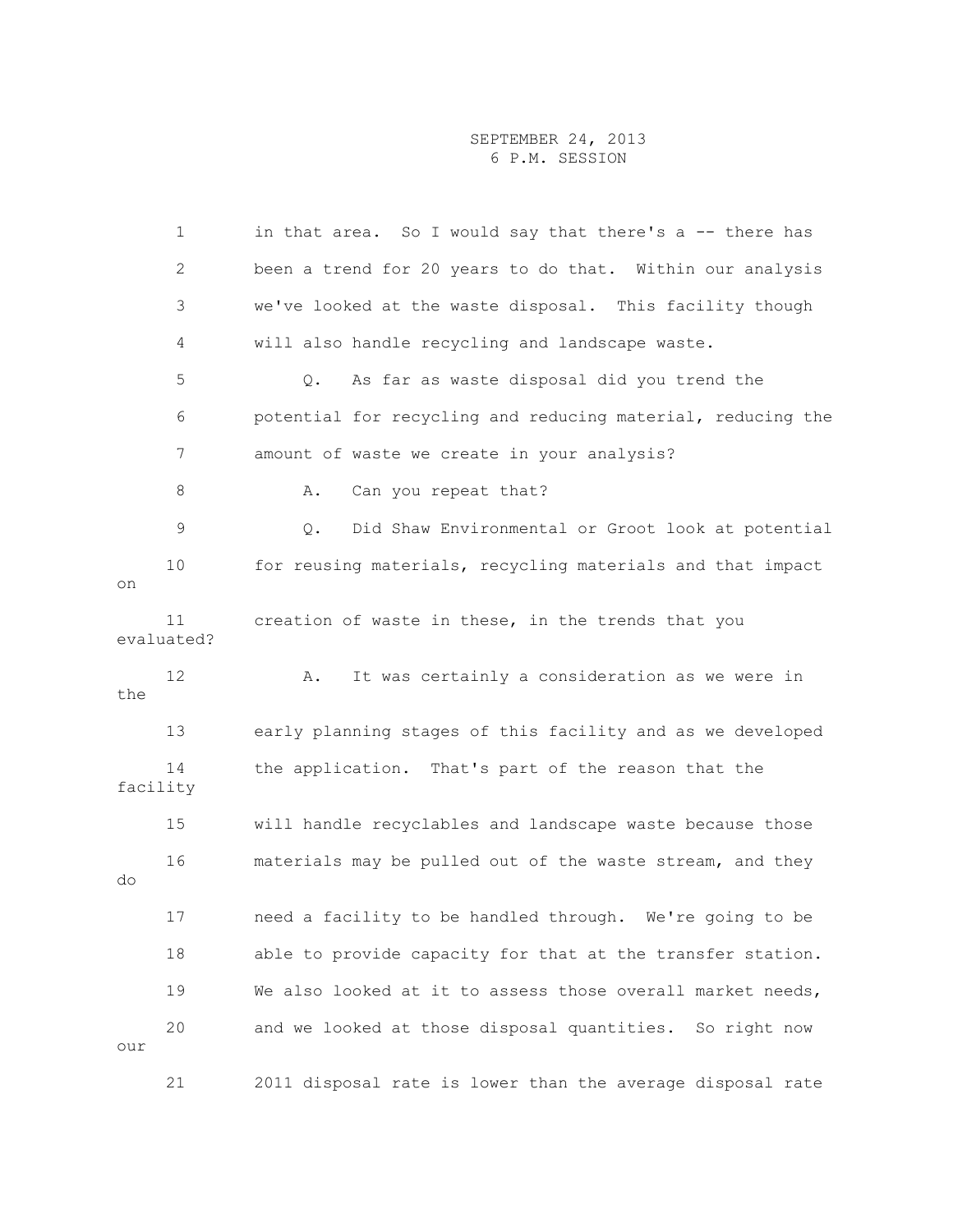SEPTEMBER 24, 2013
6 P.M. SESSION

1 in that area. So I would say that there's a -- there has
2 been a trend for 20 years to do that. Within our analysis
3 we've looked at the waste disposal. This facility though
4 will also handle recycling and landscape waste.
5 Q. As far as waste disposal did you trend the
6 potential for recycling and reducing material, reducing the
7 amount of waste we create in your analysis?
8 A. Can you repeat that?
9 Q. Did Shaw Environmental or Groot look at potential
10 for reusing materials, recycling materials and that impact on
11 creation of waste in these, in the trends that you evaluated?
12 A. It was certainly a consideration as we were in the
13 early planning stages of this facility and as we developed
14 the application. That's part of the reason that the facility
15 will handle recyclables and landscape waste because those
16 materials may be pulled out of the waste stream, and they do
17 need a facility to be handled through. We're going to be
18 able to provide capacity for that at the transfer station.
19 We also looked at it to assess those overall market needs,
20 and we looked at those disposal quantities. So right now our
21 2011 disposal rate is lower than the average disposal rate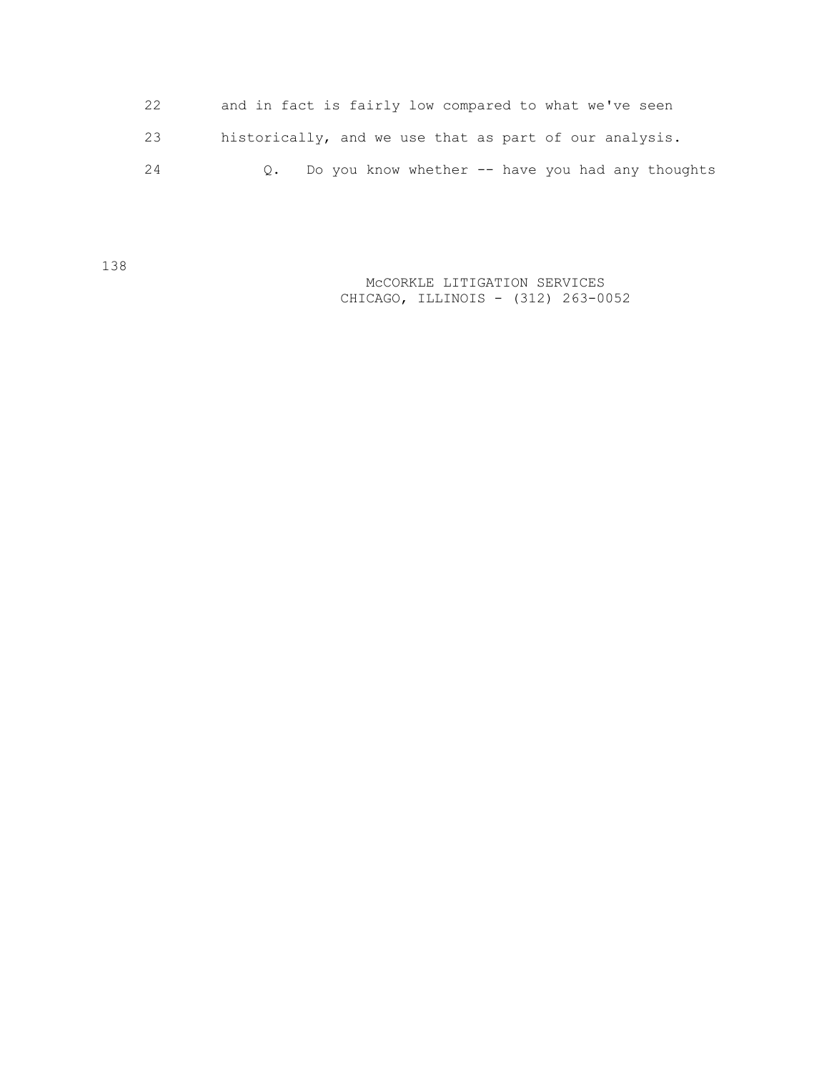22 and in fact is fairly low compared to what we've seen

23 historically, and we use that as part of our analysis.

24 Q. Do you know whether -- have you had any thoughts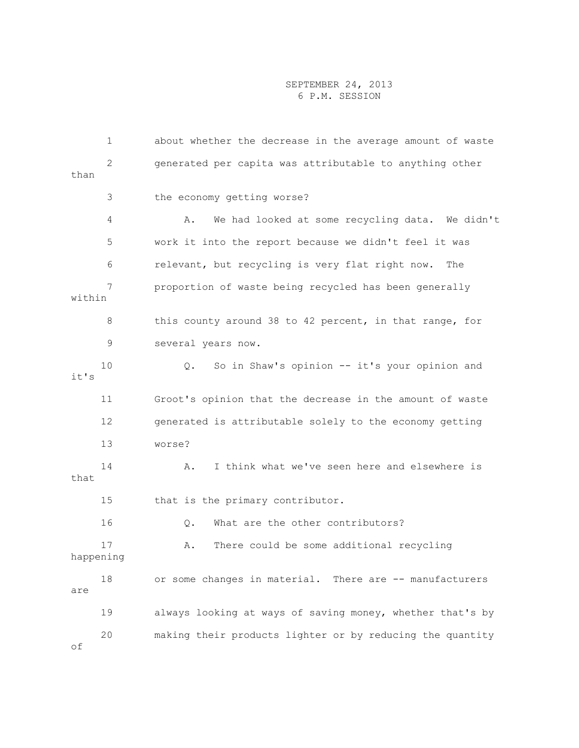SEPTEMBER 24, 2013
6 P.M. SESSION

1 about whether the decrease in the average amount of waste

2 generated per capita was attributable to anything other than

3 the economy getting worse?

4 A. We had looked at some recycling data. We didn't

5 work it into the report because we didn't feel it was

6 relevant, but recycling is very flat right now. The

7 proportion of waste being recycled has been generally within

8 this county around 38 to 42 percent, in that range, for

9 several years now.

10 Q. So in Shaw's opinion -- it's your opinion and it's

11 Groot's opinion that the decrease in the amount of waste

12 generated is attributable solely to the economy getting

13 worse?

14 A. I think what we've seen here and elsewhere is that

15 that is the primary contributor.

16 Q. What are the other contributors?

17 A. There could be some additional recycling happening

18 or some changes in material. There are -- manufacturers are

19 always looking at ways of saving money, whether that's by

20 making their products lighter or by reducing the quantity of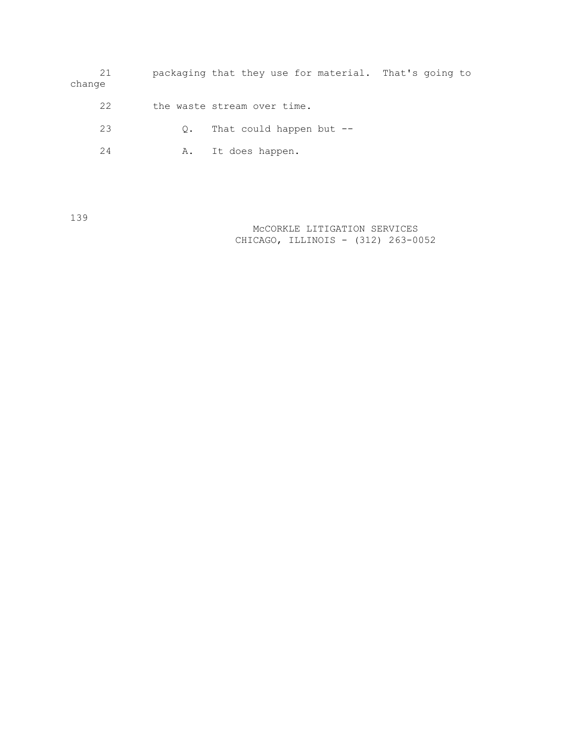21 packaging that they use for material. That's going to change

22 the waste stream over time.

23 Q. That could happen but --

24 A. It does happen.

McCORKLE LITIGATION SERVICES
CHICAGO, ILLINOIS - (312) 263-0052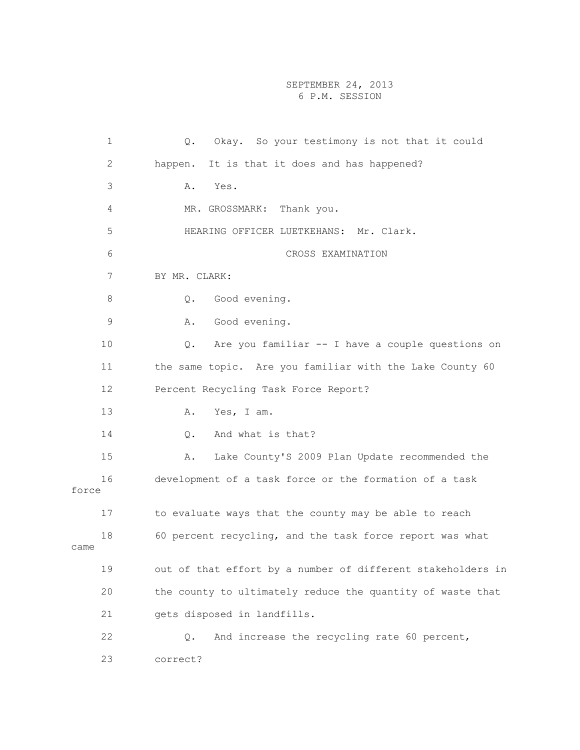SEPTEMBER 24, 2013
6 P.M. SESSION

1 Q. Okay. So your testimony is not that it could
2 happen. It is that it does and has happened?
3 A. Yes.
4 MR. GROSSMARK: Thank you.
5 HEARING OFFICER LUETKEHANS: Mr. Clark.
6 CROSS EXAMINATION
7 BY MR. CLARK:
8 Q. Good evening.
9 A. Good evening.
10 Q. Are you familiar -- I have a couple questions on
11 the same topic. Are you familiar with the Lake County 60
12 Percent Recycling Task Force Report?
13 A. Yes, I am.
14 Q. And what is that?
15 A. Lake County'S 2009 Plan Update recommended the
16 development of a task force or the formation of a task force
17 to evaluate ways that the county may be able to reach
18 60 percent recycling, and the task force report was what came
19 out of that effort by a number of different stakeholders in
20 the county to ultimately reduce the quantity of waste that
21 gets disposed in landfills.
22 Q. And increase the recycling rate 60 percent,
23 correct?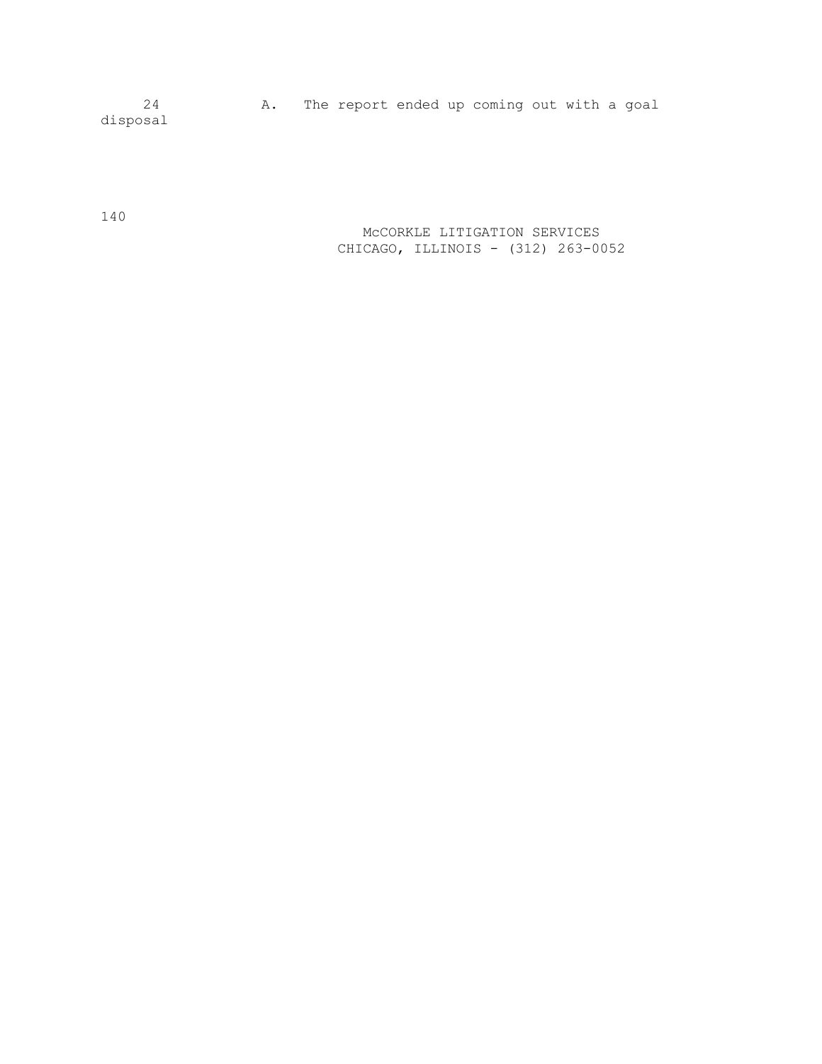24          A.   The report ended up coming out with a goal
disposal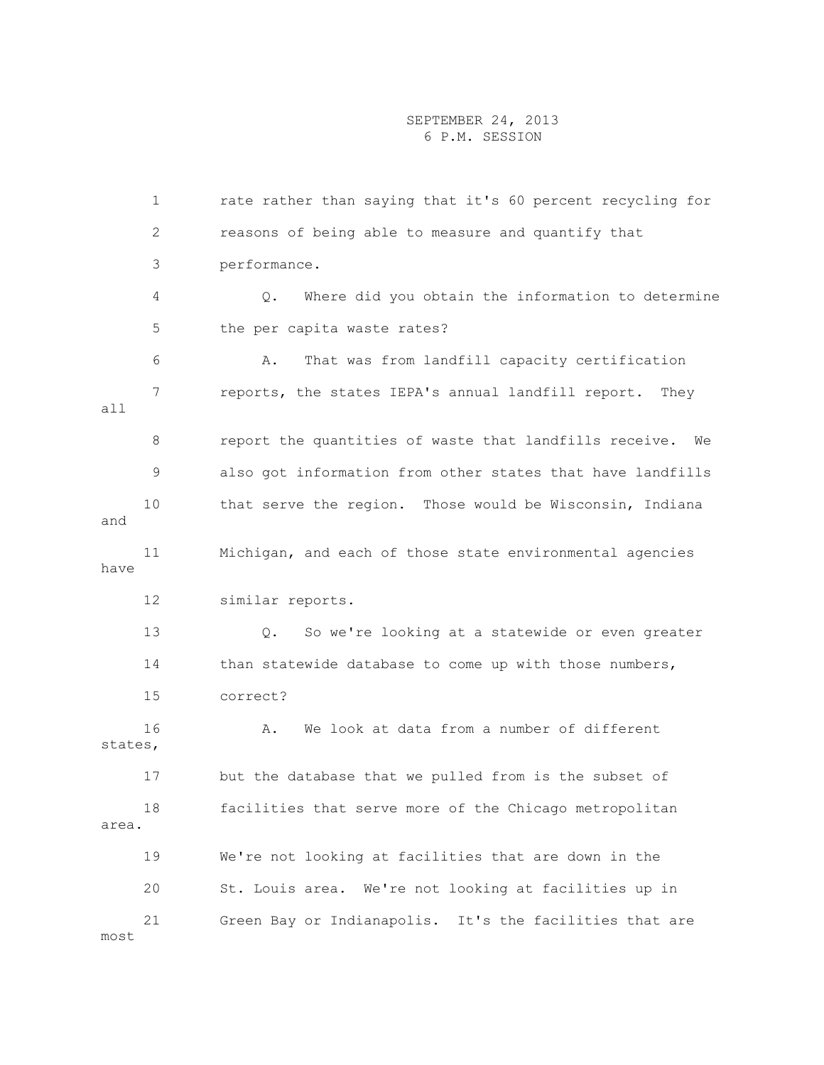SEPTEMBER 24, 2013
6 P.M. SESSION

1 rate rather than saying that it's 60 percent recycling for
2 reasons of being able to measure and quantify that
3 performance.
4 Q. Where did you obtain the information to determine
5 the per capita waste rates?
6 A. That was from landfill capacity certification
7 reports, the states IEPA's annual landfill report. They all
8 report the quantities of waste that landfills receive. We
9 also got information from other states that have landfills
10 that serve the region. Those would be Wisconsin, Indiana and
11 Michigan, and each of those state environmental agencies have
12 similar reports.
13 Q. So we're looking at a statewide or even greater
14 than statewide database to come up with those numbers,
15 correct?
16 A. We look at data from a number of different states,
17 but the database that we pulled from is the subset of
18 facilities that serve more of the Chicago metropolitan area.
19 We're not looking at facilities that are down in the
20 St. Louis area. We're not looking at facilities up in
21 Green Bay or Indianapolis. It's the facilities that are most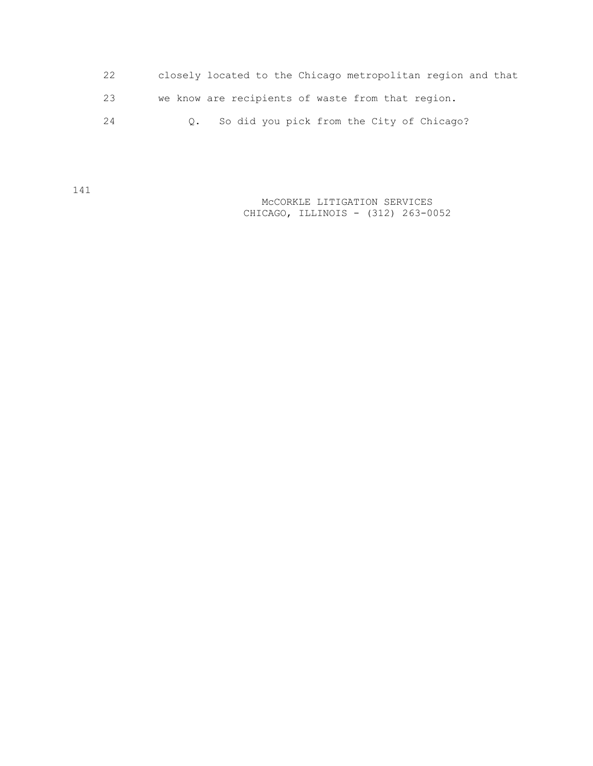22 closely located to the Chicago metropolitan region and that

23 we know are recipients of waste from that region.

24 Q. So did you pick from the City of Chicago?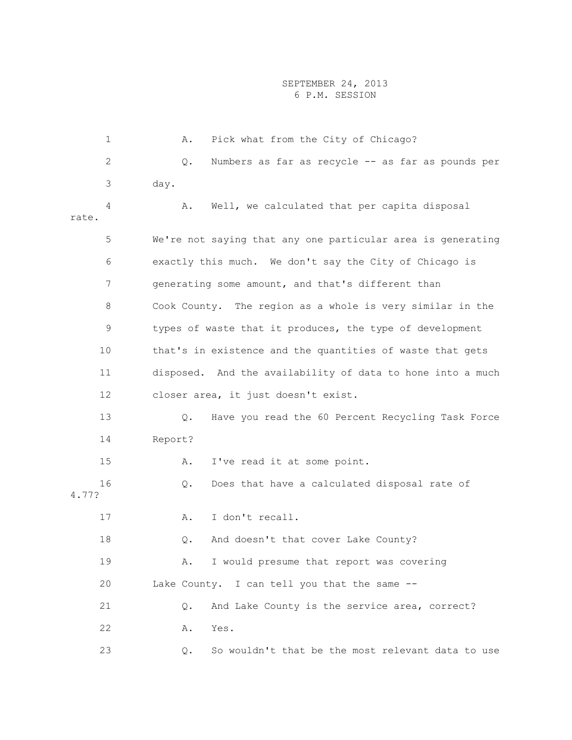SEPTEMBER 24, 2013
6 P.M. SESSION

1 A. Pick what from the City of Chicago?

2 Q. Numbers as far as recycle -- as far as pounds per

3 day.

4 A. Well, we calculated that per capita disposal rate.

5 We're not saying that any one particular area is generating

6 exactly this much. We don't say the City of Chicago is

7 generating some amount, and that's different than

8 Cook County. The region as a whole is very similar in the

9 types of waste that it produces, the type of development

10 that's in existence and the quantities of waste that gets

11 disposed. And the availability of data to hone into a much

12 closer area, it just doesn't exist.

13 Q. Have you read the 60 Percent Recycling Task Force

14 Report?

15 A. I've read it at some point.

16 Q. Does that have a calculated disposal rate of 4.77?

17 A. I don't recall.

18 Q. And doesn't that cover Lake County?

19 A. I would presume that report was covering

20 Lake County. I can tell you that the same --

21 Q. And Lake County is the service area, correct?

22 A. Yes.

23 Q. So wouldn't that be the most relevant data to use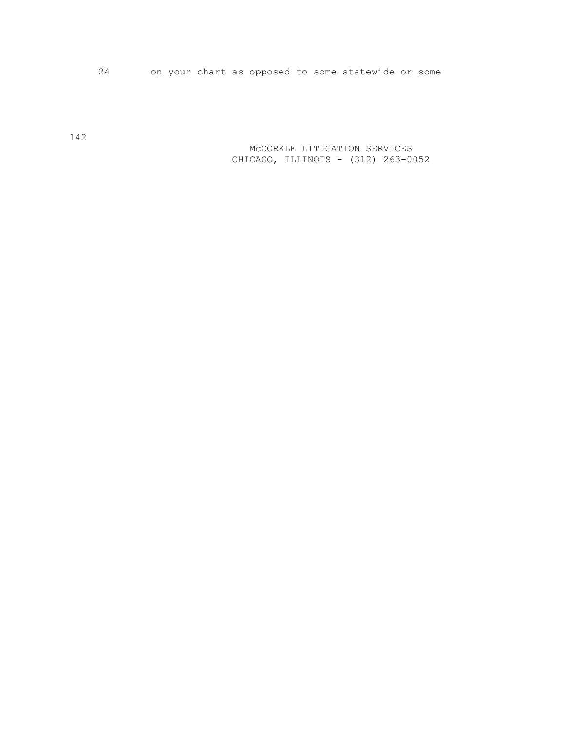24        on your chart as opposed to some statewide or some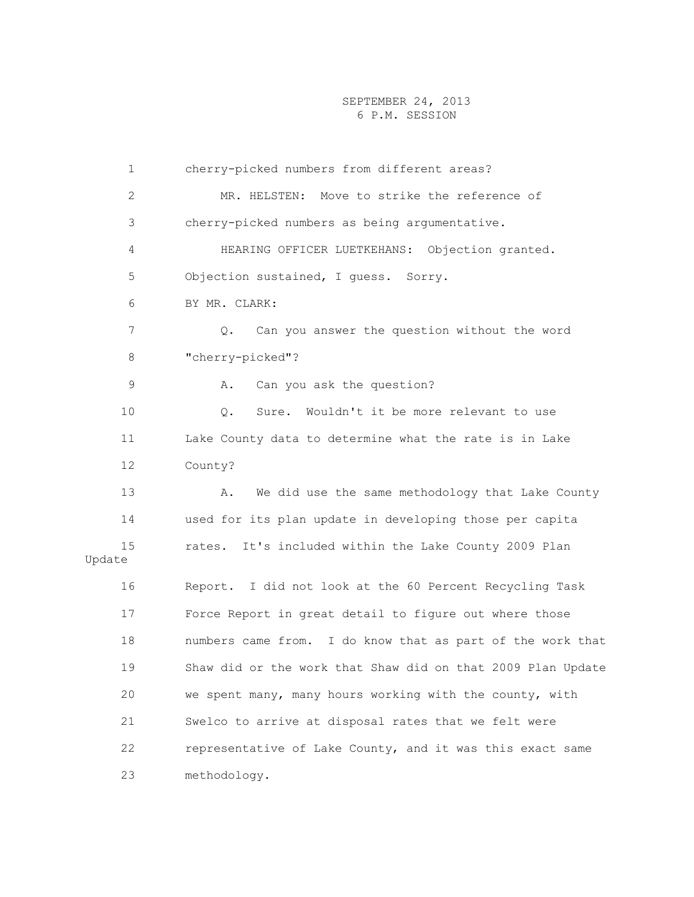cherry-picked numbers from different areas?

MR. HELSTEN: Move to strike the reference of cherry-picked numbers as being argumentative.

HEARING OFFICER LUETKEHANS: Objection granted. Objection sustained, I guess. Sorry.

BY MR. CLARK:

Q. Can you answer the question without the word "cherry-picked"?

A. Can you ask the question?

Q. Sure. Wouldn't it be more relevant to use Lake County data to determine what the rate is in Lake County?

A. We did use the same methodology that Lake County used for its plan update in developing those per capita rates. It's included within the Lake County 2009 Plan Update Report. I did not look at the 60 Percent Recycling Task Force Report in great detail to figure out where those numbers came from. I do know that as part of the work that Shaw did or the work that Shaw did on that 2009 Plan Update we spent many, many hours working with the county, with Swelco to arrive at disposal rates that we felt were representative of Lake County, and it was this exact same methodology.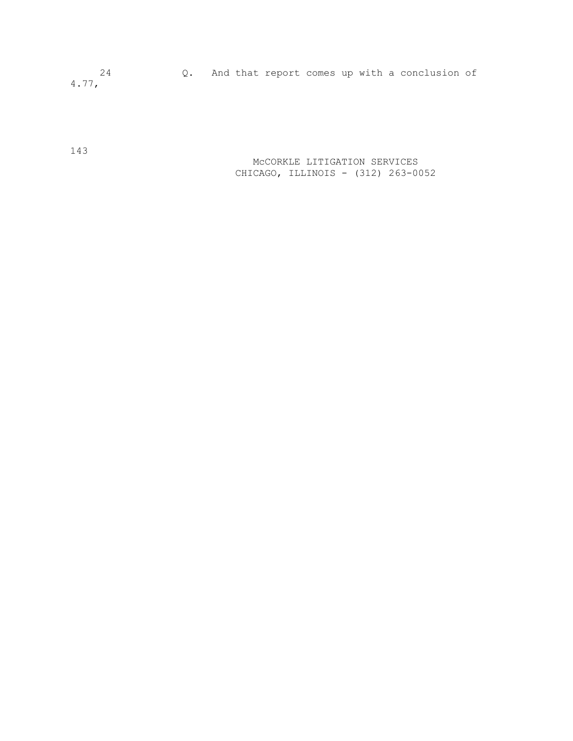24 Q. And that report comes up with a conclusion of 4.77,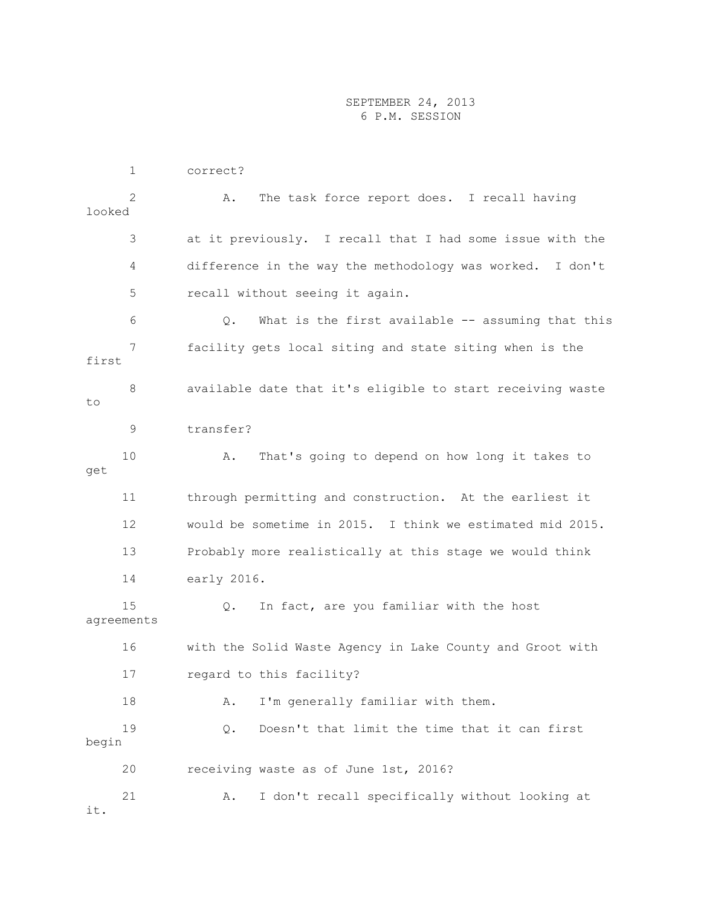SEPTEMBER 24, 2013
6 P.M. SESSION

1 correct?

2 A. The task force report does. I recall having looked

3 at it previously. I recall that I had some issue with the

4 difference in the way the methodology was worked. I don't

5 recall without seeing it again.

6 Q. What is the first available -- assuming that this

7 facility gets local siting and state siting when is the first

8 available date that it's eligible to start receiving waste to

9 transfer?

10 A. That's going to depend on how long it takes to get

11 through permitting and construction. At the earliest it

12 would be sometime in 2015. I think we estimated mid 2015.

13 Probably more realistically at this stage we would think

14 early 2016.

15 Q. In fact, are you familiar with the host agreements

16 with the Solid Waste Agency in Lake County and Groot with

17 regard to this facility?

18 A. I'm generally familiar with them.

19 Q. Doesn't that limit the time that it can first begin

20 receiving waste as of June 1st, 2016?

21 A. I don't recall specifically without looking at it.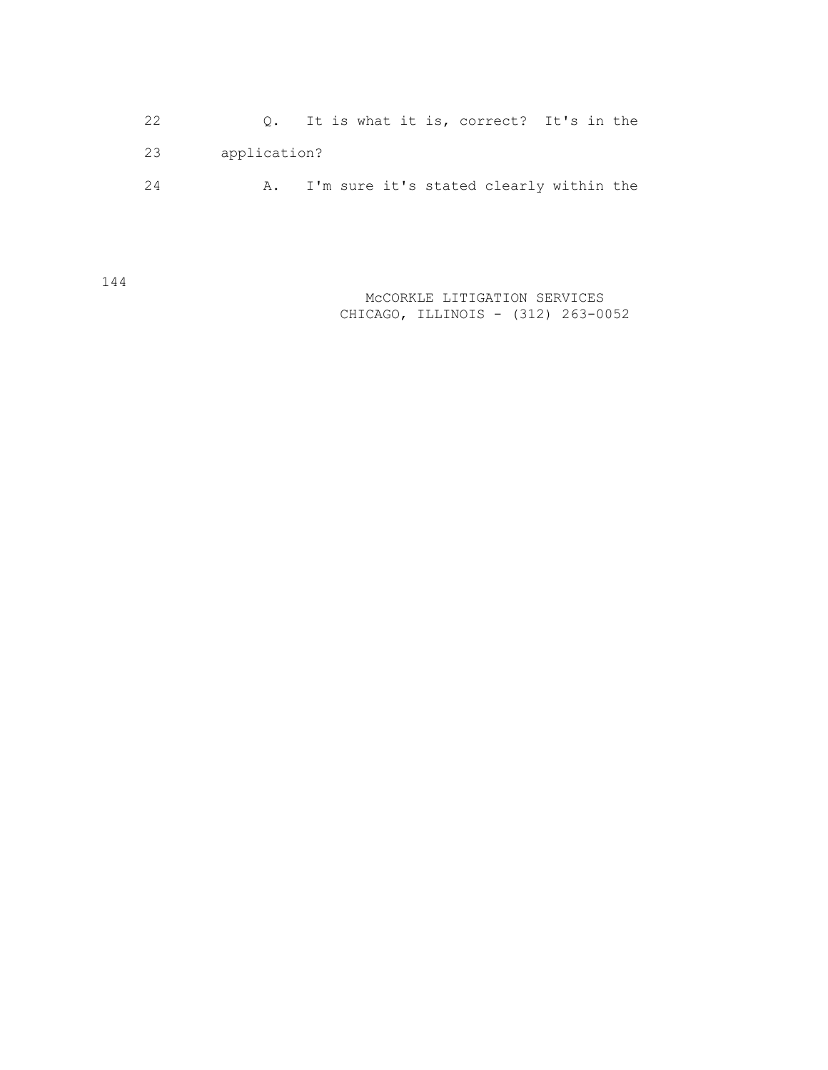22 Q. It is what it is, correct? It's in the

23 application?

24 A. I'm sure it's stated clearly within the

McCORKLE LITIGATION SERVICES
CHICAGO, ILLINOIS - (312) 263-0052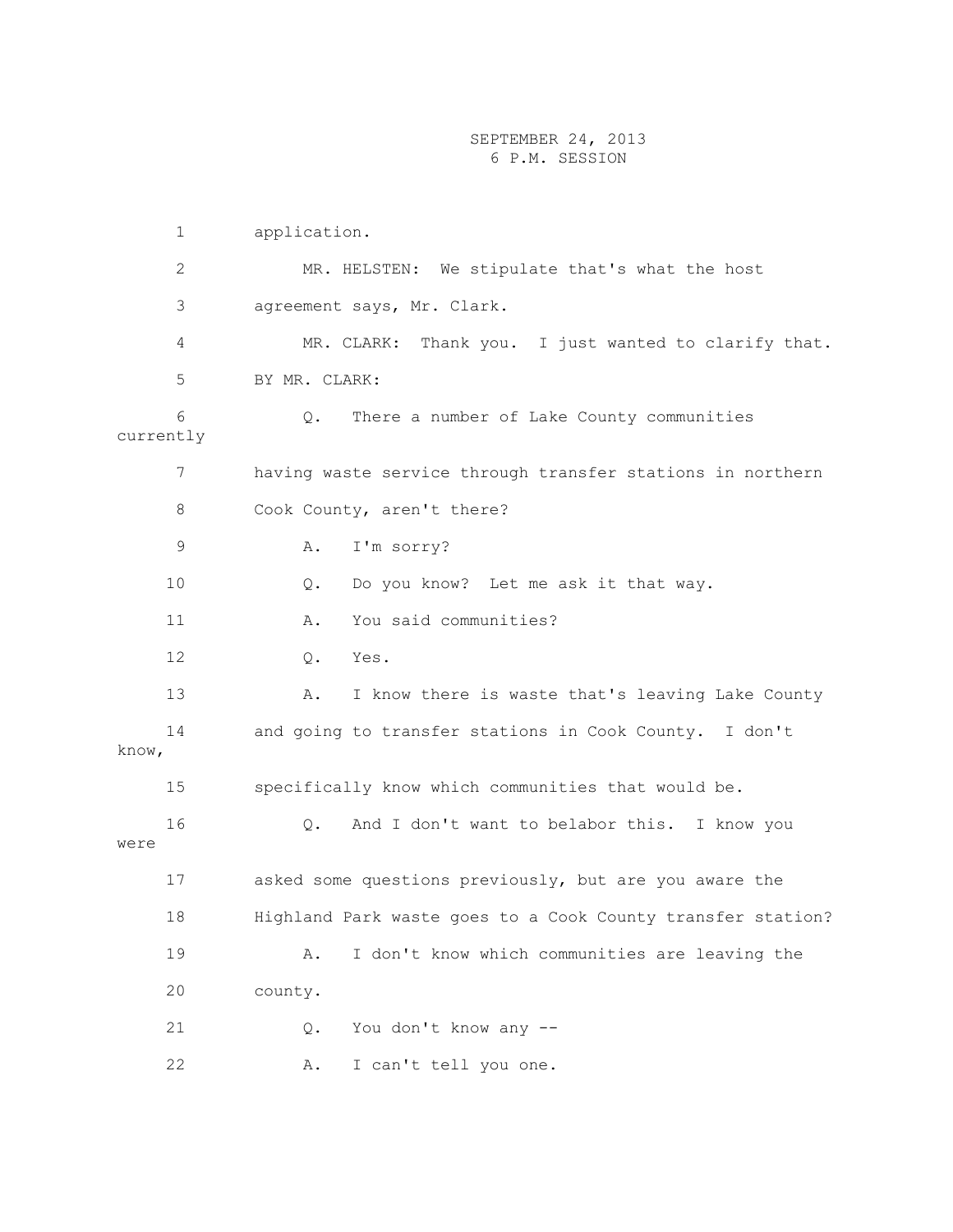SEPTEMBER 24, 2013
6 P.M. SESSION

1 application.

2 MR. HELSTEN: We stipulate that's what the host

3 agreement says, Mr. Clark.

4 MR. CLARK: Thank you. I just wanted to clarify that.

5 BY MR. CLARK:

6 Q. There a number of Lake County communities currently

7 having waste service through transfer stations in northern

8 Cook County, aren't there?

9 A. I'm sorry?

10 Q. Do you know? Let me ask it that way.

11 A. You said communities?

12 Q. Yes.

13 A. I know there is waste that's leaving Lake County

14 and going to transfer stations in Cook County. I don't know,

15 specifically know which communities that would be.

16 Q. And I don't want to belabor this. I know you were

17 asked some questions previously, but are you aware the

18 Highland Park waste goes to a Cook County transfer station?

19 A. I don't know which communities are leaving the

20 county.

21 Q. You don't know any --

22 A. I can't tell you one.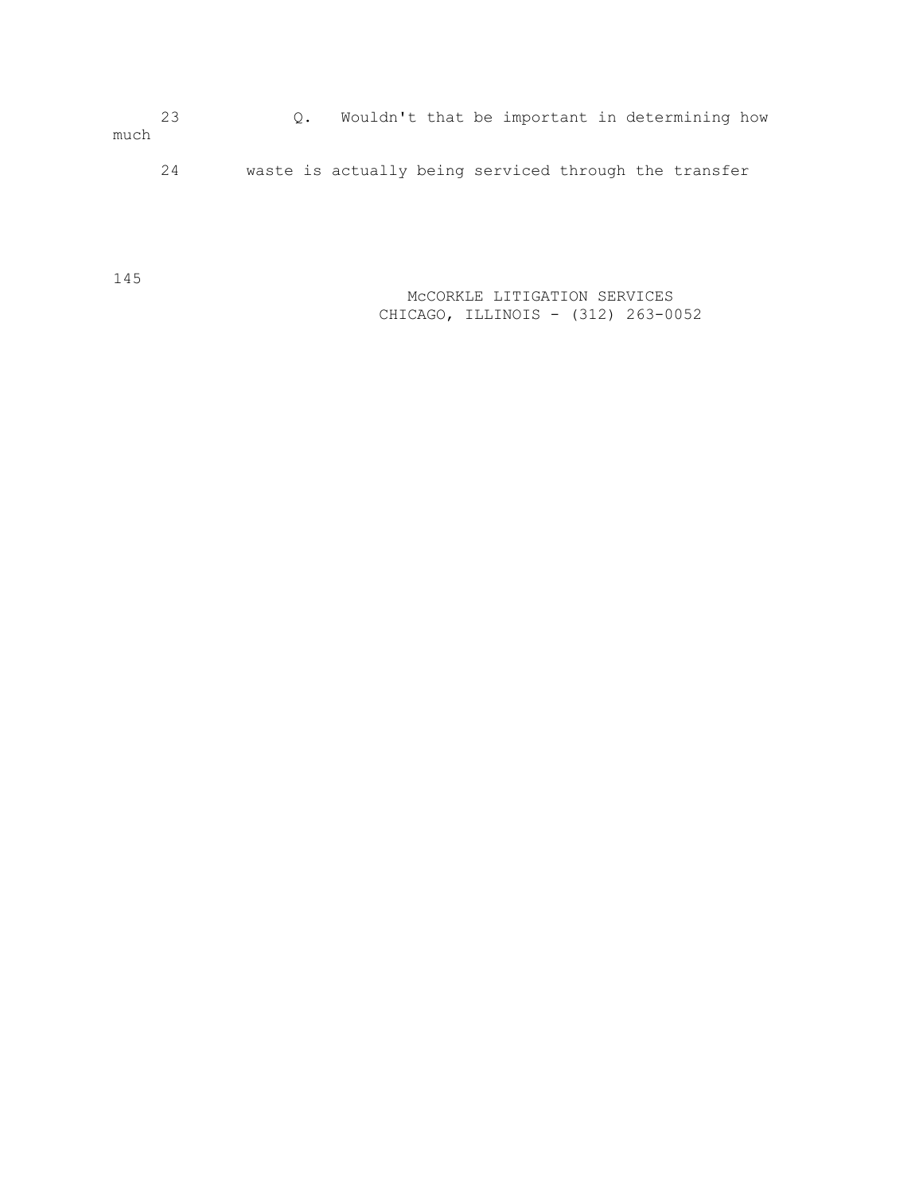23 Q. Wouldn't that be important in determining how much

24 waste is actually being serviced through the transfer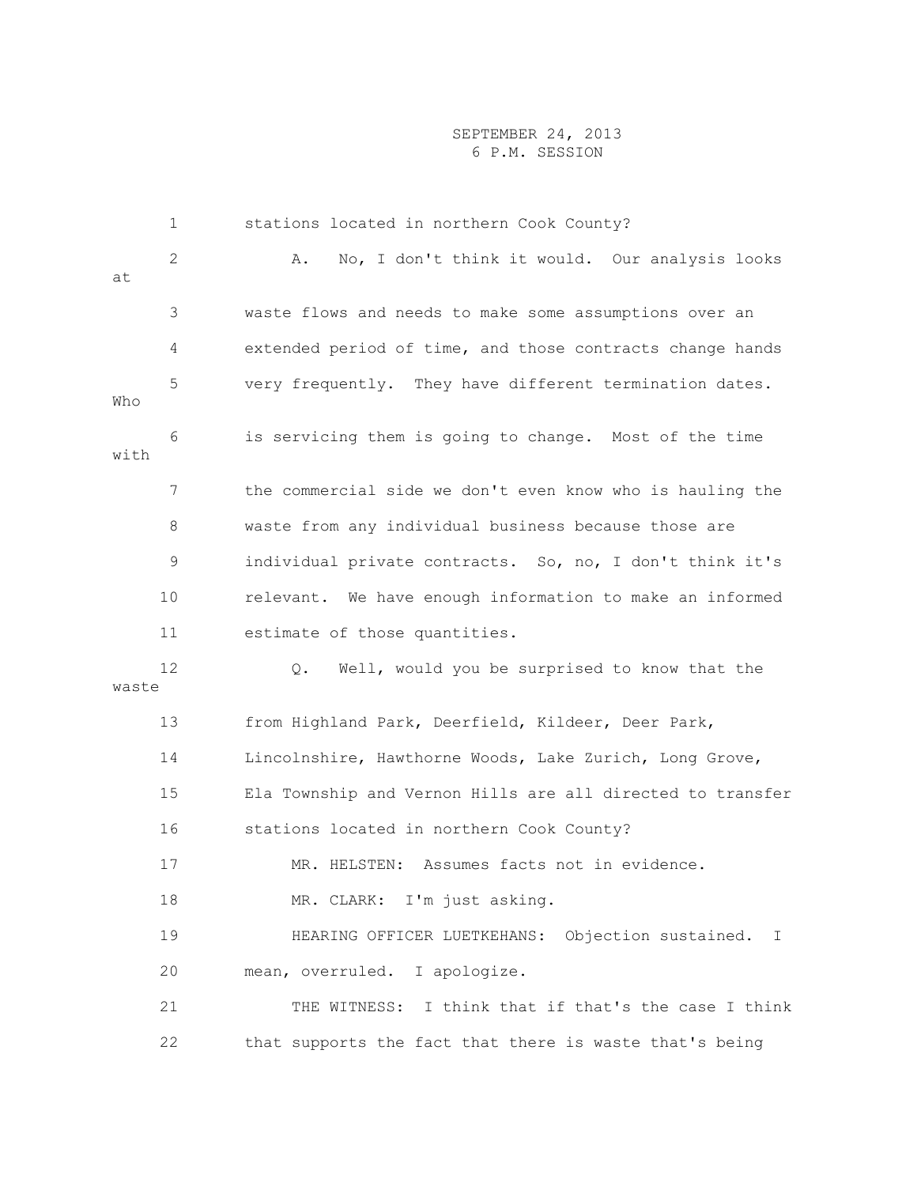SEPTEMBER 24, 2013
6 P.M. SESSION

1 stations located in northern Cook County?

2 A. No, I don't think it would. Our analysis looks at

3 waste flows and needs to make some assumptions over an

4 extended period of time, and those contracts change hands

5 very frequently. They have different termination dates. Who

6 is servicing them is going to change. Most of the time with

7 the commercial side we don't even know who is hauling the

8 waste from any individual business because those are

9 individual private contracts. So, no, I don't think it's

10 relevant. We have enough information to make an informed

11 estimate of those quantities.

12 Q. Well, would you be surprised to know that the waste

13 from Highland Park, Deerfield, Kildeer, Deer Park,

14 Lincolnshire, Hawthorne Woods, Lake Zurich, Long Grove,

15 Ela Township and Vernon Hills are all directed to transfer

16 stations located in northern Cook County?

17 MR. HELSTEN: Assumes facts not in evidence.

18 MR. CLARK: I'm just asking.

19 HEARING OFFICER LUETKEHANS: Objection sustained. I

20 mean, overruled. I apologize.

21 THE WITNESS: I think that if that's the case I think

22 that supports the fact that there is waste that's being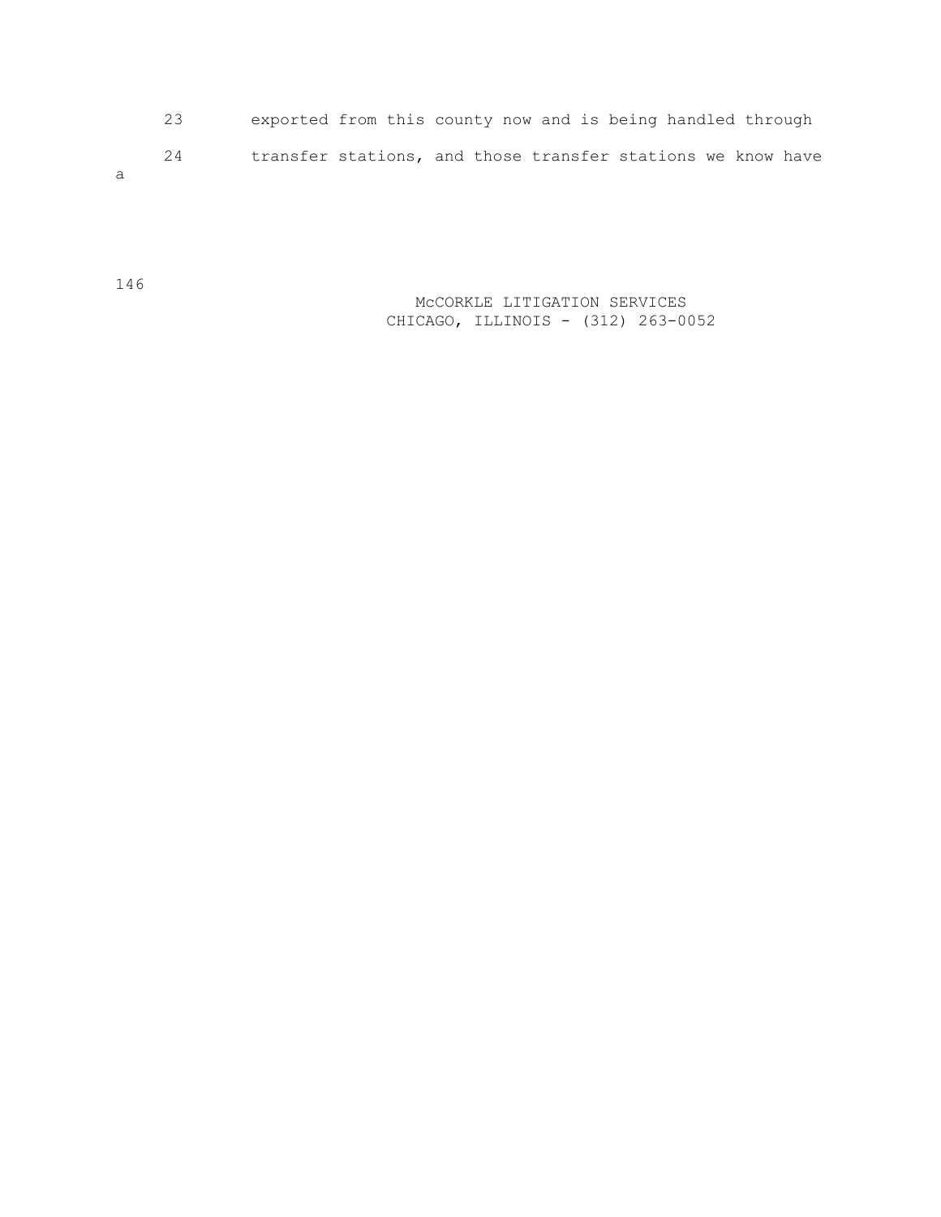23 exported from this county now and is being handled through

24 transfer stations, and those transfer stations we know have a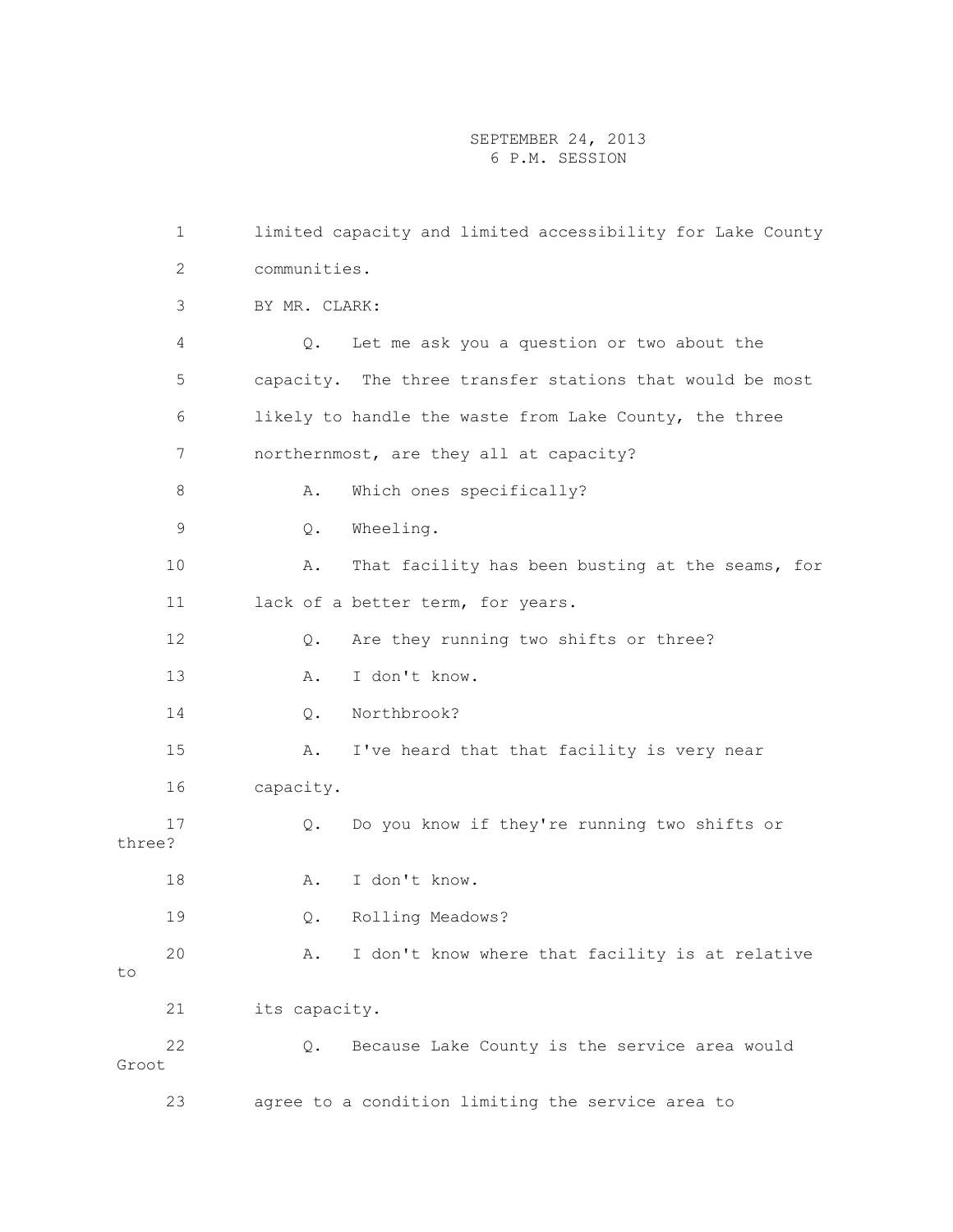SEPTEMBER 24, 2013
6 P.M. SESSION

1 limited capacity and limited accessibility for Lake County
2 communities.
3 BY MR. CLARK:
4 Q. Let me ask you a question or two about the
5 capacity. The three transfer stations that would be most
6 likely to handle the waste from Lake County, the three
7 northernmost, are they all at capacity?
8 A. Which ones specifically?
9 Q. Wheeling.
10 A. That facility has been busting at the seams, for
11 lack of a better term, for years.
12 Q. Are they running two shifts or three?
13 A. I don't know.
14 Q. Northbrook?
15 A. I've heard that that facility is very near
16 capacity.
17 Q. Do you know if they're running two shifts or three?
18 A. I don't know.
19 Q. Rolling Meadows?
20 A. I don't know where that facility is at relative to
21 its capacity.
22 Q. Because Lake County is the service area would Groot
23 agree to a condition limiting the service area to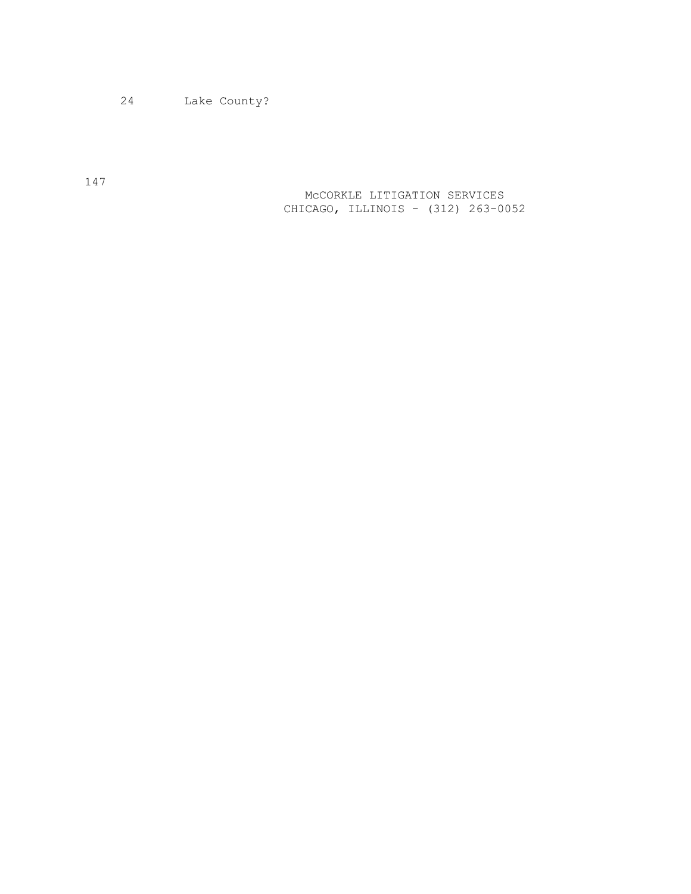24 Lake County?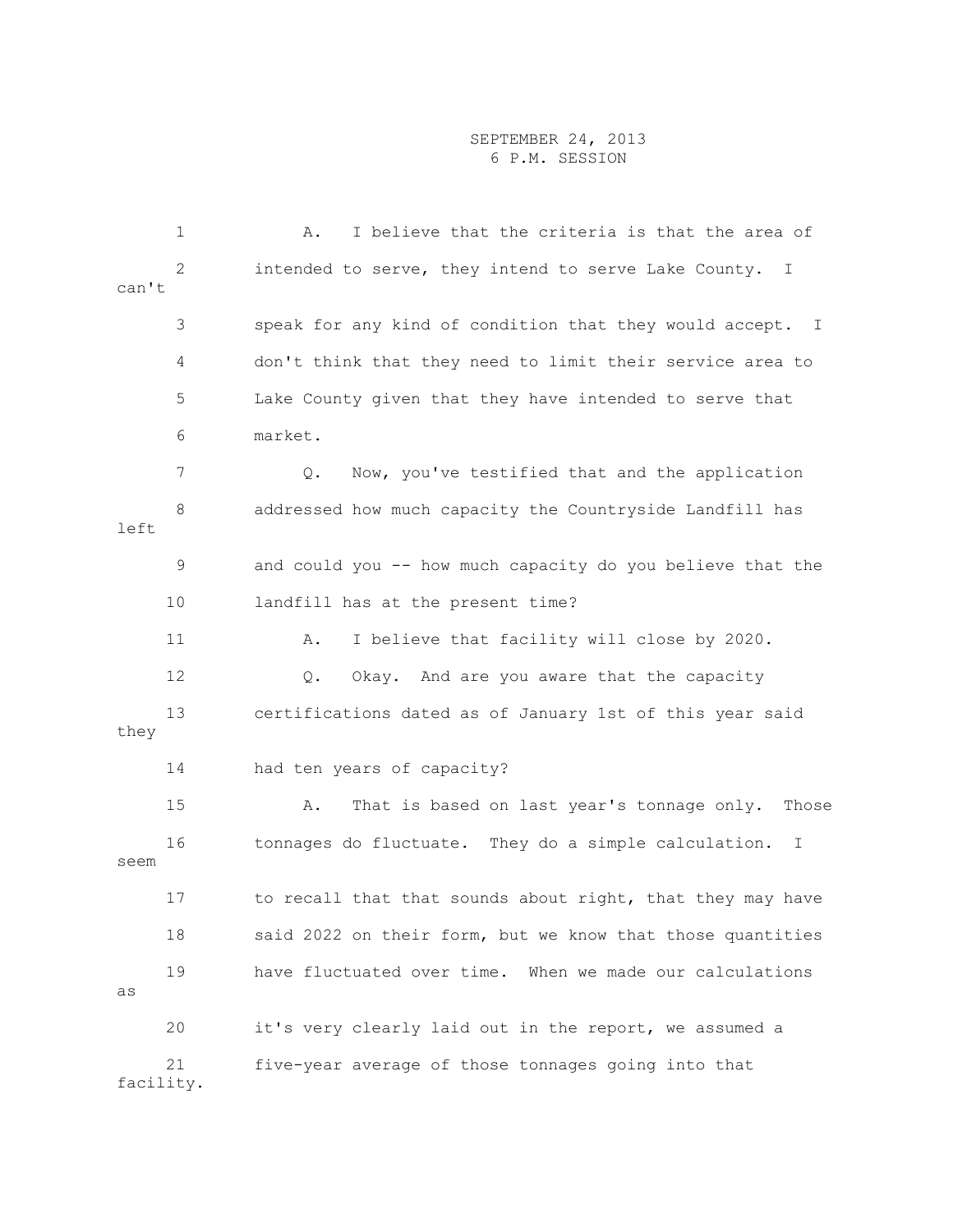SEPTEMBER 24, 2013
6 P.M. SESSION

1 A. I believe that the criteria is that the area of
2 intended to serve, they intend to serve Lake County. I can't
3 speak for any kind of condition that they would accept. I
4 don't think that they need to limit their service area to
5 Lake County given that they have intended to serve that
6 market.
7 Q. Now, you've testified that and the application
8 addressed how much capacity the Countryside Landfill has left
9 and could you -- how much capacity do you believe that the
10 landfill has at the present time?
11 A. I believe that facility will close by 2020.
12 Q. Okay. And are you aware that the capacity
13 certifications dated as of January 1st of this year said they
14 had ten years of capacity?
15 A. That is based on last year's tonnage only. Those
16 tonnages do fluctuate. They do a simple calculation. I seem
17 to recall that that sounds about right, that they may have
18 said 2022 on their form, but we know that those quantities
19 have fluctuated over time. When we made our calculations as
20 it's very clearly laid out in the report, we assumed a
21 five-year average of those tonnages going into that facility.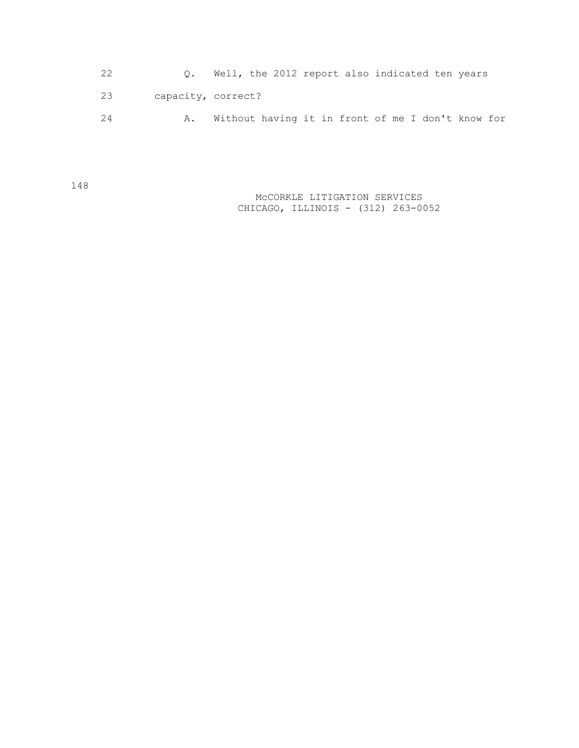22 Q. Well, the 2012 report also indicated ten years

23 capacity, correct?

24 A. Without having it in front of me I don't know for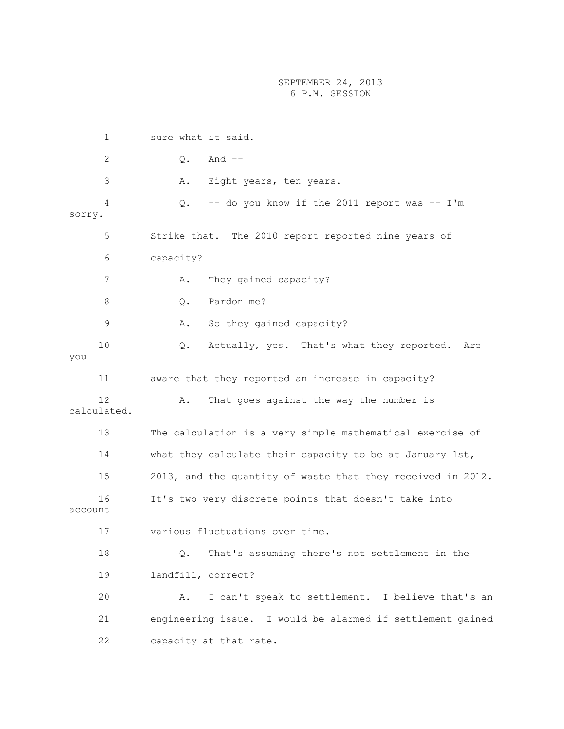SEPTEMBER 24, 2013
6 P.M. SESSION

1 sure what it said.

2 Q. And --

3 A. Eight years, ten years.

4 Q. -- do you know if the 2011 report was -- I'm sorry.

5 Strike that. The 2010 report reported nine years of

6 capacity?

7 A. They gained capacity?

8 Q. Pardon me?

9 A. So they gained capacity?

10 Q. Actually, yes. That's what they reported. Are you

11 aware that they reported an increase in capacity?

12 A. That goes against the way the number is calculated.

13 The calculation is a very simple mathematical exercise of

14 what they calculate their capacity to be at January 1st,

15 2013, and the quantity of waste that they received in 2012.

16 It's two very discrete points that doesn't take into account

17 various fluctuations over time.

18 Q. That's assuming there's not settlement in the

19 landfill, correct?

20 A. I can't speak to settlement. I believe that's an

21 engineering issue. I would be alarmed if settlement gained

22 capacity at that rate.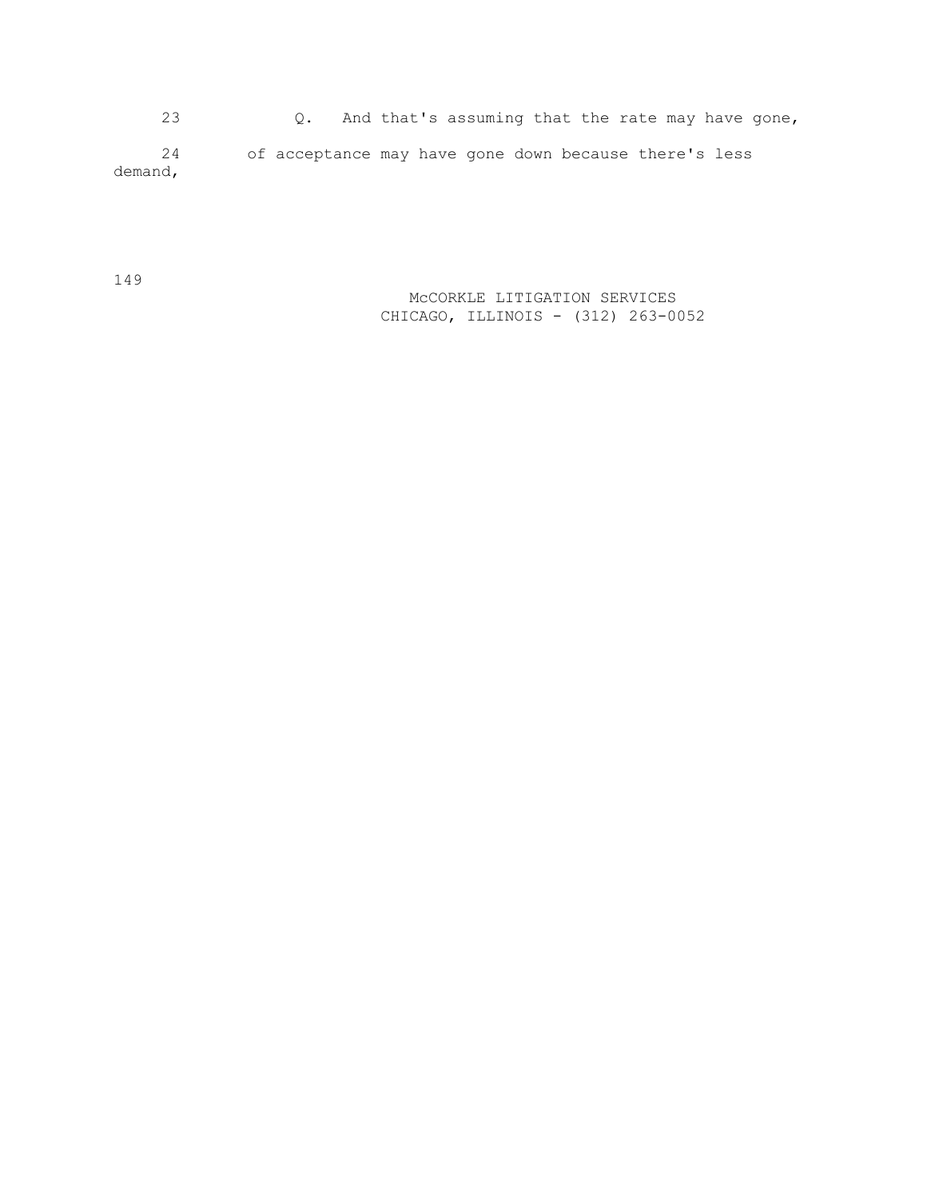23 Q. And that's assuming that the rate may have gone,

24 of acceptance may have gone down because there's less demand,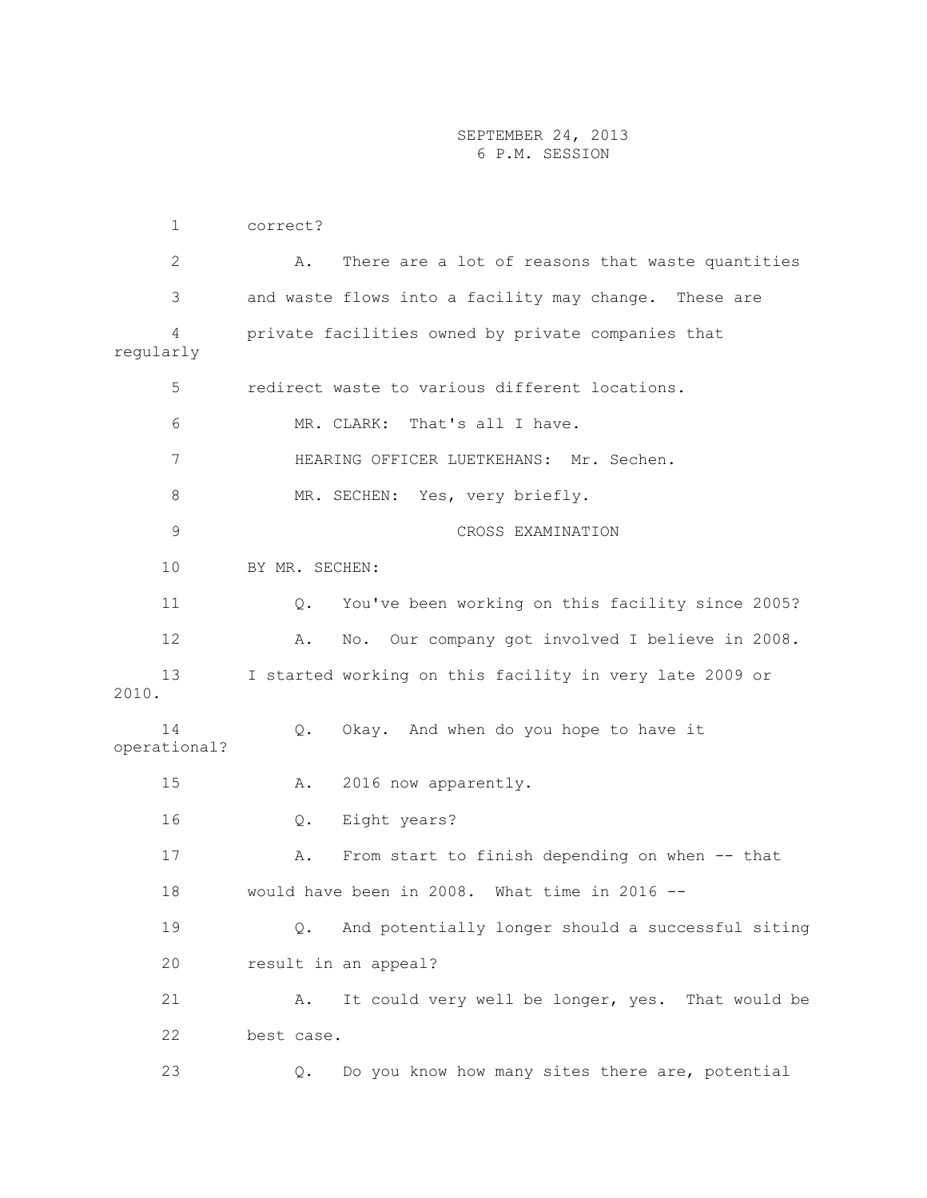SEPTEMBER 24, 2013
6 P.M. SESSION

1 correct?

2 A. There are a lot of reasons that waste quantities

3 and waste flows into a facility may change. These are

4 private facilities owned by private companies that regularly

5 redirect waste to various different locations.

6 MR. CLARK: That's all I have.

7 HEARING OFFICER LUETKEHANS: Mr. Sechen.

8 MR. SECHEN: Yes, very briefly.

9 CROSS EXAMINATION

10 BY MR. SECHEN:

11 Q. You've been working on this facility since 2005?

12 A. No. Our company got involved I believe in 2008.

13 I started working on this facility in very late 2009 or 2010.

14 Q. Okay. And when do you hope to have it operational?

15 A. 2016 now apparently.

16 Q. Eight years?

17 A. From start to finish depending on when -- that

18 would have been in 2008. What time in 2016 --

19 Q. And potentially longer should a successful siting

20 result in an appeal?

21 A. It could very well be longer, yes. That would be

22 best case.

23 Q. Do you know how many sites there are, potential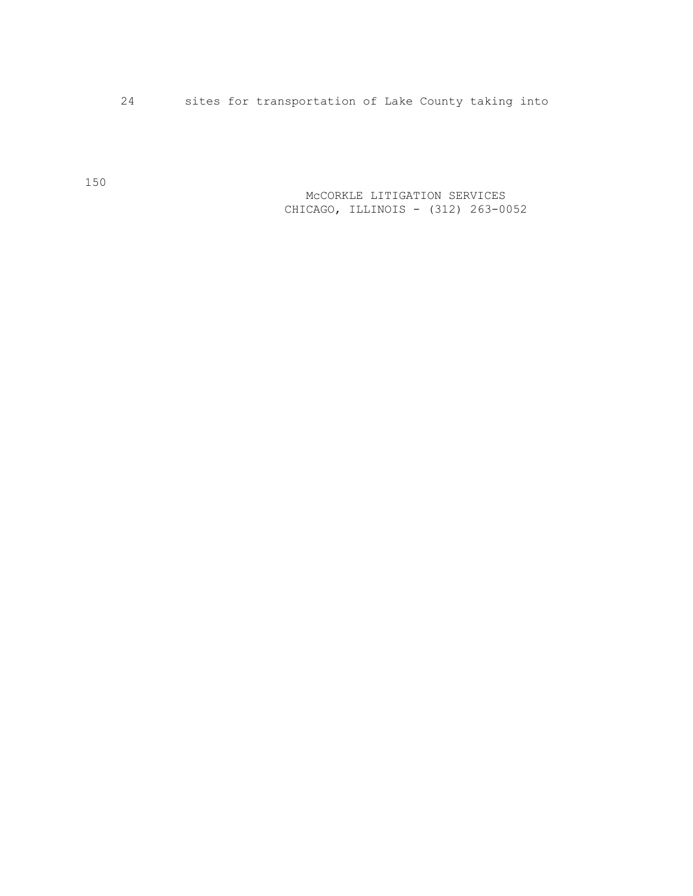24 sites for transportation of Lake County taking into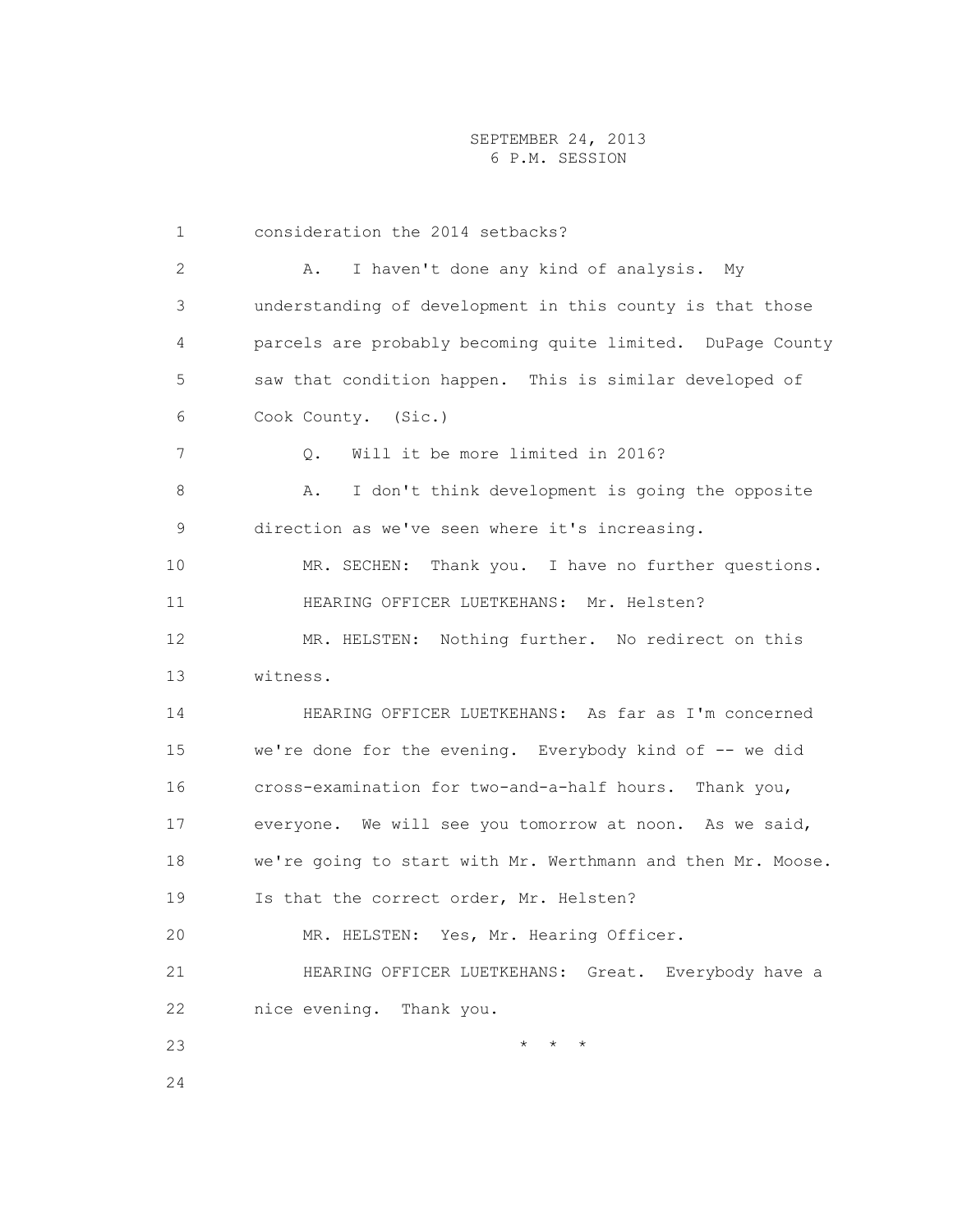SEPTEMBER 24, 2013
6 P.M. SESSION

1 consideration the 2014 setbacks?

2 A. I haven't done any kind of analysis. My
3 understanding of development in this county is that those
4 parcels are probably becoming quite limited. DuPage County
5 saw that condition happen. This is similar developed of
6 Cook County. (Sic.)

7 Q. Will it be more limited in 2016?

8 A. I don't think development is going the opposite
9 direction as we've seen where it's increasing.

10 MR. SECHEN: Thank you. I have no further questions.

11 HEARING OFFICER LUETKEHANS: Mr. Helsten?

12 MR. HELSTEN: Nothing further. No redirect on this
13 witness.

14 HEARING OFFICER LUETKEHANS: As far as I'm concerned
15 we're done for the evening. Everybody kind of -- we did
16 cross-examination for two-and-a-half hours. Thank you,
17 everyone. We will see you tomorrow at noon. As we said,
18 we're going to start with Mr. Werthmann and then Mr. Moose.
19 Is that the correct order, Mr. Helsten?

20 MR. HELSTEN: Yes, Mr. Hearing Officer.

21 HEARING OFFICER LUETKEHANS: Great. Everybody have a
22 nice evening. Thank you.

23 * * *

24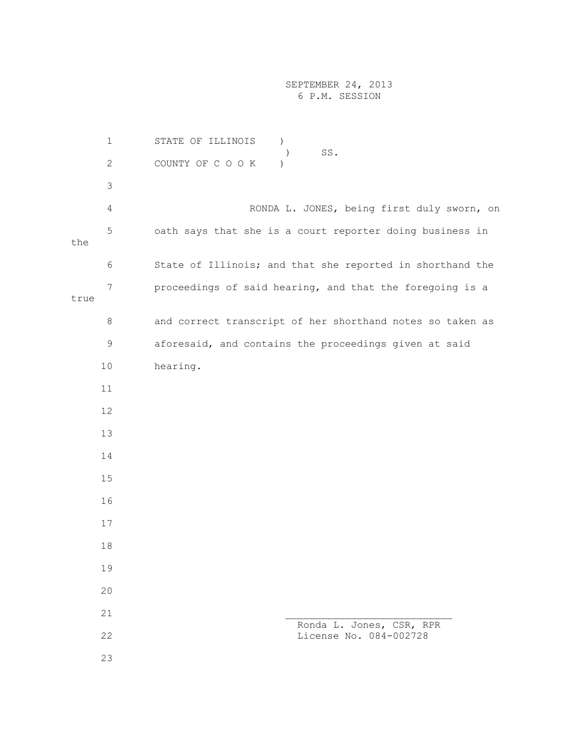SEPTEMBER 24, 2013
6 P.M. SESSION

STATE OF ILLINOIS )
) SS.
COUNTY OF C O O K )

RONDA L. JONES, being first duly sworn, on oath says that she is a court reporter doing business in the State of Illinois; and that she reported in shorthand the proceedings of said hearing, and that the foregoing is a true and correct transcript of her shorthand notes so taken as aforesaid, and contains the proceedings given at said hearing.

\_\_\_\_\_\_\_\_\_\_\_\_\_\_\_\_\_\_\_\_\_\_\_\_\_\_\_\_
Ronda L. Jones, CSR, RPR
License No. 084-002728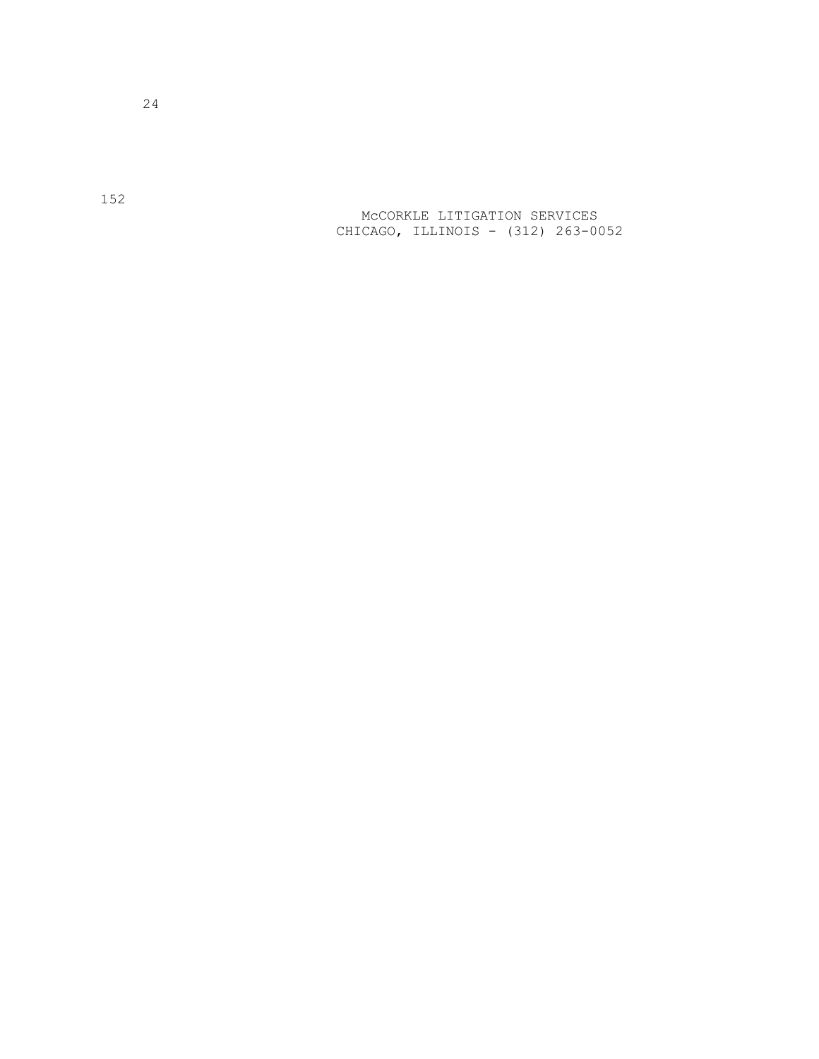24